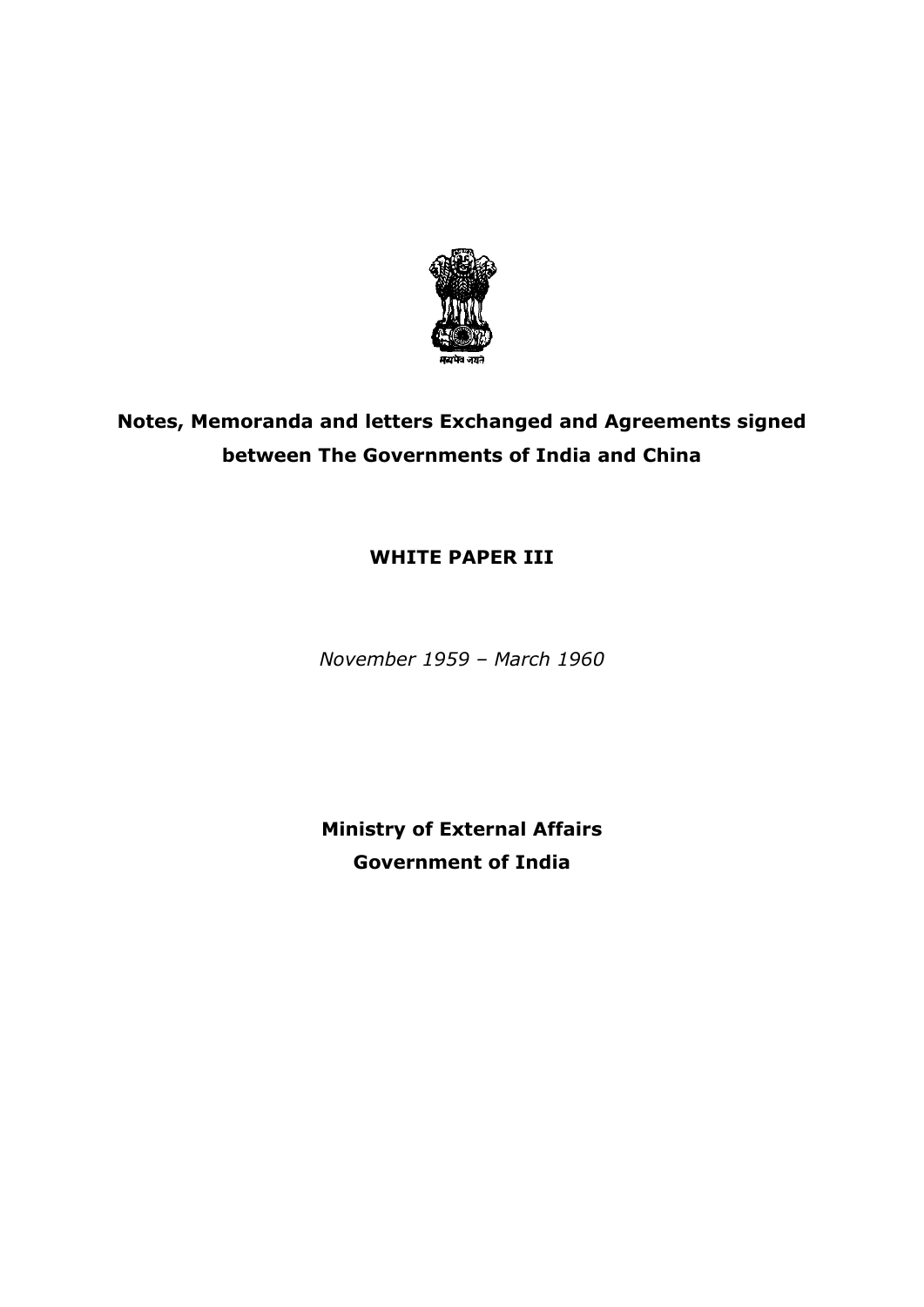सत्यमेव जयते

# Notes, Memoranda and letters Exchanged and Agreements signed between The Governments of India and China

## WHITE PAPER III

*November 1959 – March 1960*

**Ministry of External Affairs**
**Government of India**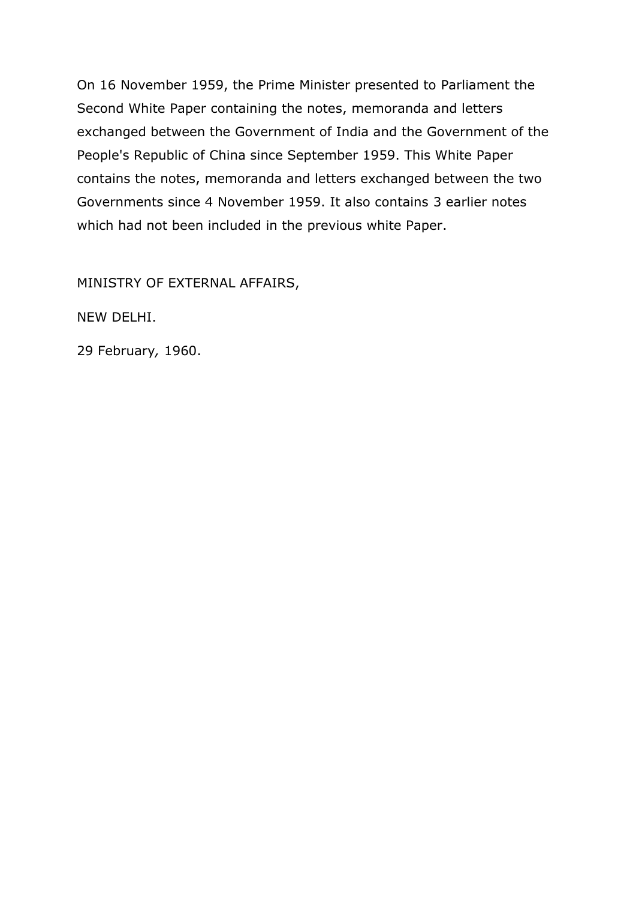On 16 November 1959, the Prime Minister presented to Parliament the Second White Paper containing the notes, memoranda and letters exchanged between the Government of India and the Government of the People's Republic of China since September 1959. This White Paper contains the notes, memoranda and letters exchanged between the two Governments since 4 November 1959. It also contains 3 earlier notes which had not been included in the previous white Paper.

MINISTRY OF EXTERNAL AFFAIRS,

NEW DELHI.

29 February, 1960.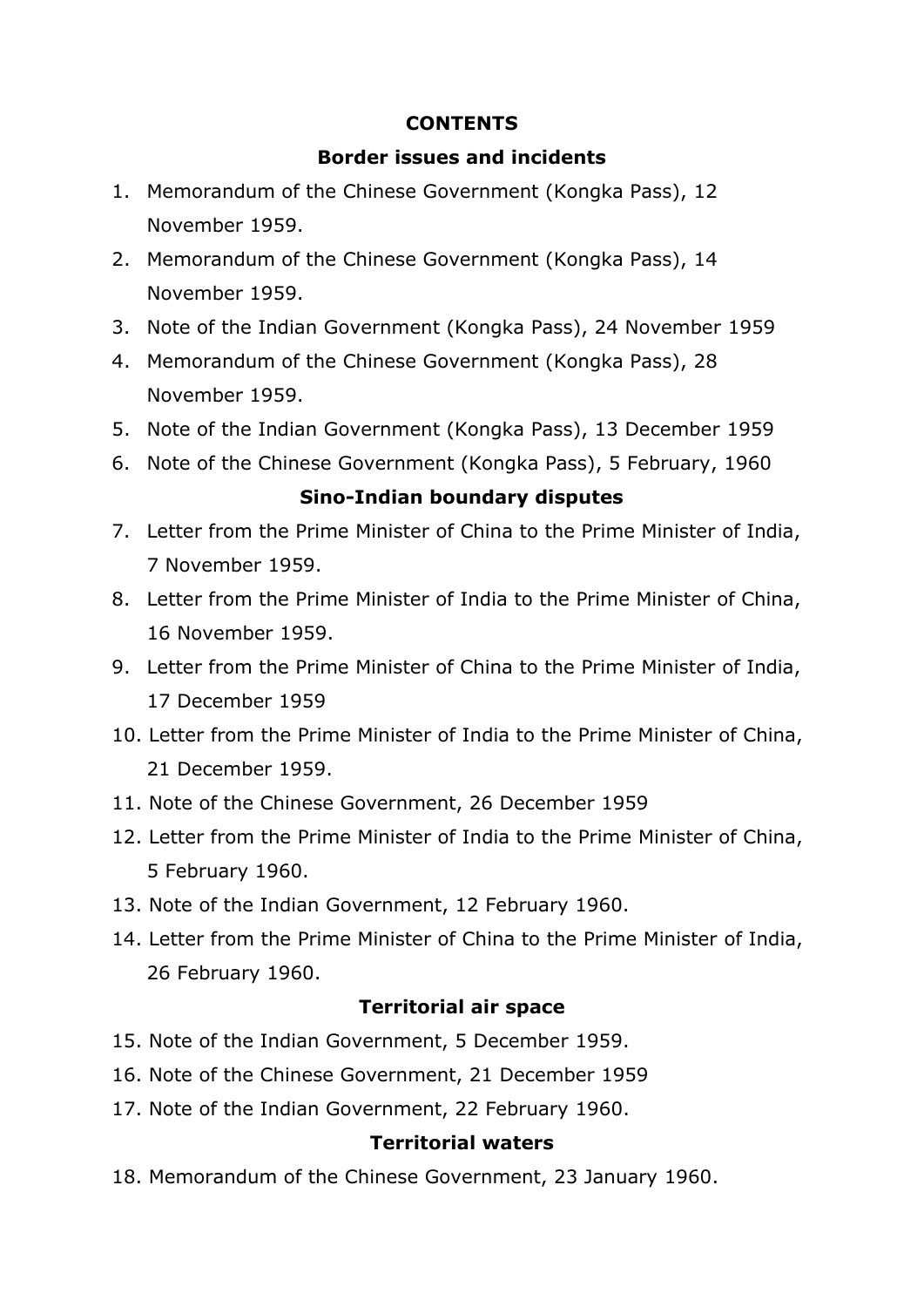## CONTENTS

### Border issues and incidents

1. Memorandum of the Chinese Government (Kongka Pass), 12 November 1959.
2. Memorandum of the Chinese Government (Kongka Pass), 14 November 1959.
3. Note of the Indian Government (Kongka Pass), 24 November 1959
4. Memorandum of the Chinese Government (Kongka Pass), 28 November 1959.
5. Note of the Indian Government (Kongka Pass), 13 December 1959
6. Note of the Chinese Government (Kongka Pass), 5 February, 1960

### Sino-Indian boundary disputes

7. Letter from the Prime Minister of China to the Prime Minister of India, 7 November 1959.
8. Letter from the Prime Minister of India to the Prime Minister of China, 16 November 1959.
9. Letter from the Prime Minister of China to the Prime Minister of India, 17 December 1959
10. Letter from the Prime Minister of India to the Prime Minister of China, 21 December 1959.
11. Note of the Chinese Government, 26 December 1959
12. Letter from the Prime Minister of India to the Prime Minister of China, 5 February 1960.
13. Note of the Indian Government, 12 February 1960.
14. Letter from the Prime Minister of China to the Prime Minister of India, 26 February 1960.

### Territorial air space

15. Note of the Indian Government, 5 December 1959.
16. Note of the Chinese Government, 21 December 1959
17. Note of the Indian Government, 22 February 1960.

### Territorial waters

18. Memorandum of the Chinese Government, 23 January 1960.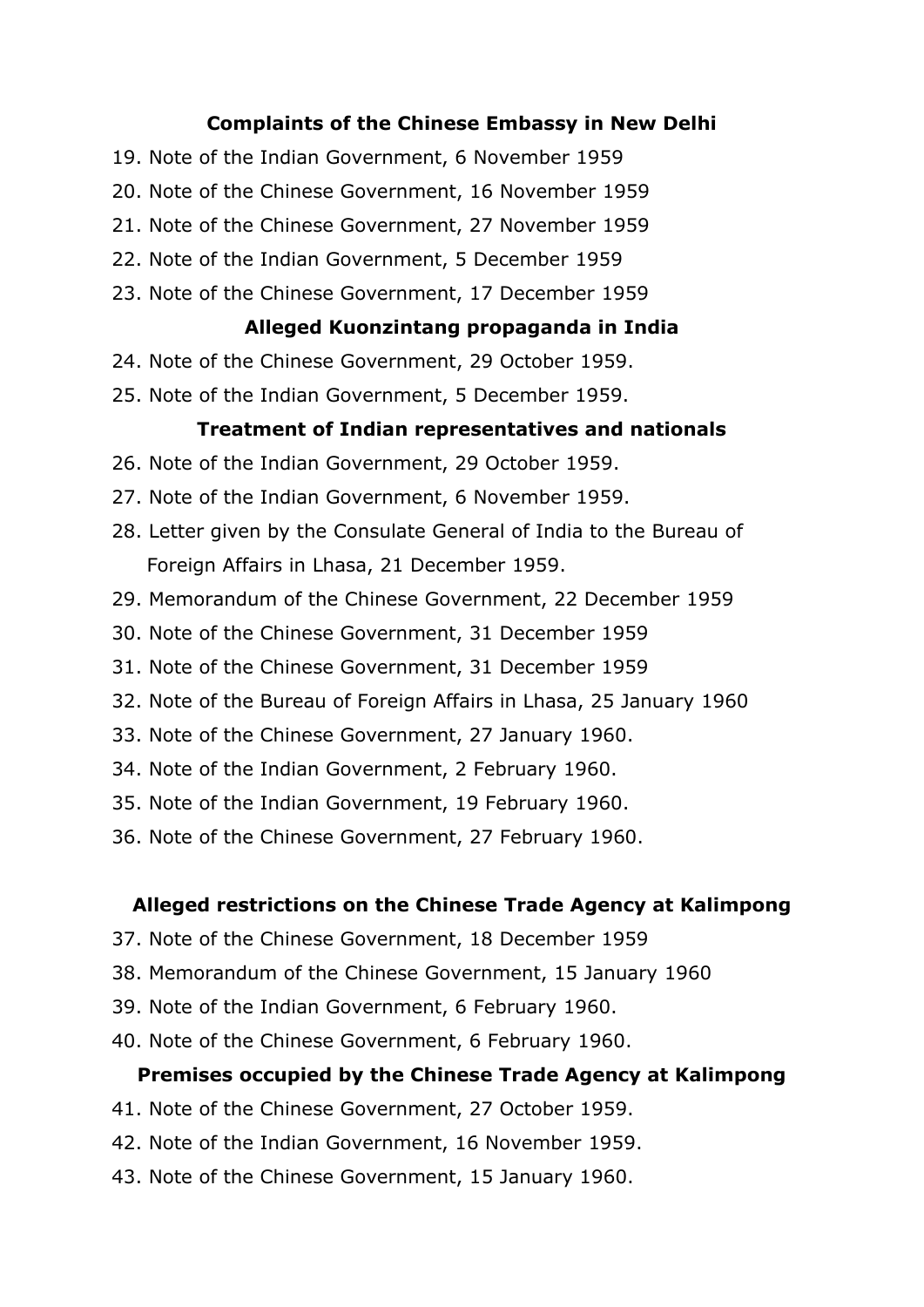**Complaints of the Chinese Embassy in New Delhi**

19. Note of the Indian Government, 6 November 1959
20. Note of the Chinese Government, 16 November 1959
21. Note of the Chinese Government, 27 November 1959
22. Note of the Indian Government, 5 December 1959
23. Note of the Chinese Government, 17 December 1959

**Alleged Kuonzintang propaganda in India**

24. Note of the Chinese Government, 29 October 1959.
25. Note of the Indian Government, 5 December 1959.

**Treatment of Indian representatives and nationals**

26. Note of the Indian Government, 29 October 1959.
27. Note of the Indian Government, 6 November 1959.
28. Letter given by the Consulate General of India to the Bureau of Foreign Affairs in Lhasa, 21 December 1959.
29. Memorandum of the Chinese Government, 22 December 1959
30. Note of the Chinese Government, 31 December 1959
31. Note of the Chinese Government, 31 December 1959
32. Note of the Bureau of Foreign Affairs in Lhasa, 25 January 1960
33. Note of the Chinese Government, 27 January 1960.
34. Note of the Indian Government, 2 February 1960.
35. Note of the Indian Government, 19 February 1960.
36. Note of the Chinese Government, 27 February 1960.

**Alleged restrictions on the Chinese Trade Agency at Kalimpong**

37. Note of the Chinese Government, 18 December 1959
38. Memorandum of the Chinese Government, 15 January 1960
39. Note of the Indian Government, 6 February 1960.
40. Note of the Chinese Government, 6 February 1960.

**Premises occupied by the Chinese Trade Agency at Kalimpong**

41. Note of the Chinese Government, 27 October 1959.
42. Note of the Indian Government, 16 November 1959.
43. Note of the Chinese Government, 15 January 1960.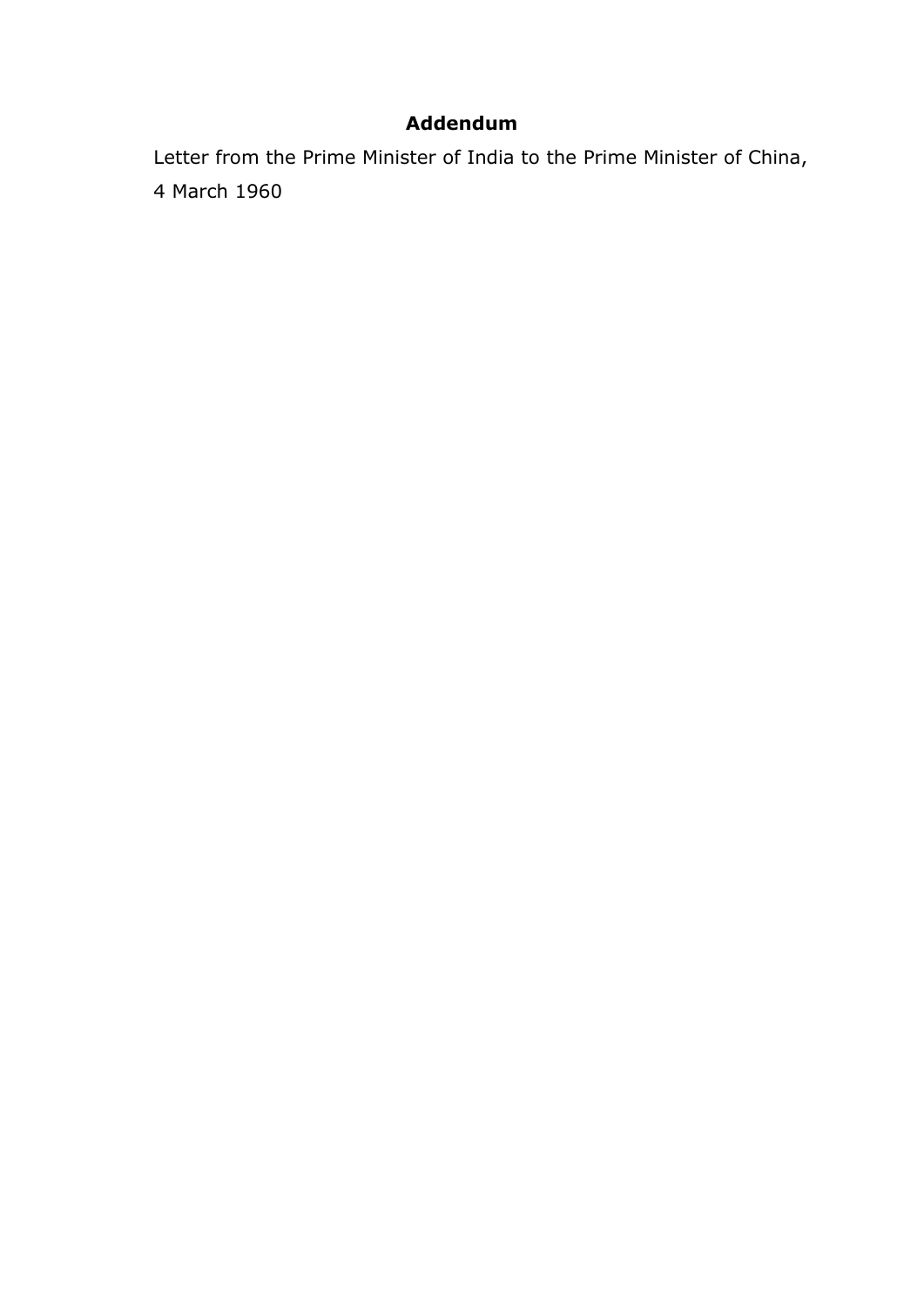## Addendum

Letter from the Prime Minister of India to the Prime Minister of China, 4 March 1960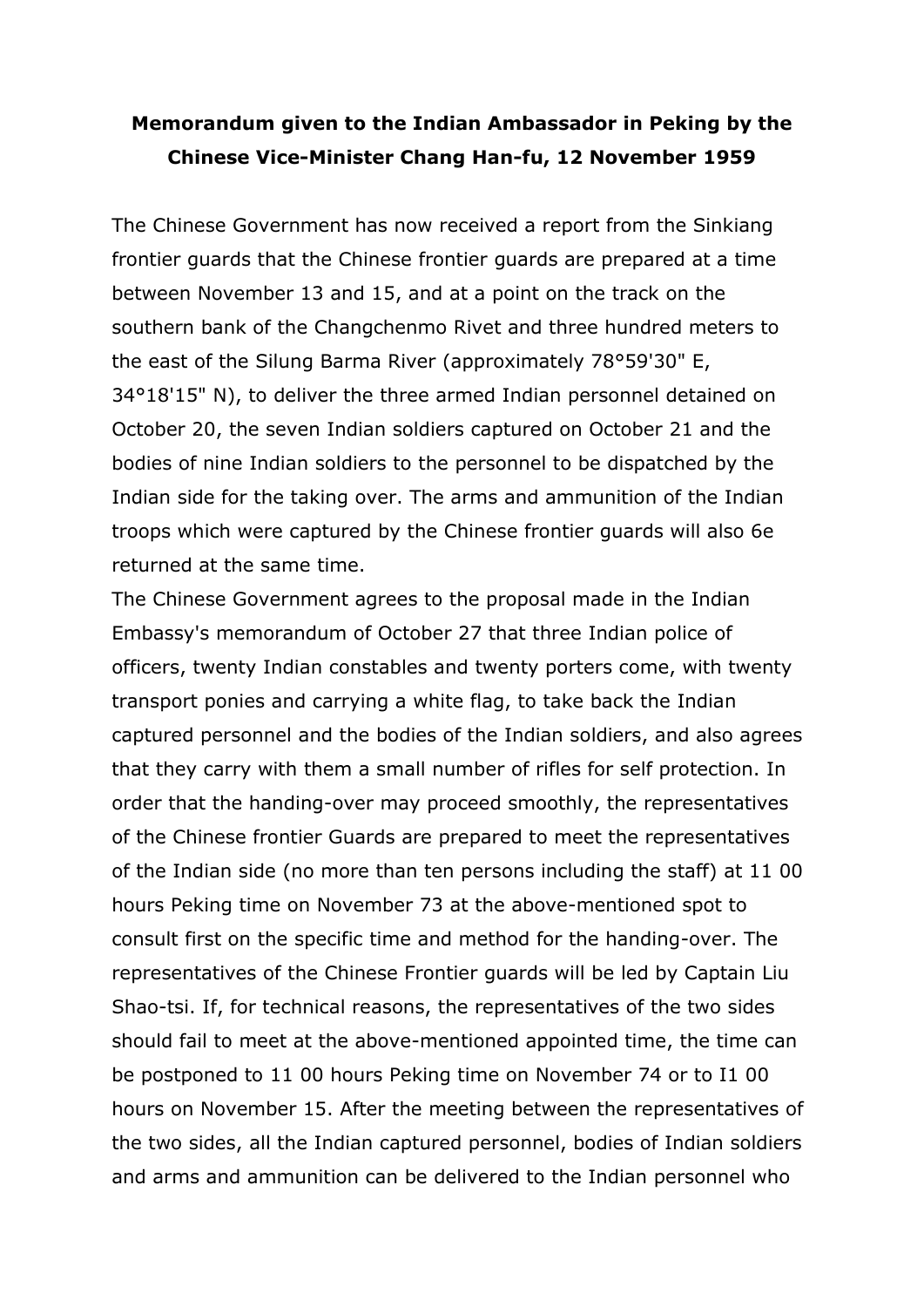**Memorandum given to the Indian Ambassador in Peking by the Chinese Vice-Minister Chang Han-fu, 12 November 1959**

The Chinese Government has now received a report from the Sinkiang frontier guards that the Chinese frontier guards are prepared at a time between November 13 and 15, and at a point on the track on the southern bank of the Changchenmo Rivet and three hundred meters to the east of the Silung Barma River (approximately 78°59'30" E, 34°18'15" N), to deliver the three armed Indian personnel detained on October 20, the seven Indian soldiers captured on October 21 and the bodies of nine Indian soldiers to the personnel to be dispatched by the Indian side for the taking over. The arms and ammunition of the Indian troops which were captured by the Chinese frontier guards will also 6e returned at the same time.

The Chinese Government agrees to the proposal made in the Indian Embassy's memorandum of October 27 that three Indian police of officers, twenty Indian constables and twenty porters come, with twenty transport ponies and carrying a white flag, to take back the Indian captured personnel and the bodies of the Indian soldiers, and also agrees that they carry with them a small number of rifles for self protection. In order that the handing-over may proceed smoothly, the representatives of the Chinese frontier Guards are prepared to meet the representatives of the Indian side (no more than ten persons including the staff) at 11 00 hours Peking time on November 73 at the above-mentioned spot to consult first on the specific time and method for the handing-over. The representatives of the Chinese Frontier guards will be led by Captain Liu Shao-tsi. If, for technical reasons, the representatives of the two sides should fail to meet at the above-mentioned appointed time, the time can be postponed to 11 00 hours Peking time on November 74 or to I1 00 hours on November 15. After the meeting between the representatives of the two sides, all the Indian captured personnel, bodies of Indian soldiers and arms and ammunition can be delivered to the Indian personnel who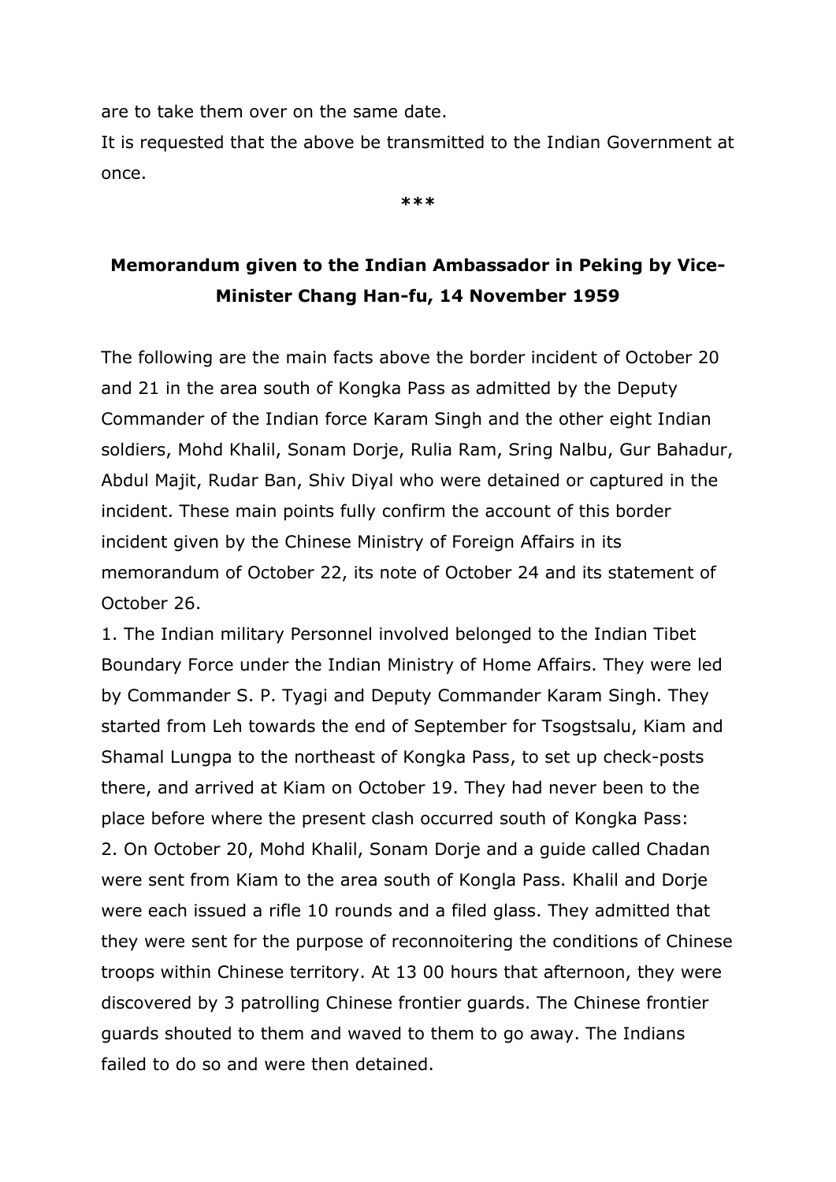are to take them over on the same date.

It is requested that the above be transmitted to the Indian Government at once.

***

## Memorandum given to the Indian Ambassador in Peking by Vice-Minister Chang Han-fu, 14 November 1959

The following are the main facts above the border incident of October 20 and 21 in the area south of Kongka Pass as admitted by the Deputy Commander of the Indian force Karam Singh and the other eight Indian soldiers, Mohd Khalil, Sonam Dorje, Rulia Ram, Sring Nalbu, Gur Bahadur, Abdul Majit, Rudar Ban, Shiv Diyal who were detained or captured in the incident. These main points fully confirm the account of this border incident given by the Chinese Ministry of Foreign Affairs in its memorandum of October 22, its note of October 24 and its statement of October 26.

1. The Indian military Personnel involved belonged to the Indian Tibet Boundary Force under the Indian Ministry of Home Affairs. They were led by Commander S. P. Tyagi and Deputy Commander Karam Singh. They started from Leh towards the end of September for Tsogstsalu, Kiam and Shamal Lungpa to the northeast of Kongka Pass, to set up check-posts there, and arrived at Kiam on October 19. They had never been to the place before where the present clash occurred south of Kongka Pass:

2. On October 20, Mohd Khalil, Sonam Dorje and a guide called Chadan were sent from Kiam to the area south of Kongla Pass. Khalil and Dorje were each issued a rifle 10 rounds and a filed glass. They admitted that they were sent for the purpose of reconnoitering the conditions of Chinese troops within Chinese territory. At 13 00 hours that afternoon, they were discovered by 3 patrolling Chinese frontier guards. The Chinese frontier guards shouted to them and waved to them to go away. The Indians failed to do so and were then detained.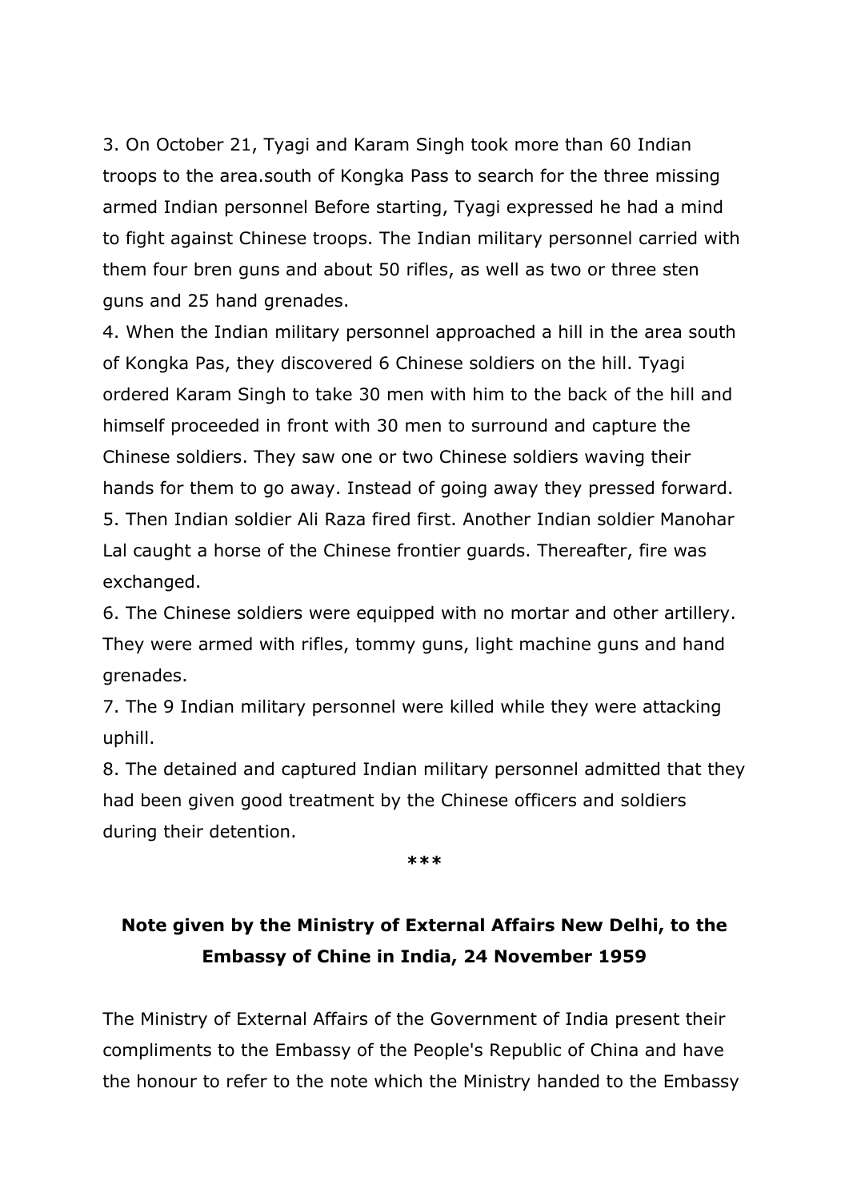3. On October 21, Tyagi and Karam Singh took more than 60 Indian troops to the area.south of Kongka Pass to search for the three missing armed Indian personnel Before starting, Tyagi expressed he had a mind to fight against Chinese troops. The Indian military personnel carried with them four bren guns and about 50 rifles, as well as two or three sten guns and 25 hand grenades.

4. When the Indian military personnel approached a hill in the area south of Kongka Pas, they discovered 6 Chinese soldiers on the hill. Tyagi ordered Karam Singh to take 30 men with him to the back of the hill and himself proceeded in front with 30 men to surround and capture the Chinese soldiers. They saw one or two Chinese soldiers waving their hands for them to go away. Instead of going away they pressed forward.

5. Then Indian soldier Ali Raza fired first. Another Indian soldier Manohar Lal caught a horse of the Chinese frontier guards. Thereafter, fire was exchanged.

6. The Chinese soldiers were equipped with no mortar and other artillery. They were armed with rifles, tommy guns, light machine guns and hand grenades.

7. The 9 Indian military personnel were killed while they were attacking uphill.

8. The detained and captured Indian military personnel admitted that they had been given good treatment by the Chinese officers and soldiers during their detention.

***

## Note given by the Ministry of External Affairs New Delhi, to the Embassy of Chine in India, 24 November 1959

The Ministry of External Affairs of the Government of India present their compliments to the Embassy of the People's Republic of China and have the honour to refer to the note which the Ministry handed to the Embassy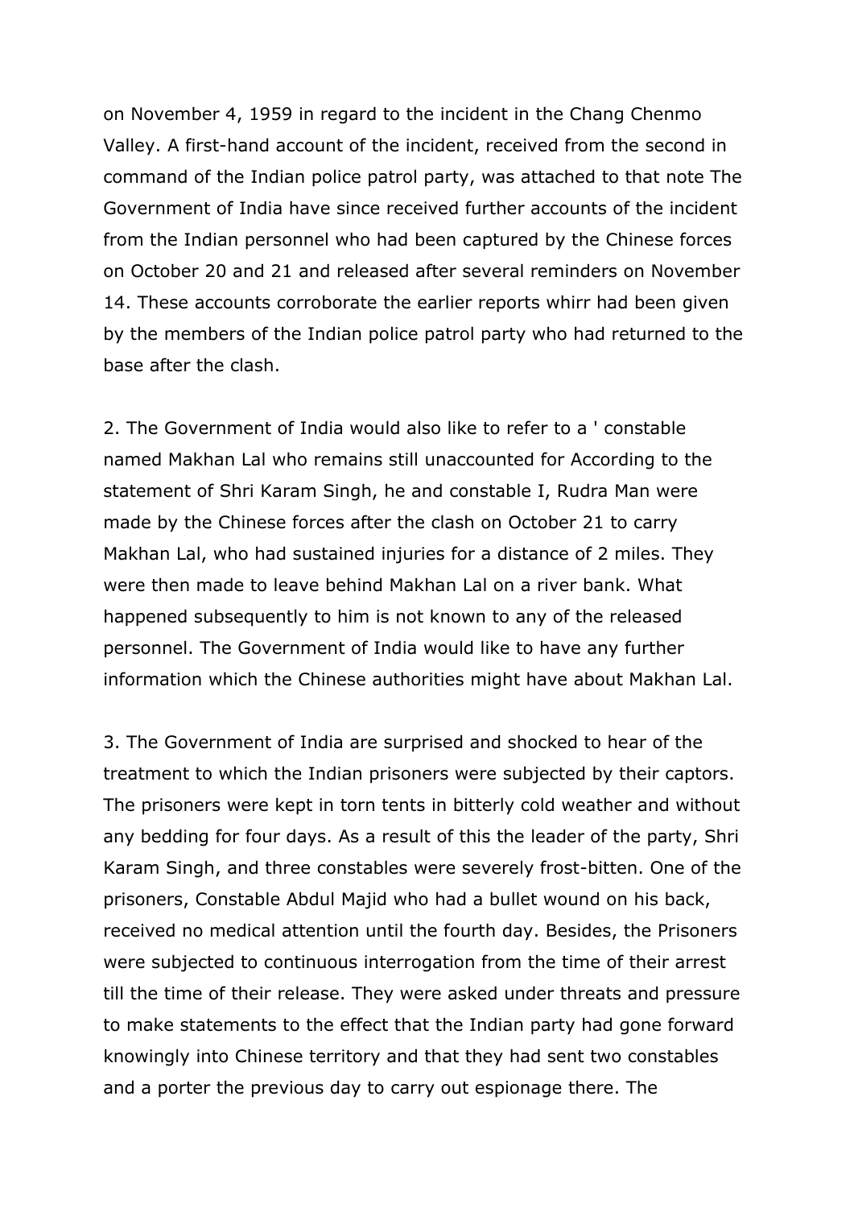on November 4, 1959 in regard to the incident in the Chang Chenmo Valley. A first-hand account of the incident, received from the second in command of the Indian police patrol party, was attached to that note The Government of India have since received further accounts of the incident from the Indian personnel who had been captured by the Chinese forces on October 20 and 21 and released after several reminders on November 14. These accounts corroborate the earlier reports whirr had been given by the members of the Indian police patrol party who had returned to the base after the clash.

2. The Government of India would also like to refer to a ' constable named Makhan Lal who remains still unaccounted for According to the statement of Shri Karam Singh, he and constable I, Rudra Man were made by the Chinese forces after the clash on October 21 to carry Makhan Lal, who had sustained injuries for a distance of 2 miles. They were then made to leave behind Makhan Lal on a river bank. What happened subsequently to him is not known to any of the released personnel. The Government of India would like to have any further information which the Chinese authorities might have about Makhan Lal.

3. The Government of India are surprised and shocked to hear of the treatment to which the Indian prisoners were subjected by their captors. The prisoners were kept in torn tents in bitterly cold weather and without any bedding for four days. As a result of this the leader of the party, Shri Karam Singh, and three constables were severely frost-bitten. One of the prisoners, Constable Abdul Majid who had a bullet wound on his back, received no medical attention until the fourth day. Besides, the Prisoners were subjected to continuous interrogation from the time of their arrest till the time of their release. They were asked under threats and pressure to make statements to the effect that the Indian party had gone forward knowingly into Chinese territory and that they had sent two constables and a porter the previous day to carry out espionage there. The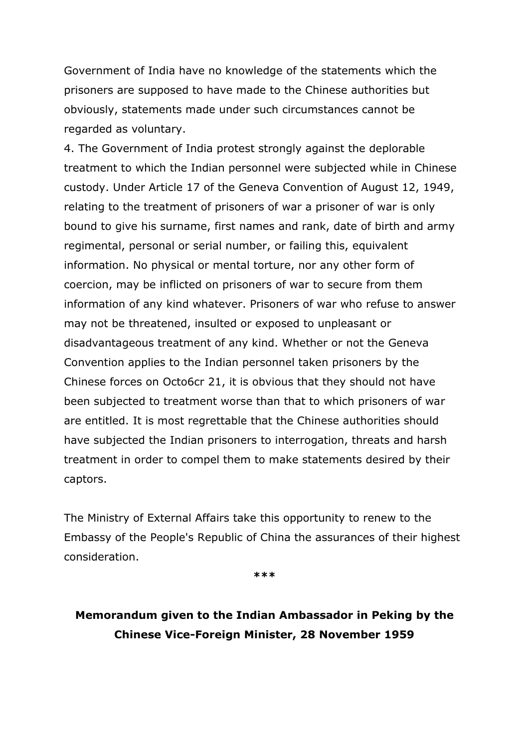Government of India have no knowledge of the statements which the prisoners are supposed to have made to the Chinese authorities but obviously, statements made under such circumstances cannot be regarded as voluntary.

4. The Government of India protest strongly against the deplorable treatment to which the Indian personnel were subjected while in Chinese custody. Under Article 17 of the Geneva Convention of August 12, 1949, relating to the treatment of prisoners of war a prisoner of war is only bound to give his surname, first names and rank, date of birth and army regimental, personal or serial number, or failing this, equivalent information. No physical or mental torture, nor any other form of coercion, may be inflicted on prisoners of war to secure from them information of any kind whatever. Prisoners of war who refuse to answer may not be threatened, insulted or exposed to unpleasant or disadvantageous treatment of any kind. Whether or not the Geneva Convention applies to the Indian personnel taken prisoners by the Chinese forces on Octo6cr 21, it is obvious that they should not have been subjected to treatment worse than that to which prisoners of war are entitled. It is most regrettable that the Chinese authorities should have subjected the Indian prisoners to interrogation, threats and harsh treatment in order to compel them to make statements desired by their captors.

The Ministry of External Affairs take this opportunity to renew to the Embassy of the People's Republic of China the assurances of their highest consideration.

***

## Memorandum given to the Indian Ambassador in Peking by the Chinese Vice-Foreign Minister, 28 November 1959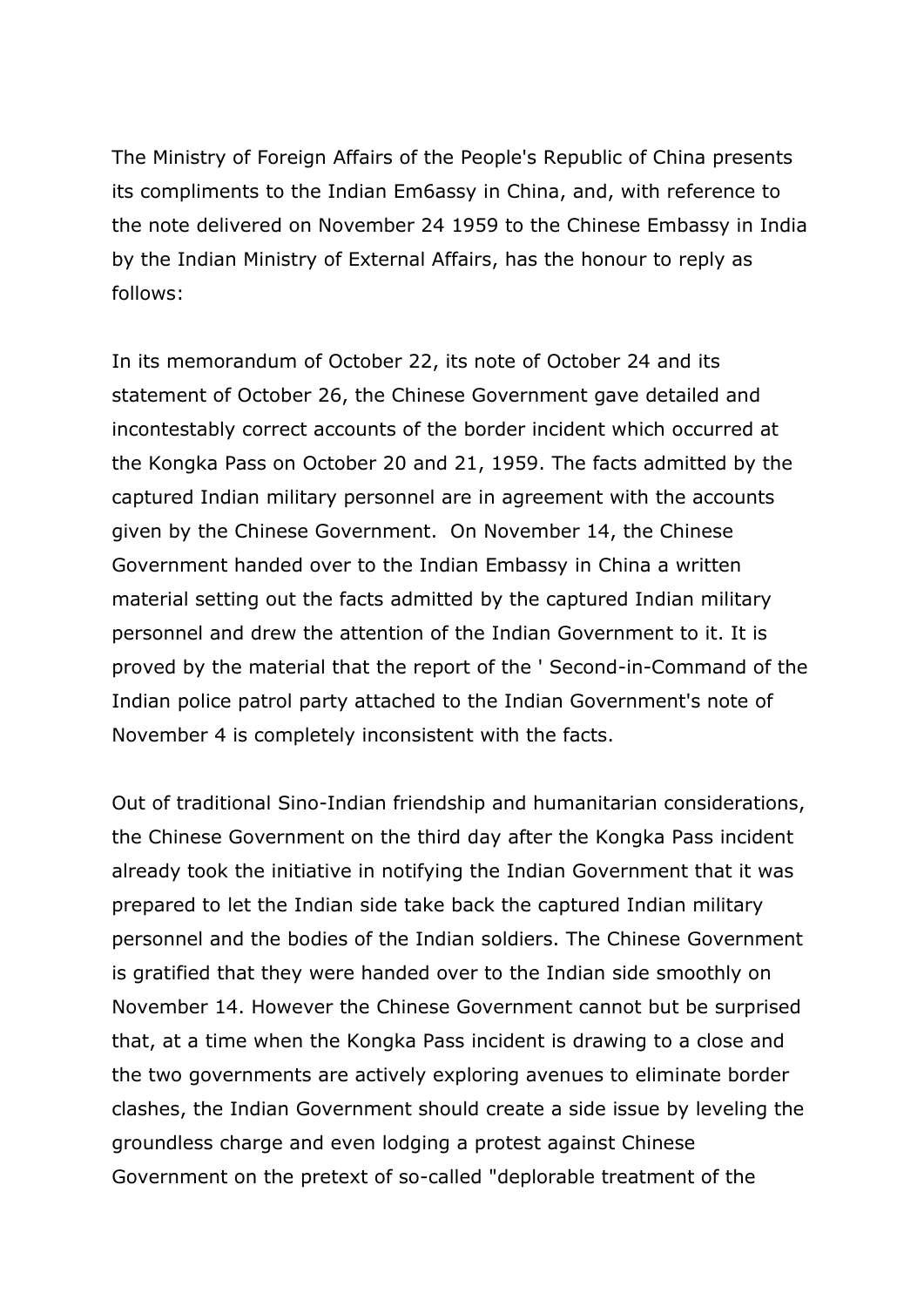The Ministry of Foreign Affairs of the People's Republic of China presents its compliments to the Indian Em6assy in China, and, with reference to the note delivered on November 24 1959 to the Chinese Embassy in India by the Indian Ministry of External Affairs, has the honour to reply as follows:

In its memorandum of October 22, its note of October 24 and its statement of October 26, the Chinese Government gave detailed and incontestably correct accounts of the border incident which occurred at the Kongka Pass on October 20 and 21, 1959. The facts admitted by the captured Indian military personnel are in agreement with the accounts given by the Chinese Government. On November 14, the Chinese Government handed over to the Indian Embassy in China a written material setting out the facts admitted by the captured Indian military personnel and drew the attention of the Indian Government to it. It is proved by the material that the report of the ' Second-in-Command of the Indian police patrol party attached to the Indian Government's note of November 4 is completely inconsistent with the facts.

Out of traditional Sino-Indian friendship and humanitarian considerations, the Chinese Government on the third day after the Kongka Pass incident already took the initiative in notifying the Indian Government that it was prepared to let the Indian side take back the captured Indian military personnel and the bodies of the Indian soldiers. The Chinese Government is gratified that they were handed over to the Indian side smoothly on November 14. However the Chinese Government cannot but be surprised that, at a time when the Kongka Pass incident is drawing to a close and the two governments are actively exploring avenues to eliminate border clashes, the Indian Government should create a side issue by leveling the groundless charge and even lodging a protest against Chinese Government on the pretext of so-called "deplorable treatment of the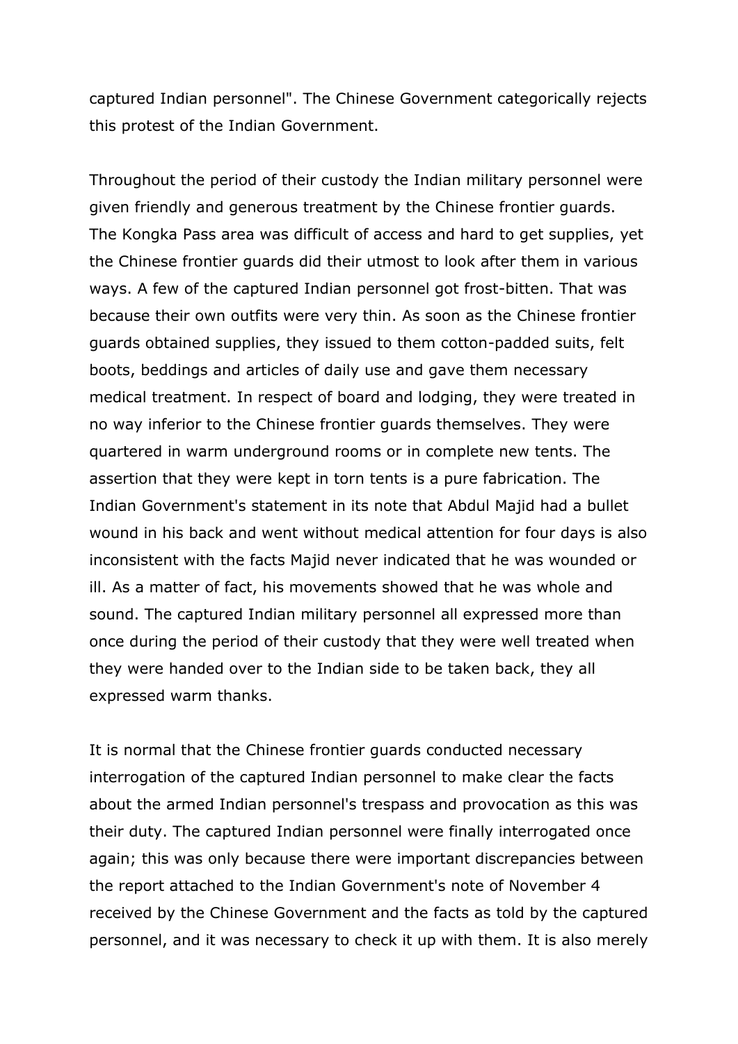captured Indian personnel". The Chinese Government categorically rejects this protest of the Indian Government.

Throughout the period of their custody the Indian military personnel were given friendly and generous treatment by the Chinese frontier guards. The Kongka Pass area was difficult of access and hard to get supplies, yet the Chinese frontier guards did their utmost to look after them in various ways. A few of the captured Indian personnel got frost-bitten. That was because their own outfits were very thin. As soon as the Chinese frontier guards obtained supplies, they issued to them cotton-padded suits, felt boots, beddings and articles of daily use and gave them necessary medical treatment. In respect of board and lodging, they were treated in no way inferior to the Chinese frontier guards themselves. They were quartered in warm underground rooms or in complete new tents. The assertion that they were kept in torn tents is a pure fabrication. The Indian Government's statement in its note that Abdul Majid had a bullet wound in his back and went without medical attention for four days is also inconsistent with the facts Majid never indicated that he was wounded or ill. As a matter of fact, his movements showed that he was whole and sound. The captured Indian military personnel all expressed more than once during the period of their custody that they were well treated when they were handed over to the Indian side to be taken back, they all expressed warm thanks.

It is normal that the Chinese frontier guards conducted necessary interrogation of the captured Indian personnel to make clear the facts about the armed Indian personnel's trespass and provocation as this was their duty. The captured Indian personnel were finally interrogated once again; this was only because there were important discrepancies between the report attached to the Indian Government's note of November 4 received by the Chinese Government and the facts as told by the captured personnel, and it was necessary to check it up with them. It is also merely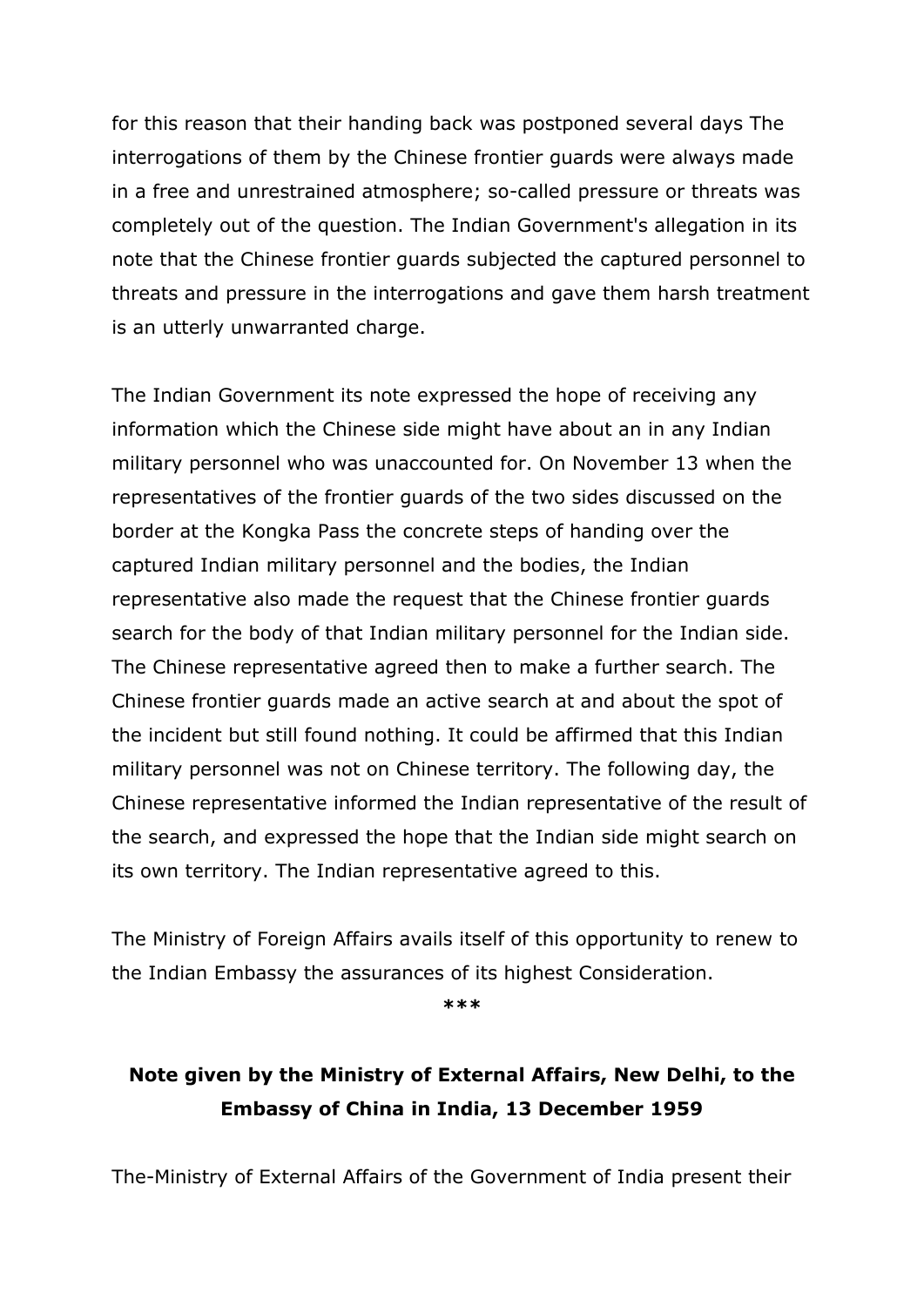for this reason that their handing back was postponed several days The interrogations of them by the Chinese frontier guards were always made in a free and unrestrained atmosphere; so-called pressure or threats was completely out of the question. The Indian Government's allegation in its note that the Chinese frontier guards subjected the captured personnel to threats and pressure in the interrogations and gave them harsh treatment is an utterly unwarranted charge.

The Indian Government its note expressed the hope of receiving any information which the Chinese side might have about an in any Indian military personnel who was unaccounted for. On November 13 when the representatives of the frontier guards of the two sides discussed on the border at the Kongka Pass the concrete steps of handing over the captured Indian military personnel and the bodies, the Indian representative also made the request that the Chinese frontier guards search for the body of that Indian military personnel for the Indian side. The Chinese representative agreed then to make a further search. The Chinese frontier guards made an active search at and about the spot of the incident but still found nothing. It could be affirmed that this Indian military personnel was not on Chinese territory. The following day, the Chinese representative informed the Indian representative of the result of the search, and expressed the hope that the Indian side might search on its own territory. The Indian representative agreed to this.

The Ministry of Foreign Affairs avails itself of this opportunity to renew to the Indian Embassy the assurances of its highest Consideration.

***

**Note given by the Ministry of External Affairs, New Delhi, to the Embassy of China in India, 13 December 1959**

The-Ministry of External Affairs of the Government of India present their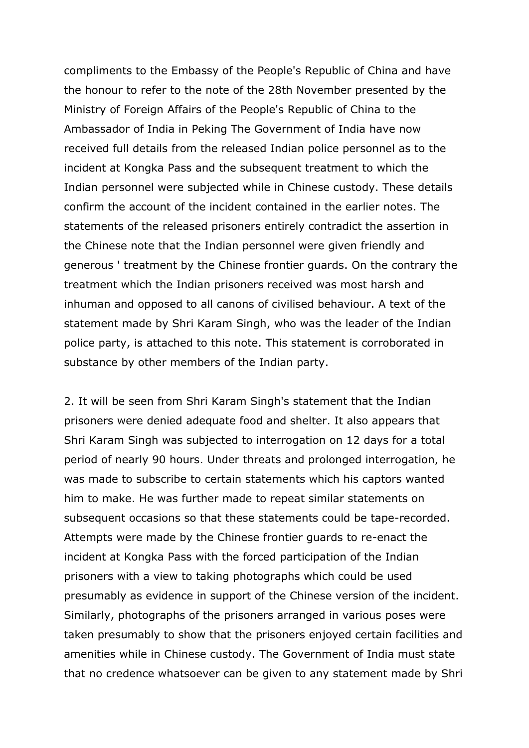compliments to the Embassy of the People's Republic of China and have the honour to refer to the note of the 28th November presented by the Ministry of Foreign Affairs of the People's Republic of China to the Ambassador of India in Peking The Government of India have now received full details from the released Indian police personnel as to the incident at Kongka Pass and the subsequent treatment to which the Indian personnel were subjected while in Chinese custody. These details confirm the account of the incident contained in the earlier notes. The statements of the released prisoners entirely contradict the assertion in the Chinese note that the Indian personnel were given friendly and generous ' treatment by the Chinese frontier guards. On the contrary the treatment which the Indian prisoners received was most harsh and inhuman and opposed to all canons of civilised behaviour. A text of the statement made by Shri Karam Singh, who was the leader of the Indian police party, is attached to this note. This statement is corroborated in substance by other members of the Indian party.

2. It will be seen from Shri Karam Singh's statement that the Indian prisoners were denied adequate food and shelter. It also appears that Shri Karam Singh was subjected to interrogation on 12 days for a total period of nearly 90 hours. Under threats and prolonged interrogation, he was made to subscribe to certain statements which his captors wanted him to make. He was further made to repeat similar statements on subsequent occasions so that these statements could be tape-recorded. Attempts were made by the Chinese frontier guards to re-enact the incident at Kongka Pass with the forced participation of the Indian prisoners with a view to taking photographs which could be used presumably as evidence in support of the Chinese version of the incident. Similarly, photographs of the prisoners arranged in various poses were taken presumably to show that the prisoners enjoyed certain facilities and amenities while in Chinese custody. The Government of India must state that no credence whatsoever can be given to any statement made by Shri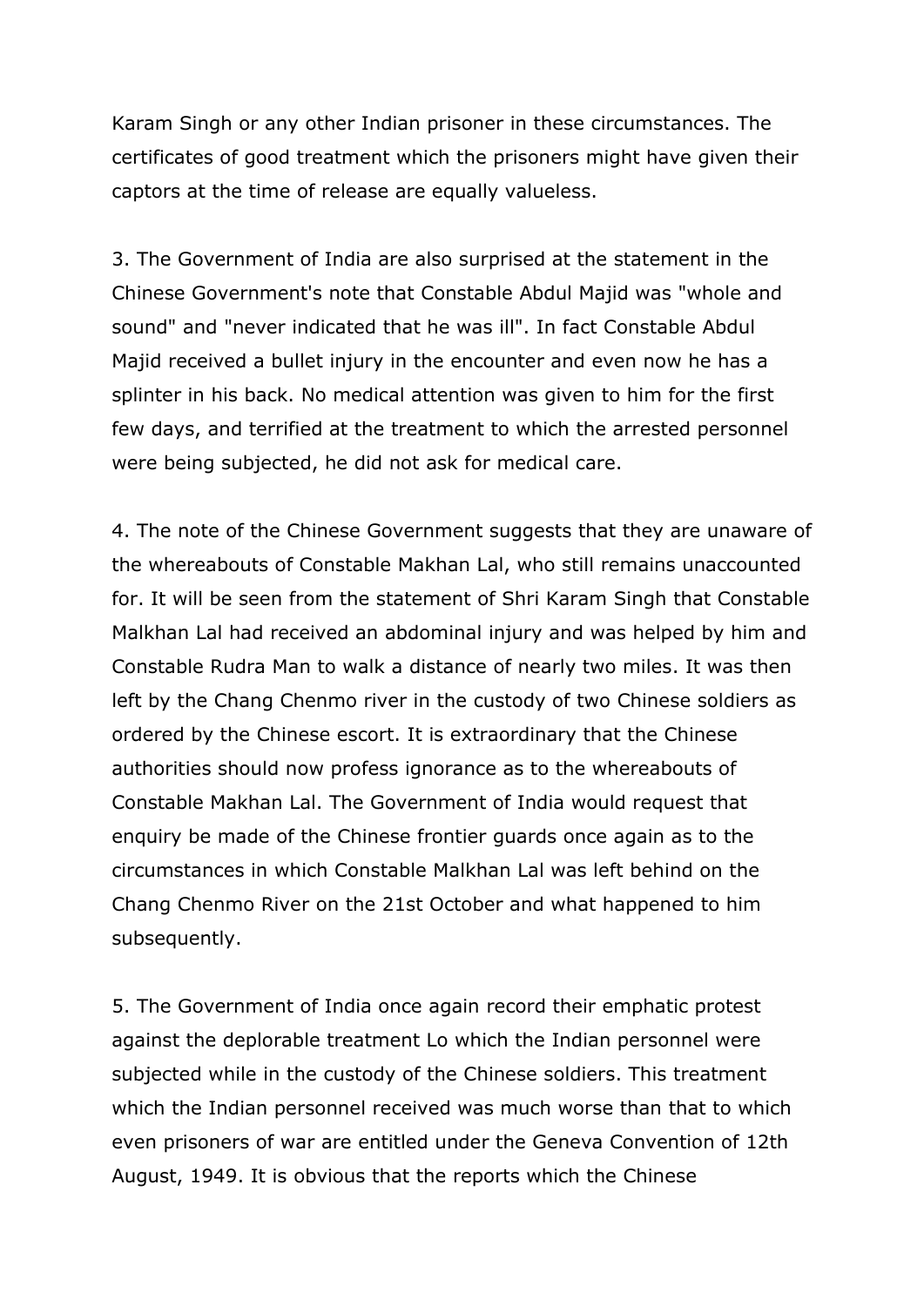Karam Singh or any other Indian prisoner in these circumstances. The certificates of good treatment which the prisoners might have given their captors at the time of release are equally valueless.

3. The Government of India are also surprised at the statement in the Chinese Government's note that Constable Abdul Majid was "whole and sound" and "never indicated that he was ill". In fact Constable Abdul Majid received a bullet injury in the encounter and even now he has a splinter in his back. No medical attention was given to him for the first few days, and terrified at the treatment to which the arrested personnel were being subjected, he did not ask for medical care.

4. The note of the Chinese Government suggests that they are unaware of the whereabouts of Constable Makhan Lal, who still remains unaccounted for. It will be seen from the statement of Shri Karam Singh that Constable Malkhan Lal had received an abdominal injury and was helped by him and Constable Rudra Man to walk a distance of nearly two miles. It was then left by the Chang Chenmo river in the custody of two Chinese soldiers as ordered by the Chinese escort. It is extraordinary that the Chinese authorities should now profess ignorance as to the whereabouts of Constable Makhan Lal. The Government of India would request that enquiry be made of the Chinese frontier guards once again as to the circumstances in which Constable Malkhan Lal was left behind on the Chang Chenmo River on the 21st October and what happened to him subsequently.

5. The Government of India once again record their emphatic protest against the deplorable treatment Lo which the Indian personnel were subjected while in the custody of the Chinese soldiers. This treatment which the Indian personnel received was much worse than that to which even prisoners of war are entitled under the Geneva Convention of 12th August, 1949. It is obvious that the reports which the Chinese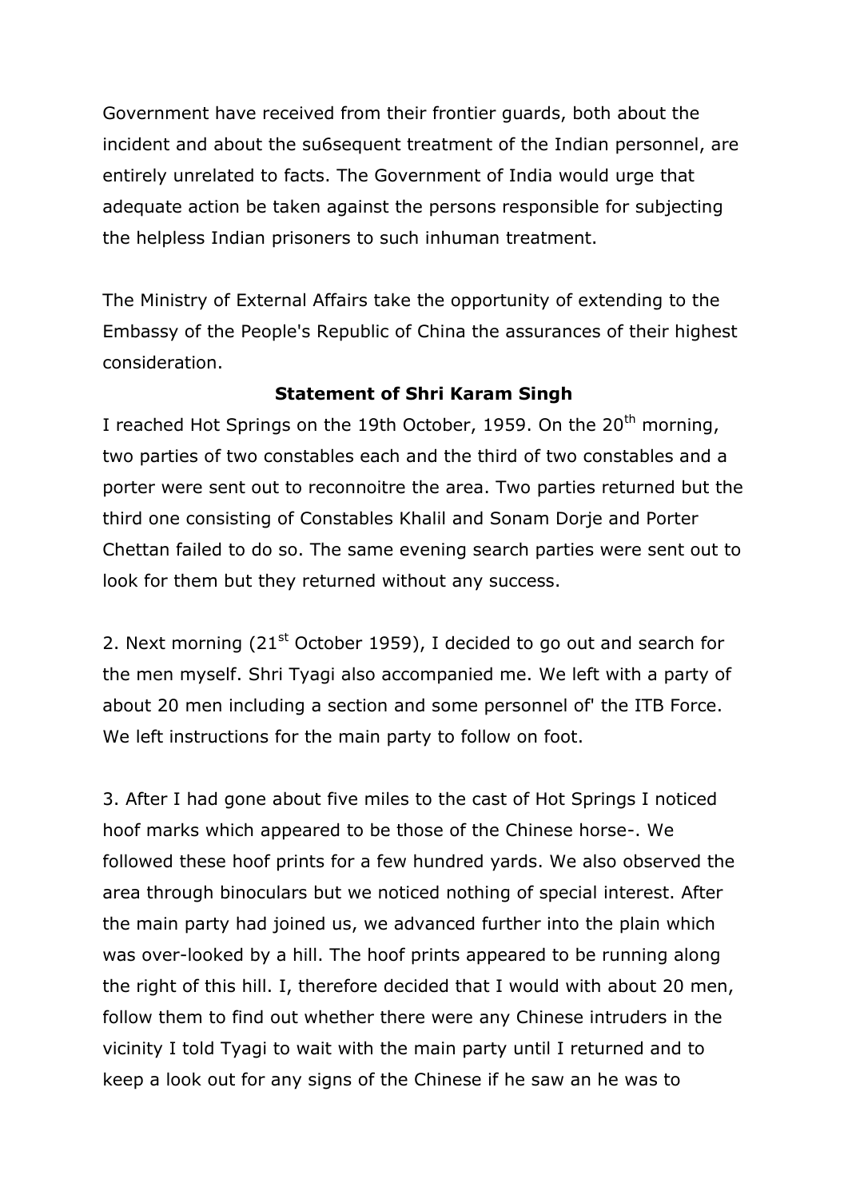Government have received from their frontier guards, both about the incident and about the su6sequent treatment of the Indian personnel, are entirely unrelated to facts. The Government of India would urge that adequate action be taken against the persons responsible for subjecting the helpless Indian prisoners to such inhuman treatment.

The Ministry of External Affairs take the opportunity of extending to the Embassy of the People's Republic of China the assurances of their highest consideration.

**Statement of Shri Karam Singh**

I reached Hot Springs on the 19th October, 1959. On the 20th morning, two parties of two constables each and the third of two constables and a porter were sent out to reconnoitre the area. Two parties returned but the third one consisting of Constables Khalil and Sonam Dorje and Porter Chettan failed to do so. The same evening search parties were sent out to look for them but they returned without any success.

2. Next morning (21st October 1959), I decided to go out and search for the men myself. Shri Tyagi also accompanied me. We left with a party of about 20 men including a section and some personnel of' the ITB Force. We left instructions for the main party to follow on foot.

3. After I had gone about five miles to the cast of Hot Springs I noticed hoof marks which appeared to be those of the Chinese horse-. We followed these hoof prints for a few hundred yards. We also observed the area through binoculars but we noticed nothing of special interest. After the main party had joined us, we advanced further into the plain which was over-looked by a hill. The hoof prints appeared to be running along the right of this hill. I, therefore decided that I would with about 20 men, follow them to find out whether there were any Chinese intruders in the vicinity I told Tyagi to wait with the main party until I returned and to keep a look out for any signs of the Chinese if he saw an he was to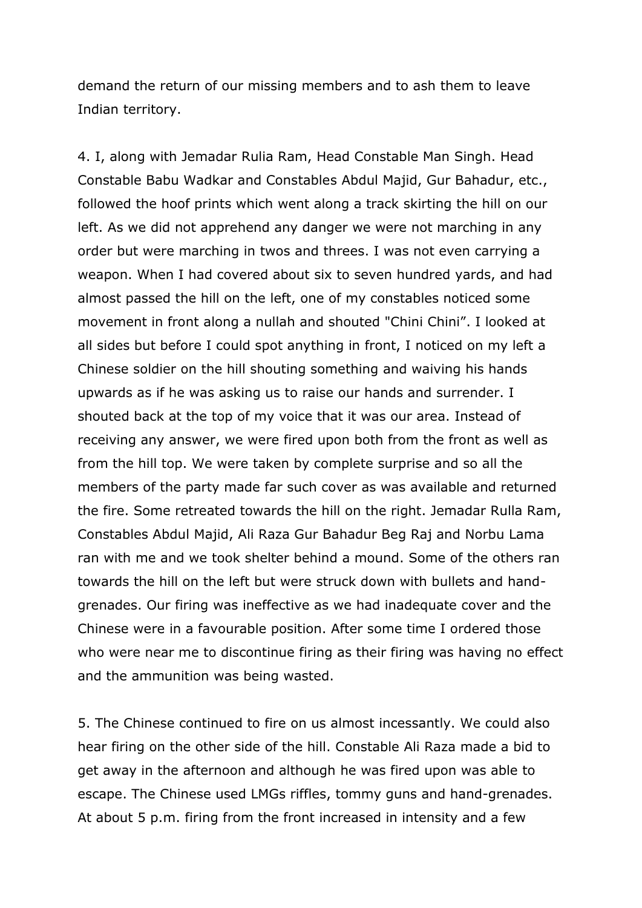demand the return of our missing members and to ash them to leave Indian territory.

4. I, along with Jemadar Rulia Ram, Head Constable Man Singh. Head Constable Babu Wadkar and Constables Abdul Majid, Gur Bahadur, etc., followed the hoof prints which went along a track skirting the hill on our left. As we did not apprehend any danger we were not marching in any order but were marching in twos and threes. I was not even carrying a weapon. When I had covered about six to seven hundred yards, and had almost passed the hill on the left, one of my constables noticed some movement in front along a nullah and shouted "Chini Chini". I looked at all sides but before I could spot anything in front, I noticed on my left a Chinese soldier on the hill shouting something and waiving his hands upwards as if he was asking us to raise our hands and surrender. I shouted back at the top of my voice that it was our area. Instead of receiving any answer, we were fired upon both from the front as well as from the hill top. We were taken by complete surprise and so all the members of the party made far such cover as was available and returned the fire. Some retreated towards the hill on the right. Jemadar Rulla Ram, Constables Abdul Majid, Ali Raza Gur Bahadur Beg Raj and Norbu Lama ran with me and we took shelter behind a mound. Some of the others ran towards the hill on the left but were struck down with bullets and hand-grenades. Our firing was ineffective as we had inadequate cover and the Chinese were in a favourable position. After some time I ordered those who were near me to discontinue firing as their firing was having no effect and the ammunition was being wasted.

5. The Chinese continued to fire on us almost incessantly. We could also hear firing on the other side of the hill. Constable Ali Raza made a bid to get away in the afternoon and although he was fired upon was able to escape. The Chinese used LMGs riffles, tommy guns and hand-grenades. At about 5 p.m. firing from the front increased in intensity and a few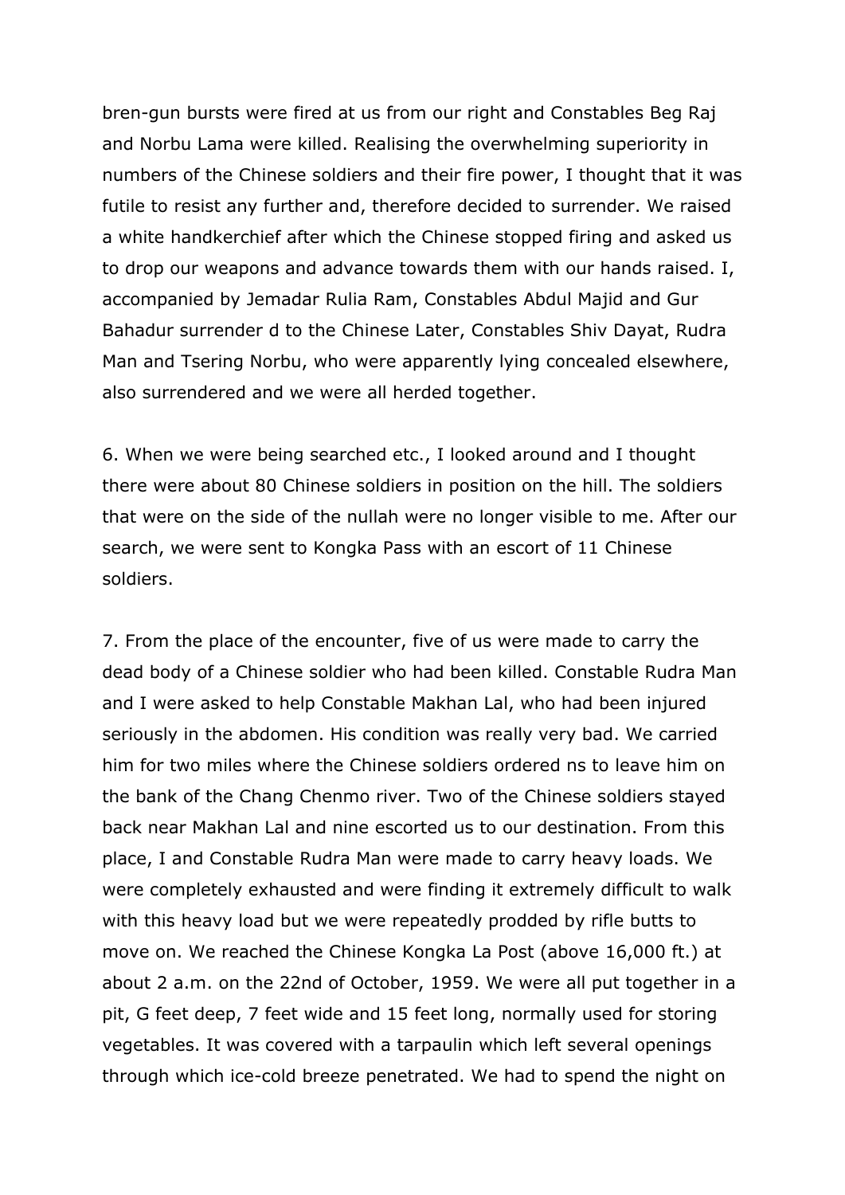bren-gun bursts were fired at us from our right and Constables Beg Raj and Norbu Lama were killed. Realising the overwhelming superiority in numbers of the Chinese soldiers and their fire power, I thought that it was futile to resist any further and, therefore decided to surrender. We raised a white handkerchief after which the Chinese stopped firing and asked us to drop our weapons and advance towards them with our hands raised. I, accompanied by Jemadar Rulia Ram, Constables Abdul Majid and Gur Bahadur surrender d to the Chinese Later, Constables Shiv Dayat, Rudra Man and Tsering Norbu, who were apparently lying concealed elsewhere, also surrendered and we were all herded together.

6. When we were being searched etc., I looked around and I thought there were about 80 Chinese soldiers in position on the hill. The soldiers that were on the side of the nullah were no longer visible to me. After our search, we were sent to Kongka Pass with an escort of 11 Chinese soldiers.

7. From the place of the encounter, five of us were made to carry the dead body of a Chinese soldier who had been killed. Constable Rudra Man and I were asked to help Constable Makhan Lal, who had been injured seriously in the abdomen. His condition was really very bad. We carried him for two miles where the Chinese soldiers ordered ns to leave him on the bank of the Chang Chenmo river. Two of the Chinese soldiers stayed back near Makhan Lal and nine escorted us to our destination. From this place, I and Constable Rudra Man were made to carry heavy loads. We were completely exhausted and were finding it extremely difficult to walk with this heavy load but we were repeatedly prodded by rifle butts to move on. We reached the Chinese Kongka La Post (above 16,000 ft.) at about 2 a.m. on the 22nd of October, 1959. We were all put together in a pit, G feet deep, 7 feet wide and 15 feet long, normally used for storing vegetables. It was covered with a tarpaulin which left several openings through which ice-cold breeze penetrated. We had to spend the night on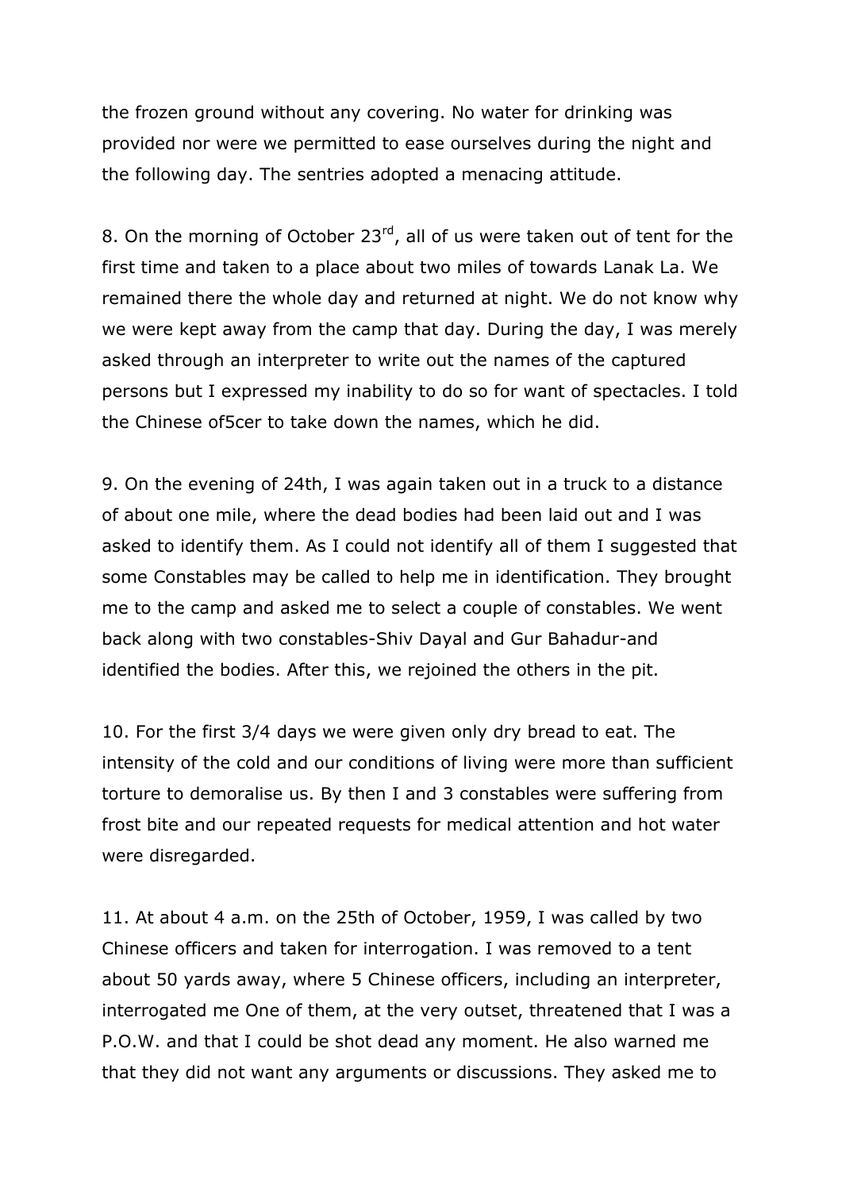the frozen ground without any covering. No water for drinking was provided nor were we permitted to ease ourselves during the night and the following day. The sentries adopted a menacing attitude.

8. On the morning of October 23rd, all of us were taken out of tent for the first time and taken to a place about two miles of towards Lanak La. We remained there the whole day and returned at night. We do not know why we were kept away from the camp that day. During the day, I was merely asked through an interpreter to write out the names of the captured persons but I expressed my inability to do so for want of spectacles. I told the Chinese of5cer to take down the names, which he did.

9. On the evening of 24th, I was again taken out in a truck to a distance of about one mile, where the dead bodies had been laid out and I was asked to identify them. As I could not identify all of them I suggested that some Constables may be called to help me in identification. They brought me to the camp and asked me to select a couple of constables. We went back along with two constables-Shiv Dayal and Gur Bahadur-and identified the bodies. After this, we rejoined the others in the pit.

10. For the first 3/4 days we were given only dry bread to eat. The intensity of the cold and our conditions of living were more than sufficient torture to demoralise us. By then I and 3 constables were suffering from frost bite and our repeated requests for medical attention and hot water were disregarded.

11. At about 4 a.m. on the 25th of October, 1959, I was called by two Chinese officers and taken for interrogation. I was removed to a tent about 50 yards away, where 5 Chinese officers, including an interpreter, interrogated me One of them, at the very outset, threatened that I was a P.O.W. and that I could be shot dead any moment. He also warned me that they did not want any arguments or discussions. They asked me to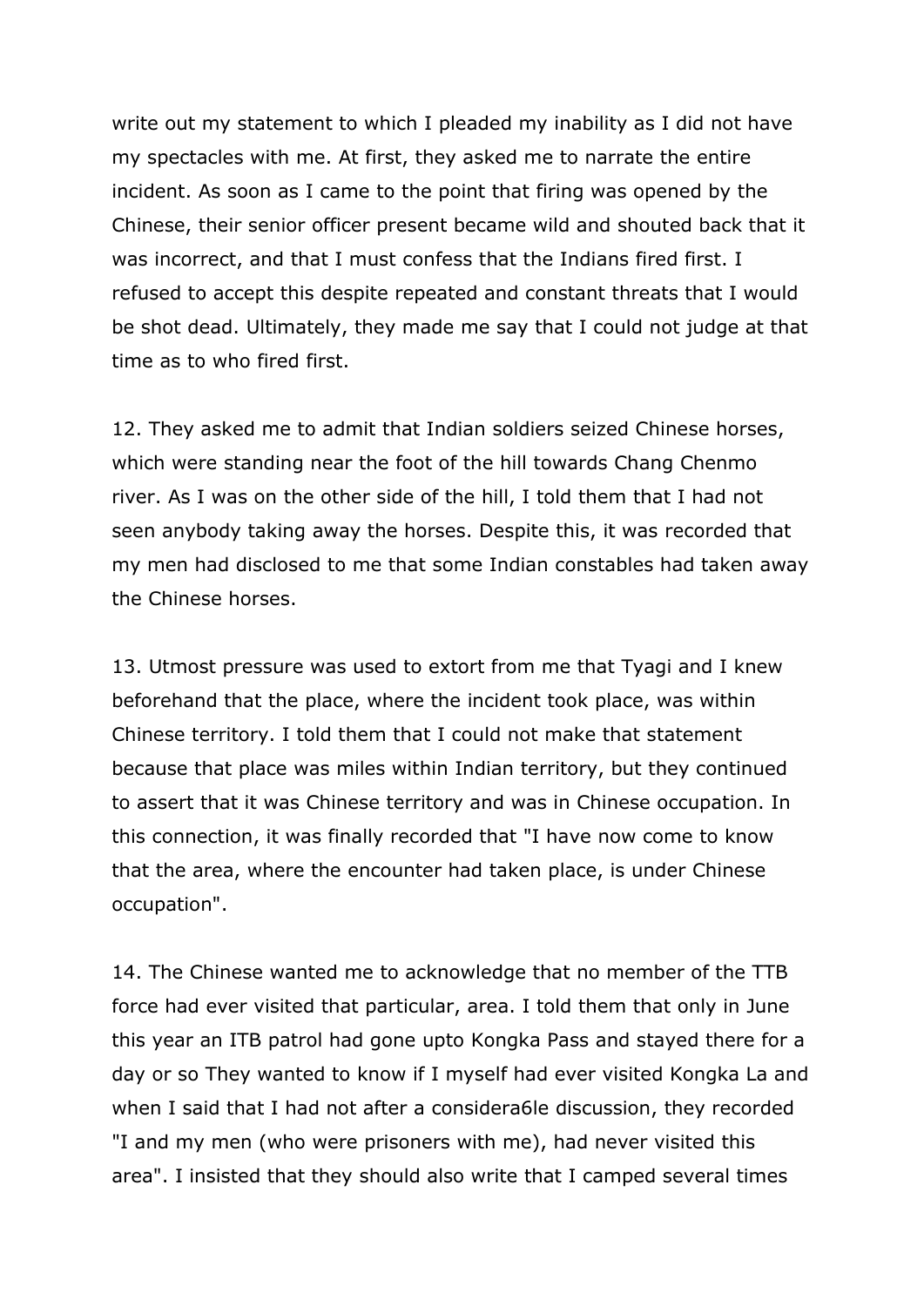write out my statement to which I pleaded my inability as I did not have my spectacles with me. At first, they asked me to narrate the entire incident. As soon as I came to the point that firing was opened by the Chinese, their senior officer present became wild and shouted back that it was incorrect, and that I must confess that the Indians fired first. I refused to accept this despite repeated and constant threats that I would be shot dead. Ultimately, they made me say that I could not judge at that time as to who fired first.

12. They asked me to admit that Indian soldiers seized Chinese horses, which were standing near the foot of the hill towards Chang Chenmo river. As I was on the other side of the hill, I told them that I had not seen anybody taking away the horses. Despite this, it was recorded that my men had disclosed to me that some Indian constables had taken away the Chinese horses.

13. Utmost pressure was used to extort from me that Tyagi and I knew beforehand that the place, where the incident took place, was within Chinese territory. I told them that I could not make that statement because that place was miles within Indian territory, but they continued to assert that it was Chinese territory and was in Chinese occupation. In this connection, it was finally recorded that "I have now come to know that the area, where the encounter had taken place, is under Chinese occupation".

14. The Chinese wanted me to acknowledge that no member of the TTB force had ever visited that particular, area. I told them that only in June this year an ITB patrol had gone upto Kongka Pass and stayed there for a day or so They wanted to know if I myself had ever visited Kongka La and when I said that I had not after a considera6le discussion, they recorded "I and my men (who were prisoners with me), had never visited this area". I insisted that they should also write that I camped several times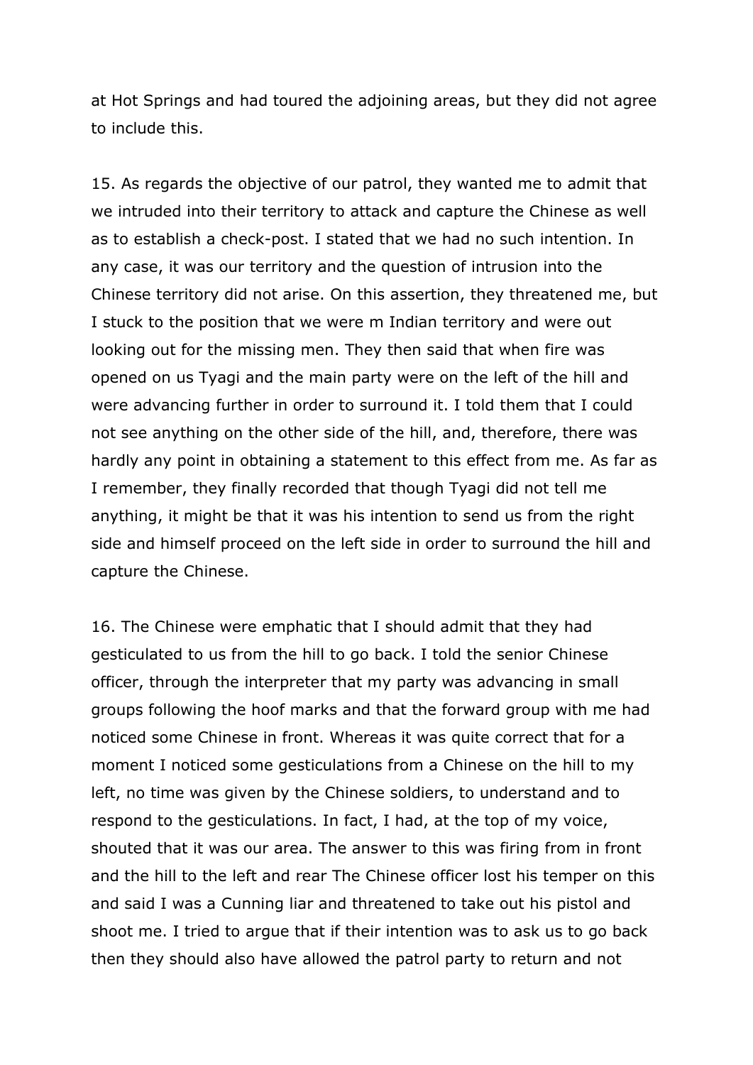at Hot Springs and had toured the adjoining areas, but they did not agree to include this.

15. As regards the objective of our patrol, they wanted me to admit that we intruded into their territory to attack and capture the Chinese as well as to establish a check-post. I stated that we had no such intention. In any case, it was our territory and the question of intrusion into the Chinese territory did not arise. On this assertion, they threatened me, but I stuck to the position that we were m Indian territory and were out looking out for the missing men. They then said that when fire was opened on us Tyagi and the main party were on the left of the hill and were advancing further in order to surround it. I told them that I could not see anything on the other side of the hill, and, therefore, there was hardly any point in obtaining a statement to this effect from me. As far as I remember, they finally recorded that though Tyagi did not tell me anything, it might be that it was his intention to send us from the right side and himself proceed on the left side in order to surround the hill and capture the Chinese.

16. The Chinese were emphatic that I should admit that they had gesticulated to us from the hill to go back. I told the senior Chinese officer, through the interpreter that my party was advancing in small groups following the hoof marks and that the forward group with me had noticed some Chinese in front. Whereas it was quite correct that for a moment I noticed some gesticulations from a Chinese on the hill to my left, no time was given by the Chinese soldiers, to understand and to respond to the gesticulations. In fact, I had, at the top of my voice, shouted that it was our area. The answer to this was firing from in front and the hill to the left and rear The Chinese officer lost his temper on this and said I was a Cunning liar and threatened to take out his pistol and shoot me. I tried to argue that if their intention was to ask us to go back then they should also have allowed the patrol party to return and not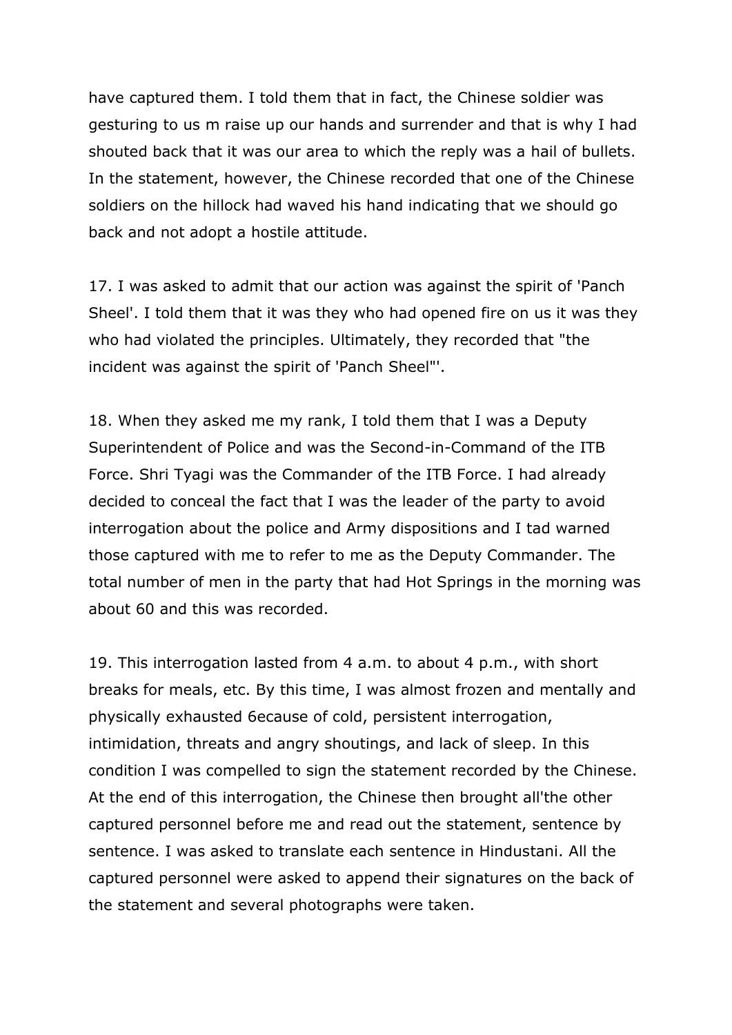have captured them. I told them that in fact, the Chinese soldier was gesturing to us m raise up our hands and surrender and that is why I had shouted back that it was our area to which the reply was a hail of bullets. In the statement, however, the Chinese recorded that one of the Chinese soldiers on the hillock had waved his hand indicating that we should go back and not adopt a hostile attitude.

17. I was asked to admit that our action was against the spirit of 'Panch Sheel'. I told them that it was they who had opened fire on us it was they who had violated the principles. Ultimately, they recorded that "the incident was against the spirit of 'Panch Sheel"'.

18. When they asked me my rank, I told them that I was a Deputy Superintendent of Police and was the Second-in-Command of the ITB Force. Shri Tyagi was the Commander of the ITB Force. I had already decided to conceal the fact that I was the leader of the party to avoid interrogation about the police and Army dispositions and I tad warned those captured with me to refer to me as the Deputy Commander. The total number of men in the party that had Hot Springs in the morning was about 60 and this was recorded.

19. This interrogation lasted from 4 a.m. to about 4 p.m., with short breaks for meals, etc. By this time, I was almost frozen and mentally and physically exhausted 6ecause of cold, persistent interrogation, intimidation, threats and angry shoutings, and lack of sleep. In this condition I was compelled to sign the statement recorded by the Chinese. At the end of this interrogation, the Chinese then brought all'the other captured personnel before me and read out the statement, sentence by sentence. I was asked to translate each sentence in Hindustani. All the captured personnel were asked to append their signatures on the back of the statement and several photographs were taken.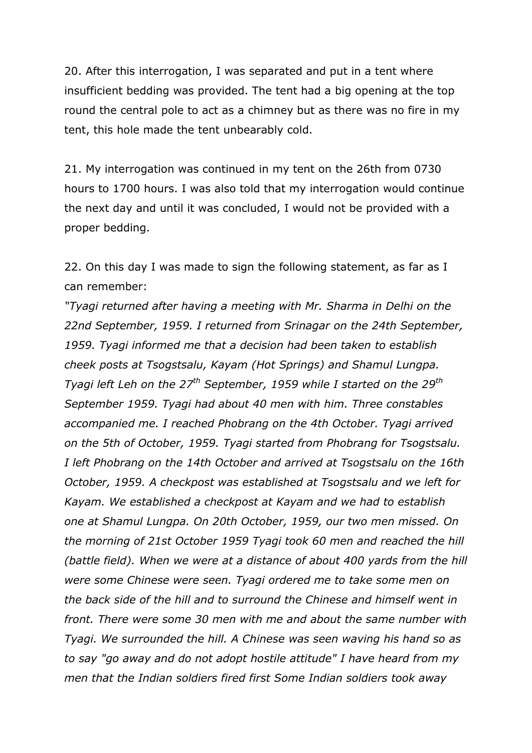20. After this interrogation, I was separated and put in a tent where insufficient bedding was provided. The tent had a big opening at the top round the central pole to act as a chimney but as there was no fire in my tent, this hole made the tent unbearably cold.

21. My interrogation was continued in my tent on the 26th from 0730 hours to 1700 hours. I was also told that my interrogation would continue the next day and until it was concluded, I would not be provided with a proper bedding.

22. On this day I was made to sign the following statement, as far as I can remember:

*"Tyagi returned after having a meeting with Mr. Sharma in Delhi on the 22nd September, 1959. I returned from Srinagar on the 24th September, 1959. Tyagi informed me that a decision had been taken to establish cheek posts at Tsogstsalu, Kayam (Hot Springs) and Shamul Lungpa. Tyagi left Leh on the 27th September, 1959 while I started on the 29th September 1959. Tyagi had about 40 men with him. Three constables accompanied me. I reached Phobrang on the 4th October. Tyagi arrived on the 5th of October, 1959. Tyagi started from Phobrang for Tsogstsalu. I left Phobrang on the 14th October and arrived at Tsogstsalu on the 16th October, 1959. A checkpost was established at Tsogstsalu and we left for Kayam. We established a checkpost at Kayam and we had to establish one at Shamul Lungpa. On 20th October, 1959, our two men missed. On the morning of 21st October 1959 Tyagi took 60 men and reached the hill (battle field). When we were at a distance of about 400 yards from the hill were some Chinese were seen. Tyagi ordered me to take some men on the back side of the hill and to surround the Chinese and himself went in front. There were some 30 men with me and about the same number with Tyagi. We surrounded the hill. A Chinese was seen waving his hand so as to say "go away and do not adopt hostile attitude" I have heard from my men that the Indian soldiers fired first Some Indian soldiers took away*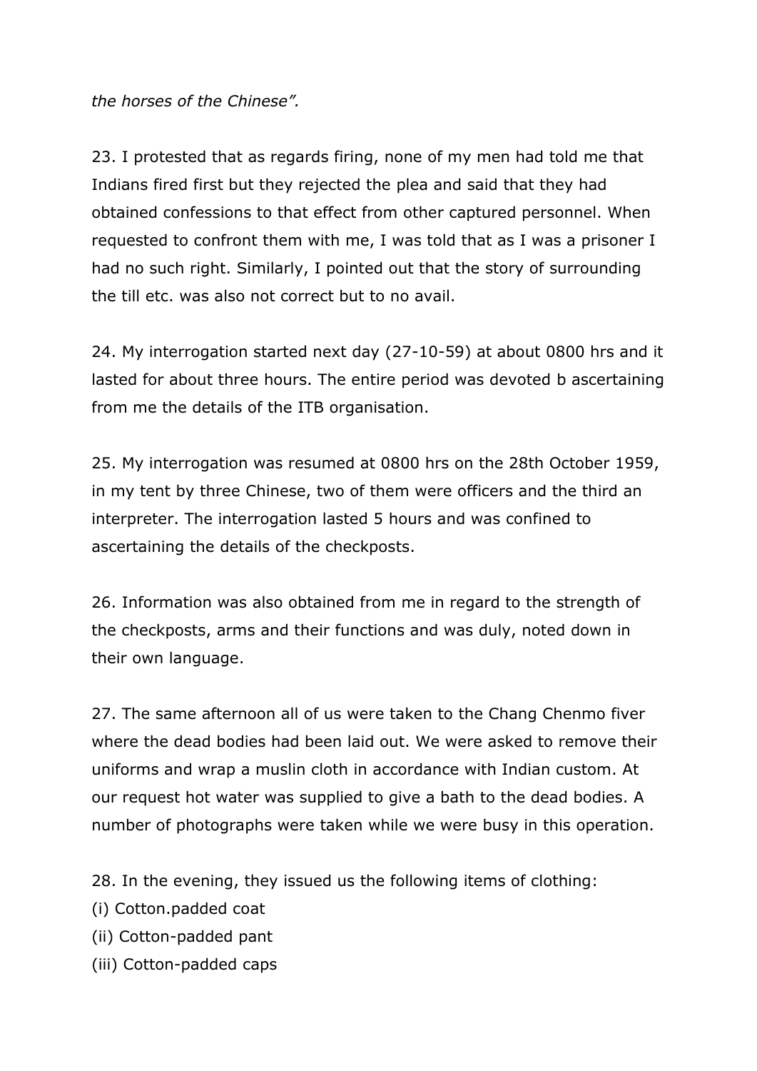*the horses of the Chinese".*

23. I protested that as regards firing, none of my men had told me that Indians fired first but they rejected the plea and said that they had obtained confessions to that effect from other captured personnel. When requested to confront them with me, I was told that as I was a prisoner I had no such right. Similarly, I pointed out that the story of surrounding the till etc. was also not correct but to no avail.

24. My interrogation started next day (27-10-59) at about 0800 hrs and it lasted for about three hours. The entire period was devoted b ascertaining from me the details of the ITB organisation.

25. My interrogation was resumed at 0800 hrs on the 28th October 1959, in my tent by three Chinese, two of them were officers and the third an interpreter. The interrogation lasted 5 hours and was confined to ascertaining the details of the checkposts.

26. Information was also obtained from me in regard to the strength of the checkposts, arms and their functions and was duly, noted down in their own language.

27. The same afternoon all of us were taken to the Chang Chenmo fiver where the dead bodies had been laid out. We were asked to remove their uniforms and wrap a muslin cloth in accordance with Indian custom. At our request hot water was supplied to give a bath to the dead bodies. A number of photographs were taken while we were busy in this operation.

28. In the evening, they issued us the following items of clothing:
(i) Cotton.padded coat
(ii) Cotton-padded pant
(iii) Cotton-padded caps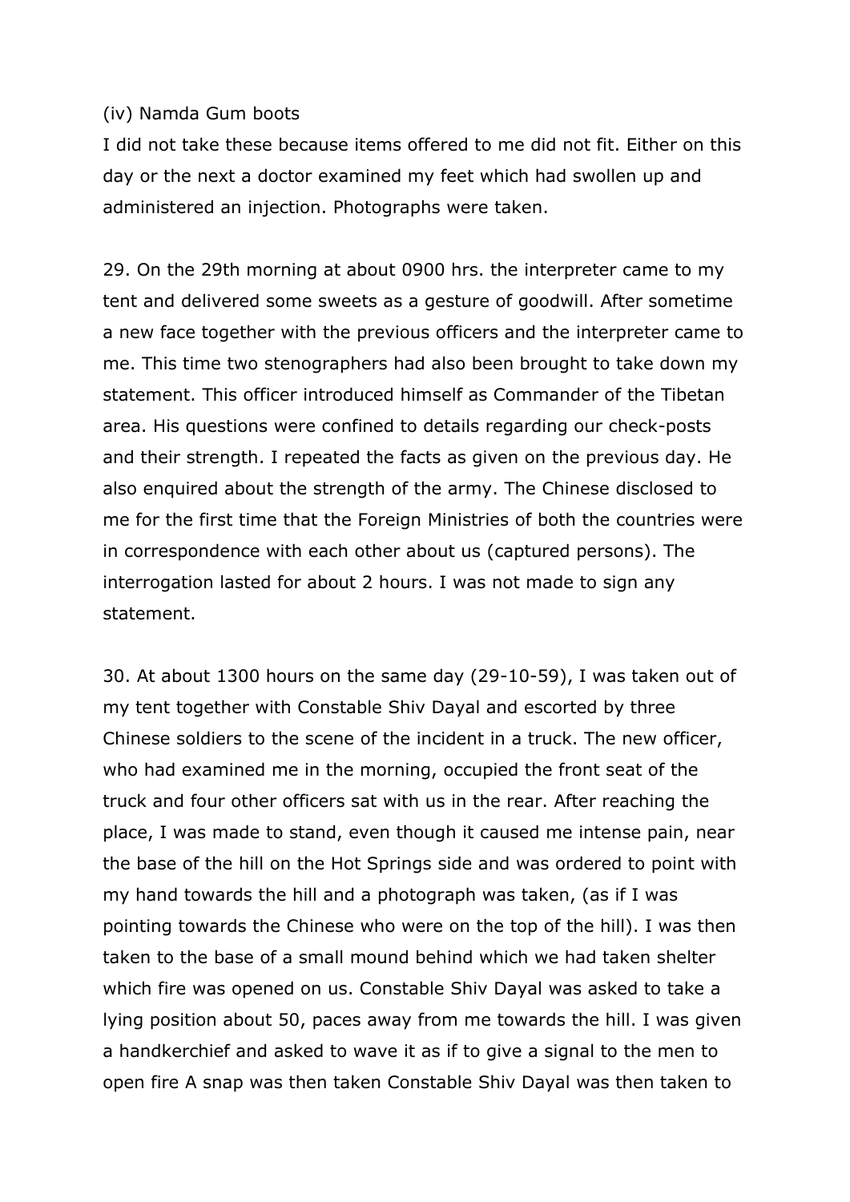(iv) Namda Gum boots

I did not take these because items offered to me did not fit. Either on this day or the next a doctor examined my feet which had swollen up and administered an injection. Photographs were taken.

29. On the 29th morning at about 0900 hrs. the interpreter came to my tent and delivered some sweets as a gesture of goodwill. After sometime a new face together with the previous officers and the interpreter came to me. This time two stenographers had also been brought to take down my statement. This officer introduced himself as Commander of the Tibetan area. His questions were confined to details regarding our check-posts and their strength. I repeated the facts as given on the previous day. He also enquired about the strength of the army. The Chinese disclosed to me for the first time that the Foreign Ministries of both the countries were in correspondence with each other about us (captured persons). The interrogation lasted for about 2 hours. I was not made to sign any statement.

30. At about 1300 hours on the same day (29-10-59), I was taken out of my tent together with Constable Shiv Dayal and escorted by three Chinese soldiers to the scene of the incident in a truck. The new officer, who had examined me in the morning, occupied the front seat of the truck and four other officers sat with us in the rear. After reaching the place, I was made to stand, even though it caused me intense pain, near the base of the hill on the Hot Springs side and was ordered to point with my hand towards the hill and a photograph was taken, (as if I was pointing towards the Chinese who were on the top of the hill). I was then taken to the base of a small mound behind which we had taken shelter which fire was opened on us. Constable Shiv Dayal was asked to take a lying position about 50, paces away from me towards the hill. I was given a handkerchief and asked to wave it as if to give a signal to the men to open fire A snap was then taken Constable Shiv Dayal was then taken to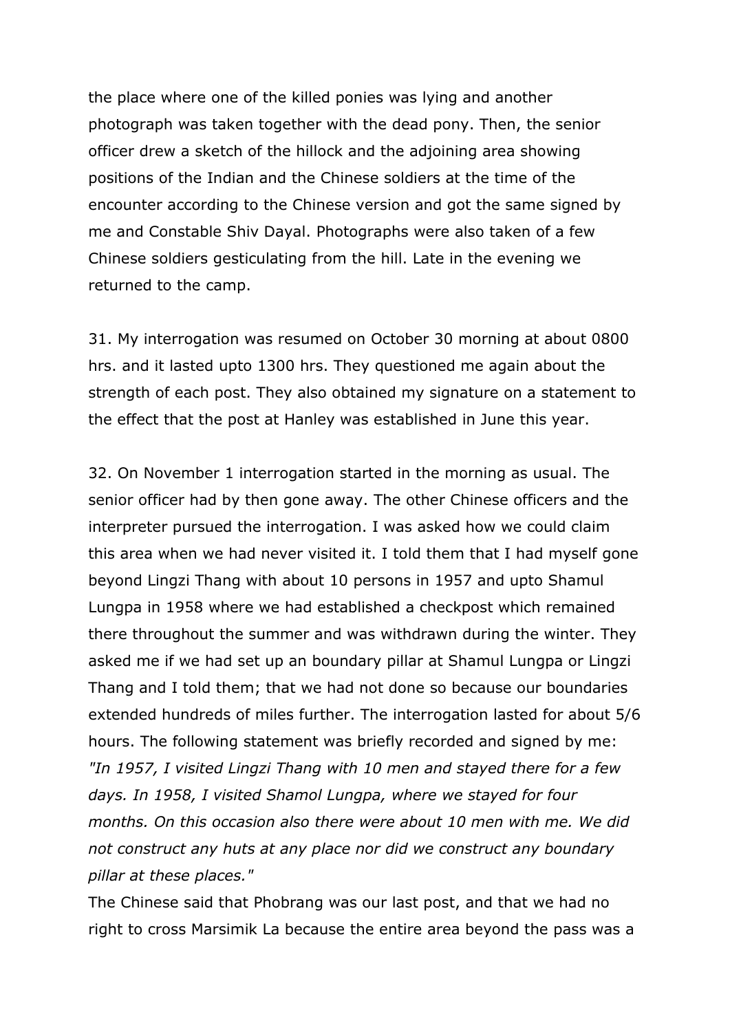the place where one of the killed ponies was lying and another photograph was taken together with the dead pony. Then, the senior officer drew a sketch of the hillock and the adjoining area showing positions of the Indian and the Chinese soldiers at the time of the encounter according to the Chinese version and got the same signed by me and Constable Shiv Dayal. Photographs were also taken of a few Chinese soldiers gesticulating from the hill. Late in the evening we returned to the camp.

31. My interrogation was resumed on October 30 morning at about 0800 hrs. and it lasted upto 1300 hrs. They questioned me again about the strength of each post. They also obtained my signature on a statement to the effect that the post at Hanley was established in June this year.

32. On November 1 interrogation started in the morning as usual. The senior officer had by then gone away. The other Chinese officers and the interpreter pursued the interrogation. I was asked how we could claim this area when we had never visited it. I told them that I had myself gone beyond Lingzi Thang with about 10 persons in 1957 and upto Shamul Lungpa in 1958 where we had established a checkpost which remained there throughout the summer and was withdrawn during the winter. They asked me if we had set up an boundary pillar at Shamul Lungpa or Lingzi Thang and I told them; that we had not done so because our boundaries extended hundreds of miles further. The interrogation lasted for about 5/6 hours. The following statement was briefly recorded and signed by me:
*"In 1957, I visited Lingzi Thang with 10 men and stayed there for a few days. In 1958, I visited Shamol Lungpa, where we stayed for four months. On this occasion also there were about 10 men with me. We did not construct any huts at any place nor did we construct any boundary pillar at these places."*
The Chinese said that Phobrang was our last post, and that we had no right to cross Marsimik La because the entire area beyond the pass was a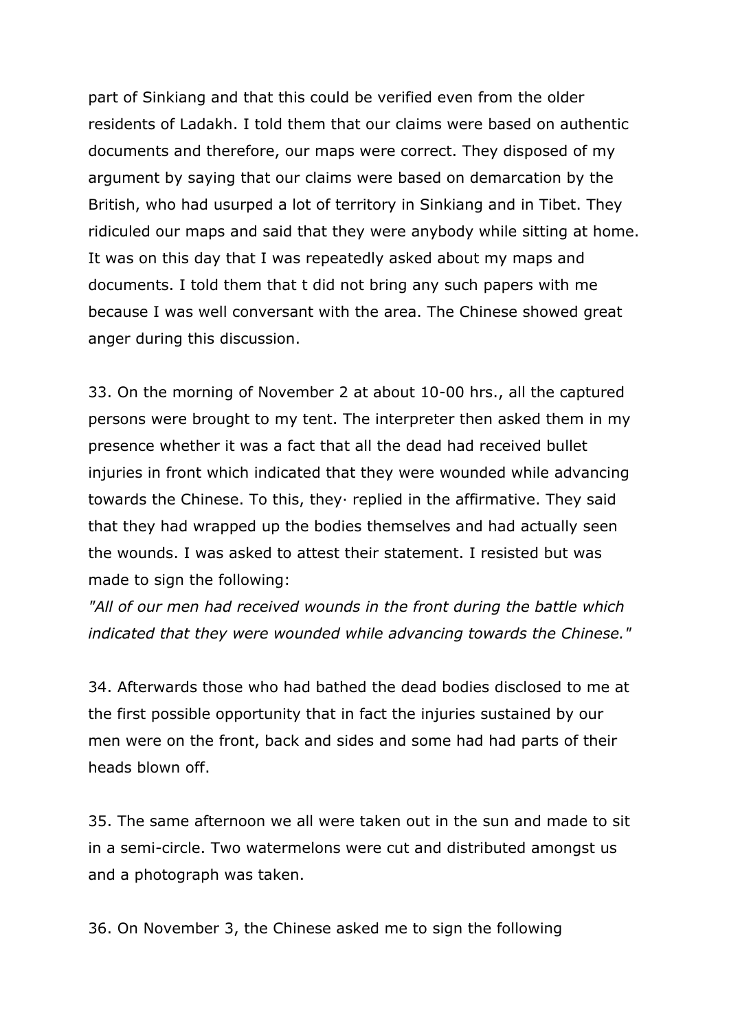part of Sinkiang and that this could be verified even from the older residents of Ladakh. I told them that our claims were based on authentic documents and therefore, our maps were correct. They disposed of my argument by saying that our claims were based on demarcation by the British, who had usurped a lot of territory in Sinkiang and in Tibet. They ridiculed our maps and said that they were anybody while sitting at home. It was on this day that I was repeatedly asked about my maps and documents. I told them that t did not bring any such papers with me because I was well conversant with the area. The Chinese showed great anger during this discussion.

33. On the morning of November 2 at about 10-00 hrs., all the captured persons were brought to my tent. The interpreter then asked them in my presence whether it was a fact that all the dead had received bullet injuries in front which indicated that they were wounded while advancing towards the Chinese. To this, they· replied in the affirmative. They said that they had wrapped up the bodies themselves and had actually seen the wounds. I was asked to attest their statement. I resisted but was made to sign the following:

*"All of our men had received wounds in the front during the battle which indicated that they were wounded while advancing towards the Chinese."*

34. Afterwards those who had bathed the dead bodies disclosed to me at the first possible opportunity that in fact the injuries sustained by our men were on the front, back and sides and some had had parts of their heads blown off.

35. The same afternoon we all were taken out in the sun and made to sit in a semi-circle. Two watermelons were cut and distributed amongst us and a photograph was taken.

36. On November 3, the Chinese asked me to sign the following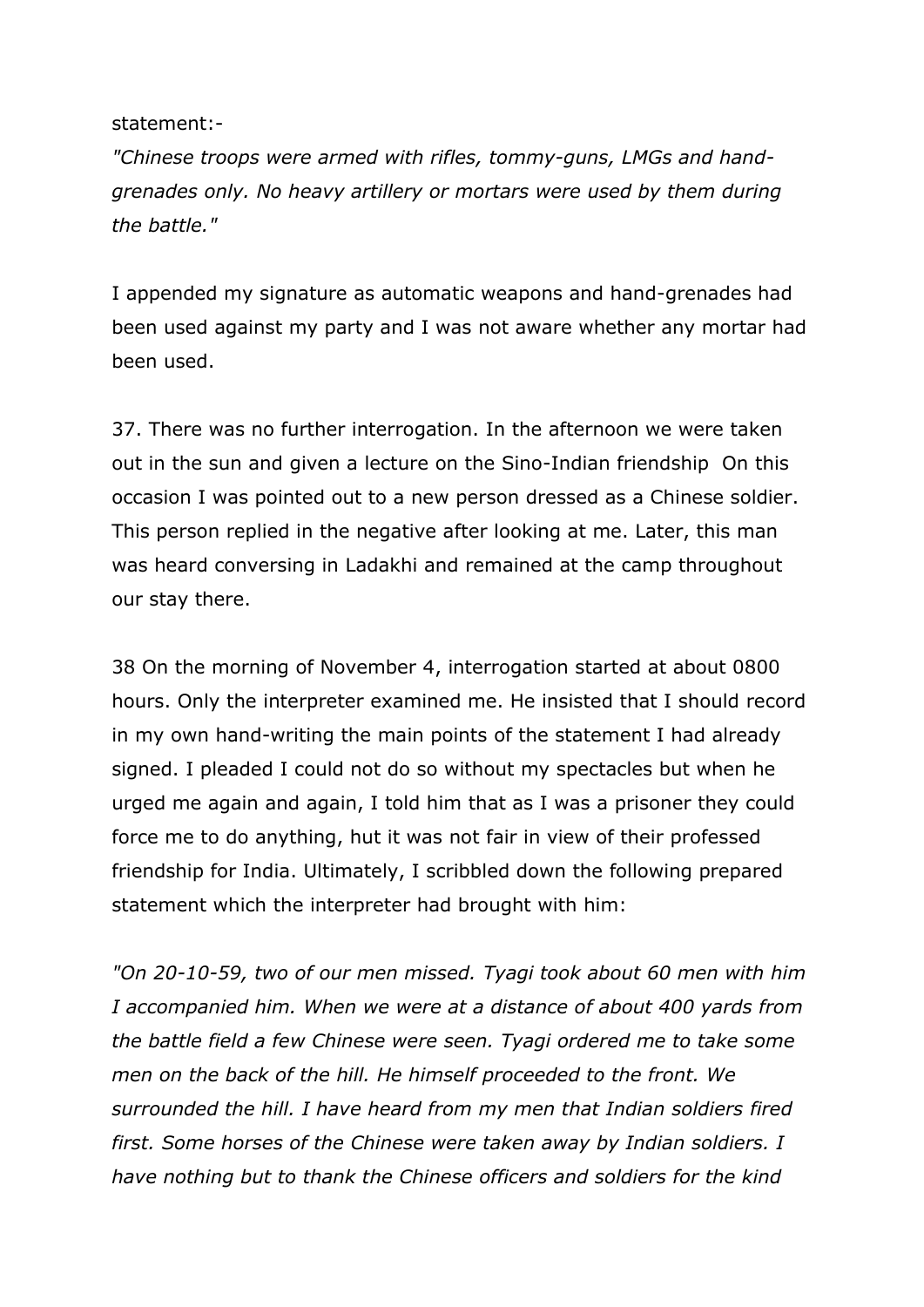statement:-

*"Chinese troops were armed with rifles, tommy-guns, LMGs and hand-grenades only. No heavy artillery or mortars were used by them during the battle."*

I appended my signature as automatic weapons and hand-grenades had been used against my party and I was not aware whether any mortar had been used.

37. There was no further interrogation. In the afternoon we were taken out in the sun and given a lecture on the Sino-Indian friendship On this occasion I was pointed out to a new person dressed as a Chinese soldier. This person replied in the negative after looking at me. Later, this man was heard conversing in Ladakhi and remained at the camp throughout our stay there.

38 On the morning of November 4, interrogation started at about 0800 hours. Only the interpreter examined me. He insisted that I should record in my own hand-writing the main points of the statement I had already signed. I pleaded I could not do so without my spectacles but when he urged me again and again, I told him that as I was a prisoner they could force me to do anything, hut it was not fair in view of their professed friendship for India. Ultimately, I scribbled down the following prepared statement which the interpreter had brought with him:

*"On 20-10-59, two of our men missed. Tyagi took about 60 men with him I accompanied him. When we were at a distance of about 400 yards from the battle field a few Chinese were seen. Tyagi ordered me to take some men on the back of the hill. He himself proceeded to the front. We surrounded the hill. I have heard from my men that Indian soldiers fired first. Some horses of the Chinese were taken away by Indian soldiers. I have nothing but to thank the Chinese officers and soldiers for the kind*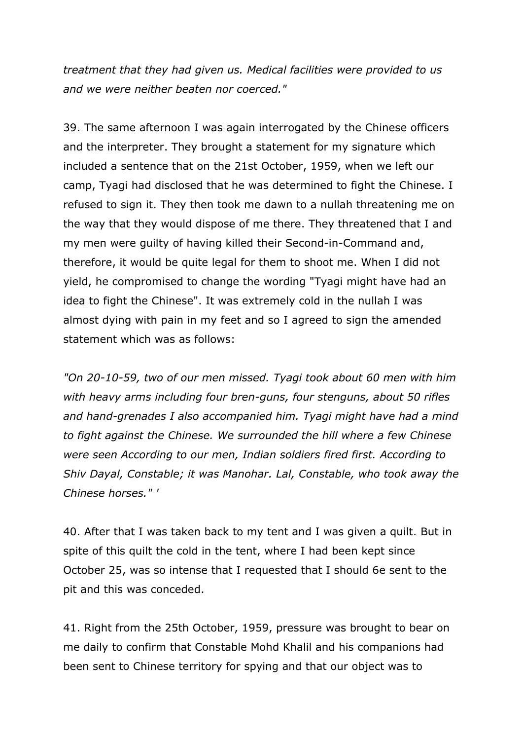*treatment that they had given us. Medical facilities were provided to us and we were neither beaten nor coerced."*

39. The same afternoon I was again interrogated by the Chinese officers and the interpreter. They brought a statement for my signature which included a sentence that on the 21st October, 1959, when we left our camp, Tyagi had disclosed that he was determined to fight the Chinese. I refused to sign it. They then took me dawn to a nullah threatening me on the way that they would dispose of me there. They threatened that I and my men were guilty of having killed their Second-in-Command and, therefore, it would be quite legal for them to shoot me. When I did not yield, he compromised to change the wording "Tyagi might have had an idea to fight the Chinese". It was extremely cold in the nullah I was almost dying with pain in my feet and so I agreed to sign the amended statement which was as follows:

*"On 20-10-59, two of our men missed. Tyagi took about 60 men with him with heavy arms including four bren-guns, four stenguns, about 50 rifles and hand-grenades I also accompanied him. Tyagi might have had a mind to fight against the Chinese. We surrounded the hill where a few Chinese were seen According to our men, Indian soldiers fired first. According to Shiv Dayal, Constable; it was Manohar. Lal, Constable, who took away the Chinese horses." '*

40. After that I was taken back to my tent and I was given a quilt. But in spite of this quilt the cold in the tent, where I had been kept since October 25, was so intense that I requested that I should 6e sent to the pit and this was conceded.

41. Right from the 25th October, 1959, pressure was brought to bear on me daily to confirm that Constable Mohd Khalil and his companions had been sent to Chinese territory for spying and that our object was to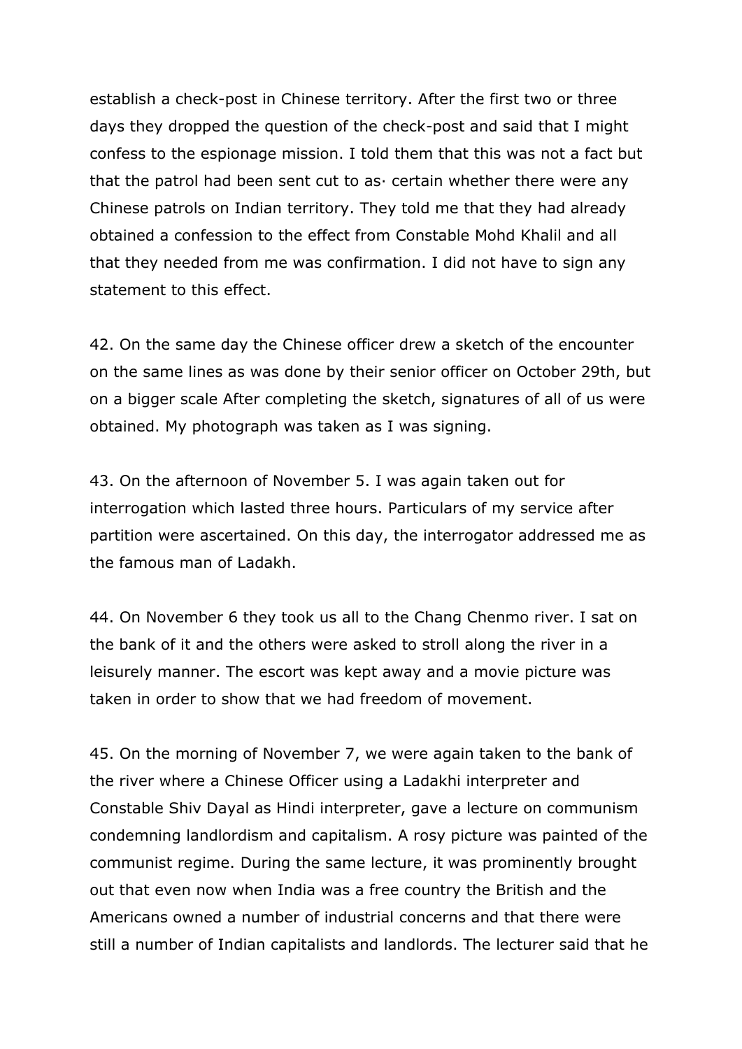establish a check-post in Chinese territory. After the first two or three days they dropped the question of the check-post and said that I might confess to the espionage mission. I told them that this was not a fact but that the patrol had been sent cut to as· certain whether there were any Chinese patrols on Indian territory. They told me that they had already obtained a confession to the effect from Constable Mohd Khalil and all that they needed from me was confirmation. I did not have to sign any statement to this effect.

42. On the same day the Chinese officer drew a sketch of the encounter on the same lines as was done by their senior officer on October 29th, but on a bigger scale After completing the sketch, signatures of all of us were obtained. My photograph was taken as I was signing.

43. On the afternoon of November 5. I was again taken out for interrogation which lasted three hours. Particulars of my service after partition were ascertained. On this day, the interrogator addressed me as the famous man of Ladakh.

44. On November 6 they took us all to the Chang Chenmo river. I sat on the bank of it and the others were asked to stroll along the river in a leisurely manner. The escort was kept away and a movie picture was taken in order to show that we had freedom of movement.

45. On the morning of November 7, we were again taken to the bank of the river where a Chinese Officer using a Ladakhi interpreter and Constable Shiv Dayal as Hindi interpreter, gave a lecture on communism condemning landlordism and capitalism. A rosy picture was painted of the communist regime. During the same lecture, it was prominently brought out that even now when India was a free country the British and the Americans owned a number of industrial concerns and that there were still a number of Indian capitalists and landlords. The lecturer said that he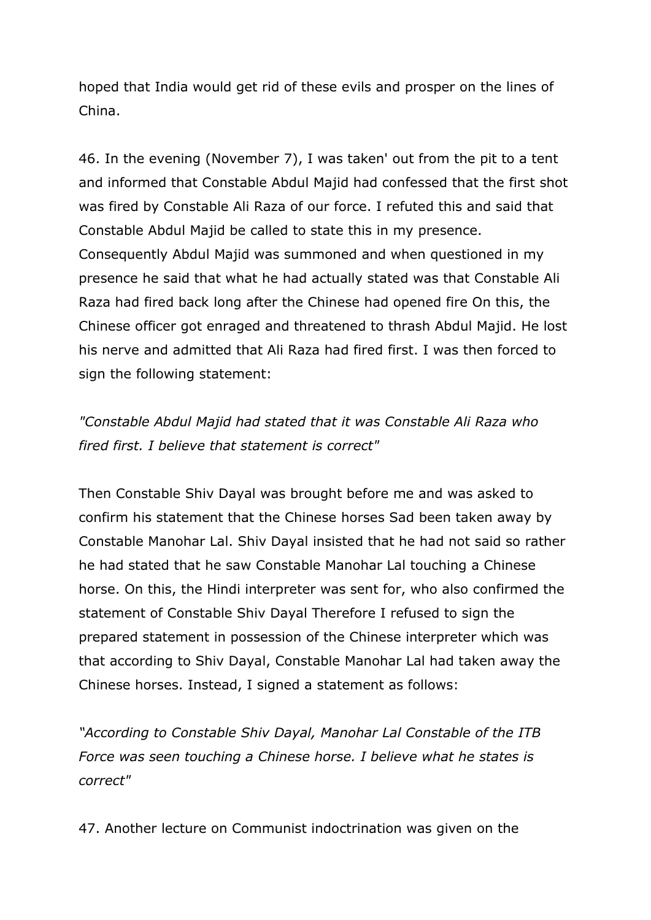hoped that India would get rid of these evils and prosper on the lines of China.

46. In the evening (November 7), I was taken' out from the pit to a tent and informed that Constable Abdul Majid had confessed that the first shot was fired by Constable Ali Raza of our force. I refuted this and said that Constable Abdul Majid be called to state this in my presence. Consequently Abdul Majid was summoned and when questioned in my presence he said that what he had actually stated was that Constable Ali Raza had fired back long after the Chinese had opened fire On this, the Chinese officer got enraged and threatened to thrash Abdul Majid. He lost his nerve and admitted that Ali Raza had fired first. I was then forced to sign the following statement:

*"Constable Abdul Majid had stated that it was Constable Ali Raza who fired first. I believe that statement is correct"*

Then Constable Shiv Dayal was brought before me and was asked to confirm his statement that the Chinese horses Sad been taken away by Constable Manohar Lal. Shiv Dayal insisted that he had not said so rather he had stated that he saw Constable Manohar Lal touching a Chinese horse. On this, the Hindi interpreter was sent for, who also confirmed the statement of Constable Shiv Dayal Therefore I refused to sign the prepared statement in possession of the Chinese interpreter which was that according to Shiv Dayal, Constable Manohar Lal had taken away the Chinese horses. Instead, I signed a statement as follows:

*"According to Constable Shiv Dayal, Manohar Lal Constable of the ITB Force was seen touching a Chinese horse. I believe what he states is correct"*

47. Another lecture on Communist indoctrination was given on the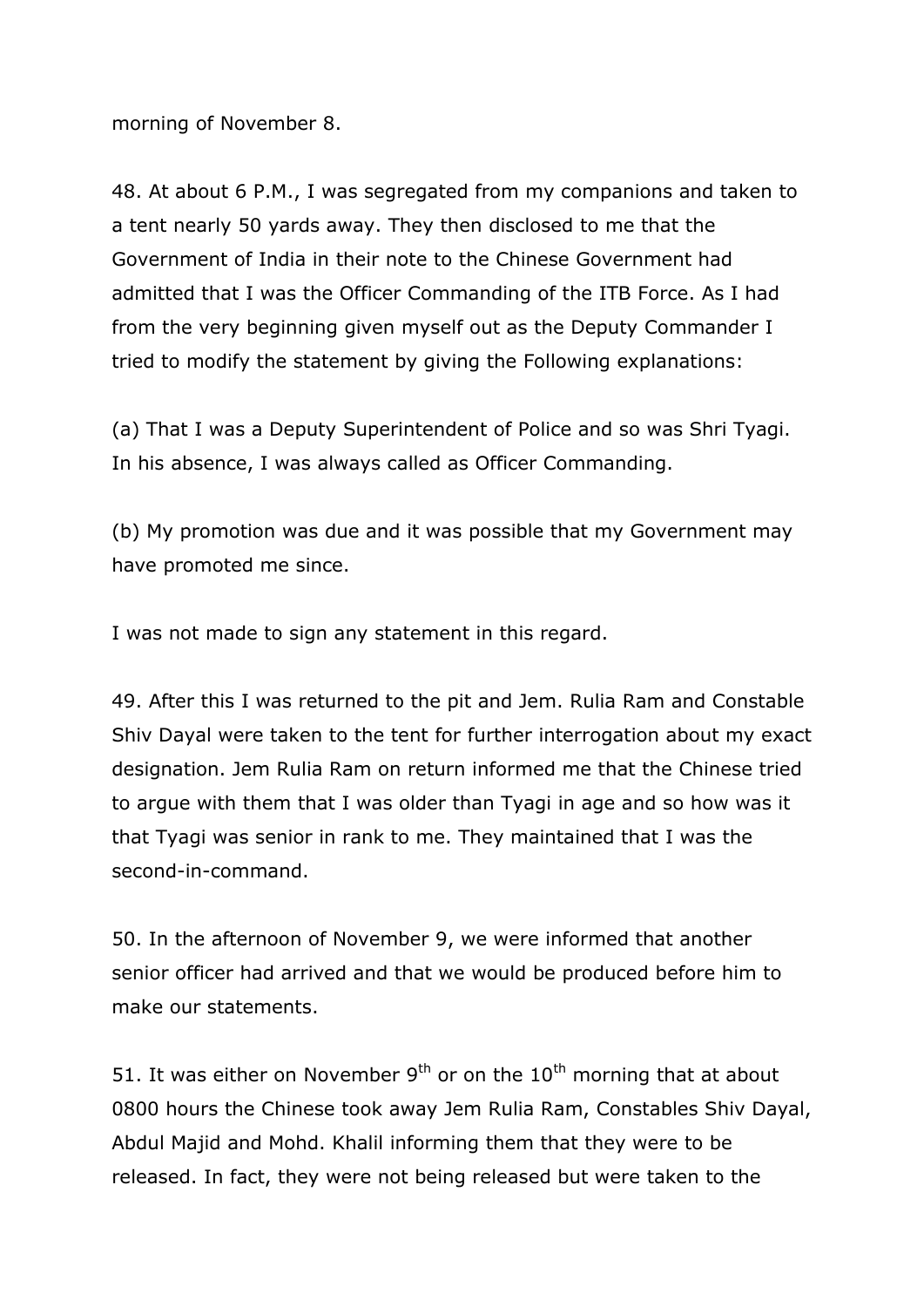morning of November 8.

48. At about 6 P.M., I was segregated from my companions and taken to a tent nearly 50 yards away. They then disclosed to me that the Government of India in their note to the Chinese Government had admitted that I was the Officer Commanding of the ITB Force. As I had from the very beginning given myself out as the Deputy Commander I tried to modify the statement by giving the Following explanations:

(a) That I was a Deputy Superintendent of Police and so was Shri Tyagi. In his absence, I was always called as Officer Commanding.

(b) My promotion was due and it was possible that my Government may have promoted me since.

I was not made to sign any statement in this regard.

49. After this I was returned to the pit and Jem. Rulia Ram and Constable Shiv Dayal were taken to the tent for further interrogation about my exact designation. Jem Rulia Ram on return informed me that the Chinese tried to argue with them that I was older than Tyagi in age and so how was it that Tyagi was senior in rank to me. They maintained that I was the second-in-command.

50. In the afternoon of November 9, we were informed that another senior officer had arrived and that we would be produced before him to make our statements.

51. It was either on November 9th or on the 10th morning that at about 0800 hours the Chinese took away Jem Rulia Ram, Constables Shiv Dayal, Abdul Majid and Mohd. Khalil informing them that they were to be released. In fact, they were not being released but were taken to the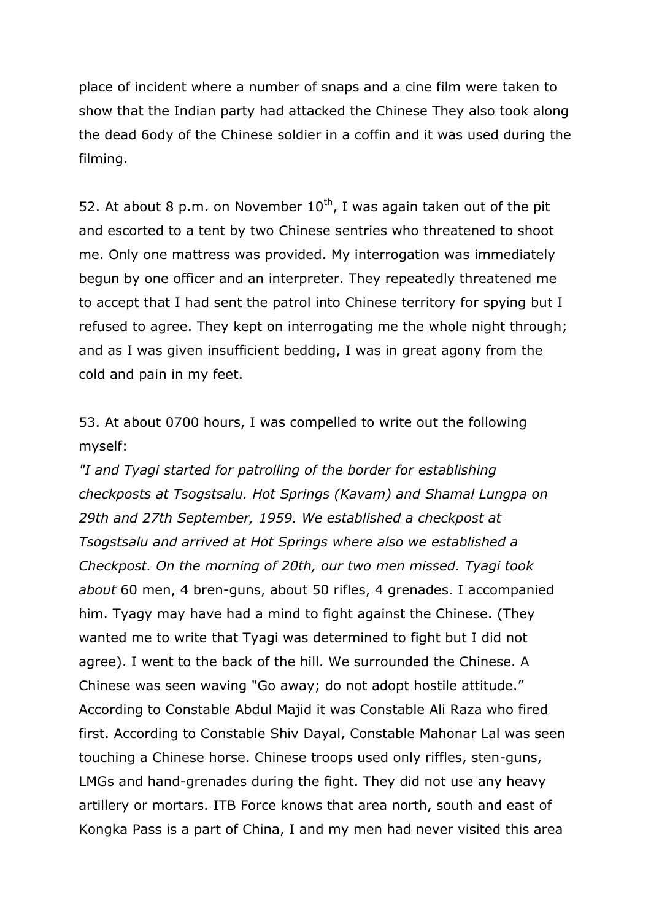place of incident where a number of snaps and a cine film were taken to show that the Indian party had attacked the Chinese They also took along the dead 6ody of the Chinese soldier in a coffin and it was used during the filming.

52. At about 8 p.m. on November 10th, I was again taken out of the pit and escorted to a tent by two Chinese sentries who threatened to shoot me. Only one mattress was provided. My interrogation was immediately begun by one officer and an interpreter. They repeatedly threatened me to accept that I had sent the patrol into Chinese territory for spying but I refused to agree. They kept on interrogating me the whole night through; and as I was given insufficient bedding, I was in great agony from the cold and pain in my feet.

53. At about 0700 hours, I was compelled to write out the following myself:

*"I and Tyagi started for patrolling of the border for establishing checkposts at Tsogstsalu. Hot Springs (Kavam) and Shamal Lungpa on 29th and 27th September, 1959. We established a checkpost at Tsogstsalu and arrived at Hot Springs where also we established a Checkpost. On the morning of 20th, our two men missed. Tyagi took about* 60 men, 4 bren-guns, about 50 rifles, 4 grenades. I accompanied him. Tyagy may have had a mind to fight against the Chinese. (They wanted me to write that Tyagi was determined to fight but I did not agree). I went to the back of the hill. We surrounded the Chinese. A Chinese was seen waving "Go away; do not adopt hostile attitude." According to Constable Abdul Majid it was Constable Ali Raza who fired first. According to Constable Shiv Dayal, Constable Mahonar Lal was seen touching a Chinese horse. Chinese troops used only riffles, sten-guns, LMGs and hand-grenades during the fight. They did not use any heavy artillery or mortars. ITB Force knows that area north, south and east of Kongka Pass is a part of China, I and my men had never visited this area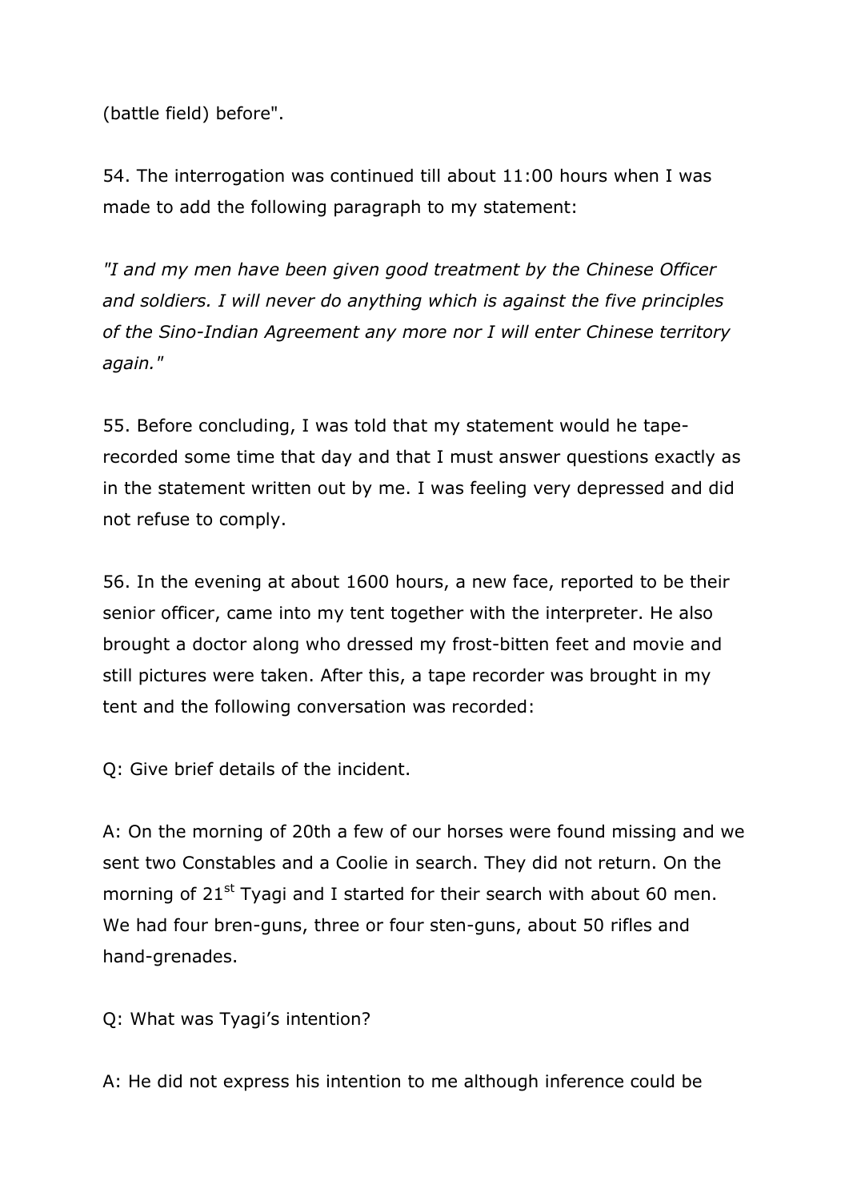(battle field) before".

54. The interrogation was continued till about 11:00 hours when I was made to add the following paragraph to my statement:

*"I and my men have been given good treatment by the Chinese Officer and soldiers. I will never do anything which is against the five principles of the Sino-Indian Agreement any more nor I will enter Chinese territory again."*

55. Before concluding, I was told that my statement would he tape-recorded some time that day and that I must answer questions exactly as in the statement written out by me. I was feeling very depressed and did not refuse to comply.

56. In the evening at about 1600 hours, a new face, reported to be their senior officer, came into my tent together with the interpreter. He also brought a doctor along who dressed my frost-bitten feet and movie and still pictures were taken. After this, a tape recorder was brought in my tent and the following conversation was recorded:

Q: Give brief details of the incident.

A: On the morning of 20th a few of our horses were found missing and we sent two Constables and a Coolie in search. They did not return. On the morning of 21st Tyagi and I started for their search with about 60 men. We had four bren-guns, three or four sten-guns, about 50 rifles and hand-grenades.

Q: What was Tyagi's intention?

A: He did not express his intention to me although inference could be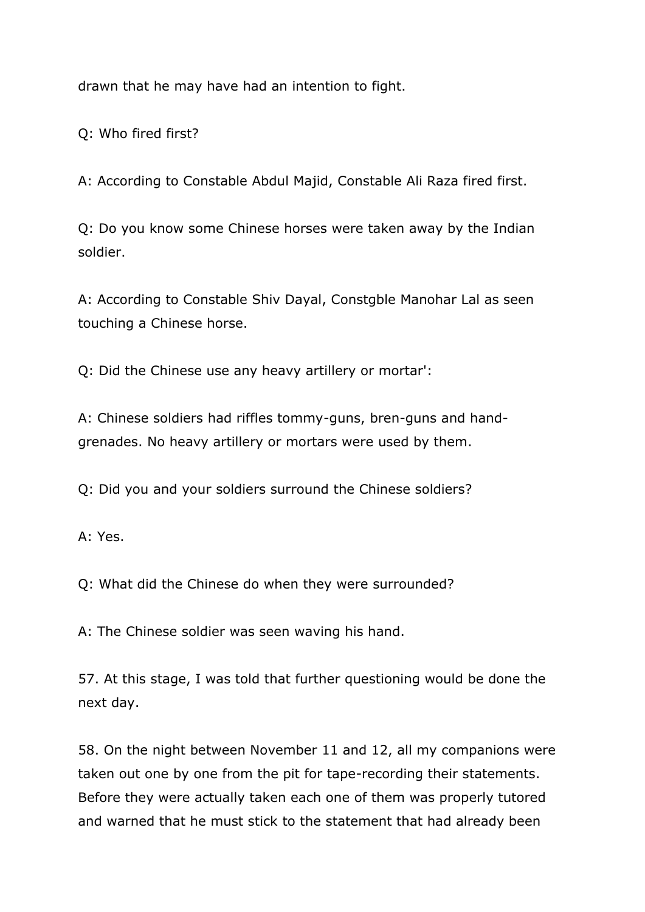drawn that he may have had an intention to fight.

Q: Who fired first?

A: According to Constable Abdul Majid, Constable Ali Raza fired first.

Q: Do you know some Chinese horses were taken away by the Indian soldier.

A: According to Constable Shiv Dayal, Constgble Manohar Lal as seen touching a Chinese horse.

Q: Did the Chinese use any heavy artillery or mortar':

A: Chinese soldiers had riffles tommy-guns, bren-guns and hand-grenades. No heavy artillery or mortars were used by them.

Q: Did you and your soldiers surround the Chinese soldiers?

A: Yes.

Q: What did the Chinese do when they were surrounded?

A: The Chinese soldier was seen waving his hand.

57. At this stage, I was told that further questioning would be done the next day.

58. On the night between November 11 and 12, all my companions were taken out one by one from the pit for tape-recording their statements. Before they were actually taken each one of them was properly tutored and warned that he must stick to the statement that had already been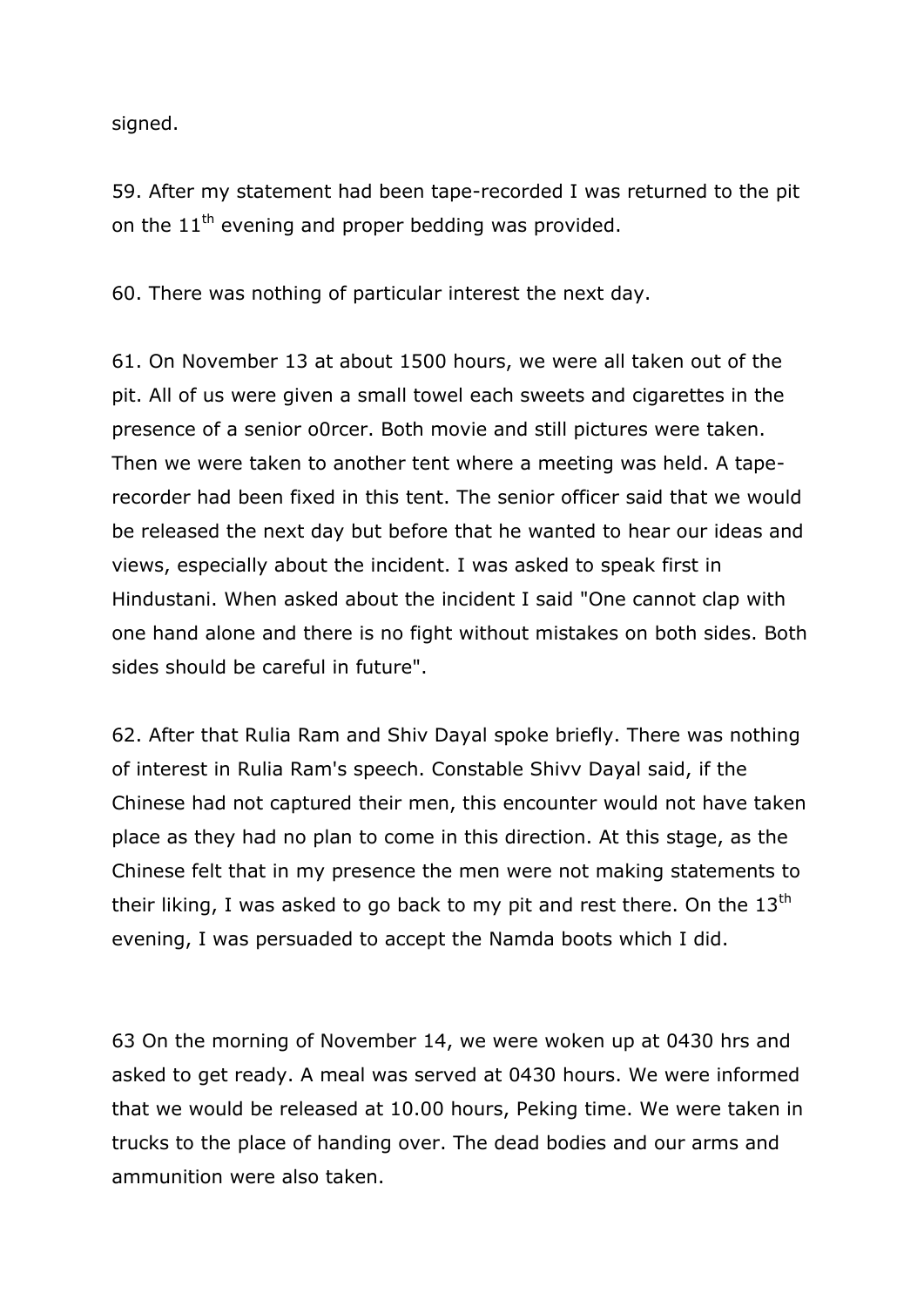signed.

59. After my statement had been tape-recorded I was returned to the pit on the 11th evening and proper bedding was provided.

60. There was nothing of particular interest the next day.

61. On November 13 at about 1500 hours, we were all taken out of the pit. All of us were given a small towel each sweets and cigarettes in the presence of a senior o0rcer. Both movie and still pictures were taken. Then we were taken to another tent where a meeting was held. A tape-recorder had been fixed in this tent. The senior officer said that we would be released the next day but before that he wanted to hear our ideas and views, especially about the incident. I was asked to speak first in Hindustani. When asked about the incident I said "One cannot clap with one hand alone and there is no fight without mistakes on both sides. Both sides should be careful in future".

62. After that Rulia Ram and Shiv Dayal spoke briefly. There was nothing of interest in Rulia Ram's speech. Constable Shivv Dayal said, if the Chinese had not captured their men, this encounter would not have taken place as they had no plan to come in this direction. At this stage, as the Chinese felt that in my presence the men were not making statements to their liking, I was asked to go back to my pit and rest there. On the 13th evening, I was persuaded to accept the Namda boots which I did.

63 On the morning of November 14, we were woken up at 0430 hrs and asked to get ready. A meal was served at 0430 hours. We were informed that we would be released at 10.00 hours, Peking time. We were taken in trucks to the place of handing over. The dead bodies and our arms and ammunition were also taken.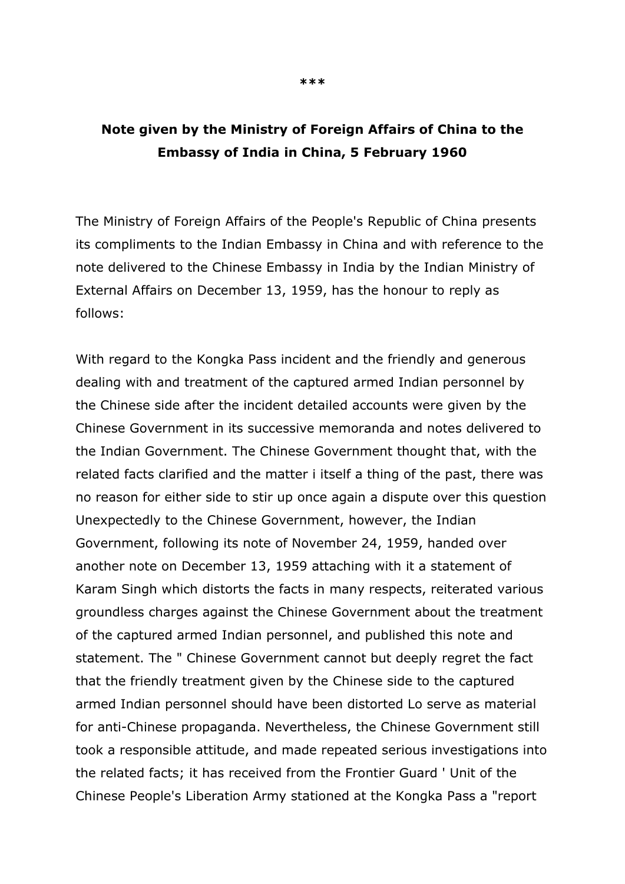***

**Note given by the Ministry of Foreign Affairs of China to the Embassy of India in China, 5 February 1960**

The Ministry of Foreign Affairs of the People's Republic of China presents its compliments to the Indian Embassy in China and with reference to the note delivered to the Chinese Embassy in India by the Indian Ministry of External Affairs on December 13, 1959, has the honour to reply as follows:

With regard to the Kongka Pass incident and the friendly and generous dealing with and treatment of the captured armed Indian personnel by the Chinese side after the incident detailed accounts were given by the Chinese Government in its successive memoranda and notes delivered to the Indian Government. The Chinese Government thought that, with the related facts clarified and the matter i itself a thing of the past, there was no reason for either side to stir up once again a dispute over this question Unexpectedly to the Chinese Government, however, the Indian Government, following its note of November 24, 1959, handed over another note on December 13, 1959 attaching with it a statement of Karam Singh which distorts the facts in many respects, reiterated various groundless charges against the Chinese Government about the treatment of the captured armed Indian personnel, and published this note and statement. The " Chinese Government cannot but deeply regret the fact that the friendly treatment given by the Chinese side to the captured armed Indian personnel should have been distorted Lo serve as material for anti-Chinese propaganda. Nevertheless, the Chinese Government still took a responsible attitude, and made repeated serious investigations into the related facts; it has received from the Frontier Guard ' Unit of the Chinese People's Liberation Army stationed at the Kongka Pass a "report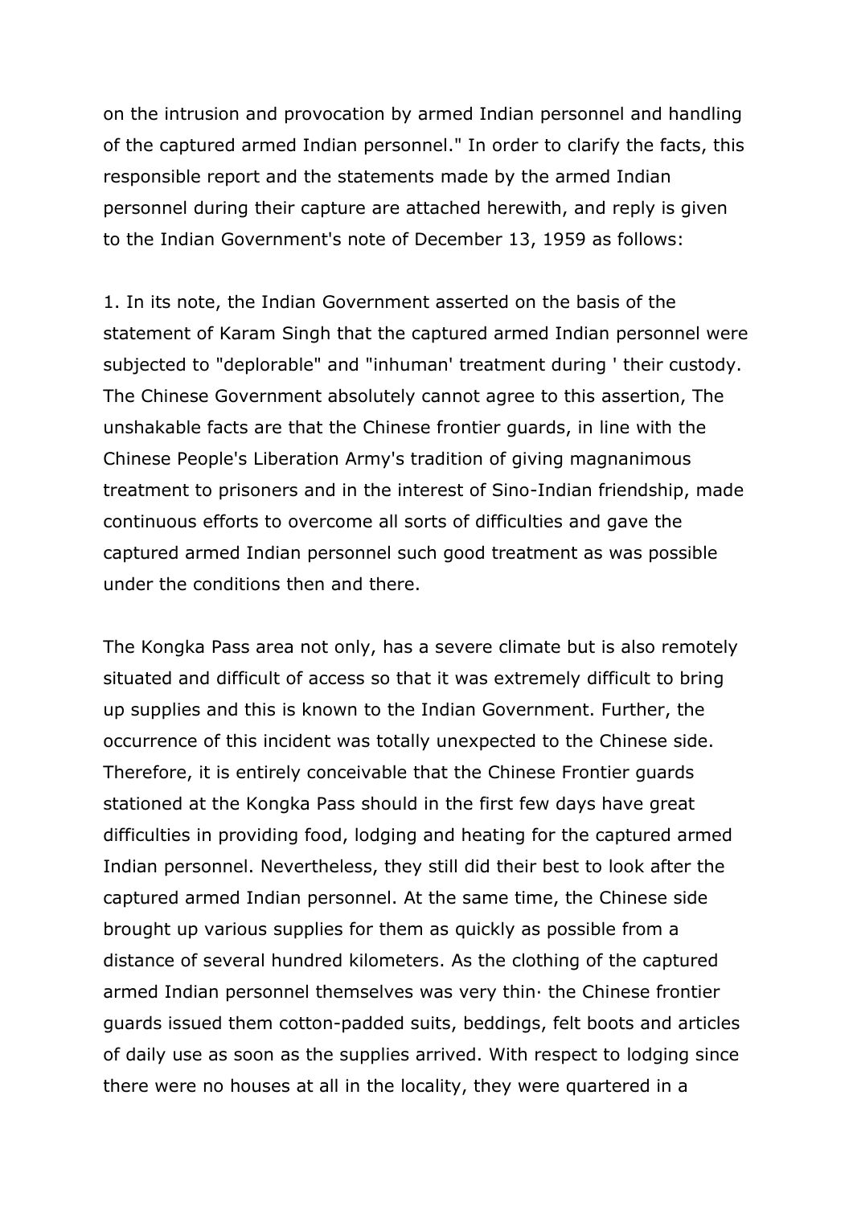on the intrusion and provocation by armed Indian personnel and handling of the captured armed Indian personnel." In order to clarify the facts, this responsible report and the statements made by the armed Indian personnel during their capture are attached herewith, and reply is given to the Indian Government's note of December 13, 1959 as follows:

1. In its note, the Indian Government asserted on the basis of the statement of Karam Singh that the captured armed Indian personnel were subjected to "deplorable" and "inhuman' treatment during ' their custody. The Chinese Government absolutely cannot agree to this assertion, The unshakable facts are that the Chinese frontier guards, in line with the Chinese People's Liberation Army's tradition of giving magnanimous treatment to prisoners and in the interest of Sino-Indian friendship, made continuous efforts to overcome all sorts of difficulties and gave the captured armed Indian personnel such good treatment as was possible under the conditions then and there.

The Kongka Pass area not only, has a severe climate but is also remotely situated and difficult of access so that it was extremely difficult to bring up supplies and this is known to the Indian Government. Further, the occurrence of this incident was totally unexpected to the Chinese side. Therefore, it is entirely conceivable that the Chinese Frontier guards stationed at the Kongka Pass should in the first few days have great difficulties in providing food, lodging and heating for the captured armed Indian personnel. Nevertheless, they still did their best to look after the captured armed Indian personnel. At the same time, the Chinese side brought up various supplies for them as quickly as possible from a distance of several hundred kilometers. As the clothing of the captured armed Indian personnel themselves was very thin· the Chinese frontier guards issued them cotton-padded suits, beddings, felt boots and articles of daily use as soon as the supplies arrived. With respect to lodging since there were no houses at all in the locality, they were quartered in a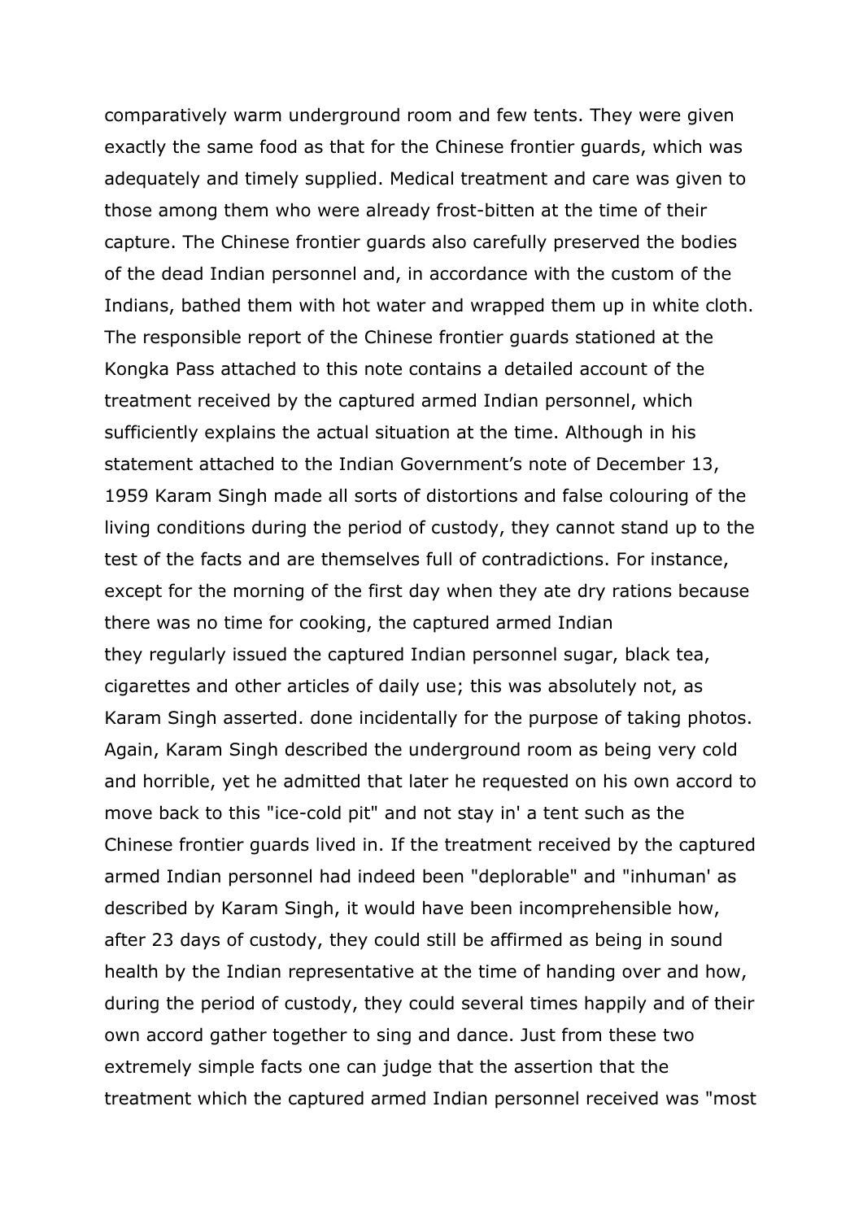comparatively warm underground room and few tents. They were given exactly the same food as that for the Chinese frontier guards, which was adequately and timely supplied. Medical treatment and care was given to those among them who were already frost-bitten at the time of their capture. The Chinese frontier guards also carefully preserved the bodies of the dead Indian personnel and, in accordance with the custom of the Indians, bathed them with hot water and wrapped them up in white cloth. The responsible report of the Chinese frontier guards stationed at the Kongka Pass attached to this note contains a detailed account of the treatment received by the captured armed Indian personnel, which sufficiently explains the actual situation at the time. Although in his statement attached to the Indian Government's note of December 13, 1959 Karam Singh made all sorts of distortions and false colouring of the living conditions during the period of custody, they cannot stand up to the test of the facts and are themselves full of contradictions. For instance, except for the morning of the first day when they ate dry rations because there was no time for cooking, the captured armed Indian
they regularly issued the captured Indian personnel sugar, black tea, cigarettes and other articles of daily use; this was absolutely not, as Karam Singh asserted. done incidentally for the purpose of taking photos. Again, Karam Singh described the underground room as being very cold and horrible, yet he admitted that later he requested on his own accord to move back to this "ice-cold pit" and not stay in' a tent such as the Chinese frontier guards lived in. If the treatment received by the captured armed Indian personnel had indeed been "deplorable" and "inhuman' as described by Karam Singh, it would have been incomprehensible how, after 23 days of custody, they could still be affirmed as being in sound health by the Indian representative at the time of handing over and how, during the period of custody, they could several times happily and of their own accord gather together to sing and dance. Just from these two extremely simple facts one can judge that the assertion that the treatment which the captured armed Indian personnel received was "most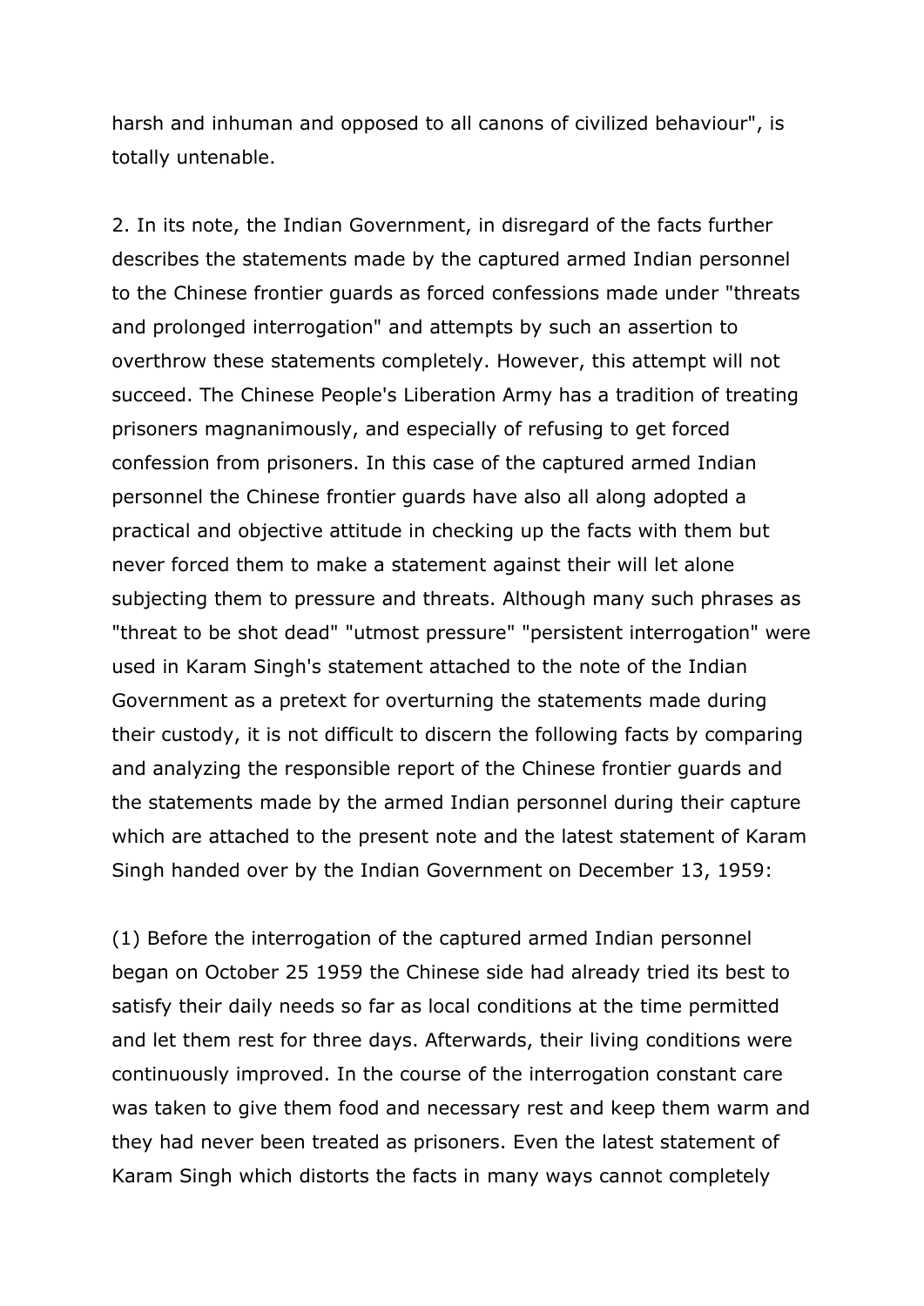harsh and inhuman and opposed to all canons of civilized behaviour", is totally untenable.

2. In its note, the Indian Government, in disregard of the facts further describes the statements made by the captured armed Indian personnel to the Chinese frontier guards as forced confessions made under "threats and prolonged interrogation" and attempts by such an assertion to overthrow these statements completely. However, this attempt will not succeed. The Chinese People's Liberation Army has a tradition of treating prisoners magnanimously, and especially of refusing to get forced confession from prisoners. In this case of the captured armed Indian personnel the Chinese frontier guards have also all along adopted a practical and objective attitude in checking up the facts with them but never forced them to make a statement against their will let alone subjecting them to pressure and threats. Although many such phrases as "threat to be shot dead" "utmost pressure" "persistent interrogation" were used in Karam Singh's statement attached to the note of the Indian Government as a pretext for overturning the statements made during their custody, it is not difficult to discern the following facts by comparing and analyzing the responsible report of the Chinese frontier guards and the statements made by the armed Indian personnel during their capture which are attached to the present note and the latest statement of Karam Singh handed over by the Indian Government on December 13, 1959:

(1) Before the interrogation of the captured armed Indian personnel began on October 25 1959 the Chinese side had already tried its best to satisfy their daily needs so far as local conditions at the time permitted and let them rest for three days. Afterwards, their living conditions were continuously improved. In the course of the interrogation constant care was taken to give them food and necessary rest and keep them warm and they had never been treated as prisoners. Even the latest statement of Karam Singh which distorts the facts in many ways cannot completely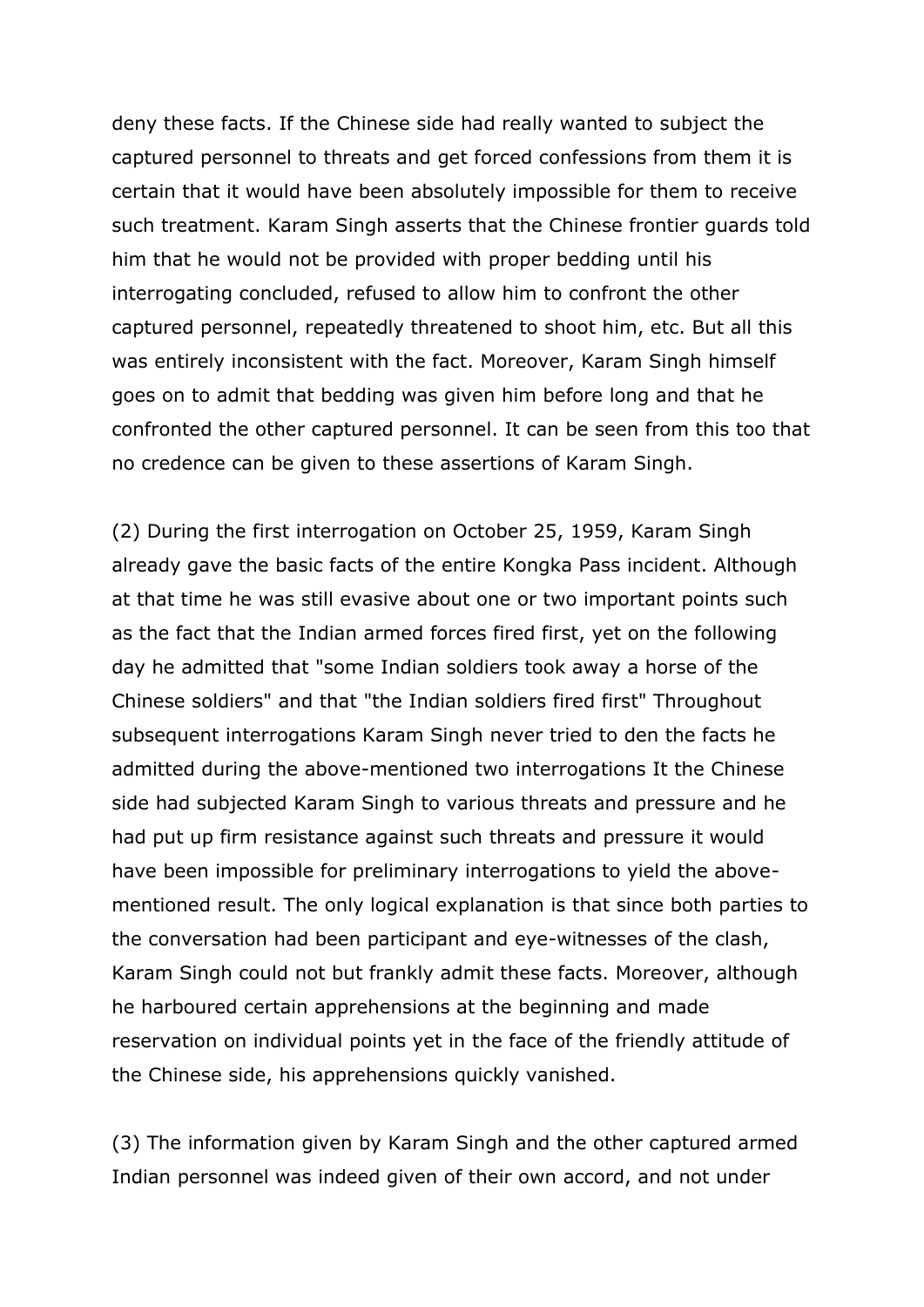deny these facts. If the Chinese side had really wanted to subject the captured personnel to threats and get forced confessions from them it is certain that it would have been absolutely impossible for them to receive such treatment. Karam Singh asserts that the Chinese frontier guards told him that he would not be provided with proper bedding until his interrogating concluded, refused to allow him to confront the other captured personnel, repeatedly threatened to shoot him, etc. But all this was entirely inconsistent with the fact. Moreover, Karam Singh himself goes on to admit that bedding was given him before long and that he confronted the other captured personnel. It can be seen from this too that no credence can be given to these assertions of Karam Singh.

(2) During the first interrogation on October 25, 1959, Karam Singh already gave the basic facts of the entire Kongka Pass incident. Although at that time he was still evasive about one or two important points such as the fact that the Indian armed forces fired first, yet on the following day he admitted that "some Indian soldiers took away a horse of the Chinese soldiers" and that "the Indian soldiers fired first" Throughout subsequent interrogations Karam Singh never tried to den the facts he admitted during the above-mentioned two interrogations It the Chinese side had subjected Karam Singh to various threats and pressure and he had put up firm resistance against such threats and pressure it would have been impossible for preliminary interrogations to yield the above-mentioned result. The only logical explanation is that since both parties to the conversation had been participant and eye-witnesses of the clash, Karam Singh could not but frankly admit these facts. Moreover, although he harboured certain apprehensions at the beginning and made reservation on individual points yet in the face of the friendly attitude of the Chinese side, his apprehensions quickly vanished.

(3) The information given by Karam Singh and the other captured armed Indian personnel was indeed given of their own accord, and not under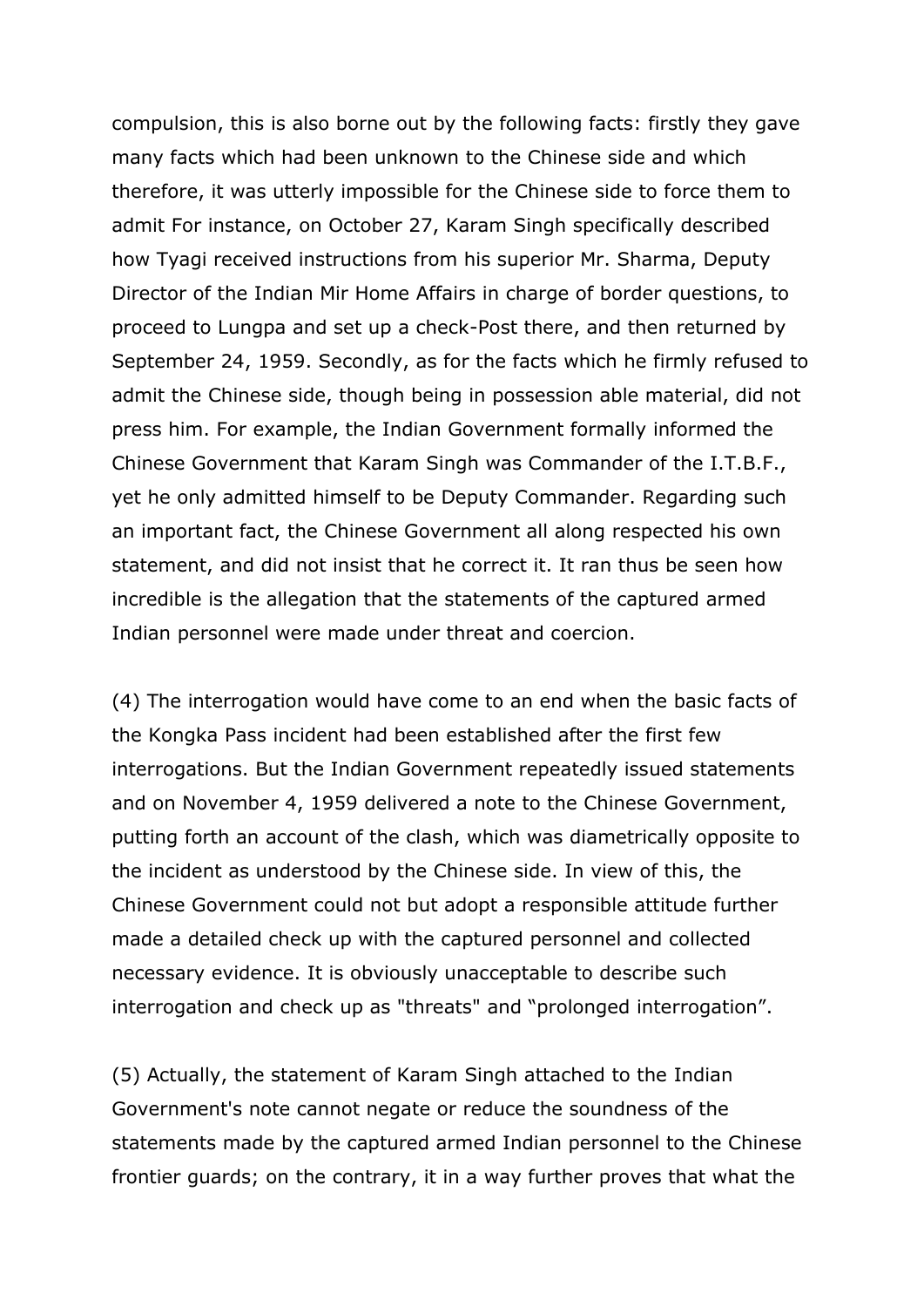compulsion, this is also borne out by the following facts: firstly they gave many facts which had been unknown to the Chinese side and which therefore, it was utterly impossible for the Chinese side to force them to admit For instance, on October 27, Karam Singh specifically described how Tyagi received instructions from his superior Mr. Sharma, Deputy Director of the Indian Mir Home Affairs in charge of border questions, to proceed to Lungpa and set up a check-Post there, and then returned by September 24, 1959. Secondly, as for the facts which he firmly refused to admit the Chinese side, though being in possession able material, did not press him. For example, the Indian Government formally informed the Chinese Government that Karam Singh was Commander of the I.T.B.F., yet he only admitted himself to be Deputy Commander. Regarding such an important fact, the Chinese Government all along respected his own statement, and did not insist that he correct it. It ran thus be seen how incredible is the allegation that the statements of the captured armed Indian personnel were made under threat and coercion.

(4) The interrogation would have come to an end when the basic facts of the Kongka Pass incident had been established after the first few interrogations. But the Indian Government repeatedly issued statements and on November 4, 1959 delivered a note to the Chinese Government, putting forth an account of the clash, which was diametrically opposite to the incident as understood by the Chinese side. In view of this, the Chinese Government could not but adopt a responsible attitude further made a detailed check up with the captured personnel and collected necessary evidence. It is obviously unacceptable to describe such interrogation and check up as "threats" and “prolonged interrogation”.

(5) Actually, the statement of Karam Singh attached to the Indian Government's note cannot negate or reduce the soundness of the statements made by the captured armed Indian personnel to the Chinese frontier guards; on the contrary, it in a way further proves that what the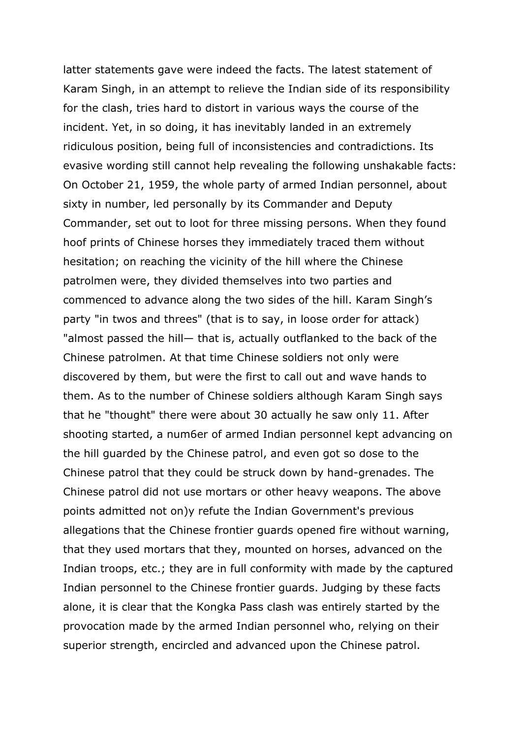latter statements gave were indeed the facts. The latest statement of Karam Singh, in an attempt to relieve the Indian side of its responsibility for the clash, tries hard to distort in various ways the course of the incident. Yet, in so doing, it has inevitably landed in an extremely ridiculous position, being full of inconsistencies and contradictions. Its evasive wording still cannot help revealing the following unshakable facts: On October 21, 1959, the whole party of armed Indian personnel, about sixty in number, led personally by its Commander and Deputy Commander, set out to loot for three missing persons. When they found hoof prints of Chinese horses they immediately traced them without hesitation; on reaching the vicinity of the hill where the Chinese patrolmen were, they divided themselves into two parties and commenced to advance along the two sides of the hill. Karam Singh's party "in twos and threes" (that is to say, in loose order for attack) "almost passed the hill— that is, actually outflanked to the back of the Chinese patrolmen. At that time Chinese soldiers not only were discovered by them, but were the first to call out and wave hands to them. As to the number of Chinese soldiers although Karam Singh says that he "thought" there were about 30 actually he saw only 11. After shooting started, a num6er of armed Indian personnel kept advancing on the hill guarded by the Chinese patrol, and even got so dose to the Chinese patrol that they could be struck down by hand-grenades. The Chinese patrol did not use mortars or other heavy weapons. The above points admitted not on)y refute the Indian Government's previous allegations that the Chinese frontier guards opened fire without warning, that they used mortars that they, mounted on horses, advanced on the Indian troops, etc.; they are in full conformity with made by the captured Indian personnel to the Chinese frontier guards. Judging by these facts alone, it is clear that the Kongka Pass clash was entirely started by the provocation made by the armed Indian personnel who, relying on their superior strength, encircled and advanced upon the Chinese patrol.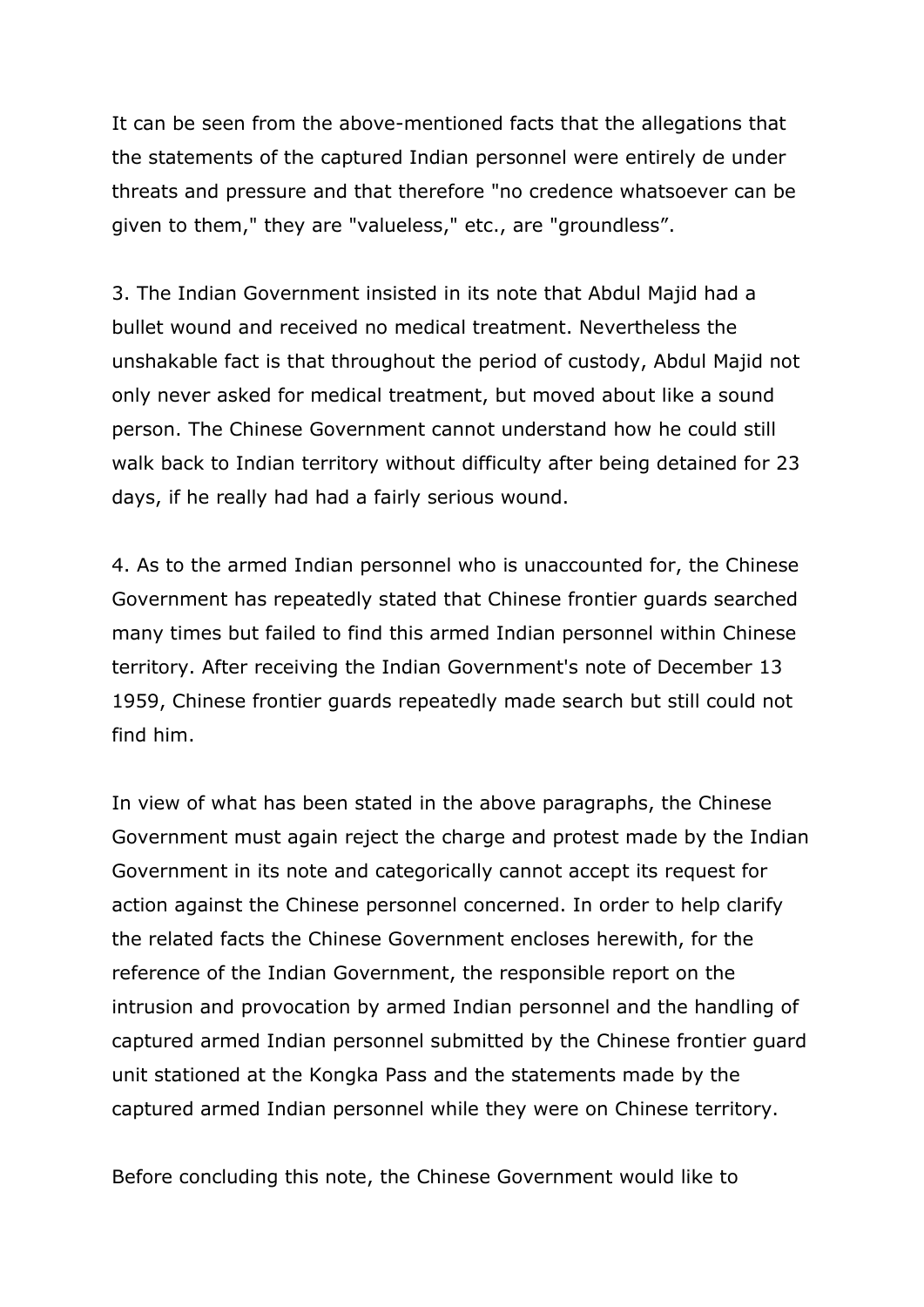It can be seen from the above-mentioned facts that the allegations that the statements of the captured Indian personnel were entirely de under threats and pressure and that therefore "no credence whatsoever can be given to them," they are "valueless," etc., are "groundless".

3. The Indian Government insisted in its note that Abdul Majid had a bullet wound and received no medical treatment. Nevertheless the unshakable fact is that throughout the period of custody, Abdul Majid not only never asked for medical treatment, but moved about like a sound person. The Chinese Government cannot understand how he could still walk back to Indian territory without difficulty after being detained for 23 days, if he really had had a fairly serious wound.

4. As to the armed Indian personnel who is unaccounted for, the Chinese Government has repeatedly stated that Chinese frontier guards searched many times but failed to find this armed Indian personnel within Chinese territory. After receiving the Indian Government's note of December 13 1959, Chinese frontier guards repeatedly made search but still could not find him.

In view of what has been stated in the above paragraphs, the Chinese Government must again reject the charge and protest made by the Indian Government in its note and categorically cannot accept its request for action against the Chinese personnel concerned. In order to help clarify the related facts the Chinese Government encloses herewith, for the reference of the Indian Government, the responsible report on the intrusion and provocation by armed Indian personnel and the handling of captured armed Indian personnel submitted by the Chinese frontier guard unit stationed at the Kongka Pass and the statements made by the captured armed Indian personnel while they were on Chinese territory.

Before concluding this note, the Chinese Government would like to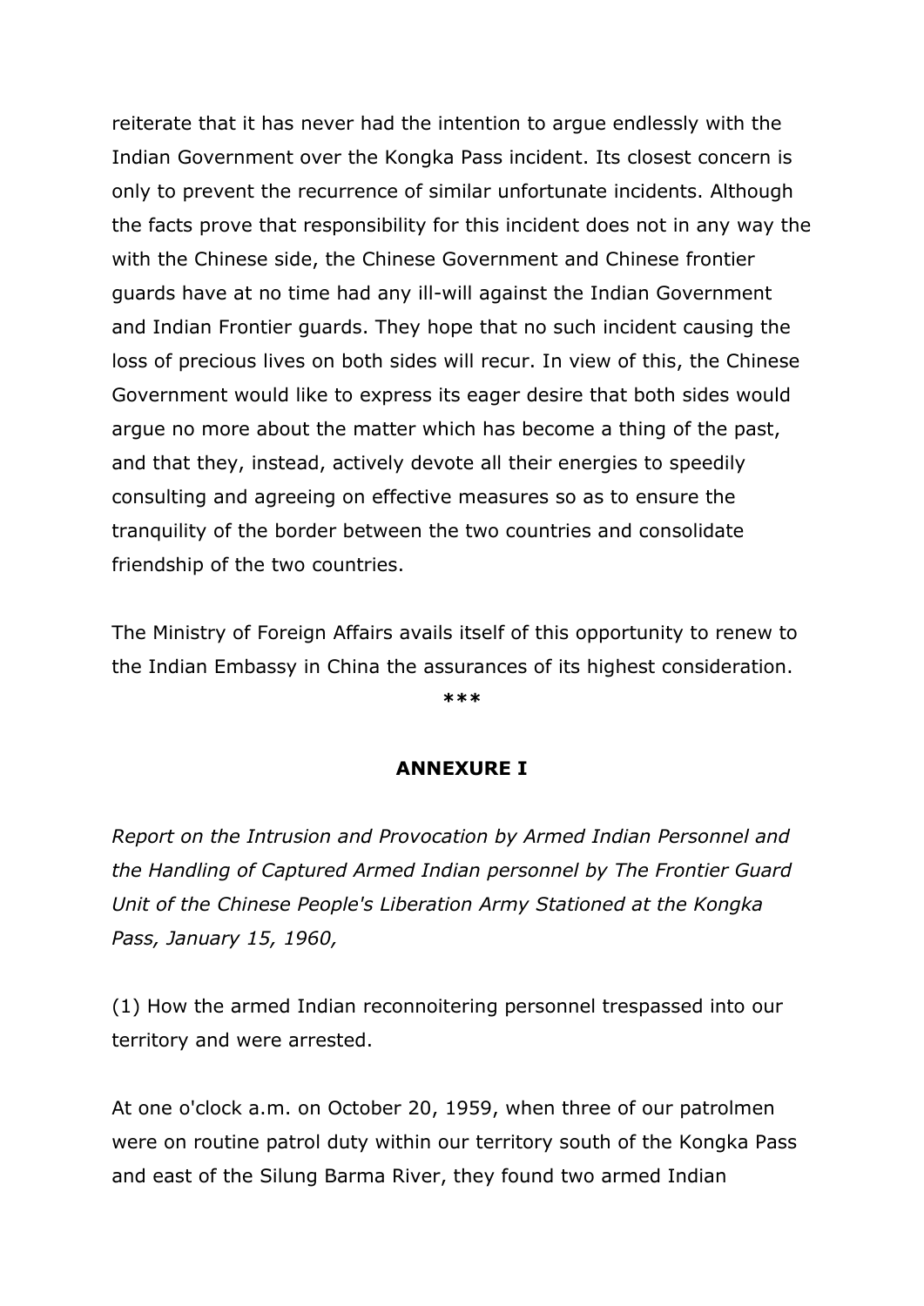reiterate that it has never had the intention to argue endlessly with the Indian Government over the Kongka Pass incident. Its closest concern is only to prevent the recurrence of similar unfortunate incidents. Although the facts prove that responsibility for this incident does not in any way the with the Chinese side, the Chinese Government and Chinese frontier guards have at no time had any ill-will against the Indian Government and Indian Frontier guards. They hope that no such incident causing the loss of precious lives on both sides will recur. In view of this, the Chinese Government would like to express its eager desire that both sides would argue no more about the matter which has become a thing of the past, and that they, instead, actively devote all their energies to speedily consulting and agreeing on effective measures so as to ensure the tranquility of the border between the two countries and consolidate friendship of the two countries.

The Ministry of Foreign Affairs avails itself of this opportunity to renew to the Indian Embassy in China the assurances of its highest consideration.

***

**ANNEXURE I**

*Report on the Intrusion and Provocation by Armed Indian Personnel and the Handling of Captured Armed Indian personnel by The Frontier Guard Unit of the Chinese People's Liberation Army Stationed at the Kongka Pass, January 15, 1960,*

(1) How the armed Indian reconnoitering personnel trespassed into our territory and were arrested.

At one o'clock a.m. on October 20, 1959, when three of our patrolmen were on routine patrol duty within our territory south of the Kongka Pass and east of the Silung Barma River, they found two armed Indian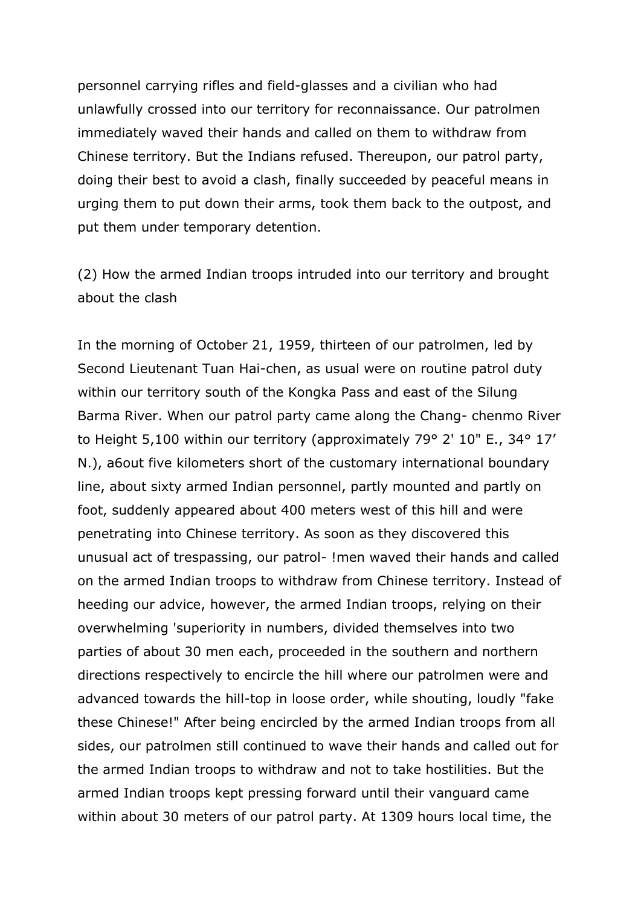personnel carrying rifles and field-glasses and a civilian who had unlawfully crossed into our territory for reconnaissance. Our patrolmen immediately waved their hands and called on them to withdraw from Chinese territory. But the Indians refused. Thereupon, our patrol party, doing their best to avoid a clash, finally succeeded by peaceful means in urging them to put down their arms, took them back to the outpost, and put them under temporary detention.

(2) How the armed Indian troops intruded into our territory and brought about the clash

In the morning of October 21, 1959, thirteen of our patrolmen, led by Second Lieutenant Tuan Hai-chen, as usual were on routine patrol duty within our territory south of the Kongka Pass and east of the Silung Barma River. When our patrol party came along the Chang- chenmo River to Height 5,100 within our territory (approximately 79° 2' 10" E., 34° 17' N.), a6out five kilometers short of the customary international boundary line, about sixty armed Indian personnel, partly mounted and partly on foot, suddenly appeared about 400 meters west of this hill and were penetrating into Chinese territory. As soon as they discovered this unusual act of trespassing, our patrol- !men waved their hands and called on the armed Indian troops to withdraw from Chinese territory. Instead of heeding our advice, however, the armed Indian troops, relying on their overwhelming 'superiority in numbers, divided themselves into two parties of about 30 men each, proceeded in the southern and northern directions respectively to encircle the hill where our patrolmen were and advanced towards the hill-top in loose order, while shouting, loudly "fake these Chinese!" After being encircled by the armed Indian troops from all sides, our patrolmen still continued to wave their hands and called out for the armed Indian troops to withdraw and not to take hostilities. But the armed Indian troops kept pressing forward until their vanguard came within about 30 meters of our patrol party. At 1309 hours local time, the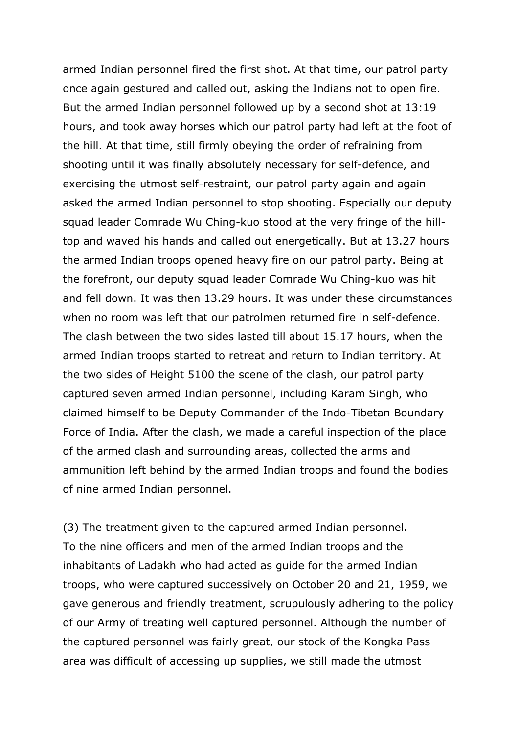armed Indian personnel fired the first shot. At that time, our patrol party once again gestured and called out, asking the Indians not to open fire. But the armed Indian personnel followed up by a second shot at 13:19 hours, and took away horses which our patrol party had left at the foot of the hill. At that time, still firmly obeying the order of refraining from shooting until it was finally absolutely necessary for self-defence, and exercising the utmost self-restraint, our patrol party again and again asked the armed Indian personnel to stop shooting. Especially our deputy squad leader Comrade Wu Ching-kuo stood at the very fringe of the hill-top and waved his hands and called out energetically. But at 13.27 hours the armed Indian troops opened heavy fire on our patrol party. Being at the forefront, our deputy squad leader Comrade Wu Ching-kuo was hit and fell down. It was then 13.29 hours. It was under these circumstances when no room was left that our patrolmen returned fire in self-defence. The clash between the two sides lasted till about 15.17 hours, when the armed Indian troops started to retreat and return to Indian territory. At the two sides of Height 5100 the scene of the clash, our patrol party captured seven armed Indian personnel, including Karam Singh, who claimed himself to be Deputy Commander of the Indo-Tibetan Boundary Force of India. After the clash, we made a careful inspection of the place of the armed clash and surrounding areas, collected the arms and ammunition left behind by the armed Indian troops and found the bodies of nine armed Indian personnel.

(3) The treatment given to the captured armed Indian personnel.
To the nine officers and men of the armed Indian troops and the inhabitants of Ladakh who had acted as guide for the armed Indian troops, who were captured successively on October 20 and 21, 1959, we gave generous and friendly treatment, scrupulously adhering to the policy of our Army of treating well captured personnel. Although the number of the captured personnel was fairly great, our stock of the Kongka Pass area was difficult of accessing up supplies, we still made the utmost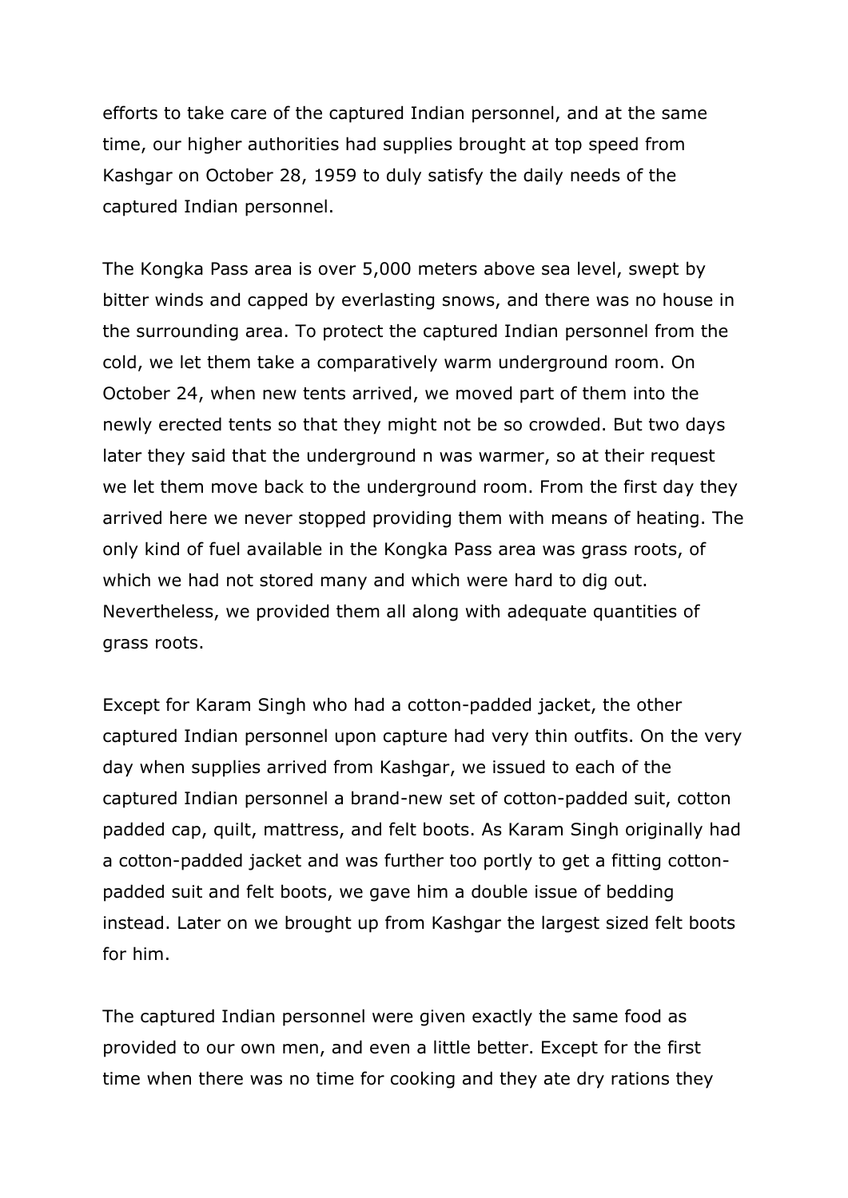efforts to take care of the captured Indian personnel, and at the same time, our higher authorities had supplies brought at top speed from Kashgar on October 28, 1959 to duly satisfy the daily needs of the captured Indian personnel.

The Kongka Pass area is over 5,000 meters above sea level, swept by bitter winds and capped by everlasting snows, and there was no house in the surrounding area. To protect the captured Indian personnel from the cold, we let them take a comparatively warm underground room. On October 24, when new tents arrived, we moved part of them into the newly erected tents so that they might not be so crowded. But two days later they said that the underground n was warmer, so at their request we let them move back to the underground room. From the first day they arrived here we never stopped providing them with means of heating. The only kind of fuel available in the Kongka Pass area was grass roots, of which we had not stored many and which were hard to dig out. Nevertheless, we provided them all along with adequate quantities of grass roots.

Except for Karam Singh who had a cotton-padded jacket, the other captured Indian personnel upon capture had very thin outfits. On the very day when supplies arrived from Kashgar, we issued to each of the captured Indian personnel a brand-new set of cotton-padded suit, cotton padded cap, quilt, mattress, and felt boots. As Karam Singh originally had a cotton-padded jacket and was further too portly to get a fitting cotton-padded suit and felt boots, we gave him a double issue of bedding instead. Later on we brought up from Kashgar the largest sized felt boots for him.

The captured Indian personnel were given exactly the same food as provided to our own men, and even a little better. Except for the first time when there was no time for cooking and they ate dry rations they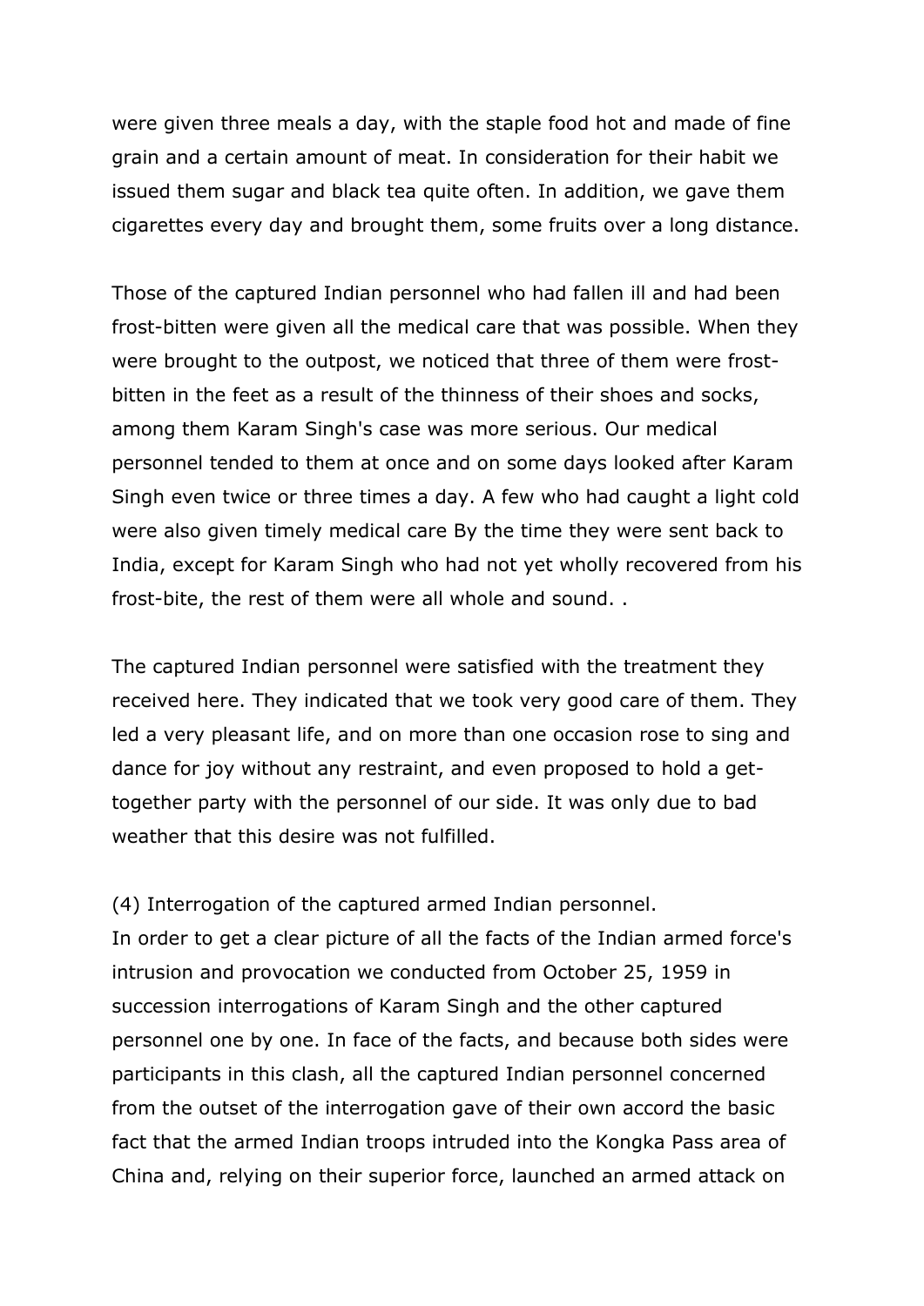were given three meals a day, with the staple food hot and made of fine grain and a certain amount of meat. In consideration for their habit we issued them sugar and black tea quite often. In addition, we gave them cigarettes every day and brought them, some fruits over a long distance.

Those of the captured Indian personnel who had fallen ill and had been frost-bitten were given all the medical care that was possible. When they were brought to the outpost, we noticed that three of them were frost-bitten in the feet as a result of the thinness of their shoes and socks, among them Karam Singh's case was more serious. Our medical personnel tended to them at once and on some days looked after Karam Singh even twice or three times a day. A few who had caught a light cold were also given timely medical care By the time they were sent back to India, except for Karam Singh who had not yet wholly recovered from his frost-bite, the rest of them were all whole and sound. .

The captured Indian personnel were satisfied with the treatment they received here. They indicated that we took very good care of them. They led a very pleasant life, and on more than one occasion rose to sing and dance for joy without any restraint, and even proposed to hold a get-together party with the personnel of our side. It was only due to bad weather that this desire was not fulfilled.

(4) Interrogation of the captured armed Indian personnel.

In order to get a clear picture of all the facts of the Indian armed force's intrusion and provocation we conducted from October 25, 1959 in succession interrogations of Karam Singh and the other captured personnel one by one. In face of the facts, and because both sides were participants in this clash, all the captured Indian personnel concerned from the outset of the interrogation gave of their own accord the basic fact that the armed Indian troops intruded into the Kongka Pass area of China and, relying on their superior force, launched an armed attack on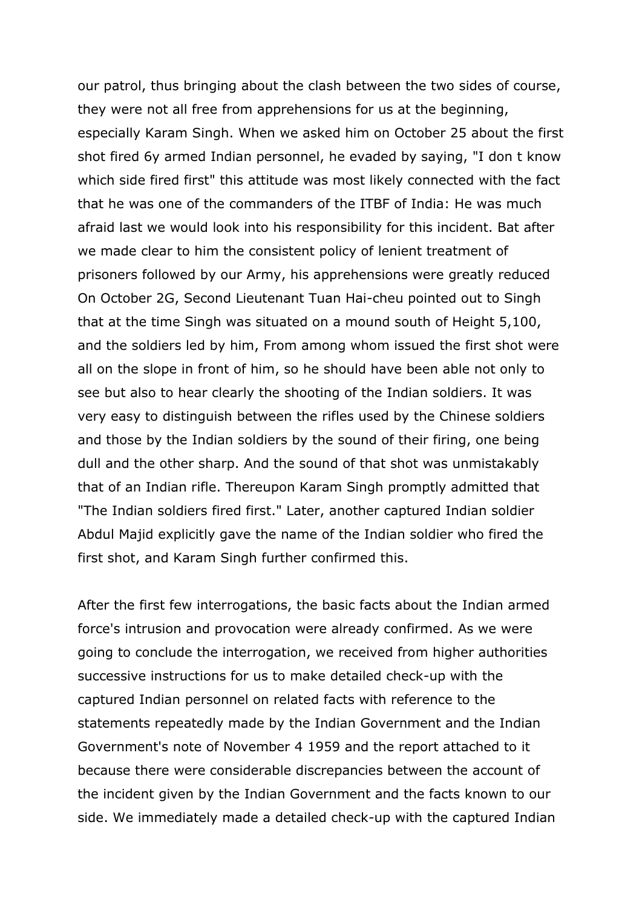our patrol, thus bringing about the clash between the two sides of course, they were not all free from apprehensions for us at the beginning, especially Karam Singh. When we asked him on October 25 about the first shot fired 6y armed Indian personnel, he evaded by saying, "I don t know which side fired first" this attitude was most likely connected with the fact that he was one of the commanders of the ITBF of India: He was much afraid last we would look into his responsibility for this incident. Bat after we made clear to him the consistent policy of lenient treatment of prisoners followed by our Army, his apprehensions were greatly reduced On October 2G, Second Lieutenant Tuan Hai-cheu pointed out to Singh that at the time Singh was situated on a mound south of Height 5,100, and the soldiers led by him, From among whom issued the first shot were all on the slope in front of him, so he should have been able not only to see but also to hear clearly the shooting of the Indian soldiers. It was very easy to distinguish between the rifles used by the Chinese soldiers and those by the Indian soldiers by the sound of their firing, one being dull and the other sharp. And the sound of that shot was unmistakably that of an Indian rifle. Thereupon Karam Singh promptly admitted that "The Indian soldiers fired first." Later, another captured Indian soldier Abdul Majid explicitly gave the name of the Indian soldier who fired the first shot, and Karam Singh further confirmed this.

After the first few interrogations, the basic facts about the Indian armed force's intrusion and provocation were already confirmed. As we were going to conclude the interrogation, we received from higher authorities successive instructions for us to make detailed check-up with the captured Indian personnel on related facts with reference to the statements repeatedly made by the Indian Government and the Indian Government's note of November 4 1959 and the report attached to it because there were considerable discrepancies between the account of the incident given by the Indian Government and the facts known to our side. We immediately made a detailed check-up with the captured Indian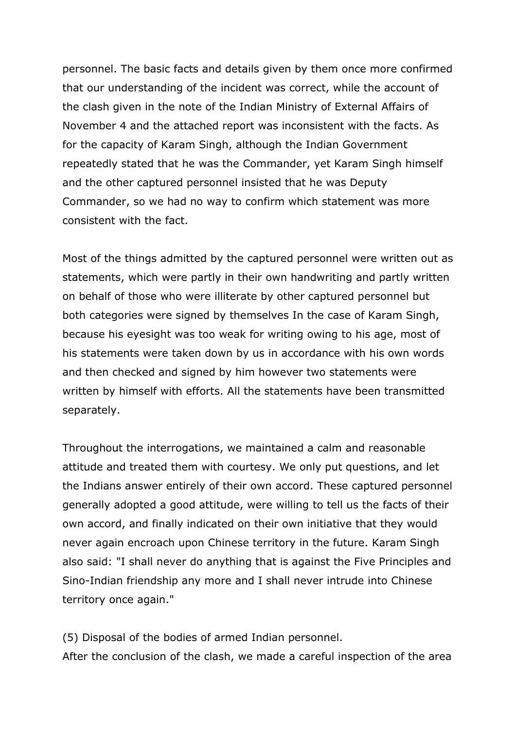personnel. The basic facts and details given by them once more confirmed that our understanding of the incident was correct, while the account of the clash given in the note of the Indian Ministry of External Affairs of November 4 and the attached report was inconsistent with the facts. As for the capacity of Karam Singh, although the Indian Government repeatedly stated that he was the Commander, yet Karam Singh himself and the other captured personnel insisted that he was Deputy Commander, so we had no way to confirm which statement was more consistent with the fact.

Most of the things admitted by the captured personnel were written out as statements, which were partly in their own handwriting and partly written on behalf of those who were illiterate by other captured personnel but both categories were signed by themselves In the case of Karam Singh, because his eyesight was too weak for writing owing to his age, most of his statements were taken down by us in accordance with his own words and then checked and signed by him however two statements were written by himself with efforts. All the statements have been transmitted separately.

Throughout the interrogations, we maintained a calm and reasonable attitude and treated them with courtesy. We only put questions, and let the Indians answer entirely of their own accord. These captured personnel generally adopted a good attitude, were willing to tell us the facts of their own accord, and finally indicated on their own initiative that they would never again encroach upon Chinese territory in the future. Karam Singh also said: "I shall never do anything that is against the Five Principles and Sino-Indian friendship any more and I shall never intrude into Chinese territory once again."

(5) Disposal of the bodies of armed Indian personnel.
After the conclusion of the clash, we made a careful inspection of the area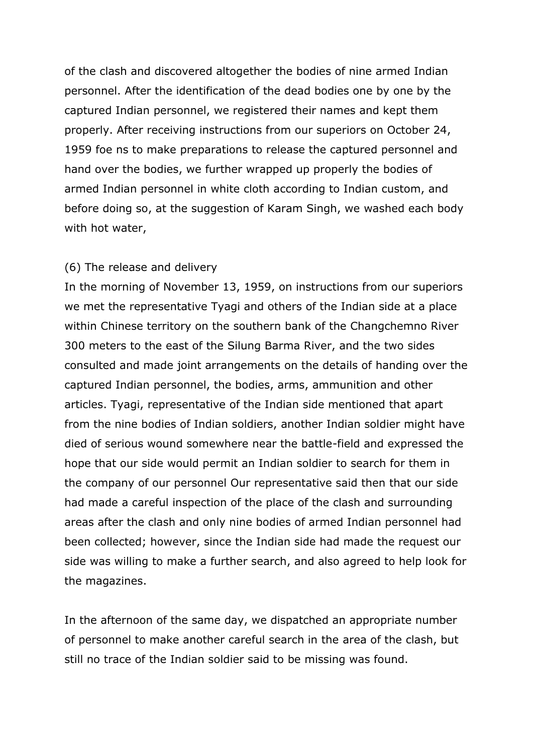of the clash and discovered altogether the bodies of nine armed Indian personnel. After the identification of the dead bodies one by one by the captured Indian personnel, we registered their names and kept them properly. After receiving instructions from our superiors on October 24, 1959 foe ns to make preparations to release the captured personnel and hand over the bodies, we further wrapped up properly the bodies of armed Indian personnel in white cloth according to Indian custom, and before doing so, at the suggestion of Karam Singh, we washed each body with hot water,

(6) The release and delivery

In the morning of November 13, 1959, on instructions from our superiors we met the representative Tyagi and others of the Indian side at a place within Chinese territory on the southern bank of the Changchemno River 300 meters to the east of the Silung Barma River, and the two sides consulted and made joint arrangements on the details of handing over the captured Indian personnel, the bodies, arms, ammunition and other articles. Tyagi, representative of the Indian side mentioned that apart from the nine bodies of Indian soldiers, another Indian soldier might have died of serious wound somewhere near the battle-field and expressed the hope that our side would permit an Indian soldier to search for them in the company of our personnel Our representative said then that our side had made a careful inspection of the place of the clash and surrounding areas after the clash and only nine bodies of armed Indian personnel had been collected; however, since the Indian side had made the request our side was willing to make a further search, and also agreed to help look for the magazines.

In the afternoon of the same day, we dispatched an appropriate number of personnel to make another careful search in the area of the clash, but still no trace of the Indian soldier said to be missing was found.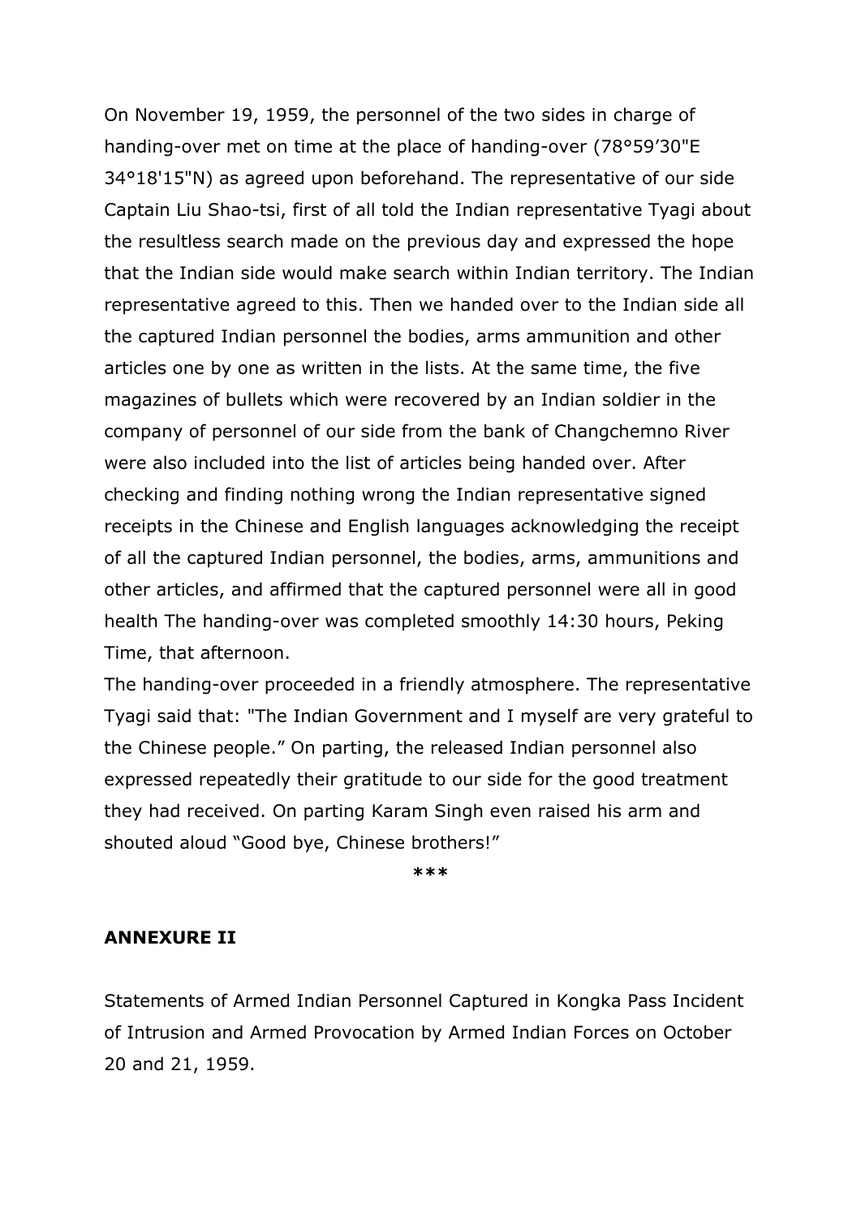On November 19, 1959, the personnel of the two sides in charge of handing-over met on time at the place of handing-over (78°59’30"E 34°18'15"N) as agreed upon beforehand. The representative of our side Captain Liu Shao-tsi, first of all told the Indian representative Tyagi about the resultless search made on the previous day and expressed the hope that the Indian side would make search within Indian territory. The Indian representative agreed to this. Then we handed over to the Indian side all the captured Indian personnel the bodies, arms ammunition and other articles one by one as written in the lists. At the same time, the five magazines of bullets which were recovered by an Indian soldier in the company of personnel of our side from the bank of Changchemno River were also included into the list of articles being handed over. After checking and finding nothing wrong the Indian representative signed receipts in the Chinese and English languages acknowledging the receipt of all the captured Indian personnel, the bodies, arms, ammunitions and other articles, and affirmed that the captured personnel were all in good health The handing-over was completed smoothly 14:30 hours, Peking Time, that afternoon.

The handing-over proceeded in a friendly atmosphere. The representative Tyagi said that: "The Indian Government and I myself are very grateful to the Chinese people.” On parting, the released Indian personnel also expressed repeatedly their gratitude to our side for the good treatment they had received. On parting Karam Singh even raised his arm and shouted aloud “Good bye, Chinese brothers!”

***

**ANNEXURE II**

Statements of Armed Indian Personnel Captured in Kongka Pass Incident of Intrusion and Armed Provocation by Armed Indian Forces on October 20 and 21, 1959.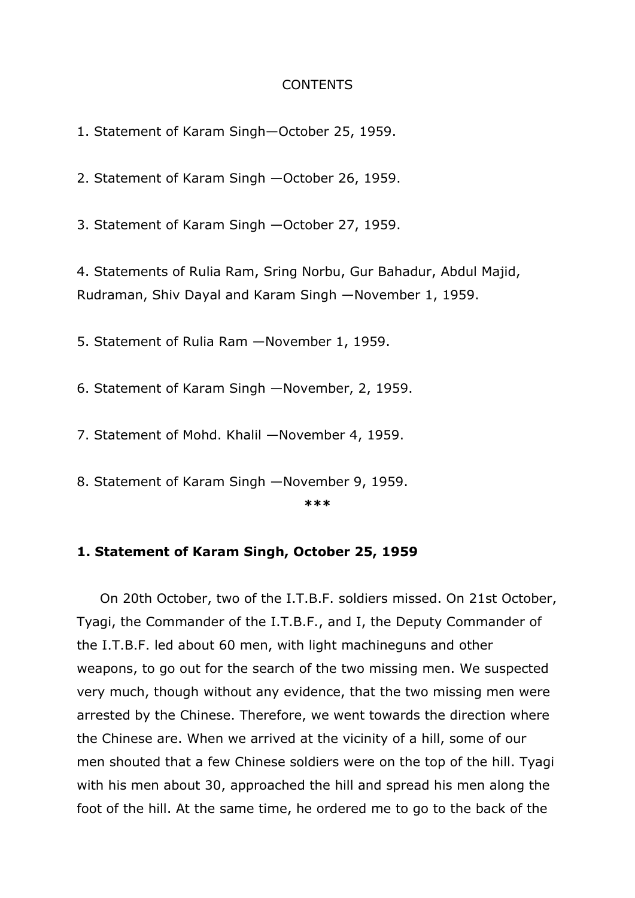CONTENTS

1. Statement of Karam Singh—October 25, 1959.

2. Statement of Karam Singh —October 26, 1959.

3. Statement of Karam Singh —October 27, 1959.

4. Statements of Rulia Ram, Sring Norbu, Gur Bahadur, Abdul Majid, Rudraman, Shiv Dayal and Karam Singh —November 1, 1959.

5. Statement of Rulia Ram —November 1, 1959.

6. Statement of Karam Singh —November, 2, 1959.

7. Statement of Mohd. Khalil —November 4, 1959.

8. Statement of Karam Singh —November 9, 1959.

***

**1. Statement of Karam Singh, October 25, 1959**

On 20th October, two of the I.T.B.F. soldiers missed. On 21st October, Tyagi, the Commander of the I.T.B.F., and I, the Deputy Commander of the I.T.B.F. led about 60 men, with light machineguns and other weapons, to go out for the search of the two missing men. We suspected very much, though without any evidence, that the two missing men were arrested by the Chinese. Therefore, we went towards the direction where the Chinese are. When we arrived at the vicinity of a hill, some of our men shouted that a few Chinese soldiers were on the top of the hill. Tyagi with his men about 30, approached the hill and spread his men along the foot of the hill. At the same time, he ordered me to go to the back of the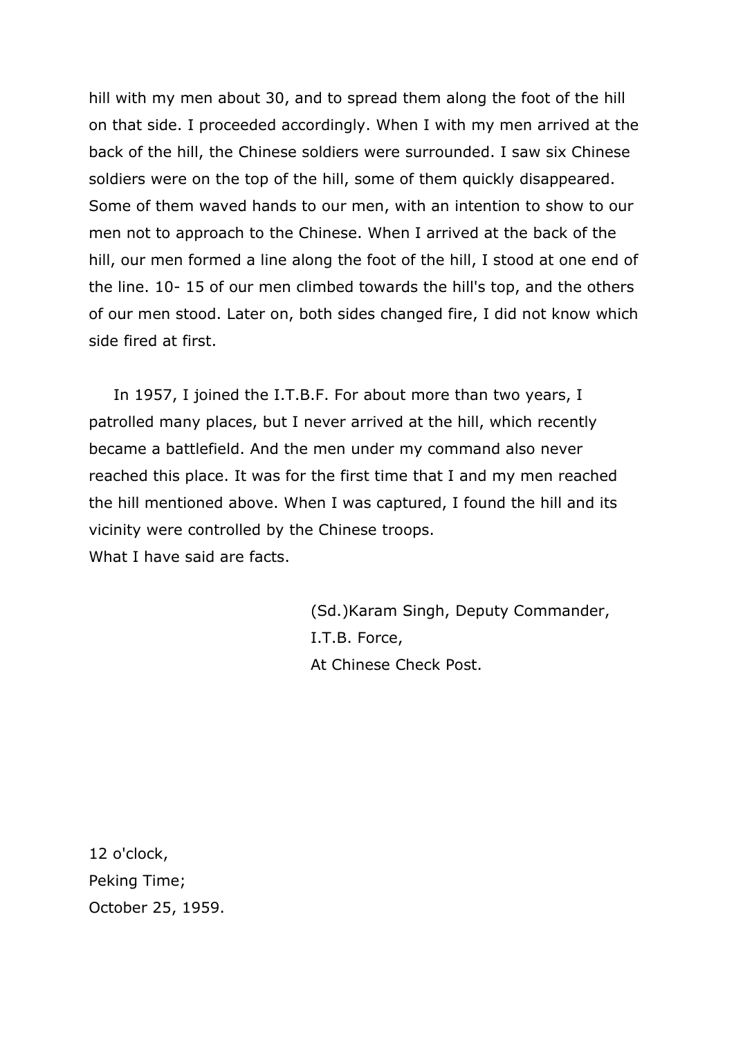hill with my men about 30, and to spread them along the foot of the hill on that side. I proceeded accordingly. When I with my men arrived at the back of the hill, the Chinese soldiers were surrounded. I saw six Chinese soldiers were on the top of the hill, some of them quickly disappeared. Some of them waved hands to our men, with an intention to show to our men not to approach to the Chinese. When I arrived at the back of the hill, our men formed a line along the foot of the hill, I stood at one end of the line. 10- 15 of our men climbed towards the hill's top, and the others of our men stood. Later on, both sides changed fire, I did not know which side fired at first.

In 1957, I joined the I.T.B.F. For about more than two years, I patrolled many places, but I never arrived at the hill, which recently became a battlefield. And the men under my command also never reached this place. It was for the first time that I and my men reached the hill mentioned above. When I was captured, I found the hill and its vicinity were controlled by the Chinese troops.
What I have said are facts.

(Sd.)Karam Singh, Deputy Commander,
I.T.B. Force,
At Chinese Check Post.

12 o'clock,
Peking Time;
October 25, 1959.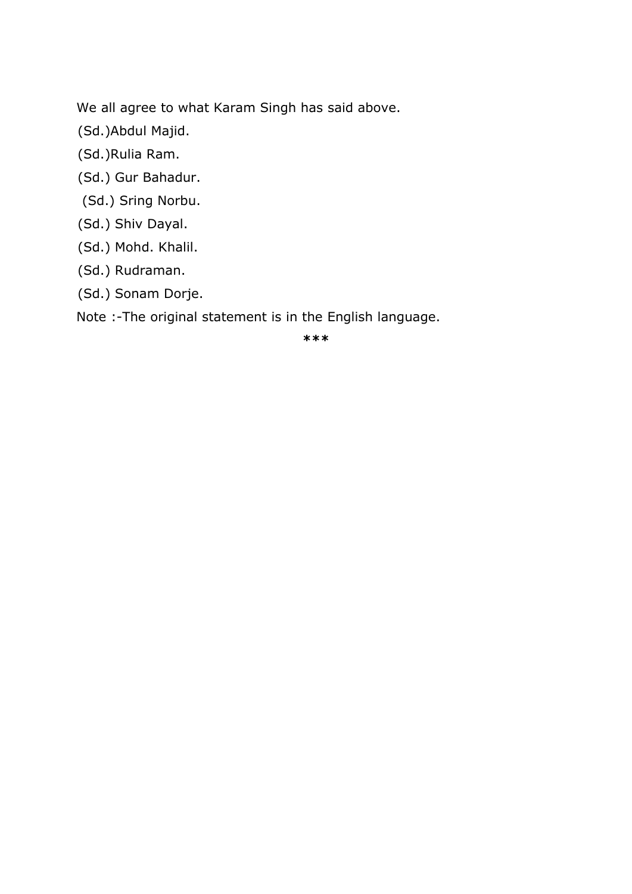We all agree to what Karam Singh has said above.

(Sd.)Abdul Majid.

(Sd.)Rulia Ram.

(Sd.) Gur Bahadur.

(Sd.) Sring Norbu.

(Sd.) Shiv Dayal.

(Sd.) Mohd. Khalil.

(Sd.) Rudraman.

(Sd.) Sonam Dorje.

Note :-The original statement is in the English language.

***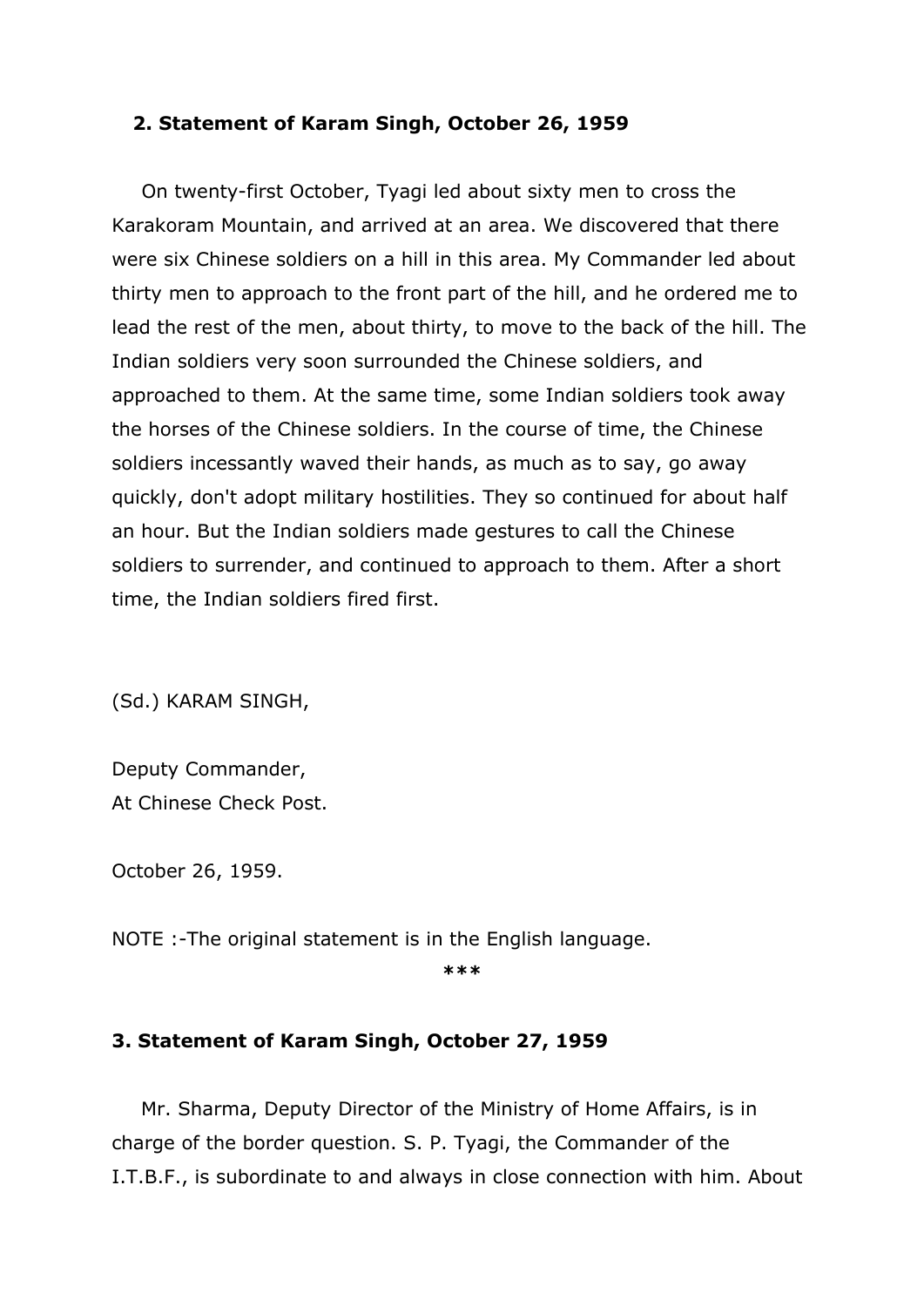### 2. Statement of Karam Singh, October 26, 1959

On twenty-first October, Tyagi led about sixty men to cross the Karakoram Mountain, and arrived at an area. We discovered that there were six Chinese soldiers on a hill in this area. My Commander led about thirty men to approach to the front part of the hill, and he ordered me to lead the rest of the men, about thirty, to move to the back of the hill. The Indian soldiers very soon surrounded the Chinese soldiers, and approached to them. At the same time, some Indian soldiers took away the horses of the Chinese soldiers. In the course of time, the Chinese soldiers incessantly waved their hands, as much as to say, go away quickly, don't adopt military hostilities. They so continued for about half an hour. But the Indian soldiers made gestures to call the Chinese soldiers to surrender, and continued to approach to them. After a short time, the Indian soldiers fired first.

(Sd.) KARAM SINGH,

Deputy Commander,
At Chinese Check Post.

October 26, 1959.

NOTE :-The original statement is in the English language.

***

### 3. Statement of Karam Singh, October 27, 1959

Mr. Sharma, Deputy Director of the Ministry of Home Affairs, is in charge of the border question. S. P. Tyagi, the Commander of the I.T.B.F., is subordinate to and always in close connection with him. About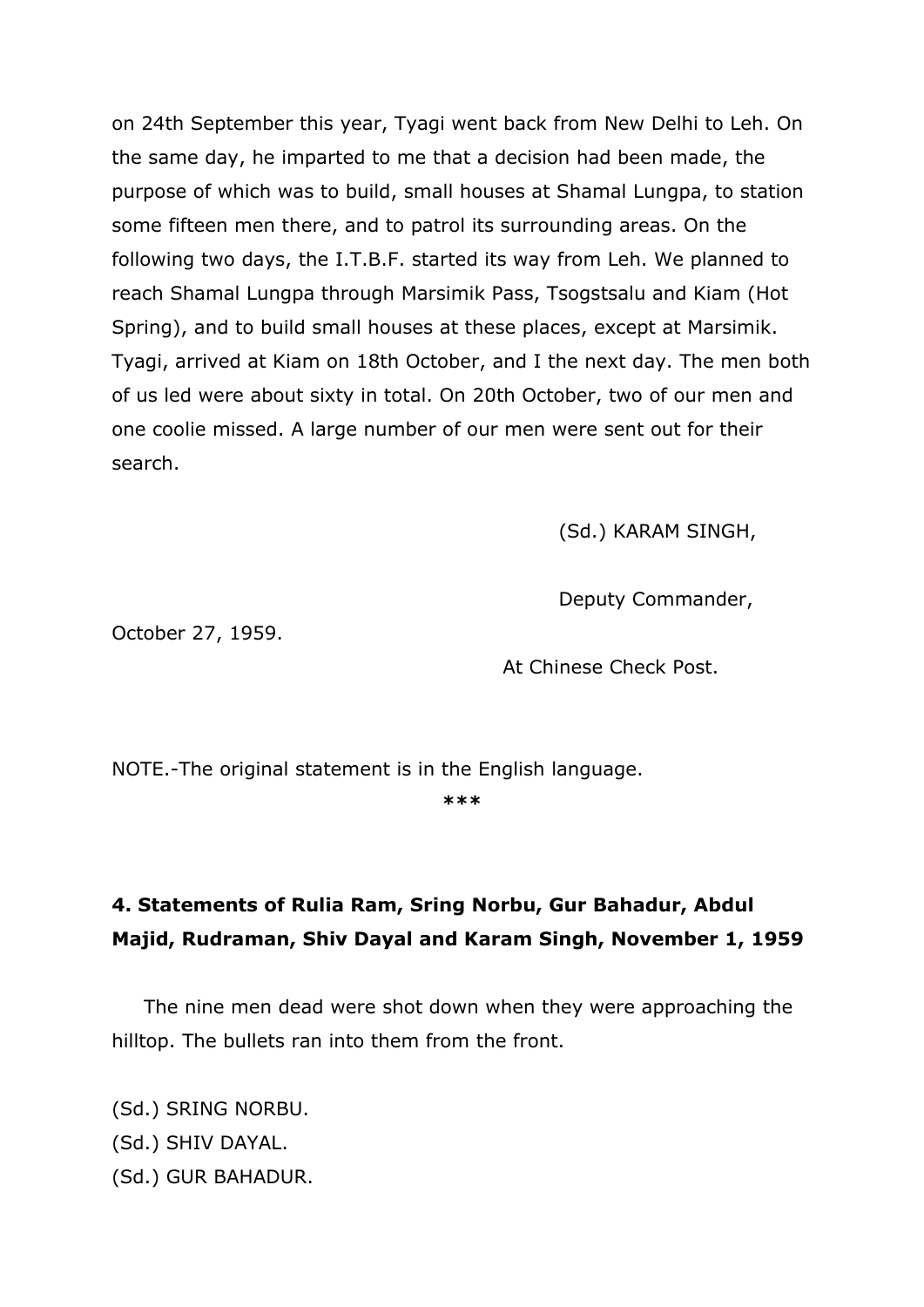on 24th September this year, Tyagi went back from New Delhi to Leh. On the same day, he imparted to me that a decision had been made, the purpose of which was to build, small houses at Shamal Lungpa, to station some fifteen men there, and to patrol its surrounding areas. On the following two days, the I.T.B.F. started its way from Leh. We planned to reach Shamal Lungpa through Marsimik Pass, Tsogstsalu and Kiam (Hot Spring), and to build small houses at these places, except at Marsimik. Tyagi, arrived at Kiam on 18th October, and I the next day. The men both of us led were about sixty in total. On 20th October, two of our men and one coolie missed. A large number of our men were sent out for their search.

(Sd.) KARAM SINGH,

Deputy Commander,

October 27, 1959.

At Chinese Check Post.

NOTE.-The original statement is in the English language.

***

### 4. Statements of Rulia Ram, Sring Norbu, Gur Bahadur, Abdul Majid, Rudraman, Shiv Dayal and Karam Singh, November 1, 1959

The nine men dead were shot down when they were approaching the hilltop. The bullets ran into them from the front.

(Sd.) SRING NORBU.
(Sd.) SHIV DAYAL.
(Sd.) GUR BAHADUR.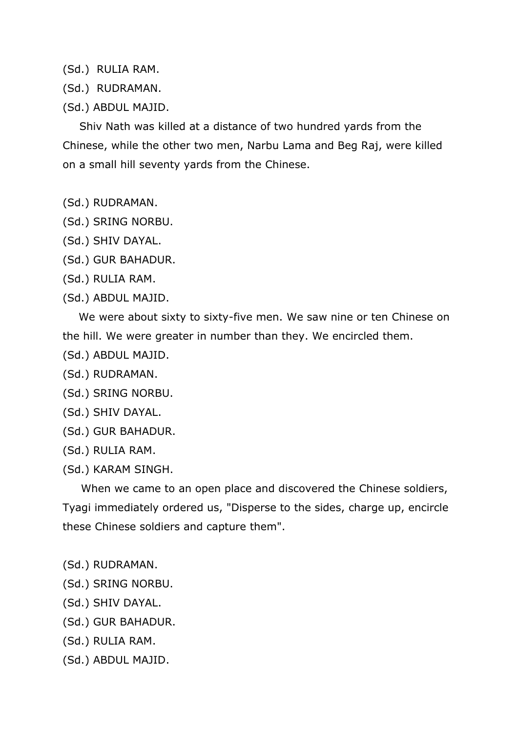(Sd.) RULIA RAM.

(Sd.) RUDRAMAN.

(Sd.) ABDUL MAJID.

Shiv Nath was killed at a distance of two hundred yards from the Chinese, while the other two men, Narbu Lama and Beg Raj, were killed on a small hill seventy yards from the Chinese.

(Sd.) RUDRAMAN.

(Sd.) SRING NORBU.

(Sd.) SHIV DAYAL.

(Sd.) GUR BAHADUR.

(Sd.) RULIA RAM.

(Sd.) ABDUL MAJID.

We were about sixty to sixty-five men. We saw nine or ten Chinese on the hill. We were greater in number than they. We encircled them.

(Sd.) ABDUL MAJID.

(Sd.) RUDRAMAN.

(Sd.) SRING NORBU.

(Sd.) SHIV DAYAL.

(Sd.) GUR BAHADUR.

(Sd.) RULIA RAM.

(Sd.) KARAM SINGH.

When we came to an open place and discovered the Chinese soldiers, Tyagi immediately ordered us, "Disperse to the sides, charge up, encircle these Chinese soldiers and capture them".

(Sd.) RUDRAMAN.

(Sd.) SRING NORBU.

(Sd.) SHIV DAYAL.

(Sd.) GUR BAHADUR.

(Sd.) RULIA RAM.

(Sd.) ABDUL MAJID.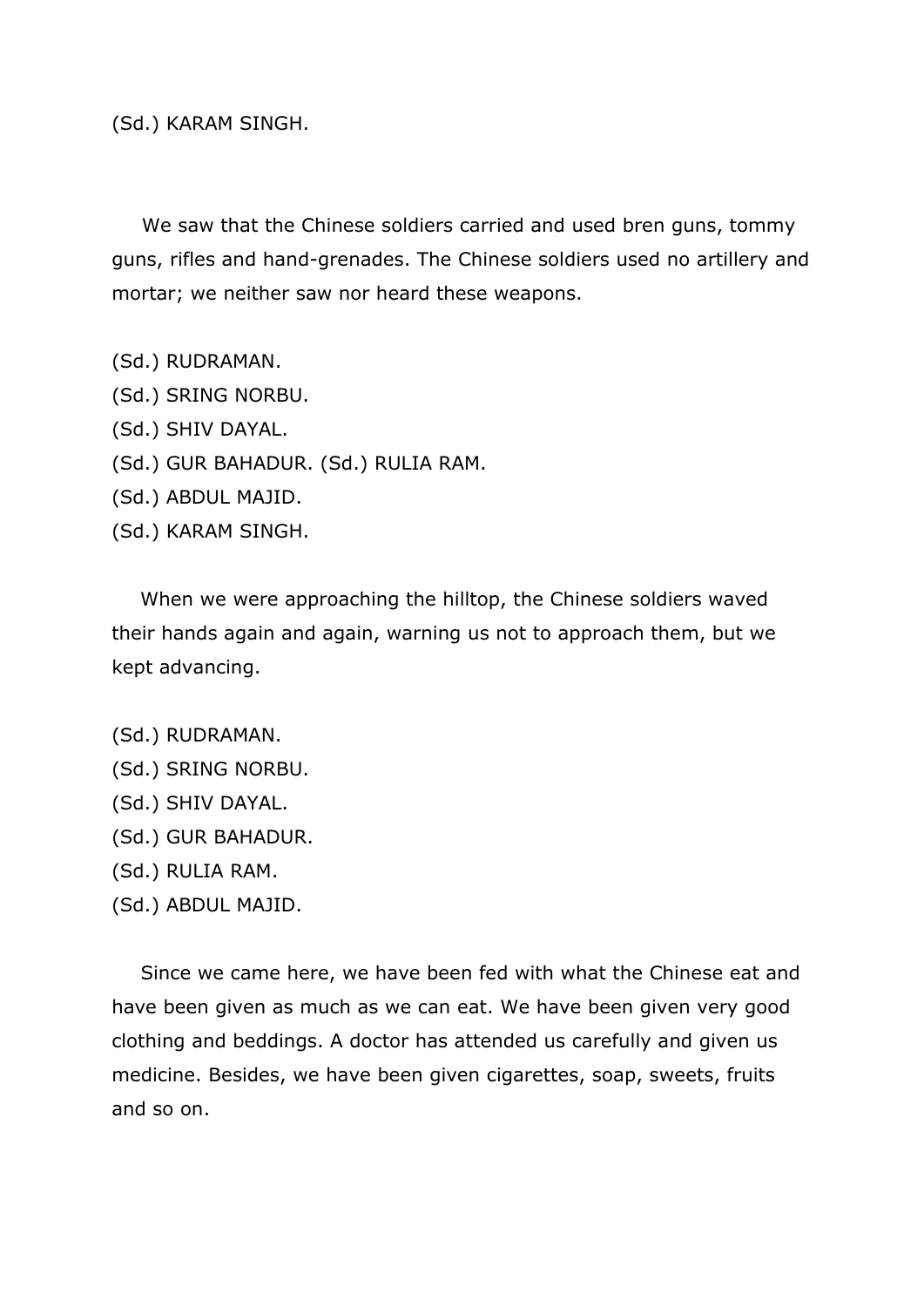(Sd.) KARAM SINGH.

We saw that the Chinese soldiers carried and used bren guns, tommy guns, rifles and hand-grenades. The Chinese soldiers used no artillery and mortar; we neither saw nor heard these weapons.

(Sd.) RUDRAMAN.
(Sd.) SRING NORBU.
(Sd.) SHIV DAYAL.
(Sd.) GUR BAHADUR. (Sd.) RULIA RAM.
(Sd.) ABDUL MAJID.
(Sd.) KARAM SINGH.

When we were approaching the hilltop, the Chinese soldiers waved their hands again and again, warning us not to approach them, but we kept advancing.

(Sd.) RUDRAMAN.
(Sd.) SRING NORBU.
(Sd.) SHIV DAYAL.
(Sd.) GUR BAHADUR.
(Sd.) RULIA RAM.
(Sd.) ABDUL MAJID.

Since we came here, we have been fed with what the Chinese eat and have been given as much as we can eat. We have been given very good clothing and beddings. A doctor has attended us carefully and given us medicine. Besides, we have been given cigarettes, soap, sweets, fruits and so on.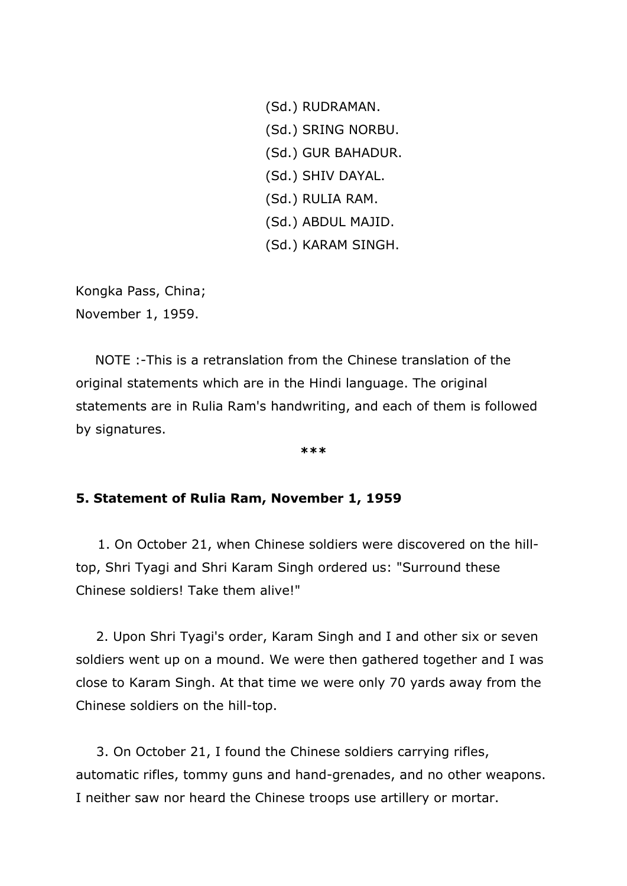(Sd.) RUDRAMAN.
(Sd.) SRING NORBU.
(Sd.) GUR BAHADUR.
(Sd.) SHIV DAYAL.
(Sd.) RULIA RAM.
(Sd.) ABDUL MAJID.
(Sd.) KARAM SINGH.

Kongka Pass, China;
November 1, 1959.

NOTE :-This is a retranslation from the Chinese translation of the original statements which are in the Hindi language. The original statements are in Rulia Ram's handwriting, and each of them is followed by signatures.

***

**5. Statement of Rulia Ram, November 1, 1959**

1. On October 21, when Chinese soldiers were discovered on the hill-top, Shri Tyagi and Shri Karam Singh ordered us: "Surround these Chinese soldiers! Take them alive!"

2. Upon Shri Tyagi's order, Karam Singh and I and other six or seven soldiers went up on a mound. We were then gathered together and I was close to Karam Singh. At that time we were only 70 yards away from the Chinese soldiers on the hill-top.

3. On October 21, I found the Chinese soldiers carrying rifles, automatic rifles, tommy guns and hand-grenades, and no other weapons. I neither saw nor heard the Chinese troops use artillery or mortar.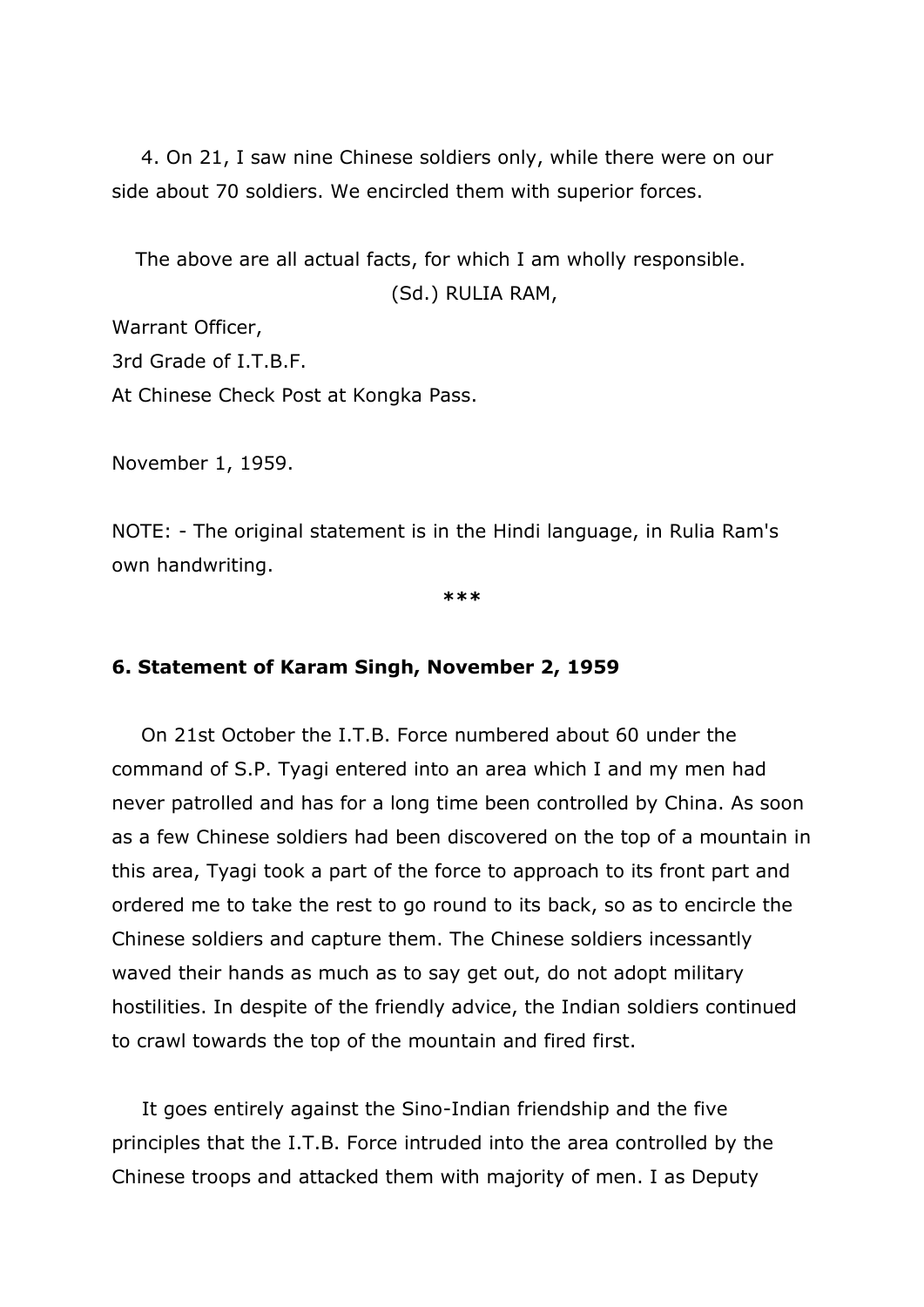4. On 21, I saw nine Chinese soldiers only, while there were on our side about 70 soldiers. We encircled them with superior forces.

The above are all actual facts, for which I am wholly responsible.

(Sd.) RULIA RAM,

Warrant Officer,

3rd Grade of I.T.B.F.

At Chinese Check Post at Kongka Pass.

November 1, 1959.

NOTE: - The original statement is in the Hindi language, in Rulia Ram's own handwriting.

***

**6. Statement of Karam Singh, November 2, 1959**

On 21st October the I.T.B. Force numbered about 60 under the command of S.P. Tyagi entered into an area which I and my men had never patrolled and has for a long time been controlled by China. As soon as a few Chinese soldiers had been discovered on the top of a mountain in this area, Tyagi took a part of the force to approach to its front part and ordered me to take the rest to go round to its back, so as to encircle the Chinese soldiers and capture them. The Chinese soldiers incessantly waved their hands as much as to say get out, do not adopt military hostilities. In despite of the friendly advice, the Indian soldiers continued to crawl towards the top of the mountain and fired first.

It goes entirely against the Sino-Indian friendship and the five principles that the I.T.B. Force intruded into the area controlled by the Chinese troops and attacked them with majority of men. I as Deputy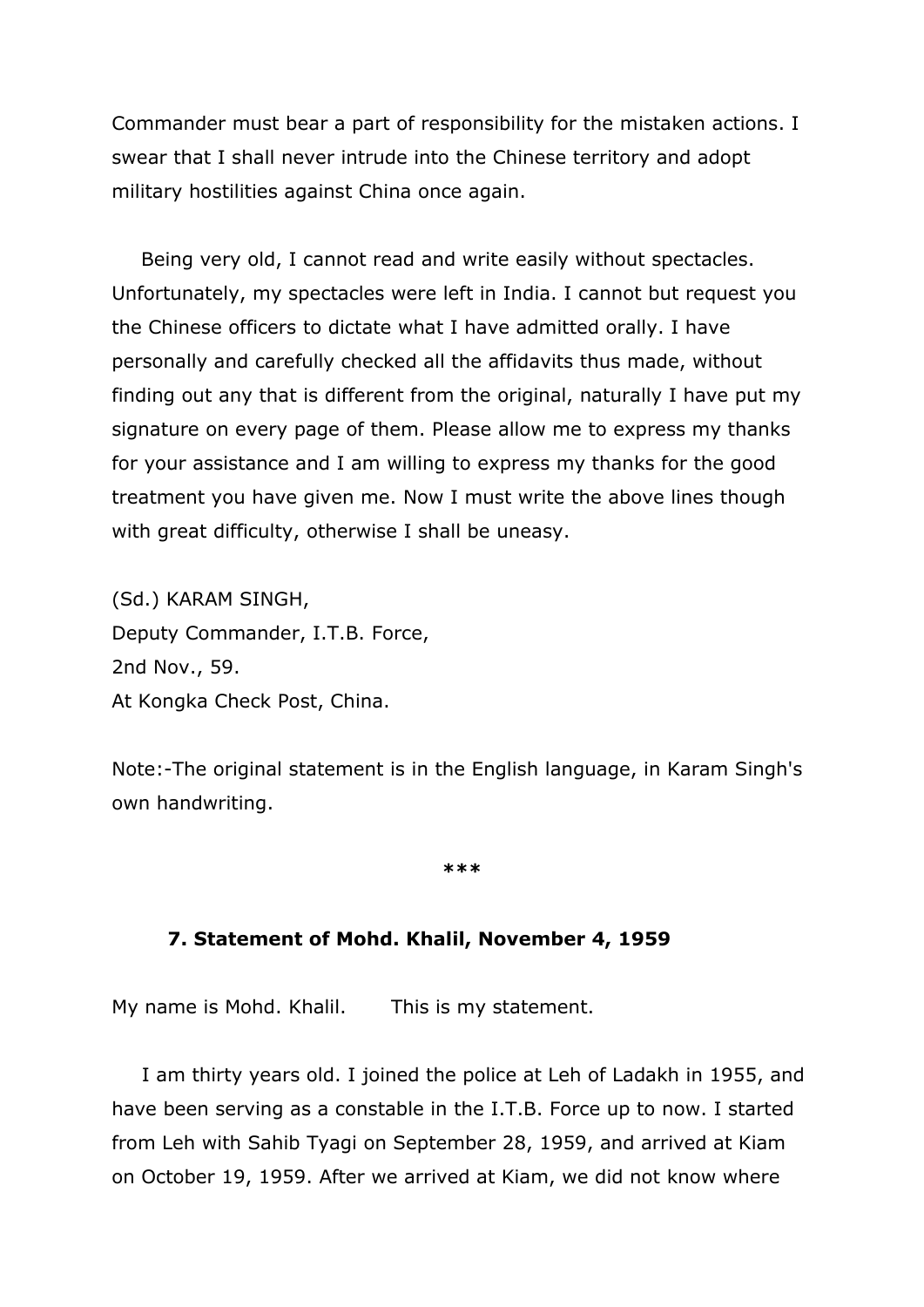Commander must bear a part of responsibility for the mistaken actions. I swear that I shall never intrude into the Chinese territory and adopt military hostilities against China once again.

Being very old, I cannot read and write easily without spectacles. Unfortunately, my spectacles were left in India. I cannot but request you the Chinese officers to dictate what I have admitted orally. I have personally and carefully checked all the affidavits thus made, without finding out any that is different from the original, naturally I have put my signature on every page of them. Please allow me to express my thanks for your assistance and I am willing to express my thanks for the good treatment you have given me. Now I must write the above lines though with great difficulty, otherwise I shall be uneasy.

(Sd.) KARAM SINGH,  
Deputy Commander, I.T.B. Force,  
2nd Nov., 59.  
At Kongka Check Post, China.

Note:-The original statement is in the English language, in Karam Singh's own handwriting.

***

### 7. Statement of Mohd. Khalil, November 4, 1959

My name is Mohd. Khalil.      This is my statement.

I am thirty years old. I joined the police at Leh of Ladakh in 1955, and have been serving as a constable in the I.T.B. Force up to now. I started from Leh with Sahib Tyagi on September 28, 1959, and arrived at Kiam on October 19, 1959. After we arrived at Kiam, we did not know where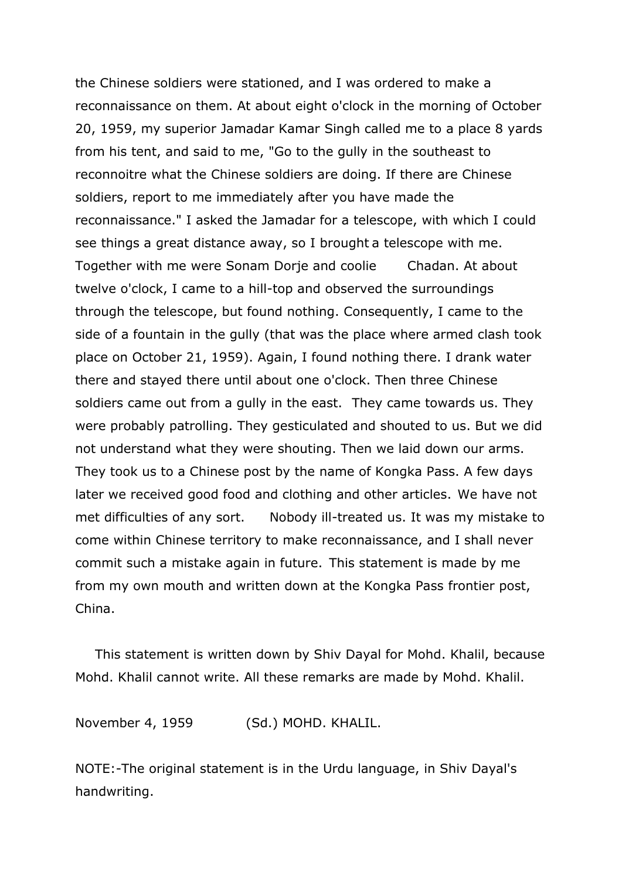the Chinese soldiers were stationed, and I was ordered to make a reconnaissance on them. At about eight o'clock in the morning of October 20, 1959, my superior Jamadar Kamar Singh called me to a place 8 yards from his tent, and said to me, "Go to the gully in the southeast to reconnoitre what the Chinese soldiers are doing. If there are Chinese soldiers, report to me immediately after you have made the reconnaissance." I asked the Jamadar for a telescope, with which I could see things a great distance away, so I brought a telescope with me. Together with me were Sonam Dorje and coolie Chadan. At about twelve o'clock, I came to a hill-top and observed the surroundings through the telescope, but found nothing. Consequently, I came to the side of a fountain in the gully (that was the place where armed clash took place on October 21, 1959). Again, I found nothing there. I drank water there and stayed there until about one o'clock. Then three Chinese soldiers came out from a gully in the east. They came towards us. They were probably patrolling. They gesticulated and shouted to us. But we did not understand what they were shouting. Then we laid down our arms. They took us to a Chinese post by the name of Kongka Pass. A few days later we received good food and clothing and other articles. We have not met difficulties of any sort. Nobody ill-treated us. It was my mistake to come within Chinese territory to make reconnaissance, and I shall never commit such a mistake again in future. This statement is made by me from my own mouth and written down at the Kongka Pass frontier post, China.

This statement is written down by Shiv Dayal for Mohd. Khalil, because Mohd. Khalil cannot write. All these remarks are made by Mohd. Khalil.

November 4, 1959 (Sd.) MOHD. KHALIL.

NOTE:-The original statement is in the Urdu language, in Shiv Dayal's handwriting.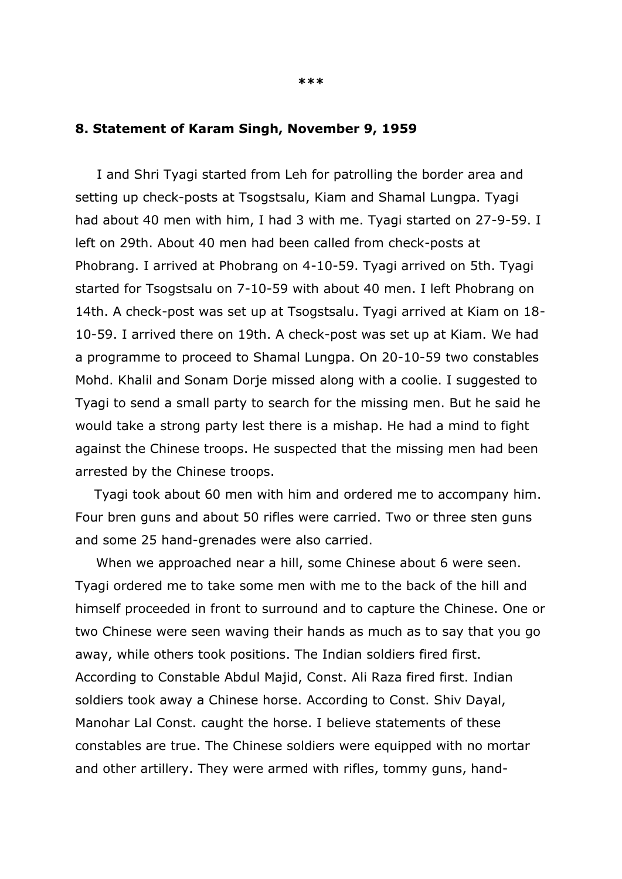***

**8. Statement of Karam Singh, November 9, 1959**

I and Shri Tyagi started from Leh for patrolling the border area and setting up check-posts at Tsogstsalu, Kiam and Shamal Lungpa. Tyagi had about 40 men with him, I had 3 with me. Tyagi started on 27-9-59. I left on 29th. About 40 men had been called from check-posts at Phobrang. I arrived at Phobrang on 4-10-59. Tyagi arrived on 5th. Tyagi started for Tsogstsalu on 7-10-59 with about 40 men. I left Phobrang on 14th. A check-post was set up at Tsogstsalu. Tyagi arrived at Kiam on 18-10-59. I arrived there on 19th. A check-post was set up at Kiam. We had a programme to proceed to Shamal Lungpa. On 20-10-59 two constables Mohd. Khalil and Sonam Dorje missed along with a coolie. I suggested to Tyagi to send a small party to search for the missing men. But he said he would take a strong party lest there is a mishap. He had a mind to fight against the Chinese troops. He suspected that the missing men had been arrested by the Chinese troops.

Tyagi took about 60 men with him and ordered me to accompany him. Four bren guns and about 50 rifles were carried. Two or three sten guns and some 25 hand-grenades were also carried.

When we approached near a hill, some Chinese about 6 were seen. Tyagi ordered me to take some men with me to the back of the hill and himself proceeded in front to surround and to capture the Chinese. One or two Chinese were seen waving their hands as much as to say that you go away, while others took positions. The Indian soldiers fired first. According to Constable Abdul Majid, Const. Ali Raza fired first. Indian soldiers took away a Chinese horse. According to Const. Shiv Dayal, Manohar Lal Const. caught the horse. I believe statements of these constables are true. The Chinese soldiers were equipped with no mortar and other artillery. They were armed with rifles, tommy guns, hand-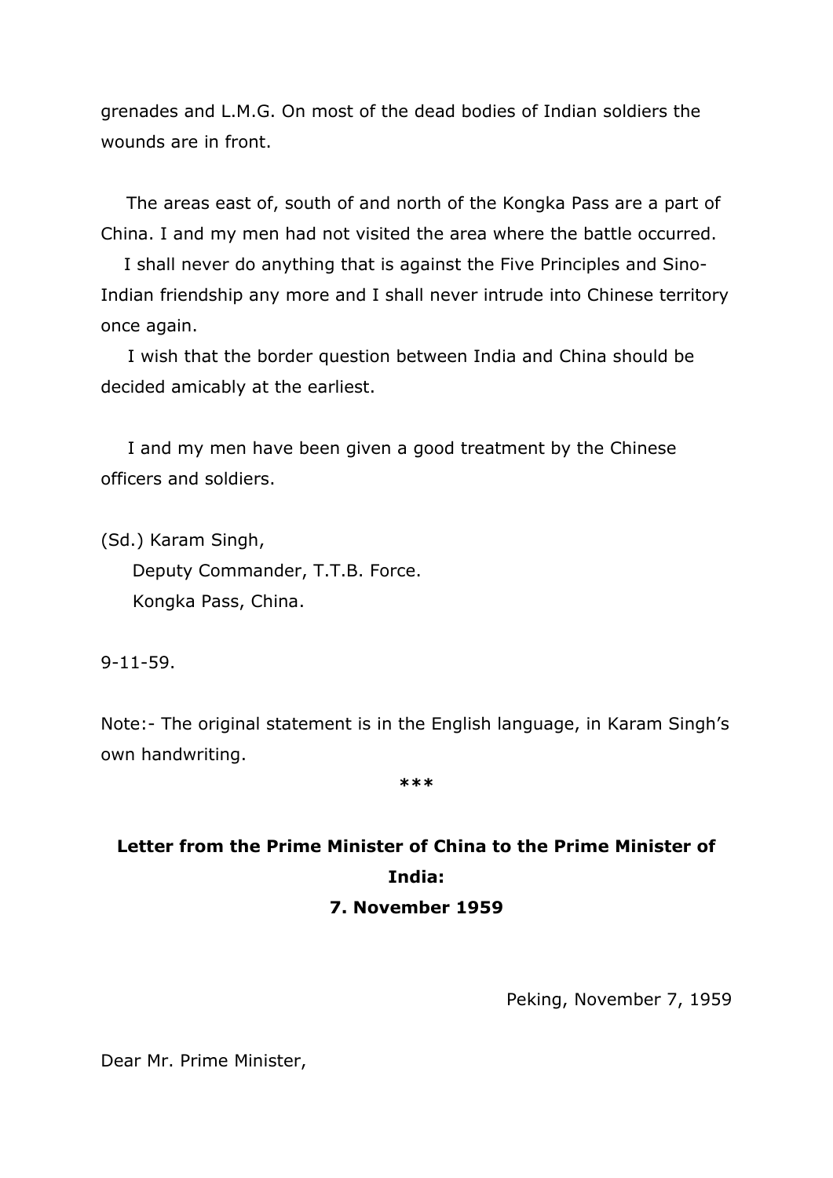grenades and L.M.G. On most of the dead bodies of Indian soldiers the wounds are in front.

The areas east of, south of and north of the Kongka Pass are a part of China. I and my men had not visited the area where the battle occurred.

I shall never do anything that is against the Five Principles and Sino-Indian friendship any more and I shall never intrude into Chinese territory once again.

I wish that the border question between India and China should be decided amicably at the earliest.

I and my men have been given a good treatment by the Chinese officers and soldiers.

(Sd.) Karam Singh,
Deputy Commander, T.T.B. Force.
Kongka Pass, China.

9-11-59.

Note:- The original statement is in the English language, in Karam Singh's own handwriting.

***

## Letter from the Prime Minister of China to the Prime Minister of India: 7. November 1959

Peking, November 7, 1959

Dear Mr. Prime Minister,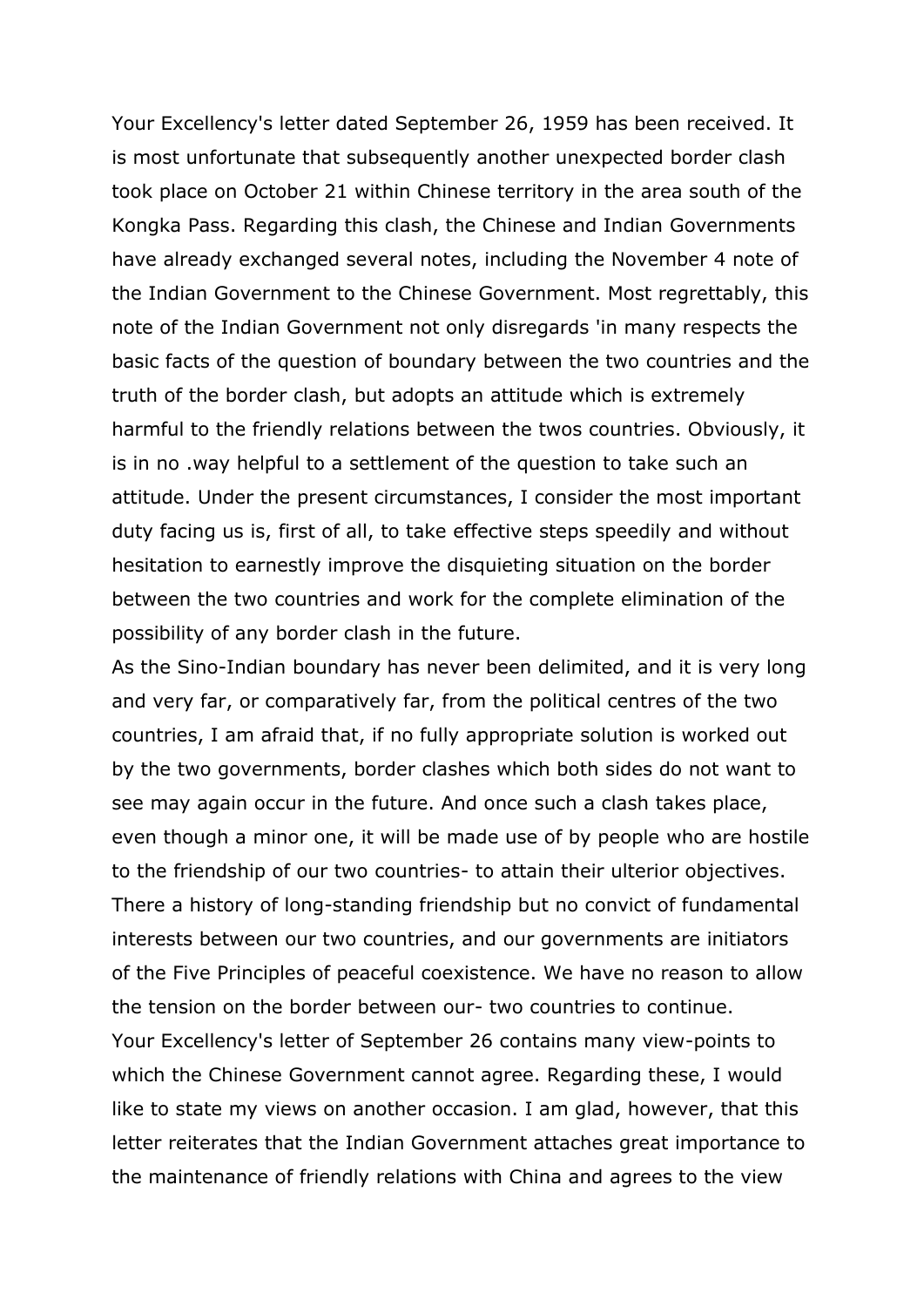Your Excellency's letter dated September 26, 1959 has been received. It is most unfortunate that subsequently another unexpected border clash took place on October 21 within Chinese territory in the area south of the Kongka Pass. Regarding this clash, the Chinese and Indian Governments have already exchanged several notes, including the November 4 note of the Indian Government to the Chinese Government. Most regrettably, this note of the Indian Government not only disregards 'in many respects the basic facts of the question of boundary between the two countries and the truth of the border clash, but adopts an attitude which is extremely harmful to the friendly relations between the twos countries. Obviously, it is in no .way helpful to a settlement of the question to take such an attitude. Under the present circumstances, I consider the most important duty facing us is, first of all, to take effective steps speedily and without hesitation to earnestly improve the disquieting situation on the border between the two countries and work for the complete elimination of the possibility of any border clash in the future.

As the Sino-Indian boundary has never been delimited, and it is very long and very far, or comparatively far, from the political centres of the two countries, I am afraid that, if no fully appropriate solution is worked out by the two governments, border clashes which both sides do not want to see may again occur in the future. And once such a clash takes place, even though a minor one, it will be made use of by people who are hostile to the friendship of our two countries- to attain their ulterior objectives. There a history of long-standing friendship but no convict of fundamental interests between our two countries, and our governments are initiators of the Five Principles of peaceful coexistence. We have no reason to allow the tension on the border between our- two countries to continue.

Your Excellency's letter of September 26 contains many view-points to which the Chinese Government cannot agree. Regarding these, I would like to state my views on another occasion. I am glad, however, that this letter reiterates that the Indian Government attaches great importance to the maintenance of friendly relations with China and agrees to the view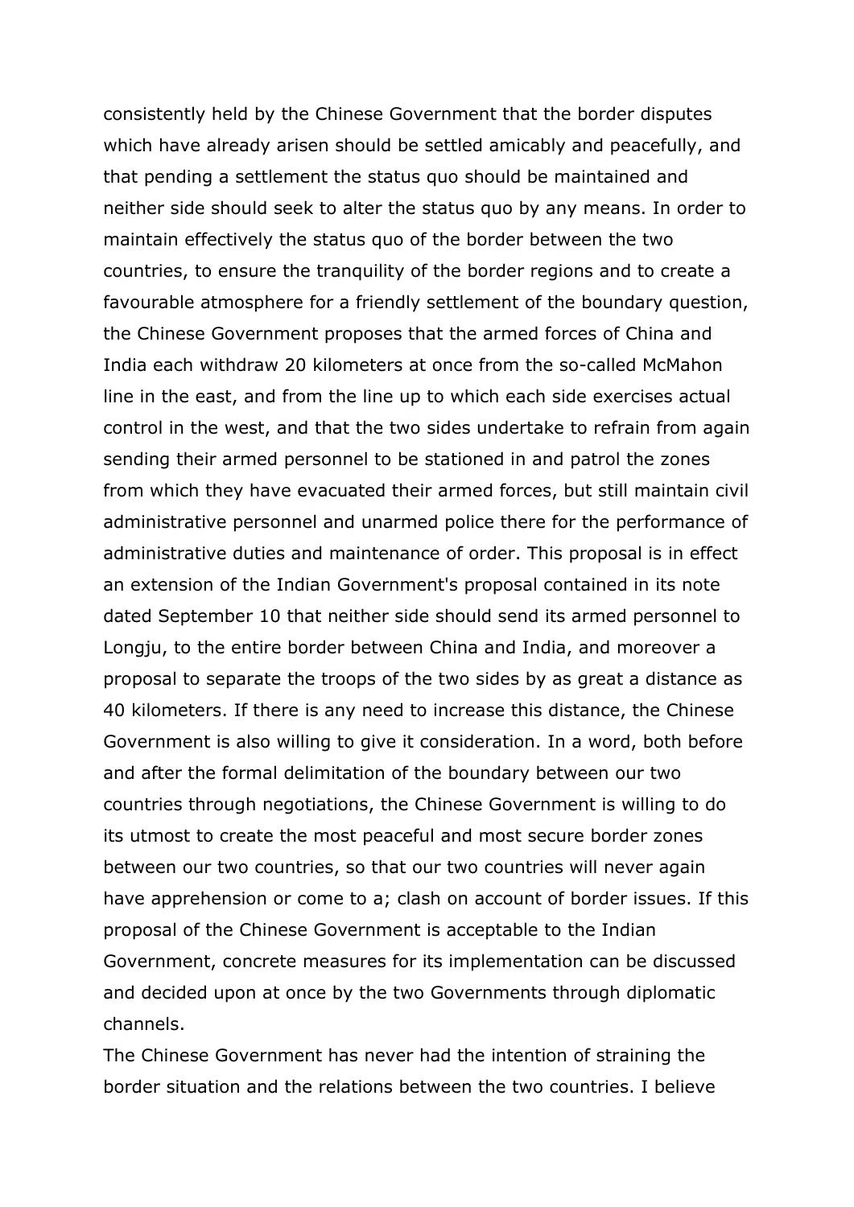consistently held by the Chinese Government that the border disputes which have already arisen should be settled amicably and peacefully, and that pending a settlement the status quo should be maintained and neither side should seek to alter the status quo by any means. In order to maintain effectively the status quo of the border between the two countries, to ensure the tranquility of the border regions and to create a favourable atmosphere for a friendly settlement of the boundary question, the Chinese Government proposes that the armed forces of China and India each withdraw 20 kilometers at once from the so-called McMahon line in the east, and from the line up to which each side exercises actual control in the west, and that the two sides undertake to refrain from again sending their armed personnel to be stationed in and patrol the zones from which they have evacuated their armed forces, but still maintain civil administrative personnel and unarmed police there for the performance of administrative duties and maintenance of order. This proposal is in effect an extension of the Indian Government's proposal contained in its note dated September 10 that neither side should send its armed personnel to Longju, to the entire border between China and India, and moreover a proposal to separate the troops of the two sides by as great a distance as 40 kilometers. If there is any need to increase this distance, the Chinese Government is also willing to give it consideration. In a word, both before and after the formal delimitation of the boundary between our two countries through negotiations, the Chinese Government is willing to do its utmost to create the most peaceful and most secure border zones between our two countries, so that our two countries will never again have apprehension or come to a; clash on account of border issues. If this proposal of the Chinese Government is acceptable to the Indian Government, concrete measures for its implementation can be discussed and decided upon at once by the two Governments through diplomatic channels.

The Chinese Government has never had the intention of straining the border situation and the relations between the two countries. I believe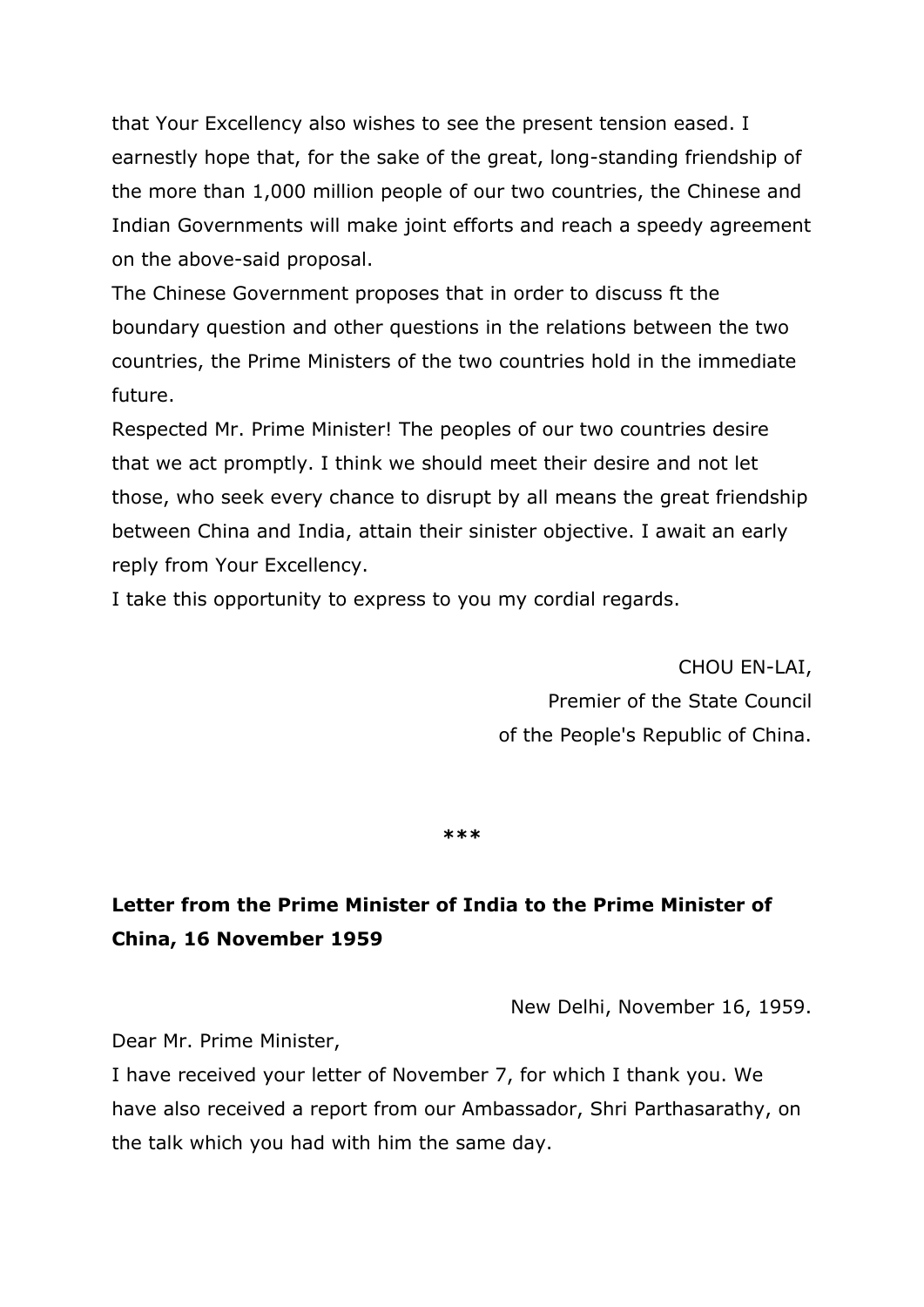that Your Excellency also wishes to see the present tension eased. I earnestly hope that, for the sake of the great, long-standing friendship of the more than 1,000 million people of our two countries, the Chinese and Indian Governments will make joint efforts and reach a speedy agreement on the above-said proposal.

The Chinese Government proposes that in order to discuss ft the boundary question and other questions in the relations between the two countries, the Prime Ministers of the two countries hold in the immediate future.

Respected Mr. Prime Minister! The peoples of our two countries desire that we act promptly. I think we should meet their desire and not let those, who seek every chance to disrupt by all means the great friendship between China and India, attain their sinister objective. I await an early reply from Your Excellency.

I take this opportunity to express to you my cordial regards.

CHOU EN-LAI,
Premier of the State Council
of the People's Republic of China.

***

**Letter from the Prime Minister of India to the Prime Minister of China, 16 November 1959**

New Delhi, November 16, 1959.

Dear Mr. Prime Minister,

I have received your letter of November 7, for which I thank you. We have also received a report from our Ambassador, Shri Parthasarathy, on the talk which you had with him the same day.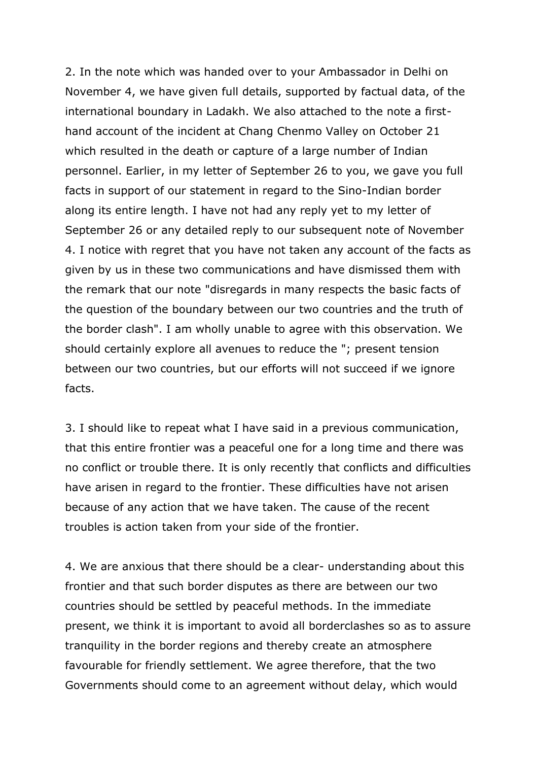2. In the note which was handed over to your Ambassador in Delhi on November 4, we have given full details, supported by factual data, of the international boundary in Ladakh. We also attached to the note a first-hand account of the incident at Chang Chenmo Valley on October 21 which resulted in the death or capture of a large number of Indian personnel. Earlier, in my letter of September 26 to you, we gave you full facts in support of our statement in regard to the Sino-Indian border along its entire length. I have not had any reply yet to my letter of September 26 or any detailed reply to our subsequent note of November 4. I notice with regret that you have not taken any account of the facts as given by us in these two communications and have dismissed them with the remark that our note "disregards in many respects the basic facts of the question of the boundary between our two countries and the truth of the border clash". I am wholly unable to agree with this observation. We should certainly explore all avenues to reduce the "; present tension between our two countries, but our efforts will not succeed if we ignore facts.

3. I should like to repeat what I have said in a previous communication, that this entire frontier was a peaceful one for a long time and there was no conflict or trouble there. It is only recently that conflicts and difficulties have arisen in regard to the frontier. These difficulties have not arisen because of any action that we have taken. The cause of the recent troubles is action taken from your side of the frontier.

4. We are anxious that there should be a clear- understanding about this frontier and that such border disputes as there are between our two countries should be settled by peaceful methods. In the immediate present, we think it is important to avoid all borderclashes so as to assure tranquility in the border regions and thereby create an atmosphere favourable for friendly settlement. We agree therefore, that the two Governments should come to an agreement without delay, which would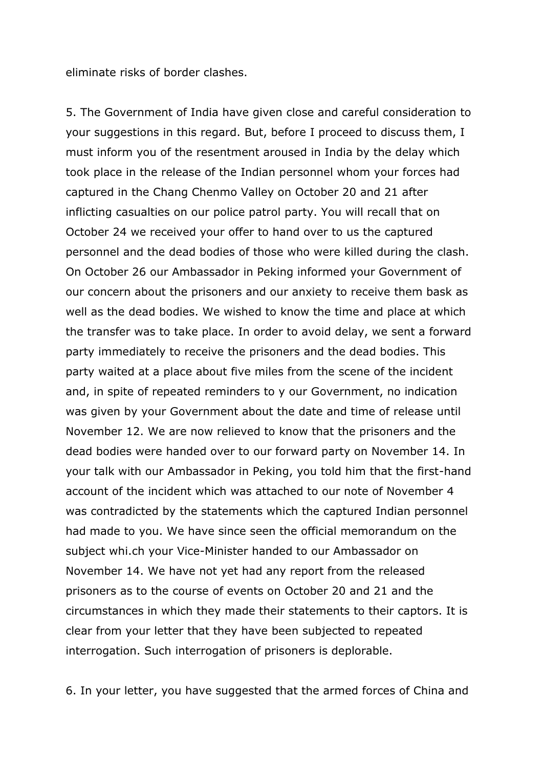eliminate risks of border clashes.

5. The Government of India have given close and careful consideration to your suggestions in this regard. But, before I proceed to discuss them, I must inform you of the resentment aroused in India by the delay which took place in the release of the Indian personnel whom your forces had captured in the Chang Chenmo Valley on October 20 and 21 after inflicting casualties on our police patrol party. You will recall that on October 24 we received your offer to hand over to us the captured personnel and the dead bodies of those who were killed during the clash. On October 26 our Ambassador in Peking informed your Government of our concern about the prisoners and our anxiety to receive them bask as well as the dead bodies. We wished to know the time and place at which the transfer was to take place. In order to avoid delay, we sent a forward party immediately to receive the prisoners and the dead bodies. This party waited at a place about five miles from the scene of the incident and, in spite of repeated reminders to y our Government, no indication was given by your Government about the date and time of release until November 12. We are now relieved to know that the prisoners and the dead bodies were handed over to our forward party on November 14. In your talk with our Ambassador in Peking, you told him that the first-hand account of the incident which was attached to our note of November 4 was contradicted by the statements which the captured Indian personnel had made to you. We have since seen the official memorandum on the subject whi.ch your Vice-Minister handed to our Ambassador on November 14. We have not yet had any report from the released prisoners as to the course of events on October 20 and 21 and the circumstances in which they made their statements to their captors. It is clear from your letter that they have been subjected to repeated interrogation. Such interrogation of prisoners is deplorable.

6. In your letter, you have suggested that the armed forces of China and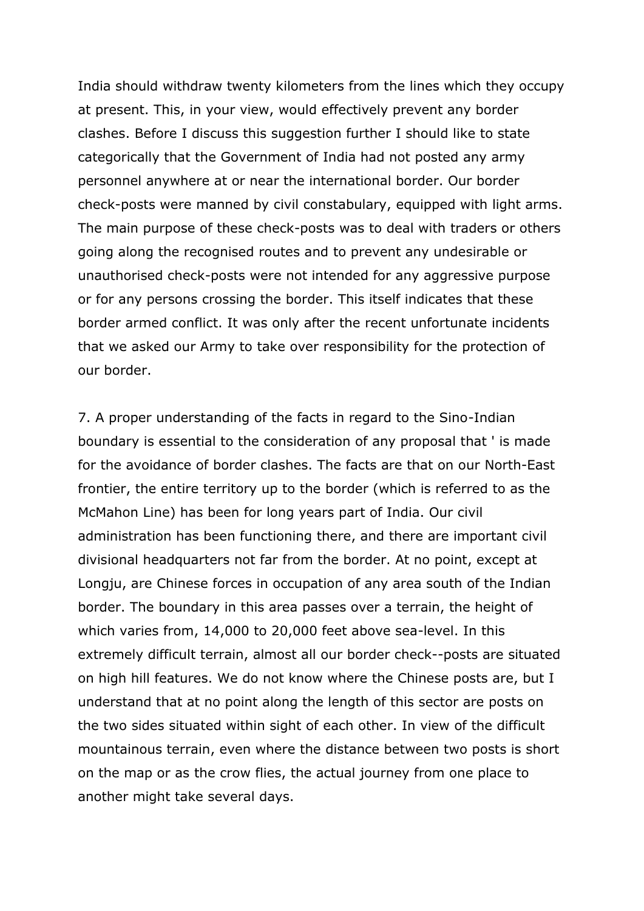India should withdraw twenty kilometers from the lines which they occupy at present. This, in your view, would effectively prevent any border clashes. Before I discuss this suggestion further I should like to state categorically that the Government of India had not posted any army personnel anywhere at or near the international border. Our border check-posts were manned by civil constabulary, equipped with light arms. The main purpose of these check-posts was to deal with traders or others going along the recognised routes and to prevent any undesirable or unauthorised check-posts were not intended for any aggressive purpose or for any persons crossing the border. This itself indicates that these border armed conflict. It was only after the recent unfortunate incidents that we asked our Army to take over responsibility for the protection of our border.

7. A proper understanding of the facts in regard to the Sino-Indian boundary is essential to the consideration of any proposal that ' is made for the avoidance of border clashes. The facts are that on our North-East frontier, the entire territory up to the border (which is referred to as the McMahon Line) has been for long years part of India. Our civil administration has been functioning there, and there are important civil divisional headquarters not far from the border. At no point, except at Longju, are Chinese forces in occupation of any area south of the Indian border. The boundary in this area passes over a terrain, the height of which varies from, 14,000 to 20,000 feet above sea-level. In this extremely difficult terrain, almost all our border check--posts are situated on high hill features. We do not know where the Chinese posts are, but I understand that at no point along the length of this sector are posts on the two sides situated within sight of each other. In view of the difficult mountainous terrain, even where the distance between two posts is short on the map or as the crow flies, the actual journey from one place to another might take several days.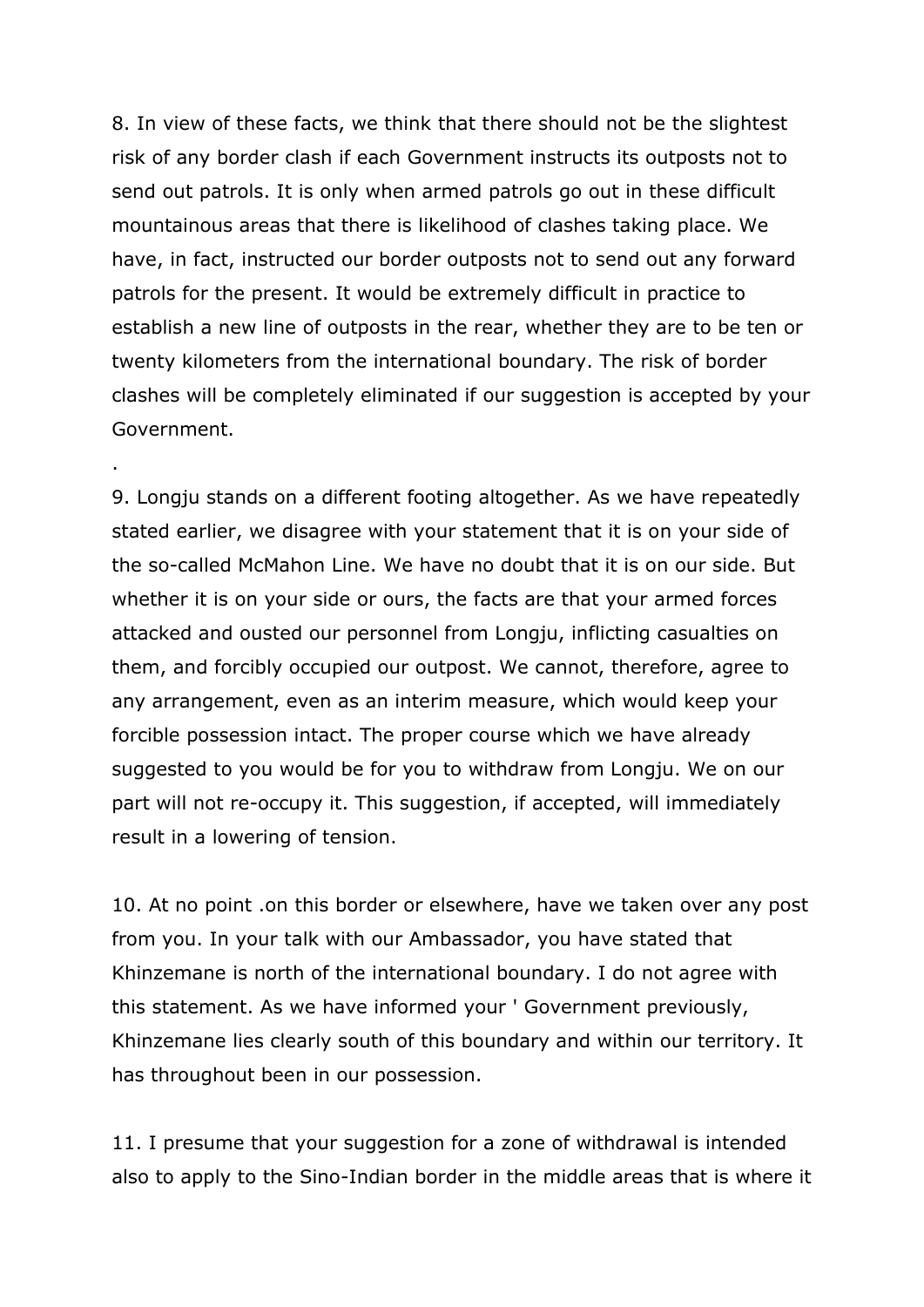8. In view of these facts, we think that there should not be the slightest risk of any border clash if each Government instructs its outposts not to send out patrols. It is only when armed patrols go out in these difficult mountainous areas that there is likelihood of clashes taking place. We have, in fact, instructed our border outposts not to send out any forward patrols for the present. It would be extremely difficult in practice to establish a new line of outposts in the rear, whether they are to be ten or twenty kilometers from the international boundary. The risk of border clashes will be completely eliminated if our suggestion is accepted by your Government.

.

9. Longju stands on a different footing altogether. As we have repeatedly stated earlier, we disagree with your statement that it is on your side of the so-called McMahon Line. We have no doubt that it is on our side. But whether it is on your side or ours, the facts are that your armed forces attacked and ousted our personnel from Longju, inflicting casualties on them, and forcibly occupied our outpost. We cannot, therefore, agree to any arrangement, even as an interim measure, which would keep your forcible possession intact. The proper course which we have already suggested to you would be for you to withdraw from Longju. We on our part will not re-occupy it. This suggestion, if accepted, will immediately result in a lowering of tension.

10. At no point .on this border or elsewhere, have we taken over any post from you. In your talk with our Ambassador, you have stated that Khinzemane is north of the international boundary. I do not agree with this statement. As we have informed your ' Government previously, Khinzemane lies clearly south of this boundary and within our territory. It has throughout been in our possession.

11. I presume that your suggestion for a zone of withdrawal is intended also to apply to the Sino-Indian border in the middle areas that is where it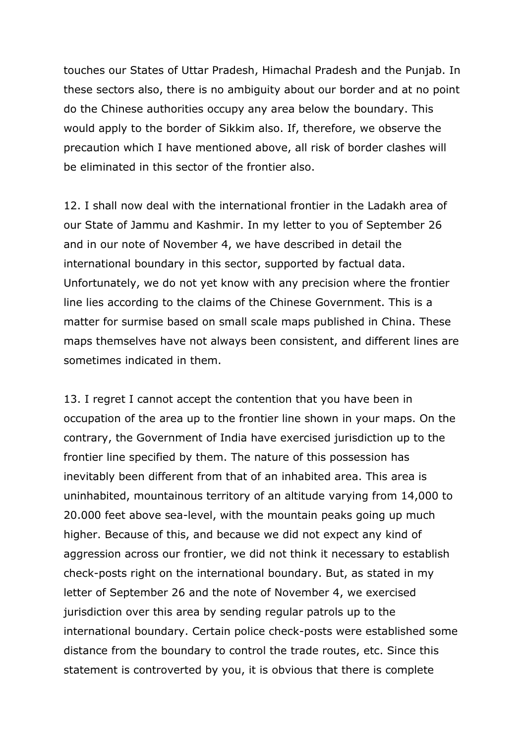touches our States of Uttar Pradesh, Himachal Pradesh and the Punjab. In these sectors also, there is no ambiguity about our border and at no point do the Chinese authorities occupy any area below the boundary. This would apply to the border of Sikkim also. If, therefore, we observe the precaution which I have mentioned above, all risk of border clashes will be eliminated in this sector of the frontier also.

12. I shall now deal with the international frontier in the Ladakh area of our State of Jammu and Kashmir. In my letter to you of September 26 and in our note of November 4, we have described in detail the international boundary in this sector, supported by factual data. Unfortunately, we do not yet know with any precision where the frontier line lies according to the claims of the Chinese Government. This is a matter for surmise based on small scale maps published in China. These maps themselves have not always been consistent, and different lines are sometimes indicated in them.

13. I regret I cannot accept the contention that you have been in occupation of the area up to the frontier line shown in your maps. On the contrary, the Government of India have exercised jurisdiction up to the frontier line specified by them. The nature of this possession has inevitably been different from that of an inhabited area. This area is uninhabited, mountainous territory of an altitude varying from 14,000 to 20.000 feet above sea-level, with the mountain peaks going up much higher. Because of this, and because we did not expect any kind of aggression across our frontier, we did not think it necessary to establish check-posts right on the international boundary. But, as stated in my letter of September 26 and the note of November 4, we exercised jurisdiction over this area by sending regular patrols up to the international boundary. Certain police check-posts were established some distance from the boundary to control the trade routes, etc. Since this statement is controverted by you, it is obvious that there is complete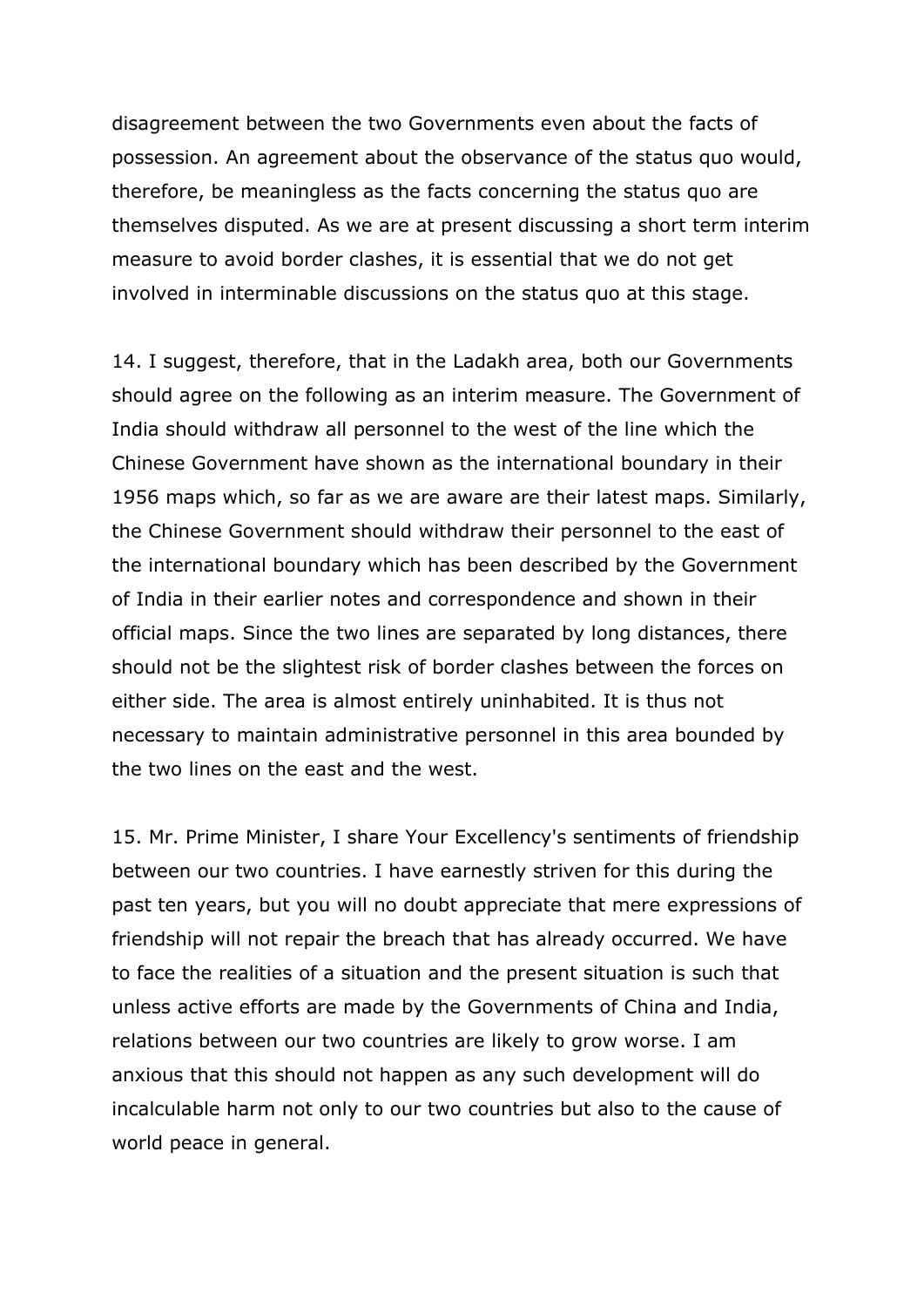disagreement between the two Governments even about the facts of possession. An agreement about the observance of the status quo would, therefore, be meaningless as the facts concerning the status quo are themselves disputed. As we are at present discussing a short term interim measure to avoid border clashes, it is essential that we do not get involved in interminable discussions on the status quo at this stage.

14. I suggest, therefore, that in the Ladakh area, both our Governments should agree on the following as an interim measure. The Government of India should withdraw all personnel to the west of the line which the Chinese Government have shown as the international boundary in their 1956 maps which, so far as we are aware are their latest maps. Similarly, the Chinese Government should withdraw their personnel to the east of the international boundary which has been described by the Government of India in their earlier notes and correspondence and shown in their official maps. Since the two lines are separated by long distances, there should not be the slightest risk of border clashes between the forces on either side. The area is almost entirely uninhabited. It is thus not necessary to maintain administrative personnel in this area bounded by the two lines on the east and the west.

15. Mr. Prime Minister, I share Your Excellency's sentiments of friendship between our two countries. I have earnestly striven for this during the past ten years, but you will no doubt appreciate that mere expressions of friendship will not repair the breach that has already occurred. We have to face the realities of a situation and the present situation is such that unless active efforts are made by the Governments of China and India, relations between our two countries are likely to grow worse. I am anxious that this should not happen as any such development will do incalculable harm not only to our two countries but also to the cause of world peace in general.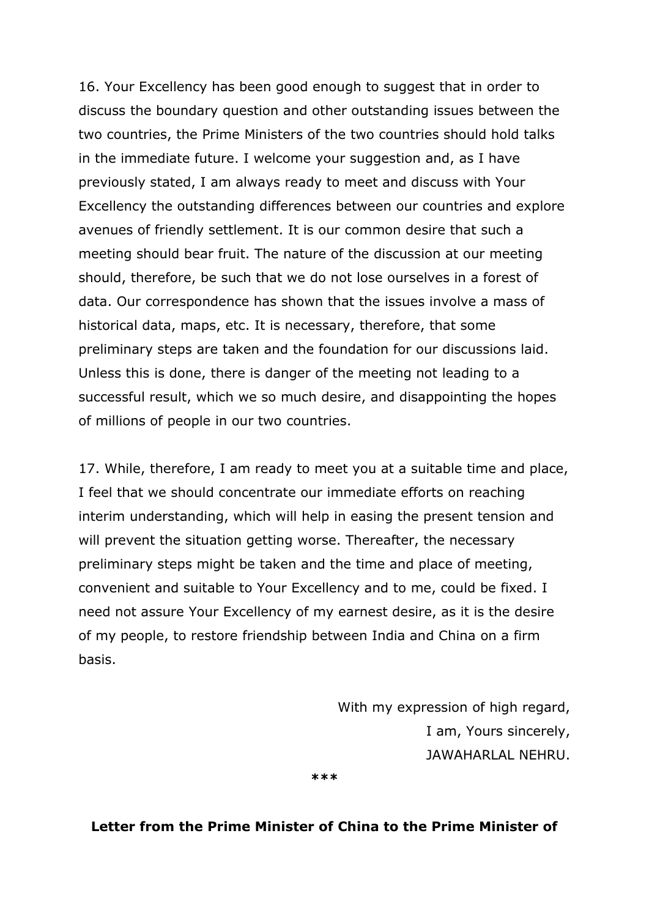16. Your Excellency has been good enough to suggest that in order to discuss the boundary question and other outstanding issues between the two countries, the Prime Ministers of the two countries should hold talks in the immediate future. I welcome your suggestion and, as I have previously stated, I am always ready to meet and discuss with Your Excellency the outstanding differences between our countries and explore avenues of friendly settlement. It is our common desire that such a meeting should bear fruit. The nature of the discussion at our meeting should, therefore, be such that we do not lose ourselves in a forest of data. Our correspondence has shown that the issues involve a mass of historical data, maps, etc. It is necessary, therefore, that some preliminary steps are taken and the foundation for our discussions laid. Unless this is done, there is danger of the meeting not leading to a successful result, which we so much desire, and disappointing the hopes of millions of people in our two countries.

17. While, therefore, I am ready to meet you at a suitable time and place, I feel that we should concentrate our immediate efforts on reaching interim understanding, which will help in easing the present tension and will prevent the situation getting worse. Thereafter, the necessary preliminary steps might be taken and the time and place of meeting, convenient and suitable to Your Excellency and to me, could be fixed. I need not assure Your Excellency of my earnest desire, as it is the desire of my people, to restore friendship between India and China on a firm basis.

With my expression of high regard,
I am, Yours sincerely,
JAWAHARLAL NEHRU.

***

**Letter from the Prime Minister of China to the Prime Minister of**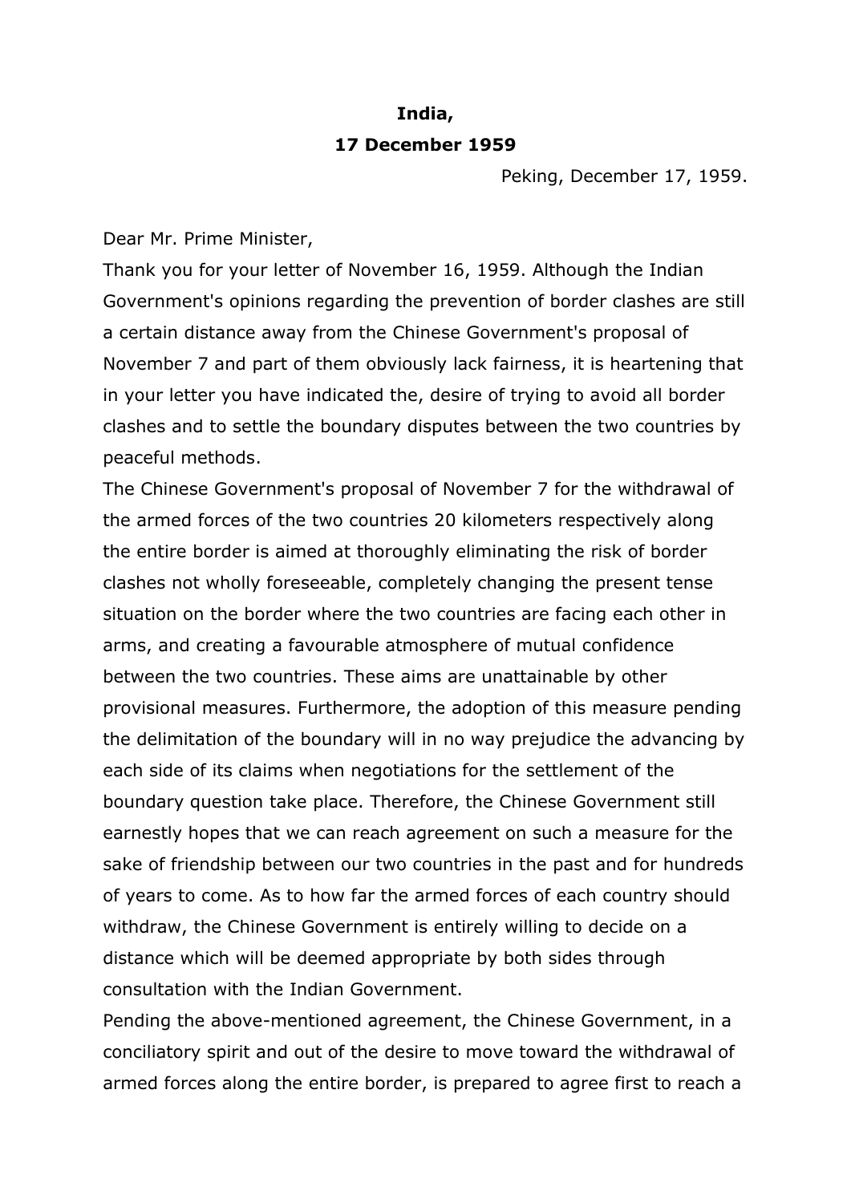**India,**

**17 December 1959**

Peking, December 17, 1959.

Dear Mr. Prime Minister,

Thank you for your letter of November 16, 1959. Although the Indian Government's opinions regarding the prevention of border clashes are still a certain distance away from the Chinese Government's proposal of November 7 and part of them obviously lack fairness, it is heartening that in your letter you have indicated the, desire of trying to avoid all border clashes and to settle the boundary disputes between the two countries by peaceful methods.

The Chinese Government's proposal of November 7 for the withdrawal of the armed forces of the two countries 20 kilometers respectively along the entire border is aimed at thoroughly eliminating the risk of border clashes not wholly foreseeable, completely changing the present tense situation on the border where the two countries are facing each other in arms, and creating a favourable atmosphere of mutual confidence between the two countries. These aims are unattainable by other provisional measures. Furthermore, the adoption of this measure pending the delimitation of the boundary will in no way prejudice the advancing by each side of its claims when negotiations for the settlement of the boundary question take place. Therefore, the Chinese Government still earnestly hopes that we can reach agreement on such a measure for the sake of friendship between our two countries in the past and for hundreds of years to come. As to how far the armed forces of each country should withdraw, the Chinese Government is entirely willing to decide on a distance which will be deemed appropriate by both sides through consultation with the Indian Government.

Pending the above-mentioned agreement, the Chinese Government, in a conciliatory spirit and out of the desire to move toward the withdrawal of armed forces along the entire border, is prepared to agree first to reach a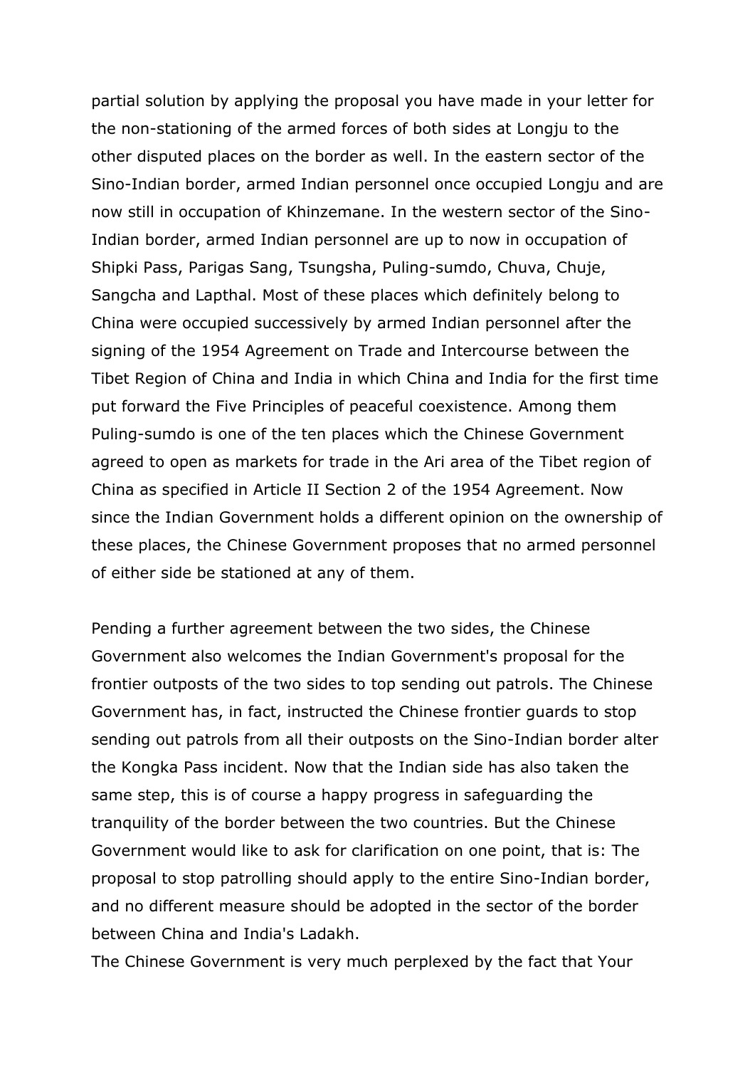partial solution by applying the proposal you have made in your letter for the non-stationing of the armed forces of both sides at Longju to the other disputed places on the border as well. In the eastern sector of the Sino-Indian border, armed Indian personnel once occupied Longju and are now still in occupation of Khinzemane. In the western sector of the Sino-Indian border, armed Indian personnel are up to now in occupation of Shipki Pass, Parigas Sang, Tsungsha, Puling-sumdo, Chuva, Chuje, Sangcha and Lapthal. Most of these places which definitely belong to China were occupied successively by armed Indian personnel after the signing of the 1954 Agreement on Trade and Intercourse between the Tibet Region of China and India in which China and India for the first time put forward the Five Principles of peaceful coexistence. Among them Puling-sumdo is one of the ten places which the Chinese Government agreed to open as markets for trade in the Ari area of the Tibet region of China as specified in Article II Section 2 of the 1954 Agreement. Now since the Indian Government holds a different opinion on the ownership of these places, the Chinese Government proposes that no armed personnel of either side be stationed at any of them.

Pending a further agreement between the two sides, the Chinese Government also welcomes the Indian Government's proposal for the frontier outposts of the two sides to top sending out patrols. The Chinese Government has, in fact, instructed the Chinese frontier guards to stop sending out patrols from all their outposts on the Sino-Indian border alter the Kongka Pass incident. Now that the Indian side has also taken the same step, this is of course a happy progress in safeguarding the tranquility of the border between the two countries. But the Chinese Government would like to ask for clarification on one point, that is: The proposal to stop patrolling should apply to the entire Sino-Indian border, and no different measure should be adopted in the sector of the border between China and India's Ladakh.

The Chinese Government is very much perplexed by the fact that Your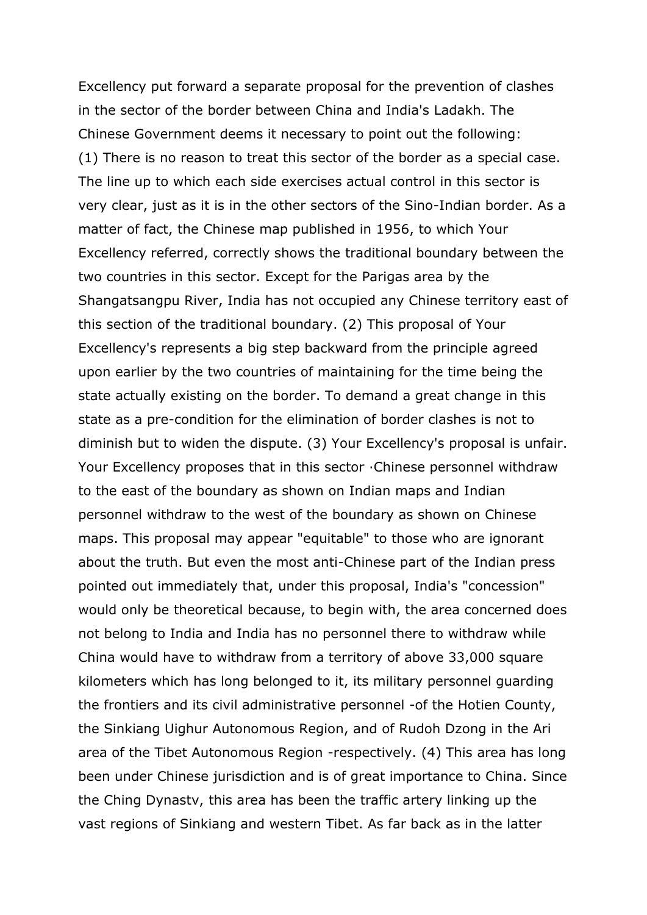Excellency put forward a separate proposal for the prevention of clashes in the sector of the border between China and India's Ladakh. The Chinese Government deems it necessary to point out the following:

(1) There is no reason to treat this sector of the border as a special case. The line up to which each side exercises actual control in this sector is very clear, just as it is in the other sectors of the Sino-Indian border. As a matter of fact, the Chinese map published in 1956, to which Your Excellency referred, correctly shows the traditional boundary between the two countries in this sector. Except for the Parigas area by the Shangatsangpu River, India has not occupied any Chinese territory east of this section of the traditional boundary. (2) This proposal of Your Excellency's represents a big step backward from the principle agreed upon earlier by the two countries of maintaining for the time being the state actually existing on the border. To demand a great change in this state as a pre-condition for the elimination of border clashes is not to diminish but to widen the dispute. (3) Your Excellency's proposal is unfair. Your Excellency proposes that in this sector ·Chinese personnel withdraw to the east of the boundary as shown on Indian maps and Indian personnel withdraw to the west of the boundary as shown on Chinese maps. This proposal may appear "equitable" to those who are ignorant about the truth. But even the most anti-Chinese part of the Indian press pointed out immediately that, under this proposal, India's "concession" would only be theoretical because, to begin with, the area concerned does not belong to India and India has no personnel there to withdraw while China would have to withdraw from a territory of above 33,000 square kilometers which has long belonged to it, its military personnel guarding the frontiers and its civil administrative personnel -of the Hotien County, the Sinkiang Uighur Autonomous Region, and of Rudoh Dzong in the Ari area of the Tibet Autonomous Region -respectively. (4) This area has long been under Chinese jurisdiction and is of great importance to China. Since the Ching Dynastv, this area has been the traffic artery linking up the vast regions of Sinkiang and western Tibet. As far back as in the latter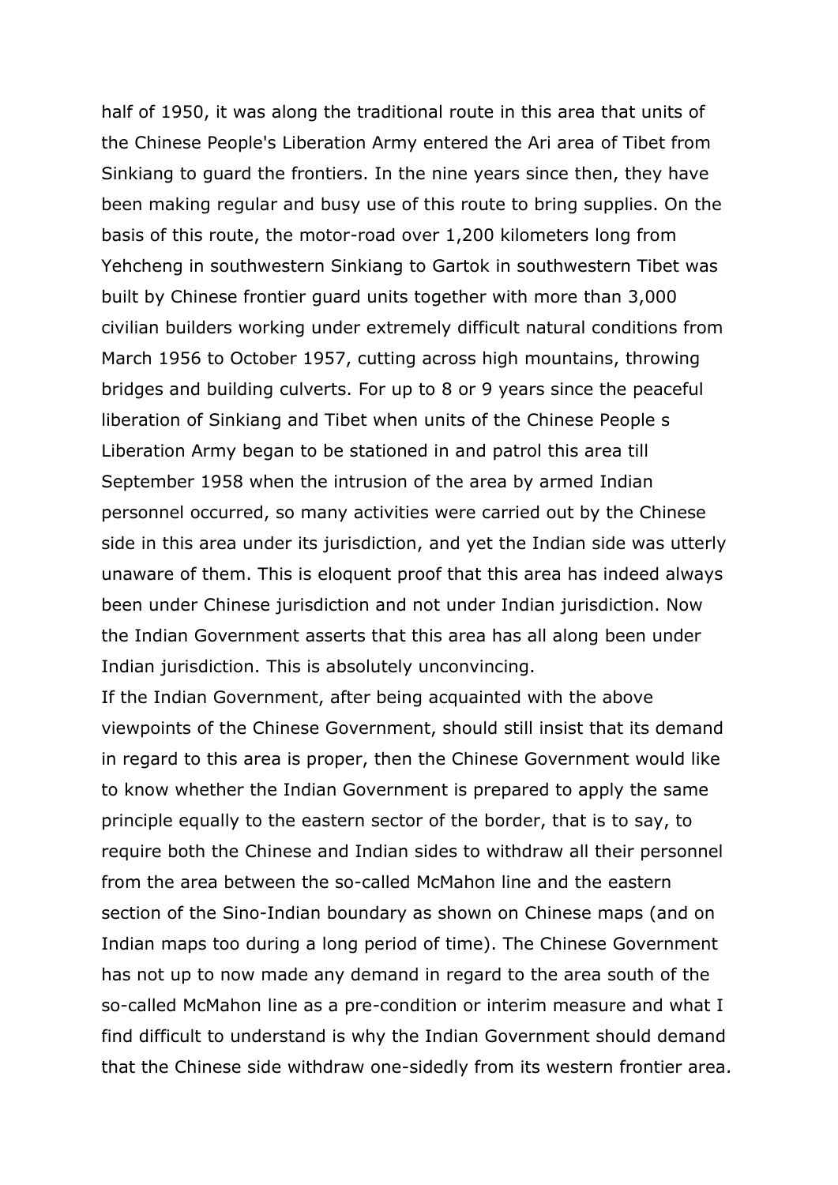half of 1950, it was along the traditional route in this area that units of the Chinese People's Liberation Army entered the Ari area of Tibet from Sinkiang to guard the frontiers. In the nine years since then, they have been making regular and busy use of this route to bring supplies. On the basis of this route, the motor-road over 1,200 kilometers long from Yehcheng in southwestern Sinkiang to Gartok in southwestern Tibet was built by Chinese frontier guard units together with more than 3,000 civilian builders working under extremely difficult natural conditions from March 1956 to October 1957, cutting across high mountains, throwing bridges and building culverts. For up to 8 or 9 years since the peaceful liberation of Sinkiang and Tibet when units of the Chinese People s Liberation Army began to be stationed in and patrol this area till September 1958 when the intrusion of the area by armed Indian personnel occurred, so many activities were carried out by the Chinese side in this area under its jurisdiction, and yet the Indian side was utterly unaware of them. This is eloquent proof that this area has indeed always been under Chinese jurisdiction and not under Indian jurisdiction. Now the Indian Government asserts that this area has all along been under Indian jurisdiction. This is absolutely unconvincing.

If the Indian Government, after being acquainted with the above viewpoints of the Chinese Government, should still insist that its demand in regard to this area is proper, then the Chinese Government would like to know whether the Indian Government is prepared to apply the same principle equally to the eastern sector of the border, that is to say, to require both the Chinese and Indian sides to withdraw all their personnel from the area between the so-called McMahon line and the eastern section of the Sino-Indian boundary as shown on Chinese maps (and on Indian maps too during a long period of time). The Chinese Government has not up to now made any demand in regard to the area south of the so-called McMahon line as a pre-condition or interim measure and what I find difficult to understand is why the Indian Government should demand that the Chinese side withdraw one-sidedly from its western frontier area.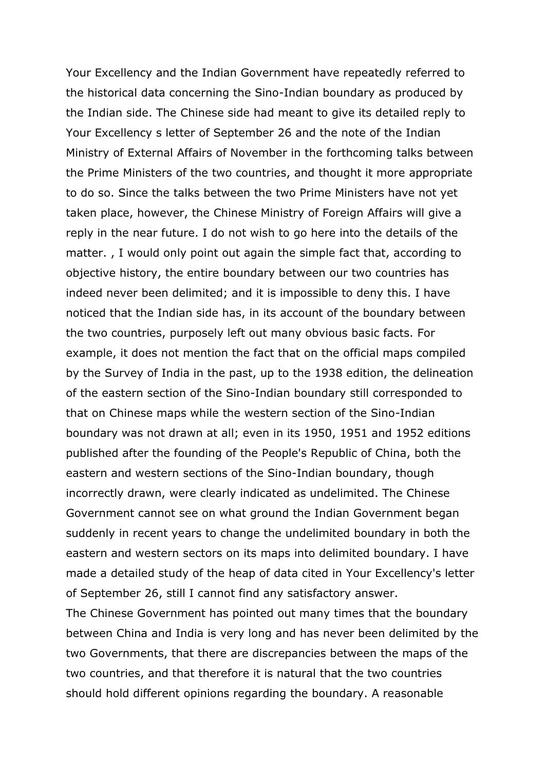Your Excellency and the Indian Government have repeatedly referred to the historical data concerning the Sino-Indian boundary as produced by the Indian side. The Chinese side had meant to give its detailed reply to Your Excellency s letter of September 26 and the note of the Indian Ministry of External Affairs of November in the forthcoming talks between the Prime Ministers of the two countries, and thought it more appropriate to do so. Since the talks between the two Prime Ministers have not yet taken place, however, the Chinese Ministry of Foreign Affairs will give a reply in the near future. I do not wish to go here into the details of the matter. , I would only point out again the simple fact that, according to objective history, the entire boundary between our two countries has indeed never been delimited; and it is impossible to deny this. I have noticed that the Indian side has, in its account of the boundary between the two countries, purposely left out many obvious basic facts. For example, it does not mention the fact that on the official maps compiled by the Survey of India in the past, up to the 1938 edition, the delineation of the eastern section of the Sino-Indian boundary still corresponded to that on Chinese maps while the western section of the Sino-Indian boundary was not drawn at all; even in its 1950, 1951 and 1952 editions published after the founding of the People's Republic of China, both the eastern and western sections of the Sino-Indian boundary, though incorrectly drawn, were clearly indicated as undelimited. The Chinese Government cannot see on what ground the Indian Government began suddenly in recent years to change the undelimited boundary in both the eastern and western sectors on its maps into delimited boundary. I have made a detailed study of the heap of data cited in Your Excellency's letter of September 26, still I cannot find any satisfactory answer.

The Chinese Government has pointed out many times that the boundary between China and India is very long and has never been delimited by the two Governments, that there are discrepancies between the maps of the two countries, and that therefore it is natural that the two countries should hold different opinions regarding the boundary. A reasonable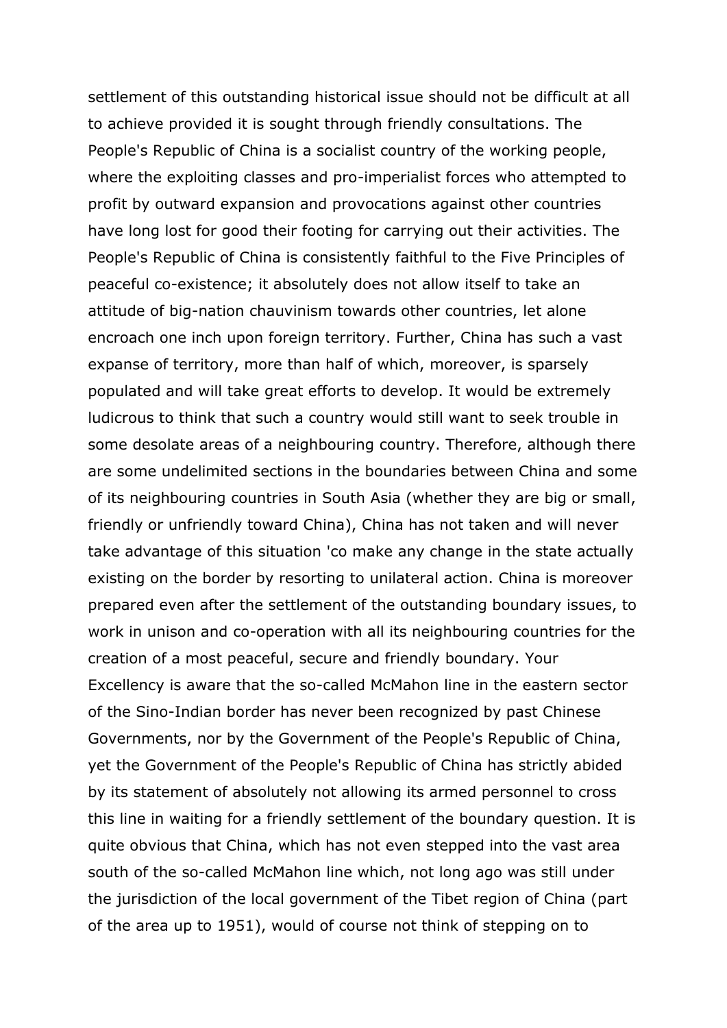settlement of this outstanding historical issue should not be difficult at all to achieve provided it is sought through friendly consultations. The People's Republic of China is a socialist country of the working people, where the exploiting classes and pro-imperialist forces who attempted to profit by outward expansion and provocations against other countries have long lost for good their footing for carrying out their activities. The People's Republic of China is consistently faithful to the Five Principles of peaceful co-existence; it absolutely does not allow itself to take an attitude of big-nation chauvinism towards other countries, let alone encroach one inch upon foreign territory. Further, China has such a vast expanse of territory, more than half of which, moreover, is sparsely populated and will take great efforts to develop. It would be extremely ludicrous to think that such a country would still want to seek trouble in some desolate areas of a neighbouring country. Therefore, although there are some undelimited sections in the boundaries between China and some of its neighbouring countries in South Asia (whether they are big or small, friendly or unfriendly toward China), China has not taken and will never take advantage of this situation 'co make any change in the state actually existing on the border by resorting to unilateral action. China is moreover prepared even after the settlement of the outstanding boundary issues, to work in unison and co-operation with all its neighbouring countries for the creation of a most peaceful, secure and friendly boundary. Your Excellency is aware that the so-called McMahon line in the eastern sector of the Sino-Indian border has never been recognized by past Chinese Governments, nor by the Government of the People's Republic of China, yet the Government of the People's Republic of China has strictly abided by its statement of absolutely not allowing its armed personnel to cross this line in waiting for a friendly settlement of the boundary question. It is quite obvious that China, which has not even stepped into the vast area south of the so-called McMahon line which, not long ago was still under the jurisdiction of the local government of the Tibet region of China (part of the area up to 1951), would of course not think of stepping on to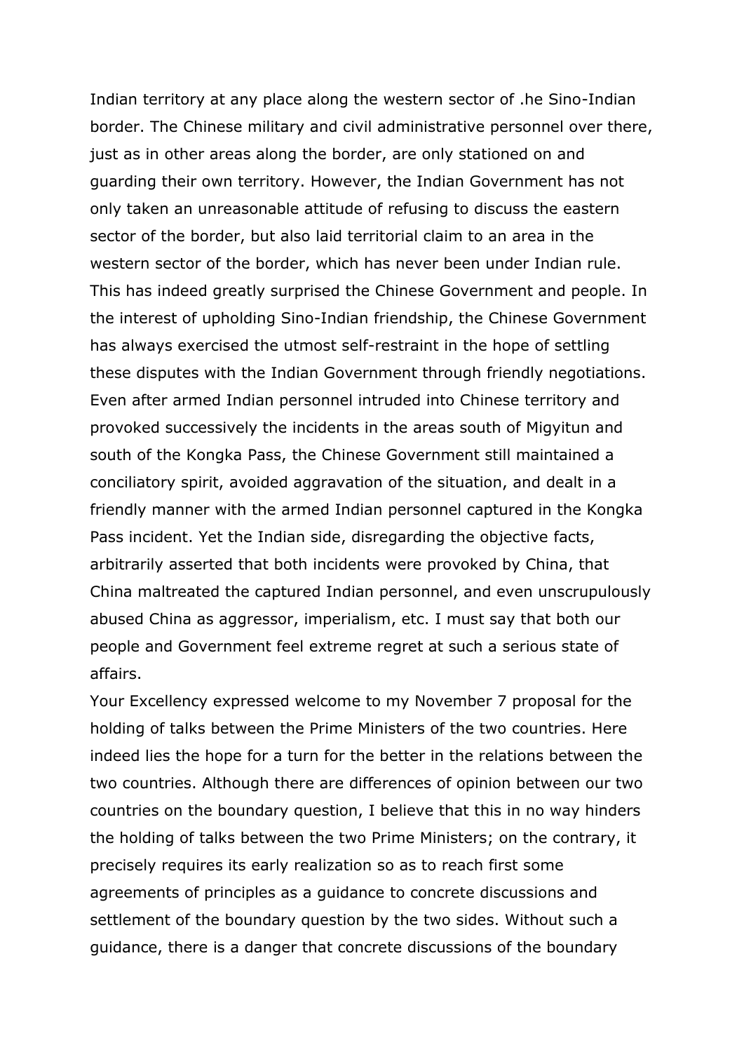Indian territory at any place along the western sector of .he Sino-Indian border. The Chinese military and civil administrative personnel over there, just as in other areas along the border, are only stationed on and guarding their own territory. However, the Indian Government has not only taken an unreasonable attitude of refusing to discuss the eastern sector of the border, but also laid territorial claim to an area in the western sector of the border, which has never been under Indian rule. This has indeed greatly surprised the Chinese Government and people. In the interest of upholding Sino-Indian friendship, the Chinese Government has always exercised the utmost self-restraint in the hope of settling these disputes with the Indian Government through friendly negotiations. Even after armed Indian personnel intruded into Chinese territory and provoked successively the incidents in the areas south of Migyitun and south of the Kongka Pass, the Chinese Government still maintained a conciliatory spirit, avoided aggravation of the situation, and dealt in a friendly manner with the armed Indian personnel captured in the Kongka Pass incident. Yet the Indian side, disregarding the objective facts, arbitrarily asserted that both incidents were provoked by China, that China maltreated the captured Indian personnel, and even unscrupulously abused China as aggressor, imperialism, etc. I must say that both our people and Government feel extreme regret at such a serious state of affairs.

Your Excellency expressed welcome to my November 7 proposal for the holding of talks between the Prime Ministers of the two countries. Here indeed lies the hope for a turn for the better in the relations between the two countries. Although there are differences of opinion between our two countries on the boundary question, I believe that this in no way hinders the holding of talks between the two Prime Ministers; on the contrary, it precisely requires its early realization so as to reach first some agreements of principles as a guidance to concrete discussions and settlement of the boundary question by the two sides. Without such a guidance, there is a danger that concrete discussions of the boundary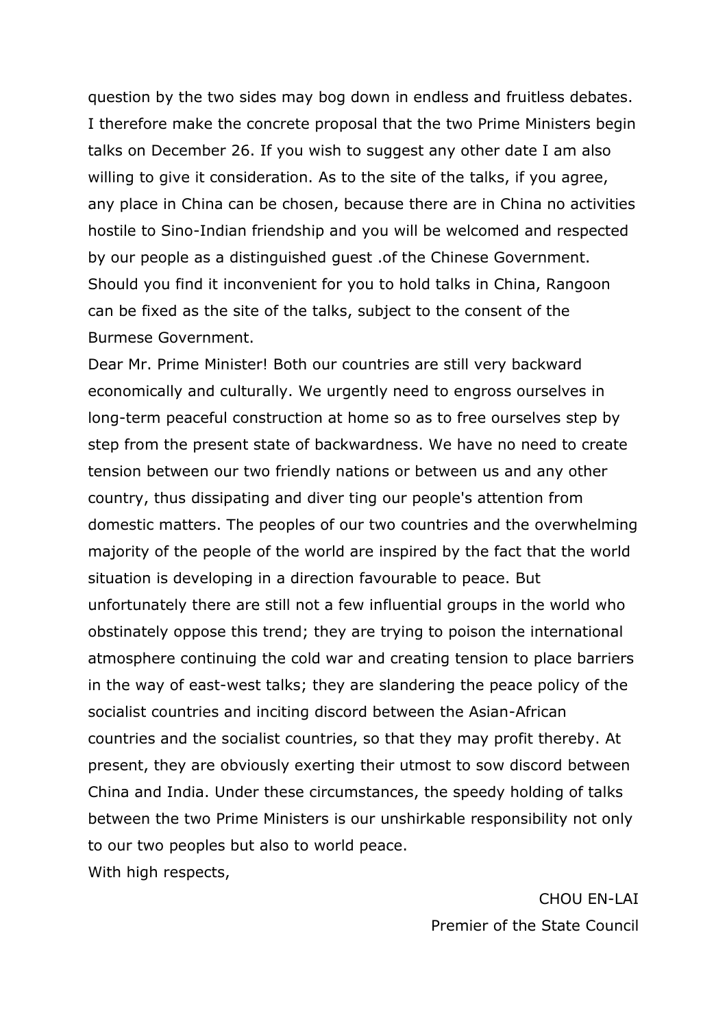question by the two sides may bog down in endless and fruitless debates. I therefore make the concrete proposal that the two Prime Ministers begin talks on December 26. If you wish to suggest any other date I am also willing to give it consideration. As to the site of the talks, if you agree, any place in China can be chosen, because there are in China no activities hostile to Sino-Indian friendship and you will be welcomed and respected by our people as a distinguished guest .of the Chinese Government. Should you find it inconvenient for you to hold talks in China, Rangoon can be fixed as the site of the talks, subject to the consent of the Burmese Government.

Dear Mr. Prime Minister! Both our countries are still very backward economically and culturally. We urgently need to engross ourselves in long-term peaceful construction at home so as to free ourselves step by step from the present state of backwardness. We have no need to create tension between our two friendly nations or between us and any other country, thus dissipating and diver ting our people's attention from domestic matters. The peoples of our two countries and the overwhelming majority of the people of the world are inspired by the fact that the world situation is developing in a direction favourable to peace. But unfortunately there are still not a few influential groups in the world who obstinately oppose this trend; they are trying to poison the international atmosphere continuing the cold war and creating tension to place barriers in the way of east-west talks; they are slandering the peace policy of the socialist countries and inciting discord between the Asian-African countries and the socialist countries, so that they may profit thereby. At present, they are obviously exerting their utmost to sow discord between China and India. Under these circumstances, the speedy holding of talks between the two Prime Ministers is our unshirkable responsibility not only to our two peoples but also to world peace.

With high respects,

CHOU EN-LAI
Premier of the State Council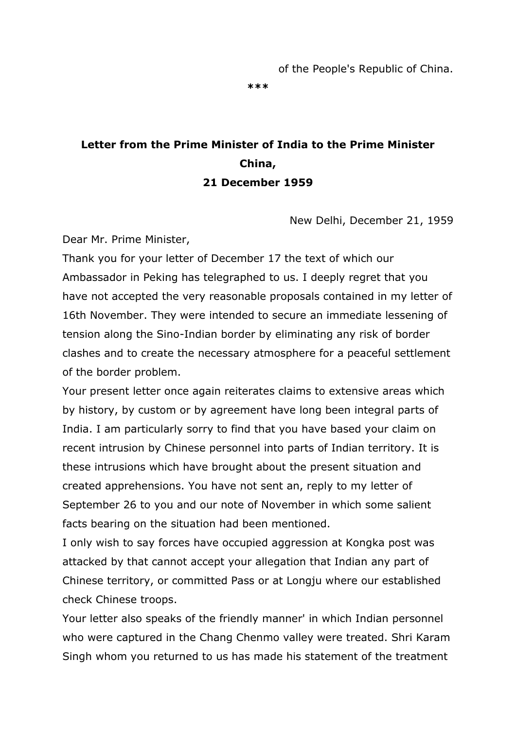of the People's Republic of China.

***

**Letter from the Prime Minister of India to the Prime Minister China,**
**21 December 1959**

New Delhi, December 21, 1959

Dear Mr. Prime Minister,

Thank you for your letter of December 17 the text of which our Ambassador in Peking has telegraphed to us. I deeply regret that you have not accepted the very reasonable proposals contained in my letter of 16th November. They were intended to secure an immediate lessening of tension along the Sino-Indian border by eliminating any risk of border clashes and to create the necessary atmosphere for a peaceful settlement of the border problem.

Your present letter once again reiterates claims to extensive areas which by history, by custom or by agreement have long been integral parts of India. I am particularly sorry to find that you have based your claim on recent intrusion by Chinese personnel into parts of Indian territory. It is these intrusions which have brought about the present situation and created apprehensions. You have not sent an, reply to my letter of September 26 to you and our note of November in which some salient facts bearing on the situation had been mentioned.

I only wish to say forces have occupied aggression at Kongka post was attacked by that cannot accept your allegation that Indian any part of Chinese territory, or committed Pass or at Longju where our established check Chinese troops.

Your letter also speaks of the friendly manner' in which Indian personnel who were captured in the Chang Chenmo valley were treated. Shri Karam Singh whom you returned to us has made his statement of the treatment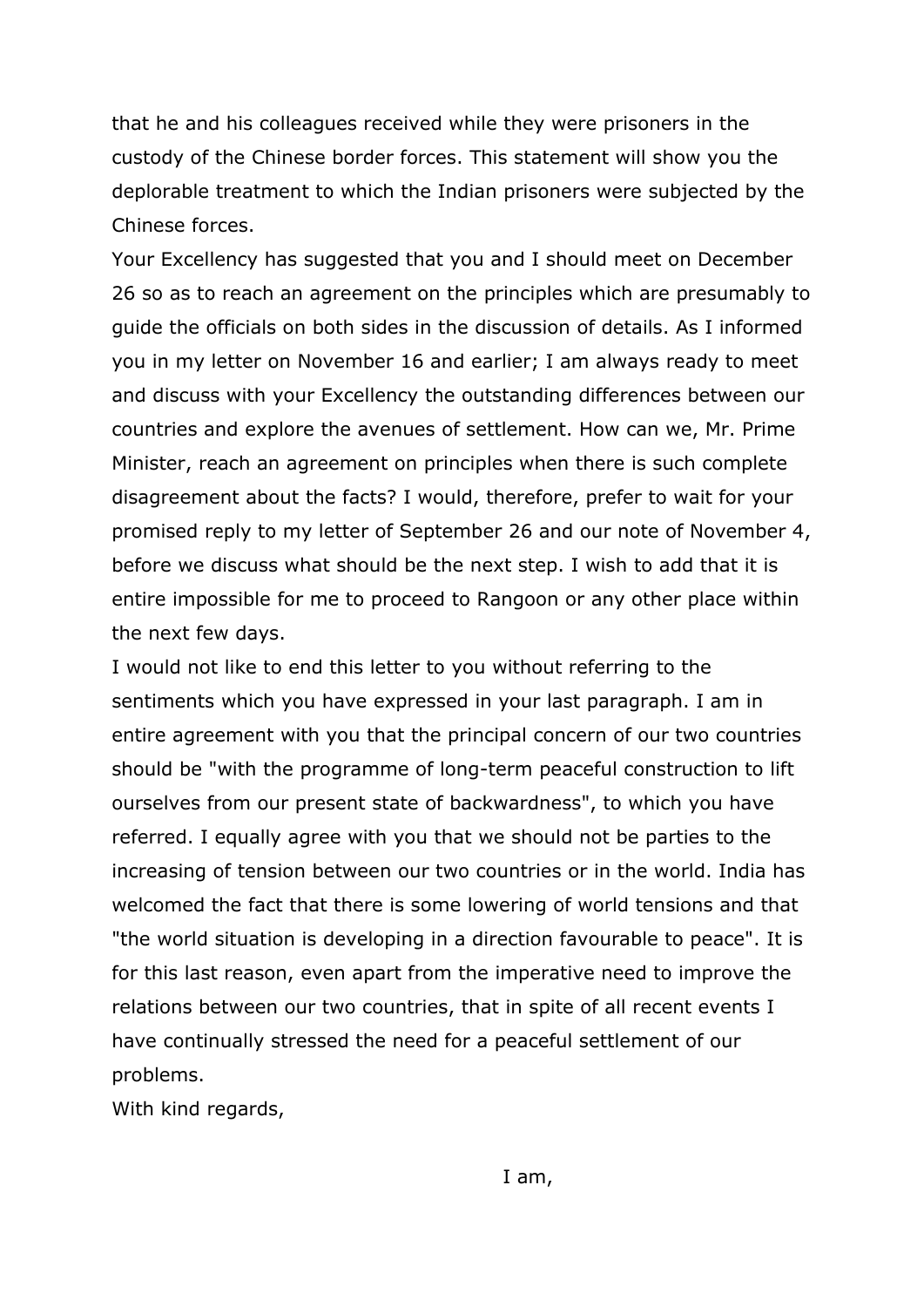that he and his colleagues received while they were prisoners in the custody of the Chinese border forces. This statement will show you the deplorable treatment to which the Indian prisoners were subjected by the Chinese forces.

Your Excellency has suggested that you and I should meet on December 26 so as to reach an agreement on the principles which are presumably to guide the officials on both sides in the discussion of details. As I informed you in my letter on November 16 and earlier; I am always ready to meet and discuss with your Excellency the outstanding differences between our countries and explore the avenues of settlement. How can we, Mr. Prime Minister, reach an agreement on principles when there is such complete disagreement about the facts? I would, therefore, prefer to wait for your promised reply to my letter of September 26 and our note of November 4, before we discuss what should be the next step. I wish to add that it is entire impossible for me to proceed to Rangoon or any other place within the next few days.

I would not like to end this letter to you without referring to the sentiments which you have expressed in your last paragraph. I am in entire agreement with you that the principal concern of our two countries should be "with the programme of long-term peaceful construction to lift ourselves from our present state of backwardness", to which you have referred. I equally agree with you that we should not be parties to the increasing of tension between our two countries or in the world. India has welcomed the fact that there is some lowering of world tensions and that "the world situation is developing in a direction favourable to peace". It is for this last reason, even apart from the imperative need to improve the relations between our two countries, that in spite of all recent events I have continually stressed the need for a peaceful settlement of our problems.

With kind regards,

I am,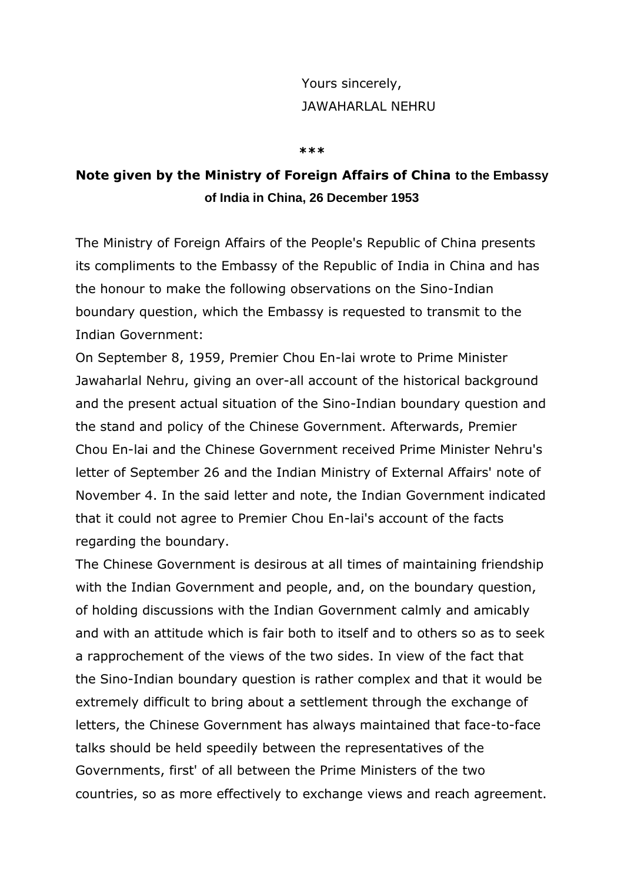Yours sincerely,
JAWAHARLAL NEHRU

\*\*\*

**Note given by the Ministry of Foreign Affairs of China to the Embassy of India in China, 26 December 1953**

The Ministry of Foreign Affairs of the People's Republic of China presents its compliments to the Embassy of the Republic of India in China and has the honour to make the following observations on the Sino-Indian boundary question, which the Embassy is requested to transmit to the Indian Government:

On September 8, 1959, Premier Chou En-lai wrote to Prime Minister Jawaharlal Nehru, giving an over-all account of the historical background and the present actual situation of the Sino-Indian boundary question and the stand and policy of the Chinese Government. Afterwards, Premier Chou En-lai and the Chinese Government received Prime Minister Nehru's letter of September 26 and the Indian Ministry of External Affairs' note of November 4. In the said letter and note, the Indian Government indicated that it could not agree to Premier Chou En-lai's account of the facts regarding the boundary.

The Chinese Government is desirous at all times of maintaining friendship with the Indian Government and people, and, on the boundary question, of holding discussions with the Indian Government calmly and amicably and with an attitude which is fair both to itself and to others so as to seek a rapprochement of the views of the two sides. In view of the fact that the Sino-Indian boundary question is rather complex and that it would be extremely difficult to bring about a settlement through the exchange of letters, the Chinese Government has always maintained that face-to-face talks should be held speedily between the representatives of the Governments, first' of all between the Prime Ministers of the two countries, so as more effectively to exchange views and reach agreement.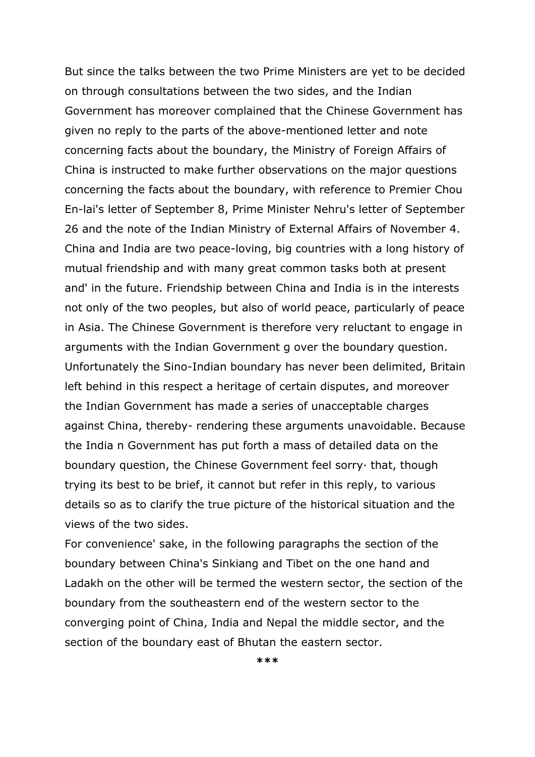But since the talks between the two Prime Ministers are yet to be decided on through consultations between the two sides, and the Indian Government has moreover complained that the Chinese Government has given no reply to the parts of the above-mentioned letter and note concerning facts about the boundary, the Ministry of Foreign Affairs of China is instructed to make further observations on the major questions concerning the facts about the boundary, with reference to Premier Chou En-lai's letter of September 8, Prime Minister Nehru's letter of September 26 and the note of the Indian Ministry of External Affairs of November 4. China and India are two peace-loving, big countries with a long history of mutual friendship and with many great common tasks both at present and' in the future. Friendship between China and India is in the interests not only of the two peoples, but also of world peace, particularly of peace in Asia. The Chinese Government is therefore very reluctant to engage in arguments with the Indian Government g over the boundary question. Unfortunately the Sino-Indian boundary has never been delimited, Britain left behind in this respect a heritage of certain disputes, and moreover the Indian Government has made a series of unacceptable charges against China, thereby- rendering these arguments unavoidable. Because the India n Government has put forth a mass of detailed data on the boundary question, the Chinese Government feel sorry· that, though trying its best to be brief, it cannot but refer in this reply, to various details so as to clarify the true picture of the historical situation and the views of the two sides.

For convenience' sake, in the following paragraphs the section of the boundary between China's Sinkiang and Tibet on the one hand and Ladakh on the other will be termed the western sector, the section of the boundary from the southeastern end of the western sector to the converging point of China, India and Nepal the middle sector, and the section of the boundary east of Bhutan the eastern sector.

***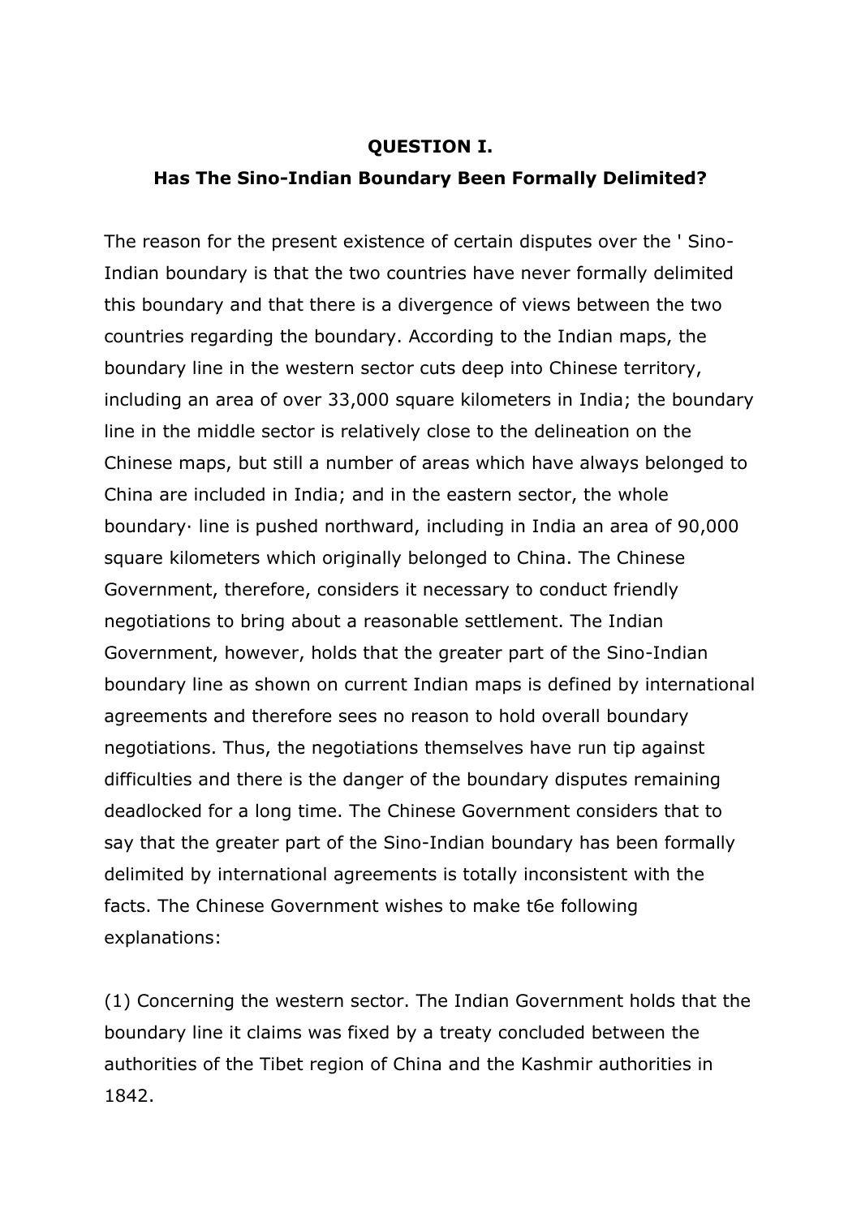**QUESTION I.**

**Has The Sino-Indian Boundary Been Formally Delimited?**

The reason for the present existence of certain disputes over the ' Sino-Indian boundary is that the two countries have never formally delimited this boundary and that there is a divergence of views between the two countries regarding the boundary. According to the Indian maps, the boundary line in the western sector cuts deep into Chinese territory, including an area of over 33,000 square kilometers in India; the boundary line in the middle sector is relatively close to the delineation on the Chinese maps, but still a number of areas which have always belonged to China are included in India; and in the eastern sector, the whole boundary· line is pushed northward, including in India an area of 90,000 square kilometers which originally belonged to China. The Chinese Government, therefore, considers it necessary to conduct friendly negotiations to bring about a reasonable settlement. The Indian Government, however, holds that the greater part of the Sino-Indian boundary line as shown on current Indian maps is defined by international agreements and therefore sees no reason to hold overall boundary negotiations. Thus, the negotiations themselves have run tip against difficulties and there is the danger of the boundary disputes remaining deadlocked for a long time. The Chinese Government considers that to say that the greater part of the Sino-Indian boundary has been formally delimited by international agreements is totally inconsistent with the facts. The Chinese Government wishes to make t6e following explanations:

(1) Concerning the western sector. The Indian Government holds that the boundary line it claims was fixed by a treaty concluded between the authorities of the Tibet region of China and the Kashmir authorities in 1842.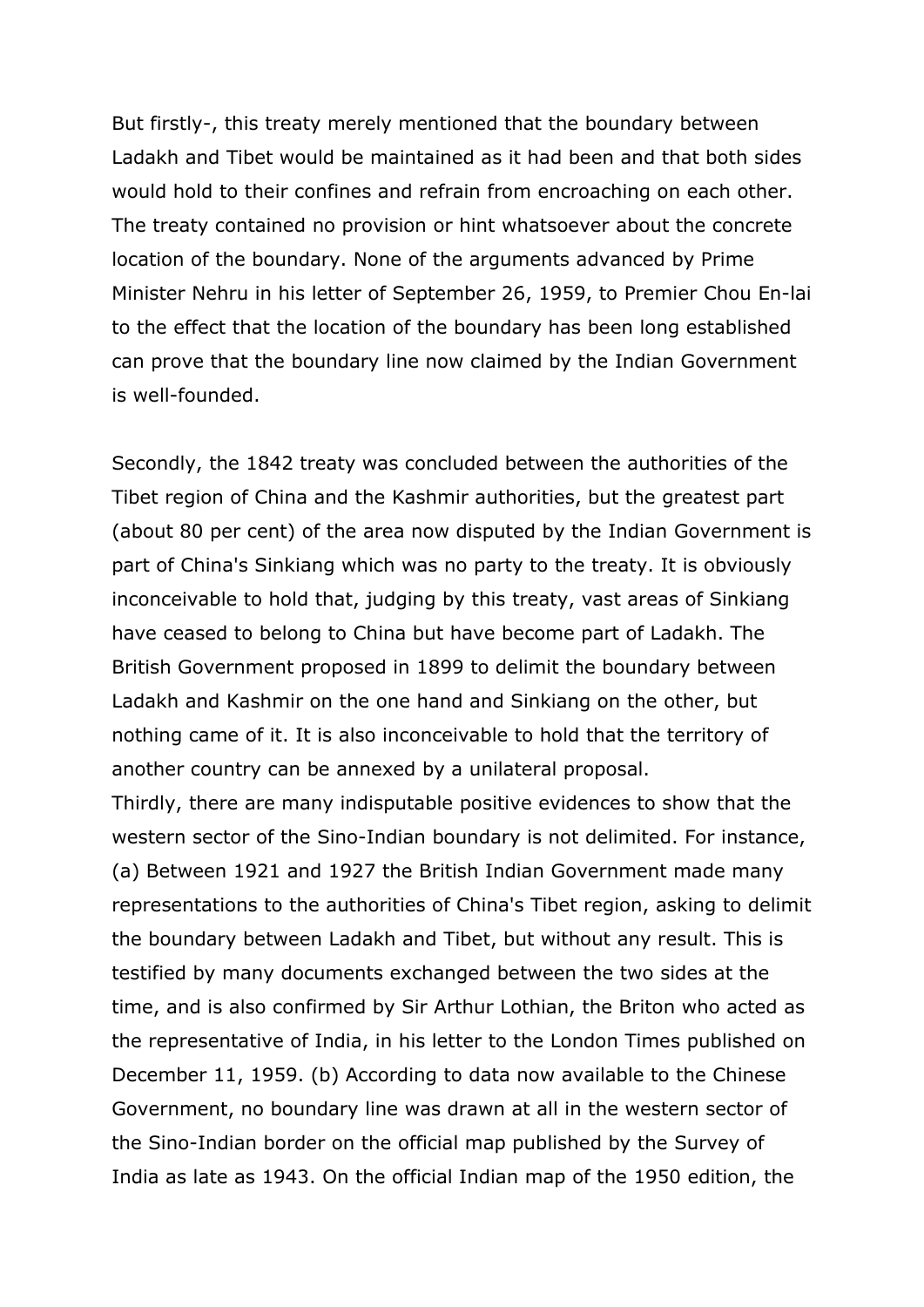But firstly-, this treaty merely mentioned that the boundary between Ladakh and Tibet would be maintained as it had been and that both sides would hold to their confines and refrain from encroaching on each other. The treaty contained no provision or hint whatsoever about the concrete location of the boundary. None of the arguments advanced by Prime Minister Nehru in his letter of September 26, 1959, to Premier Chou En-lai to the effect that the location of the boundary has been long established can prove that the boundary line now claimed by the Indian Government is well-founded.

Secondly, the 1842 treaty was concluded between the authorities of the Tibet region of China and the Kashmir authorities, but the greatest part (about 80 per cent) of the area now disputed by the Indian Government is part of China's Sinkiang which was no party to the treaty. It is obviously inconceivable to hold that, judging by this treaty, vast areas of Sinkiang have ceased to belong to China but have become part of Ladakh. The British Government proposed in 1899 to delimit the boundary between Ladakh and Kashmir on the one hand and Sinkiang on the other, but nothing came of it. It is also inconceivable to hold that the territory of another country can be annexed by a unilateral proposal.
Thirdly, there are many indisputable positive evidences to show that the western sector of the Sino-Indian boundary is not delimited. For instance, (a) Between 1921 and 1927 the British Indian Government made many representations to the authorities of China's Tibet region, asking to delimit the boundary between Ladakh and Tibet, but without any result. This is testified by many documents exchanged between the two sides at the time, and is also confirmed by Sir Arthur Lothian, the Briton who acted as the representative of India, in his letter to the London Times published on December 11, 1959. (b) According to data now available to the Chinese Government, no boundary line was drawn at all in the western sector of the Sino-Indian border on the official map published by the Survey of India as late as 1943. On the official Indian map of the 1950 edition, the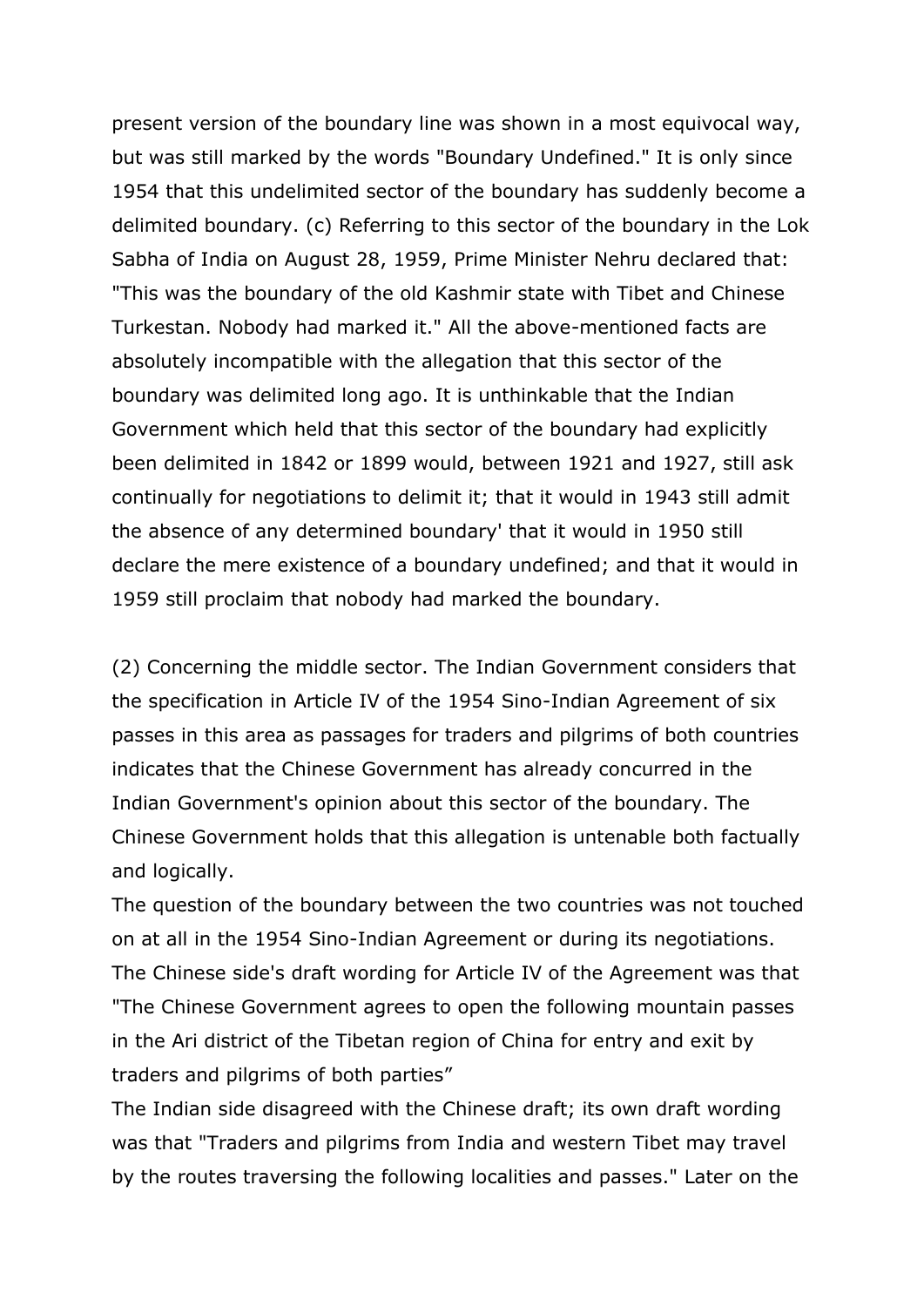present version of the boundary line was shown in a most equivocal way, but was still marked by the words "Boundary Undefined." It is only since 1954 that this undelimited sector of the boundary has suddenly become a delimited boundary. (c) Referring to this sector of the boundary in the Lok Sabha of India on August 28, 1959, Prime Minister Nehru declared that: "This was the boundary of the old Kashmir state with Tibet and Chinese Turkestan. Nobody had marked it." All the above-mentioned facts are absolutely incompatible with the allegation that this sector of the boundary was delimited long ago. It is unthinkable that the Indian Government which held that this sector of the boundary had explicitly been delimited in 1842 or 1899 would, between 1921 and 1927, still ask continually for negotiations to delimit it; that it would in 1943 still admit the absence of any determined boundary' that it would in 1950 still declare the mere existence of a boundary undefined; and that it would in 1959 still proclaim that nobody had marked the boundary.

(2) Concerning the middle sector. The Indian Government considers that the specification in Article IV of the 1954 Sino-Indian Agreement of six passes in this area as passages for traders and pilgrims of both countries indicates that the Chinese Government has already concurred in the Indian Government's opinion about this sector of the boundary. The Chinese Government holds that this allegation is untenable both factually and logically.

The question of the boundary between the two countries was not touched on at all in the 1954 Sino-Indian Agreement or during its negotiations. The Chinese side's draft wording for Article IV of the Agreement was that "The Chinese Government agrees to open the following mountain passes in the Ari district of the Tibetan region of China for entry and exit by traders and pilgrims of both parties”

The Indian side disagreed with the Chinese draft; its own draft wording was that "Traders and pilgrims from India and western Tibet may travel by the routes traversing the following localities and passes." Later on the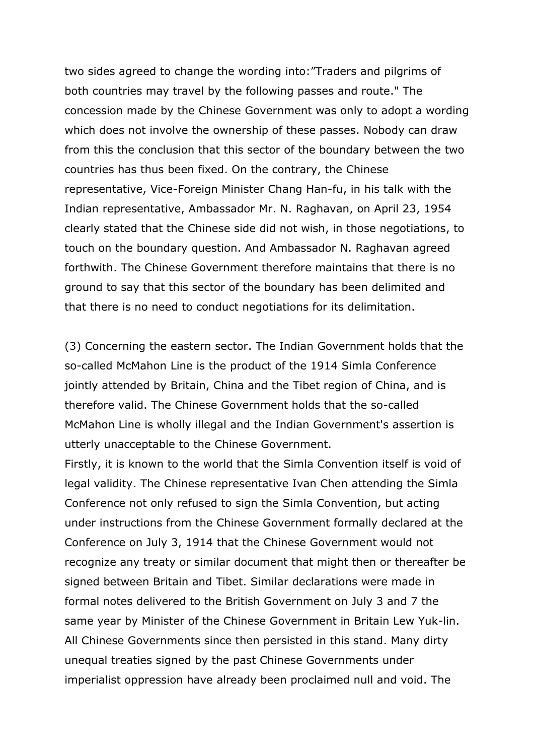two sides agreed to change the wording into:”Traders and pilgrims of both countries may travel by the following passes and route." The concession made by the Chinese Government was only to adopt a wording which does not involve the ownership of these passes. Nobody can draw from this the conclusion that this sector of the boundary between the two countries has thus been fixed. On the contrary, the Chinese representative, Vice-Foreign Minister Chang Han-fu, in his talk with the Indian representative, Ambassador Mr. N. Raghavan, on April 23, 1954 clearly stated that the Chinese side did not wish, in those negotiations, to touch on the boundary question. And Ambassador N. Raghavan agreed forthwith. The Chinese Government therefore maintains that there is no ground to say that this sector of the boundary has been delimited and that there is no need to conduct negotiations for its delimitation.

(3) Concerning the eastern sector. The Indian Government holds that the so-called McMahon Line is the product of the 1914 Simla Conference jointly attended by Britain, China and the Tibet region of China, and is therefore valid. The Chinese Government holds that the so-called McMahon Line is wholly illegal and the Indian Government's assertion is utterly unacceptable to the Chinese Government.
Firstly, it is known to the world that the Simla Convention itself is void of legal validity. The Chinese representative Ivan Chen attending the Simla Conference not only refused to sign the Simla Convention, but acting under instructions from the Chinese Government formally declared at the Conference on July 3, 1914 that the Chinese Government would not recognize any treaty or similar document that might then or thereafter be signed between Britain and Tibet. Similar declarations were made in formal notes delivered to the British Government on July 3 and 7 the same year by Minister of the Chinese Government in Britain Lew Yuk-lin. All Chinese Governments since then persisted in this stand. Many dirty unequal treaties signed by the past Chinese Governments under imperialist oppression have already been proclaimed null and void. The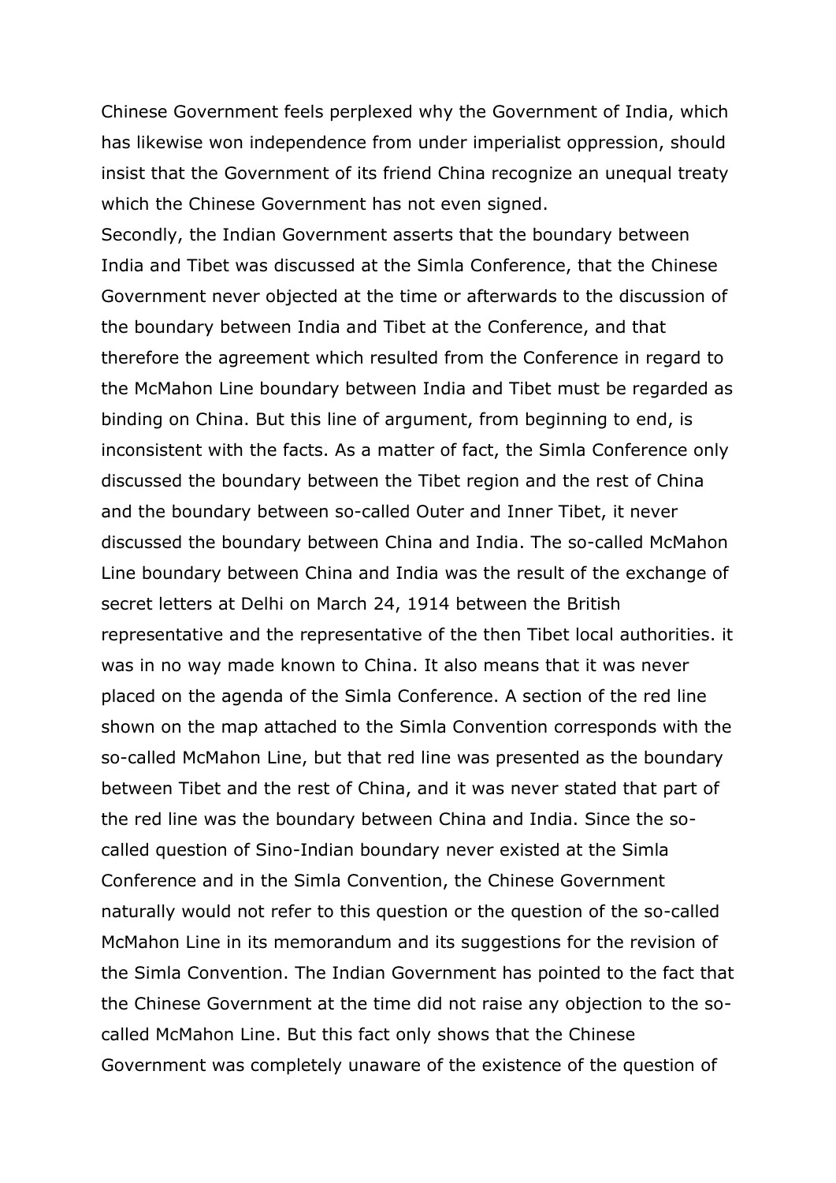Chinese Government feels perplexed why the Government of India, which has likewise won independence from under imperialist oppression, should insist that the Government of its friend China recognize an unequal treaty which the Chinese Government has not even signed.

Secondly, the Indian Government asserts that the boundary between India and Tibet was discussed at the Simla Conference, that the Chinese Government never objected at the time or afterwards to the discussion of the boundary between India and Tibet at the Conference, and that therefore the agreement which resulted from the Conference in regard to the McMahon Line boundary between India and Tibet must be regarded as binding on China. But this line of argument, from beginning to end, is inconsistent with the facts. As a matter of fact, the Simla Conference only discussed the boundary between the Tibet region and the rest of China and the boundary between so-called Outer and Inner Tibet, it never discussed the boundary between China and India. The so-called McMahon Line boundary between China and India was the result of the exchange of secret letters at Delhi on March 24, 1914 between the British representative and the representative of the then Tibet local authorities. it was in no way made known to China. It also means that it was never placed on the agenda of the Simla Conference. A section of the red line shown on the map attached to the Simla Convention corresponds with the so-called McMahon Line, but that red line was presented as the boundary between Tibet and the rest of China, and it was never stated that part of the red line was the boundary between China and India. Since the so-called question of Sino-Indian boundary never existed at the Simla Conference and in the Simla Convention, the Chinese Government naturally would not refer to this question or the question of the so-called McMahon Line in its memorandum and its suggestions for the revision of the Simla Convention. The Indian Government has pointed to the fact that the Chinese Government at the time did not raise any objection to the so-called McMahon Line. But this fact only shows that the Chinese Government was completely unaware of the existence of the question of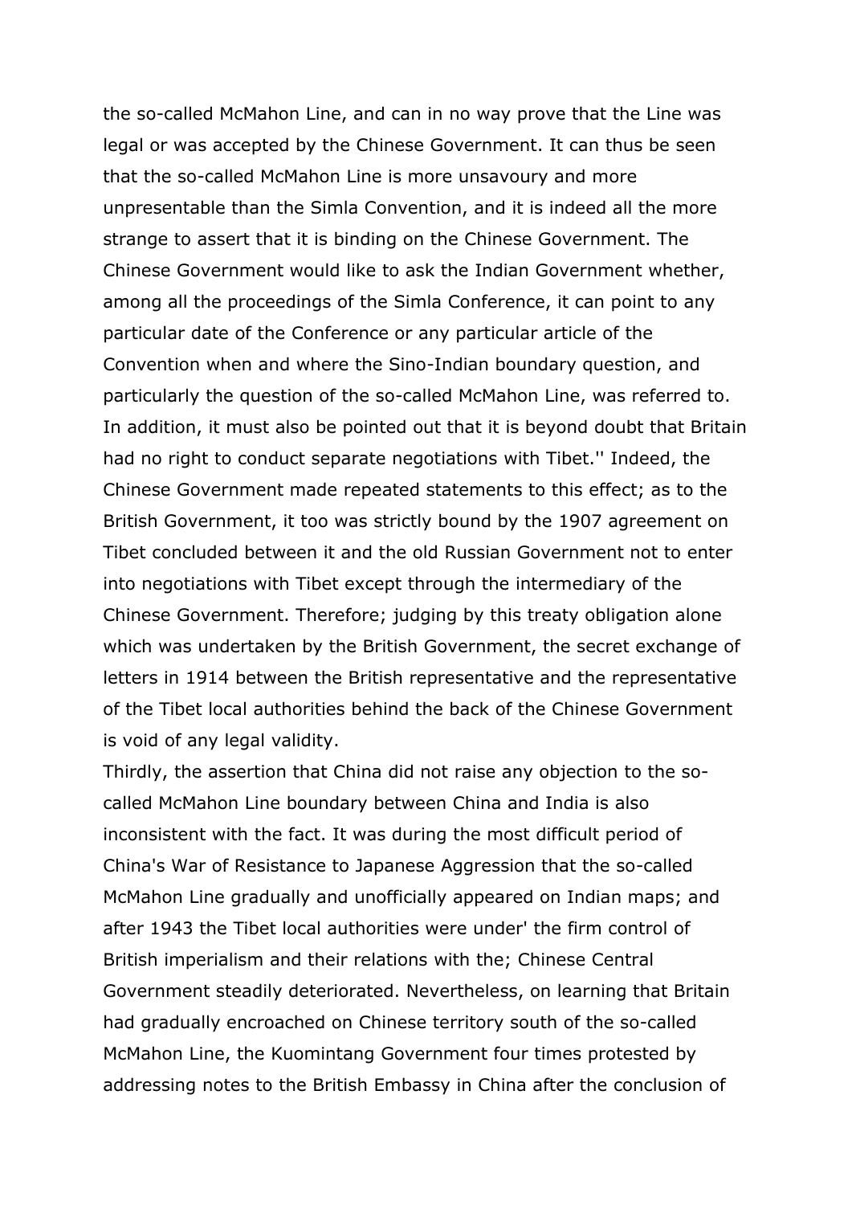the so-called McMahon Line, and can in no way prove that the Line was legal or was accepted by the Chinese Government. It can thus be seen that the so-called McMahon Line is more unsavoury and more unpresentable than the Simla Convention, and it is indeed all the more strange to assert that it is binding on the Chinese Government. The Chinese Government would like to ask the Indian Government whether, among all the proceedings of the Simla Conference, it can point to any particular date of the Conference or any particular article of the Convention when and where the Sino-Indian boundary question, and particularly the question of the so-called McMahon Line, was referred to. In addition, it must also be pointed out that it is beyond doubt that Britain had no right to conduct separate negotiations with Tibet.'' Indeed, the Chinese Government made repeated statements to this effect; as to the British Government, it too was strictly bound by the 1907 agreement on Tibet concluded between it and the old Russian Government not to enter into negotiations with Tibet except through the intermediary of the Chinese Government. Therefore; judging by this treaty obligation alone which was undertaken by the British Government, the secret exchange of letters in 1914 between the British representative and the representative of the Tibet local authorities behind the back of the Chinese Government is void of any legal validity.

Thirdly, the assertion that China did not raise any objection to the so-called McMahon Line boundary between China and India is also inconsistent with the fact. It was during the most difficult period of China's War of Resistance to Japanese Aggression that the so-called McMahon Line gradually and unofficially appeared on Indian maps; and after 1943 the Tibet local authorities were under' the firm control of British imperialism and their relations with the; Chinese Central Government steadily deteriorated. Nevertheless, on learning that Britain had gradually encroached on Chinese territory south of the so-called McMahon Line, the Kuomintang Government four times protested by addressing notes to the British Embassy in China after the conclusion of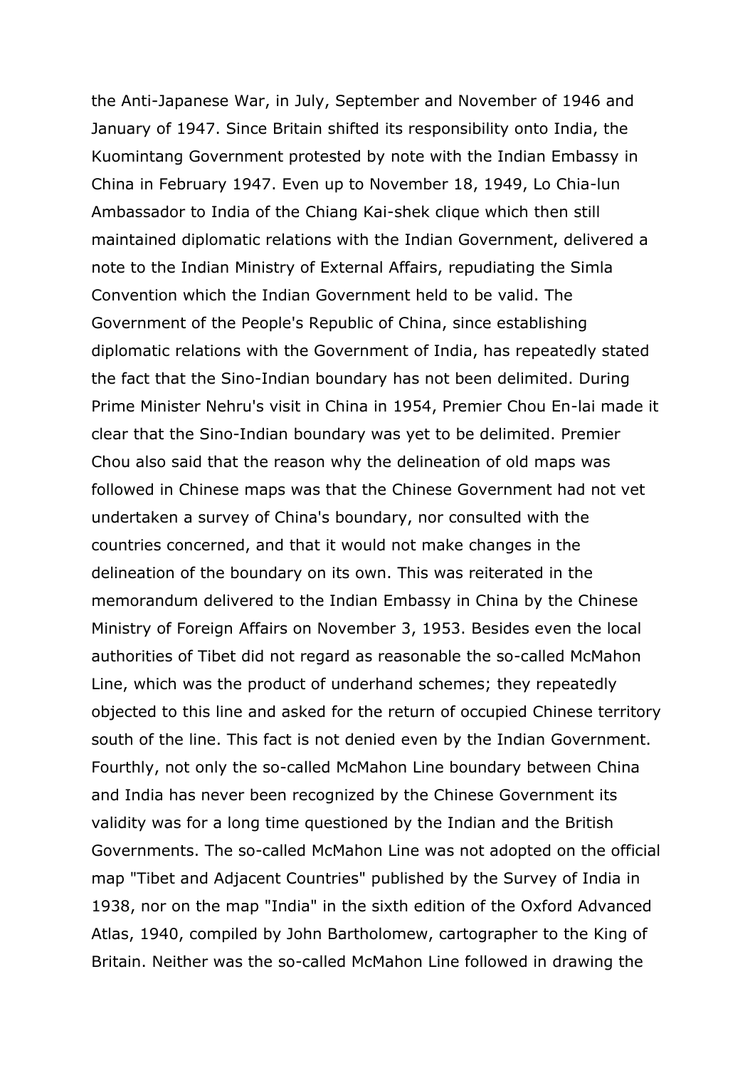the Anti-Japanese War, in July, September and November of 1946 and January of 1947. Since Britain shifted its responsibility onto India, the Kuomintang Government protested by note with the Indian Embassy in China in February 1947. Even up to November 18, 1949, Lo Chia-lun Ambassador to India of the Chiang Kai-shek clique which then still maintained diplomatic relations with the Indian Government, delivered a note to the Indian Ministry of External Affairs, repudiating the Simla Convention which the Indian Government held to be valid. The Government of the People's Republic of China, since establishing diplomatic relations with the Government of India, has repeatedly stated the fact that the Sino-Indian boundary has not been delimited. During Prime Minister Nehru's visit in China in 1954, Premier Chou En-lai made it clear that the Sino-Indian boundary was yet to be delimited. Premier Chou also said that the reason why the delineation of old maps was followed in Chinese maps was that the Chinese Government had not vet undertaken a survey of China's boundary, nor consulted with the countries concerned, and that it would not make changes in the delineation of the boundary on its own. This was reiterated in the memorandum delivered to the Indian Embassy in China by the Chinese Ministry of Foreign Affairs on November 3, 1953. Besides even the local authorities of Tibet did not regard as reasonable the so-called McMahon Line, which was the product of underhand schemes; they repeatedly objected to this line and asked for the return of occupied Chinese territory south of the line. This fact is not denied even by the Indian Government. Fourthly, not only the so-called McMahon Line boundary between China and India has never been recognized by the Chinese Government its validity was for a long time questioned by the Indian and the British Governments. The so-called McMahon Line was not adopted on the official map "Tibet and Adjacent Countries" published by the Survey of India in 1938, nor on the map "India" in the sixth edition of the Oxford Advanced Atlas, 1940, compiled by John Bartholomew, cartographer to the King of Britain. Neither was the so-called McMahon Line followed in drawing the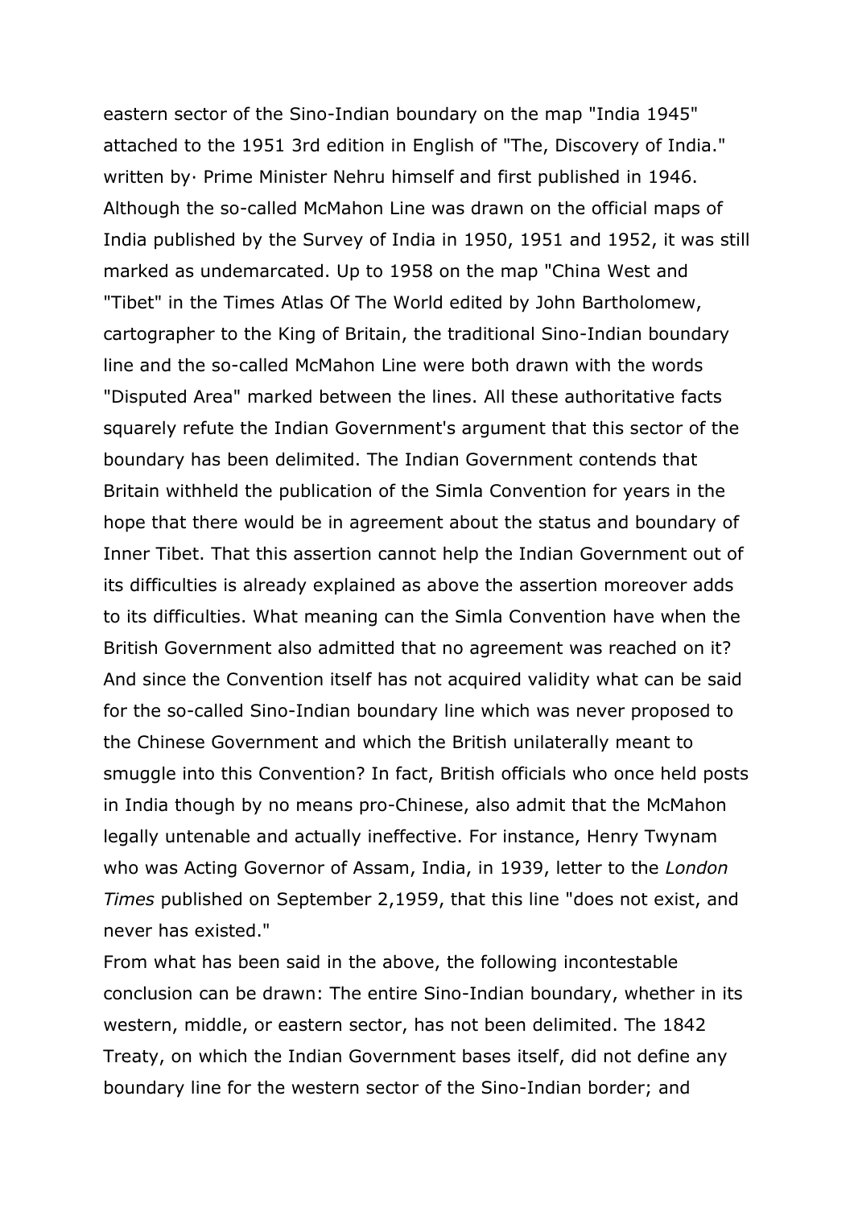eastern sector of the Sino-Indian boundary on the map "India 1945" attached to the 1951 3rd edition in English of "The, Discovery of India." written by· Prime Minister Nehru himself and first published in 1946. Although the so-called McMahon Line was drawn on the official maps of India published by the Survey of India in 1950, 1951 and 1952, it was still marked as undemarcated. Up to 1958 on the map "China West and "Tibet" in the Times Atlas Of The World edited by John Bartholomew, cartographer to the King of Britain, the traditional Sino-Indian boundary line and the so-called McMahon Line were both drawn with the words "Disputed Area" marked between the lines. All these authoritative facts squarely refute the Indian Government's argument that this sector of the boundary has been delimited. The Indian Government contends that Britain withheld the publication of the Simla Convention for years in the hope that there would be in agreement about the status and boundary of Inner Tibet. That this assertion cannot help the Indian Government out of its difficulties is already explained as above the assertion moreover adds to its difficulties. What meaning can the Simla Convention have when the British Government also admitted that no agreement was reached on it? And since the Convention itself has not acquired validity what can be said for the so-called Sino-Indian boundary line which was never proposed to the Chinese Government and which the British unilaterally meant to smuggle into this Convention? In fact, British officials who once held posts in India though by no means pro-Chinese, also admit that the McMahon legally untenable and actually ineffective. For instance, Henry Twynam who was Acting Governor of Assam, India, in 1939, letter to the *London Times* published on September 2,1959, that this line "does not exist, and never has existed."

From what has been said in the above, the following incontestable conclusion can be drawn: The entire Sino-Indian boundary, whether in its western, middle, or eastern sector, has not been delimited. The 1842 Treaty, on which the Indian Government bases itself, did not define any boundary line for the western sector of the Sino-Indian border; and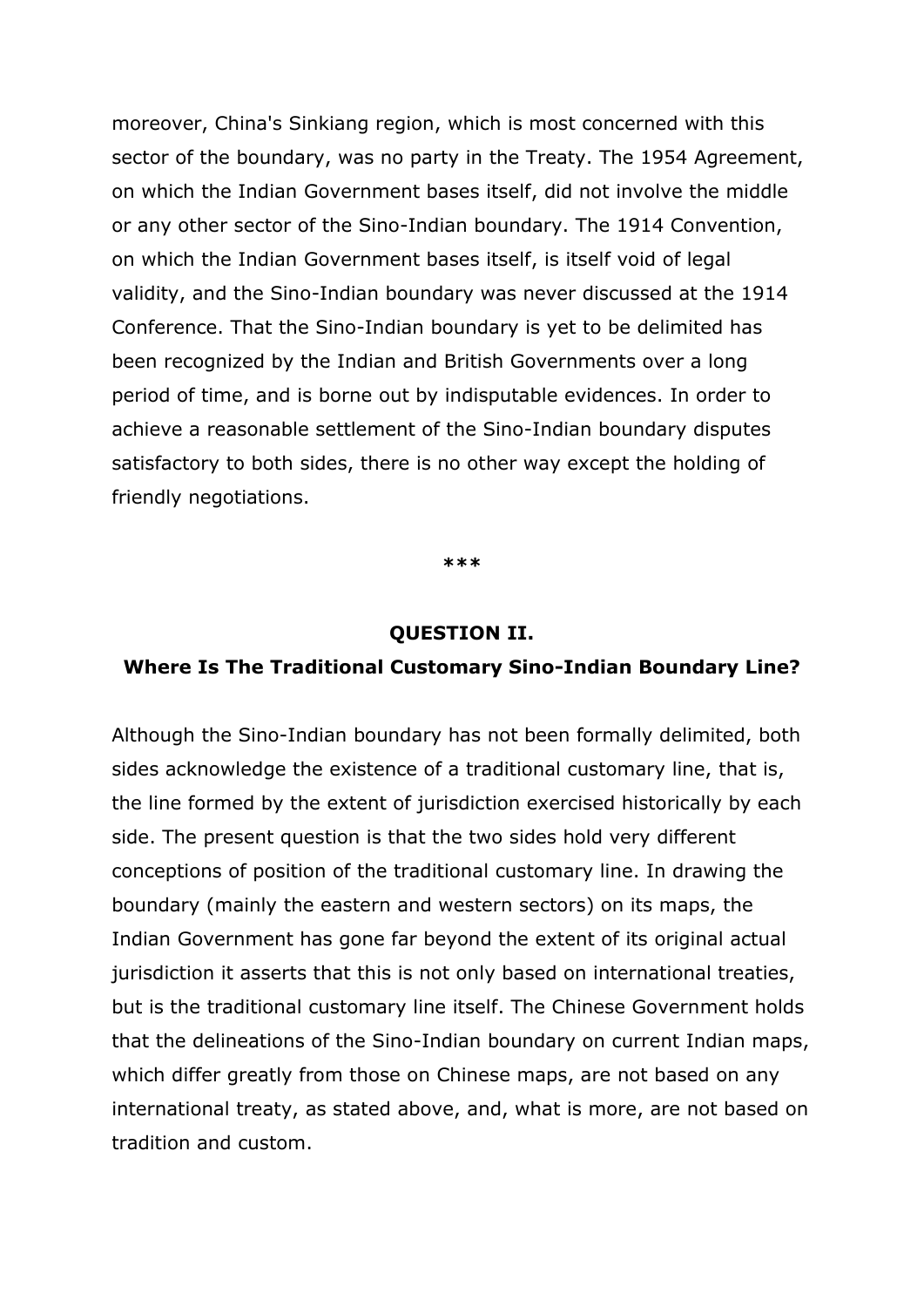moreover, China's Sinkiang region, which is most concerned with this sector of the boundary, was no party in the Treaty. The 1954 Agreement, on which the Indian Government bases itself, did not involve the middle or any other sector of the Sino-Indian boundary. The 1914 Convention, on which the Indian Government bases itself, is itself void of legal validity, and the Sino-Indian boundary was never discussed at the 1914 Conference. That the Sino-Indian boundary is yet to be delimited has been recognized by the Indian and British Governments over a long period of time, and is borne out by indisputable evidences. In order to achieve a reasonable settlement of the Sino-Indian boundary disputes satisfactory to both sides, there is no other way except the holding of friendly negotiations.

***

## QUESTION II.

### Where Is The Traditional Customary Sino-Indian Boundary Line?

Although the Sino-Indian boundary has not been formally delimited, both sides acknowledge the existence of a traditional customary line, that is, the line formed by the extent of jurisdiction exercised historically by each side. The present question is that the two sides hold very different conceptions of position of the traditional customary line. In drawing the boundary (mainly the eastern and western sectors) on its maps, the Indian Government has gone far beyond the extent of its original actual jurisdiction it asserts that this is not only based on international treaties, but is the traditional customary line itself. The Chinese Government holds that the delineations of the Sino-Indian boundary on current Indian maps, which differ greatly from those on Chinese maps, are not based on any international treaty, as stated above, and, what is more, are not based on tradition and custom.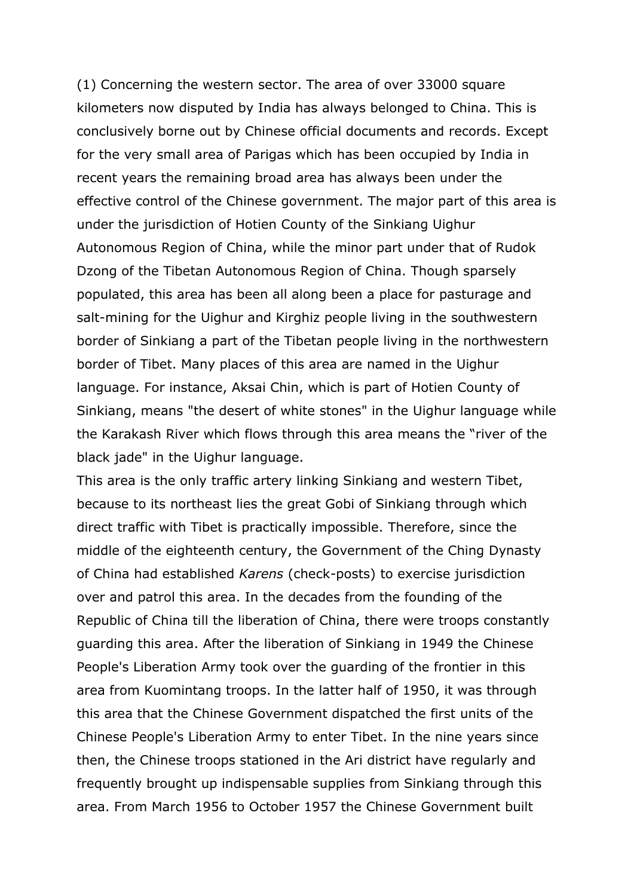(1) Concerning the western sector. The area of over 33000 square kilometers now disputed by India has always belonged to China. This is conclusively borne out by Chinese official documents and records. Except for the very small area of Parigas which has been occupied by India in recent years the remaining broad area has always been under the effective control of the Chinese government. The major part of this area is under the jurisdiction of Hotien County of the Sinkiang Uighur Autonomous Region of China, while the minor part under that of Rudok Dzong of the Tibetan Autonomous Region of China. Though sparsely populated, this area has been all along been a place for pasturage and salt-mining for the Uighur and Kirghiz people living in the southwestern border of Sinkiang a part of the Tibetan people living in the northwestern border of Tibet. Many places of this area are named in the Uighur language. For instance, Aksai Chin, which is part of Hotien County of Sinkiang, means "the desert of white stones" in the Uighur language while the Karakash River which flows through this area means the "river of the black jade" in the Uighur language.

This area is the only traffic artery linking Sinkiang and western Tibet, because to its northeast lies the great Gobi of Sinkiang through which direct traffic with Tibet is practically impossible. Therefore, since the middle of the eighteenth century, the Government of the Ching Dynasty of China had established *Karens* (check-posts) to exercise jurisdiction over and patrol this area. In the decades from the founding of the Republic of China till the liberation of China, there were troops constantly guarding this area. After the liberation of Sinkiang in 1949 the Chinese People's Liberation Army took over the guarding of the frontier in this area from Kuomintang troops. In the latter half of 1950, it was through this area that the Chinese Government dispatched the first units of the Chinese People's Liberation Army to enter Tibet. In the nine years since then, the Chinese troops stationed in the Ari district have regularly and frequently brought up indispensable supplies from Sinkiang through this area. From March 1956 to October 1957 the Chinese Government built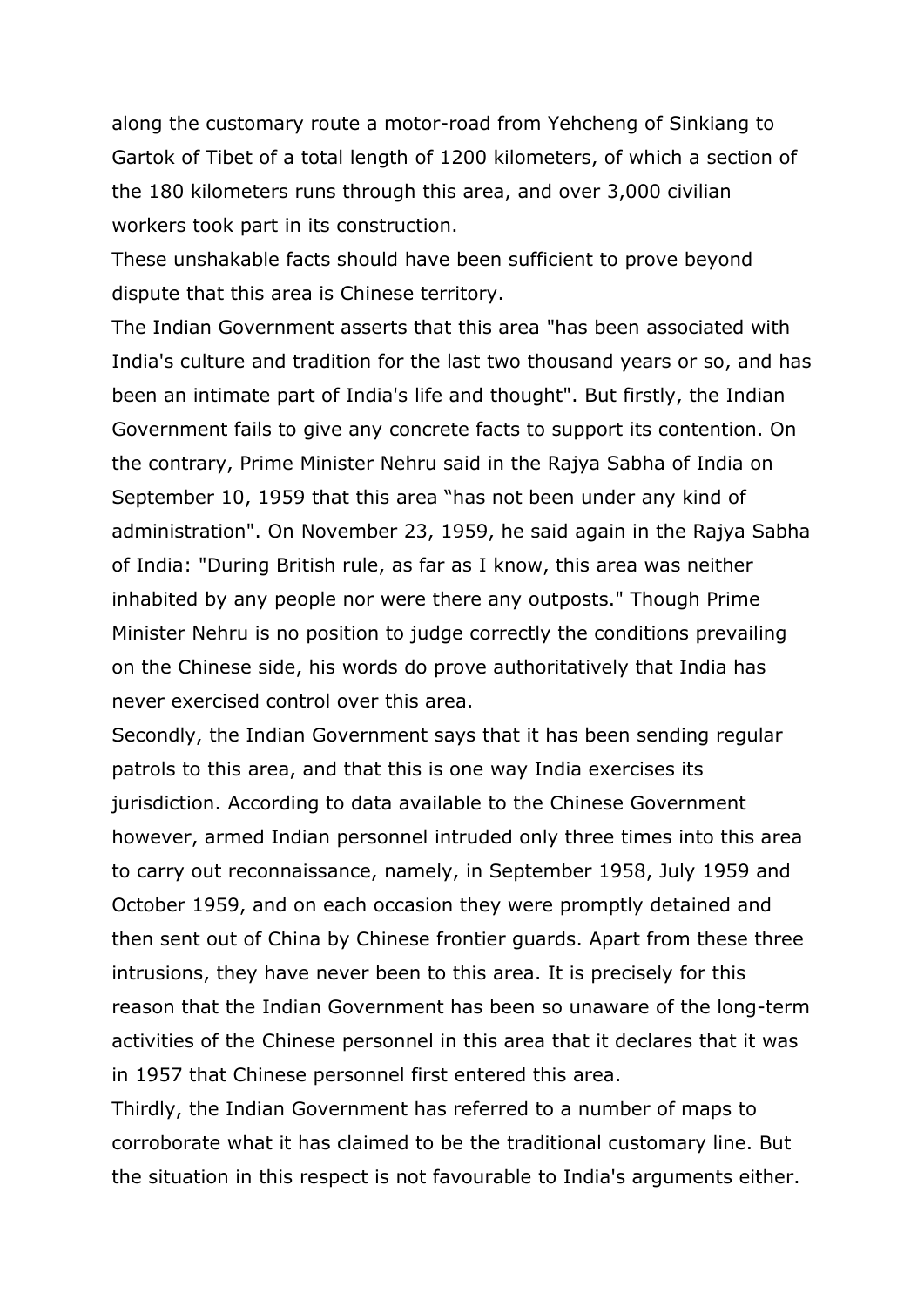along the customary route a motor-road from Yehcheng of Sinkiang to Gartok of Tibet of a total length of 1200 kilometers, of which a section of the 180 kilometers runs through this area, and over 3,000 civilian workers took part in its construction.

These unshakable facts should have been sufficient to prove beyond dispute that this area is Chinese territory.

The Indian Government asserts that this area "has been associated with India's culture and tradition for the last two thousand years or so, and has been an intimate part of India's life and thought". But firstly, the Indian Government fails to give any concrete facts to support its contention. On the contrary, Prime Minister Nehru said in the Rajya Sabha of India on September 10, 1959 that this area "has not been under any kind of administration". On November 23, 1959, he said again in the Rajya Sabha of India: "During British rule, as far as I know, this area was neither inhabited by any people nor were there any outposts." Though Prime Minister Nehru is no position to judge correctly the conditions prevailing on the Chinese side, his words do prove authoritatively that India has never exercised control over this area.

Secondly, the Indian Government says that it has been sending regular patrols to this area, and that this is one way India exercises its jurisdiction. According to data available to the Chinese Government however, armed Indian personnel intruded only three times into this area to carry out reconnaissance, namely, in September 1958, July 1959 and October 1959, and on each occasion they were promptly detained and then sent out of China by Chinese frontier guards. Apart from these three intrusions, they have never been to this area. It is precisely for this reason that the Indian Government has been so unaware of the long-term activities of the Chinese personnel in this area that it declares that it was in 1957 that Chinese personnel first entered this area.

Thirdly, the Indian Government has referred to a number of maps to corroborate what it has claimed to be the traditional customary line. But the situation in this respect is not favourable to India's arguments either.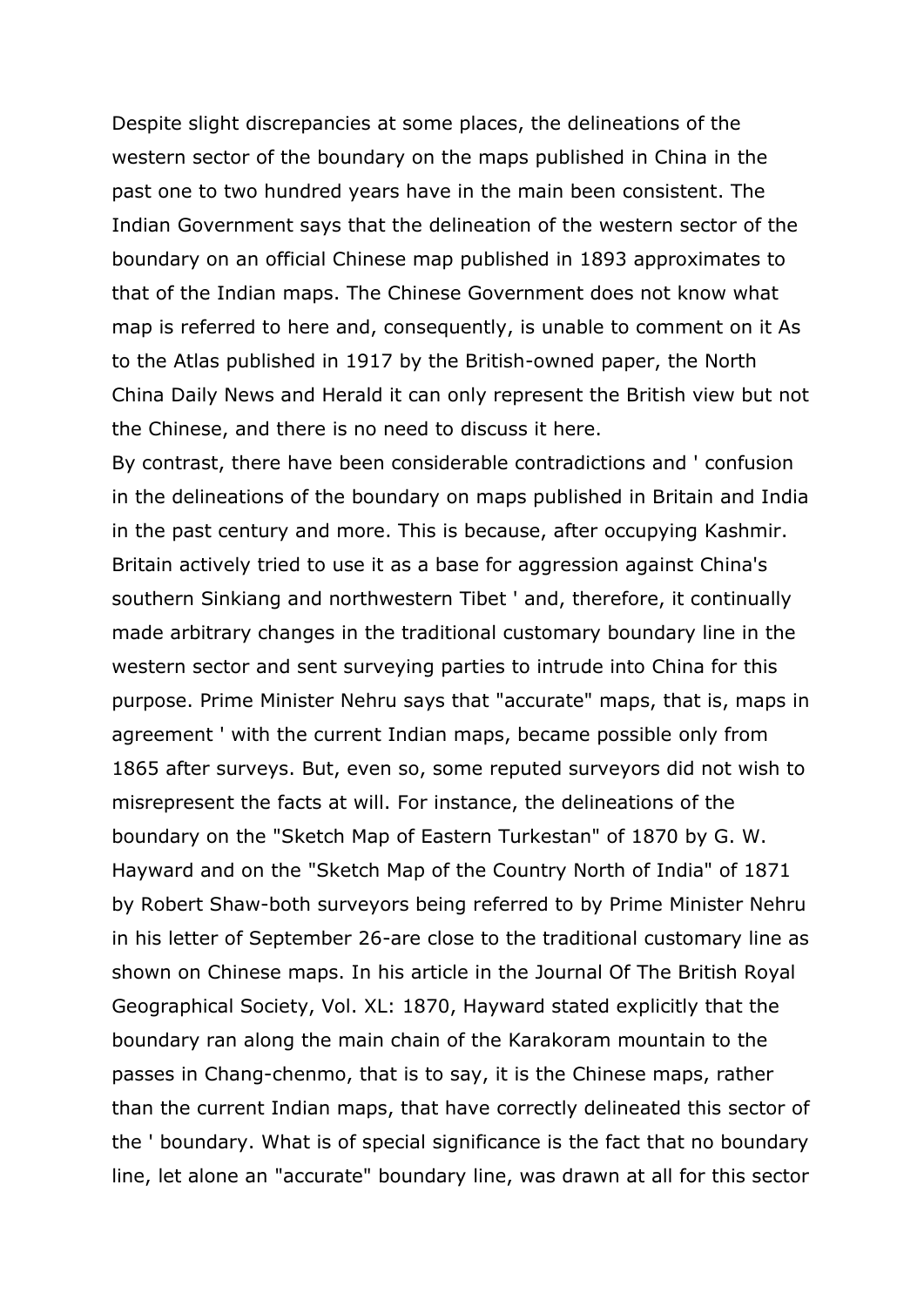Despite slight discrepancies at some places, the delineations of the western sector of the boundary on the maps published in China in the past one to two hundred years have in the main been consistent. The Indian Government says that the delineation of the western sector of the boundary on an official Chinese map published in 1893 approximates to that of the Indian maps. The Chinese Government does not know what map is referred to here and, consequently, is unable to comment on it As to the Atlas published in 1917 by the British-owned paper, the North China Daily News and Herald it can only represent the British view but not the Chinese, and there is no need to discuss it here.

By contrast, there have been considerable contradictions and ' confusion in the delineations of the boundary on maps published in Britain and India in the past century and more. This is because, after occupying Kashmir. Britain actively tried to use it as a base for aggression against China's southern Sinkiang and northwestern Tibet ' and, therefore, it continually made arbitrary changes in the traditional customary boundary line in the western sector and sent surveying parties to intrude into China for this purpose. Prime Minister Nehru says that "accurate" maps, that is, maps in agreement ' with the current Indian maps, became possible only from 1865 after surveys. But, even so, some reputed surveyors did not wish to misrepresent the facts at will. For instance, the delineations of the boundary on the "Sketch Map of Eastern Turkestan" of 1870 by G. W. Hayward and on the "Sketch Map of the Country North of India" of 1871 by Robert Shaw-both surveyors being referred to by Prime Minister Nehru in his letter of September 26-are close to the traditional customary line as shown on Chinese maps. In his article in the Journal Of The British Royal Geographical Society, Vol. XL: 1870, Hayward stated explicitly that the boundary ran along the main chain of the Karakoram mountain to the passes in Chang-chenmo, that is to say, it is the Chinese maps, rather than the current Indian maps, that have correctly delineated this sector of the ' boundary. What is of special significance is the fact that no boundary line, let alone an "accurate" boundary line, was drawn at all for this sector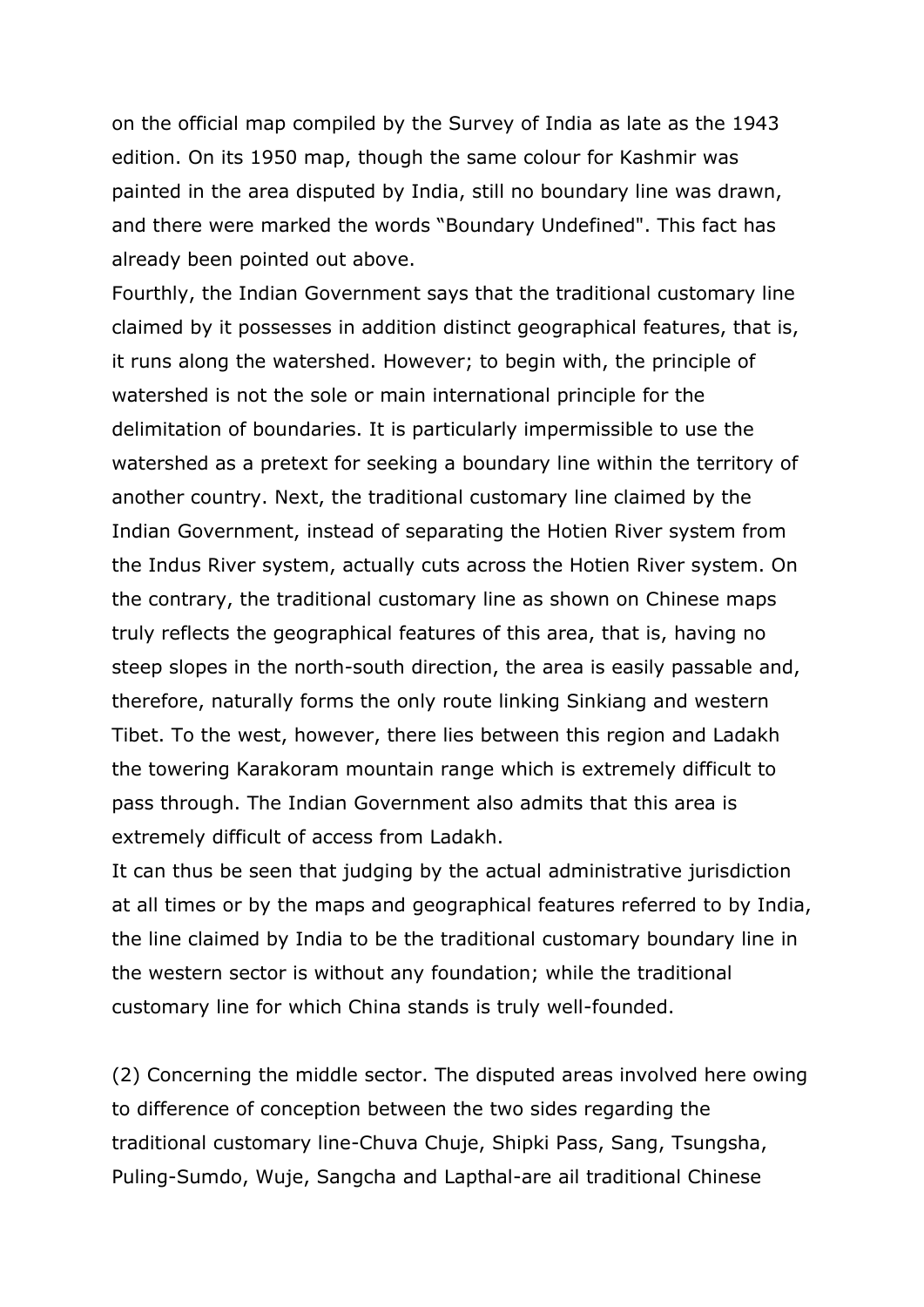on the official map compiled by the Survey of India as late as the 1943 edition. On its 1950 map, though the same colour for Kashmir was painted in the area disputed by India, still no boundary line was drawn, and there were marked the words "Boundary Undefined". This fact has already been pointed out above.

Fourthly, the Indian Government says that the traditional customary line claimed by it possesses in addition distinct geographical features, that is, it runs along the watershed. However; to begin with, the principle of watershed is not the sole or main international principle for the delimitation of boundaries. It is particularly impermissible to use the watershed as a pretext for seeking a boundary line within the territory of another country. Next, the traditional customary line claimed by the Indian Government, instead of separating the Hotien River system from the Indus River system, actually cuts across the Hotien River system. On the contrary, the traditional customary line as shown on Chinese maps truly reflects the geographical features of this area, that is, having no steep slopes in the north-south direction, the area is easily passable and, therefore, naturally forms the only route linking Sinkiang and western Tibet. To the west, however, there lies between this region and Ladakh the towering Karakoram mountain range which is extremely difficult to pass through. The Indian Government also admits that this area is extremely difficult of access from Ladakh.

It can thus be seen that judging by the actual administrative jurisdiction at all times or by the maps and geographical features referred to by India, the line claimed by India to be the traditional customary boundary line in the western sector is without any foundation; while the traditional customary line for which China stands is truly well-founded.

(2) Concerning the middle sector. The disputed areas involved here owing to difference of conception between the two sides regarding the traditional customary line-Chuva Chuje, Shipki Pass, Sang, Tsungsha, Puling-Sumdo, Wuje, Sangcha and Lapthal-are ail traditional Chinese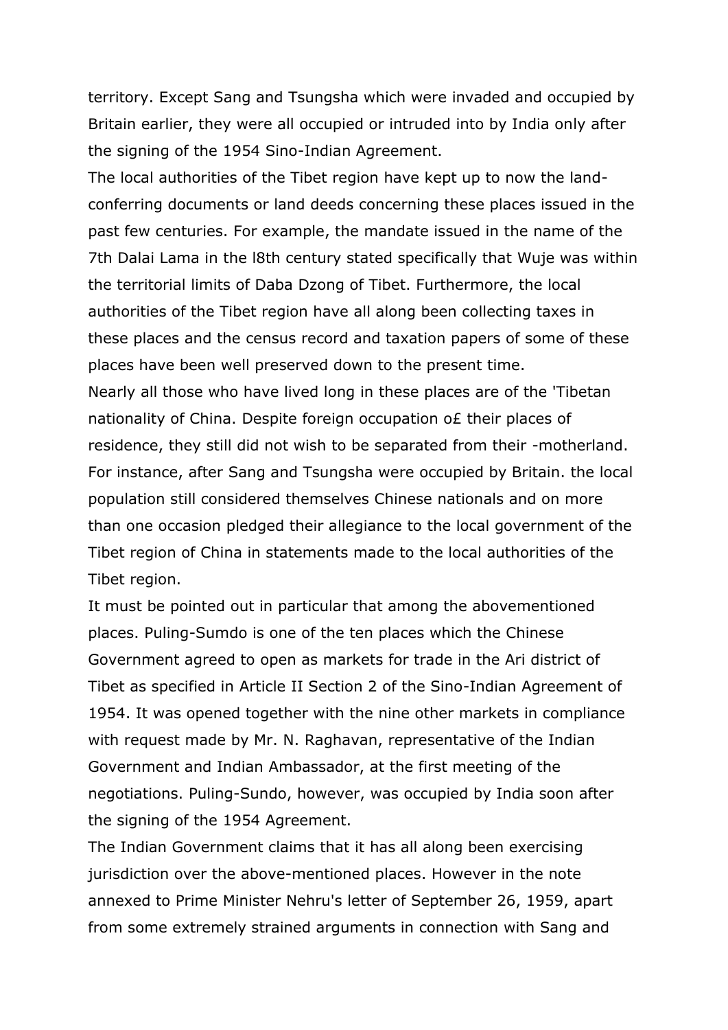territory. Except Sang and Tsungsha which were invaded and occupied by Britain earlier, they were all occupied or intruded into by India only after the signing of the 1954 Sino-Indian Agreement.

The local authorities of the Tibet region have kept up to now the land-conferring documents or land deeds concerning these places issued in the past few centuries. For example, the mandate issued in the name of the 7th Dalai Lama in the l8th century stated specifically that Wuje was within the territorial limits of Daba Dzong of Tibet. Furthermore, the local authorities of the Tibet region have all along been collecting taxes in these places and the census record and taxation papers of some of these places have been well preserved down to the present time.

Nearly all those who have lived long in these places are of the 'Tibetan nationality of China. Despite foreign occupation o£ their places of residence, they still did not wish to be separated from their -motherland. For instance, after Sang and Tsungsha were occupied by Britain. the local population still considered themselves Chinese nationals and on more than one occasion pledged their allegiance to the local government of the Tibet region of China in statements made to the local authorities of the Tibet region.

It must be pointed out in particular that among the abovementioned places. Puling-Sumdo is one of the ten places which the Chinese Government agreed to open as markets for trade in the Ari district of Tibet as specified in Article II Section 2 of the Sino-Indian Agreement of 1954. It was opened together with the nine other markets in compliance with request made by Mr. N. Raghavan, representative of the Indian Government and Indian Ambassador, at the first meeting of the negotiations. Puling-Sundo, however, was occupied by India soon after the signing of the 1954 Agreement.

The Indian Government claims that it has all along been exercising jurisdiction over the above-mentioned places. However in the note annexed to Prime Minister Nehru's letter of September 26, 1959, apart from some extremely strained arguments in connection with Sang and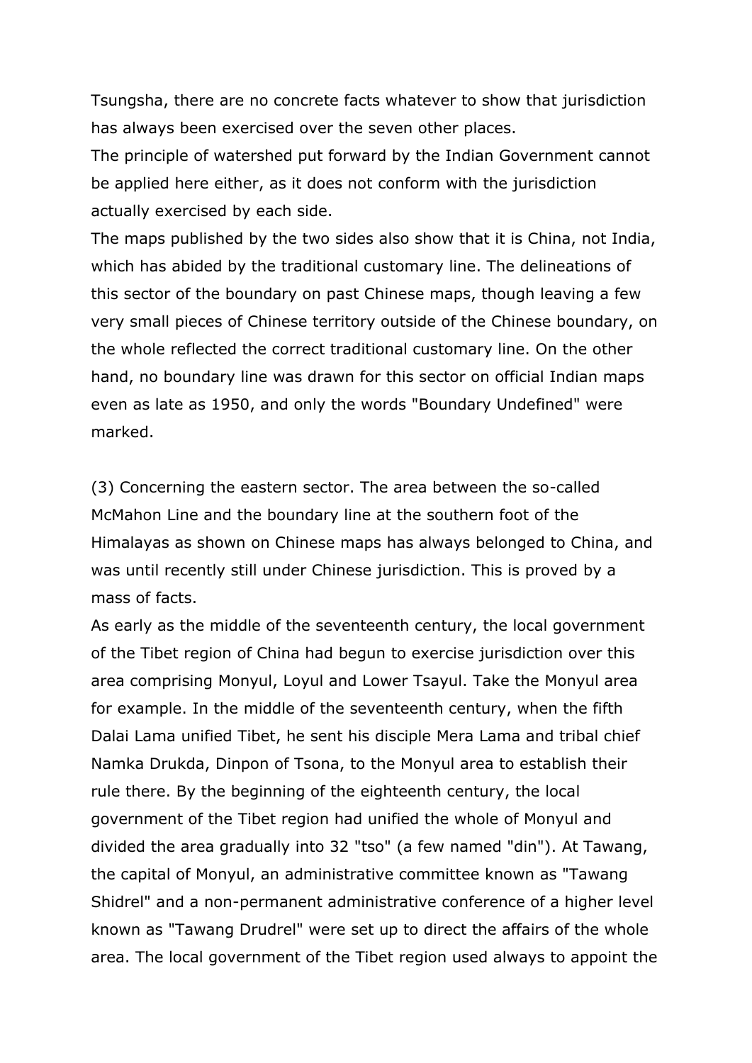Tsungsha, there are no concrete facts whatever to show that jurisdiction has always been exercised over the seven other places.

The principle of watershed put forward by the Indian Government cannot be applied here either, as it does not conform with the jurisdiction actually exercised by each side.

The maps published by the two sides also show that it is China, not India, which has abided by the traditional customary line. The delineations of this sector of the boundary on past Chinese maps, though leaving a few very small pieces of Chinese territory outside of the Chinese boundary, on the whole reflected the correct traditional customary line. On the other hand, no boundary line was drawn for this sector on official Indian maps even as late as 1950, and only the words "Boundary Undefined" were marked.

(3) Concerning the eastern sector. The area between the so-called McMahon Line and the boundary line at the southern foot of the Himalayas as shown on Chinese maps has always belonged to China, and was until recently still under Chinese jurisdiction. This is proved by a mass of facts.

As early as the middle of the seventeenth century, the local government of the Tibet region of China had begun to exercise jurisdiction over this area comprising Monyul, Loyul and Lower Tsayul. Take the Monyul area for example. In the middle of the seventeenth century, when the fifth Dalai Lama unified Tibet, he sent his disciple Mera Lama and tribal chief Namka Drukda, Dinpon of Tsona, to the Monyul area to establish their rule there. By the beginning of the eighteenth century, the local government of the Tibet region had unified the whole of Monyul and divided the area gradually into 32 "tso" (a few named "din"). At Tawang, the capital of Monyul, an administrative committee known as "Tawang Shidrel" and a non-permanent administrative conference of a higher level known as "Tawang Drudrel" were set up to direct the affairs of the whole area. The local government of the Tibet region used always to appoint the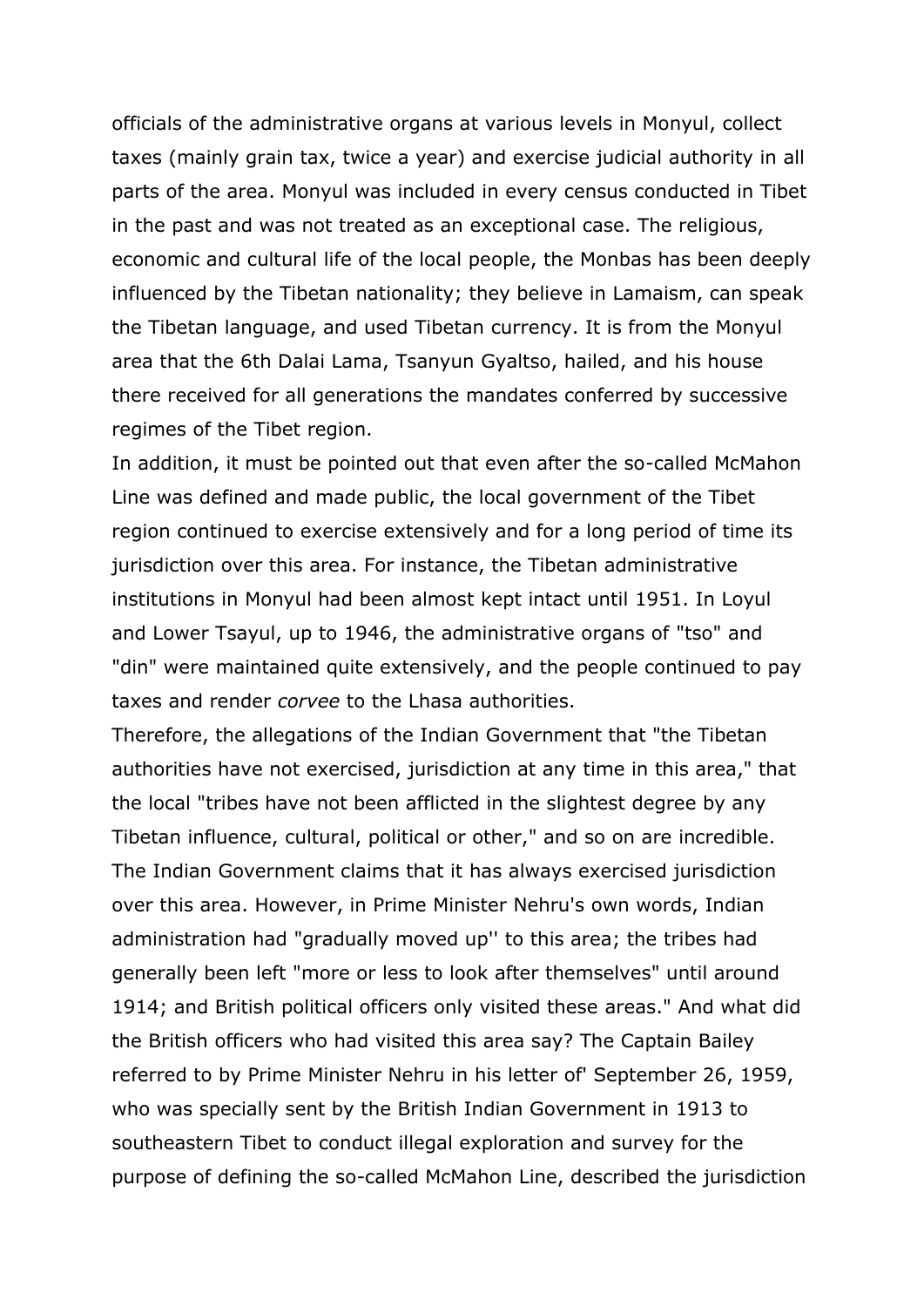officials of the administrative organs at various levels in Monyul, collect taxes (mainly grain tax, twice a year) and exercise judicial authority in all parts of the area. Monyul was included in every census conducted in Tibet in the past and was not treated as an exceptional case. The religious, economic and cultural life of the local people, the Monbas has been deeply influenced by the Tibetan nationality; they believe in Lamaism, can speak the Tibetan language, and used Tibetan currency. It is from the Monyul area that the 6th Dalai Lama, Tsanyun Gyaltso, hailed, and his house there received for all generations the mandates conferred by successive regimes of the Tibet region.

In addition, it must be pointed out that even after the so-called McMahon Line was defined and made public, the local government of the Tibet region continued to exercise extensively and for a long period of time its jurisdiction over this area. For instance, the Tibetan administrative institutions in Monyul had been almost kept intact until 1951. In Loyul and Lower Tsayul, up to 1946, the administrative organs of "tso" and "din" were maintained quite extensively, and the people continued to pay taxes and render *corvee* to the Lhasa authorities.

Therefore, the allegations of the Indian Government that "the Tibetan authorities have not exercised, jurisdiction at any time in this area," that the local "tribes have not been afflicted in the slightest degree by any Tibetan influence, cultural, political or other," and so on are incredible. The Indian Government claims that it has always exercised jurisdiction over this area. However, in Prime Minister Nehru's own words, Indian administration had "gradually moved up'' to this area; the tribes had generally been left "more or less to look after themselves" until around 1914; and British political officers only visited these areas." And what did the British officers who had visited this area say? The Captain Bailey referred to by Prime Minister Nehru in his letter of' September 26, 1959, who was specially sent by the British Indian Government in 1913 to southeastern Tibet to conduct illegal exploration and survey for the purpose of defining the so-called McMahon Line, described the jurisdiction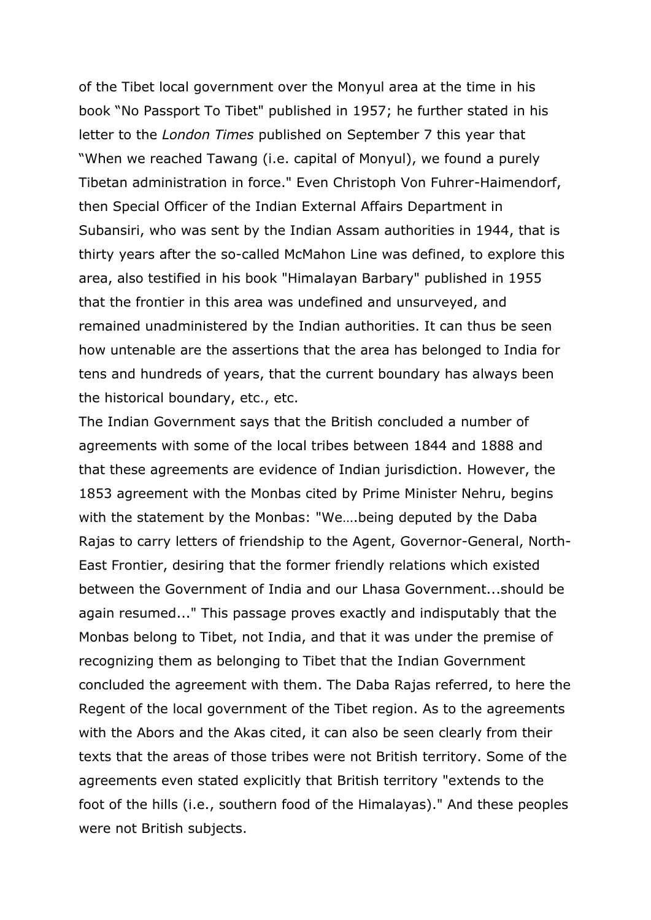of the Tibet local government over the Monyul area at the time in his book "No Passport To Tibet" published in 1957; he further stated in his letter to the *London Times* published on September 7 this year that "When we reached Tawang (i.e. capital of Monyul), we found a purely Tibetan administration in force." Even Christoph Von Fuhrer-Haimendorf, then Special Officer of the Indian External Affairs Department in Subansiri, who was sent by the Indian Assam authorities in 1944, that is thirty years after the so-called McMahon Line was defined, to explore this area, also testified in his book "Himalayan Barbary" published in 1955 that the frontier in this area was undefined and unsurveyed, and remained unadministered by the Indian authorities. It can thus be seen how untenable are the assertions that the area has belonged to India for tens and hundreds of years, that the current boundary has always been the historical boundary, etc., etc.

The Indian Government says that the British concluded a number of agreements with some of the local tribes between 1844 and 1888 and that these agreements are evidence of Indian jurisdiction. However, the 1853 agreement with the Monbas cited by Prime Minister Nehru, begins with the statement by the Monbas: "We….being deputed by the Daba Rajas to carry letters of friendship to the Agent, Governor-General, North-East Frontier, desiring that the former friendly relations which existed between the Government of India and our Lhasa Government...should be again resumed..." This passage proves exactly and indisputably that the Monbas belong to Tibet, not India, and that it was under the premise of recognizing them as belonging to Tibet that the Indian Government concluded the agreement with them. The Daba Rajas referred, to here the Regent of the local government of the Tibet region. As to the agreements with the Abors and the Akas cited, it can also be seen clearly from their texts that the areas of those tribes were not British territory. Some of the agreements even stated explicitly that British territory "extends to the foot of the hills (i.e., southern food of the Himalayas)." And these peoples were not British subjects.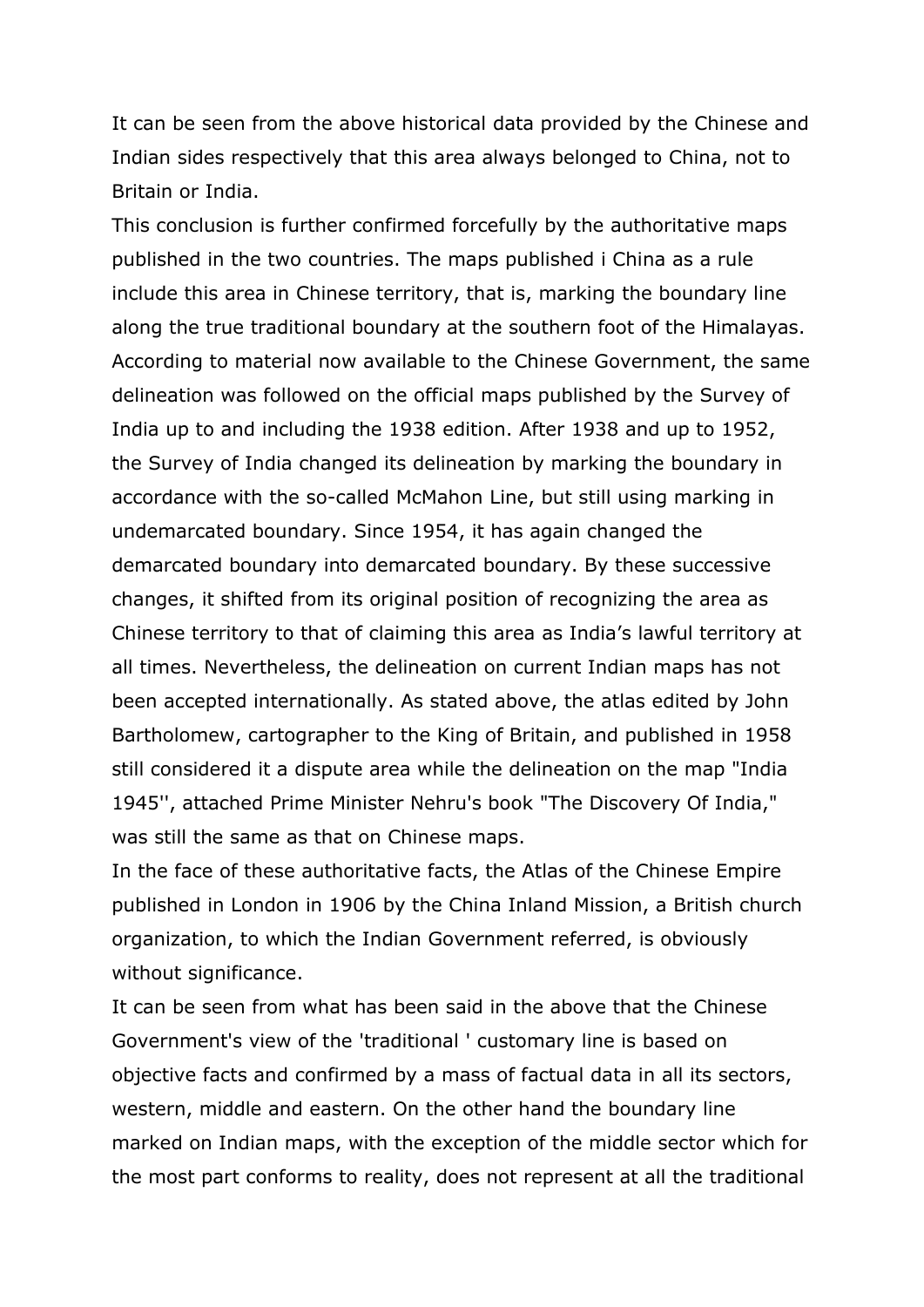It can be seen from the above historical data provided by the Chinese and Indian sides respectively that this area always belonged to China, not to Britain or India.

This conclusion is further confirmed forcefully by the authoritative maps published in the two countries. The maps published i China as a rule include this area in Chinese territory, that is, marking the boundary line along the true traditional boundary at the southern foot of the Himalayas. According to material now available to the Chinese Government, the same delineation was followed on the official maps published by the Survey of India up to and including the 1938 edition. After 1938 and up to 1952, the Survey of India changed its delineation by marking the boundary in accordance with the so-called McMahon Line, but still using marking in undemarcated boundary. Since 1954, it has again changed the demarcated boundary into demarcated boundary. By these successive changes, it shifted from its original position of recognizing the area as Chinese territory to that of claiming this area as India's lawful territory at all times. Nevertheless, the delineation on current Indian maps has not been accepted internationally. As stated above, the atlas edited by John Bartholomew, cartographer to the King of Britain, and published in 1958 still considered it a dispute area while the delineation on the map "India 1945'', attached Prime Minister Nehru's book "The Discovery Of India," was still the same as that on Chinese maps.

In the face of these authoritative facts, the Atlas of the Chinese Empire published in London in 1906 by the China Inland Mission, a British church organization, to which the Indian Government referred, is obviously without significance.

It can be seen from what has been said in the above that the Chinese Government's view of the 'traditional ' customary line is based on objective facts and confirmed by a mass of factual data in all its sectors, western, middle and eastern. On the other hand the boundary line marked on Indian maps, with the exception of the middle sector which for the most part conforms to reality, does not represent at all the traditional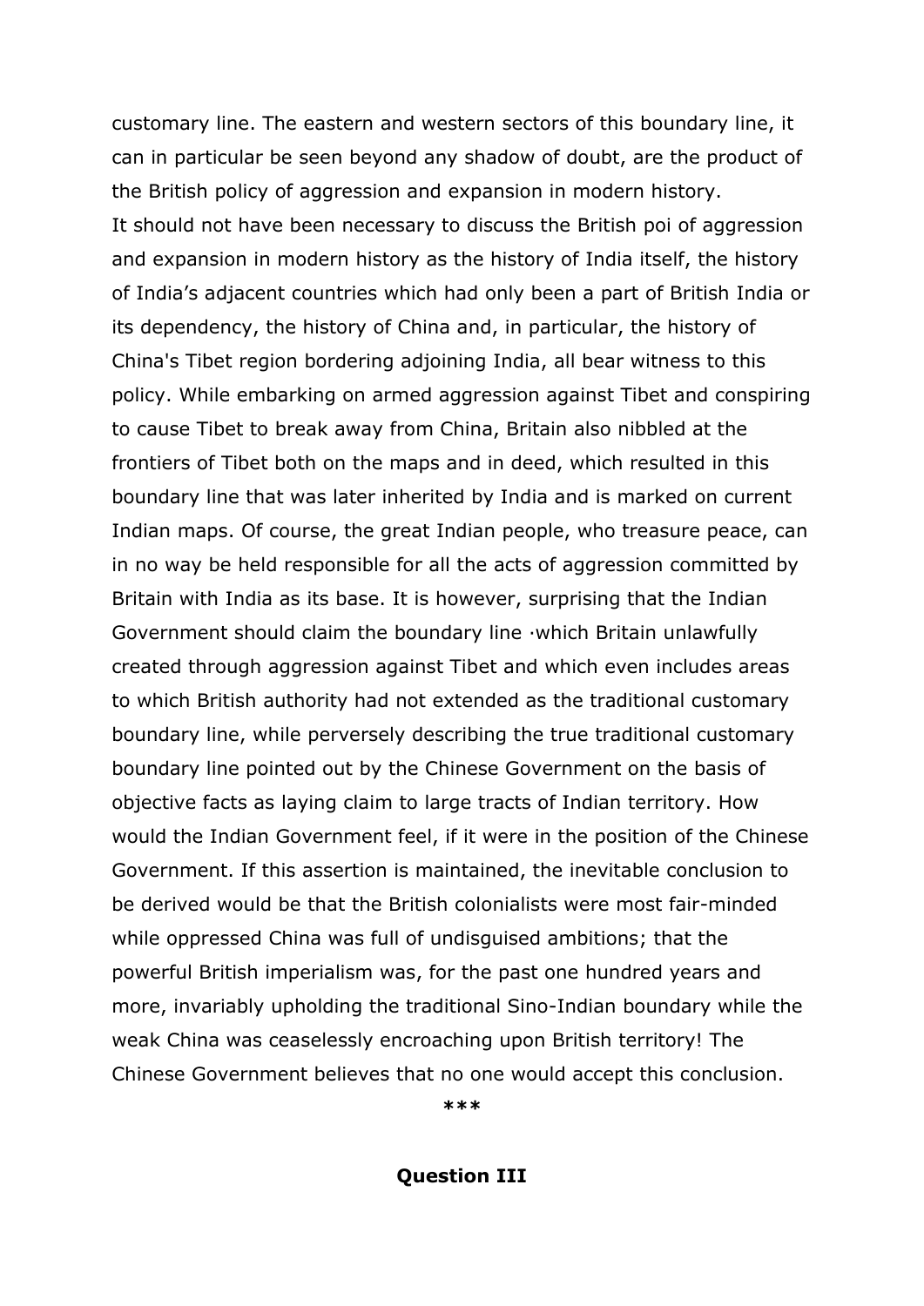customary line. The eastern and western sectors of this boundary line, it can in particular be seen beyond any shadow of doubt, are the product of the British policy of aggression and expansion in modern history.

It should not have been necessary to discuss the British poi of aggression and expansion in modern history as the history of India itself, the history of India's adjacent countries which had only been a part of British India or its dependency, the history of China and, in particular, the history of China's Tibet region bordering adjoining India, all bear witness to this policy. While embarking on armed aggression against Tibet and conspiring to cause Tibet to break away from China, Britain also nibbled at the frontiers of Tibet both on the maps and in deed, which resulted in this boundary line that was later inherited by India and is marked on current Indian maps. Of course, the great Indian people, who treasure peace, can in no way be held responsible for all the acts of aggression committed by Britain with India as its base. It is however, surprising that the Indian Government should claim the boundary line ·which Britain unlawfully created through aggression against Tibet and which even includes areas to which British authority had not extended as the traditional customary boundary line, while perversely describing the true traditional customary boundary line pointed out by the Chinese Government on the basis of objective facts as laying claim to large tracts of Indian territory. How would the Indian Government feel, if it were in the position of the Chinese Government. If this assertion is maintained, the inevitable conclusion to be derived would be that the British colonialists were most fair-minded while oppressed China was full of undisguised ambitions; that the powerful British imperialism was, for the past one hundred years and more, invariably upholding the traditional Sino-Indian boundary while the weak China was ceaselessly encroaching upon British territory! The Chinese Government believes that no one would accept this conclusion.

***

**Question III**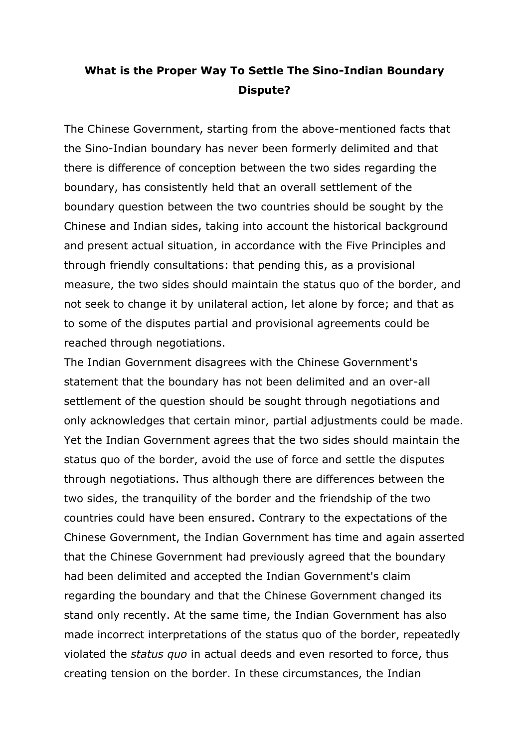**What is the Proper Way To Settle The Sino-Indian Boundary Dispute?**

The Chinese Government, starting from the above-mentioned facts that the Sino-Indian boundary has never been formerly delimited and that there is difference of conception between the two sides regarding the boundary, has consistently held that an overall settlement of the boundary question between the two countries should be sought by the Chinese and Indian sides, taking into account the historical background and present actual situation, in accordance with the Five Principles and through friendly consultations: that pending this, as a provisional measure, the two sides should maintain the status quo of the border, and not seek to change it by unilateral action, let alone by force; and that as to some of the disputes partial and provisional agreements could be reached through negotiations.

The Indian Government disagrees with the Chinese Government's statement that the boundary has not been delimited and an over-all settlement of the question should be sought through negotiations and only acknowledges that certain minor, partial adjustments could be made. Yet the Indian Government agrees that the two sides should maintain the status quo of the border, avoid the use of force and settle the disputes through negotiations. Thus although there are differences between the two sides, the tranquility of the border and the friendship of the two countries could have been ensured. Contrary to the expectations of the Chinese Government, the Indian Government has time and again asserted that the Chinese Government had previously agreed that the boundary had been delimited and accepted the Indian Government's claim regarding the boundary and that the Chinese Government changed its stand only recently. At the same time, the Indian Government has also made incorrect interpretations of the status quo of the border, repeatedly violated the *status quo* in actual deeds and even resorted to force, thus creating tension on the border. In these circumstances, the Indian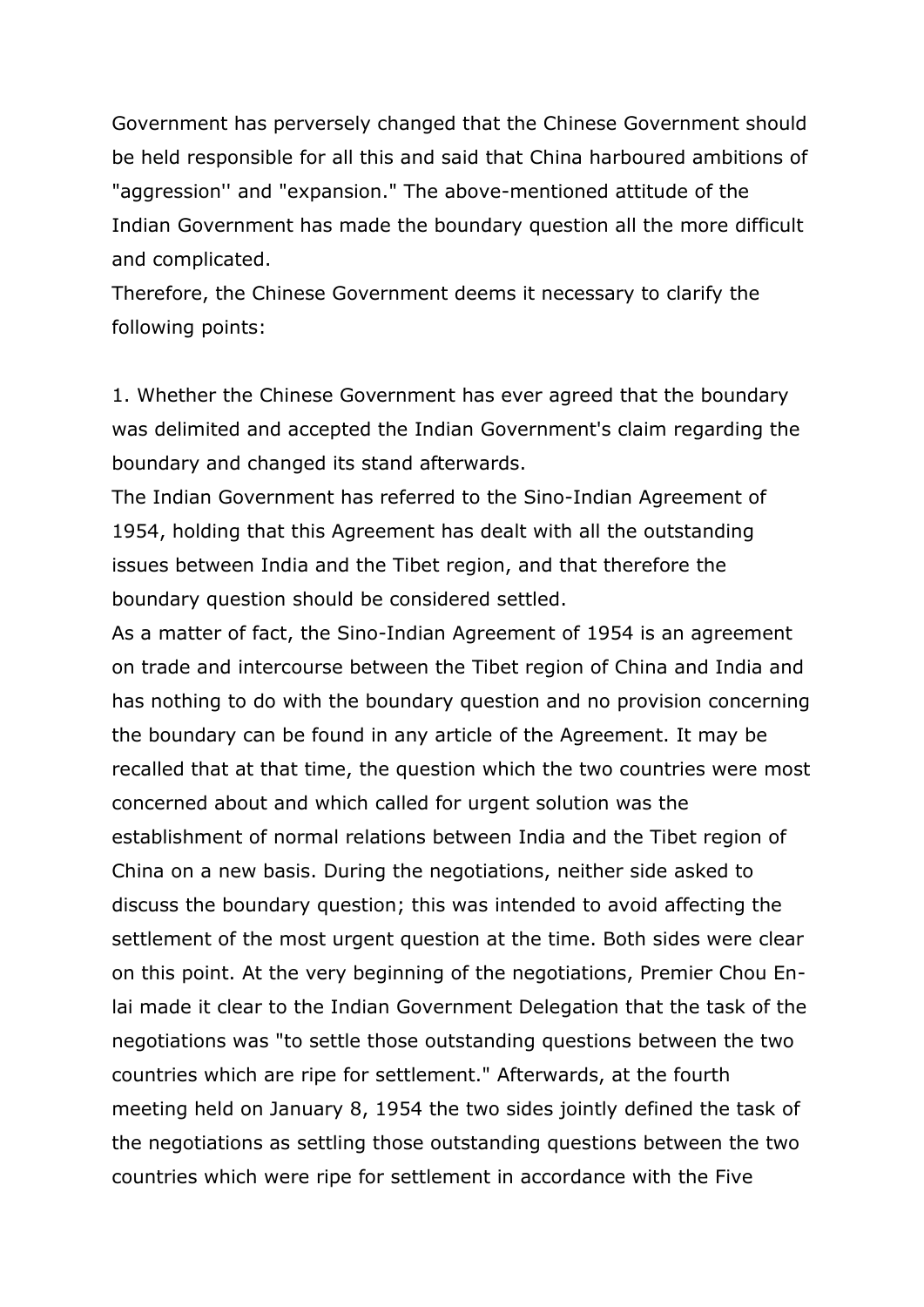Government has perversely changed that the Chinese Government should be held responsible for all this and said that China harboured ambitions of "aggression'' and "expansion." The above-mentioned attitude of the Indian Government has made the boundary question all the more difficult and complicated.

Therefore, the Chinese Government deems it necessary to clarify the following points:

1. Whether the Chinese Government has ever agreed that the boundary was delimited and accepted the Indian Government's claim regarding the boundary and changed its stand afterwards.

The Indian Government has referred to the Sino-Indian Agreement of 1954, holding that this Agreement has dealt with all the outstanding issues between India and the Tibet region, and that therefore the boundary question should be considered settled.

As a matter of fact, the Sino-Indian Agreement of 1954 is an agreement on trade and intercourse between the Tibet region of China and India and has nothing to do with the boundary question and no provision concerning the boundary can be found in any article of the Agreement. It may be recalled that at that time, the question which the two countries were most concerned about and which called for urgent solution was the establishment of normal relations between India and the Tibet region of China on a new basis. During the negotiations, neither side asked to discuss the boundary question; this was intended to avoid affecting the settlement of the most urgent question at the time. Both sides were clear on this point. At the very beginning of the negotiations, Premier Chou En-lai made it clear to the Indian Government Delegation that the task of the negotiations was "to settle those outstanding questions between the two countries which are ripe for settlement." Afterwards, at the fourth meeting held on January 8, 1954 the two sides jointly defined the task of the negotiations as settling those outstanding questions between the two countries which were ripe for settlement in accordance with the Five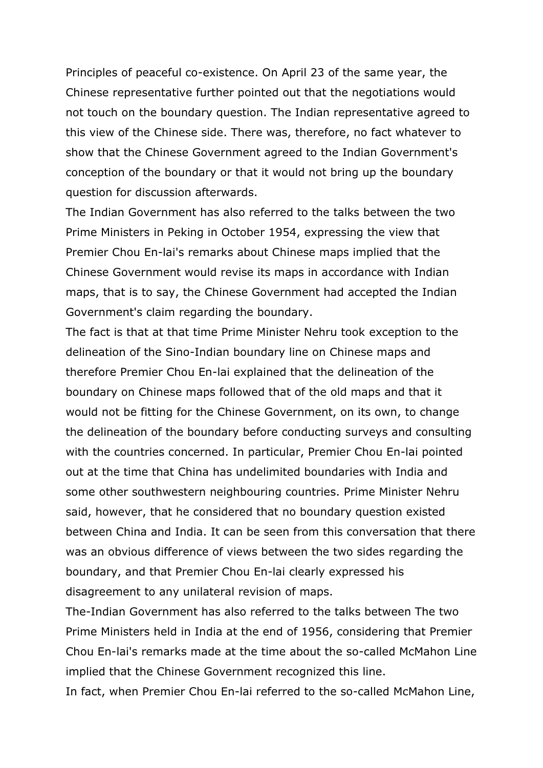Principles of peaceful co-existence. On April 23 of the same year, the Chinese representative further pointed out that the negotiations would not touch on the boundary question. The Indian representative agreed to this view of the Chinese side. There was, therefore, no fact whatever to show that the Chinese Government agreed to the Indian Government's conception of the boundary or that it would not bring up the boundary question for discussion afterwards.

The Indian Government has also referred to the talks between the two Prime Ministers in Peking in October 1954, expressing the view that Premier Chou En-lai's remarks about Chinese maps implied that the Chinese Government would revise its maps in accordance with Indian maps, that is to say, the Chinese Government had accepted the Indian Government's claim regarding the boundary.

The fact is that at that time Prime Minister Nehru took exception to the delineation of the Sino-Indian boundary line on Chinese maps and therefore Premier Chou En-lai explained that the delineation of the boundary on Chinese maps followed that of the old maps and that it would not be fitting for the Chinese Government, on its own, to change the delineation of the boundary before conducting surveys and consulting with the countries concerned. In particular, Premier Chou En-lai pointed out at the time that China has undelimited boundaries with India and some other southwestern neighbouring countries. Prime Minister Nehru said, however, that he considered that no boundary question existed between China and India. It can be seen from this conversation that there was an obvious difference of views between the two sides regarding the boundary, and that Premier Chou En-lai clearly expressed his disagreement to any unilateral revision of maps.

The-Indian Government has also referred to the talks between The two Prime Ministers held in India at the end of 1956, considering that Premier Chou En-lai's remarks made at the time about the so-called McMahon Line implied that the Chinese Government recognized this line.

In fact, when Premier Chou En-lai referred to the so-called McMahon Line,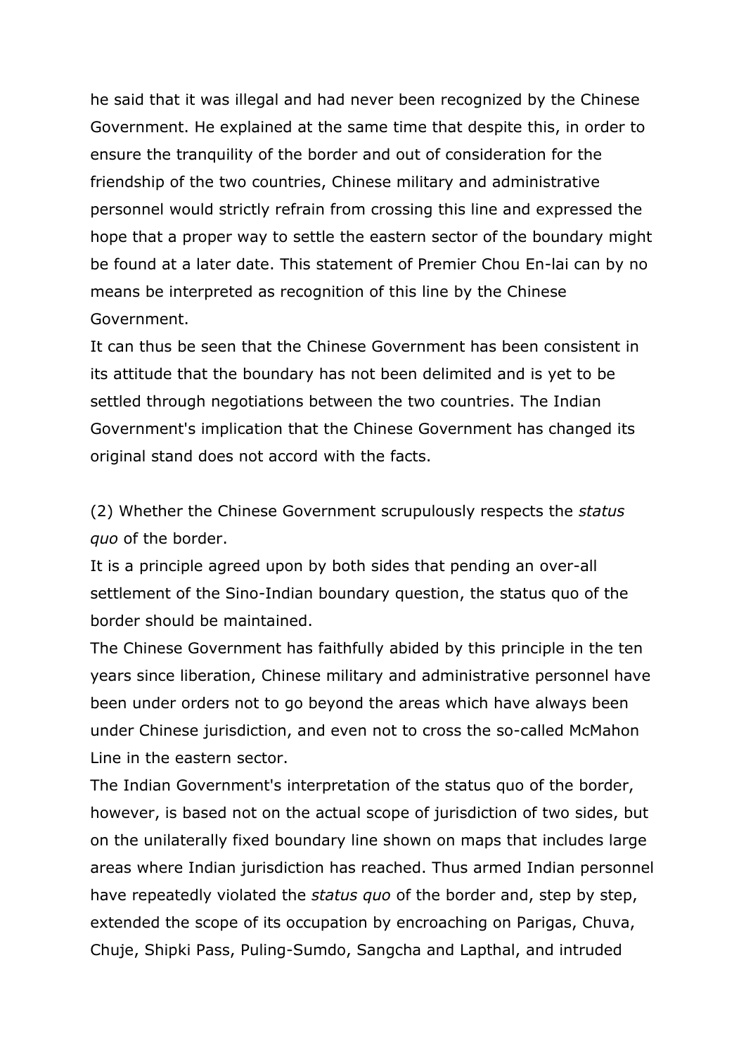he said that it was illegal and had never been recognized by the Chinese Government. He explained at the same time that despite this, in order to ensure the tranquility of the border and out of consideration for the friendship of the two countries, Chinese military and administrative personnel would strictly refrain from crossing this line and expressed the hope that a proper way to settle the eastern sector of the boundary might be found at a later date. This statement of Premier Chou En-lai can by no means be interpreted as recognition of this line by the Chinese Government.

It can thus be seen that the Chinese Government has been consistent in its attitude that the boundary has not been delimited and is yet to be settled through negotiations between the two countries. The Indian Government's implication that the Chinese Government has changed its original stand does not accord with the facts.

(2) Whether the Chinese Government scrupulously respects the *status quo* of the border.

It is a principle agreed upon by both sides that pending an over-all settlement of the Sino-Indian boundary question, the status quo of the border should be maintained.

The Chinese Government has faithfully abided by this principle in the ten years since liberation, Chinese military and administrative personnel have been under orders not to go beyond the areas which have always been under Chinese jurisdiction, and even not to cross the so-called McMahon Line in the eastern sector.

The Indian Government's interpretation of the status quo of the border, however, is based not on the actual scope of jurisdiction of two sides, but on the unilaterally fixed boundary line shown on maps that includes large areas where Indian jurisdiction has reached. Thus armed Indian personnel have repeatedly violated the *status quo* of the border and, step by step, extended the scope of its occupation by encroaching on Parigas, Chuva, Chuje, Shipki Pass, Puling-Sumdo, Sangcha and Lapthal, and intruded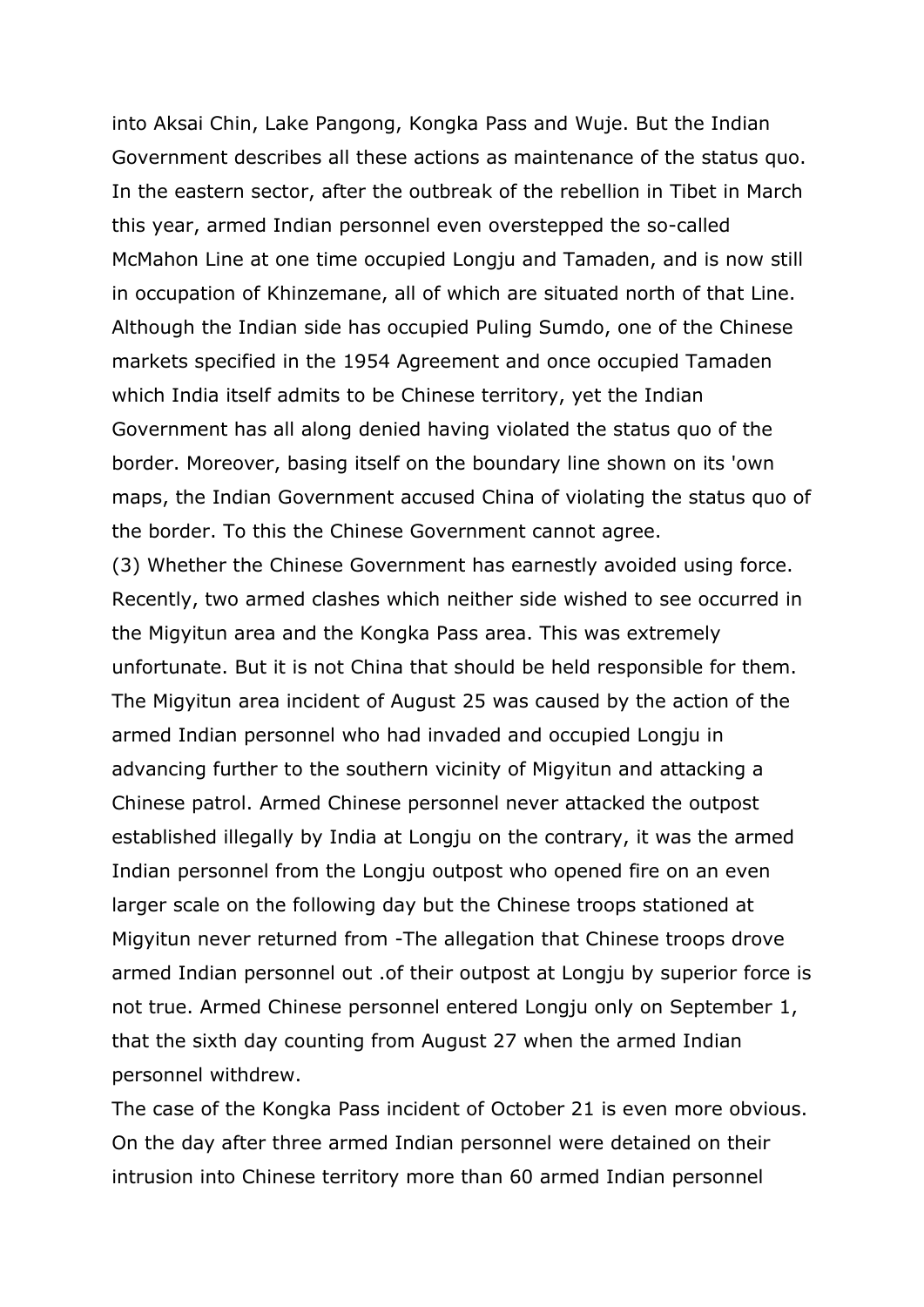into Aksai Chin, Lake Pangong, Kongka Pass and Wuje. But the Indian Government describes all these actions as maintenance of the status quo. In the eastern sector, after the outbreak of the rebellion in Tibet in March this year, armed Indian personnel even overstepped the so-called McMahon Line at one time occupied Longju and Tamaden, and is now still in occupation of Khinzemane, all of which are situated north of that Line. Although the Indian side has occupied Puling Sumdo, one of the Chinese markets specified in the 1954 Agreement and once occupied Tamaden which India itself admits to be Chinese territory, yet the Indian Government has all along denied having violated the status quo of the border. Moreover, basing itself on the boundary line shown on its 'own maps, the Indian Government accused China of violating the status quo of the border. To this the Chinese Government cannot agree.

(3) Whether the Chinese Government has earnestly avoided using force. Recently, two armed clashes which neither side wished to see occurred in the Migyitun area and the Kongka Pass area. This was extremely unfortunate. But it is not China that should be held responsible for them. The Migyitun area incident of August 25 was caused by the action of the armed Indian personnel who had invaded and occupied Longju in advancing further to the southern vicinity of Migyitun and attacking a Chinese patrol. Armed Chinese personnel never attacked the outpost established illegally by India at Longju on the contrary, it was the armed Indian personnel from the Longju outpost who opened fire on an even larger scale on the following day but the Chinese troops stationed at Migyitun never returned from -The allegation that Chinese troops drove armed Indian personnel out .of their outpost at Longju by superior force is not true. Armed Chinese personnel entered Longju only on September 1, that the sixth day counting from August 27 when the armed Indian personnel withdrew.

The case of the Kongka Pass incident of October 21 is even more obvious. On the day after three armed Indian personnel were detained on their intrusion into Chinese territory more than 60 armed Indian personnel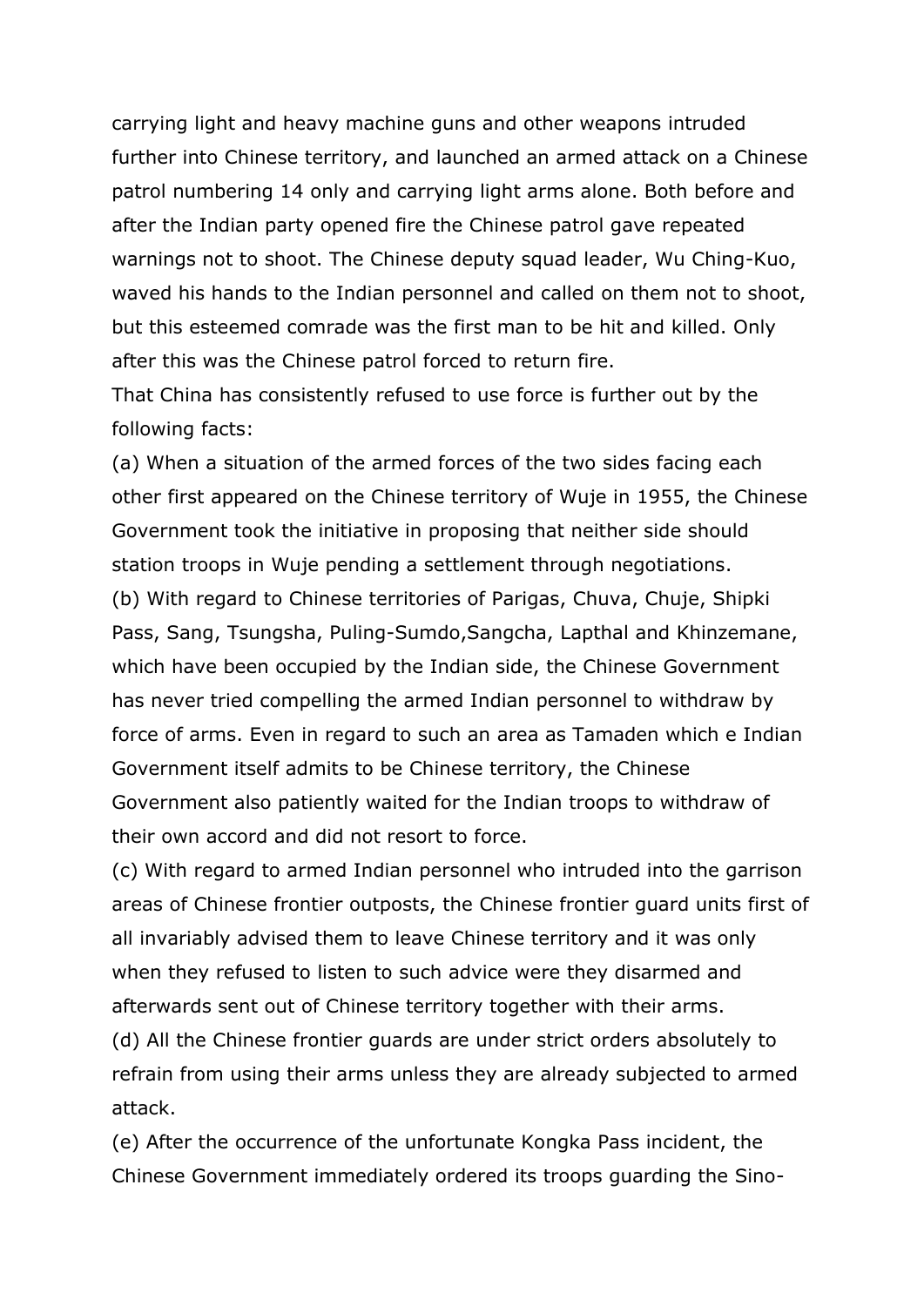carrying light and heavy machine guns and other weapons intruded further into Chinese territory, and launched an armed attack on a Chinese patrol numbering 14 only and carrying light arms alone. Both before and after the Indian party opened fire the Chinese patrol gave repeated warnings not to shoot. The Chinese deputy squad leader, Wu Ching-Kuo, waved his hands to the Indian personnel and called on them not to shoot, but this esteemed comrade was the first man to be hit and killed. Only after this was the Chinese patrol forced to return fire.

That China has consistently refused to use force is further out by the following facts:

(a) When a situation of the armed forces of the two sides facing each other first appeared on the Chinese territory of Wuje in 1955, the Chinese Government took the initiative in proposing that neither side should station troops in Wuje pending a settlement through negotiations.

(b) With regard to Chinese territories of Parigas, Chuva, Chuje, Shipki Pass, Sang, Tsungsha, Puling-Sumdo,Sangcha, Lapthal and Khinzemane, which have been occupied by the Indian side, the Chinese Government has never tried compelling the armed Indian personnel to withdraw by force of arms. Even in regard to such an area as Tamaden which e Indian Government itself admits to be Chinese territory, the Chinese Government also patiently waited for the Indian troops to withdraw of their own accord and did not resort to force.

(c) With regard to armed Indian personnel who intruded into the garrison areas of Chinese frontier outposts, the Chinese frontier guard units first of all invariably advised them to leave Chinese territory and it was only when they refused to listen to such advice were they disarmed and afterwards sent out of Chinese territory together with their arms.

(d) All the Chinese frontier guards are under strict orders absolutely to refrain from using their arms unless they are already subjected to armed attack.

(e) After the occurrence of the unfortunate Kongka Pass incident, the Chinese Government immediately ordered its troops guarding the Sino-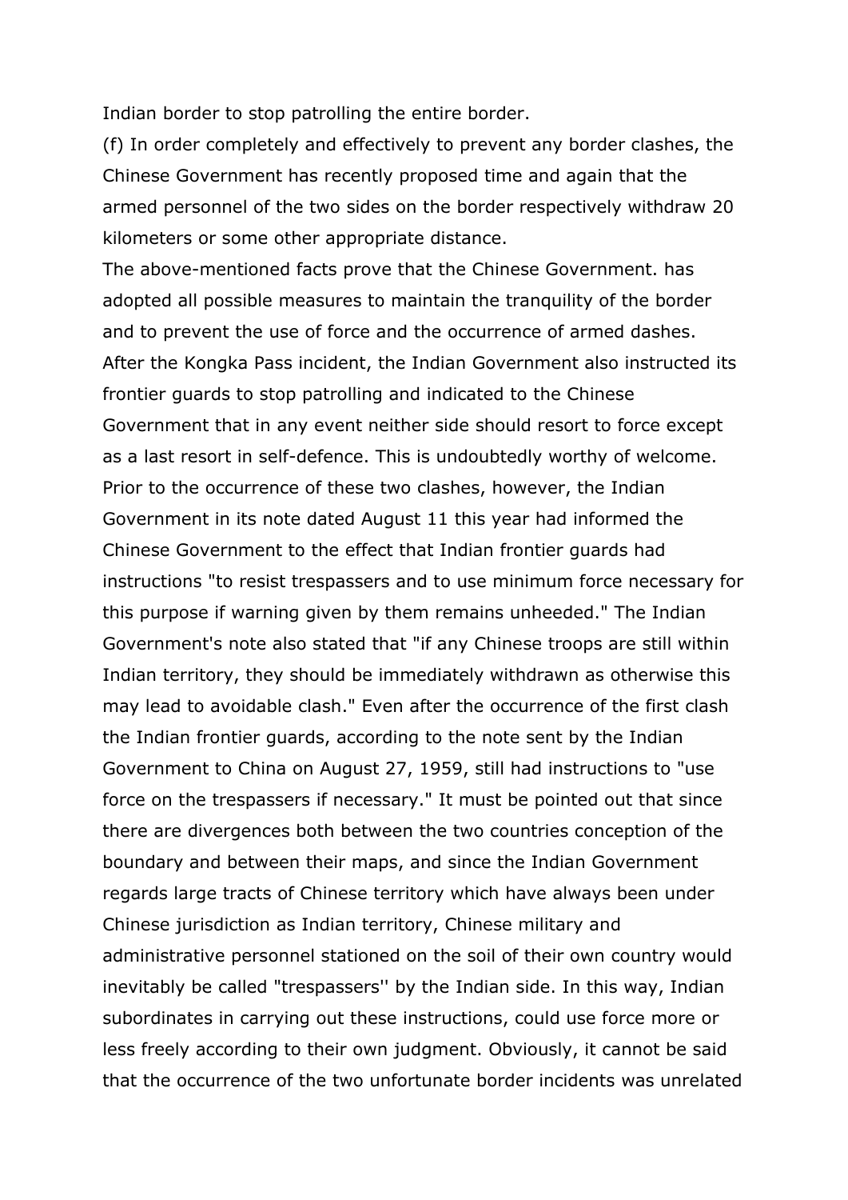Indian border to stop patrolling the entire border.

(f) In order completely and effectively to prevent any border clashes, the Chinese Government has recently proposed time and again that the armed personnel of the two sides on the border respectively withdraw 20 kilometers or some other appropriate distance.

The above-mentioned facts prove that the Chinese Government. has adopted all possible measures to maintain the tranquility of the border and to prevent the use of force and the occurrence of armed dashes.

After the Kongka Pass incident, the Indian Government also instructed its frontier guards to stop patrolling and indicated to the Chinese Government that in any event neither side should resort to force except as a last resort in self-defence. This is undoubtedly worthy of welcome. Prior to the occurrence of these two clashes, however, the Indian Government in its note dated August 11 this year had informed the Chinese Government to the effect that Indian frontier guards had instructions "to resist trespassers and to use minimum force necessary for this purpose if warning given by them remains unheeded." The Indian Government's note also stated that "if any Chinese troops are still within Indian territory, they should be immediately withdrawn as otherwise this may lead to avoidable clash." Even after the occurrence of the first clash the Indian frontier guards, according to the note sent by the Indian Government to China on August 27, 1959, still had instructions to "use force on the trespassers if necessary." It must be pointed out that since there are divergences both between the two countries conception of the boundary and between their maps, and since the Indian Government regards large tracts of Chinese territory which have always been under Chinese jurisdiction as Indian territory, Chinese military and administrative personnel stationed on the soil of their own country would inevitably be called "trespassers'' by the Indian side. In this way, Indian subordinates in carrying out these instructions, could use force more or less freely according to their own judgment. Obviously, it cannot be said that the occurrence of the two unfortunate border incidents was unrelated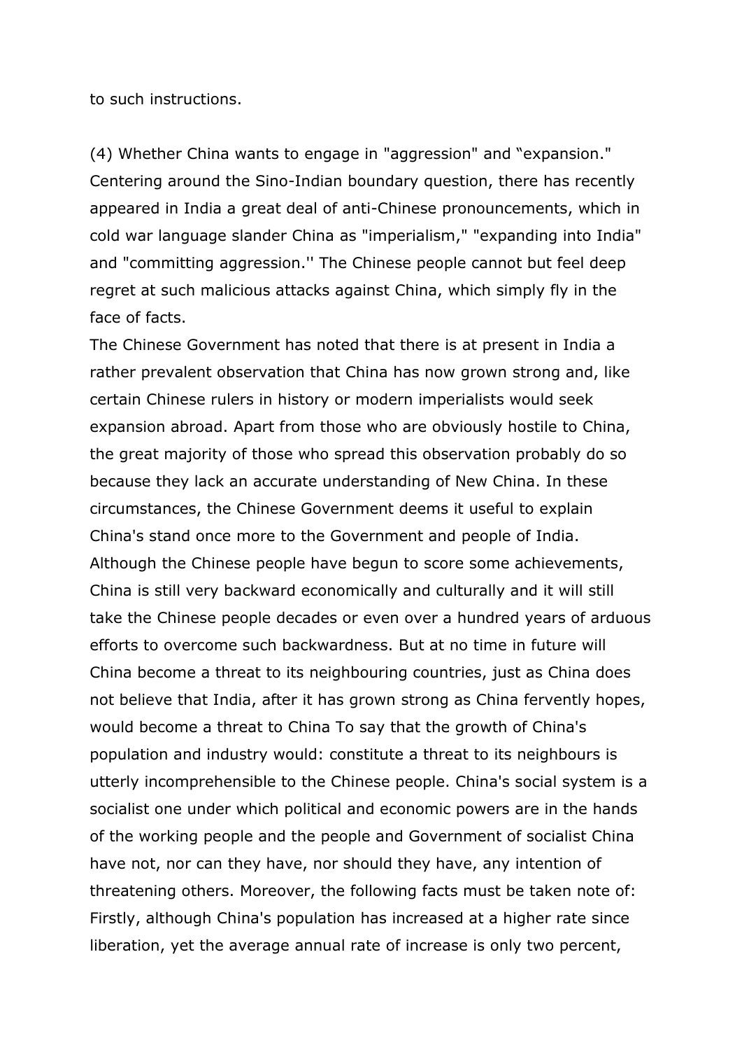to such instructions.

(4) Whether China wants to engage in "aggression" and “expansion." Centering around the Sino-Indian boundary question, there has recently appeared in India a great deal of anti-Chinese pronouncements, which in cold war language slander China as "imperialism," "expanding into India" and "committing aggression.'' The Chinese people cannot but feel deep regret at such malicious attacks against China, which simply fly in the face of facts.

The Chinese Government has noted that there is at present in India a rather prevalent observation that China has now grown strong and, like certain Chinese rulers in history or modern imperialists would seek expansion abroad. Apart from those who are obviously hostile to China, the great majority of those who spread this observation probably do so because they lack an accurate understanding of New China. In these circumstances, the Chinese Government deems it useful to explain China's stand once more to the Government and people of India. Although the Chinese people have begun to score some achievements, China is still very backward economically and culturally and it will still take the Chinese people decades or even over a hundred years of arduous efforts to overcome such backwardness. But at no time in future will China become a threat to its neighbouring countries, just as China does not believe that India, after it has grown strong as China fervently hopes, would become a threat to China To say that the growth of China's population and industry would: constitute a threat to its neighbours is utterly incomprehensible to the Chinese people. China's social system is a socialist one under which political and economic powers are in the hands of the working people and the people and Government of socialist China have not, nor can they have, nor should they have, any intention of threatening others. Moreover, the following facts must be taken note of: Firstly, although China's population has increased at a higher rate since liberation, yet the average annual rate of increase is only two percent,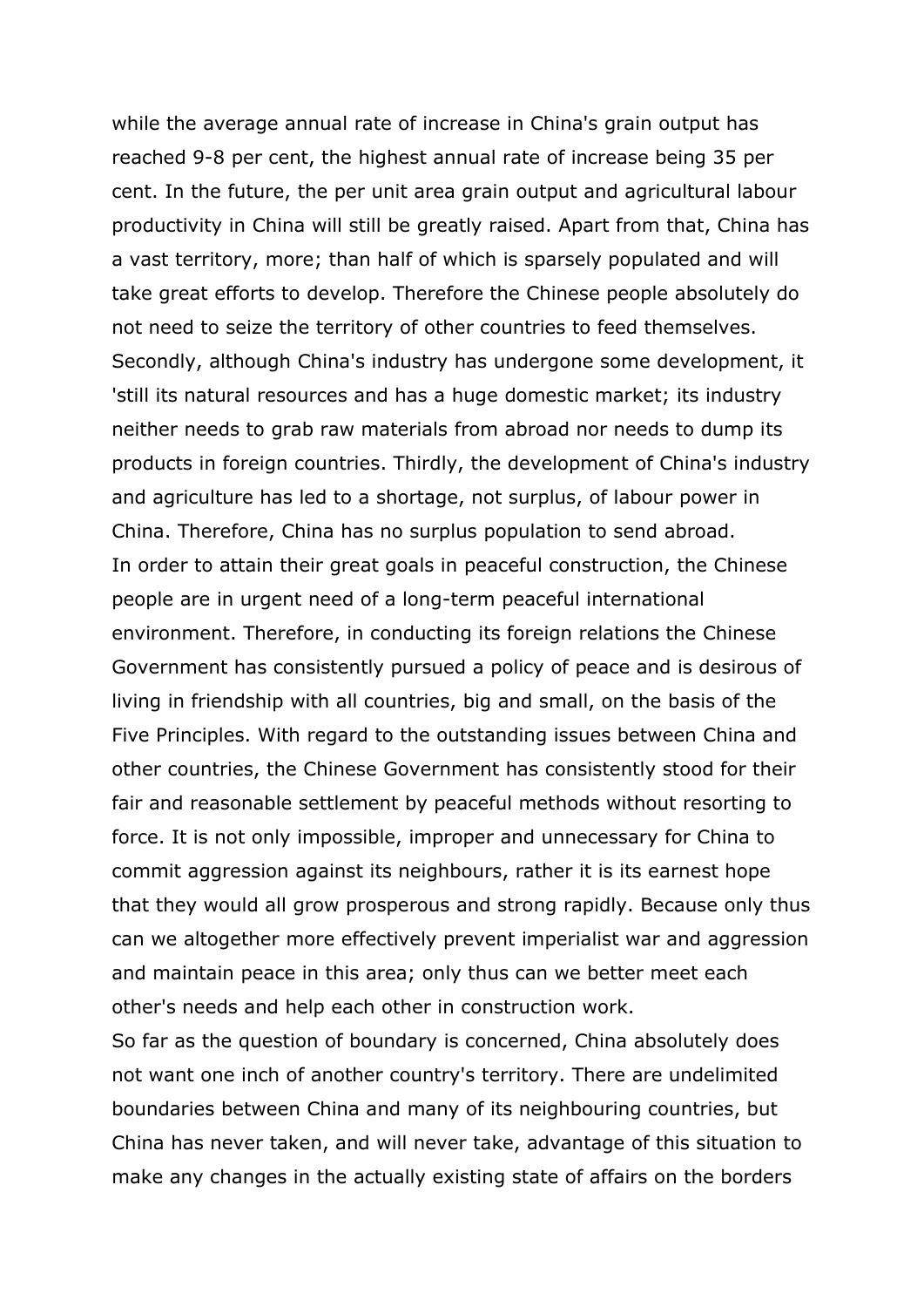while the average annual rate of increase in China's grain output has reached 9-8 per cent, the highest annual rate of increase being 35 per cent. In the future, the per unit area grain output and agricultural labour productivity in China will still be greatly raised. Apart from that, China has a vast territory, more; than half of which is sparsely populated and will take great efforts to develop. Therefore the Chinese people absolutely do not need to seize the territory of other countries to feed themselves. Secondly, although China's industry has undergone some development, it 'still its natural resources and has a huge domestic market; its industry neither needs to grab raw materials from abroad nor needs to dump its products in foreign countries. Thirdly, the development of China's industry and agriculture has led to a shortage, not surplus, of labour power in China. Therefore, China has no surplus population to send abroad.

In order to attain their great goals in peaceful construction, the Chinese people are in urgent need of a long-term peaceful international environment. Therefore, in conducting its foreign relations the Chinese Government has consistently pursued a policy of peace and is desirous of living in friendship with all countries, big and small, on the basis of the Five Principles. With regard to the outstanding issues between China and other countries, the Chinese Government has consistently stood for their fair and reasonable settlement by peaceful methods without resorting to force. It is not only impossible, improper and unnecessary for China to commit aggression against its neighbours, rather it is its earnest hope that they would all grow prosperous and strong rapidly. Because only thus can we altogether more effectively prevent imperialist war and aggression and maintain peace in this area; only thus can we better meet each other's needs and help each other in construction work.

So far as the question of boundary is concerned, China absolutely does not want one inch of another country's territory. There are undelimited boundaries between China and many of its neighbouring countries, but China has never taken, and will never take, advantage of this situation to make any changes in the actually existing state of affairs on the borders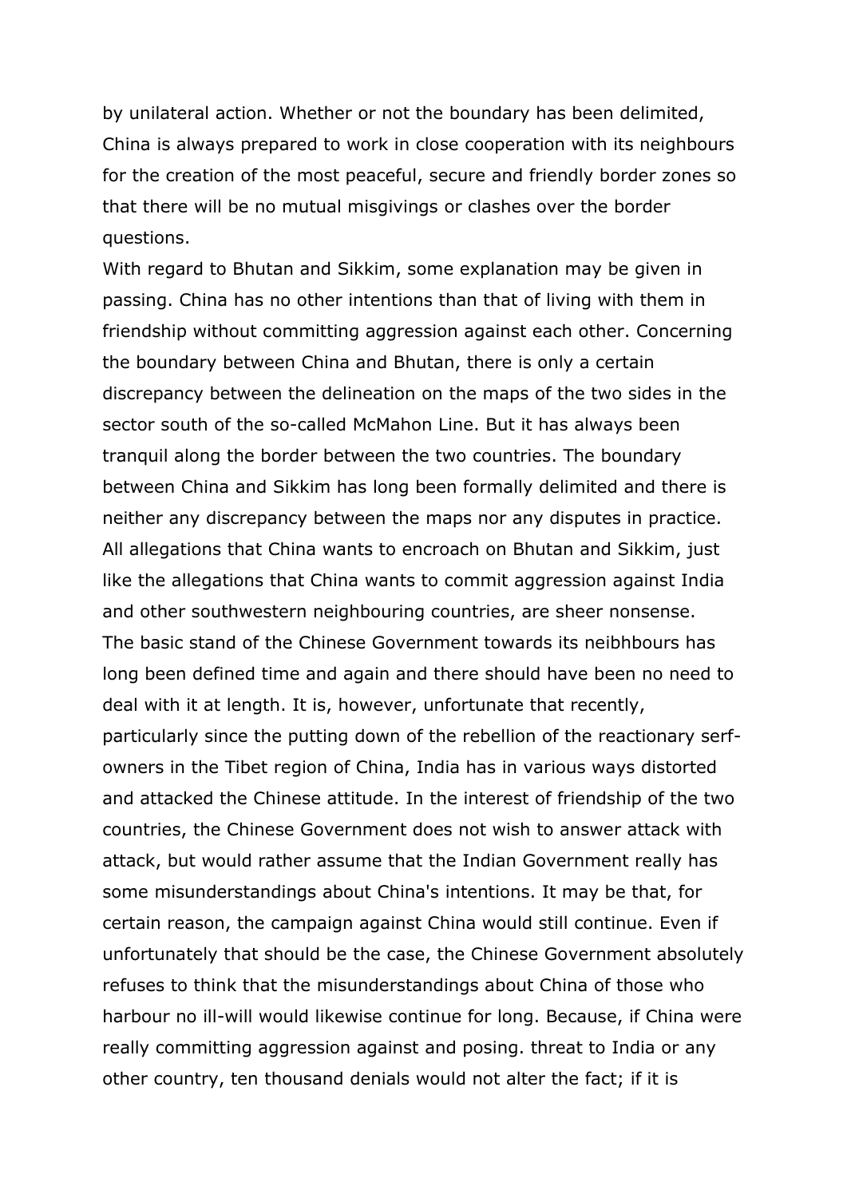by unilateral action. Whether or not the boundary has been delimited, China is always prepared to work in close cooperation with its neighbours for the creation of the most peaceful, secure and friendly border zones so that there will be no mutual misgivings or clashes over the border questions.

With regard to Bhutan and Sikkim, some explanation may be given in passing. China has no other intentions than that of living with them in friendship without committing aggression against each other. Concerning the boundary between China and Bhutan, there is only a certain discrepancy between the delineation on the maps of the two sides in the sector south of the so-called McMahon Line. But it has always been tranquil along the border between the two countries. The boundary between China and Sikkim has long been formally delimited and there is neither any discrepancy between the maps nor any disputes in practice. All allegations that China wants to encroach on Bhutan and Sikkim, just like the allegations that China wants to commit aggression against India and other southwestern neighbouring countries, are sheer nonsense.

The basic stand of the Chinese Government towards its neibhbours has long been defined time and again and there should have been no need to deal with it at length. It is, however, unfortunate that recently, particularly since the putting down of the rebellion of the reactionary serf-owners in the Tibet region of China, India has in various ways distorted and attacked the Chinese attitude. In the interest of friendship of the two countries, the Chinese Government does not wish to answer attack with attack, but would rather assume that the Indian Government really has some misunderstandings about China's intentions. It may be that, for certain reason, the campaign against China would still continue. Even if unfortunately that should be the case, the Chinese Government absolutely refuses to think that the misunderstandings about China of those who harbour no ill-will would likewise continue for long. Because, if China were really committing aggression against and posing. threat to India or any other country, ten thousand denials would not alter the fact; if it is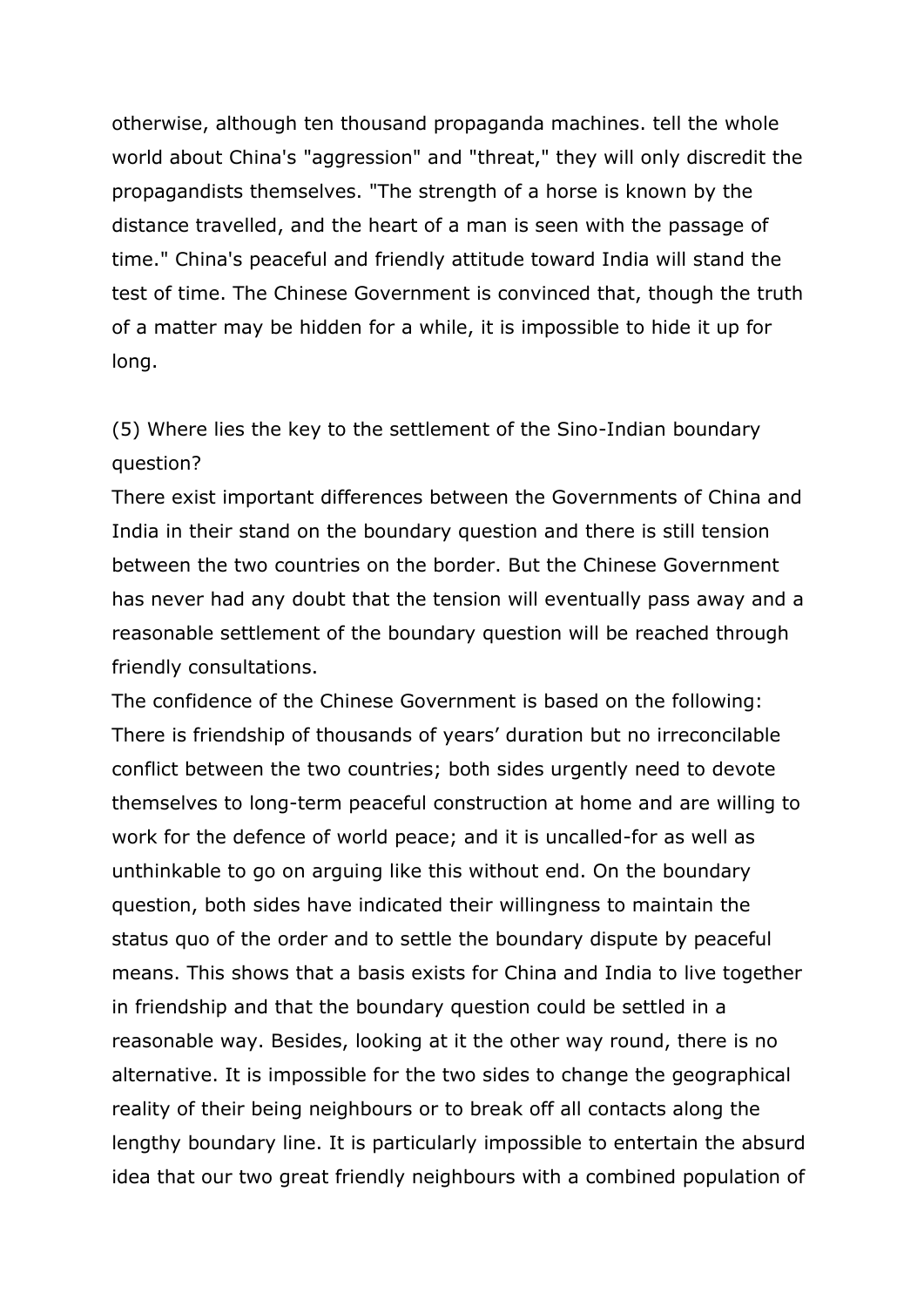otherwise, although ten thousand propaganda machines. tell the whole world about China's "aggression" and "threat," they will only discredit the propagandists themselves. "The strength of a horse is known by the distance travelled, and the heart of a man is seen with the passage of time." China's peaceful and friendly attitude toward India will stand the test of time. The Chinese Government is convinced that, though the truth of a matter may be hidden for a while, it is impossible to hide it up for long.

(5) Where lies the key to the settlement of the Sino-Indian boundary question?

There exist important differences between the Governments of China and India in their stand on the boundary question and there is still tension between the two countries on the border. But the Chinese Government has never had any doubt that the tension will eventually pass away and a reasonable settlement of the boundary question will be reached through friendly consultations.

The confidence of the Chinese Government is based on the following: There is friendship of thousands of years' duration but no irreconcilable conflict between the two countries; both sides urgently need to devote themselves to long-term peaceful construction at home and are willing to work for the defence of world peace; and it is uncalled-for as well as unthinkable to go on arguing like this without end. On the boundary question, both sides have indicated their willingness to maintain the status quo of the order and to settle the boundary dispute by peaceful means. This shows that a basis exists for China and India to live together in friendship and that the boundary question could be settled in a reasonable way. Besides, looking at it the other way round, there is no alternative. It is impossible for the two sides to change the geographical reality of their being neighbours or to break off all contacts along the lengthy boundary line. It is particularly impossible to entertain the absurd idea that our two great friendly neighbours with a combined population of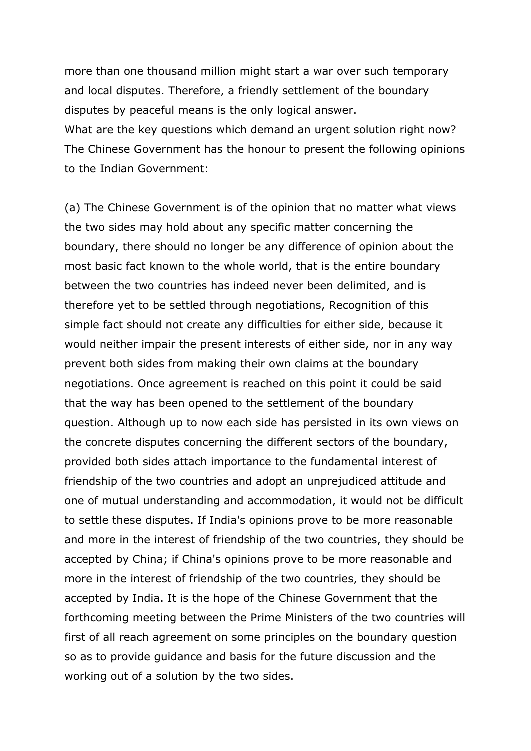more than one thousand million might start a war over such temporary and local disputes. Therefore, a friendly settlement of the boundary disputes by peaceful means is the only logical answer.
What are the key questions which demand an urgent solution right now? The Chinese Government has the honour to present the following opinions to the Indian Government:

(a) The Chinese Government is of the opinion that no matter what views the two sides may hold about any specific matter concerning the boundary, there should no longer be any difference of opinion about the most basic fact known to the whole world, that is the entire boundary between the two countries has indeed never been delimited, and is therefore yet to be settled through negotiations, Recognition of this simple fact should not create any difficulties for either side, because it would neither impair the present interests of either side, nor in any way prevent both sides from making their own claims at the boundary negotiations. Once agreement is reached on this point it could be said that the way has been opened to the settlement of the boundary question. Although up to now each side has persisted in its own views on the concrete disputes concerning the different sectors of the boundary, provided both sides attach importance to the fundamental interest of friendship of the two countries and adopt an unprejudiced attitude and one of mutual understanding and accommodation, it would not be difficult to settle these disputes. If India's opinions prove to be more reasonable and more in the interest of friendship of the two countries, they should be accepted by China; if China's opinions prove to be more reasonable and more in the interest of friendship of the two countries, they should be accepted by India. It is the hope of the Chinese Government that the forthcoming meeting between the Prime Ministers of the two countries will first of all reach agreement on some principles on the boundary question so as to provide guidance and basis for the future discussion and the working out of a solution by the two sides.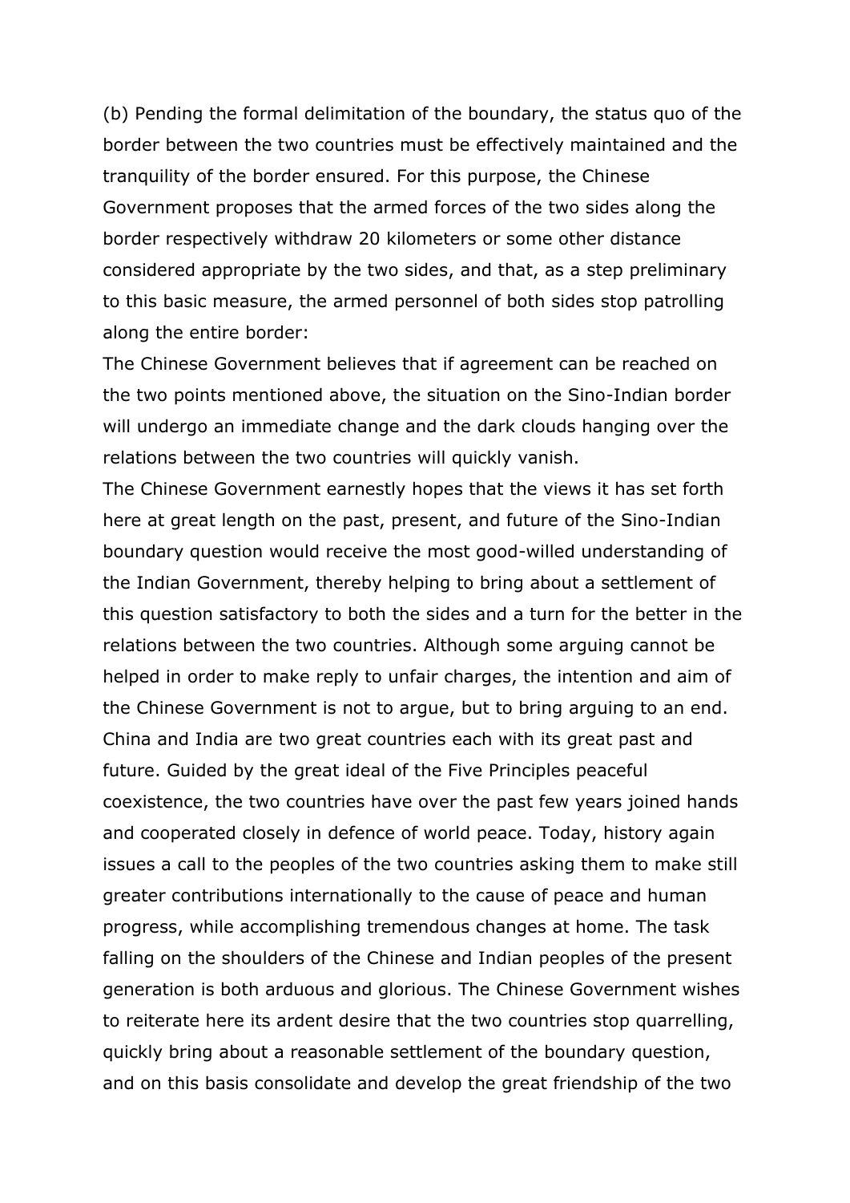(b) Pending the formal delimitation of the boundary, the status quo of the border between the two countries must be effectively maintained and the tranquility of the border ensured. For this purpose, the Chinese Government proposes that the armed forces of the two sides along the border respectively withdraw 20 kilometers or some other distance considered appropriate by the two sides, and that, as a step preliminary to this basic measure, the armed personnel of both sides stop patrolling along the entire border:

The Chinese Government believes that if agreement can be reached on the two points mentioned above, the situation on the Sino-Indian border will undergo an immediate change and the dark clouds hanging over the relations between the two countries will quickly vanish.

The Chinese Government earnestly hopes that the views it has set forth here at great length on the past, present, and future of the Sino-Indian boundary question would receive the most good-willed understanding of the Indian Government, thereby helping to bring about a settlement of this question satisfactory to both the sides and a turn for the better in the relations between the two countries. Although some arguing cannot be helped in order to make reply to unfair charges, the intention and aim of the Chinese Government is not to argue, but to bring arguing to an end. China and India are two great countries each with its great past and future. Guided by the great ideal of the Five Principles peaceful coexistence, the two countries have over the past few years joined hands and cooperated closely in defence of world peace. Today, history again issues a call to the peoples of the two countries asking them to make still greater contributions internationally to the cause of peace and human progress, while accomplishing tremendous changes at home. The task falling on the shoulders of the Chinese and Indian peoples of the present generation is both arduous and glorious. The Chinese Government wishes to reiterate here its ardent desire that the two countries stop quarrelling, quickly bring about a reasonable settlement of the boundary question, and on this basis consolidate and develop the great friendship of the two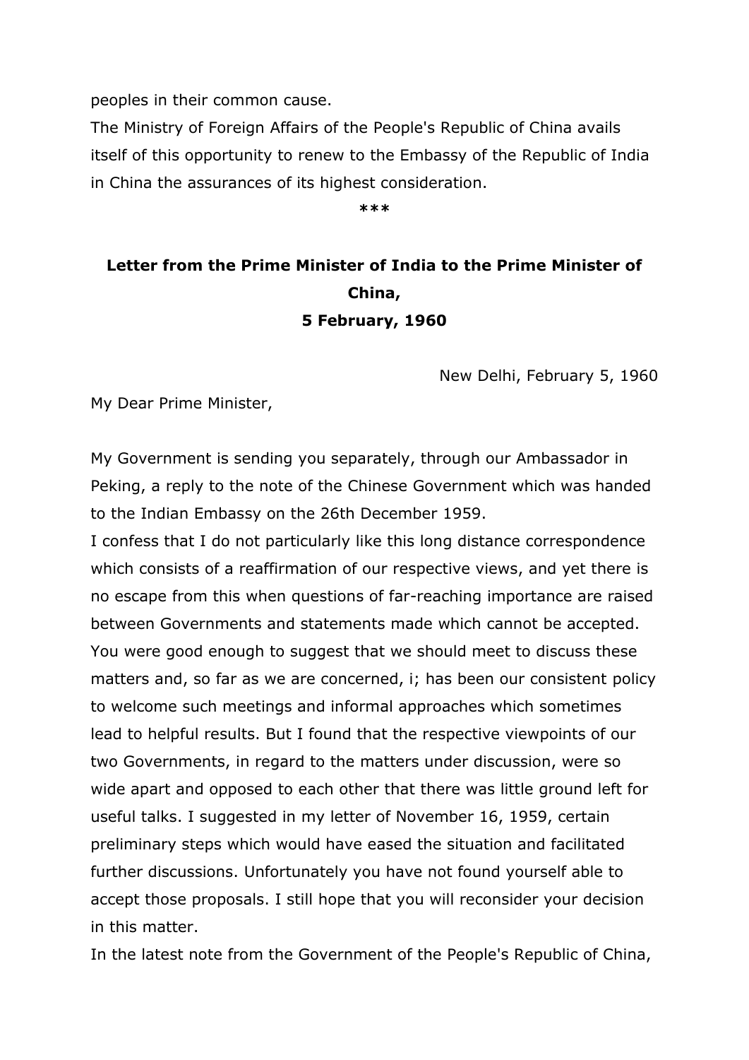peoples in their common cause.

The Ministry of Foreign Affairs of the People's Republic of China avails itself of this opportunity to renew to the Embassy of the Republic of India in China the assurances of its highest consideration.

***

## Letter from the Prime Minister of India to the Prime Minister of China,
## 5 February, 1960

New Delhi, February 5, 1960

My Dear Prime Minister,

My Government is sending you separately, through our Ambassador in Peking, a reply to the note of the Chinese Government which was handed to the Indian Embassy on the 26th December 1959.

I confess that I do not particularly like this long distance correspondence which consists of a reaffirmation of our respective views, and yet there is no escape from this when questions of far-reaching importance are raised between Governments and statements made which cannot be accepted. You were good enough to suggest that we should meet to discuss these matters and, so far as we are concerned, i; has been our consistent policy to welcome such meetings and informal approaches which sometimes lead to helpful results. But I found that the respective viewpoints of our two Governments, in regard to the matters under discussion, were so wide apart and opposed to each other that there was little ground left for useful talks. I suggested in my letter of November 16, 1959, certain preliminary steps which would have eased the situation and facilitated further discussions. Unfortunately you have not found yourself able to accept those proposals. I still hope that you will reconsider your decision in this matter.

In the latest note from the Government of the People's Republic of China,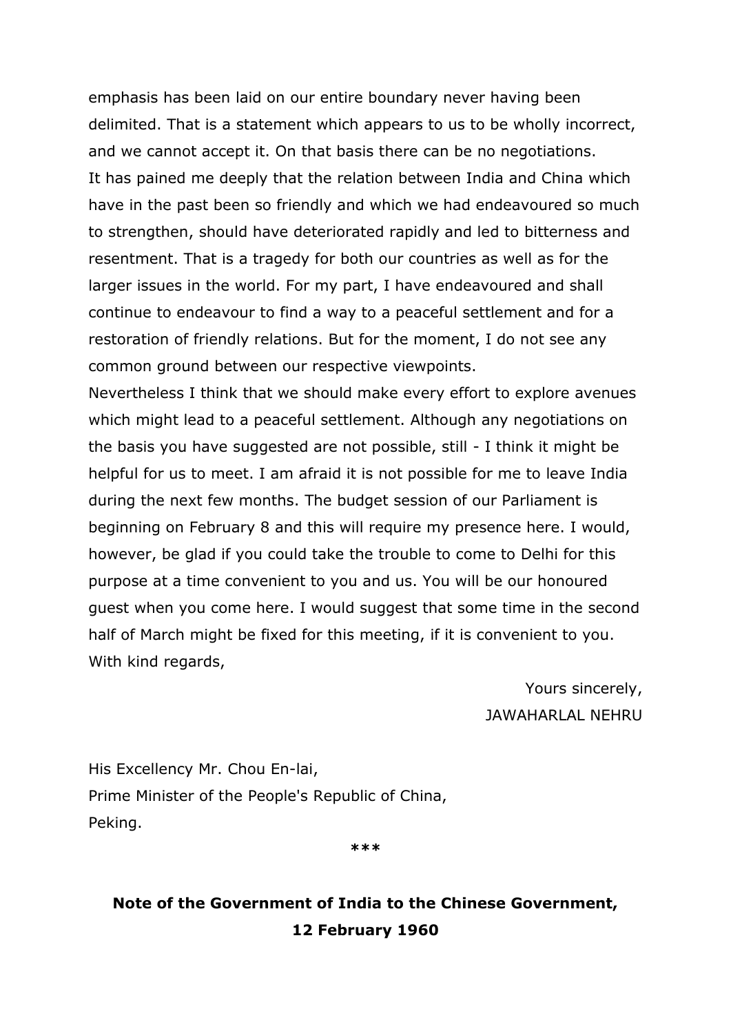emphasis has been laid on our entire boundary never having been delimited. That is a statement which appears to us to be wholly incorrect, and we cannot accept it. On that basis there can be no negotiations.

It has pained me deeply that the relation between India and China which have in the past been so friendly and which we had endeavoured so much to strengthen, should have deteriorated rapidly and led to bitterness and resentment. That is a tragedy for both our countries as well as for the larger issues in the world. For my part, I have endeavoured and shall continue to endeavour to find a way to a peaceful settlement and for a restoration of friendly relations. But for the moment, I do not see any common ground between our respective viewpoints.

Nevertheless I think that we should make every effort to explore avenues which might lead to a peaceful settlement. Although any negotiations on the basis you have suggested are not possible, still - I think it might be helpful for us to meet. I am afraid it is not possible for me to leave India during the next few months. The budget session of our Parliament is beginning on February 8 and this will require my presence here. I would, however, be glad if you could take the trouble to come to Delhi for this purpose at a time convenient to you and us. You will be our honoured guest when you come here. I would suggest that some time in the second half of March might be fixed for this meeting, if it is convenient to you.

With kind regards,

Yours sincerely,
JAWAHARLAL NEHRU

His Excellency Mr. Chou En-lai,
Prime Minister of the People's Republic of China,
Peking.

***

**Note of the Government of India to the Chinese Government, 12 February 1960**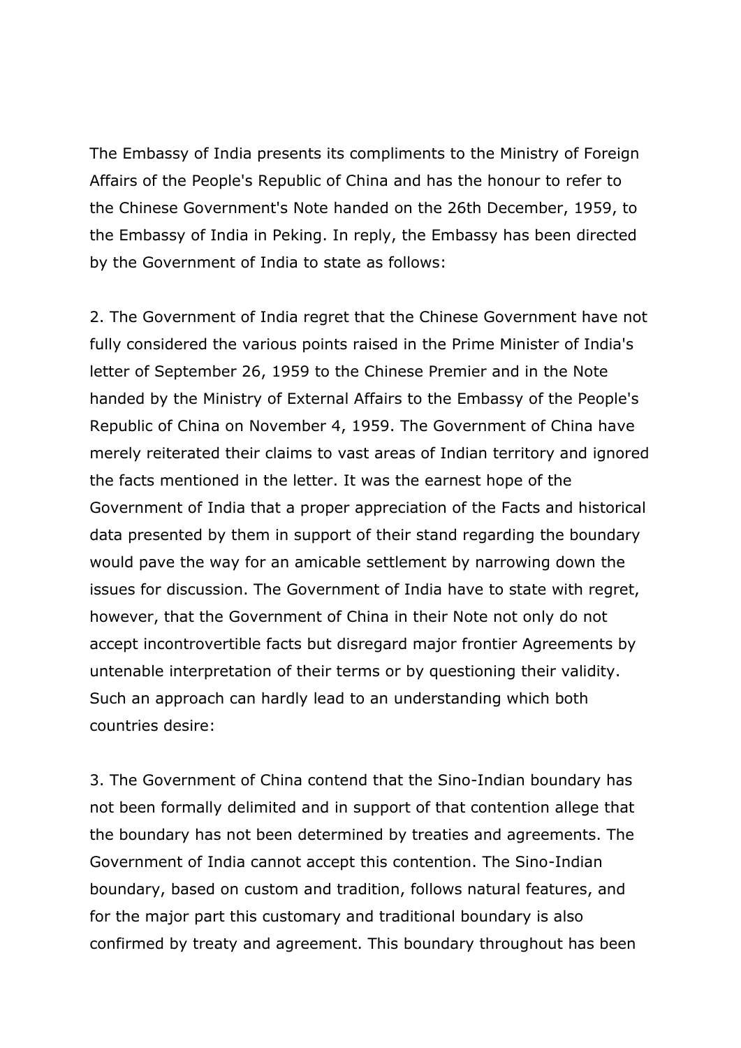The Embassy of India presents its compliments to the Ministry of Foreign Affairs of the People's Republic of China and has the honour to refer to the Chinese Government's Note handed on the 26th December, 1959, to the Embassy of India in Peking. In reply, the Embassy has been directed by the Government of India to state as follows:

2. The Government of India regret that the Chinese Government have not fully considered the various points raised in the Prime Minister of India's letter of September 26, 1959 to the Chinese Premier and in the Note handed by the Ministry of External Affairs to the Embassy of the People's Republic of China on November 4, 1959. The Government of China have merely reiterated their claims to vast areas of Indian territory and ignored the facts mentioned in the letter. It was the earnest hope of the Government of India that a proper appreciation of the Facts and historical data presented by them in support of their stand regarding the boundary would pave the way for an amicable settlement by narrowing down the issues for discussion. The Government of India have to state with regret, however, that the Government of China in their Note not only do not accept incontrovertible facts but disregard major frontier Agreements by untenable interpretation of their terms or by questioning their validity. Such an approach can hardly lead to an understanding which both countries desire:

3. The Government of China contend that the Sino-Indian boundary has not been formally delimited and in support of that contention allege that the boundary has not been determined by treaties and agreements. The Government of India cannot accept this contention. The Sino-Indian boundary, based on custom and tradition, follows natural features, and for the major part this customary and traditional boundary is also confirmed by treaty and agreement. This boundary throughout has been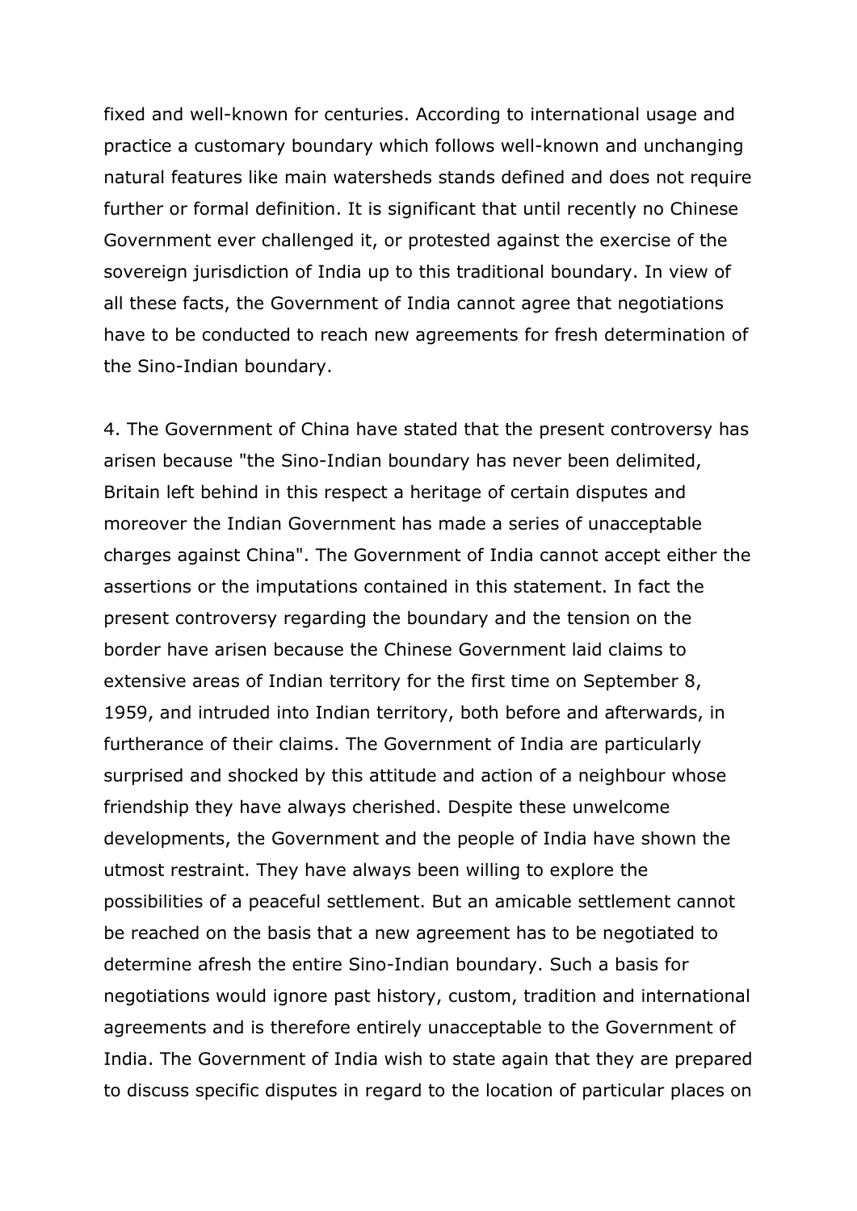fixed and well-known for centuries. According to international usage and practice a customary boundary which follows well-known and unchanging natural features like main watersheds stands defined and does not require further or formal definition. It is significant that until recently no Chinese Government ever challenged it, or protested against the exercise of the sovereign jurisdiction of India up to this traditional boundary. In view of all these facts, the Government of India cannot agree that negotiations have to be conducted to reach new agreements for fresh determination of the Sino-Indian boundary.

4. The Government of China have stated that the present controversy has arisen because "the Sino-Indian boundary has never been delimited, Britain left behind in this respect a heritage of certain disputes and moreover the Indian Government has made a series of unacceptable charges against China". The Government of India cannot accept either the assertions or the imputations contained in this statement. In fact the present controversy regarding the boundary and the tension on the border have arisen because the Chinese Government laid claims to extensive areas of Indian territory for the first time on September 8, 1959, and intruded into Indian territory, both before and afterwards, in furtherance of their claims. The Government of India are particularly surprised and shocked by this attitude and action of a neighbour whose friendship they have always cherished. Despite these unwelcome developments, the Government and the people of India have shown the utmost restraint. They have always been willing to explore the possibilities of a peaceful settlement. But an amicable settlement cannot be reached on the basis that a new agreement has to be negotiated to determine afresh the entire Sino-Indian boundary. Such a basis for negotiations would ignore past history, custom, tradition and international agreements and is therefore entirely unacceptable to the Government of India. The Government of India wish to state again that they are prepared to discuss specific disputes in regard to the location of particular places on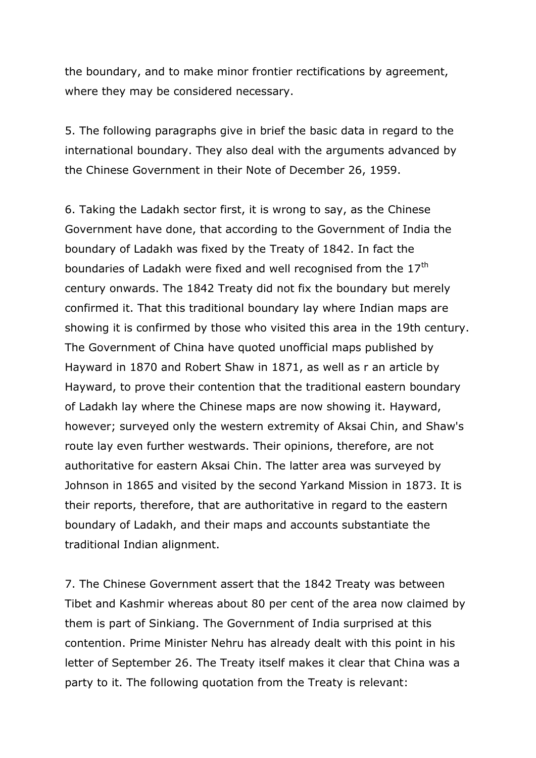the boundary, and to make minor frontier rectifications by agreement, where they may be considered necessary.

5. The following paragraphs give in brief the basic data in regard to the international boundary. They also deal with the arguments advanced by the Chinese Government in their Note of December 26, 1959.

6. Taking the Ladakh sector first, it is wrong to say, as the Chinese Government have done, that according to the Government of India the boundary of Ladakh was fixed by the Treaty of 1842. In fact the boundaries of Ladakh were fixed and well recognised from the 17th century onwards. The 1842 Treaty did not fix the boundary but merely confirmed it. That this traditional boundary lay where Indian maps are showing it is confirmed by those who visited this area in the 19th century. The Government of China have quoted unofficial maps published by Hayward in 1870 and Robert Shaw in 1871, as well as r an article by Hayward, to prove their contention that the traditional eastern boundary of Ladakh lay where the Chinese maps are now showing it. Hayward, however; surveyed only the western extremity of Aksai Chin, and Shaw's route lay even further westwards. Their opinions, therefore, are not authoritative for eastern Aksai Chin. The latter area was surveyed by Johnson in 1865 and visited by the second Yarkand Mission in 1873. It is their reports, therefore, that are authoritative in regard to the eastern boundary of Ladakh, and their maps and accounts substantiate the traditional Indian alignment.

7. The Chinese Government assert that the 1842 Treaty was between Tibet and Kashmir whereas about 80 per cent of the area now claimed by them is part of Sinkiang. The Government of India surprised at this contention. Prime Minister Nehru has already dealt with this point in his letter of September 26. The Treaty itself makes it clear that China was a party to it. The following quotation from the Treaty is relevant: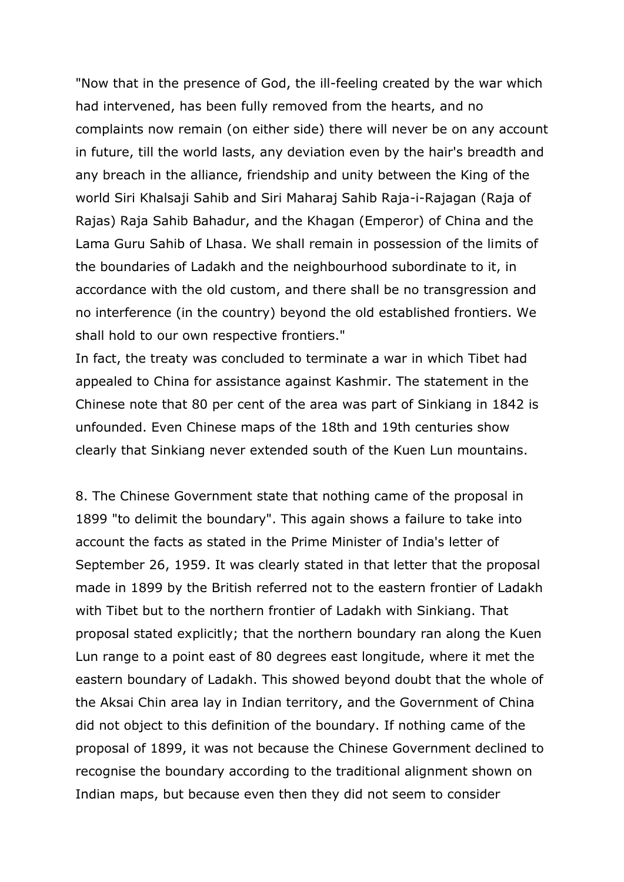"Now that in the presence of God, the ill-feeling created by the war which had intervened, has been fully removed from the hearts, and no complaints now remain (on either side) there will never be on any account in future, till the world lasts, any deviation even by the hair's breadth and any breach in the alliance, friendship and unity between the King of the world Siri Khalsaji Sahib and Siri Maharaj Sahib Raja-i-Rajagan (Raja of Rajas) Raja Sahib Bahadur, and the Khagan (Emperor) of China and the Lama Guru Sahib of Lhasa. We shall remain in possession of the limits of the boundaries of Ladakh and the neighbourhood subordinate to it, in accordance with the old custom, and there shall be no transgression and no interference (in the country) beyond the old established frontiers. We shall hold to our own respective frontiers."

In fact, the treaty was concluded to terminate a war in which Tibet had appealed to China for assistance against Kashmir. The statement in the Chinese note that 80 per cent of the area was part of Sinkiang in 1842 is unfounded. Even Chinese maps of the 18th and 19th centuries show clearly that Sinkiang never extended south of the Kuen Lun mountains.

8. The Chinese Government state that nothing came of the proposal in 1899 "to delimit the boundary". This again shows a failure to take into account the facts as stated in the Prime Minister of India's letter of September 26, 1959. It was clearly stated in that letter that the proposal made in 1899 by the British referred not to the eastern frontier of Ladakh with Tibet but to the northern frontier of Ladakh with Sinkiang. That proposal stated explicitly; that the northern boundary ran along the Kuen Lun range to a point east of 80 degrees east longitude, where it met the eastern boundary of Ladakh. This showed beyond doubt that the whole of the Aksai Chin area lay in Indian territory, and the Government of China did not object to this definition of the boundary. If nothing came of the proposal of 1899, it was not because the Chinese Government declined to recognise the boundary according to the traditional alignment shown on Indian maps, but because even then they did not seem to consider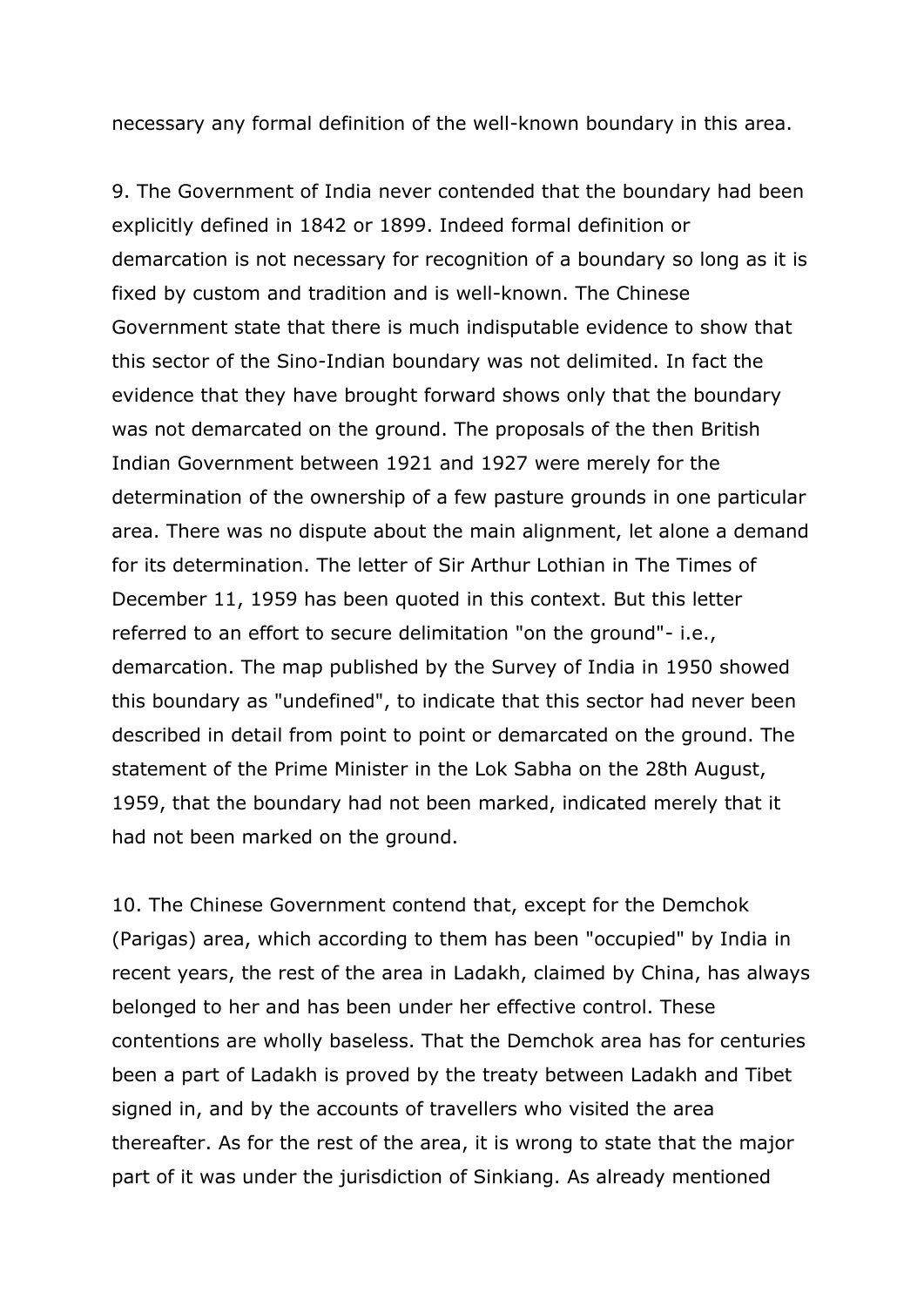necessary any formal definition of the well-known boundary in this area.

9. The Government of India never contended that the boundary had been explicitly defined in 1842 or 1899. Indeed formal definition or demarcation is not necessary for recognition of a boundary so long as it is fixed by custom and tradition and is well-known. The Chinese Government state that there is much indisputable evidence to show that this sector of the Sino-Indian boundary was not delimited. In fact the evidence that they have brought forward shows only that the boundary was not demarcated on the ground. The proposals of the then British Indian Government between 1921 and 1927 were merely for the determination of the ownership of a few pasture grounds in one particular area. There was no dispute about the main alignment, let alone a demand for its determination. The letter of Sir Arthur Lothian in The Times of December 11, 1959 has been quoted in this context. But this letter referred to an effort to secure delimitation "on the ground"- i.e., demarcation. The map published by the Survey of India in 1950 showed this boundary as "undefined", to indicate that this sector had never been described in detail from point to point or demarcated on the ground. The statement of the Prime Minister in the Lok Sabha on the 28th August, 1959, that the boundary had not been marked, indicated merely that it had not been marked on the ground.

10. The Chinese Government contend that, except for the Demchok (Parigas) area, which according to them has been "occupied" by India in recent years, the rest of the area in Ladakh, claimed by China, has always belonged to her and has been under her effective control. These contentions are wholly baseless. That the Demchok area has for centuries been a part of Ladakh is proved by the treaty between Ladakh and Tibet signed in, and by the accounts of travellers who visited the area thereafter. As for the rest of the area, it is wrong to state that the major part of it was under the jurisdiction of Sinkiang. As already mentioned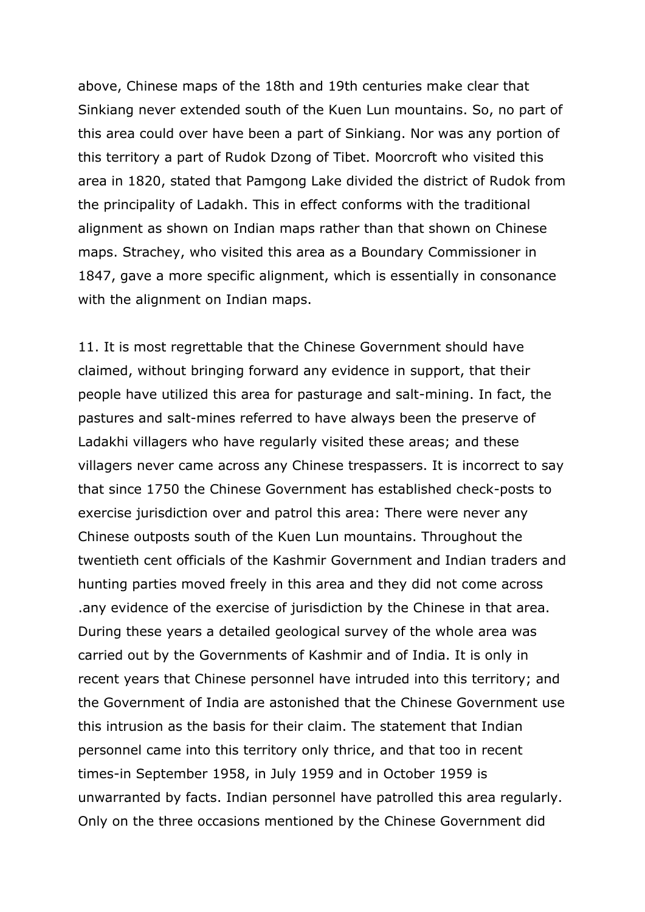above, Chinese maps of the 18th and 19th centuries make clear that Sinkiang never extended south of the Kuen Lun mountains. So, no part of this area could over have been a part of Sinkiang. Nor was any portion of this territory a part of Rudok Dzong of Tibet. Moorcroft who visited this area in 1820, stated that Pamgong Lake divided the district of Rudok from the principality of Ladakh. This in effect conforms with the traditional alignment as shown on Indian maps rather than that shown on Chinese maps. Strachey, who visited this area as a Boundary Commissioner in 1847, gave a more specific alignment, which is essentially in consonance with the alignment on Indian maps.

11. It is most regrettable that the Chinese Government should have claimed, without bringing forward any evidence in support, that their people have utilized this area for pasturage and salt-mining. In fact, the pastures and salt-mines referred to have always been the preserve of Ladakhi villagers who have regularly visited these areas; and these villagers never came across any Chinese trespassers. It is incorrect to say that since 1750 the Chinese Government has established check-posts to exercise jurisdiction over and patrol this area: There were never any Chinese outposts south of the Kuen Lun mountains. Throughout the twentieth cent officials of the Kashmir Government and Indian traders and hunting parties moved freely in this area and they did not come across .any evidence of the exercise of jurisdiction by the Chinese in that area. During these years a detailed geological survey of the whole area was carried out by the Governments of Kashmir and of India. It is only in recent years that Chinese personnel have intruded into this territory; and the Government of India are astonished that the Chinese Government use this intrusion as the basis for their claim. The statement that Indian personnel came into this territory only thrice, and that too in recent times-in September 1958, in July 1959 and in October 1959 is unwarranted by facts. Indian personnel have patrolled this area regularly. Only on the three occasions mentioned by the Chinese Government did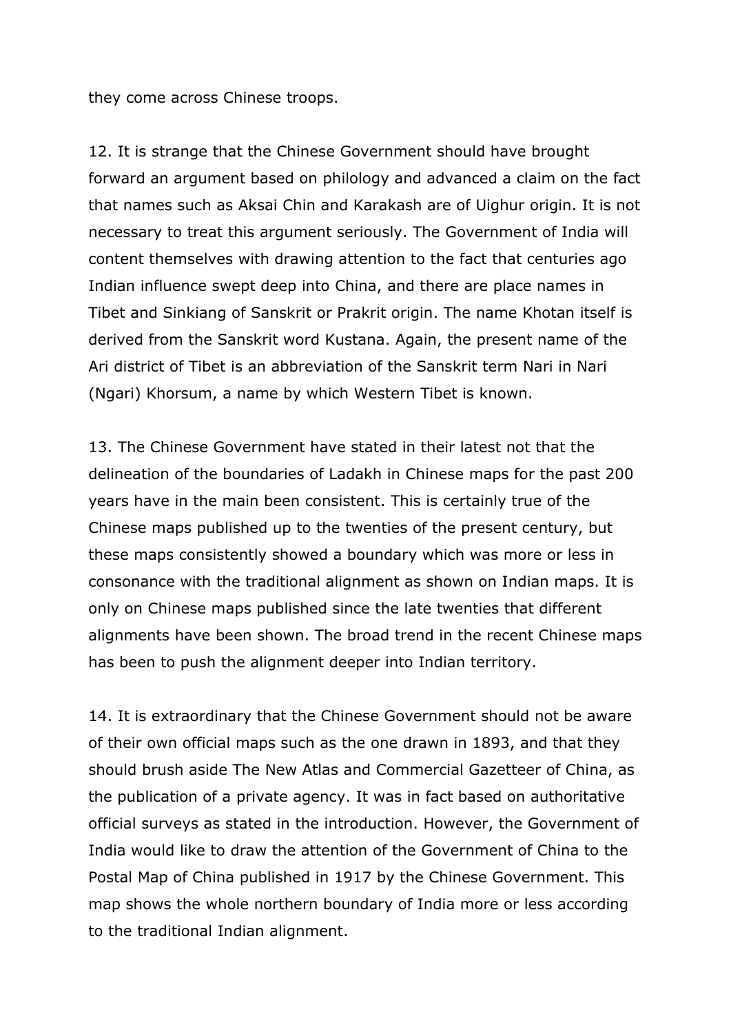they come across Chinese troops.

12. It is strange that the Chinese Government should have brought forward an argument based on philology and advanced a claim on the fact that names such as Aksai Chin and Karakash are of Uighur origin. It is not necessary to treat this argument seriously. The Government of India will content themselves with drawing attention to the fact that centuries ago Indian influence swept deep into China, and there are place names in Tibet and Sinkiang of Sanskrit or Prakrit origin. The name Khotan itself is derived from the Sanskrit word Kustana. Again, the present name of the Ari district of Tibet is an abbreviation of the Sanskrit term Nari in Nari (Ngari) Khorsum, a name by which Western Tibet is known.

13. The Chinese Government have stated in their latest not that the delineation of the boundaries of Ladakh in Chinese maps for the past 200 years have in the main been consistent. This is certainly true of the Chinese maps published up to the twenties of the present century, but these maps consistently showed a boundary which was more or less in consonance with the traditional alignment as shown on Indian maps. It is only on Chinese maps published since the late twenties that different alignments have been shown. The broad trend in the recent Chinese maps has been to push the alignment deeper into Indian territory.

14. It is extraordinary that the Chinese Government should not be aware of their own official maps such as the one drawn in 1893, and that they should brush aside The New Atlas and Commercial Gazetteer of China, as the publication of a private agency. It was in fact based on authoritative official surveys as stated in the introduction. However, the Government of India would like to draw the attention of the Government of China to the Postal Map of China published in 1917 by the Chinese Government. This map shows the whole northern boundary of India more or less according to the traditional Indian alignment.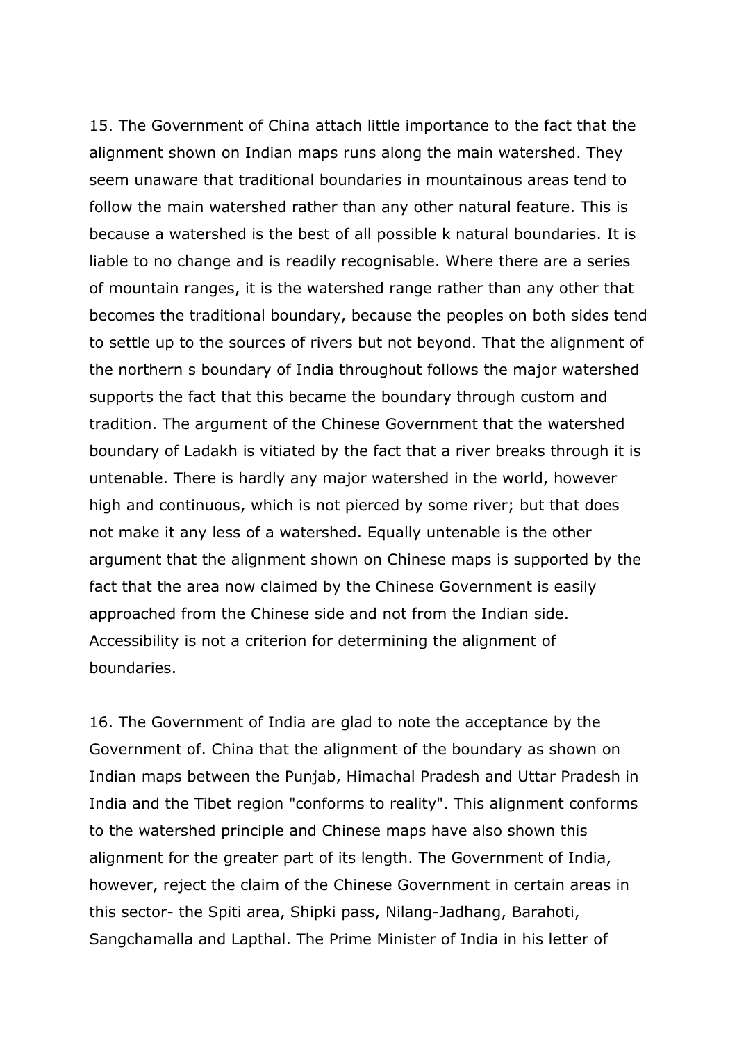15. The Government of China attach little importance to the fact that the alignment shown on Indian maps runs along the main watershed. They seem unaware that traditional boundaries in mountainous areas tend to follow the main watershed rather than any other natural feature. This is because a watershed is the best of all possible k natural boundaries. It is liable to no change and is readily recognisable. Where there are a series of mountain ranges, it is the watershed range rather than any other that becomes the traditional boundary, because the peoples on both sides tend to settle up to the sources of rivers but not beyond. That the alignment of the northern s boundary of India throughout follows the major watershed supports the fact that this became the boundary through custom and tradition. The argument of the Chinese Government that the watershed boundary of Ladakh is vitiated by the fact that a river breaks through it is untenable. There is hardly any major watershed in the world, however high and continuous, which is not pierced by some river; but that does not make it any less of a watershed. Equally untenable is the other argument that the alignment shown on Chinese maps is supported by the fact that the area now claimed by the Chinese Government is easily approached from the Chinese side and not from the Indian side. Accessibility is not a criterion for determining the alignment of boundaries.

16. The Government of India are glad to note the acceptance by the Government of. China that the alignment of the boundary as shown on Indian maps between the Punjab, Himachal Pradesh and Uttar Pradesh in India and the Tibet region "conforms to reality". This alignment conforms to the watershed principle and Chinese maps have also shown this alignment for the greater part of its length. The Government of India, however, reject the claim of the Chinese Government in certain areas in this sector- the Spiti area, Shipki pass, Nilang-Jadhang, Barahoti, Sangchamalla and Lapthal. The Prime Minister of India in his letter of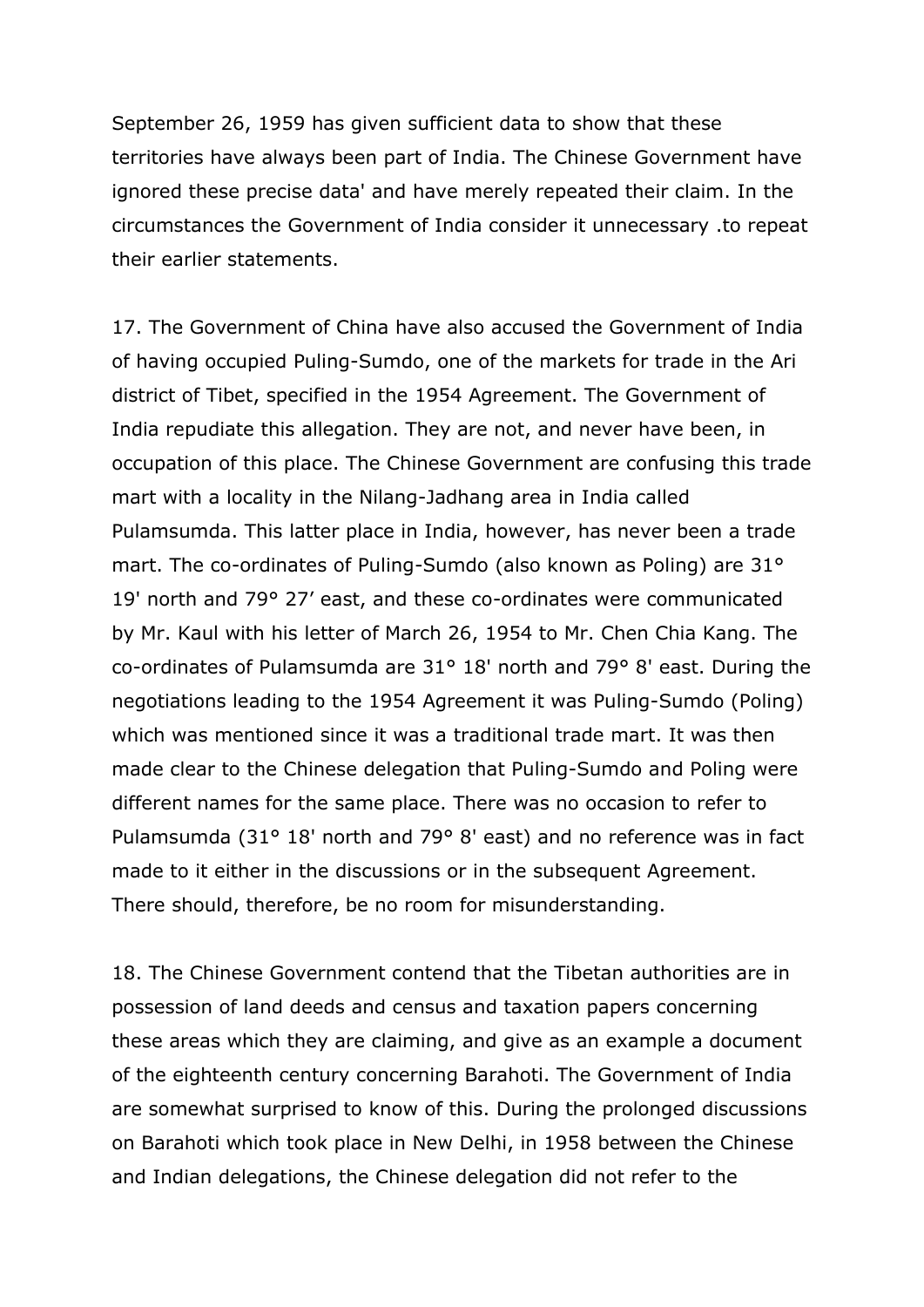September 26, 1959 has given sufficient data to show that these territories have always been part of India. The Chinese Government have ignored these precise data' and have merely repeated their claim. In the circumstances the Government of India consider it unnecessary .to repeat their earlier statements.

17. The Government of China have also accused the Government of India of having occupied Puling-Sumdo, one of the markets for trade in the Ari district of Tibet, specified in the 1954 Agreement. The Government of India repudiate this allegation. They are not, and never have been, in occupation of this place. The Chinese Government are confusing this trade mart with a locality in the Nilang-Jadhang area in India called Pulamsumda. This latter place in India, however, has never been a trade mart. The co-ordinates of Puling-Sumdo (also known as Poling) are 31° 19' north and 79° 27’ east, and these co-ordinates were communicated by Mr. Kaul with his letter of March 26, 1954 to Mr. Chen Chia Kang. The co-ordinates of Pulamsumda are 31° 18' north and 79° 8' east. During the negotiations leading to the 1954 Agreement it was Puling-Sumdo (Poling) which was mentioned since it was a traditional trade mart. It was then made clear to the Chinese delegation that Puling-Sumdo and Poling were different names for the same place. There was no occasion to refer to Pulamsumda (31° 18' north and 79° 8' east) and no reference was in fact made to it either in the discussions or in the subsequent Agreement. There should, therefore, be no room for misunderstanding.

18. The Chinese Government contend that the Tibetan authorities are in possession of land deeds and census and taxation papers concerning these areas which they are claiming, and give as an example a document of the eighteenth century concerning Barahoti. The Government of India are somewhat surprised to know of this. During the prolonged discussions on Barahoti which took place in New Delhi, in 1958 between the Chinese and Indian delegations, the Chinese delegation did not refer to the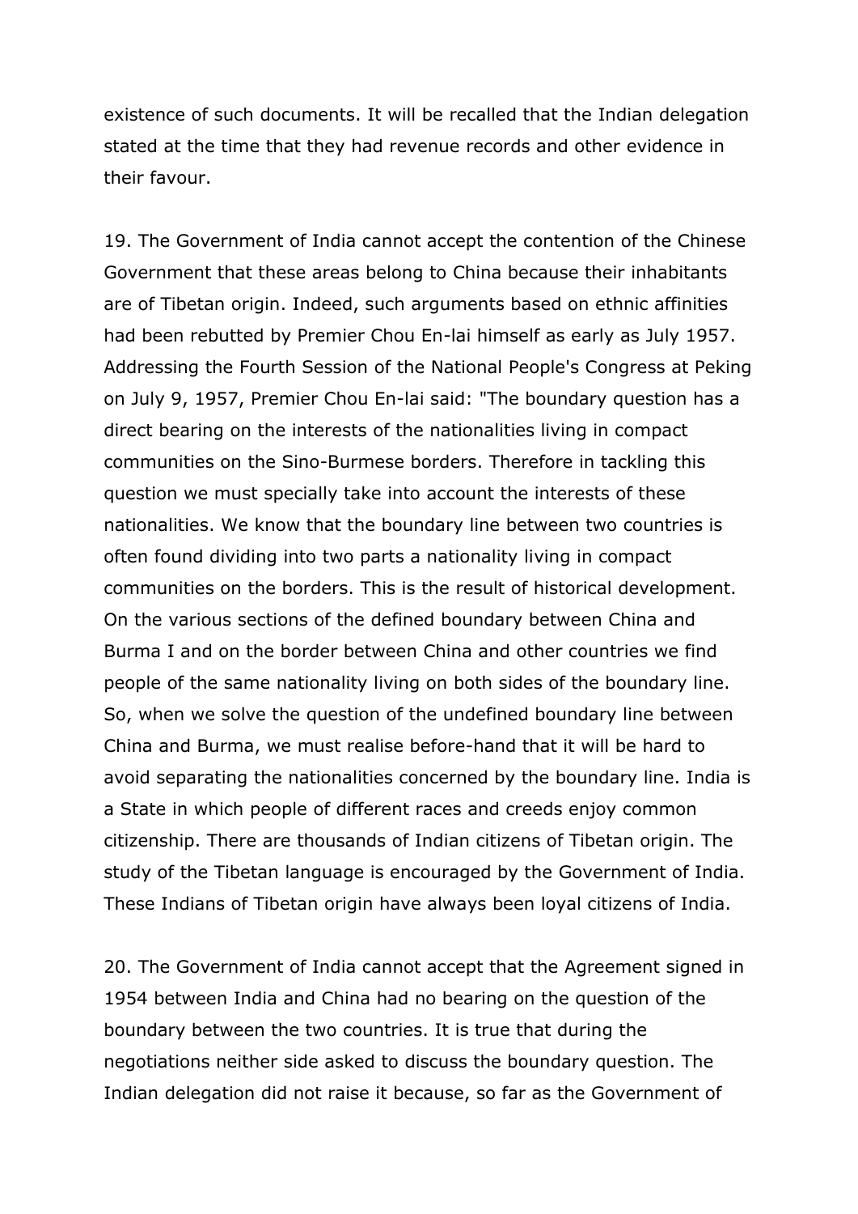existence of such documents. It will be recalled that the Indian delegation stated at the time that they had revenue records and other evidence in their favour.

19. The Government of India cannot accept the contention of the Chinese Government that these areas belong to China because their inhabitants are of Tibetan origin. Indeed, such arguments based on ethnic affinities had been rebutted by Premier Chou En-lai himself as early as July 1957. Addressing the Fourth Session of the National People's Congress at Peking on July 9, 1957, Premier Chou En-lai said: "The boundary question has a direct bearing on the interests of the nationalities living in compact communities on the Sino-Burmese borders. Therefore in tackling this question we must specially take into account the interests of these nationalities. We know that the boundary line between two countries is often found dividing into two parts a nationality living in compact communities on the borders. This is the result of historical development. On the various sections of the defined boundary between China and Burma I and on the border between China and other countries we find people of the same nationality living on both sides of the boundary line. So, when we solve the question of the undefined boundary line between China and Burma, we must realise before-hand that it will be hard to avoid separating the nationalities concerned by the boundary line. India is a State in which people of different races and creeds enjoy common citizenship. There are thousands of Indian citizens of Tibetan origin. The study of the Tibetan language is encouraged by the Government of India. These Indians of Tibetan origin have always been loyal citizens of India.

20. The Government of India cannot accept that the Agreement signed in 1954 between India and China had no bearing on the question of the boundary between the two countries. It is true that during the negotiations neither side asked to discuss the boundary question. The Indian delegation did not raise it because, so far as the Government of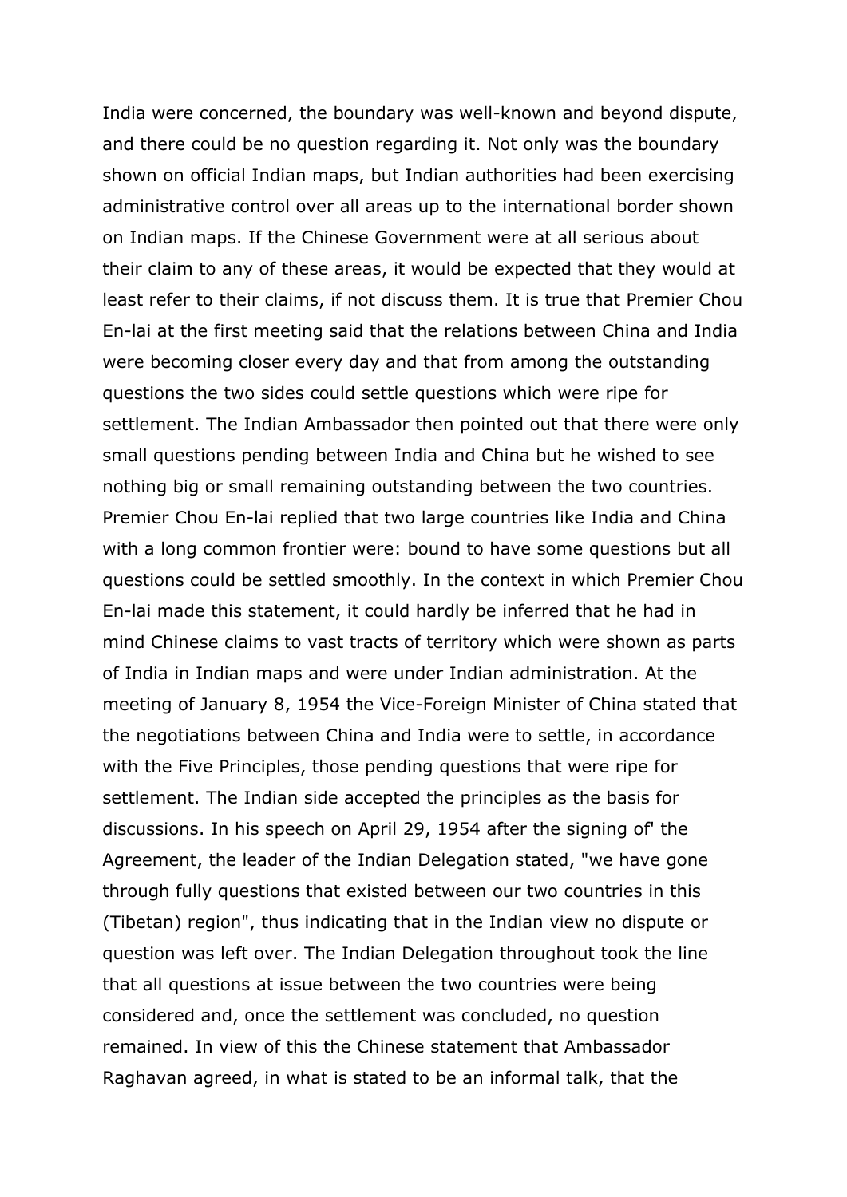India were concerned, the boundary was well-known and beyond dispute, and there could be no question regarding it. Not only was the boundary shown on official Indian maps, but Indian authorities had been exercising administrative control over all areas up to the international border shown on Indian maps. If the Chinese Government were at all serious about their claim to any of these areas, it would be expected that they would at least refer to their claims, if not discuss them. It is true that Premier Chou En-lai at the first meeting said that the relations between China and India were becoming closer every day and that from among the outstanding questions the two sides could settle questions which were ripe for settlement. The Indian Ambassador then pointed out that there were only small questions pending between India and China but he wished to see nothing big or small remaining outstanding between the two countries. Premier Chou En-lai replied that two large countries like India and China with a long common frontier were: bound to have some questions but all questions could be settled smoothly. In the context in which Premier Chou En-lai made this statement, it could hardly be inferred that he had in mind Chinese claims to vast tracts of territory which were shown as parts of India in Indian maps and were under Indian administration. At the meeting of January 8, 1954 the Vice-Foreign Minister of China stated that the negotiations between China and India were to settle, in accordance with the Five Principles, those pending questions that were ripe for settlement. The Indian side accepted the principles as the basis for discussions. In his speech on April 29, 1954 after the signing of' the Agreement, the leader of the Indian Delegation stated, "we have gone through fully questions that existed between our two countries in this (Tibetan) region", thus indicating that in the Indian view no dispute or question was left over. The Indian Delegation throughout took the line that all questions at issue between the two countries were being considered and, once the settlement was concluded, no question remained. In view of this the Chinese statement that Ambassador Raghavan agreed, in what is stated to be an informal talk, that the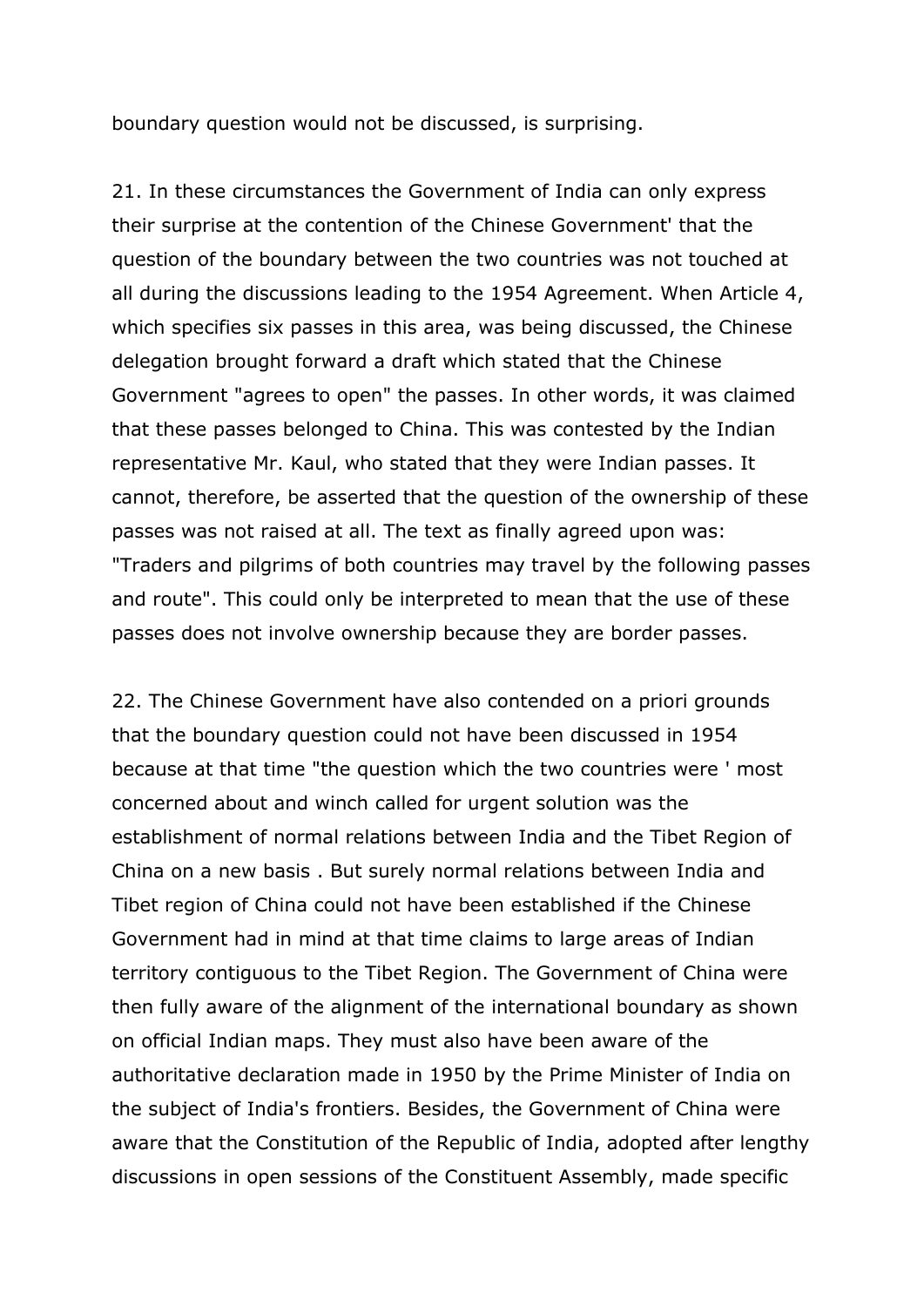boundary question would not be discussed, is surprising.

21. In these circumstances the Government of India can only express their surprise at the contention of the Chinese Government' that the question of the boundary between the two countries was not touched at all during the discussions leading to the 1954 Agreement. When Article 4, which specifies six passes in this area, was being discussed, the Chinese delegation brought forward a draft which stated that the Chinese Government "agrees to open" the passes. In other words, it was claimed that these passes belonged to China. This was contested by the Indian representative Mr. Kaul, who stated that they were Indian passes. It cannot, therefore, be asserted that the question of the ownership of these passes was not raised at all. The text as finally agreed upon was: "Traders and pilgrims of both countries may travel by the following passes and route". This could only be interpreted to mean that the use of these passes does not involve ownership because they are border passes.

22. The Chinese Government have also contended on a priori grounds that the boundary question could not have been discussed in 1954 because at that time "the question which the two countries were ' most concerned about and winch called for urgent solution was the establishment of normal relations between India and the Tibet Region of China on a new basis . But surely normal relations between India and Tibet region of China could not have been established if the Chinese Government had in mind at that time claims to large areas of Indian territory contiguous to the Tibet Region. The Government of China were then fully aware of the alignment of the international boundary as shown on official Indian maps. They must also have been aware of the authoritative declaration made in 1950 by the Prime Minister of India on the subject of India's frontiers. Besides, the Government of China were aware that the Constitution of the Republic of India, adopted after lengthy discussions in open sessions of the Constituent Assembly, made specific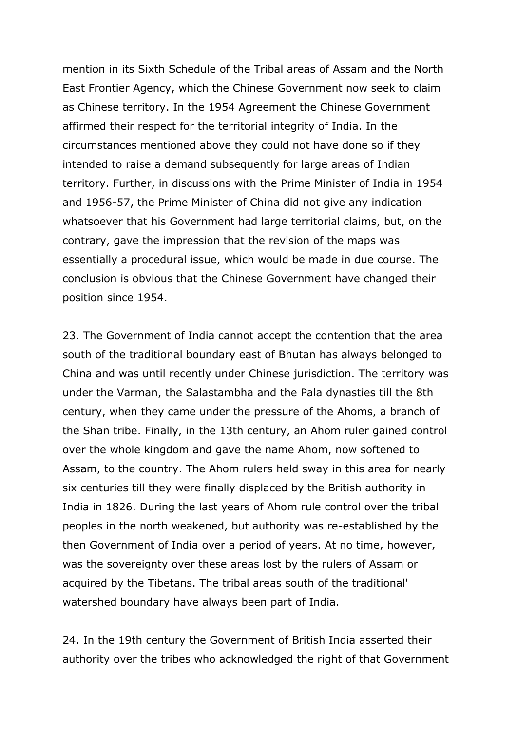mention in its Sixth Schedule of the Tribal areas of Assam and the North East Frontier Agency, which the Chinese Government now seek to claim as Chinese territory. In the 1954 Agreement the Chinese Government affirmed their respect for the territorial integrity of India. In the circumstances mentioned above they could not have done so if they intended to raise a demand subsequently for large areas of Indian territory. Further, in discussions with the Prime Minister of India in 1954 and 1956-57, the Prime Minister of China did not give any indication whatsoever that his Government had large territorial claims, but, on the contrary, gave the impression that the revision of the maps was essentially a procedural issue, which would be made in due course. The conclusion is obvious that the Chinese Government have changed their position since 1954.

23. The Government of India cannot accept the contention that the area south of the traditional boundary east of Bhutan has always belonged to China and was until recently under Chinese jurisdiction. The territory was under the Varman, the Salastambha and the Pala dynasties till the 8th century, when they came under the pressure of the Ahoms, a branch of the Shan tribe. Finally, in the 13th century, an Ahom ruler gained control over the whole kingdom and gave the name Ahom, now softened to Assam, to the country. The Ahom rulers held sway in this area for nearly six centuries till they were finally displaced by the British authority in India in 1826. During the last years of Ahom rule control over the tribal peoples in the north weakened, but authority was re-established by the then Government of India over a period of years. At no time, however, was the sovereignty over these areas lost by the rulers of Assam or acquired by the Tibetans. The tribal areas south of the traditional' watershed boundary have always been part of India.

24. In the 19th century the Government of British India asserted their authority over the tribes who acknowledged the right of that Government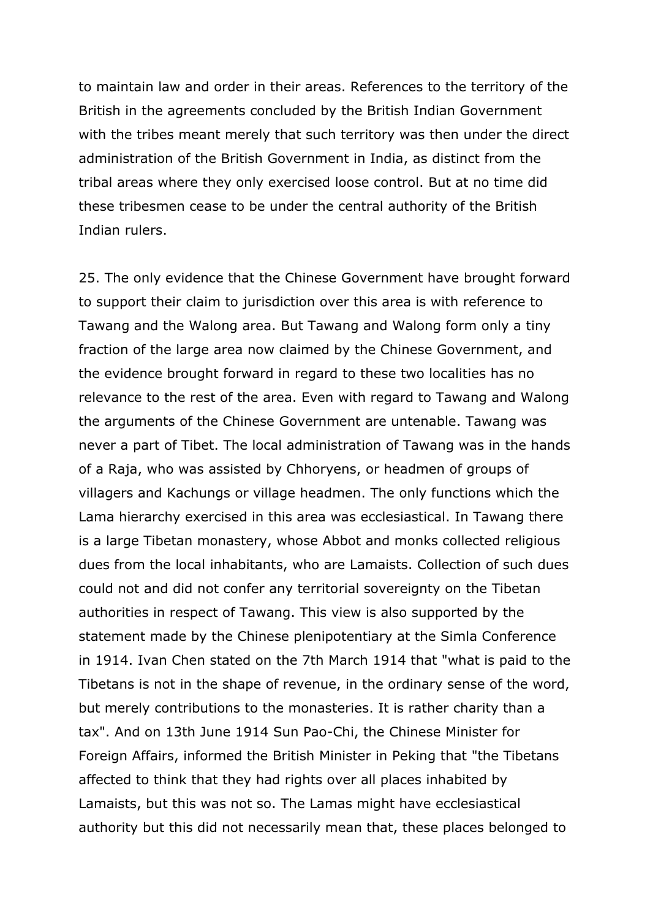to maintain law and order in their areas. References to the territory of the British in the agreements concluded by the British Indian Government with the tribes meant merely that such territory was then under the direct administration of the British Government in India, as distinct from the tribal areas where they only exercised loose control. But at no time did these tribesmen cease to be under the central authority of the British Indian rulers.

25. The only evidence that the Chinese Government have brought forward to support their claim to jurisdiction over this area is with reference to Tawang and the Walong area. But Tawang and Walong form only a tiny fraction of the large area now claimed by the Chinese Government, and the evidence brought forward in regard to these two localities has no relevance to the rest of the area. Even with regard to Tawang and Walong the arguments of the Chinese Government are untenable. Tawang was never a part of Tibet. The local administration of Tawang was in the hands of a Raja, who was assisted by Chhoryens, or headmen of groups of villagers and Kachungs or village headmen. The only functions which the Lama hierarchy exercised in this area was ecclesiastical. In Tawang there is a large Tibetan monastery, whose Abbot and monks collected religious dues from the local inhabitants, who are Lamaists. Collection of such dues could not and did not confer any territorial sovereignty on the Tibetan authorities in respect of Tawang. This view is also supported by the statement made by the Chinese plenipotentiary at the Simla Conference in 1914. Ivan Chen stated on the 7th March 1914 that "what is paid to the Tibetans is not in the shape of revenue, in the ordinary sense of the word, but merely contributions to the monasteries. It is rather charity than a tax". And on 13th June 1914 Sun Pao-Chi, the Chinese Minister for Foreign Affairs, informed the British Minister in Peking that "the Tibetans affected to think that they had rights over all places inhabited by Lamaists, but this was not so. The Lamas might have ecclesiastical authority but this did not necessarily mean that, these places belonged to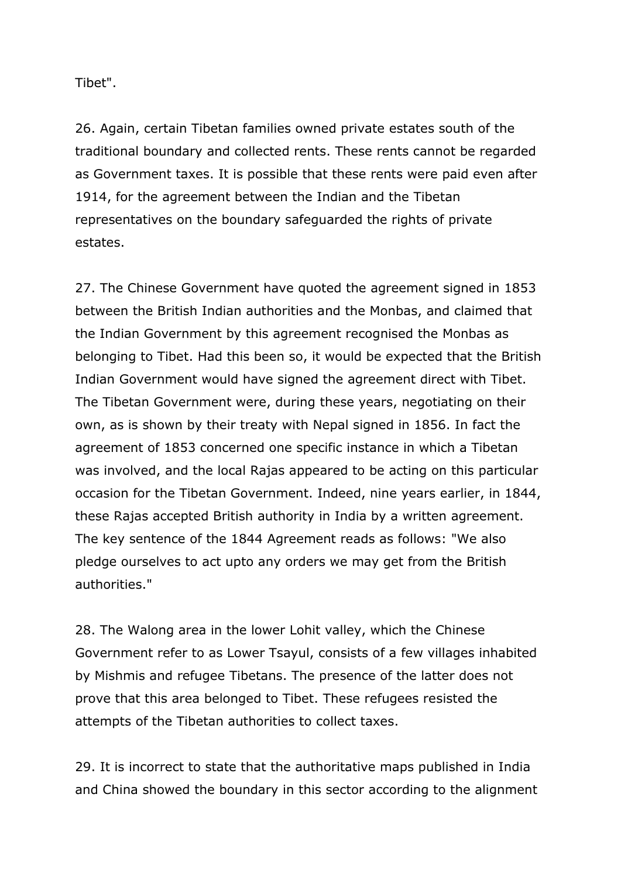Tibet".

26. Again, certain Tibetan families owned private estates south of the traditional boundary and collected rents. These rents cannot be regarded as Government taxes. It is possible that these rents were paid even after 1914, for the agreement between the Indian and the Tibetan representatives on the boundary safeguarded the rights of private estates.

27. The Chinese Government have quoted the agreement signed in 1853 between the British Indian authorities and the Monbas, and claimed that the Indian Government by this agreement recognised the Monbas as belonging to Tibet. Had this been so, it would be expected that the British Indian Government would have signed the agreement direct with Tibet. The Tibetan Government were, during these years, negotiating on their own, as is shown by their treaty with Nepal signed in 1856. In fact the agreement of 1853 concerned one specific instance in which a Tibetan was involved, and the local Rajas appeared to be acting on this particular occasion for the Tibetan Government. Indeed, nine years earlier, in 1844, these Rajas accepted British authority in India by a written agreement. The key sentence of the 1844 Agreement reads as follows: "We also pledge ourselves to act upto any orders we may get from the British authorities."

28. The Walong area in the lower Lohit valley, which the Chinese Government refer to as Lower Tsayul, consists of a few villages inhabited by Mishmis and refugee Tibetans. The presence of the latter does not prove that this area belonged to Tibet. These refugees resisted the attempts of the Tibetan authorities to collect taxes.

29. It is incorrect to state that the authoritative maps published in India and China showed the boundary in this sector according to the alignment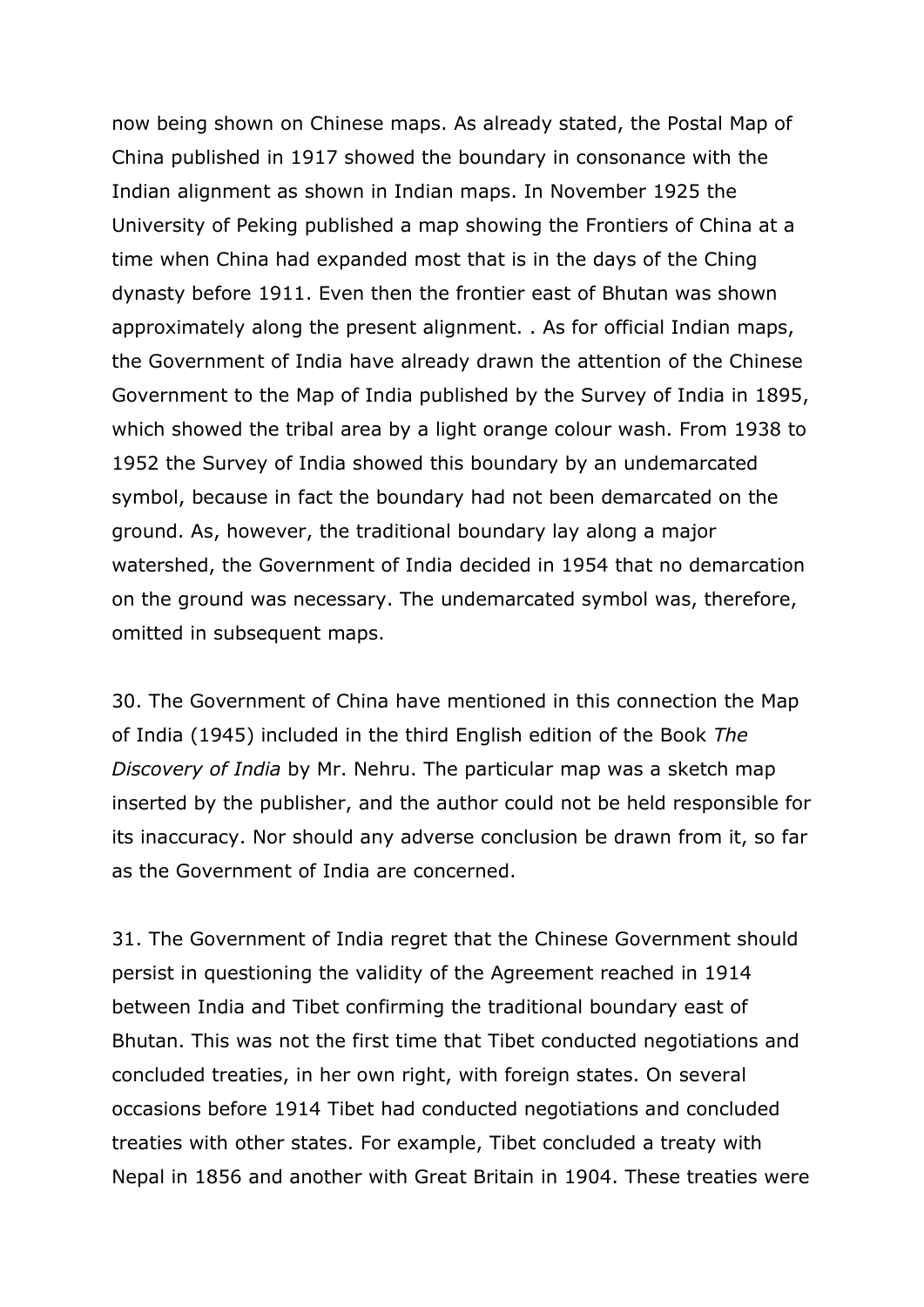now being shown on Chinese maps. As already stated, the Postal Map of China published in 1917 showed the boundary in consonance with the Indian alignment as shown in Indian maps. In November 1925 the University of Peking published a map showing the Frontiers of China at a time when China had expanded most that is in the days of the Ching dynasty before 1911. Even then the frontier east of Bhutan was shown approximately along the present alignment. . As for official Indian maps, the Government of India have already drawn the attention of the Chinese Government to the Map of India published by the Survey of India in 1895, which showed the tribal area by a light orange colour wash. From 1938 to 1952 the Survey of India showed this boundary by an undemarcated symbol, because in fact the boundary had not been demarcated on the ground. As, however, the traditional boundary lay along a major watershed, the Government of India decided in 1954 that no demarcation on the ground was necessary. The undemarcated symbol was, therefore, omitted in subsequent maps.

30. The Government of China have mentioned in this connection the Map of India (1945) included in the third English edition of the Book *The Discovery of India* by Mr. Nehru. The particular map was a sketch map inserted by the publisher, and the author could not be held responsible for its inaccuracy. Nor should any adverse conclusion be drawn from it, so far as the Government of India are concerned.

31. The Government of India regret that the Chinese Government should persist in questioning the validity of the Agreement reached in 1914 between India and Tibet confirming the traditional boundary east of Bhutan. This was not the first time that Tibet conducted negotiations and concluded treaties, in her own right, with foreign states. On several occasions before 1914 Tibet had conducted negotiations and concluded treaties with other states. For example, Tibet concluded a treaty with Nepal in 1856 and another with Great Britain in 1904. These treaties were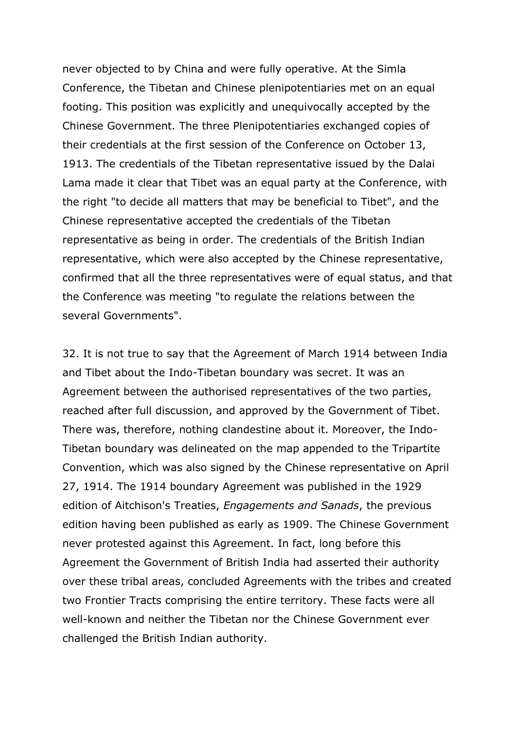never objected to by China and were fully operative. At the Simla Conference, the Tibetan and Chinese plenipotentiaries met on an equal footing. This position was explicitly and unequivocally accepted by the Chinese Government. The three Plenipotentiaries exchanged copies of their credentials at the first session of the Conference on October 13, 1913. The credentials of the Tibetan representative issued by the Dalai Lama made it clear that Tibet was an equal party at the Conference, with the right "to decide all matters that may be beneficial to Tibet", and the Chinese representative accepted the credentials of the Tibetan representative as being in order. The credentials of the British Indian representative, which were also accepted by the Chinese representative, confirmed that all the three representatives were of equal status, and that the Conference was meeting "to regulate the relations between the several Governments".

32. It is not true to say that the Agreement of March 1914 between India and Tibet about the Indo-Tibetan boundary was secret. It was an Agreement between the authorised representatives of the two parties, reached after full discussion, and approved by the Government of Tibet. There was, therefore, nothing clandestine about it. Moreover, the Indo-Tibetan boundary was delineated on the map appended to the Tripartite Convention, which was also signed by the Chinese representative on April 27, 1914. The 1914 boundary Agreement was published in the 1929 edition of Aitchison's Treaties, *Engagements and Sanads*, the previous edition having been published as early as 1909. The Chinese Government never protested against this Agreement. In fact, long before this Agreement the Government of British India had asserted their authority over these tribal areas, concluded Agreements with the tribes and created two Frontier Tracts comprising the entire territory. These facts were all well-known and neither the Tibetan nor the Chinese Government ever challenged the British Indian authority.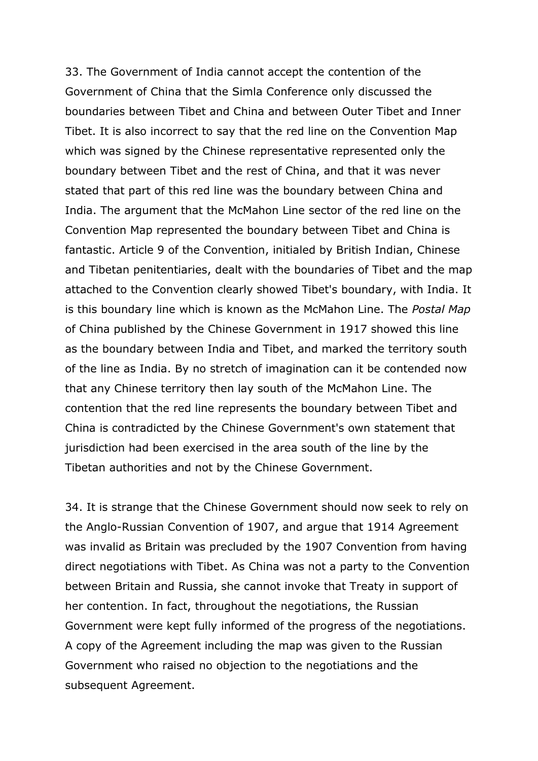33. The Government of India cannot accept the contention of the Government of China that the Simla Conference only discussed the boundaries between Tibet and China and between Outer Tibet and Inner Tibet. It is also incorrect to say that the red line on the Convention Map which was signed by the Chinese representative represented only the boundary between Tibet and the rest of China, and that it was never stated that part of this red line was the boundary between China and India. The argument that the McMahon Line sector of the red line on the Convention Map represented the boundary between Tibet and China is fantastic. Article 9 of the Convention, initialed by British Indian, Chinese and Tibetan penitentiaries, dealt with the boundaries of Tibet and the map attached to the Convention clearly showed Tibet's boundary, with India. It is this boundary line which is known as the McMahon Line. The *Postal Map* of China published by the Chinese Government in 1917 showed this line as the boundary between India and Tibet, and marked the territory south of the line as India. By no stretch of imagination can it be contended now that any Chinese territory then lay south of the McMahon Line. The contention that the red line represents the boundary between Tibet and China is contradicted by the Chinese Government's own statement that jurisdiction had been exercised in the area south of the line by the Tibetan authorities and not by the Chinese Government.

34. It is strange that the Chinese Government should now seek to rely on the Anglo-Russian Convention of 1907, and argue that 1914 Agreement was invalid as Britain was precluded by the 1907 Convention from having direct negotiations with Tibet. As China was not a party to the Convention between Britain and Russia, she cannot invoke that Treaty in support of her contention. In fact, throughout the negotiations, the Russian Government were kept fully informed of the progress of the negotiations. A copy of the Agreement including the map was given to the Russian Government who raised no objection to the negotiations and the subsequent Agreement.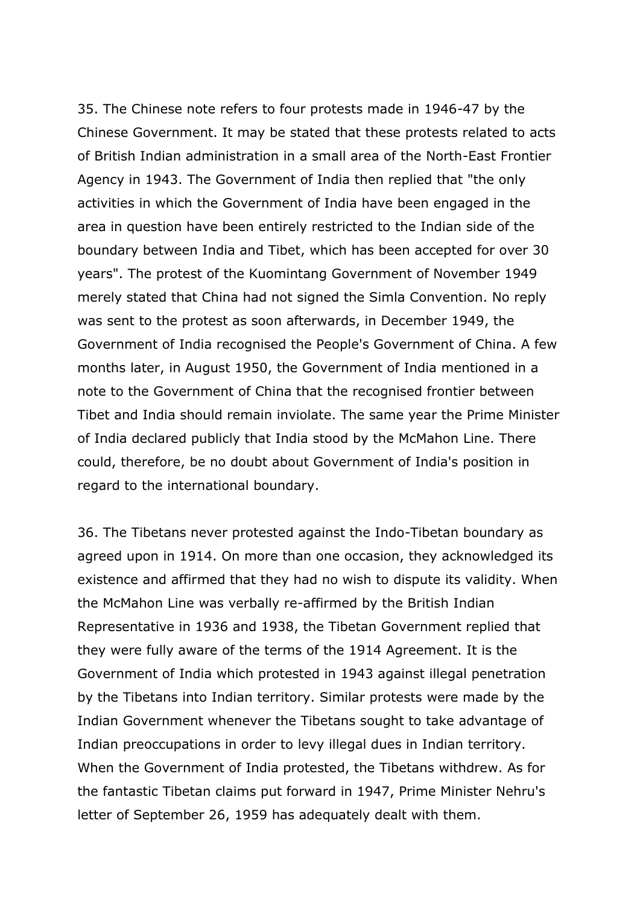35. The Chinese note refers to four protests made in 1946-47 by the Chinese Government. It may be stated that these protests related to acts of British Indian administration in a small area of the North-East Frontier Agency in 1943. The Government of India then replied that "the only activities in which the Government of India have been engaged in the area in question have been entirely restricted to the Indian side of the boundary between India and Tibet, which has been accepted for over 30 years". The protest of the Kuomintang Government of November 1949 merely stated that China had not signed the Simla Convention. No reply was sent to the protest as soon afterwards, in December 1949, the Government of India recognised the People's Government of China. A few months later, in August 1950, the Government of India mentioned in a note to the Government of China that the recognised frontier between Tibet and India should remain inviolate. The same year the Prime Minister of India declared publicly that India stood by the McMahon Line. There could, therefore, be no doubt about Government of India's position in regard to the international boundary.

36. The Tibetans never protested against the Indo-Tibetan boundary as agreed upon in 1914. On more than one occasion, they acknowledged its existence and affirmed that they had no wish to dispute its validity. When the McMahon Line was verbally re-affirmed by the British Indian Representative in 1936 and 1938, the Tibetan Government replied that they were fully aware of the terms of the 1914 Agreement. It is the Government of India which protested in 1943 against illegal penetration by the Tibetans into Indian territory. Similar protests were made by the Indian Government whenever the Tibetans sought to take advantage of Indian preoccupations in order to levy illegal dues in Indian territory. When the Government of India protested, the Tibetans withdrew. As for the fantastic Tibetan claims put forward in 1947, Prime Minister Nehru's letter of September 26, 1959 has adequately dealt with them.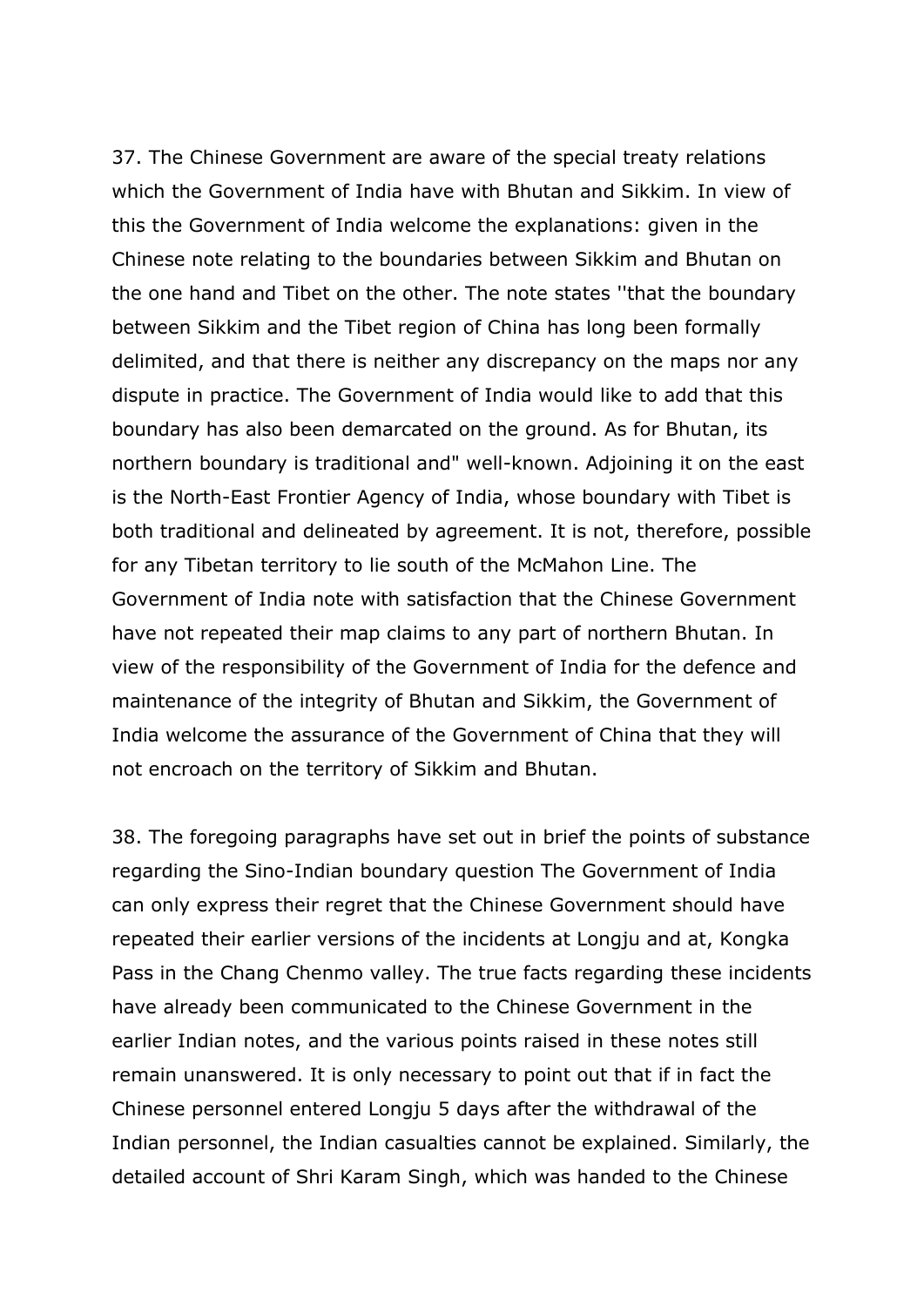37. The Chinese Government are aware of the special treaty relations which the Government of India have with Bhutan and Sikkim. In view of this the Government of India welcome the explanations: given in the Chinese note relating to the boundaries between Sikkim and Bhutan on the one hand and Tibet on the other. The note states ''that the boundary between Sikkim and the Tibet region of China has long been formally delimited, and that there is neither any discrepancy on the maps nor any dispute in practice. The Government of India would like to add that this boundary has also been demarcated on the ground. As for Bhutan, its northern boundary is traditional and" well-known. Adjoining it on the east is the North-East Frontier Agency of India, whose boundary with Tibet is both traditional and delineated by agreement. It is not, therefore, possible for any Tibetan territory to lie south of the McMahon Line. The Government of India note with satisfaction that the Chinese Government have not repeated their map claims to any part of northern Bhutan. In view of the responsibility of the Government of India for the defence and maintenance of the integrity of Bhutan and Sikkim, the Government of India welcome the assurance of the Government of China that they will not encroach on the territory of Sikkim and Bhutan.

38. The foregoing paragraphs have set out in brief the points of substance regarding the Sino-Indian boundary question The Government of India can only express their regret that the Chinese Government should have repeated their earlier versions of the incidents at Longju and at, Kongka Pass in the Chang Chenmo valley. The true facts regarding these incidents have already been communicated to the Chinese Government in the earlier Indian notes, and the various points raised in these notes still remain unanswered. It is only necessary to point out that if in fact the Chinese personnel entered Longju 5 days after the withdrawal of the Indian personnel, the Indian casualties cannot be explained. Similarly, the detailed account of Shri Karam Singh, which was handed to the Chinese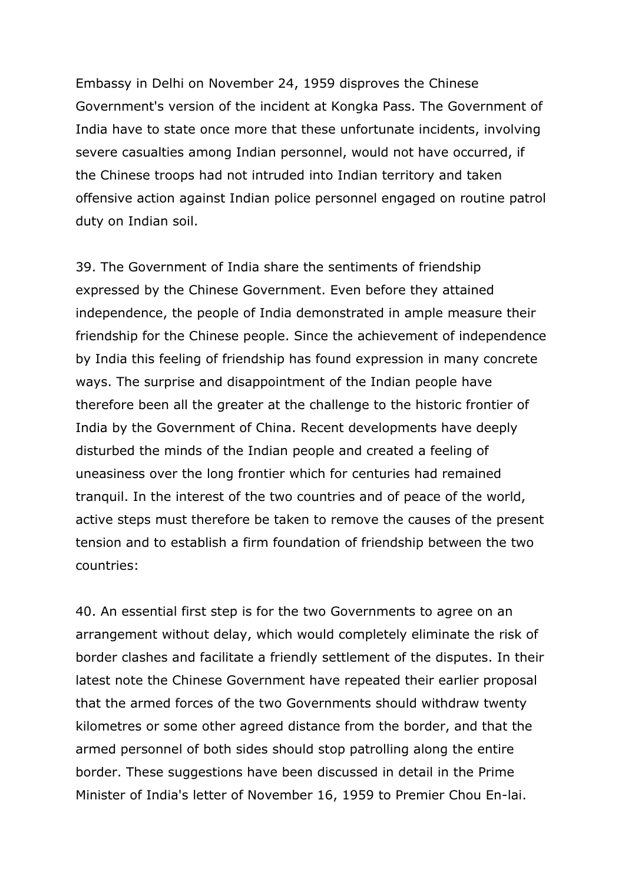Embassy in Delhi on November 24, 1959 disproves the Chinese Government's version of the incident at Kongka Pass. The Government of India have to state once more that these unfortunate incidents, involving severe casualties among Indian personnel, would not have occurred, if the Chinese troops had not intruded into Indian territory and taken offensive action against Indian police personnel engaged on routine patrol duty on Indian soil.

39. The Government of India share the sentiments of friendship expressed by the Chinese Government. Even before they attained independence, the people of India demonstrated in ample measure their friendship for the Chinese people. Since the achievement of independence by India this feeling of friendship has found expression in many concrete ways. The surprise and disappointment of the Indian people have therefore been all the greater at the challenge to the historic frontier of India by the Government of China. Recent developments have deeply disturbed the minds of the Indian people and created a feeling of uneasiness over the long frontier which for centuries had remained tranquil. In the interest of the two countries and of peace of the world, active steps must therefore be taken to remove the causes of the present tension and to establish a firm foundation of friendship between the two countries:

40. An essential first step is for the two Governments to agree on an arrangement without delay, which would completely eliminate the risk of border clashes and facilitate a friendly settlement of the disputes. In their latest note the Chinese Government have repeated their earlier proposal that the armed forces of the two Governments should withdraw twenty kilometres or some other agreed distance from the border, and that the armed personnel of both sides should stop patrolling along the entire border. These suggestions have been discussed in detail in the Prime Minister of India's letter of November 16, 1959 to Premier Chou En-lai.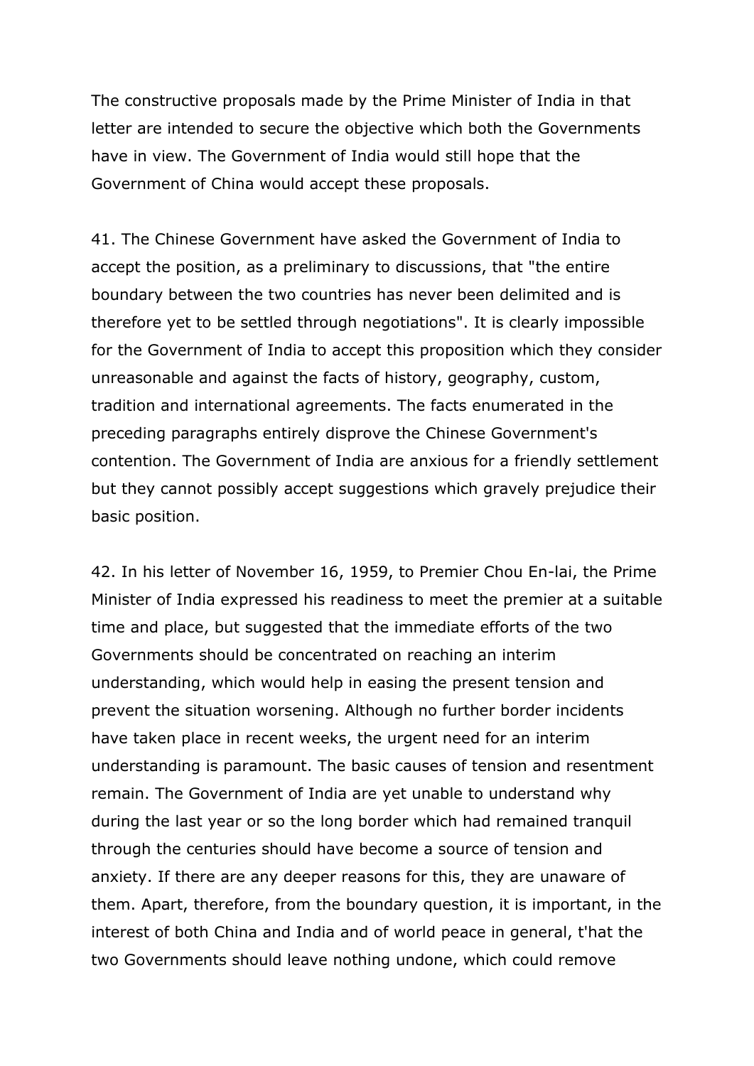The constructive proposals made by the Prime Minister of India in that letter are intended to secure the objective which both the Governments have in view. The Government of India would still hope that the Government of China would accept these proposals.

41. The Chinese Government have asked the Government of India to accept the position, as a preliminary to discussions, that "the entire boundary between the two countries has never been delimited and is therefore yet to be settled through negotiations". It is clearly impossible for the Government of India to accept this proposition which they consider unreasonable and against the facts of history, geography, custom, tradition and international agreements. The facts enumerated in the preceding paragraphs entirely disprove the Chinese Government's contention. The Government of India are anxious for a friendly settlement but they cannot possibly accept suggestions which gravely prejudice their basic position.

42. In his letter of November 16, 1959, to Premier Chou En-lai, the Prime Minister of India expressed his readiness to meet the premier at a suitable time and place, but suggested that the immediate efforts of the two Governments should be concentrated on reaching an interim understanding, which would help in easing the present tension and prevent the situation worsening. Although no further border incidents have taken place in recent weeks, the urgent need for an interim understanding is paramount. The basic causes of tension and resentment remain. The Government of India are yet unable to understand why during the last year or so the long border which had remained tranquil through the centuries should have become a source of tension and anxiety. If there are any deeper reasons for this, they are unaware of them. Apart, therefore, from the boundary question, it is important, in the interest of both China and India and of world peace in general, t'hat the two Governments should leave nothing undone, which could remove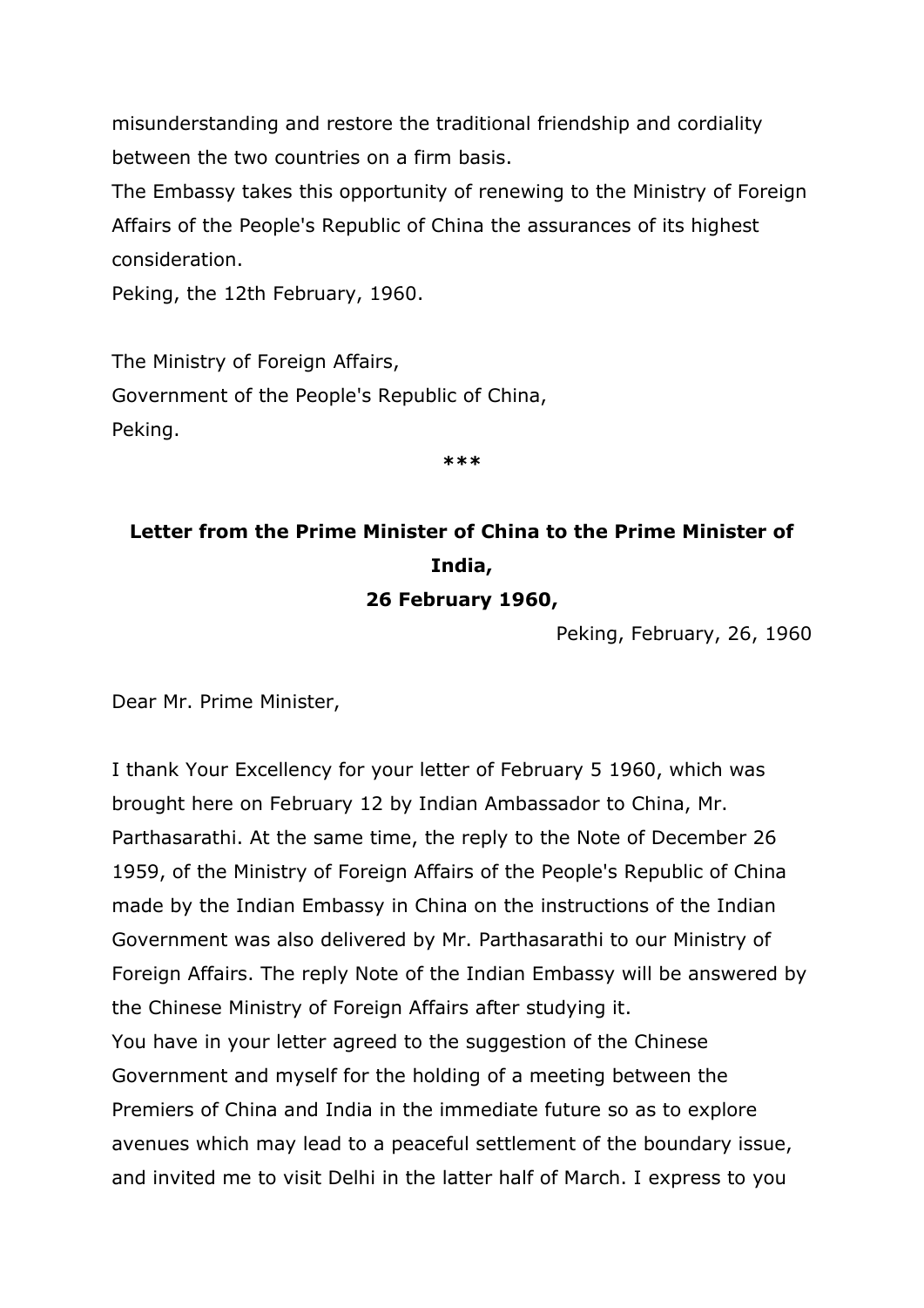misunderstanding and restore the traditional friendship and cordiality between the two countries on a firm basis.

The Embassy takes this opportunity of renewing to the Ministry of Foreign Affairs of the People's Republic of China the assurances of its highest consideration.

Peking, the 12th February, 1960.

The Ministry of Foreign Affairs,
Government of the People's Republic of China,
Peking.

***

## Letter from the Prime Minister of China to the Prime Minister of India, 26 February 1960,

Peking, February, 26, 1960

Dear Mr. Prime Minister,

I thank Your Excellency for your letter of February 5 1960, which was brought here on February 12 by Indian Ambassador to China, Mr. Parthasarathi. At the same time, the reply to the Note of December 26 1959, of the Ministry of Foreign Affairs of the People's Republic of China made by the Indian Embassy in China on the instructions of the Indian Government was also delivered by Mr. Parthasarathi to our Ministry of Foreign Affairs. The reply Note of the Indian Embassy will be answered by the Chinese Ministry of Foreign Affairs after studying it.

You have in your letter agreed to the suggestion of the Chinese Government and myself for the holding of a meeting between the Premiers of China and India in the immediate future so as to explore avenues which may lead to a peaceful settlement of the boundary issue, and invited me to visit Delhi in the latter half of March. I express to you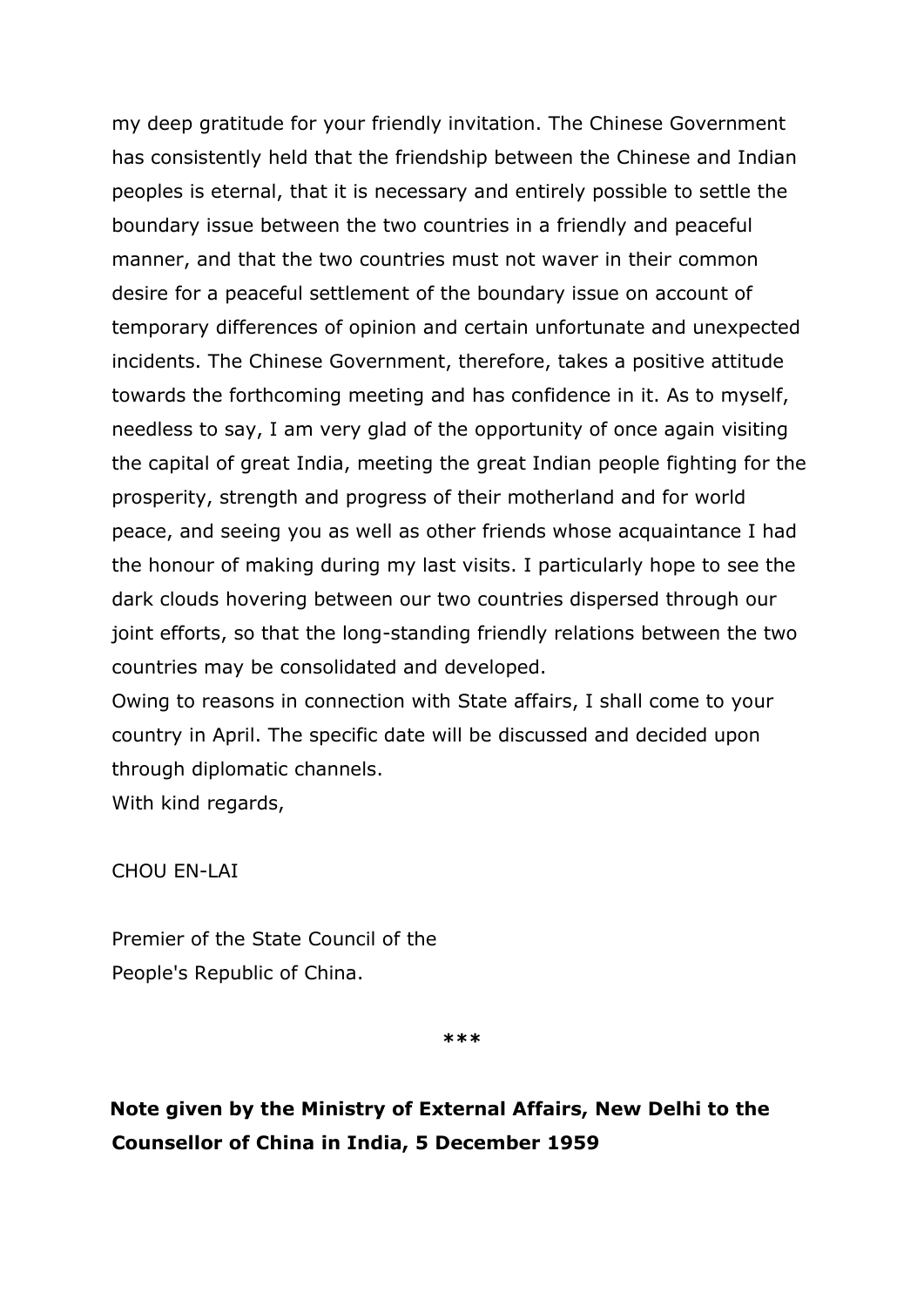my deep gratitude for your friendly invitation. The Chinese Government has consistently held that the friendship between the Chinese and Indian peoples is eternal, that it is necessary and entirely possible to settle the boundary issue between the two countries in a friendly and peaceful manner, and that the two countries must not waver in their common desire for a peaceful settlement of the boundary issue on account of temporary differences of opinion and certain unfortunate and unexpected incidents. The Chinese Government, therefore, takes a positive attitude towards the forthcoming meeting and has confidence in it. As to myself, needless to say, I am very glad of the opportunity of once again visiting the capital of great India, meeting the great Indian people fighting for the prosperity, strength and progress of their motherland and for world peace, and seeing you as well as other friends whose acquaintance I had the honour of making during my last visits. I particularly hope to see the dark clouds hovering between our two countries dispersed through our joint efforts, so that the long-standing friendly relations between the two countries may be consolidated and developed.

Owing to reasons in connection with State affairs, I shall come to your country in April. The specific date will be discussed and decided upon through diplomatic channels.

With kind regards,

CHOU EN-LAI

Premier of the State Council of the
People's Republic of China.

***

**Note given by the Ministry of External Affairs, New Delhi to the Counsellor of China in India, 5 December 1959**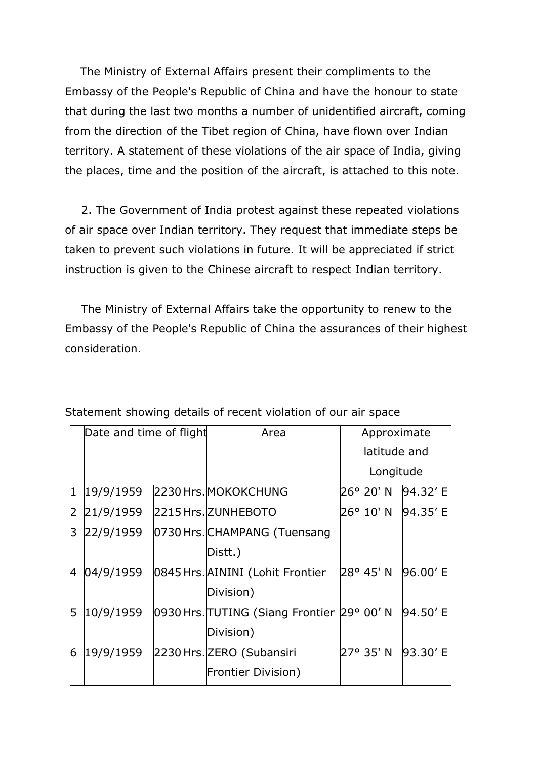The Ministry of External Affairs present their compliments to the Embassy of the People's Republic of China and have the honour to state that during the last two months a number of unidentified aircraft, coming from the direction of the Tibet region of China, have flown over Indian territory. A statement of these violations of the air space of India, giving the places, time and the position of the aircraft, is attached to this note.

2. The Government of India protest against these repeated violations of air space over Indian territory. They request that immediate steps be taken to prevent such violations in future. It will be appreciated if strict instruction is given to the Chinese aircraft to respect Indian territory.

The Ministry of External Affairs take the opportunity to renew to the Embassy of the People's Republic of China the assurances of their highest consideration.

Statement showing details of recent violation of our air space

| | Date and time of flight | | | Area | Approximate latitude and Longitude | |
|---|---|---|---|---|---|---|
| 1 | 19/9/1959 | 2230 | Hrs. | MOKOKCHUNG | 26° 20' N | 94.32’ E |
| 2 | 21/9/1959 | 2215 | Hrs. | ZUNHEBOTO | 26° 10' N | 94.35’ E |
| 3 | 22/9/1959 | 0730 | Hrs. | CHAMPANG (Tuensang Distt.) | | |
| 4 | 04/9/1959 | 0845 | Hrs. | AININI (Lohit Frontier Division) | 28° 45' N | 96.00’ E |
| 5 | 10/9/1959 | 0930 | Hrs. | TUTING (Siang Frontier Division) | 29° 00’ N | 94.50’ E |
| 6 | 19/9/1959 | 2230 | Hrs. | ZERO (Subansiri Frontier Division) | 27° 35' N | 93.30’ E |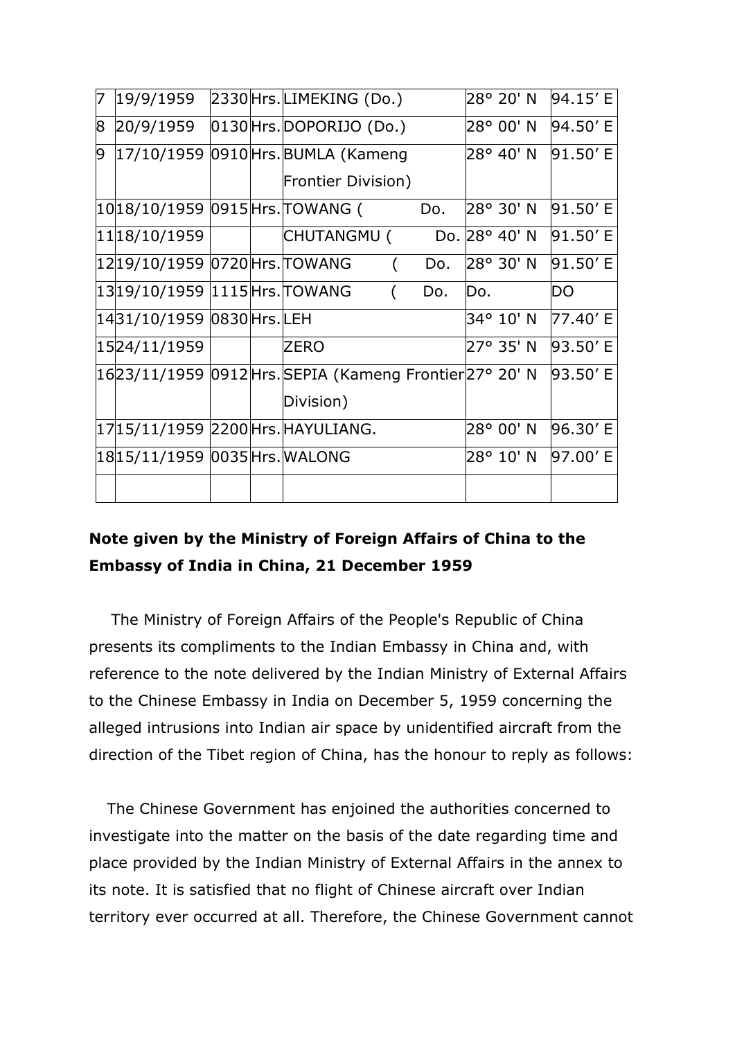| 7 | 19/9/1959 | 2330 | Hrs. | LIMEKING (Do.) | 28° 20' N | 94.15’ E |
|---|---|---|---|---|---|---|
| 8 | 20/9/1959 | 0130 | Hrs. | DOPORIJO (Do.) | 28° 00' N | 94.50’ E |
| 9 | 17/10/1959 | 0910 | Hrs. | BUMLA (Kameng Frontier Division) | 28° 40' N | 91.50’ E |
| 10 | 18/10/1959 | 0915 | Hrs. | TOWANG ( Do. | 28° 30' N | 91.50’ E |
| 11 | 18/10/1959 | | | CHUTANGMU ( Do. | 28° 40' N | 91.50’ E |
| 12 | 19/10/1959 | 0720 | Hrs. | TOWANG ( Do. | 28° 30' N | 91.50’ E |
| 13 | 19/10/1959 | 1115 | Hrs. | TOWANG ( Do. | Do. | DO |
| 14 | 31/10/1959 | 0830 | Hrs. | LEH | 34° 10' N | 77.40’ E |
| 15 | 24/11/1959 | | | ZERO | 27° 35' N | 93.50’ E |
| 16 | 23/11/1959 | 0912 | Hrs. | SEPIA (Kameng Frontier Division) | 27° 20' N | 93.50’ E |
| 17 | 15/11/1959 | 2200 | Hrs. | HAYULIANG. | 28° 00' N | 96.30’ E |
| 18 | 15/11/1959 | 0035 | Hrs. | WALONG | 28° 10' N | 97.00’ E |
| | | | | | | |

**Note given by the Ministry of Foreign Affairs of China to the Embassy of India in China, 21 December 1959**

The Ministry of Foreign Affairs of the People's Republic of China presents its compliments to the Indian Embassy in China and, with reference to the note delivered by the Indian Ministry of External Affairs to the Chinese Embassy in India on December 5, 1959 concerning the alleged intrusions into Indian air space by unidentified aircraft from the direction of the Tibet region of China, has the honour to reply as follows:

The Chinese Government has enjoined the authorities concerned to investigate into the matter on the basis of the date regarding time and place provided by the Indian Ministry of External Affairs in the annex to its note. It is satisfied that no flight of Chinese aircraft over Indian territory ever occurred at all. Therefore, the Chinese Government cannot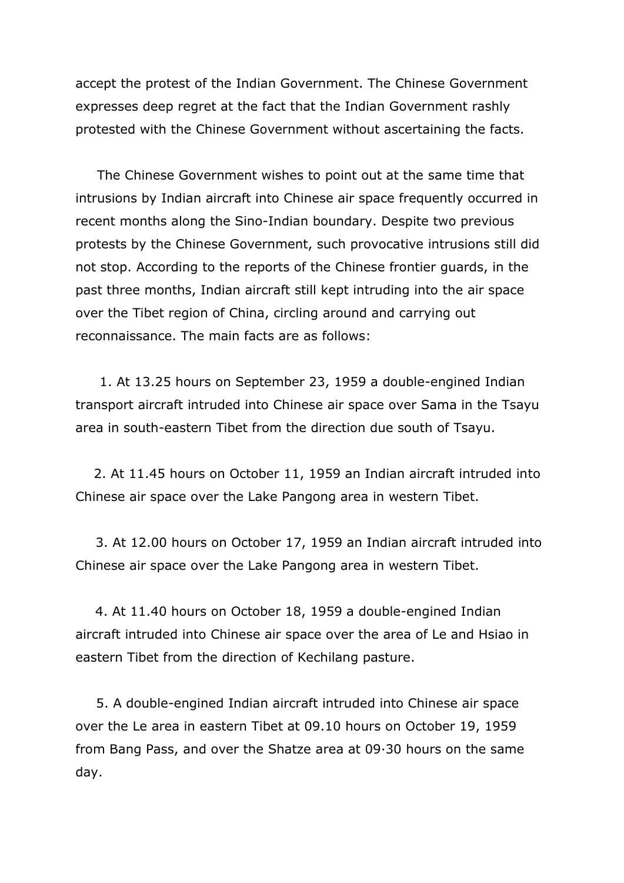accept the protest of the Indian Government. The Chinese Government expresses deep regret at the fact that the Indian Government rashly protested with the Chinese Government without ascertaining the facts.

The Chinese Government wishes to point out at the same time that intrusions by Indian aircraft into Chinese air space frequently occurred in recent months along the Sino-Indian boundary. Despite two previous protests by the Chinese Government, such provocative intrusions still did not stop. According to the reports of the Chinese frontier guards, in the past three months, Indian aircraft still kept intruding into the air space over the Tibet region of China, circling around and carrying out reconnaissance. The main facts are as follows:

1. At 13.25 hours on September 23, 1959 a double-engined Indian transport aircraft intruded into Chinese air space over Sama in the Tsayu area in south-eastern Tibet from the direction due south of Tsayu.

2. At 11.45 hours on October 11, 1959 an Indian aircraft intruded into Chinese air space over the Lake Pangong area in western Tibet.

3. At 12.00 hours on October 17, 1959 an Indian aircraft intruded into Chinese air space over the Lake Pangong area in western Tibet.

4. At 11.40 hours on October 18, 1959 a double-engined Indian aircraft intruded into Chinese air space over the area of Le and Hsiao in eastern Tibet from the direction of Kechilang pasture.

5. A double-engined Indian aircraft intruded into Chinese air space over the Le area in eastern Tibet at 09.10 hours on October 19, 1959 from Bang Pass, and over the Shatze area at 09·30 hours on the same day.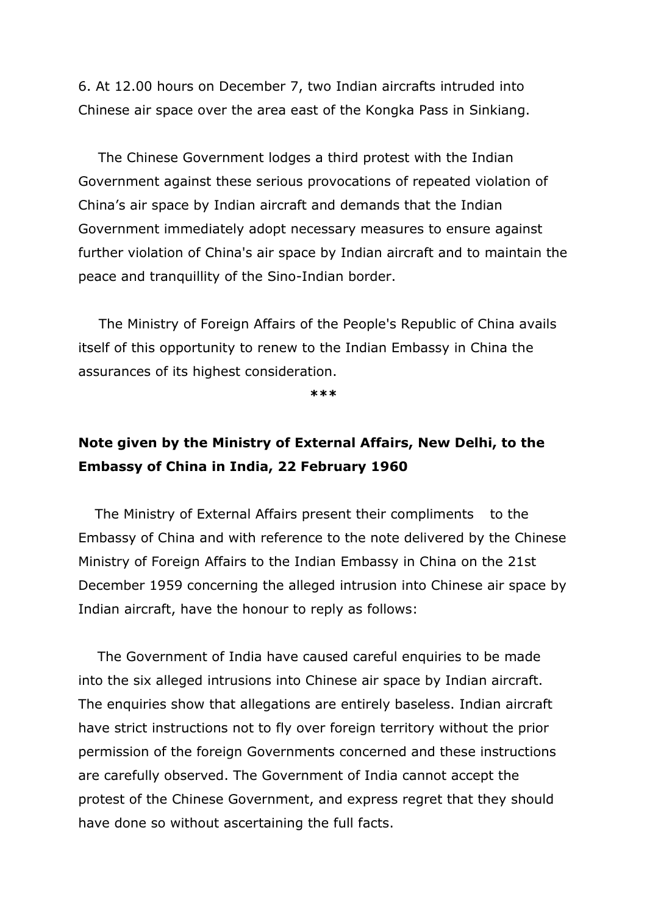6. At 12.00 hours on December 7, two Indian aircrafts intruded into Chinese air space over the area east of the Kongka Pass in Sinkiang.

The Chinese Government lodges a third protest with the Indian Government against these serious provocations of repeated violation of China's air space by Indian aircraft and demands that the Indian Government immediately adopt necessary measures to ensure against further violation of China's air space by Indian aircraft and to maintain the peace and tranquillity of the Sino-Indian border.

The Ministry of Foreign Affairs of the People's Republic of China avails itself of this opportunity to renew to the Indian Embassy in China the assurances of its highest consideration.

***

**Note given by the Ministry of External Affairs, New Delhi, to the Embassy of China in India, 22 February 1960**

The Ministry of External Affairs present their compliments to the Embassy of China and with reference to the note delivered by the Chinese Ministry of Foreign Affairs to the Indian Embassy in China on the 21st December 1959 concerning the alleged intrusion into Chinese air space by Indian aircraft, have the honour to reply as follows:

The Government of India have caused careful enquiries to be made into the six alleged intrusions into Chinese air space by Indian aircraft. The enquiries show that allegations are entirely baseless. Indian aircraft have strict instructions not to fly over foreign territory without the prior permission of the foreign Governments concerned and these instructions are carefully observed. The Government of India cannot accept the protest of the Chinese Government, and express regret that they should have done so without ascertaining the full facts.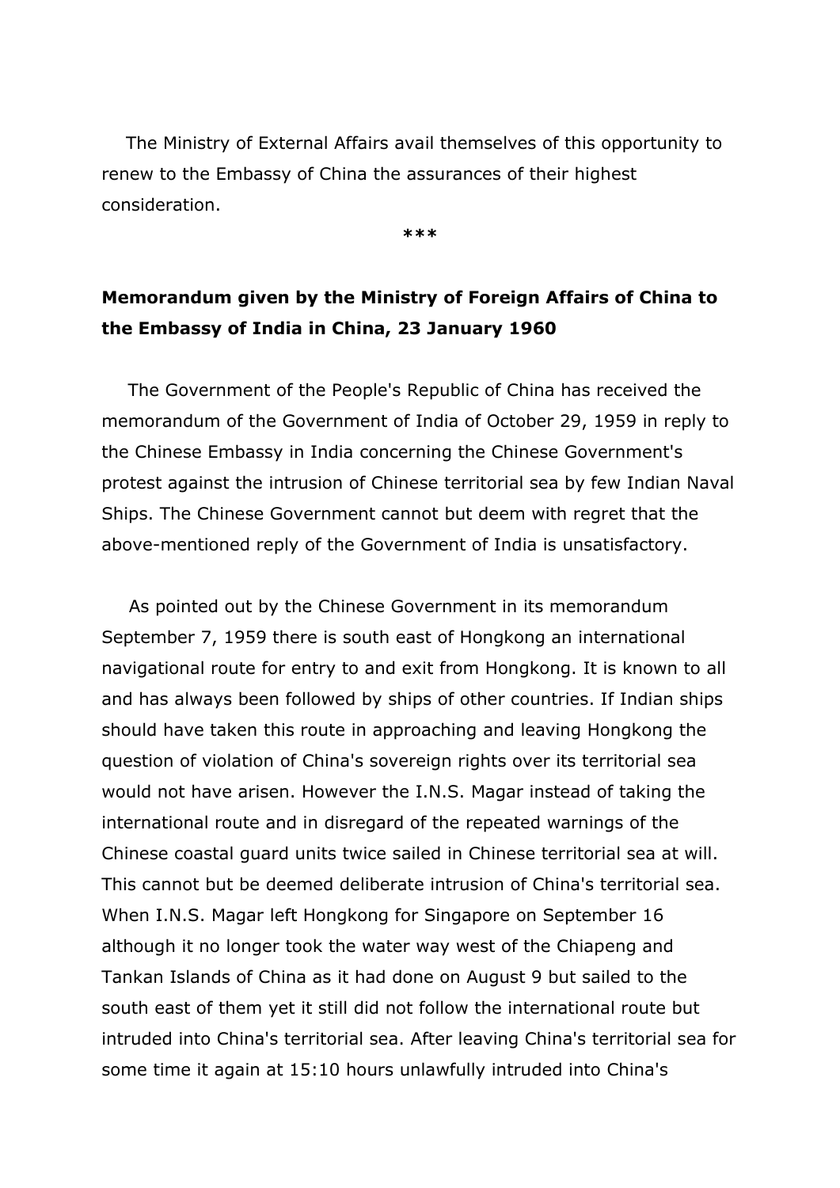The Ministry of External Affairs avail themselves of this opportunity to renew to the Embassy of China the assurances of their highest consideration.

***

**Memorandum given by the Ministry of Foreign Affairs of China to the Embassy of India in China, 23 January 1960**

The Government of the People's Republic of China has received the memorandum of the Government of India of October 29, 1959 in reply to the Chinese Embassy in India concerning the Chinese Government's protest against the intrusion of Chinese territorial sea by few Indian Naval Ships. The Chinese Government cannot but deem with regret that the above-mentioned reply of the Government of India is unsatisfactory.

As pointed out by the Chinese Government in its memorandum September 7, 1959 there is south east of Hongkong an international navigational route for entry to and exit from Hongkong. It is known to all and has always been followed by ships of other countries. If Indian ships should have taken this route in approaching and leaving Hongkong the question of violation of China's sovereign rights over its territorial sea would not have arisen. However the I.N.S. Magar instead of taking the international route and in disregard of the repeated warnings of the Chinese coastal guard units twice sailed in Chinese territorial sea at will. This cannot but be deemed deliberate intrusion of China's territorial sea. When I.N.S. Magar left Hongkong for Singapore on September 16 although it no longer took the water way west of the Chiapeng and Tankan Islands of China as it had done on August 9 but sailed to the south east of them yet it still did not follow the international route but intruded into China's territorial sea. After leaving China's territorial sea for some time it again at 15:10 hours unlawfully intruded into China's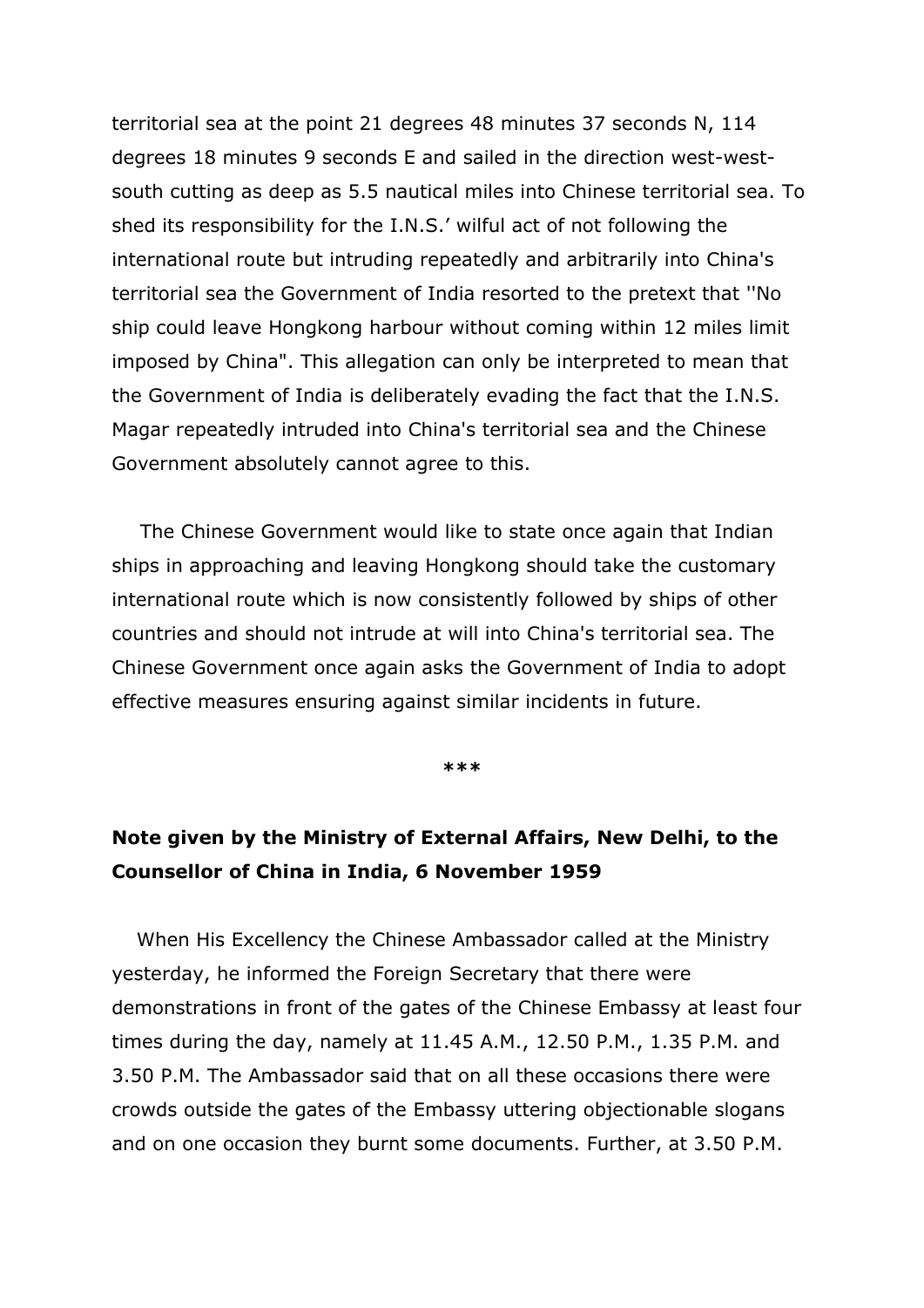territorial sea at the point 21 degrees 48 minutes 37 seconds N, 114 degrees 18 minutes 9 seconds E and sailed in the direction west-west-south cutting as deep as 5.5 nautical miles into Chinese territorial sea. To shed its responsibility for the I.N.S.' wilful act of not following the international route but intruding repeatedly and arbitrarily into China's territorial sea the Government of India resorted to the pretext that ''No ship could leave Hongkong harbour without coming within 12 miles limit imposed by China". This allegation can only be interpreted to mean that the Government of India is deliberately evading the fact that the I.N.S. Magar repeatedly intruded into China's territorial sea and the Chinese Government absolutely cannot agree to this.

The Chinese Government would like to state once again that Indian ships in approaching and leaving Hongkong should take the customary international route which is now consistently followed by ships of other countries and should not intrude at will into China's territorial sea. The Chinese Government once again asks the Government of India to adopt effective measures ensuring against similar incidents in future.

***

**Note given by the Ministry of External Affairs, New Delhi, to the Counsellor of China in India, 6 November 1959**

When His Excellency the Chinese Ambassador called at the Ministry yesterday, he informed the Foreign Secretary that there were demonstrations in front of the gates of the Chinese Embassy at least four times during the day, namely at 11.45 A.M., 12.50 P.M., 1.35 P.M. and 3.50 P.M. The Ambassador said that on all these occasions there were crowds outside the gates of the Embassy uttering objectionable slogans and on one occasion they burnt some documents. Further, at 3.50 P.M.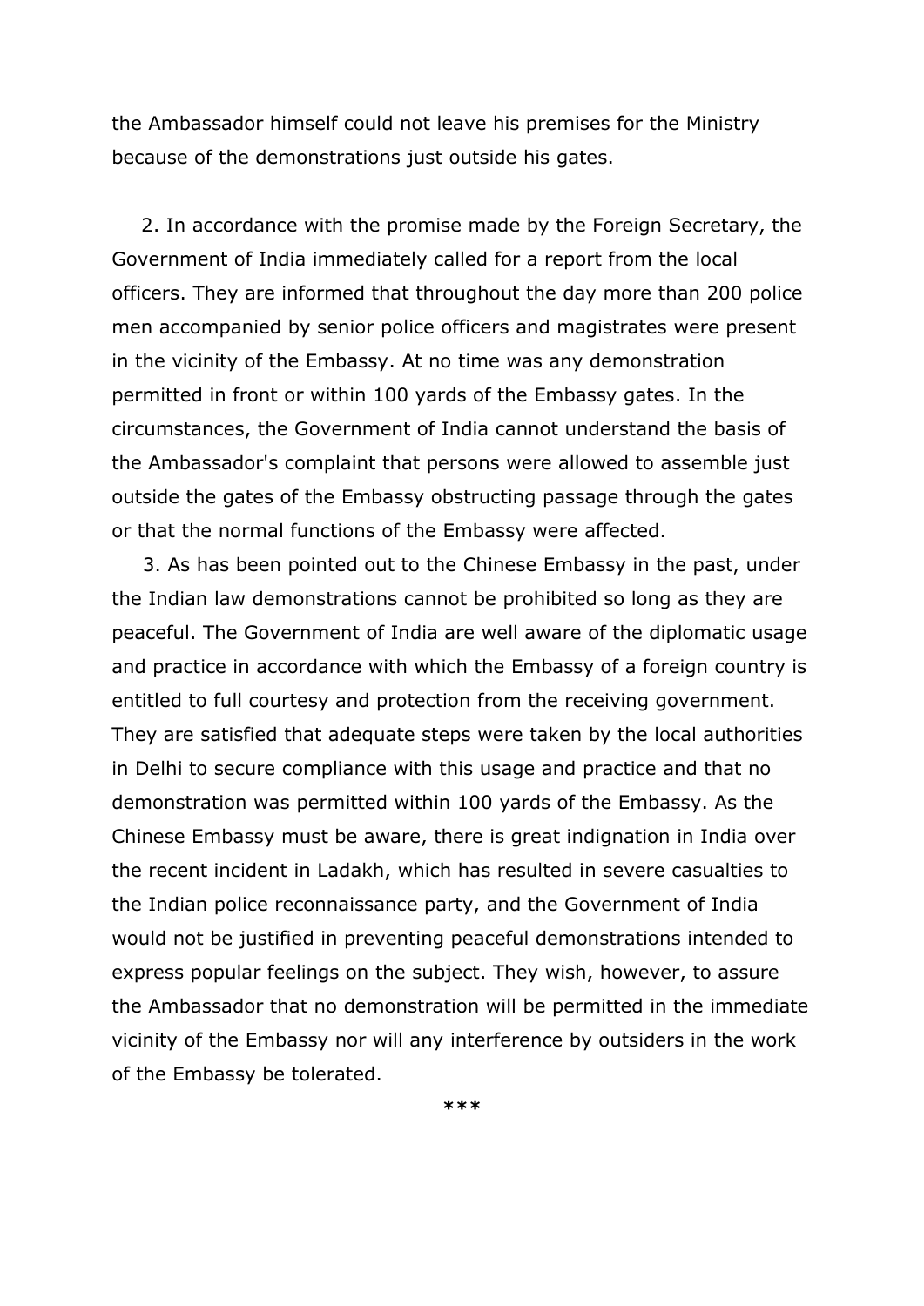the Ambassador himself could not leave his premises for the Ministry because of the demonstrations just outside his gates.

2. In accordance with the promise made by the Foreign Secretary, the Government of India immediately called for a report from the local officers. They are informed that throughout the day more than 200 police men accompanied by senior police officers and magistrates were present in the vicinity of the Embassy. At no time was any demonstration permitted in front or within 100 yards of the Embassy gates. In the circumstances, the Government of India cannot understand the basis of the Ambassador's complaint that persons were allowed to assemble just outside the gates of the Embassy obstructing passage through the gates or that the normal functions of the Embassy were affected.

3. As has been pointed out to the Chinese Embassy in the past, under the Indian law demonstrations cannot be prohibited so long as they are peaceful. The Government of India are well aware of the diplomatic usage and practice in accordance with which the Embassy of a foreign country is entitled to full courtesy and protection from the receiving government. They are satisfied that adequate steps were taken by the local authorities in Delhi to secure compliance with this usage and practice and that no demonstration was permitted within 100 yards of the Embassy. As the Chinese Embassy must be aware, there is great indignation in India over the recent incident in Ladakh, which has resulted in severe casualties to the Indian police reconnaissance party, and the Government of India would not be justified in preventing peaceful demonstrations intended to express popular feelings on the subject. They wish, however, to assure the Ambassador that no demonstration will be permitted in the immediate vicinity of the Embassy nor will any interference by outsiders in the work of the Embassy be tolerated.

***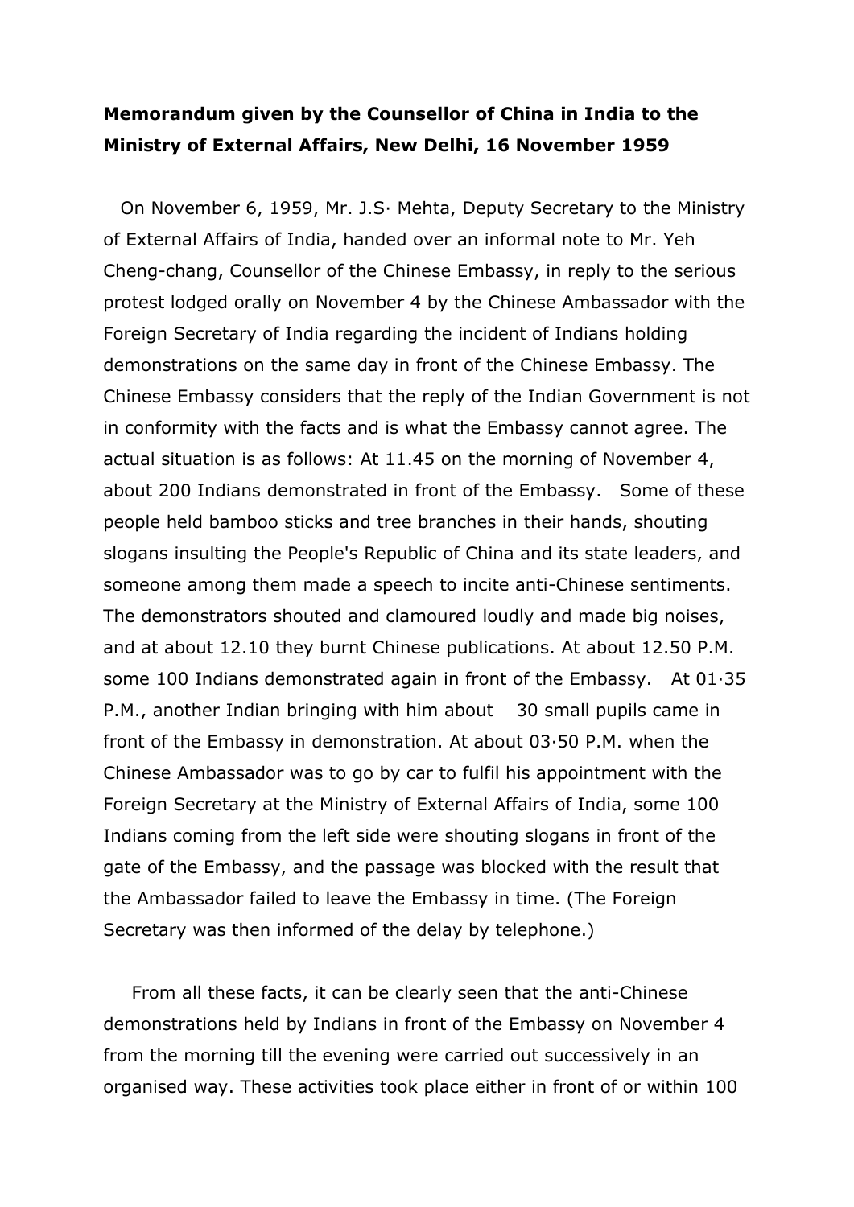**Memorandum given by the Counsellor of China in India to the Ministry of External Affairs, New Delhi, 16 November 1959**

On November 6, 1959, Mr. J.S· Mehta, Deputy Secretary to the Ministry of External Affairs of India, handed over an informal note to Mr. Yeh Cheng-chang, Counsellor of the Chinese Embassy, in reply to the serious protest lodged orally on November 4 by the Chinese Ambassador with the Foreign Secretary of India regarding the incident of Indians holding demonstrations on the same day in front of the Chinese Embassy. The Chinese Embassy considers that the reply of the Indian Government is not in conformity with the facts and is what the Embassy cannot agree. The actual situation is as follows: At 11.45 on the morning of November 4, about 200 Indians demonstrated in front of the Embassy. Some of these people held bamboo sticks and tree branches in their hands, shouting slogans insulting the People's Republic of China and its state leaders, and someone among them made a speech to incite anti-Chinese sentiments. The demonstrators shouted and clamoured loudly and made big noises, and at about 12.10 they burnt Chinese publications. At about 12.50 P.M. some 100 Indians demonstrated again in front of the Embassy. At 01·35 P.M., another Indian bringing with him about 30 small pupils came in front of the Embassy in demonstration. At about 03·50 P.M. when the Chinese Ambassador was to go by car to fulfil his appointment with the Foreign Secretary at the Ministry of External Affairs of India, some 100 Indians coming from the left side were shouting slogans in front of the gate of the Embassy, and the passage was blocked with the result that the Ambassador failed to leave the Embassy in time. (The Foreign Secretary was then informed of the delay by telephone.)

From all these facts, it can be clearly seen that the anti-Chinese demonstrations held by Indians in front of the Embassy on November 4 from the morning till the evening were carried out successively in an organised way. These activities took place either in front of or within 100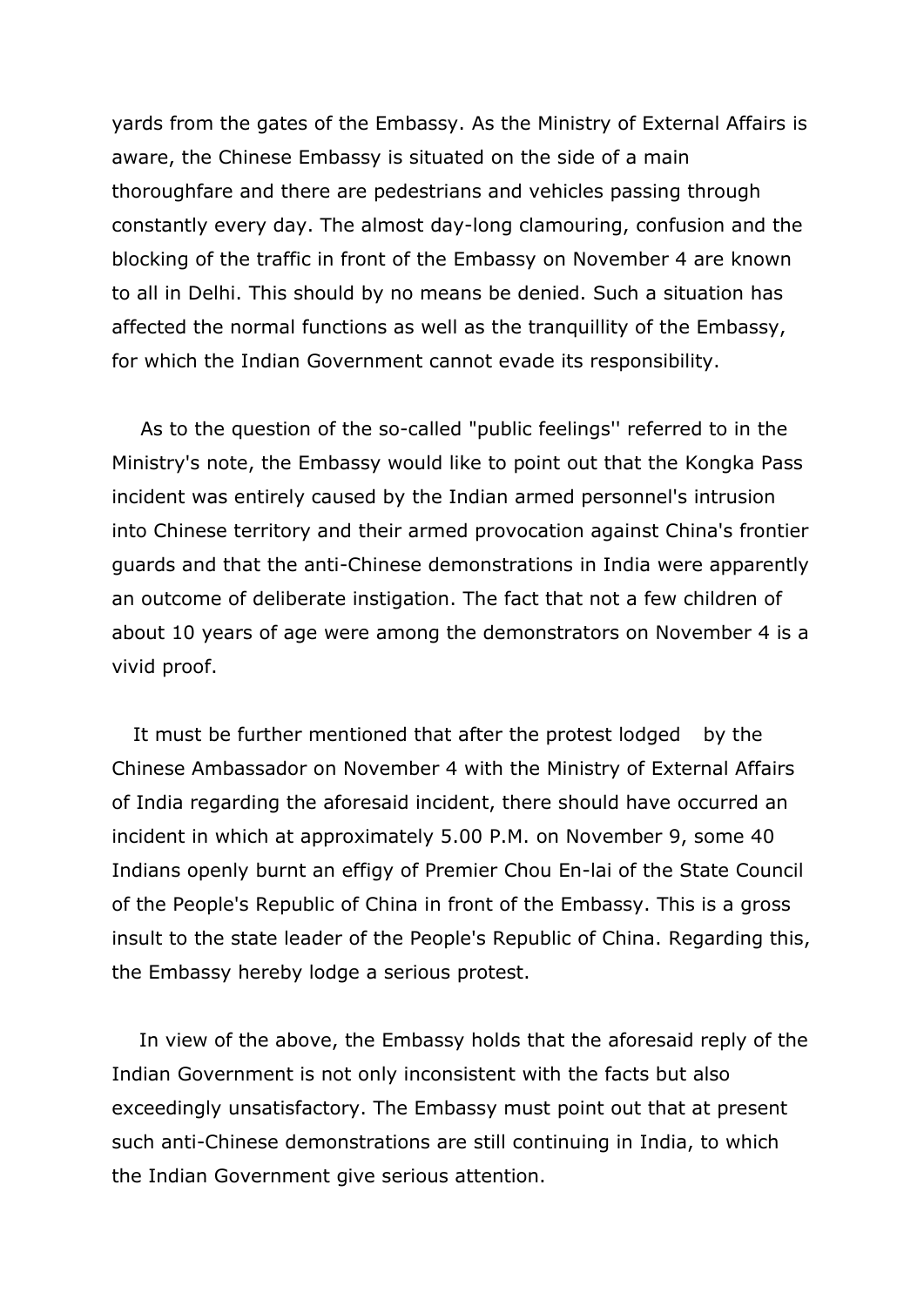yards from the gates of the Embassy. As the Ministry of External Affairs is aware, the Chinese Embassy is situated on the side of a main thoroughfare and there are pedestrians and vehicles passing through constantly every day. The almost day-long clamouring, confusion and the blocking of the traffic in front of the Embassy on November 4 are known to all in Delhi. This should by no means be denied. Such a situation has affected the normal functions as well as the tranquillity of the Embassy, for which the Indian Government cannot evade its responsibility.

As to the question of the so-called "public feelings'' referred to in the Ministry's note, the Embassy would like to point out that the Kongka Pass incident was entirely caused by the Indian armed personnel's intrusion into Chinese territory and their armed provocation against China's frontier guards and that the anti-Chinese demonstrations in India were apparently an outcome of deliberate instigation. The fact that not a few children of about 10 years of age were among the demonstrators on November 4 is a vivid proof.

It must be further mentioned that after the protest lodged by the Chinese Ambassador on November 4 with the Ministry of External Affairs of India regarding the aforesaid incident, there should have occurred an incident in which at approximately 5.00 P.M. on November 9, some 40 Indians openly burnt an effigy of Premier Chou En-lai of the State Council of the People's Republic of China in front of the Embassy. This is a gross insult to the state leader of the People's Republic of China. Regarding this, the Embassy hereby lodge a serious protest.

In view of the above, the Embassy holds that the aforesaid reply of the Indian Government is not only inconsistent with the facts but also exceedingly unsatisfactory. The Embassy must point out that at present such anti-Chinese demonstrations are still continuing in India, to which the Indian Government give serious attention.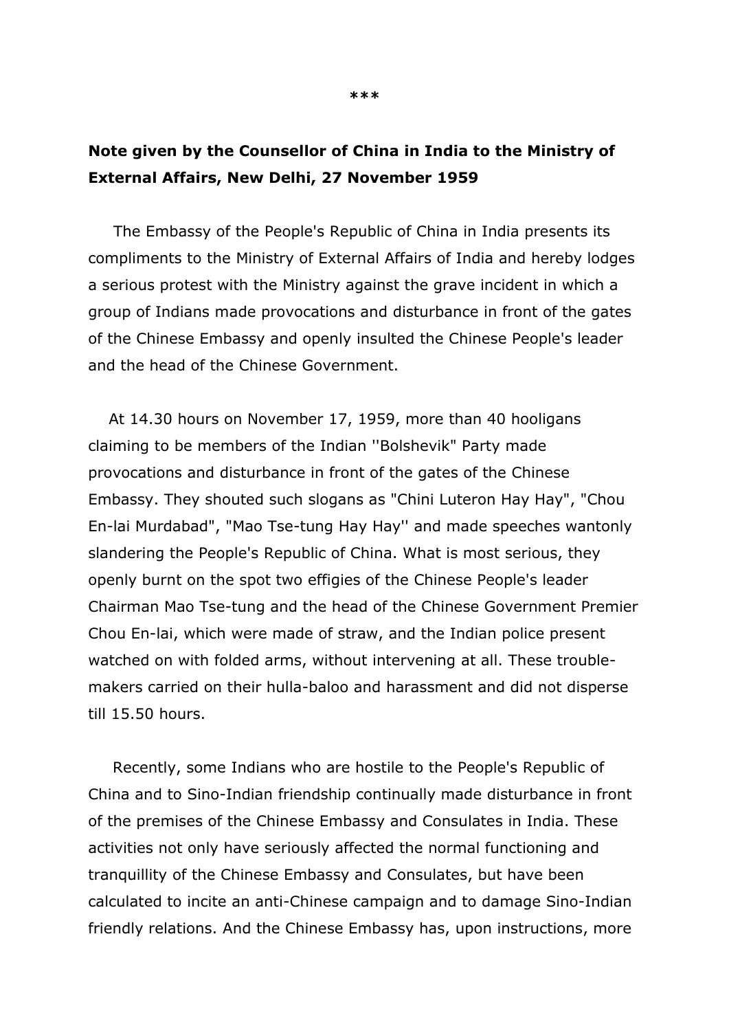***

**Note given by the Counsellor of China in India to the Ministry of External Affairs, New Delhi, 27 November 1959**

The Embassy of the People's Republic of China in India presents its compliments to the Ministry of External Affairs of India and hereby lodges a serious protest with the Ministry against the grave incident in which a group of Indians made provocations and disturbance in front of the gates of the Chinese Embassy and openly insulted the Chinese People's leader and the head of the Chinese Government.

At 14.30 hours on November 17, 1959, more than 40 hooligans claiming to be members of the Indian ''Bolshevik" Party made provocations and disturbance in front of the gates of the Chinese Embassy. They shouted such slogans as "Chini Luteron Hay Hay", "Chou En-lai Murdabad", "Mao Tse-tung Hay Hay'' and made speeches wantonly slandering the People's Republic of China. What is most serious, they openly burnt on the spot two effigies of the Chinese People's leader Chairman Mao Tse-tung and the head of the Chinese Government Premier Chou En-lai, which were made of straw, and the Indian police present watched on with folded arms, without intervening at all. These trouble-makers carried on their hulla-baloo and harassment and did not disperse till 15.50 hours.

Recently, some Indians who are hostile to the People's Republic of China and to Sino-Indian friendship continually made disturbance in front of the premises of the Chinese Embassy and Consulates in India. These activities not only have seriously affected the normal functioning and tranquillity of the Chinese Embassy and Consulates, but have been calculated to incite an anti-Chinese campaign and to damage Sino-Indian friendly relations. And the Chinese Embassy has, upon instructions, more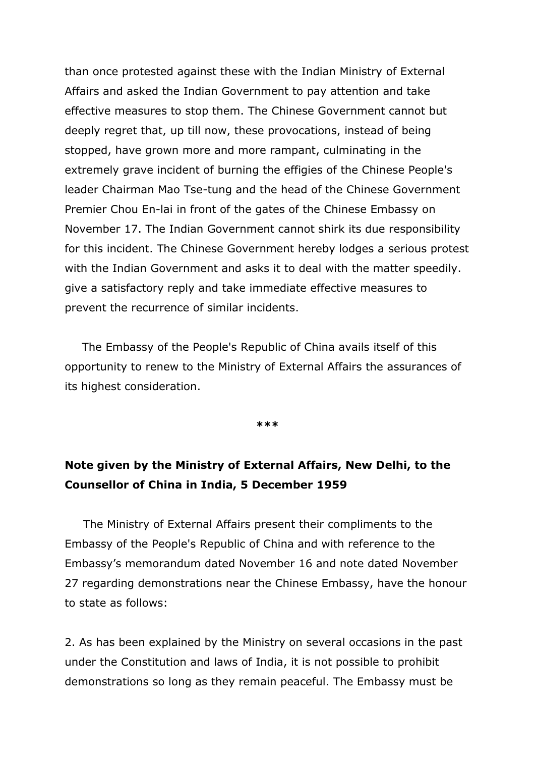than once protested against these with the Indian Ministry of External Affairs and asked the Indian Government to pay attention and take effective measures to stop them. The Chinese Government cannot but deeply regret that, up till now, these provocations, instead of being stopped, have grown more and more rampant, culminating in the extremely grave incident of burning the effigies of the Chinese People's leader Chairman Mao Tse-tung and the head of the Chinese Government Premier Chou En-lai in front of the gates of the Chinese Embassy on November 17. The Indian Government cannot shirk its due responsibility for this incident. The Chinese Government hereby lodges a serious protest with the Indian Government and asks it to deal with the matter speedily. give a satisfactory reply and take immediate effective measures to prevent the recurrence of similar incidents.

The Embassy of the People's Republic of China avails itself of this opportunity to renew to the Ministry of External Affairs the assurances of its highest consideration.

***

**Note given by the Ministry of External Affairs, New Delhi, to the Counsellor of China in India, 5 December 1959**

The Ministry of External Affairs present their compliments to the Embassy of the People's Republic of China and with reference to the Embassy's memorandum dated November 16 and note dated November 27 regarding demonstrations near the Chinese Embassy, have the honour to state as follows:

2. As has been explained by the Ministry on several occasions in the past under the Constitution and laws of India, it is not possible to prohibit demonstrations so long as they remain peaceful. The Embassy must be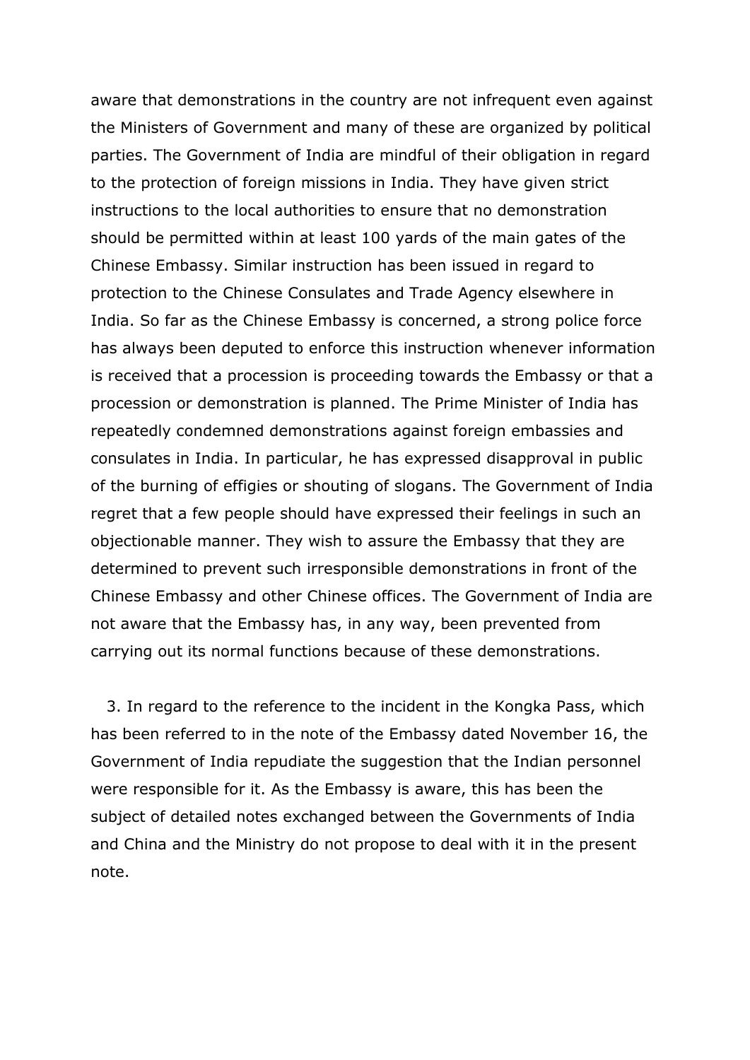aware that demonstrations in the country are not infrequent even against the Ministers of Government and many of these are organized by political parties. The Government of India are mindful of their obligation in regard to the protection of foreign missions in India. They have given strict instructions to the local authorities to ensure that no demonstration should be permitted within at least 100 yards of the main gates of the Chinese Embassy. Similar instruction has been issued in regard to protection to the Chinese Consulates and Trade Agency elsewhere in India. So far as the Chinese Embassy is concerned, a strong police force has always been deputed to enforce this instruction whenever information is received that a procession is proceeding towards the Embassy or that a procession or demonstration is planned. The Prime Minister of India has repeatedly condemned demonstrations against foreign embassies and consulates in India. In particular, he has expressed disapproval in public of the burning of effigies or shouting of slogans. The Government of India regret that a few people should have expressed their feelings in such an objectionable manner. They wish to assure the Embassy that they are determined to prevent such irresponsible demonstrations in front of the Chinese Embassy and other Chinese offices. The Government of India are not aware that the Embassy has, in any way, been prevented from carrying out its normal functions because of these demonstrations.

3. In regard to the reference to the incident in the Kongka Pass, which has been referred to in the note of the Embassy dated November 16, the Government of India repudiate the suggestion that the Indian personnel were responsible for it. As the Embassy is aware, this has been the subject of detailed notes exchanged between the Governments of India and China and the Ministry do not propose to deal with it in the present note.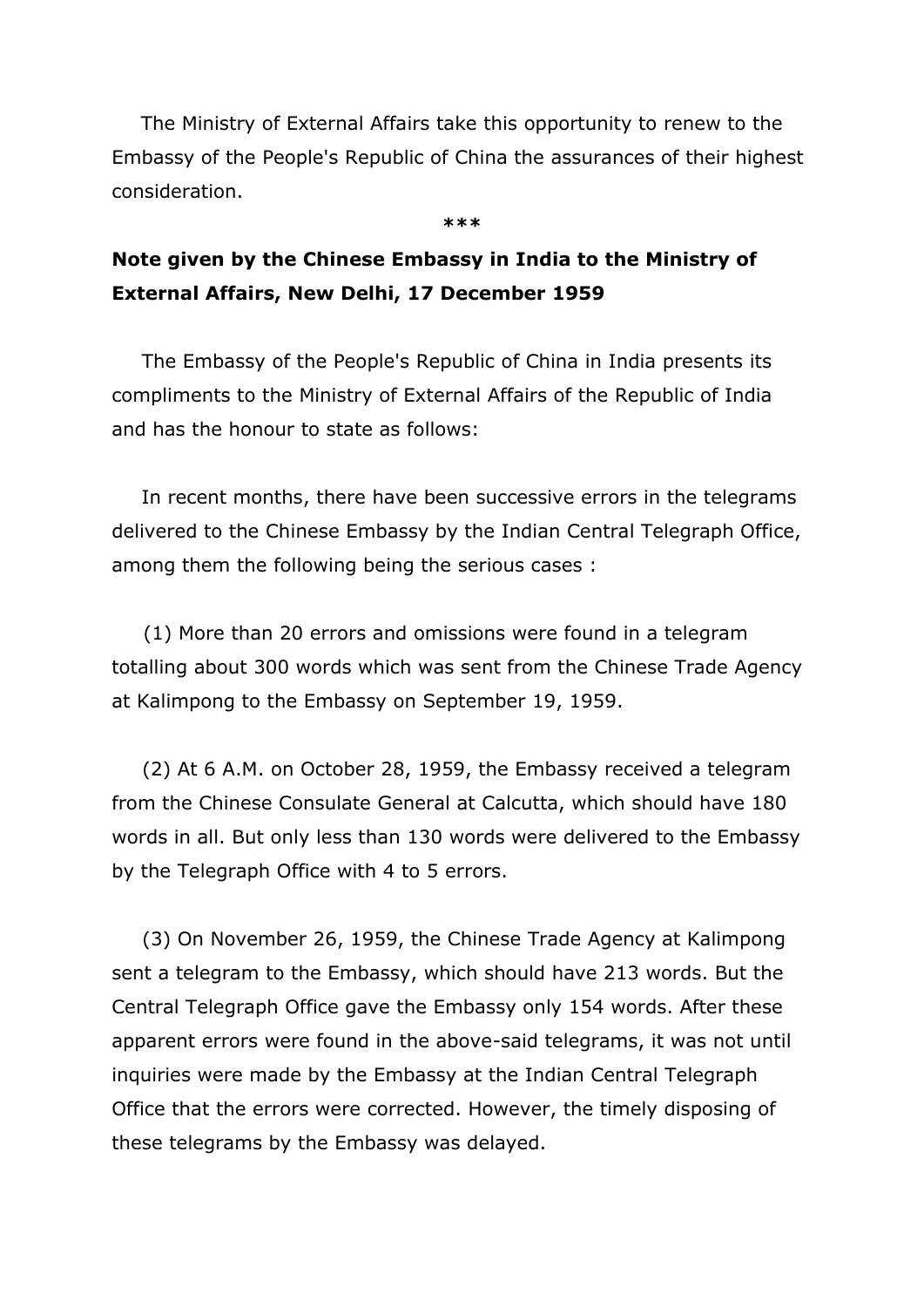The Ministry of External Affairs take this opportunity to renew to the Embassy of the People's Republic of China the assurances of their highest consideration.

***

**Note given by the Chinese Embassy in India to the Ministry of External Affairs, New Delhi, 17 December 1959**

The Embassy of the People's Republic of China in India presents its compliments to the Ministry of External Affairs of the Republic of India and has the honour to state as follows:

In recent months, there have been successive errors in the telegrams delivered to the Chinese Embassy by the Indian Central Telegraph Office, among them the following being the serious cases :

(1) More than 20 errors and omissions were found in a telegram totalling about 300 words which was sent from the Chinese Trade Agency at Kalimpong to the Embassy on September 19, 1959.

(2) At 6 A.M. on October 28, 1959, the Embassy received a telegram from the Chinese Consulate General at Calcutta, which should have 180 words in all. But only less than 130 words were delivered to the Embassy by the Telegraph Office with 4 to 5 errors.

(3) On November 26, 1959, the Chinese Trade Agency at Kalimpong sent a telegram to the Embassy, which should have 213 words. But the Central Telegraph Office gave the Embassy only 154 words. After these apparent errors were found in the above-said telegrams, it was not until inquiries were made by the Embassy at the Indian Central Telegraph Office that the errors were corrected. However, the timely disposing of these telegrams by the Embassy was delayed.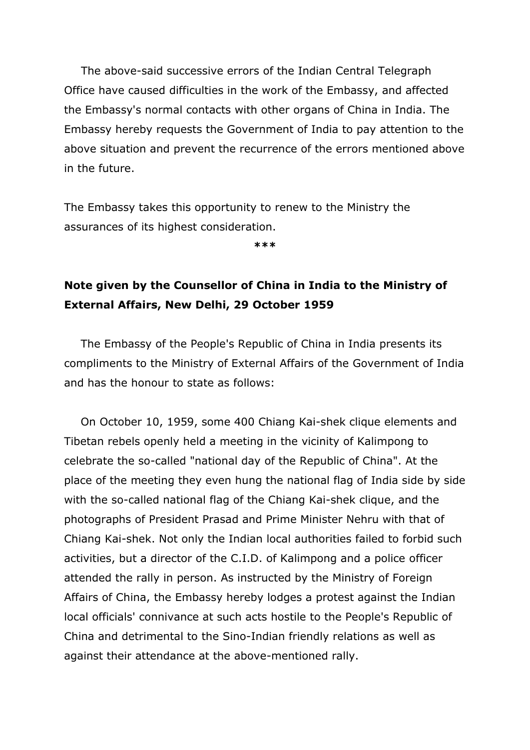The above-said successive errors of the Indian Central Telegraph Office have caused difficulties in the work of the Embassy, and affected the Embassy's normal contacts with other organs of China in India. The Embassy hereby requests the Government of India to pay attention to the above situation and prevent the recurrence of the errors mentioned above in the future.

The Embassy takes this opportunity to renew to the Ministry the assurances of its highest consideration.

***

**Note given by the Counsellor of China in India to the Ministry of External Affairs, New Delhi, 29 October 1959**

The Embassy of the People's Republic of China in India presents its compliments to the Ministry of External Affairs of the Government of India and has the honour to state as follows:

On October 10, 1959, some 400 Chiang Kai-shek clique elements and Tibetan rebels openly held a meeting in the vicinity of Kalimpong to celebrate the so-called "national day of the Republic of China". At the place of the meeting they even hung the national flag of India side by side with the so-called national flag of the Chiang Kai-shek clique, and the photographs of President Prasad and Prime Minister Nehru with that of Chiang Kai-shek. Not only the Indian local authorities failed to forbid such activities, but a director of the C.I.D. of Kalimpong and a police officer attended the rally in person. As instructed by the Ministry of Foreign Affairs of China, the Embassy hereby lodges a protest against the Indian local officials' connivance at such acts hostile to the People's Republic of China and detrimental to the Sino-Indian friendly relations as well as against their attendance at the above-mentioned rally.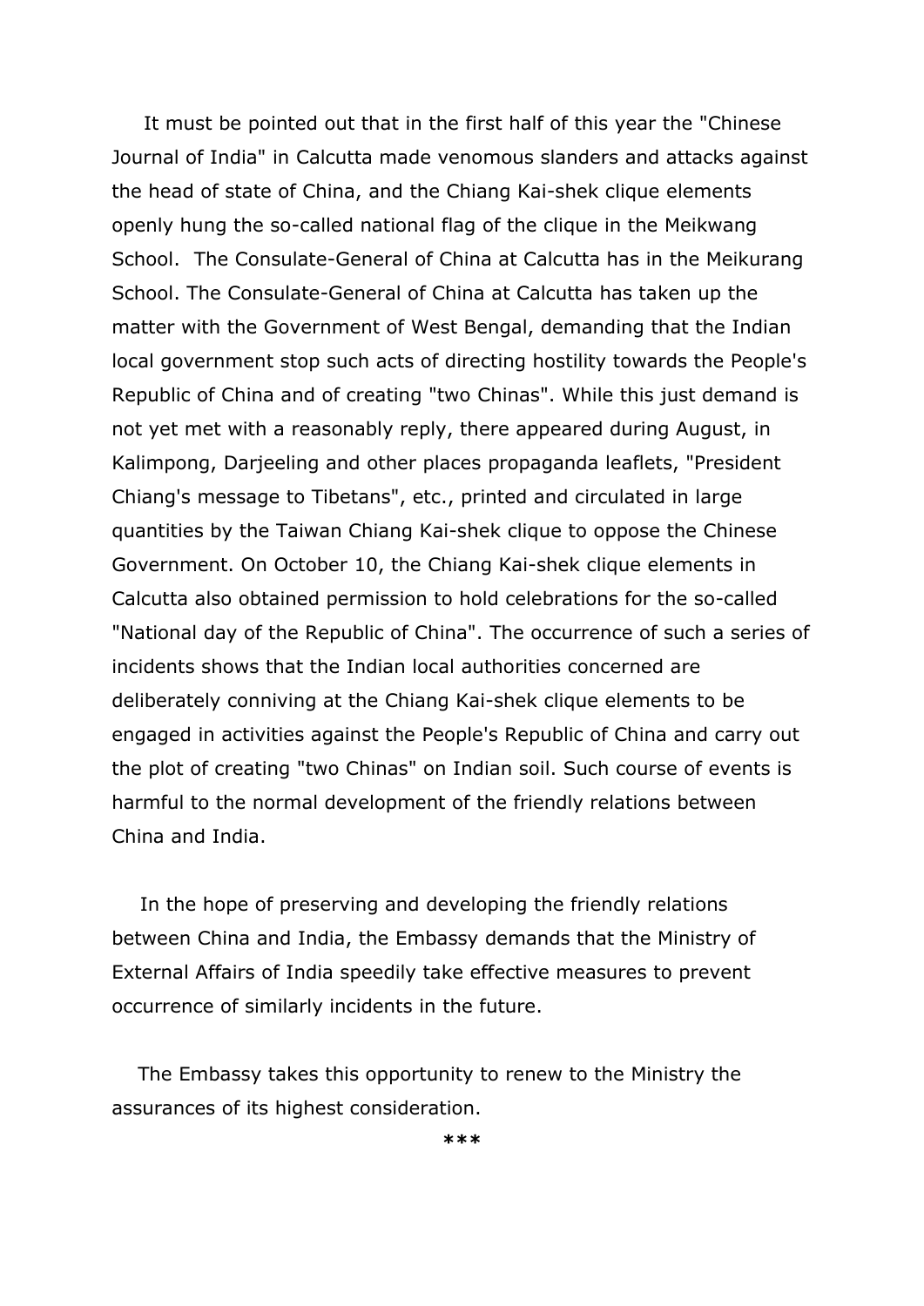It must be pointed out that in the first half of this year the "Chinese Journal of India" in Calcutta made venomous slanders and attacks against the head of state of China, and the Chiang Kai-shek clique elements openly hung the so-called national flag of the clique in the Meikwang School.  The Consulate-General of China at Calcutta has in the Meikurang School. The Consulate-General of China at Calcutta has taken up the matter with the Government of West Bengal, demanding that the Indian local government stop such acts of directing hostility towards the People's Republic of China and of creating "two Chinas". While this just demand is not yet met with a reasonably reply, there appeared during August, in Kalimpong, Darjeeling and other places propaganda leaflets, "President Chiang's message to Tibetans", etc., printed and circulated in large quantities by the Taiwan Chiang Kai-shek clique to oppose the Chinese Government. On October 10, the Chiang Kai-shek clique elements in Calcutta also obtained permission to hold celebrations for the so-called "National day of the Republic of China". The occurrence of such a series of incidents shows that the Indian local authorities concerned are deliberately conniving at the Chiang Kai-shek clique elements to be engaged in activities against the People's Republic of China and carry out the plot of creating "two Chinas" on Indian soil. Such course of events is harmful to the normal development of the friendly relations between China and India.

In the hope of preserving and developing the friendly relations between China and India, the Embassy demands that the Ministry of External Affairs of India speedily take effective measures to prevent occurrence of similarly incidents in the future.

The Embassy takes this opportunity to renew to the Ministry the assurances of its highest consideration.

***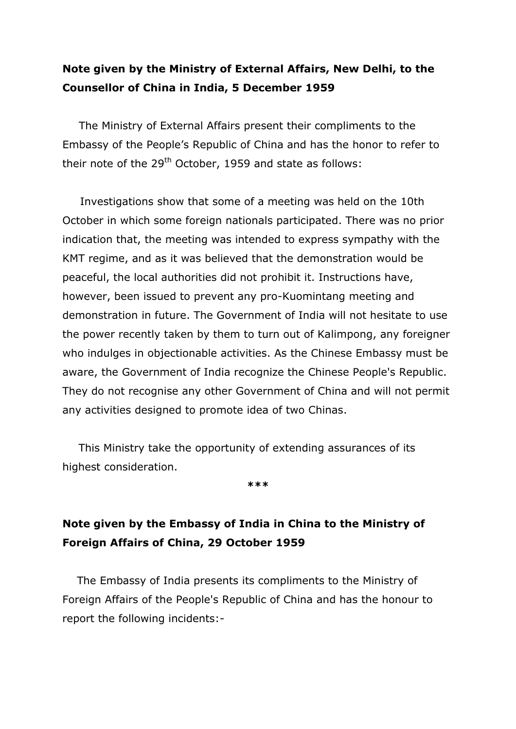**Note given by the Ministry of External Affairs, New Delhi, to the Counsellor of China in India, 5 December 1959**

The Ministry of External Affairs present their compliments to the Embassy of the People's Republic of China and has the honor to refer to their note of the 29th October, 1959 and state as follows:

Investigations show that some of a meeting was held on the 10th October in which some foreign nationals participated. There was no prior indication that, the meeting was intended to express sympathy with the KMT regime, and as it was believed that the demonstration would be peaceful, the local authorities did not prohibit it. Instructions have, however, been issued to prevent any pro-Kuomintang meeting and demonstration in future. The Government of India will not hesitate to use the power recently taken by them to turn out of Kalimpong, any foreigner who indulges in objectionable activities. As the Chinese Embassy must be aware, the Government of India recognize the Chinese People's Republic. They do not recognise any other Government of China and will not permit any activities designed to promote idea of two Chinas.

This Ministry take the opportunity of extending assurances of its highest consideration.

***

**Note given by the Embassy of India in China to the Ministry of Foreign Affairs of China, 29 October 1959**

The Embassy of India presents its compliments to the Ministry of Foreign Affairs of the People's Republic of China and has the honour to report the following incidents:-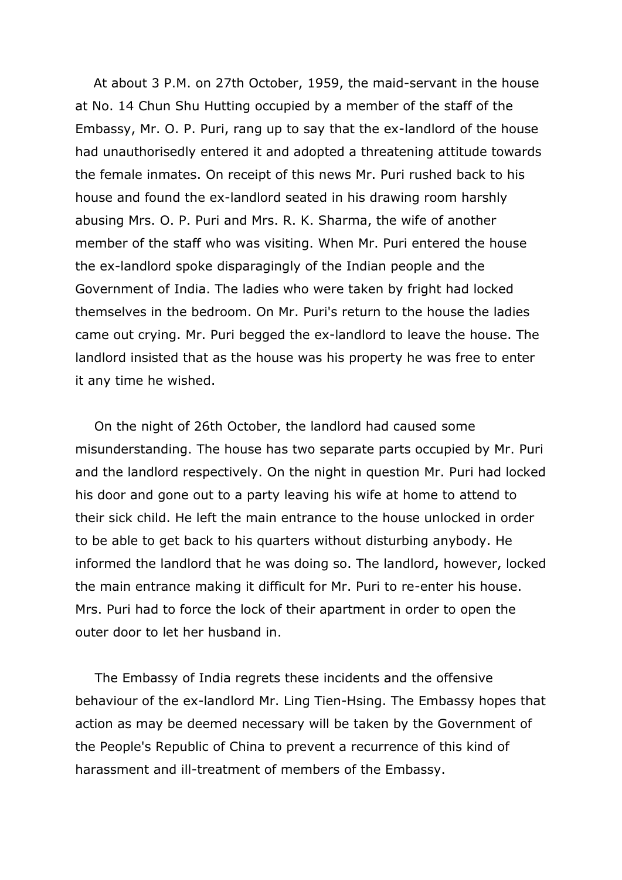At about 3 P.M. on 27th October, 1959, the maid-servant in the house at No. 14 Chun Shu Hutting occupied by a member of the staff of the Embassy, Mr. O. P. Puri, rang up to say that the ex-landlord of the house had unauthorisedly entered it and adopted a threatening attitude towards the female inmates. On receipt of this news Mr. Puri rushed back to his house and found the ex-landlord seated in his drawing room harshly abusing Mrs. O. P. Puri and Mrs. R. K. Sharma, the wife of another member of the staff who was visiting. When Mr. Puri entered the house the ex-landlord spoke disparagingly of the Indian people and the Government of India. The ladies who were taken by fright had locked themselves in the bedroom. On Mr. Puri's return to the house the ladies came out crying. Mr. Puri begged the ex-landlord to leave the house. The landlord insisted that as the house was his property he was free to enter it any time he wished.

On the night of 26th October, the landlord had caused some misunderstanding. The house has two separate parts occupied by Mr. Puri and the landlord respectively. On the night in question Mr. Puri had locked his door and gone out to a party leaving his wife at home to attend to their sick child. He left the main entrance to the house unlocked in order to be able to get back to his quarters without disturbing anybody. He informed the landlord that he was doing so. The landlord, however, locked the main entrance making it difficult for Mr. Puri to re-enter his house. Mrs. Puri had to force the lock of their apartment in order to open the outer door to let her husband in.

The Embassy of India regrets these incidents and the offensive behaviour of the ex-landlord Mr. Ling Tien-Hsing. The Embassy hopes that action as may be deemed necessary will be taken by the Government of the People's Republic of China to prevent a recurrence of this kind of harassment and ill-treatment of members of the Embassy.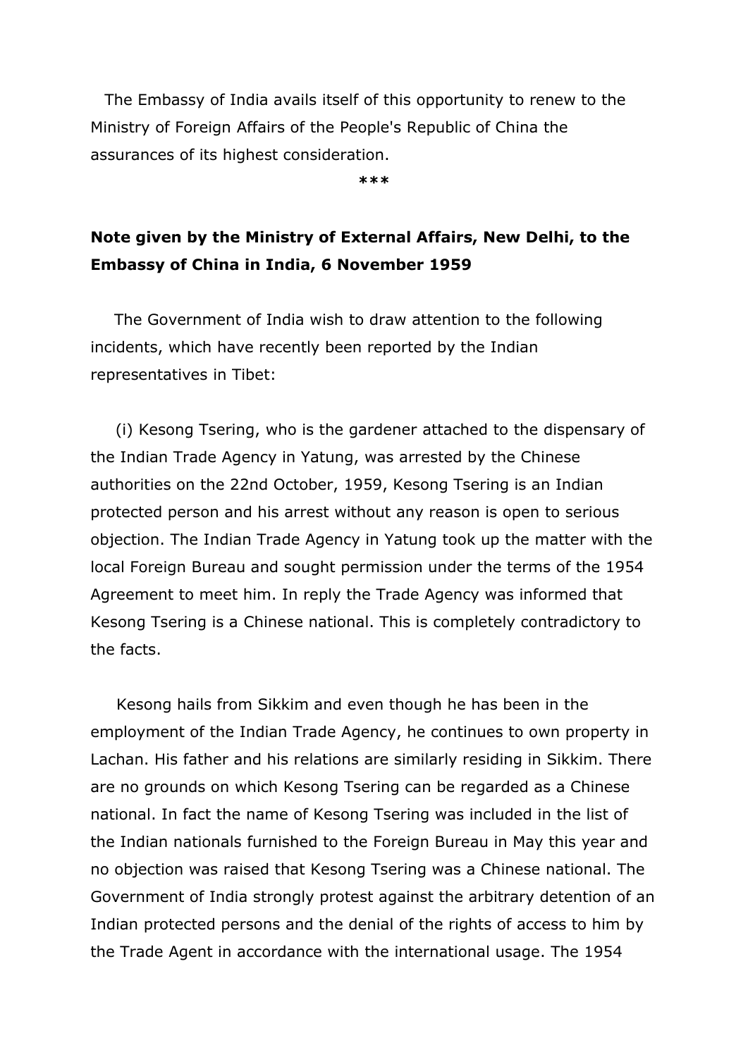The Embassy of India avails itself of this opportunity to renew to the Ministry of Foreign Affairs of the People's Republic of China the assurances of its highest consideration.

***

**Note given by the Ministry of External Affairs, New Delhi, to the Embassy of China in India, 6 November 1959**

The Government of India wish to draw attention to the following incidents, which have recently been reported by the Indian representatives in Tibet:

(i) Kesong Tsering, who is the gardener attached to the dispensary of the Indian Trade Agency in Yatung, was arrested by the Chinese authorities on the 22nd October, 1959, Kesong Tsering is an Indian protected person and his arrest without any reason is open to serious objection. The Indian Trade Agency in Yatung took up the matter with the local Foreign Bureau and sought permission under the terms of the 1954 Agreement to meet him. In reply the Trade Agency was informed that Kesong Tsering is a Chinese national. This is completely contradictory to the facts.

Kesong hails from Sikkim and even though he has been in the employment of the Indian Trade Agency, he continues to own property in Lachan. His father and his relations are similarly residing in Sikkim. There are no grounds on which Kesong Tsering can be regarded as a Chinese national. In fact the name of Kesong Tsering was included in the list of the Indian nationals furnished to the Foreign Bureau in May this year and no objection was raised that Kesong Tsering was a Chinese national. The Government of India strongly protest against the arbitrary detention of an Indian protected persons and the denial of the rights of access to him by the Trade Agent in accordance with the international usage. The 1954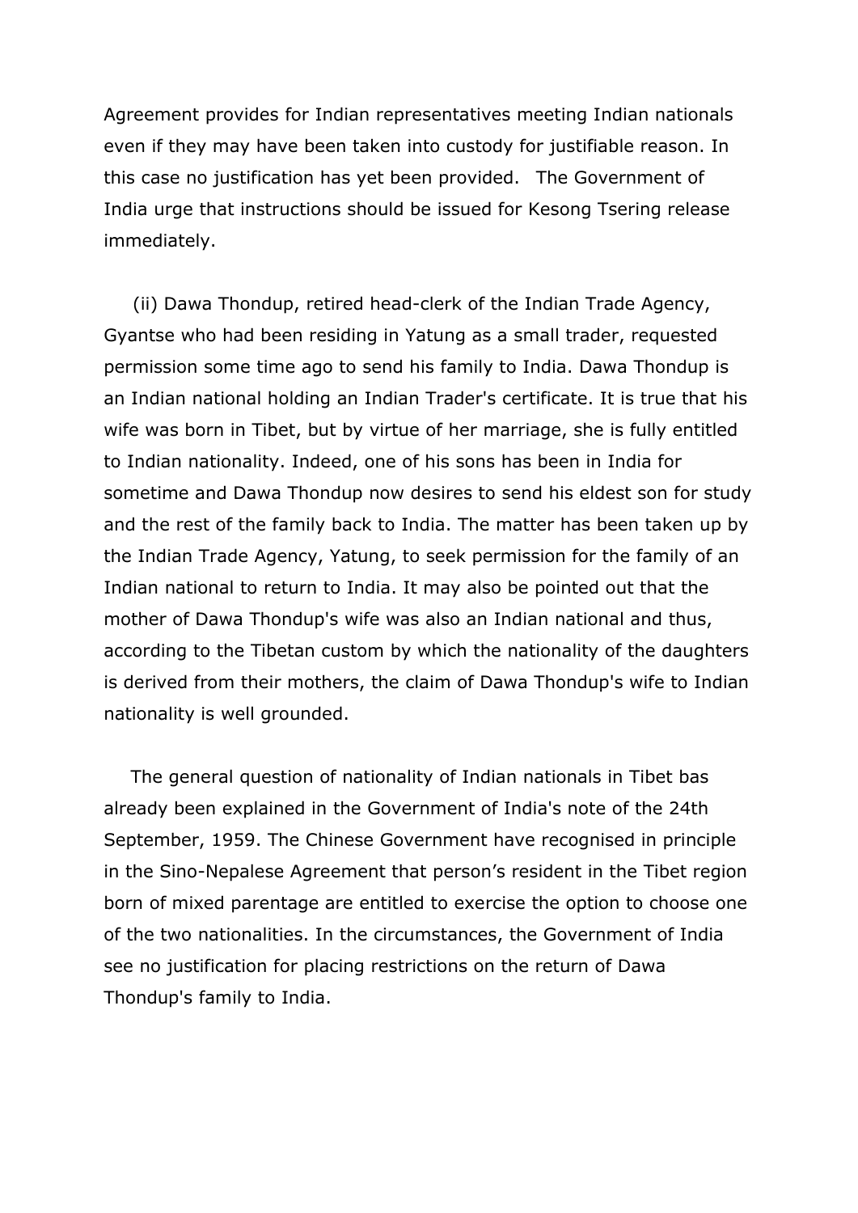Agreement provides for Indian representatives meeting Indian nationals even if they may have been taken into custody for justifiable reason. In this case no justification has yet been provided.  The Government of India urge that instructions should be issued for Kesong Tsering release immediately.

(ii) Dawa Thondup, retired head-clerk of the Indian Trade Agency, Gyantse who had been residing in Yatung as a small trader, requested permission some time ago to send his family to India. Dawa Thondup is an Indian national holding an Indian Trader's certificate. It is true that his wife was born in Tibet, but by virtue of her marriage, she is fully entitled to Indian nationality. Indeed, one of his sons has been in India for sometime and Dawa Thondup now desires to send his eldest son for study and the rest of the family back to India. The matter has been taken up by the Indian Trade Agency, Yatung, to seek permission for the family of an Indian national to return to India. It may also be pointed out that the mother of Dawa Thondup's wife was also an Indian national and thus, according to the Tibetan custom by which the nationality of the daughters is derived from their mothers, the claim of Dawa Thondup's wife to Indian nationality is well grounded.

The general question of nationality of Indian nationals in Tibet bas already been explained in the Government of India's note of the 24th September, 1959. The Chinese Government have recognised in principle in the Sino-Nepalese Agreement that person’s resident in the Tibet region born of mixed parentage are entitled to exercise the option to choose one of the two nationalities. In the circumstances, the Government of India see no justification for placing restrictions on the return of Dawa Thondup's family to India.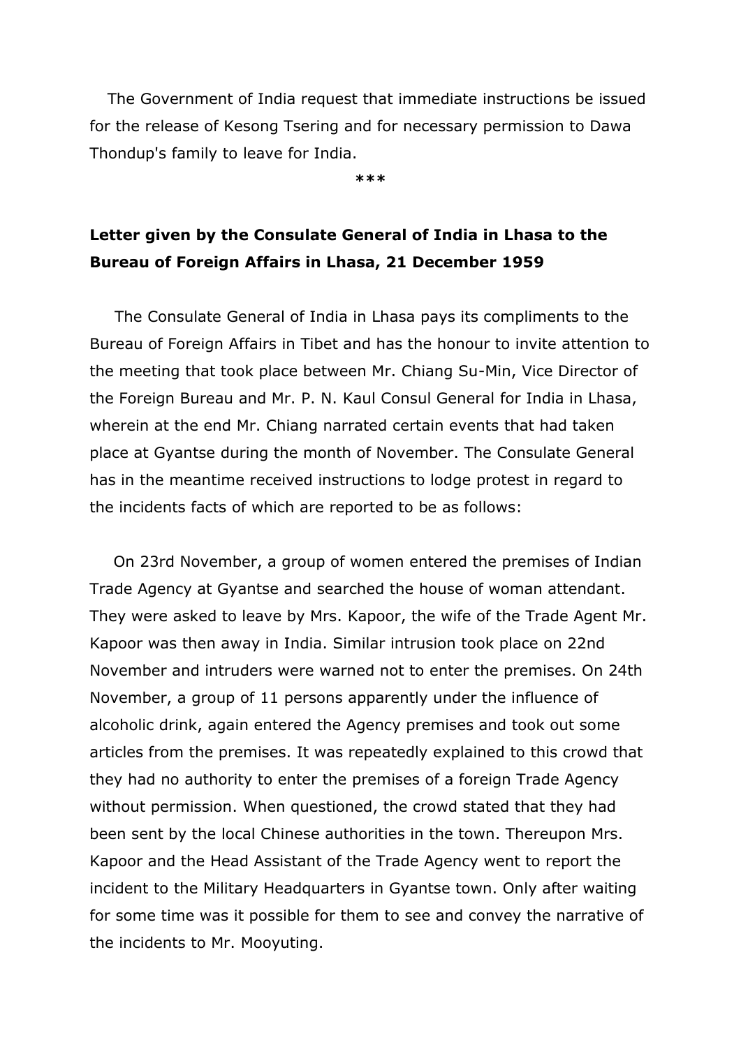The Government of India request that immediate instructions be issued for the release of Kesong Tsering and for necessary permission to Dawa Thondup's family to leave for India.

***

**Letter given by the Consulate General of India in Lhasa to the Bureau of Foreign Affairs in Lhasa, 21 December 1959**

The Consulate General of India in Lhasa pays its compliments to the Bureau of Foreign Affairs in Tibet and has the honour to invite attention to the meeting that took place between Mr. Chiang Su-Min, Vice Director of the Foreign Bureau and Mr. P. N. Kaul Consul General for India in Lhasa, wherein at the end Mr. Chiang narrated certain events that had taken place at Gyantse during the month of November. The Consulate General has in the meantime received instructions to lodge protest in regard to the incidents facts of which are reported to be as follows:

On 23rd November, a group of women entered the premises of Indian Trade Agency at Gyantse and searched the house of woman attendant. They were asked to leave by Mrs. Kapoor, the wife of the Trade Agent Mr. Kapoor was then away in India. Similar intrusion took place on 22nd November and intruders were warned not to enter the premises. On 24th November, a group of 11 persons apparently under the influence of alcoholic drink, again entered the Agency premises and took out some articles from the premises. It was repeatedly explained to this crowd that they had no authority to enter the premises of a foreign Trade Agency without permission. When questioned, the crowd stated that they had been sent by the local Chinese authorities in the town. Thereupon Mrs. Kapoor and the Head Assistant of the Trade Agency went to report the incident to the Military Headquarters in Gyantse town. Only after waiting for some time was it possible for them to see and convey the narrative of the incidents to Mr. Mooyuting.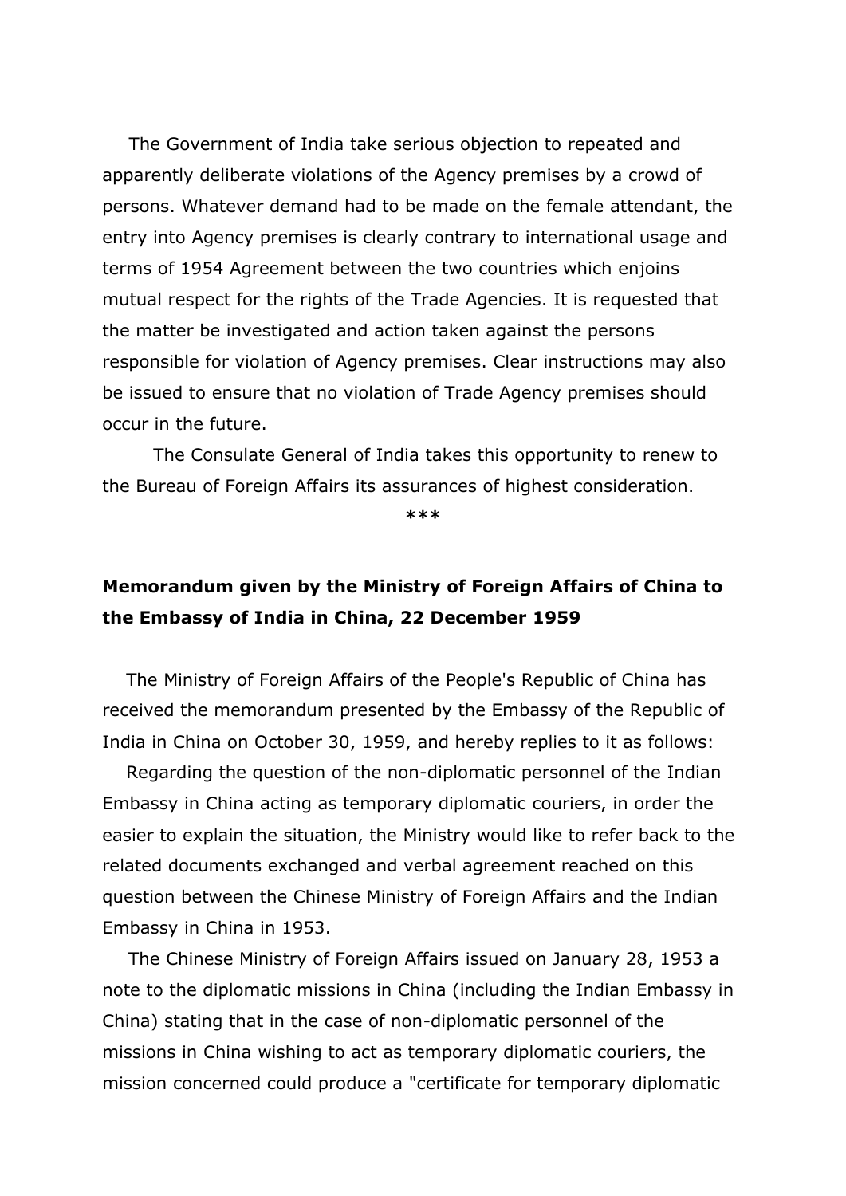The Government of India take serious objection to repeated and apparently deliberate violations of the Agency premises by a crowd of persons. Whatever demand had to be made on the female attendant, the entry into Agency premises is clearly contrary to international usage and terms of 1954 Agreement between the two countries which enjoins mutual respect for the rights of the Trade Agencies. It is requested that the matter be investigated and action taken against the persons responsible for violation of Agency premises. Clear instructions may also be issued to ensure that no violation of Trade Agency premises should occur in the future.

The Consulate General of India takes this opportunity to renew to the Bureau of Foreign Affairs its assurances of highest consideration.

***

**Memorandum given by the Ministry of Foreign Affairs of China to the Embassy of India in China, 22 December 1959**

The Ministry of Foreign Affairs of the People's Republic of China has received the memorandum presented by the Embassy of the Republic of India in China on October 30, 1959, and hereby replies to it as follows:

Regarding the question of the non-diplomatic personnel of the Indian Embassy in China acting as temporary diplomatic couriers, in order the easier to explain the situation, the Ministry would like to refer back to the related documents exchanged and verbal agreement reached on this question between the Chinese Ministry of Foreign Affairs and the Indian Embassy in China in 1953.

The Chinese Ministry of Foreign Affairs issued on January 28, 1953 a note to the diplomatic missions in China (including the Indian Embassy in China) stating that in the case of non-diplomatic personnel of the missions in China wishing to act as temporary diplomatic couriers, the mission concerned could produce a "certificate for temporary diplomatic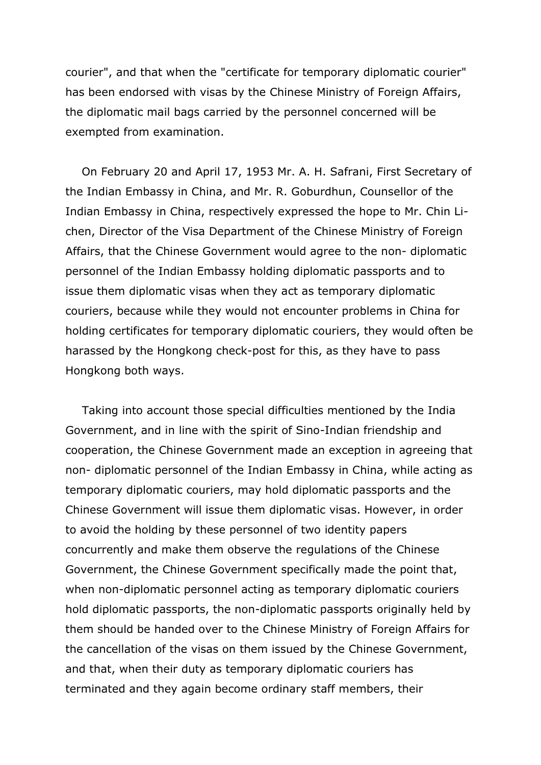courier", and that when the "certificate for temporary diplomatic courier" has been endorsed with visas by the Chinese Ministry of Foreign Affairs, the diplomatic mail bags carried by the personnel concerned will be exempted from examination.

On February 20 and April 17, 1953 Mr. A. H. Safrani, First Secretary of the Indian Embassy in China, and Mr. R. Goburdhun, Counsellor of the Indian Embassy in China, respectively expressed the hope to Mr. Chin Li-chen, Director of the Visa Department of the Chinese Ministry of Foreign Affairs, that the Chinese Government would agree to the non- diplomatic personnel of the Indian Embassy holding diplomatic passports and to issue them diplomatic visas when they act as temporary diplomatic couriers, because while they would not encounter problems in China for holding certificates for temporary diplomatic couriers, they would often be harassed by the Hongkong check-post for this, as they have to pass Hongkong both ways.

Taking into account those special difficulties mentioned by the India Government, and in line with the spirit of Sino-Indian friendship and cooperation, the Chinese Government made an exception in agreeing that non- diplomatic personnel of the Indian Embassy in China, while acting as temporary diplomatic couriers, may hold diplomatic passports and the Chinese Government will issue them diplomatic visas. However, in order to avoid the holding by these personnel of two identity papers concurrently and make them observe the regulations of the Chinese Government, the Chinese Government specifically made the point that, when non-diplomatic personnel acting as temporary diplomatic couriers hold diplomatic passports, the non-diplomatic passports originally held by them should be handed over to the Chinese Ministry of Foreign Affairs for the cancellation of the visas on them issued by the Chinese Government, and that, when their duty as temporary diplomatic couriers has terminated and they again become ordinary staff members, their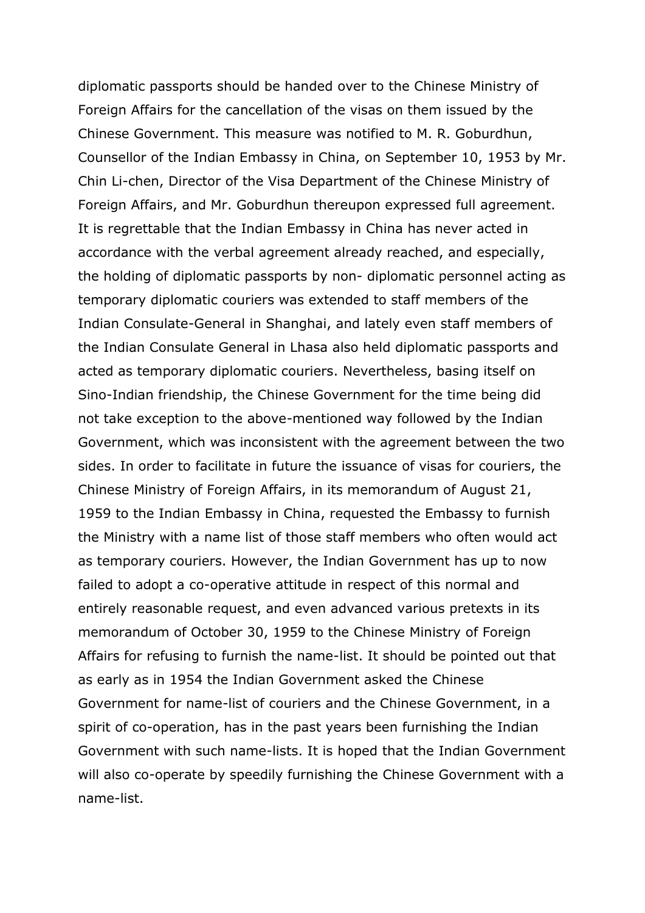diplomatic passports should be handed over to the Chinese Ministry of Foreign Affairs for the cancellation of the visas on them issued by the Chinese Government. This measure was notified to M. R. Goburdhun, Counsellor of the Indian Embassy in China, on September 10, 1953 by Mr. Chin Li-chen, Director of the Visa Department of the Chinese Ministry of Foreign Affairs, and Mr. Goburdhun thereupon expressed full agreement. It is regrettable that the Indian Embassy in China has never acted in accordance with the verbal agreement already reached, and especially, the holding of diplomatic passports by non- diplomatic personnel acting as temporary diplomatic couriers was extended to staff members of the Indian Consulate-General in Shanghai, and lately even staff members of the Indian Consulate General in Lhasa also held diplomatic passports and acted as temporary diplomatic couriers. Nevertheless, basing itself on Sino-Indian friendship, the Chinese Government for the time being did not take exception to the above-mentioned way followed by the Indian Government, which was inconsistent with the agreement between the two sides. In order to facilitate in future the issuance of visas for couriers, the Chinese Ministry of Foreign Affairs, in its memorandum of August 21, 1959 to the Indian Embassy in China, requested the Embassy to furnish the Ministry with a name list of those staff members who often would act as temporary couriers. However, the Indian Government has up to now failed to adopt a co-operative attitude in respect of this normal and entirely reasonable request, and even advanced various pretexts in its memorandum of October 30, 1959 to the Chinese Ministry of Foreign Affairs for refusing to furnish the name-list. It should be pointed out that as early as in 1954 the Indian Government asked the Chinese Government for name-list of couriers and the Chinese Government, in a spirit of co-operation, has in the past years been furnishing the Indian Government with such name-lists. It is hoped that the Indian Government will also co-operate by speedily furnishing the Chinese Government with a name-list.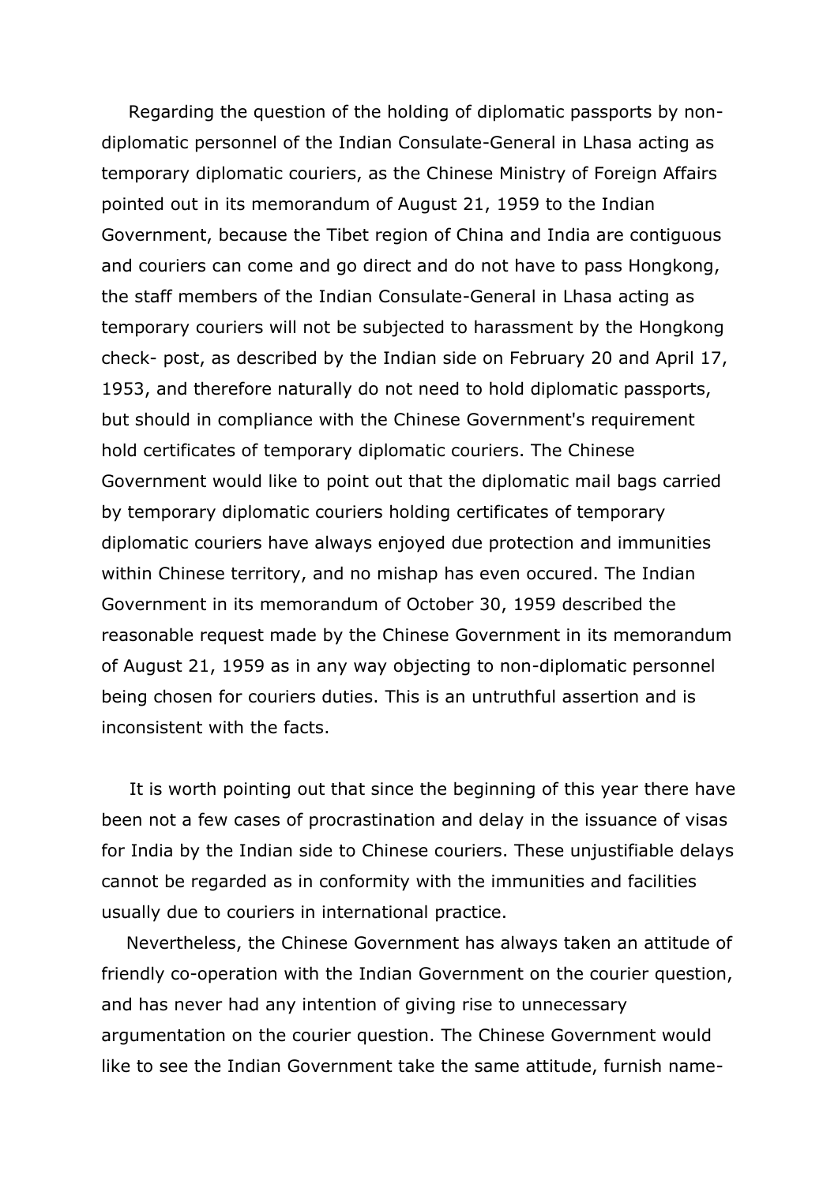Regarding the question of the holding of diplomatic passports by non-diplomatic personnel of the Indian Consulate-General in Lhasa acting as temporary diplomatic couriers, as the Chinese Ministry of Foreign Affairs pointed out in its memorandum of August 21, 1959 to the Indian Government, because the Tibet region of China and India are contiguous and couriers can come and go direct and do not have to pass Hongkong, the staff members of the Indian Consulate-General in Lhasa acting as temporary couriers will not be subjected to harassment by the Hongkong check- post, as described by the Indian side on February 20 and April 17, 1953, and therefore naturally do not need to hold diplomatic passports, but should in compliance with the Chinese Government's requirement hold certificates of temporary diplomatic couriers. The Chinese Government would like to point out that the diplomatic mail bags carried by temporary diplomatic couriers holding certificates of temporary diplomatic couriers have always enjoyed due protection and immunities within Chinese territory, and no mishap has even occured. The Indian Government in its memorandum of October 30, 1959 described the reasonable request made by the Chinese Government in its memorandum of August 21, 1959 as in any way objecting to non-diplomatic personnel being chosen for couriers duties. This is an untruthful assertion and is inconsistent with the facts.

It is worth pointing out that since the beginning of this year there have been not a few cases of procrastination and delay in the issuance of visas for India by the Indian side to Chinese couriers. These unjustifiable delays cannot be regarded as in conformity with the immunities and facilities usually due to couriers in international practice.

Nevertheless, the Chinese Government has always taken an attitude of friendly co-operation with the Indian Government on the courier question, and has never had any intention of giving rise to unnecessary argumentation on the courier question. The Chinese Government would like to see the Indian Government take the same attitude, furnish name-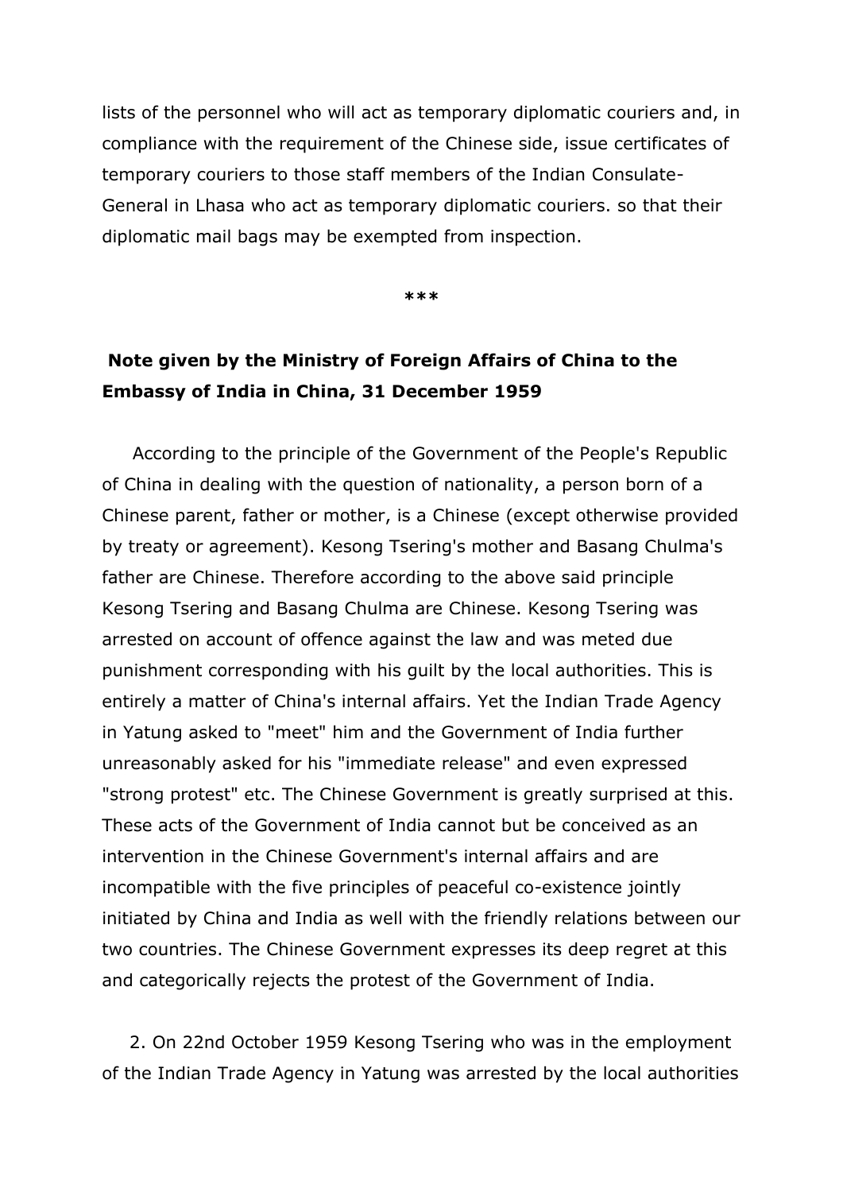lists of the personnel who will act as temporary diplomatic couriers and, in compliance with the requirement of the Chinese side, issue certificates of temporary couriers to those staff members of the Indian Consulate-General in Lhasa who act as temporary diplomatic couriers. so that their diplomatic mail bags may be exempted from inspection.

***

## Note given by the Ministry of Foreign Affairs of China to the Embassy of India in China, 31 December 1959

According to the principle of the Government of the People's Republic of China in dealing with the question of nationality, a person born of a Chinese parent, father or mother, is a Chinese (except otherwise provided by treaty or agreement). Kesong Tsering's mother and Basang Chulma's father are Chinese. Therefore according to the above said principle Kesong Tsering and Basang Chulma are Chinese. Kesong Tsering was arrested on account of offence against the law and was meted due punishment corresponding with his guilt by the local authorities. This is entirely a matter of China's internal affairs. Yet the Indian Trade Agency in Yatung asked to "meet" him and the Government of India further unreasonably asked for his "immediate release" and even expressed "strong protest" etc. The Chinese Government is greatly surprised at this. These acts of the Government of India cannot but be conceived as an intervention in the Chinese Government's internal affairs and are incompatible with the five principles of peaceful co-existence jointly initiated by China and India as well with the friendly relations between our two countries. The Chinese Government expresses its deep regret at this and categorically rejects the protest of the Government of India.

2. On 22nd October 1959 Kesong Tsering who was in the employment of the Indian Trade Agency in Yatung was arrested by the local authorities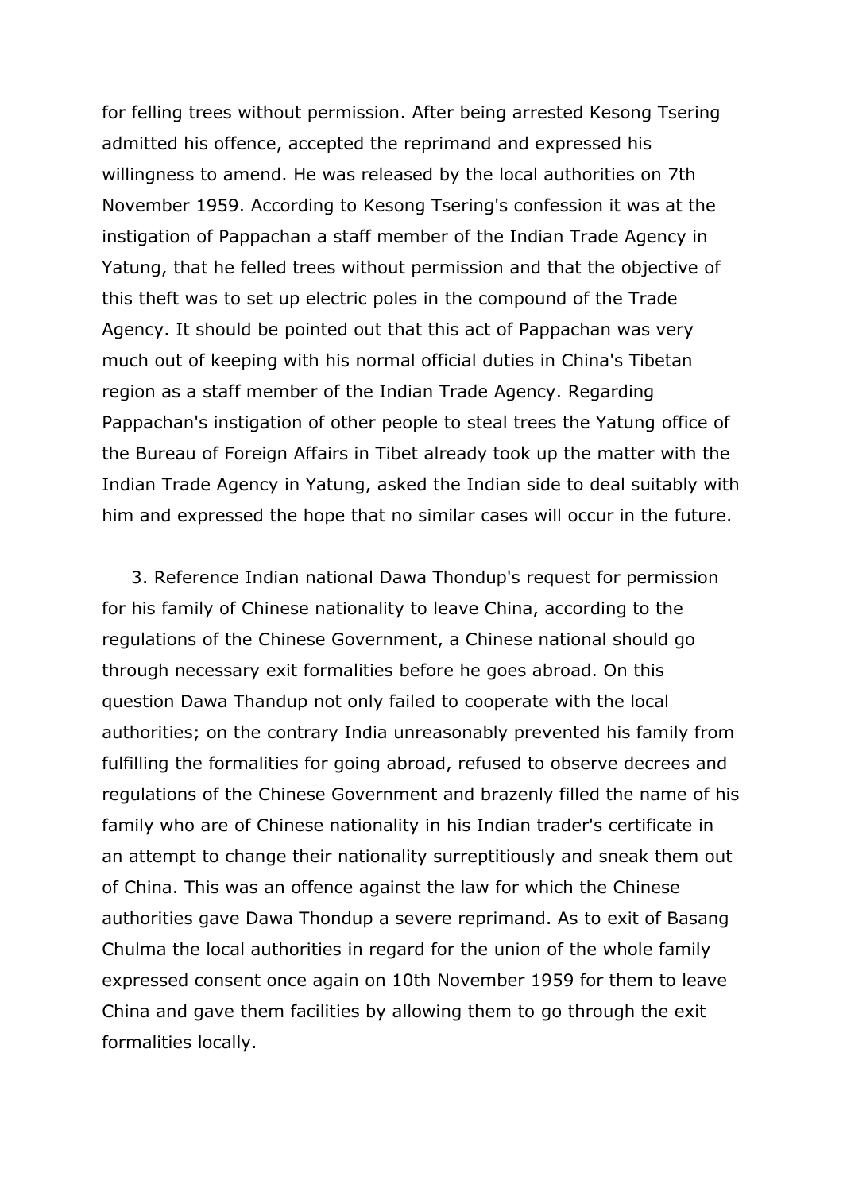for felling trees without permission. After being arrested Kesong Tsering admitted his offence, accepted the reprimand and expressed his willingness to amend. He was released by the local authorities on 7th November 1959. According to Kesong Tsering's confession it was at the instigation of Pappachan a staff member of the Indian Trade Agency in Yatung, that he felled trees without permission and that the objective of this theft was to set up electric poles in the compound of the Trade Agency. It should be pointed out that this act of Pappachan was very much out of keeping with his normal official duties in China's Tibetan region as a staff member of the Indian Trade Agency. Regarding Pappachan's instigation of other people to steal trees the Yatung office of the Bureau of Foreign Affairs in Tibet already took up the matter with the Indian Trade Agency in Yatung, asked the Indian side to deal suitably with him and expressed the hope that no similar cases will occur in the future.

3. Reference Indian national Dawa Thondup's request for permission for his family of Chinese nationality to leave China, according to the regulations of the Chinese Government, a Chinese national should go through necessary exit formalities before he goes abroad. On this question Dawa Thandup not only failed to cooperate with the local authorities; on the contrary India unreasonably prevented his family from fulfilling the formalities for going abroad, refused to observe decrees and regulations of the Chinese Government and brazenly filled the name of his family who are of Chinese nationality in his Indian trader's certificate in an attempt to change their nationality surreptitiously and sneak them out of China. This was an offence against the law for which the Chinese authorities gave Dawa Thondup a severe reprimand. As to exit of Basang Chulma the local authorities in regard for the union of the whole family expressed consent once again on 10th November 1959 for them to leave China and gave them facilities by allowing them to go through the exit formalities locally.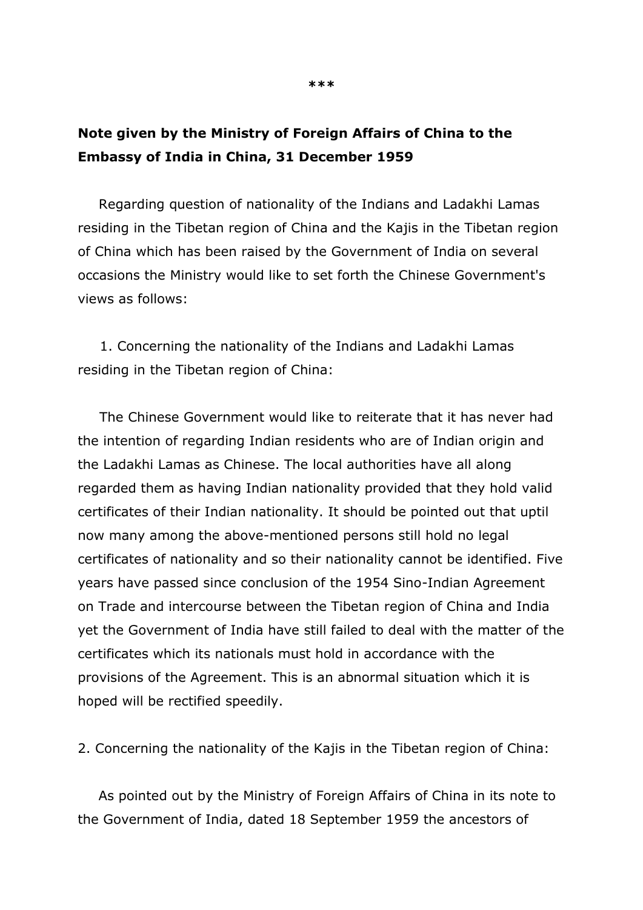***

**Note given by the Ministry of Foreign Affairs of China to the Embassy of India in China, 31 December 1959**

Regarding question of nationality of the Indians and Ladakhi Lamas residing in the Tibetan region of China and the Kajis in the Tibetan region of China which has been raised by the Government of India on several occasions the Ministry would like to set forth the Chinese Government's views as follows:

1. Concerning the nationality of the Indians and Ladakhi Lamas residing in the Tibetan region of China:

The Chinese Government would like to reiterate that it has never had the intention of regarding Indian residents who are of Indian origin and the Ladakhi Lamas as Chinese. The local authorities have all along regarded them as having Indian nationality provided that they hold valid certificates of their Indian nationality. It should be pointed out that uptil now many among the above-mentioned persons still hold no legal certificates of nationality and so their nationality cannot be identified. Five years have passed since conclusion of the 1954 Sino-Indian Agreement on Trade and intercourse between the Tibetan region of China and India yet the Government of India have still failed to deal with the matter of the certificates which its nationals must hold in accordance with the provisions of the Agreement. This is an abnormal situation which it is hoped will be rectified speedily.

2. Concerning the nationality of the Kajis in the Tibetan region of China:

As pointed out by the Ministry of Foreign Affairs of China in its note to the Government of India, dated 18 September 1959 the ancestors of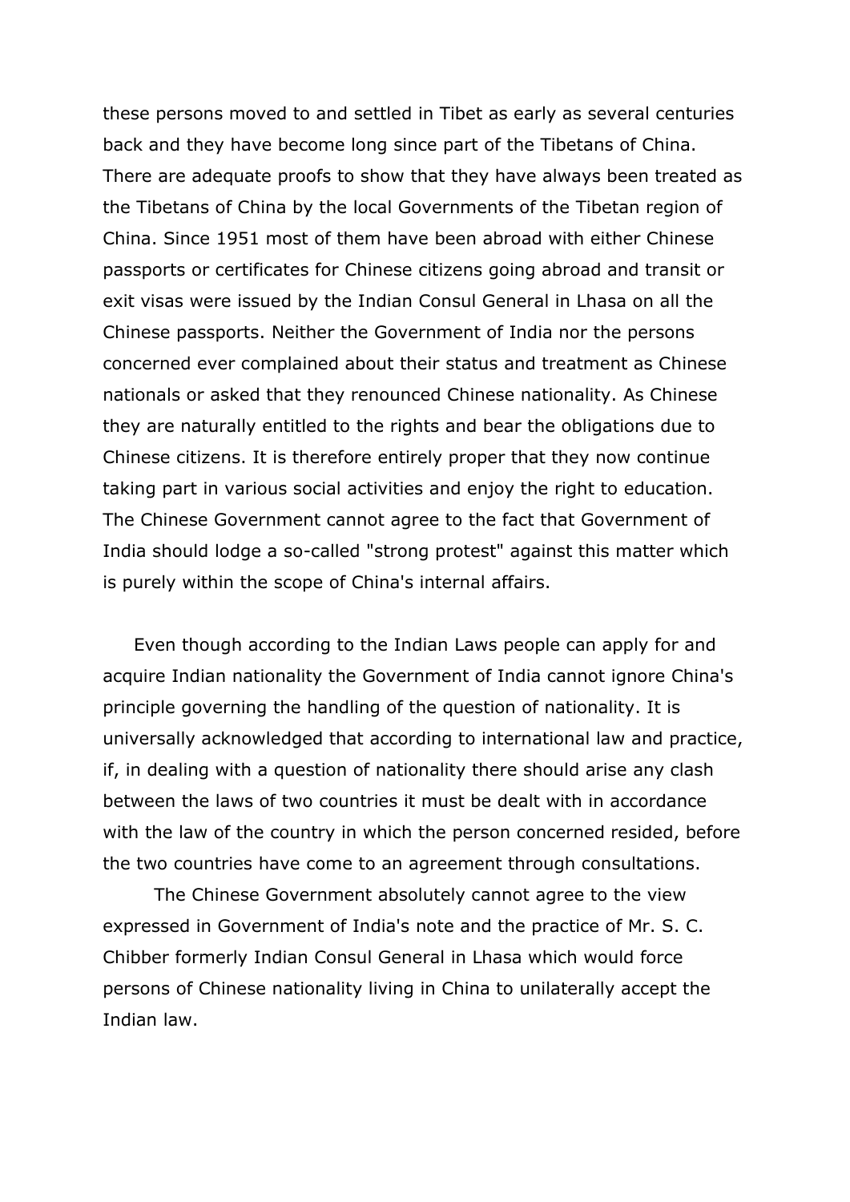these persons moved to and settled in Tibet as early as several centuries back and they have become long since part of the Tibetans of China. There are adequate proofs to show that they have always been treated as the Tibetans of China by the local Governments of the Tibetan region of China. Since 1951 most of them have been abroad with either Chinese passports or certificates for Chinese citizens going abroad and transit or exit visas were issued by the Indian Consul General in Lhasa on all the Chinese passports. Neither the Government of India nor the persons concerned ever complained about their status and treatment as Chinese nationals or asked that they renounced Chinese nationality. As Chinese they are naturally entitled to the rights and bear the obligations due to Chinese citizens. It is therefore entirely proper that they now continue taking part in various social activities and enjoy the right to education. The Chinese Government cannot agree to the fact that Government of India should lodge a so-called "strong protest" against this matter which is purely within the scope of China's internal affairs.

Even though according to the Indian Laws people can apply for and acquire Indian nationality the Government of India cannot ignore China's principle governing the handling of the question of nationality. It is universally acknowledged that according to international law and practice, if, in dealing with a question of nationality there should arise any clash between the laws of two countries it must be dealt with in accordance with the law of the country in which the person concerned resided, before the two countries have come to an agreement through consultations.

The Chinese Government absolutely cannot agree to the view expressed in Government of India's note and the practice of Mr. S. C. Chibber formerly Indian Consul General in Lhasa which would force persons of Chinese nationality living in China to unilaterally accept the Indian law.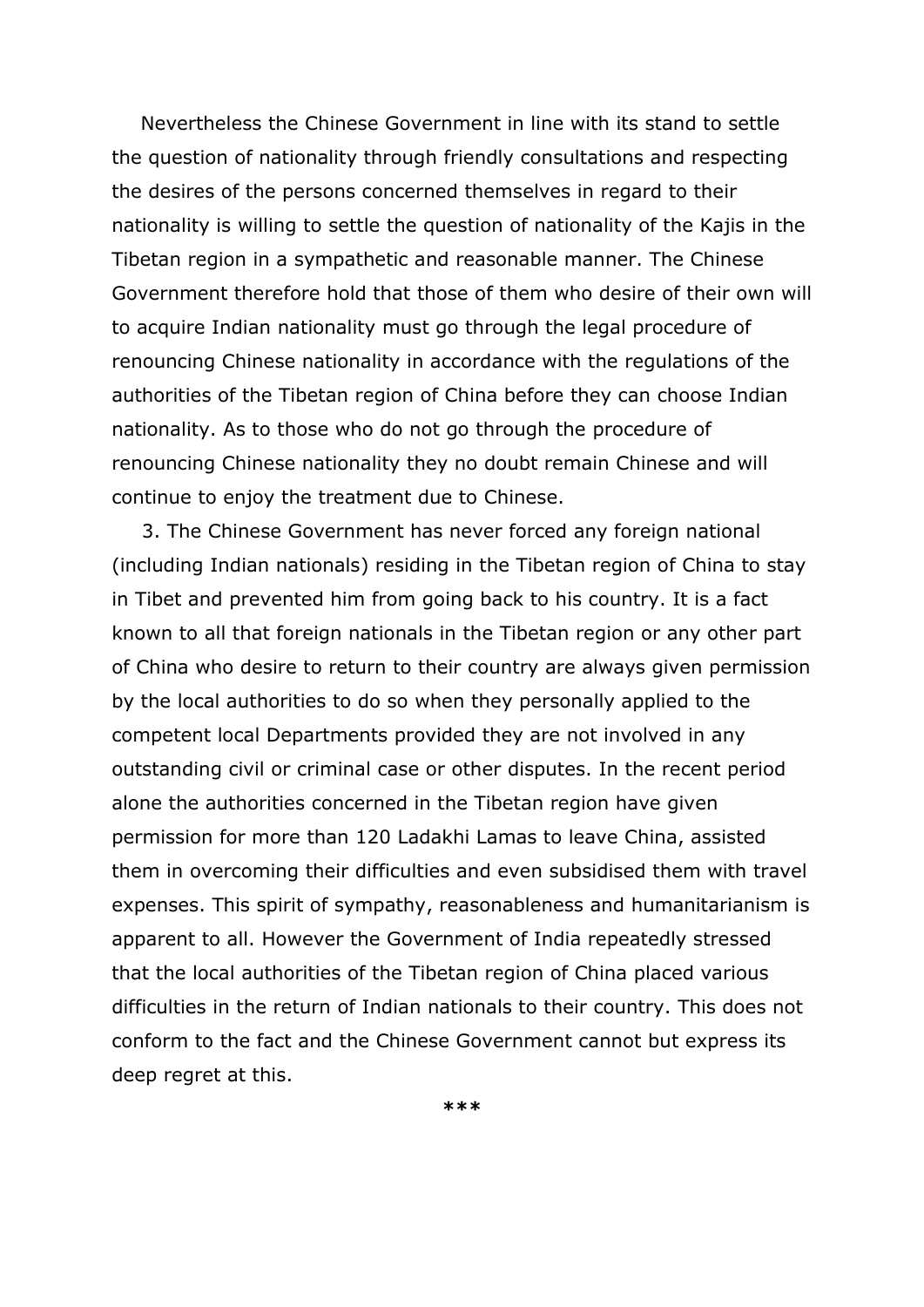Nevertheless the Chinese Government in line with its stand to settle the question of nationality through friendly consultations and respecting the desires of the persons concerned themselves in regard to their nationality is willing to settle the question of nationality of the Kajis in the Tibetan region in a sympathetic and reasonable manner. The Chinese Government therefore hold that those of them who desire of their own will to acquire Indian nationality must go through the legal procedure of renouncing Chinese nationality in accordance with the regulations of the authorities of the Tibetan region of China before they can choose Indian nationality. As to those who do not go through the procedure of renouncing Chinese nationality they no doubt remain Chinese and will continue to enjoy the treatment due to Chinese.

3. The Chinese Government has never forced any foreign national (including Indian nationals) residing in the Tibetan region of China to stay in Tibet and prevented him from going back to his country. It is a fact known to all that foreign nationals in the Tibetan region or any other part of China who desire to return to their country are always given permission by the local authorities to do so when they personally applied to the competent local Departments provided they are not involved in any outstanding civil or criminal case or other disputes. In the recent period alone the authorities concerned in the Tibetan region have given permission for more than 120 Ladakhi Lamas to leave China, assisted them in overcoming their difficulties and even subsidised them with travel expenses. This spirit of sympathy, reasonableness and humanitarianism is apparent to all. However the Government of India repeatedly stressed that the local authorities of the Tibetan region of China placed various difficulties in the return of Indian nationals to their country. This does not conform to the fact and the Chinese Government cannot but express its deep regret at this.

***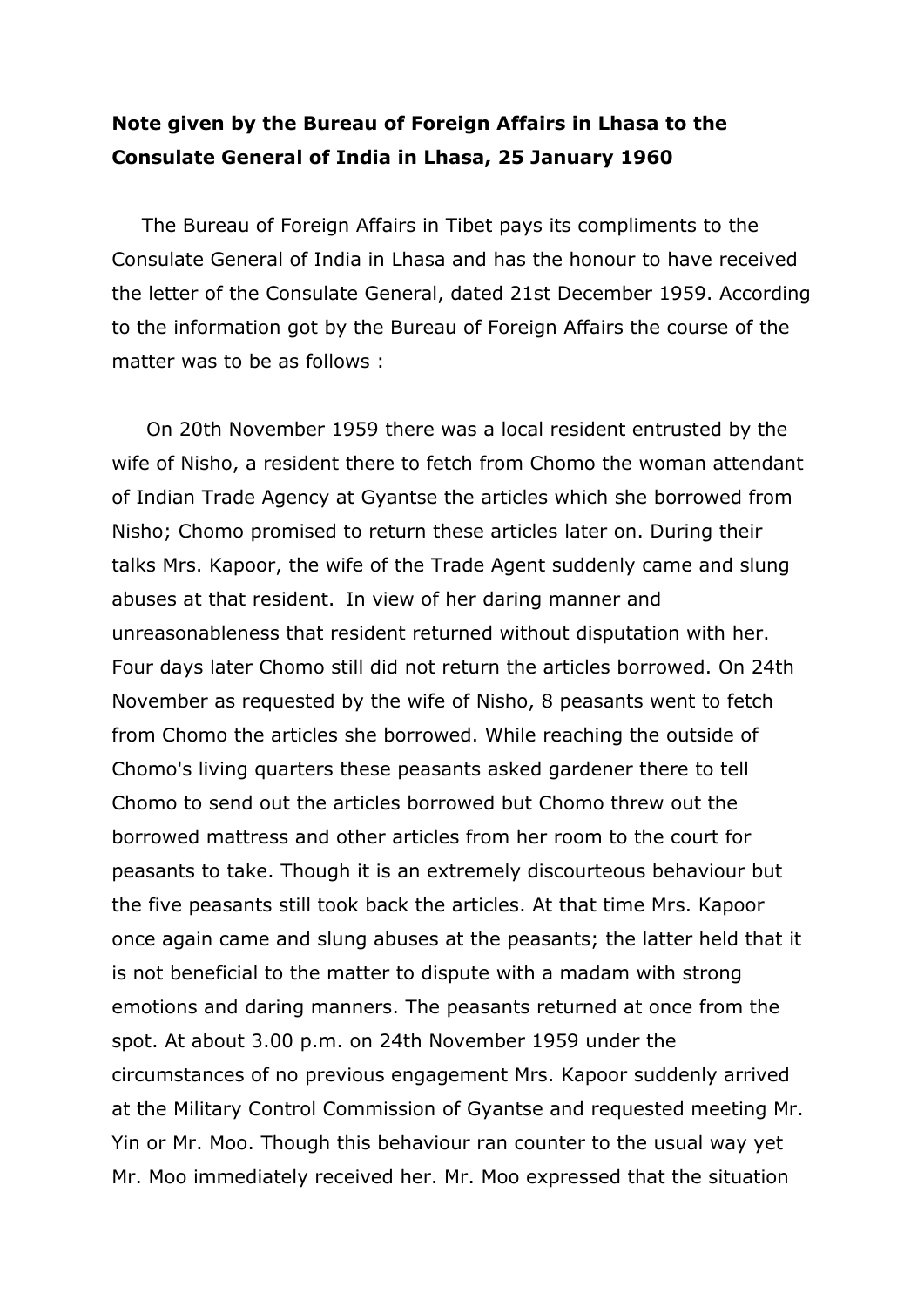**Note given by the Bureau of Foreign Affairs in Lhasa to the Consulate General of India in Lhasa, 25 January 1960**

The Bureau of Foreign Affairs in Tibet pays its compliments to the Consulate General of India in Lhasa and has the honour to have received the letter of the Consulate General, dated 21st December 1959. According to the information got by the Bureau of Foreign Affairs the course of the matter was to be as follows :

On 20th November 1959 there was a local resident entrusted by the wife of Nisho, a resident there to fetch from Chomo the woman attendant of Indian Trade Agency at Gyantse the articles which she borrowed from Nisho; Chomo promised to return these articles later on. During their talks Mrs. Kapoor, the wife of the Trade Agent suddenly came and slung abuses at that resident. In view of her daring manner and unreasonableness that resident returned without disputation with her. Four days later Chomo still did not return the articles borrowed. On 24th November as requested by the wife of Nisho, 8 peasants went to fetch from Chomo the articles she borrowed. While reaching the outside of Chomo's living quarters these peasants asked gardener there to tell Chomo to send out the articles borrowed but Chomo threw out the borrowed mattress and other articles from her room to the court for peasants to take. Though it is an extremely discourteous behaviour but the five peasants still took back the articles. At that time Mrs. Kapoor once again came and slung abuses at the peasants; the latter held that it is not beneficial to the matter to dispute with a madam with strong emotions and daring manners. The peasants returned at once from the spot. At about 3.00 p.m. on 24th November 1959 under the circumstances of no previous engagement Mrs. Kapoor suddenly arrived at the Military Control Commission of Gyantse and requested meeting Mr. Yin or Mr. Moo. Though this behaviour ran counter to the usual way yet Mr. Moo immediately received her. Mr. Moo expressed that the situation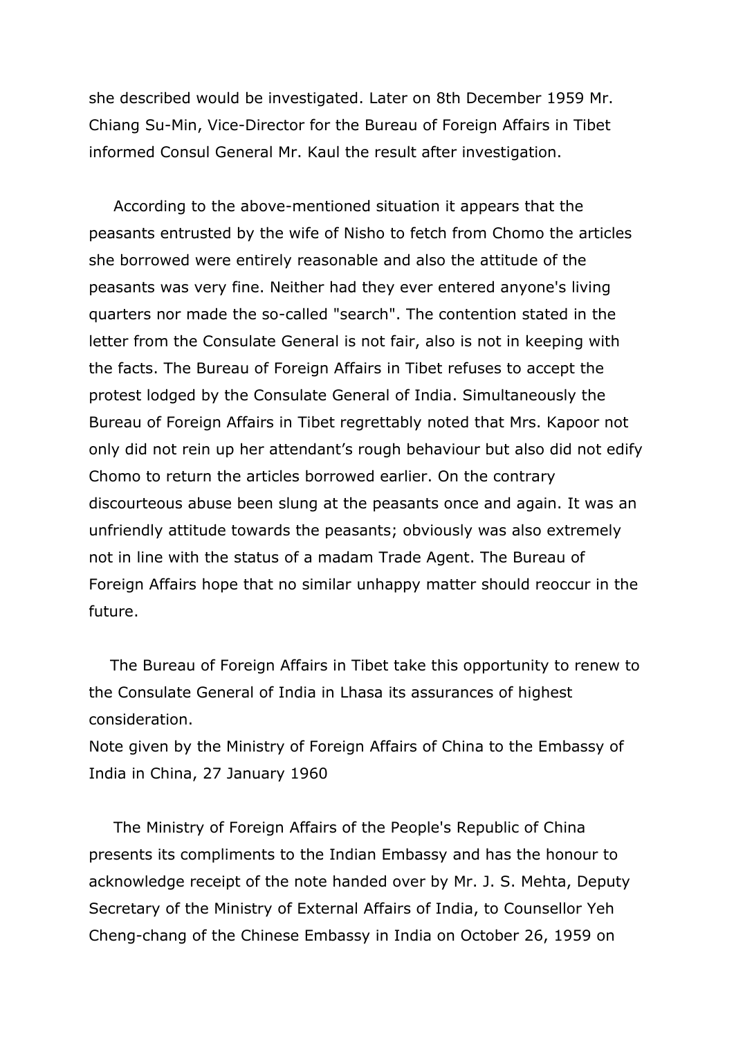she described would be investigated. Later on 8th December 1959 Mr. Chiang Su-Min, Vice-Director for the Bureau of Foreign Affairs in Tibet informed Consul General Mr. Kaul the result after investigation.

According to the above-mentioned situation it appears that the peasants entrusted by the wife of Nisho to fetch from Chomo the articles she borrowed were entirely reasonable and also the attitude of the peasants was very fine. Neither had they ever entered anyone's living quarters nor made the so-called "search". The contention stated in the letter from the Consulate General is not fair, also is not in keeping with the facts. The Bureau of Foreign Affairs in Tibet refuses to accept the protest lodged by the Consulate General of India. Simultaneously the Bureau of Foreign Affairs in Tibet regrettably noted that Mrs. Kapoor not only did not rein up her attendant's rough behaviour but also did not edify Chomo to return the articles borrowed earlier. On the contrary discourteous abuse been slung at the peasants once and again. It was an unfriendly attitude towards the peasants; obviously was also extremely not in line with the status of a madam Trade Agent. The Bureau of Foreign Affairs hope that no similar unhappy matter should reoccur in the future.

The Bureau of Foreign Affairs in Tibet take this opportunity to renew to the Consulate General of India in Lhasa its assurances of highest consideration.

Note given by the Ministry of Foreign Affairs of China to the Embassy of India in China, 27 January 1960

The Ministry of Foreign Affairs of the People's Republic of China presents its compliments to the Indian Embassy and has the honour to acknowledge receipt of the note handed over by Mr. J. S. Mehta, Deputy Secretary of the Ministry of External Affairs of India, to Counsellor Yeh Cheng-chang of the Chinese Embassy in India on October 26, 1959 on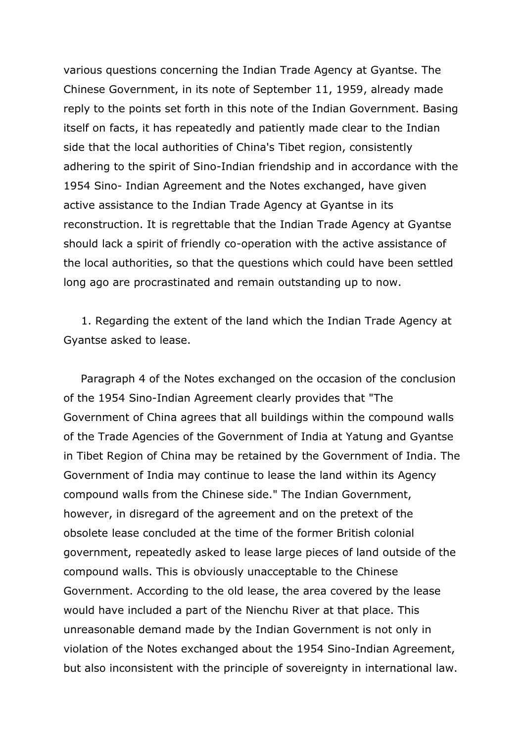various questions concerning the Indian Trade Agency at Gyantse. The Chinese Government, in its note of September 11, 1959, already made reply to the points set forth in this note of the Indian Government. Basing itself on facts, it has repeatedly and patiently made clear to the Indian side that the local authorities of China's Tibet region, consistently adhering to the spirit of Sino-Indian friendship and in accordance with the 1954 Sino- Indian Agreement and the Notes exchanged, have given active assistance to the Indian Trade Agency at Gyantse in its reconstruction. It is regrettable that the Indian Trade Agency at Gyantse should lack a spirit of friendly co-operation with the active assistance of the local authorities, so that the questions which could have been settled long ago are procrastinated and remain outstanding up to now.

1. Regarding the extent of the land which the Indian Trade Agency at Gyantse asked to lease.

Paragraph 4 of the Notes exchanged on the occasion of the conclusion of the 1954 Sino-Indian Agreement clearly provides that "The Government of China agrees that all buildings within the compound walls of the Trade Agencies of the Government of India at Yatung and Gyantse in Tibet Region of China may be retained by the Government of India. The Government of India may continue to lease the land within its Agency compound walls from the Chinese side." The Indian Government, however, in disregard of the agreement and on the pretext of the obsolete lease concluded at the time of the former British colonial government, repeatedly asked to lease large pieces of land outside of the compound walls. This is obviously unacceptable to the Chinese Government. According to the old lease, the area covered by the lease would have included a part of the Nienchu River at that place. This unreasonable demand made by the Indian Government is not only in violation of the Notes exchanged about the 1954 Sino-Indian Agreement, but also inconsistent with the principle of sovereignty in international law.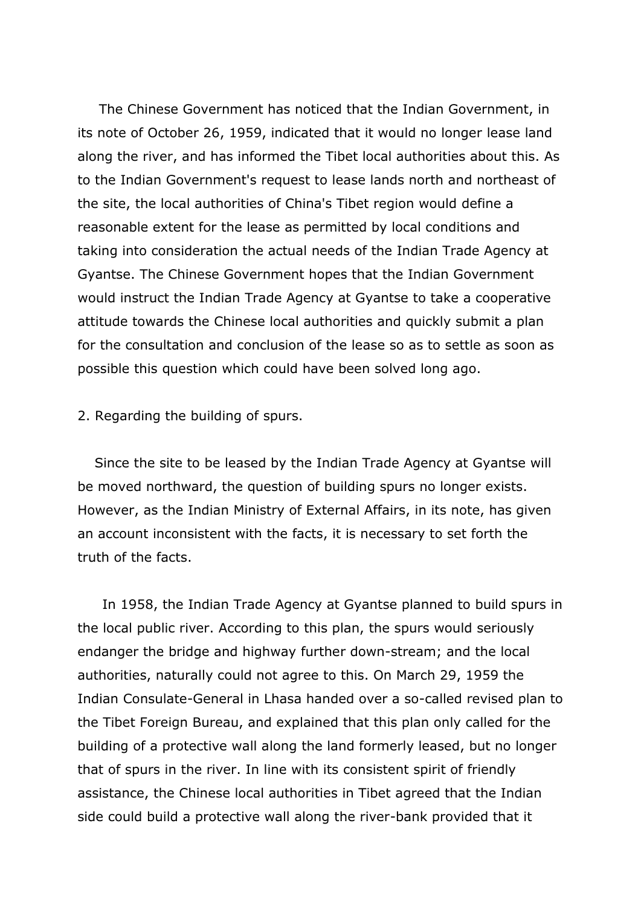The Chinese Government has noticed that the Indian Government, in its note of October 26, 1959, indicated that it would no longer lease land along the river, and has informed the Tibet local authorities about this. As to the Indian Government's request to lease lands north and northeast of the site, the local authorities of China's Tibet region would define a reasonable extent for the lease as permitted by local conditions and taking into consideration the actual needs of the Indian Trade Agency at Gyantse. The Chinese Government hopes that the Indian Government would instruct the Indian Trade Agency at Gyantse to take a cooperative attitude towards the Chinese local authorities and quickly submit a plan for the consultation and conclusion of the lease so as to settle as soon as possible this question which could have been solved long ago.

2. Regarding the building of spurs.

Since the site to be leased by the Indian Trade Agency at Gyantse will be moved northward, the question of building spurs no longer exists. However, as the Indian Ministry of External Affairs, in its note, has given an account inconsistent with the facts, it is necessary to set forth the truth of the facts.

In 1958, the Indian Trade Agency at Gyantse planned to build spurs in the local public river. According to this plan, the spurs would seriously endanger the bridge and highway further down-stream; and the local authorities, naturally could not agree to this. On March 29, 1959 the Indian Consulate-General in Lhasa handed over a so-called revised plan to the Tibet Foreign Bureau, and explained that this plan only called for the building of a protective wall along the land formerly leased, but no longer that of spurs in the river. In line with its consistent spirit of friendly assistance, the Chinese local authorities in Tibet agreed that the Indian side could build a protective wall along the river-bank provided that it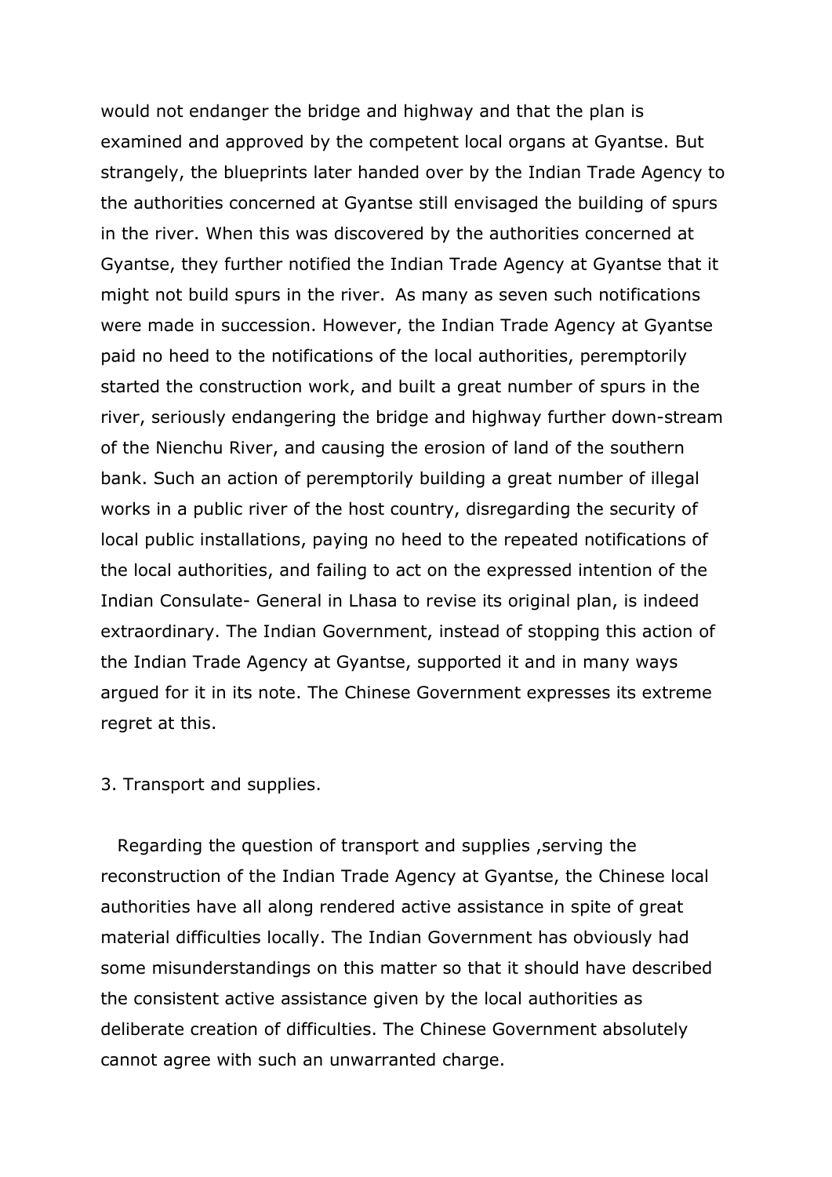would not endanger the bridge and highway and that the plan is examined and approved by the competent local organs at Gyantse. But strangely, the blueprints later handed over by the Indian Trade Agency to the authorities concerned at Gyantse still envisaged the building of spurs in the river. When this was discovered by the authorities concerned at Gyantse, they further notified the Indian Trade Agency at Gyantse that it might not build spurs in the river. As many as seven such notifications were made in succession. However, the Indian Trade Agency at Gyantse paid no heed to the notifications of the local authorities, peremptorily started the construction work, and built a great number of spurs in the river, seriously endangering the bridge and highway further down-stream of the Nienchu River, and causing the erosion of land of the southern bank. Such an action of peremptorily building a great number of illegal works in a public river of the host country, disregarding the security of local public installations, paying no heed to the repeated notifications of the local authorities, and failing to act on the expressed intention of the Indian Consulate- General in Lhasa to revise its original plan, is indeed extraordinary. The Indian Government, instead of stopping this action of the Indian Trade Agency at Gyantse, supported it and in many ways argued for it in its note. The Chinese Government expresses its extreme regret at this.

3. Transport and supplies.

Regarding the question of transport and supplies ,serving the reconstruction of the Indian Trade Agency at Gyantse, the Chinese local authorities have all along rendered active assistance in spite of great material difficulties locally. The Indian Government has obviously had some misunderstandings on this matter so that it should have described the consistent active assistance given by the local authorities as deliberate creation of difficulties. The Chinese Government absolutely cannot agree with such an unwarranted charge.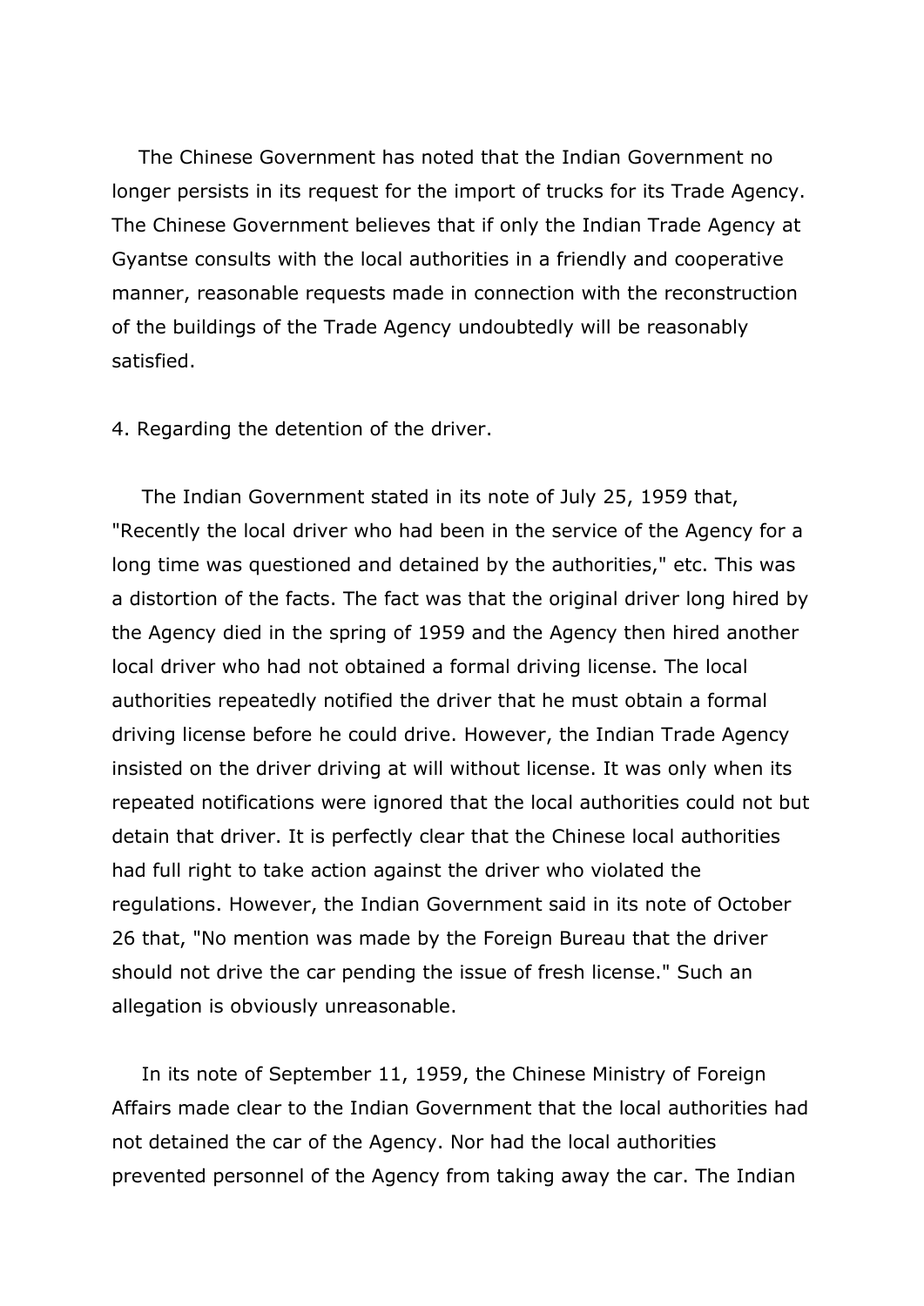The Chinese Government has noted that the Indian Government no longer persists in its request for the import of trucks for its Trade Agency. The Chinese Government believes that if only the Indian Trade Agency at Gyantse consults with the local authorities in a friendly and cooperative manner, reasonable requests made in connection with the reconstruction of the buildings of the Trade Agency undoubtedly will be reasonably satisfied.

4. Regarding the detention of the driver.

The Indian Government stated in its note of July 25, 1959 that, "Recently the local driver who had been in the service of the Agency for a long time was questioned and detained by the authorities," etc. This was a distortion of the facts. The fact was that the original driver long hired by the Agency died in the spring of 1959 and the Agency then hired another local driver who had not obtained a formal driving license. The local authorities repeatedly notified the driver that he must obtain a formal driving license before he could drive. However, the Indian Trade Agency insisted on the driver driving at will without license. It was only when its repeated notifications were ignored that the local authorities could not but detain that driver. It is perfectly clear that the Chinese local authorities had full right to take action against the driver who violated the regulations. However, the Indian Government said in its note of October 26 that, "No mention was made by the Foreign Bureau that the driver should not drive the car pending the issue of fresh license." Such an allegation is obviously unreasonable.

In its note of September 11, 1959, the Chinese Ministry of Foreign Affairs made clear to the Indian Government that the local authorities had not detained the car of the Agency. Nor had the local authorities prevented personnel of the Agency from taking away the car. The Indian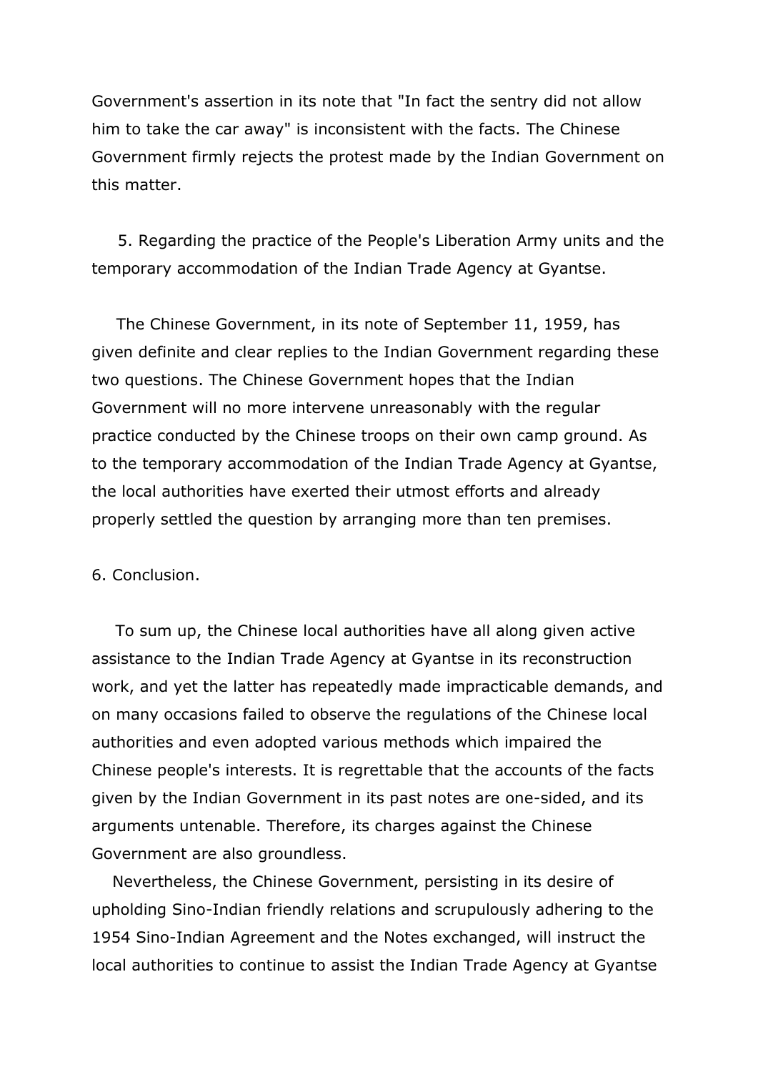Government's assertion in its note that "In fact the sentry did not allow him to take the car away" is inconsistent with the facts. The Chinese Government firmly rejects the protest made by the Indian Government on this matter.

5. Regarding the practice of the People's Liberation Army units and the temporary accommodation of the Indian Trade Agency at Gyantse.

The Chinese Government, in its note of September 11, 1959, has given definite and clear replies to the Indian Government regarding these two questions. The Chinese Government hopes that the Indian Government will no more intervene unreasonably with the regular practice conducted by the Chinese troops on their own camp ground. As to the temporary accommodation of the Indian Trade Agency at Gyantse, the local authorities have exerted their utmost efforts and already properly settled the question by arranging more than ten premises.

6. Conclusion.

To sum up, the Chinese local authorities have all along given active assistance to the Indian Trade Agency at Gyantse in its reconstruction work, and yet the latter has repeatedly made impracticable demands, and on many occasions failed to observe the regulations of the Chinese local authorities and even adopted various methods which impaired the Chinese people's interests. It is regrettable that the accounts of the facts given by the Indian Government in its past notes are one-sided, and its arguments untenable. Therefore, its charges against the Chinese Government are also groundless.

Nevertheless, the Chinese Government, persisting in its desire of upholding Sino-Indian friendly relations and scrupulously adhering to the 1954 Sino-Indian Agreement and the Notes exchanged, will instruct the local authorities to continue to assist the Indian Trade Agency at Gyantse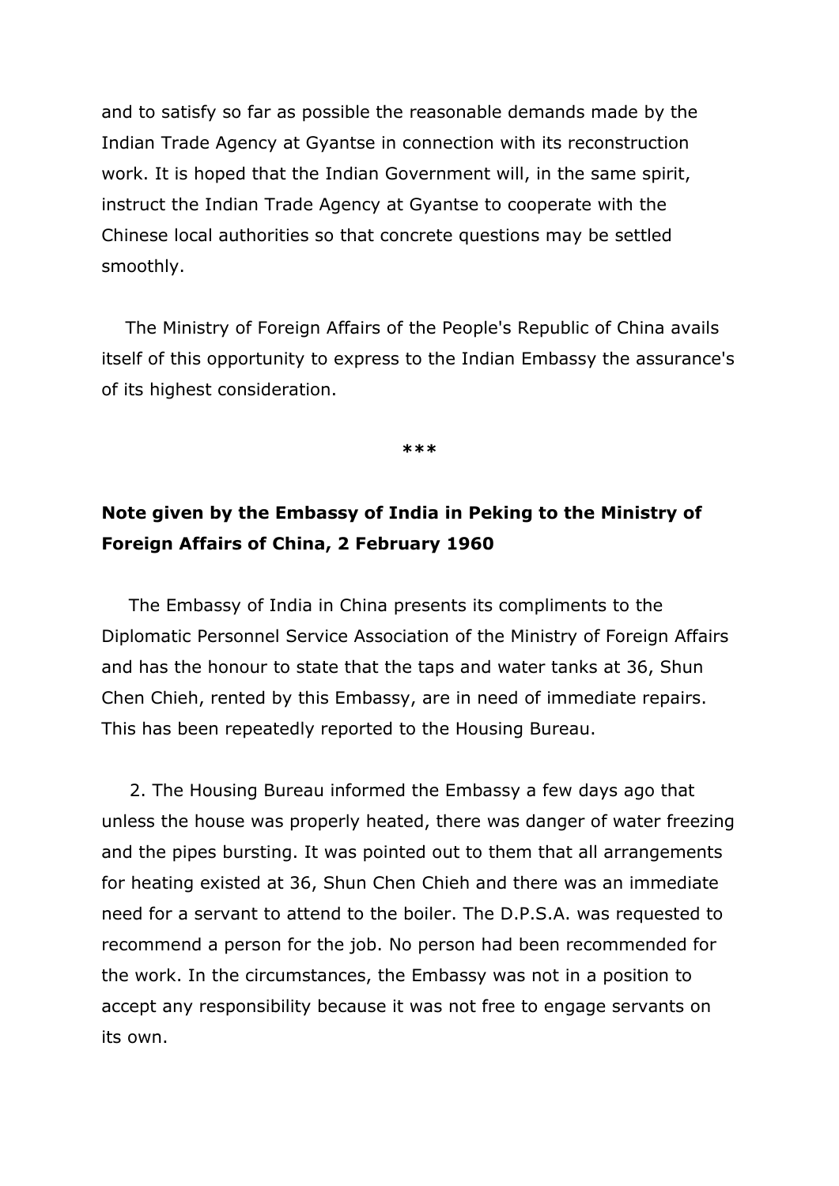and to satisfy so far as possible the reasonable demands made by the Indian Trade Agency at Gyantse in connection with its reconstruction work. It is hoped that the Indian Government will, in the same spirit, instruct the Indian Trade Agency at Gyantse to cooperate with the Chinese local authorities so that concrete questions may be settled smoothly.

The Ministry of Foreign Affairs of the People's Republic of China avails itself of this opportunity to express to the Indian Embassy the assurance's of its highest consideration.

***

**Note given by the Embassy of India in Peking to the Ministry of Foreign Affairs of China, 2 February 1960**

The Embassy of India in China presents its compliments to the Diplomatic Personnel Service Association of the Ministry of Foreign Affairs and has the honour to state that the taps and water tanks at 36, Shun Chen Chieh, rented by this Embassy, are in need of immediate repairs. This has been repeatedly reported to the Housing Bureau.

2. The Housing Bureau informed the Embassy a few days ago that unless the house was properly heated, there was danger of water freezing and the pipes bursting. It was pointed out to them that all arrangements for heating existed at 36, Shun Chen Chieh and there was an immediate need for a servant to attend to the boiler. The D.P.S.A. was requested to recommend a person for the job. No person had been recommended for the work. In the circumstances, the Embassy was not in a position to accept any responsibility because it was not free to engage servants on its own.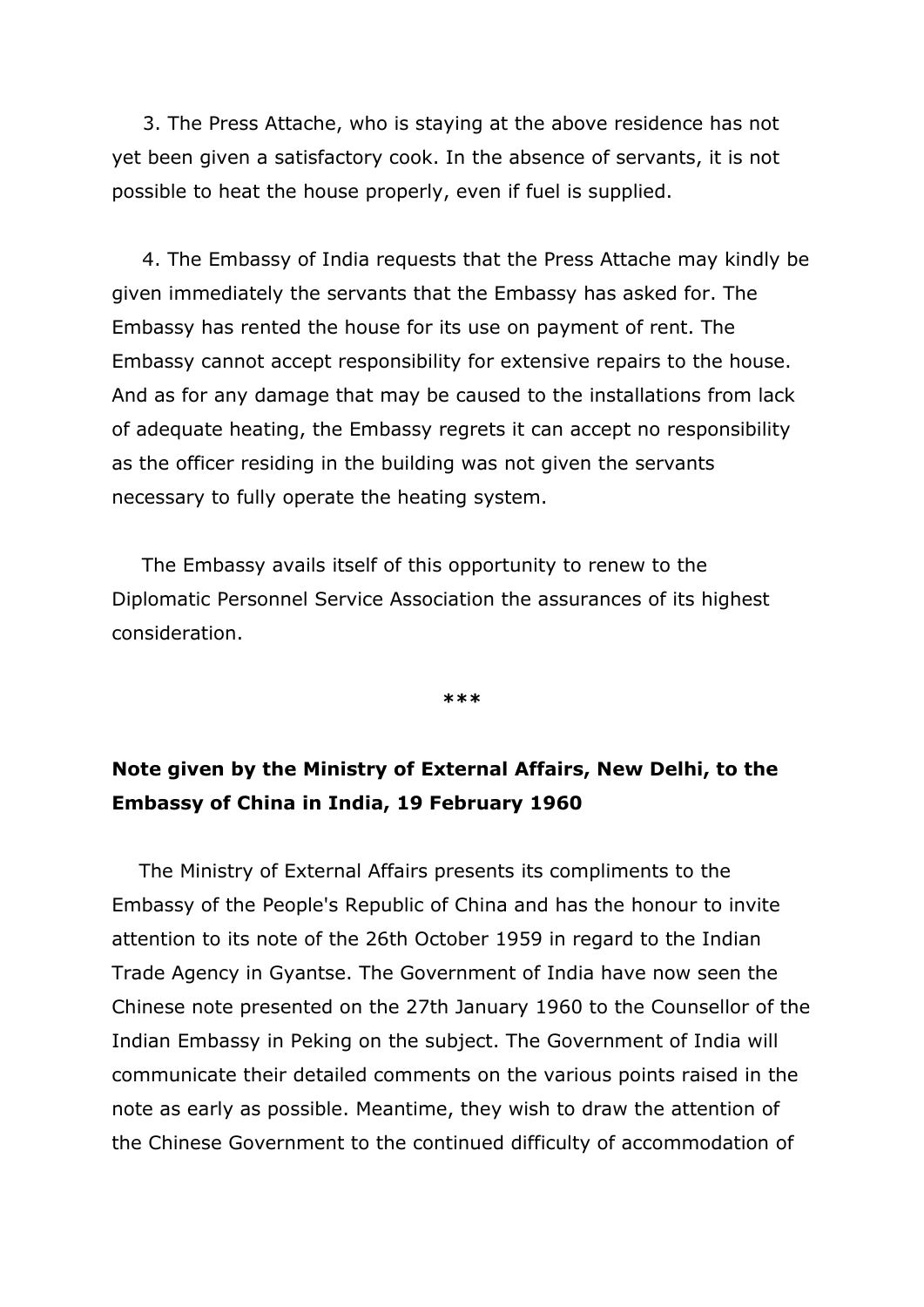3. The Press Attache, who is staying at the above residence has not yet been given a satisfactory cook. In the absence of servants, it is not possible to heat the house properly, even if fuel is supplied.

4. The Embassy of India requests that the Press Attache may kindly be given immediately the servants that the Embassy has asked for. The Embassy has rented the house for its use on payment of rent. The Embassy cannot accept responsibility for extensive repairs to the house. And as for any damage that may be caused to the installations from lack of adequate heating, the Embassy regrets it can accept no responsibility as the officer residing in the building was not given the servants necessary to fully operate the heating system.

The Embassy avails itself of this opportunity to renew to the Diplomatic Personnel Service Association the assurances of its highest consideration.

***

**Note given by the Ministry of External Affairs, New Delhi, to the Embassy of China in India, 19 February 1960**

The Ministry of External Affairs presents its compliments to the Embassy of the People's Republic of China and has the honour to invite attention to its note of the 26th October 1959 in regard to the Indian Trade Agency in Gyantse. The Government of India have now seen the Chinese note presented on the 27th January 1960 to the Counsellor of the Indian Embassy in Peking on the subject. The Government of India will communicate their detailed comments on the various points raised in the note as early as possible. Meantime, they wish to draw the attention of the Chinese Government to the continued difficulty of accommodation of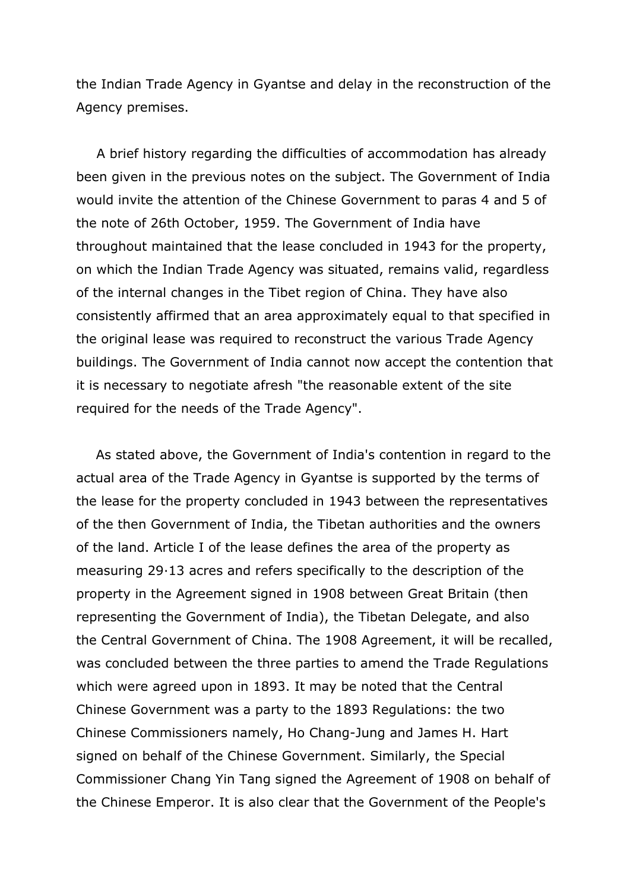the Indian Trade Agency in Gyantse and delay in the reconstruction of the Agency premises.

A brief history regarding the difficulties of accommodation has already been given in the previous notes on the subject. The Government of India would invite the attention of the Chinese Government to paras 4 and 5 of the note of 26th October, 1959. The Government of India have throughout maintained that the lease concluded in 1943 for the property, on which the Indian Trade Agency was situated, remains valid, regardless of the internal changes in the Tibet region of China. They have also consistently affirmed that an area approximately equal to that specified in the original lease was required to reconstruct the various Trade Agency buildings. The Government of India cannot now accept the contention that it is necessary to negotiate afresh "the reasonable extent of the site required for the needs of the Trade Agency".

As stated above, the Government of India's contention in regard to the actual area of the Trade Agency in Gyantse is supported by the terms of the lease for the property concluded in 1943 between the representatives of the then Government of India, the Tibetan authorities and the owners of the land. Article I of the lease defines the area of the property as measuring 29·13 acres and refers specifically to the description of the property in the Agreement signed in 1908 between Great Britain (then representing the Government of India), the Tibetan Delegate, and also the Central Government of China. The 1908 Agreement, it will be recalled, was concluded between the three parties to amend the Trade Regulations which were agreed upon in 1893. It may be noted that the Central Chinese Government was a party to the 1893 Regulations: the two Chinese Commissioners namely, Ho Chang-Jung and James H. Hart signed on behalf of the Chinese Government. Similarly, the Special Commissioner Chang Yin Tang signed the Agreement of 1908 on behalf of the Chinese Emperor. It is also clear that the Government of the People's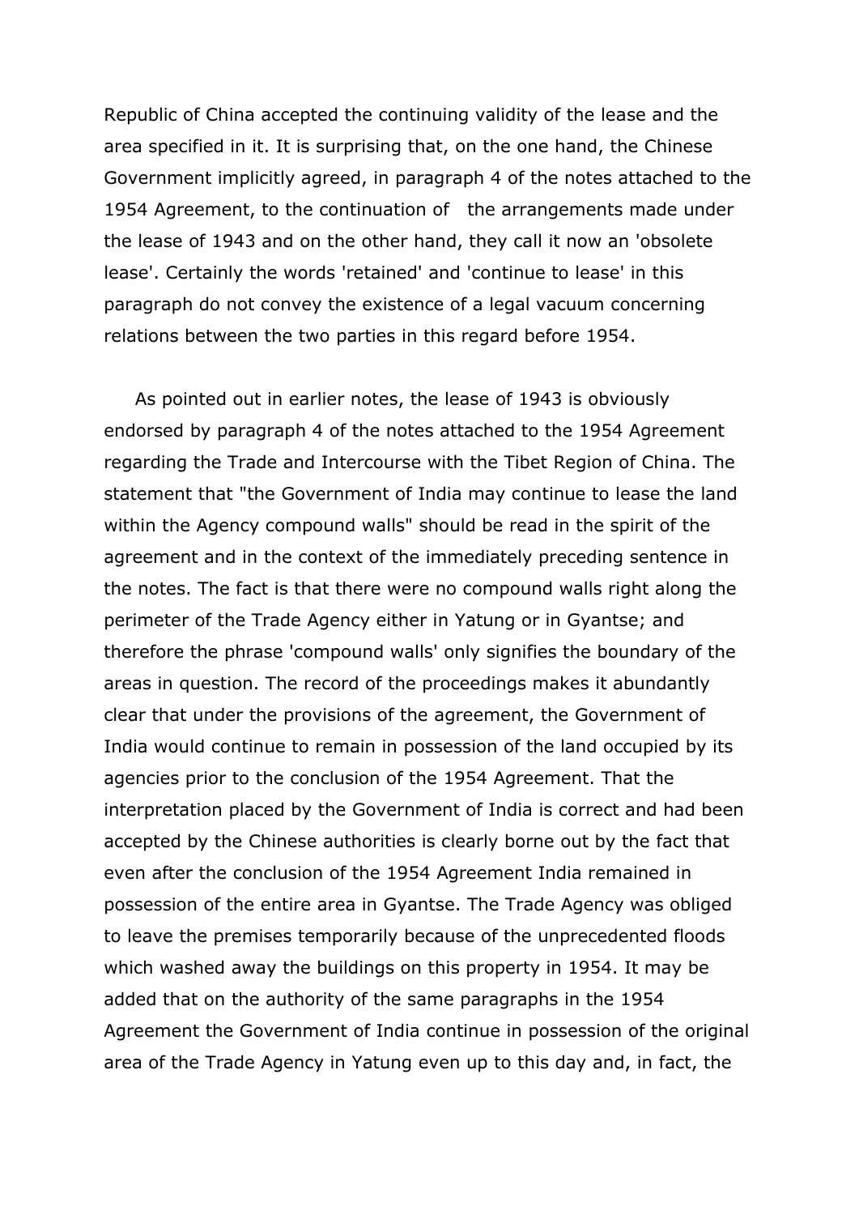Republic of China accepted the continuing validity of the lease and the area specified in it. It is surprising that, on the one hand, the Chinese Government implicitly agreed, in paragraph 4 of the notes attached to the 1954 Agreement, to the continuation of the arrangements made under the lease of 1943 and on the other hand, they call it now an 'obsolete lease'. Certainly the words 'retained' and 'continue to lease' in this paragraph do not convey the existence of a legal vacuum concerning relations between the two parties in this regard before 1954.

As pointed out in earlier notes, the lease of 1943 is obviously endorsed by paragraph 4 of the notes attached to the 1954 Agreement regarding the Trade and Intercourse with the Tibet Region of China. The statement that "the Government of India may continue to lease the land within the Agency compound walls" should be read in the spirit of the agreement and in the context of the immediately preceding sentence in the notes. The fact is that there were no compound walls right along the perimeter of the Trade Agency either in Yatung or in Gyantse; and therefore the phrase 'compound walls' only signifies the boundary of the areas in question. The record of the proceedings makes it abundantly clear that under the provisions of the agreement, the Government of India would continue to remain in possession of the land occupied by its agencies prior to the conclusion of the 1954 Agreement. That the interpretation placed by the Government of India is correct and had been accepted by the Chinese authorities is clearly borne out by the fact that even after the conclusion of the 1954 Agreement India remained in possession of the entire area in Gyantse. The Trade Agency was obliged to leave the premises temporarily because of the unprecedented floods which washed away the buildings on this property in 1954. It may be added that on the authority of the same paragraphs in the 1954 Agreement the Government of India continue in possession of the original area of the Trade Agency in Yatung even up to this day and, in fact, the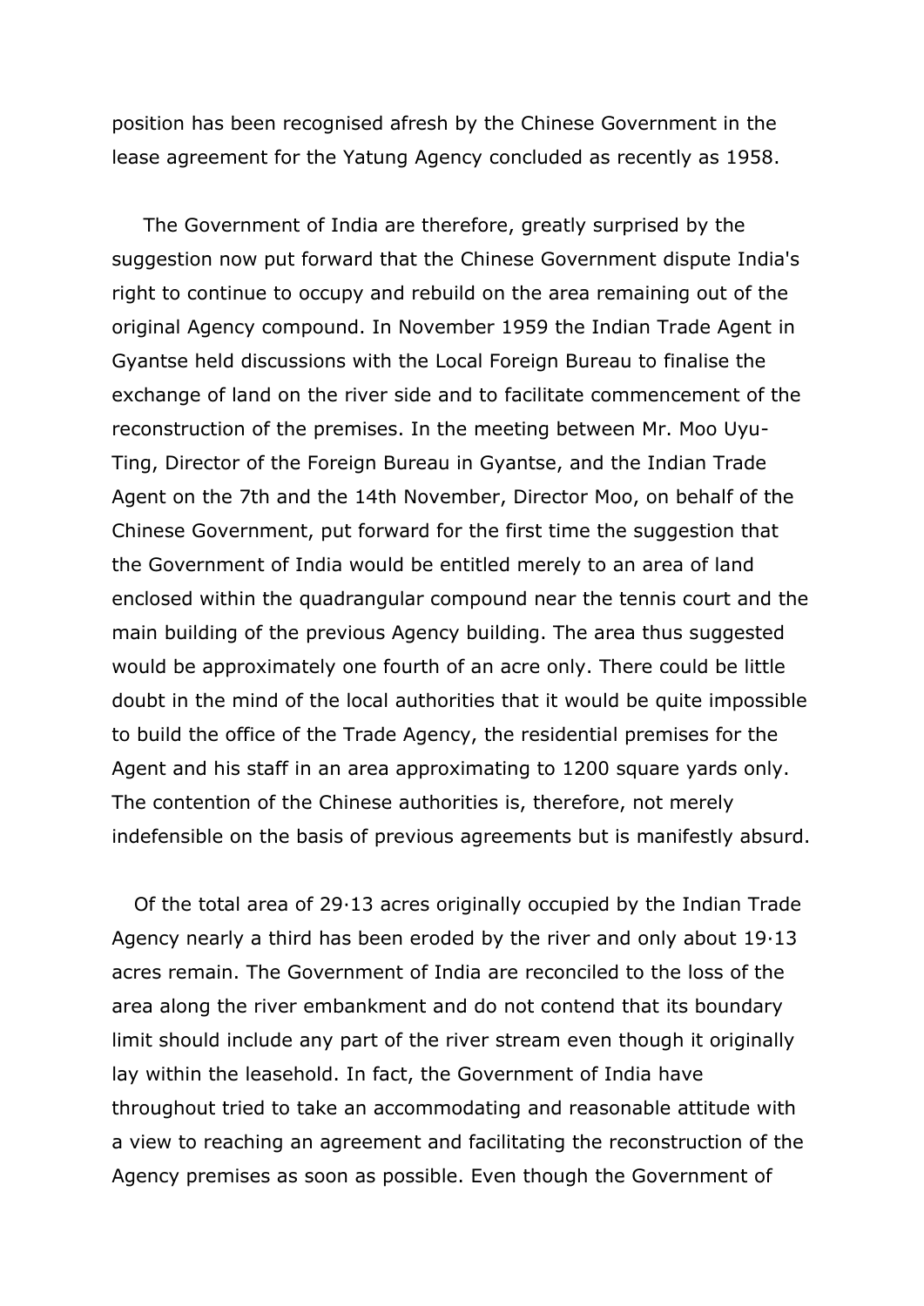position has been recognised afresh by the Chinese Government in the lease agreement for the Yatung Agency concluded as recently as 1958.

The Government of India are therefore, greatly surprised by the suggestion now put forward that the Chinese Government dispute India's right to continue to occupy and rebuild on the area remaining out of the original Agency compound. In November 1959 the Indian Trade Agent in Gyantse held discussions with the Local Foreign Bureau to finalise the exchange of land on the river side and to facilitate commencement of the reconstruction of the premises. In the meeting between Mr. Moo Uyu-Ting, Director of the Foreign Bureau in Gyantse, and the Indian Trade Agent on the 7th and the 14th November, Director Moo, on behalf of the Chinese Government, put forward for the first time the suggestion that the Government of India would be entitled merely to an area of land enclosed within the quadrangular compound near the tennis court and the main building of the previous Agency building. The area thus suggested would be approximately one fourth of an acre only. There could be little doubt in the mind of the local authorities that it would be quite impossible to build the office of the Trade Agency, the residential premises for the Agent and his staff in an area approximating to 1200 square yards only. The contention of the Chinese authorities is, therefore, not merely indefensible on the basis of previous agreements but is manifestly absurd.

Of the total area of 29·13 acres originally occupied by the Indian Trade Agency nearly a third has been eroded by the river and only about 19·13 acres remain. The Government of India are reconciled to the loss of the area along the river embankment and do not contend that its boundary limit should include any part of the river stream even though it originally lay within the leasehold. In fact, the Government of India have throughout tried to take an accommodating and reasonable attitude with a view to reaching an agreement and facilitating the reconstruction of the Agency premises as soon as possible. Even though the Government of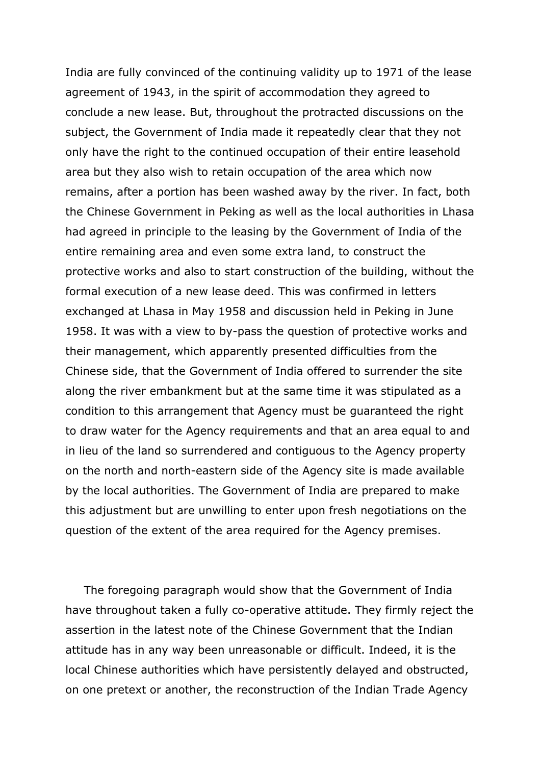India are fully convinced of the continuing validity up to 1971 of the lease agreement of 1943, in the spirit of accommodation they agreed to conclude a new lease. But, throughout the protracted discussions on the subject, the Government of India made it repeatedly clear that they not only have the right to the continued occupation of their entire leasehold area but they also wish to retain occupation of the area which now remains, after a portion has been washed away by the river. In fact, both the Chinese Government in Peking as well as the local authorities in Lhasa had agreed in principle to the leasing by the Government of India of the entire remaining area and even some extra land, to construct the protective works and also to start construction of the building, without the formal execution of a new lease deed. This was confirmed in letters exchanged at Lhasa in May 1958 and discussion held in Peking in June 1958. It was with a view to by-pass the question of protective works and their management, which apparently presented difficulties from the Chinese side, that the Government of India offered to surrender the site along the river embankment but at the same time it was stipulated as a condition to this arrangement that Agency must be guaranteed the right to draw water for the Agency requirements and that an area equal to and in lieu of the land so surrendered and contiguous to the Agency property on the north and north-eastern side of the Agency site is made available by the local authorities. The Government of India are prepared to make this adjustment but are unwilling to enter upon fresh negotiations on the question of the extent of the area required for the Agency premises.

The foregoing paragraph would show that the Government of India have throughout taken a fully co-operative attitude. They firmly reject the assertion in the latest note of the Chinese Government that the Indian attitude has in any way been unreasonable or difficult. Indeed, it is the local Chinese authorities which have persistently delayed and obstructed, on one pretext or another, the reconstruction of the Indian Trade Agency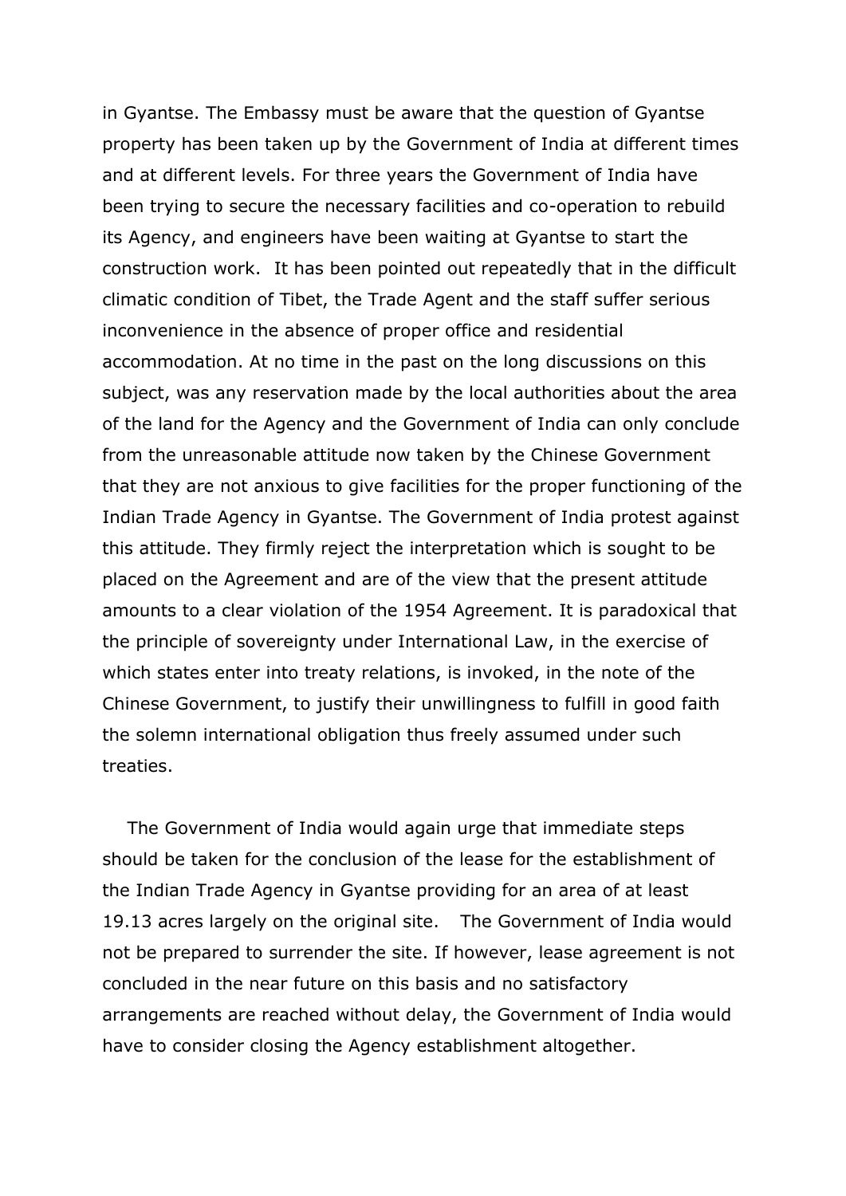in Gyantse. The Embassy must be aware that the question of Gyantse property has been taken up by the Government of India at different times and at different levels. For three years the Government of India have been trying to secure the necessary facilities and co-operation to rebuild its Agency, and engineers have been waiting at Gyantse to start the construction work. It has been pointed out repeatedly that in the difficult climatic condition of Tibet, the Trade Agent and the staff suffer serious inconvenience in the absence of proper office and residential accommodation. At no time in the past on the long discussions on this subject, was any reservation made by the local authorities about the area of the land for the Agency and the Government of India can only conclude from the unreasonable attitude now taken by the Chinese Government that they are not anxious to give facilities for the proper functioning of the Indian Trade Agency in Gyantse. The Government of India protest against this attitude. They firmly reject the interpretation which is sought to be placed on the Agreement and are of the view that the present attitude amounts to a clear violation of the 1954 Agreement. It is paradoxical that the principle of sovereignty under International Law, in the exercise of which states enter into treaty relations, is invoked, in the note of the Chinese Government, to justify their unwillingness to fulfill in good faith the solemn international obligation thus freely assumed under such treaties.

The Government of India would again urge that immediate steps should be taken for the conclusion of the lease for the establishment of the Indian Trade Agency in Gyantse providing for an area of at least 19.13 acres largely on the original site. The Government of India would not be prepared to surrender the site. If however, lease agreement is not concluded in the near future on this basis and no satisfactory arrangements are reached without delay, the Government of India would have to consider closing the Agency establishment altogether.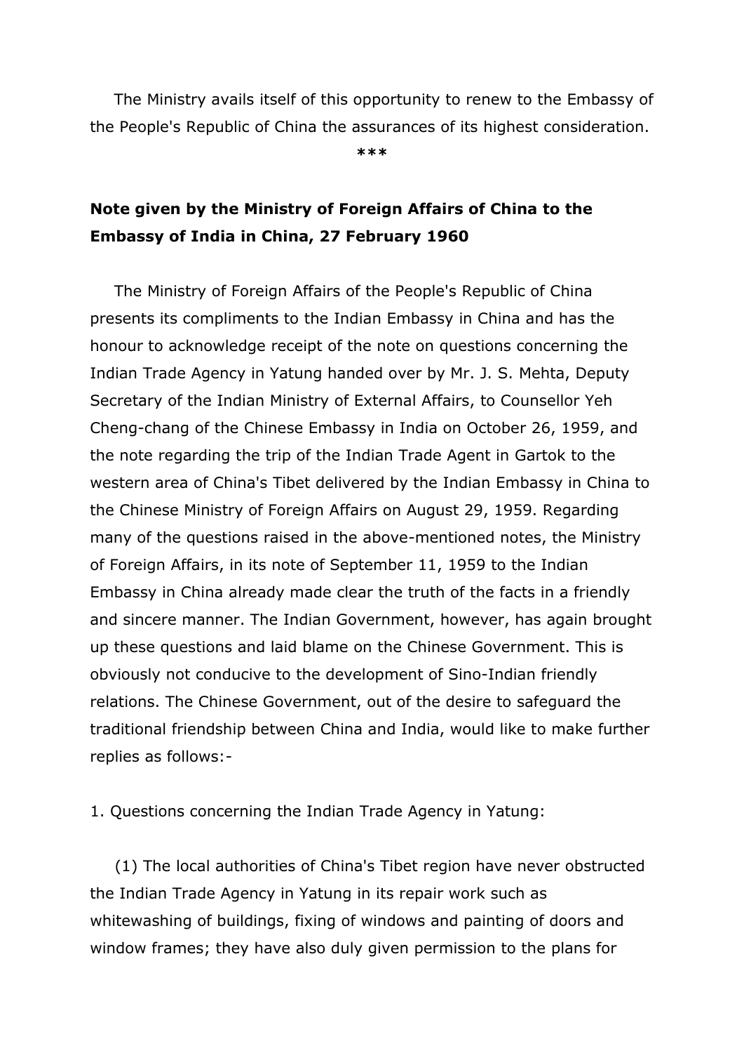The Ministry avails itself of this opportunity to renew to the Embassy of the People's Republic of China the assurances of its highest consideration.

***

**Note given by the Ministry of Foreign Affairs of China to the Embassy of India in China, 27 February 1960**

The Ministry of Foreign Affairs of the People's Republic of China presents its compliments to the Indian Embassy in China and has the honour to acknowledge receipt of the note on questions concerning the Indian Trade Agency in Yatung handed over by Mr. J. S. Mehta, Deputy Secretary of the Indian Ministry of External Affairs, to Counsellor Yeh Cheng-chang of the Chinese Embassy in India on October 26, 1959, and the note regarding the trip of the Indian Trade Agent in Gartok to the western area of China's Tibet delivered by the Indian Embassy in China to the Chinese Ministry of Foreign Affairs on August 29, 1959. Regarding many of the questions raised in the above-mentioned notes, the Ministry of Foreign Affairs, in its note of September 11, 1959 to the Indian Embassy in China already made clear the truth of the facts in a friendly and sincere manner. The Indian Government, however, has again brought up these questions and laid blame on the Chinese Government. This is obviously not conducive to the development of Sino-Indian friendly relations. The Chinese Government, out of the desire to safeguard the traditional friendship between China and India, would like to make further replies as follows:-

1. Questions concerning the Indian Trade Agency in Yatung:

(1) The local authorities of China's Tibet region have never obstructed the Indian Trade Agency in Yatung in its repair work such as whitewashing of buildings, fixing of windows and painting of doors and window frames; they have also duly given permission to the plans for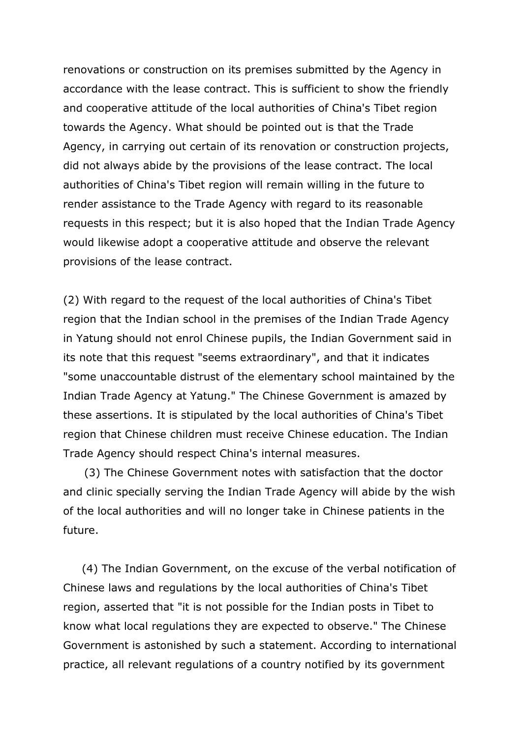renovations or construction on its premises submitted by the Agency in accordance with the lease contract. This is sufficient to show the friendly and cooperative attitude of the local authorities of China's Tibet region towards the Agency. What should be pointed out is that the Trade Agency, in carrying out certain of its renovation or construction projects, did not always abide by the provisions of the lease contract. The local authorities of China's Tibet region will remain willing in the future to render assistance to the Trade Agency with regard to its reasonable requests in this respect; but it is also hoped that the Indian Trade Agency would likewise adopt a cooperative attitude and observe the relevant provisions of the lease contract.

(2) With regard to the request of the local authorities of China's Tibet region that the Indian school in the premises of the Indian Trade Agency in Yatung should not enrol Chinese pupils, the Indian Government said in its note that this request "seems extraordinary", and that it indicates "some unaccountable distrust of the elementary school maintained by the Indian Trade Agency at Yatung." The Chinese Government is amazed by these assertions. It is stipulated by the local authorities of China's Tibet region that Chinese children must receive Chinese education. The Indian Trade Agency should respect China's internal measures.

(3) The Chinese Government notes with satisfaction that the doctor and clinic specially serving the Indian Trade Agency will abide by the wish of the local authorities and will no longer take in Chinese patients in the future.

(4) The Indian Government, on the excuse of the verbal notification of Chinese laws and regulations by the local authorities of China's Tibet region, asserted that "it is not possible for the Indian posts in Tibet to know what local regulations they are expected to observe." The Chinese Government is astonished by such a statement. According to international practice, all relevant regulations of a country notified by its government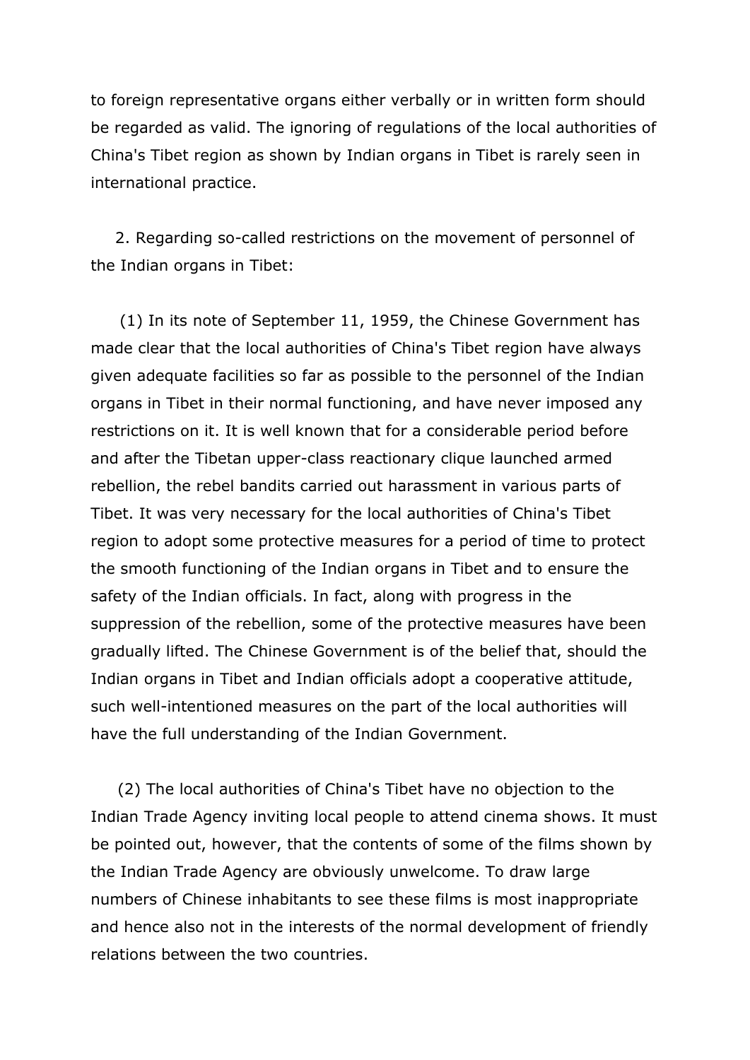to foreign representative organs either verbally or in written form should be regarded as valid. The ignoring of regulations of the local authorities of China's Tibet region as shown by Indian organs in Tibet is rarely seen in international practice.

2. Regarding so-called restrictions on the movement of personnel of the Indian organs in Tibet:

(1) In its note of September 11, 1959, the Chinese Government has made clear that the local authorities of China's Tibet region have always given adequate facilities so far as possible to the personnel of the Indian organs in Tibet in their normal functioning, and have never imposed any restrictions on it. It is well known that for a considerable period before and after the Tibetan upper-class reactionary clique launched armed rebellion, the rebel bandits carried out harassment in various parts of Tibet. It was very necessary for the local authorities of China's Tibet region to adopt some protective measures for a period of time to protect the smooth functioning of the Indian organs in Tibet and to ensure the safety of the Indian officials. In fact, along with progress in the suppression of the rebellion, some of the protective measures have been gradually lifted. The Chinese Government is of the belief that, should the Indian organs in Tibet and Indian officials adopt a cooperative attitude, such well-intentioned measures on the part of the local authorities will have the full understanding of the Indian Government.

(2) The local authorities of China's Tibet have no objection to the Indian Trade Agency inviting local people to attend cinema shows. It must be pointed out, however, that the contents of some of the films shown by the Indian Trade Agency are obviously unwelcome. To draw large numbers of Chinese inhabitants to see these films is most inappropriate and hence also not in the interests of the normal development of friendly relations between the two countries.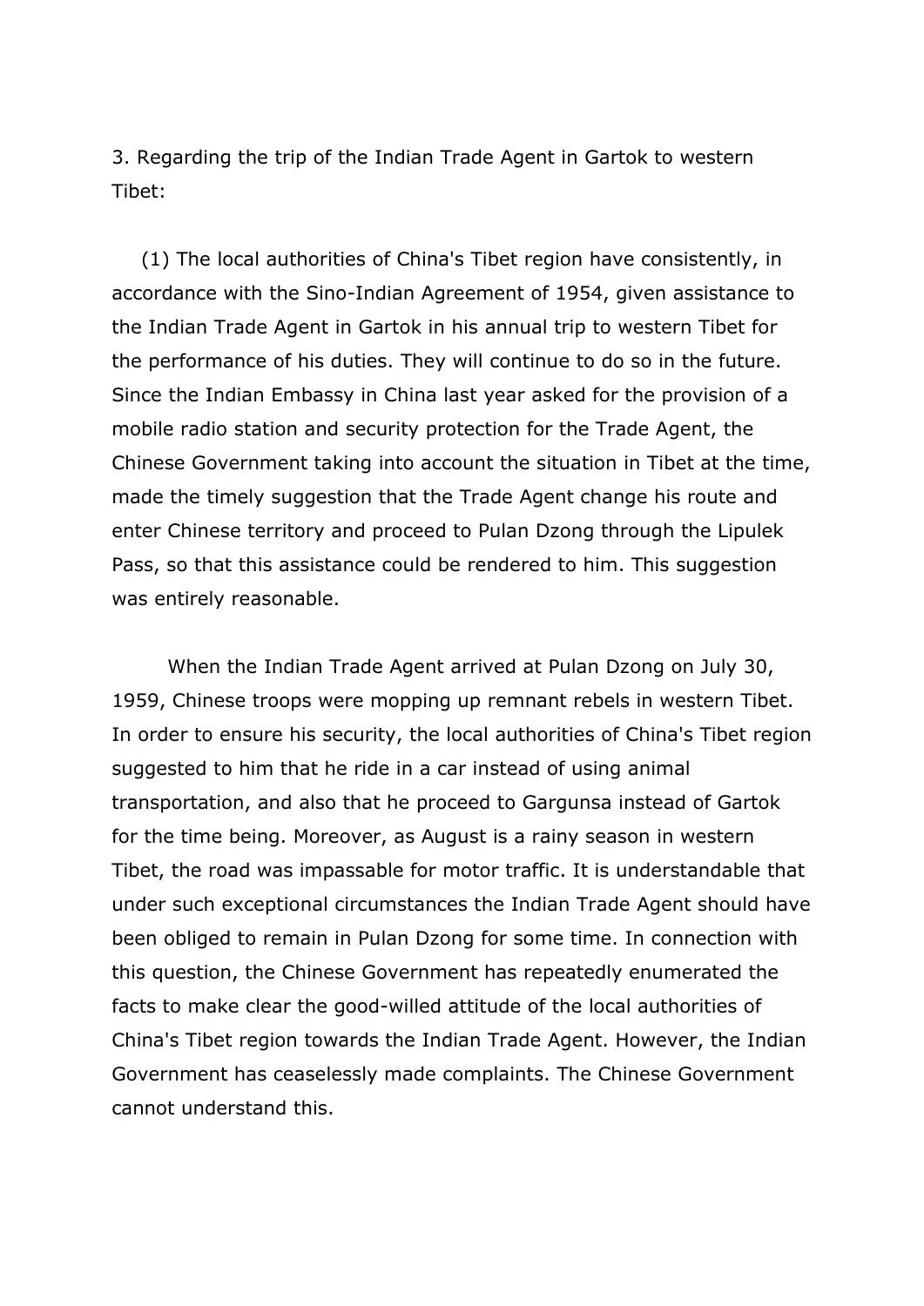3. Regarding the trip of the Indian Trade Agent in Gartok to western Tibet:

(1) The local authorities of China's Tibet region have consistently, in accordance with the Sino-Indian Agreement of 1954, given assistance to the Indian Trade Agent in Gartok in his annual trip to western Tibet for the performance of his duties. They will continue to do so in the future. Since the Indian Embassy in China last year asked for the provision of a mobile radio station and security protection for the Trade Agent, the Chinese Government taking into account the situation in Tibet at the time, made the timely suggestion that the Trade Agent change his route and enter Chinese territory and proceed to Pulan Dzong through the Lipulek Pass, so that this assistance could be rendered to him. This suggestion was entirely reasonable.

When the Indian Trade Agent arrived at Pulan Dzong on July 30, 1959, Chinese troops were mopping up remnant rebels in western Tibet. In order to ensure his security, the local authorities of China's Tibet region suggested to him that he ride in a car instead of using animal transportation, and also that he proceed to Gargunsa instead of Gartok for the time being. Moreover, as August is a rainy season in western Tibet, the road was impassable for motor traffic. It is understandable that under such exceptional circumstances the Indian Trade Agent should have been obliged to remain in Pulan Dzong for some time. In connection with this question, the Chinese Government has repeatedly enumerated the facts to make clear the good-willed attitude of the local authorities of China's Tibet region towards the Indian Trade Agent. However, the Indian Government has ceaselessly made complaints. The Chinese Government cannot understand this.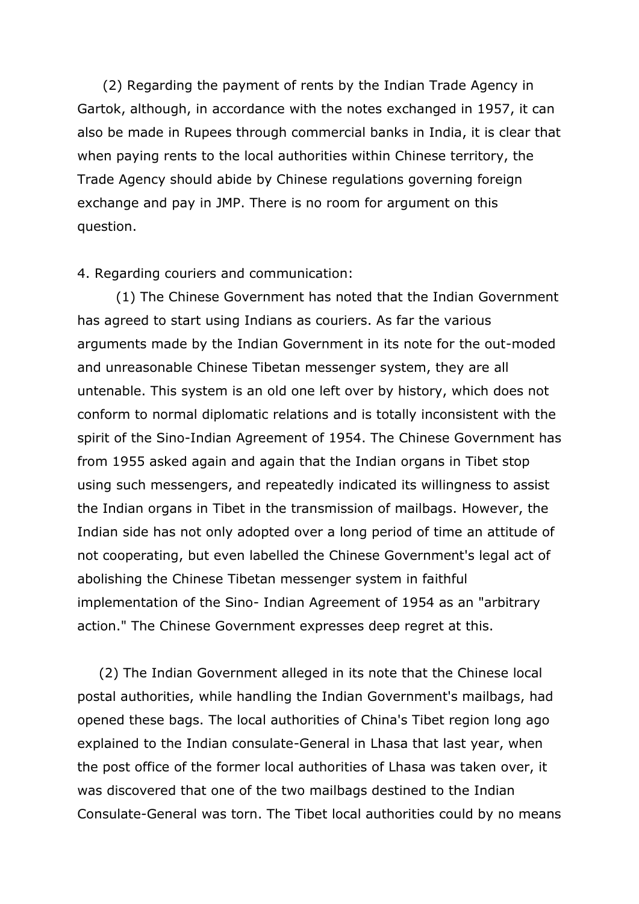(2) Regarding the payment of rents by the Indian Trade Agency in Gartok, although, in accordance with the notes exchanged in 1957, it can also be made in Rupees through commercial banks in India, it is clear that when paying rents to the local authorities within Chinese territory, the Trade Agency should abide by Chinese regulations governing foreign exchange and pay in JMP. There is no room for argument on this question.

4. Regarding couriers and communication:

(1) The Chinese Government has noted that the Indian Government has agreed to start using Indians as couriers. As far the various arguments made by the Indian Government in its note for the out-moded and unreasonable Chinese Tibetan messenger system, they are all untenable. This system is an old one left over by history, which does not conform to normal diplomatic relations and is totally inconsistent with the spirit of the Sino-Indian Agreement of 1954. The Chinese Government has from 1955 asked again and again that the Indian organs in Tibet stop using such messengers, and repeatedly indicated its willingness to assist the Indian organs in Tibet in the transmission of mailbags. However, the Indian side has not only adopted over a long period of time an attitude of not cooperating, but even labelled the Chinese Government's legal act of abolishing the Chinese Tibetan messenger system in faithful implementation of the Sino- Indian Agreement of 1954 as an "arbitrary action." The Chinese Government expresses deep regret at this.

(2) The Indian Government alleged in its note that the Chinese local postal authorities, while handling the Indian Government's mailbags, had opened these bags. The local authorities of China's Tibet region long ago explained to the Indian consulate-General in Lhasa that last year, when the post office of the former local authorities of Lhasa was taken over, it was discovered that one of the two mailbags destined to the Indian Consulate-General was torn. The Tibet local authorities could by no means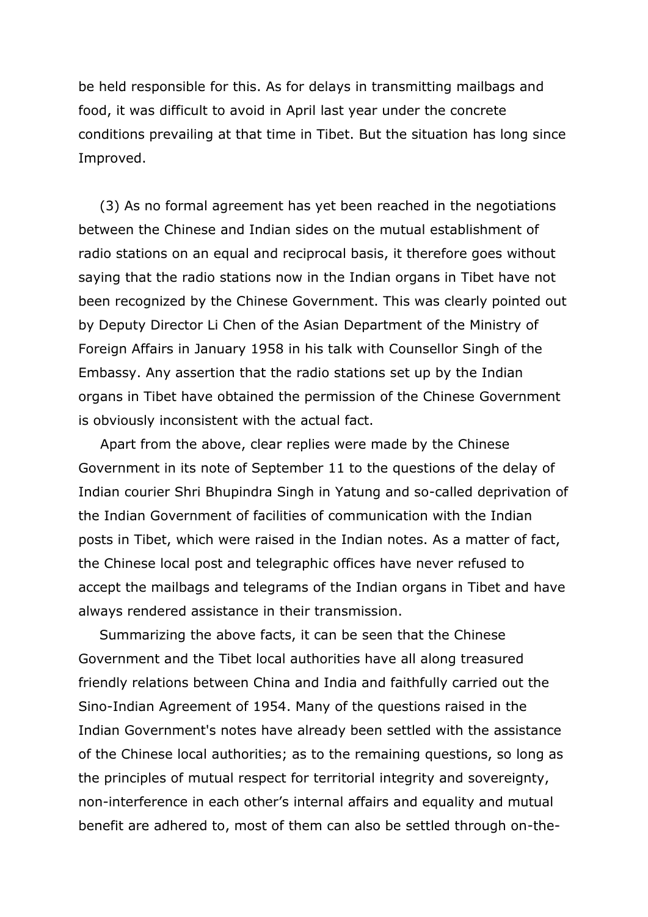be held responsible for this. As for delays in transmitting mailbags and food, it was difficult to avoid in April last year under the concrete conditions prevailing at that time in Tibet. But the situation has long since Improved.

(3) As no formal agreement has yet been reached in the negotiations between the Chinese and Indian sides on the mutual establishment of radio stations on an equal and reciprocal basis, it therefore goes without saying that the radio stations now in the Indian organs in Tibet have not been recognized by the Chinese Government. This was clearly pointed out by Deputy Director Li Chen of the Asian Department of the Ministry of Foreign Affairs in January 1958 in his talk with Counsellor Singh of the Embassy. Any assertion that the radio stations set up by the Indian organs in Tibet have obtained the permission of the Chinese Government is obviously inconsistent with the actual fact.

Apart from the above, clear replies were made by the Chinese Government in its note of September 11 to the questions of the delay of Indian courier Shri Bhupindra Singh in Yatung and so-called deprivation of the Indian Government of facilities of communication with the Indian posts in Tibet, which were raised in the Indian notes. As a matter of fact, the Chinese local post and telegraphic offices have never refused to accept the mailbags and telegrams of the Indian organs in Tibet and have always rendered assistance in their transmission.

Summarizing the above facts, it can be seen that the Chinese Government and the Tibet local authorities have all along treasured friendly relations between China and India and faithfully carried out the Sino-Indian Agreement of 1954. Many of the questions raised in the Indian Government's notes have already been settled with the assistance of the Chinese local authorities; as to the remaining questions, so long as the principles of mutual respect for territorial integrity and sovereignty, non-interference in each other's internal affairs and equality and mutual benefit are adhered to, most of them can also be settled through on-the-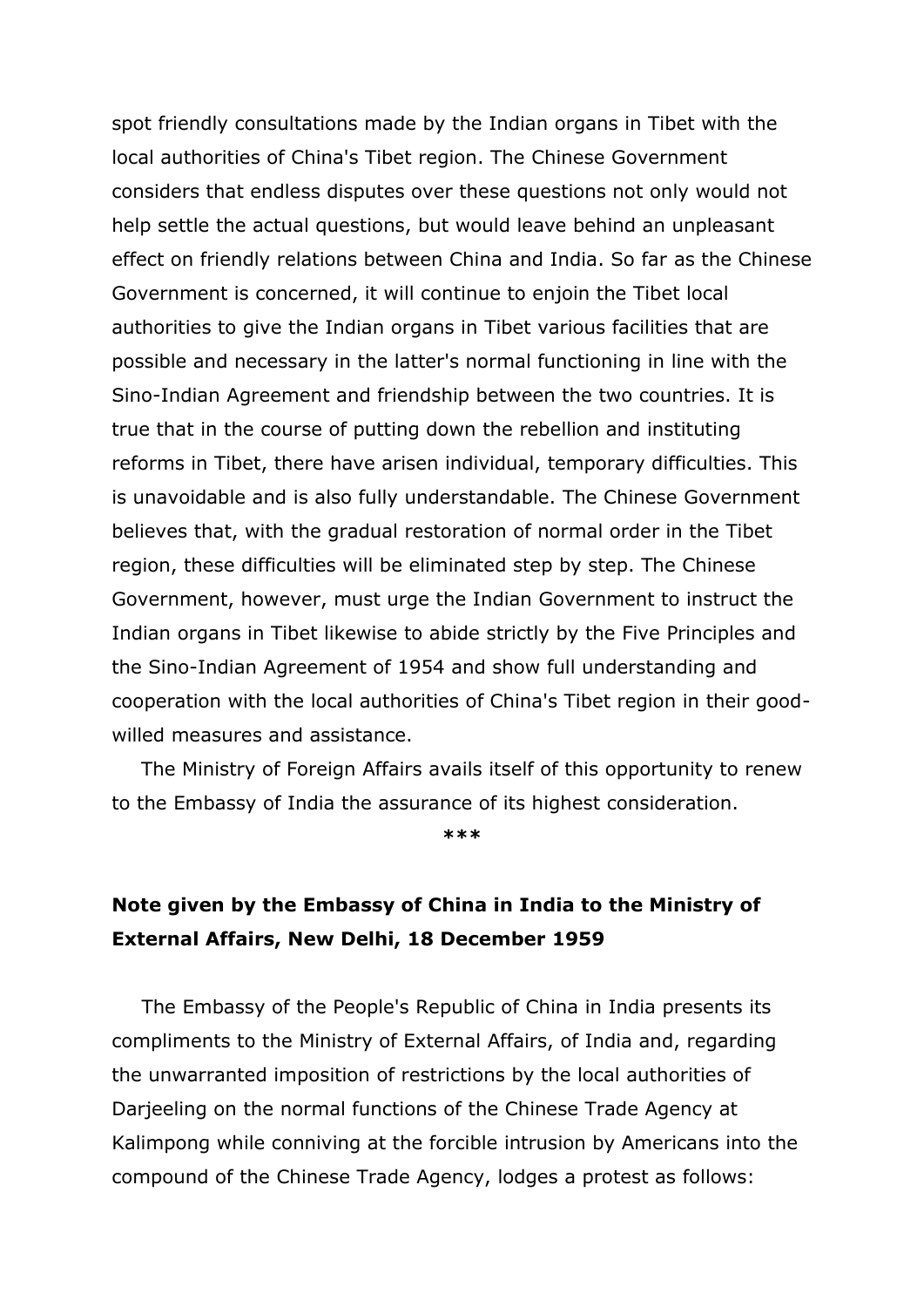spot friendly consultations made by the Indian organs in Tibet with the local authorities of China's Tibet region. The Chinese Government considers that endless disputes over these questions not only would not help settle the actual questions, but would leave behind an unpleasant effect on friendly relations between China and India. So far as the Chinese Government is concerned, it will continue to enjoin the Tibet local authorities to give the Indian organs in Tibet various facilities that are possible and necessary in the latter's normal functioning in line with the Sino-Indian Agreement and friendship between the two countries. It is true that in the course of putting down the rebellion and instituting reforms in Tibet, there have arisen individual, temporary difficulties. This is unavoidable and is also fully understandable. The Chinese Government believes that, with the gradual restoration of normal order in the Tibet region, these difficulties will be eliminated step by step. The Chinese Government, however, must urge the Indian Government to instruct the Indian organs in Tibet likewise to abide strictly by the Five Principles and the Sino-Indian Agreement of 1954 and show full understanding and cooperation with the local authorities of China's Tibet region in their good-willed measures and assistance.

The Ministry of Foreign Affairs avails itself of this opportunity to renew to the Embassy of India the assurance of its highest consideration.

***

**Note given by the Embassy of China in India to the Ministry of External Affairs, New Delhi, 18 December 1959**

The Embassy of the People's Republic of China in India presents its compliments to the Ministry of External Affairs, of India and, regarding the unwarranted imposition of restrictions by the local authorities of Darjeeling on the normal functions of the Chinese Trade Agency at Kalimpong while conniving at the forcible intrusion by Americans into the compound of the Chinese Trade Agency, lodges a protest as follows: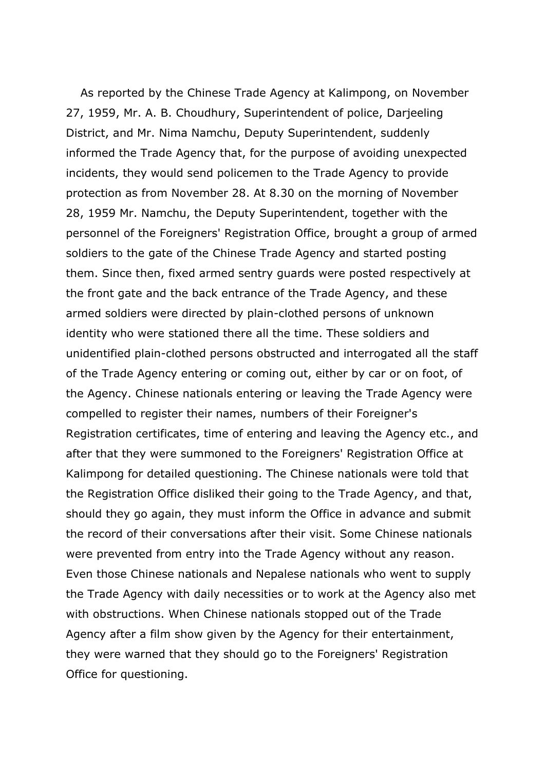As reported by the Chinese Trade Agency at Kalimpong, on November 27, 1959, Mr. A. B. Choudhury, Superintendent of police, Darjeeling District, and Mr. Nima Namchu, Deputy Superintendent, suddenly informed the Trade Agency that, for the purpose of avoiding unexpected incidents, they would send policemen to the Trade Agency to provide protection as from November 28. At 8.30 on the morning of November 28, 1959 Mr. Namchu, the Deputy Superintendent, together with the personnel of the Foreigners' Registration Office, brought a group of armed soldiers to the gate of the Chinese Trade Agency and started posting them. Since then, fixed armed sentry guards were posted respectively at the front gate and the back entrance of the Trade Agency, and these armed soldiers were directed by plain-clothed persons of unknown identity who were stationed there all the time. These soldiers and unidentified plain-clothed persons obstructed and interrogated all the staff of the Trade Agency entering or coming out, either by car or on foot, of the Agency. Chinese nationals entering or leaving the Trade Agency were compelled to register their names, numbers of their Foreigner's Registration certificates, time of entering and leaving the Agency etc., and after that they were summoned to the Foreigners' Registration Office at Kalimpong for detailed questioning. The Chinese nationals were told that the Registration Office disliked their going to the Trade Agency, and that, should they go again, they must inform the Office in advance and submit the record of their conversations after their visit. Some Chinese nationals were prevented from entry into the Trade Agency without any reason. Even those Chinese nationals and Nepalese nationals who went to supply the Trade Agency with daily necessities or to work at the Agency also met with obstructions. When Chinese nationals stopped out of the Trade Agency after a film show given by the Agency for their entertainment, they were warned that they should go to the Foreigners' Registration Office for questioning.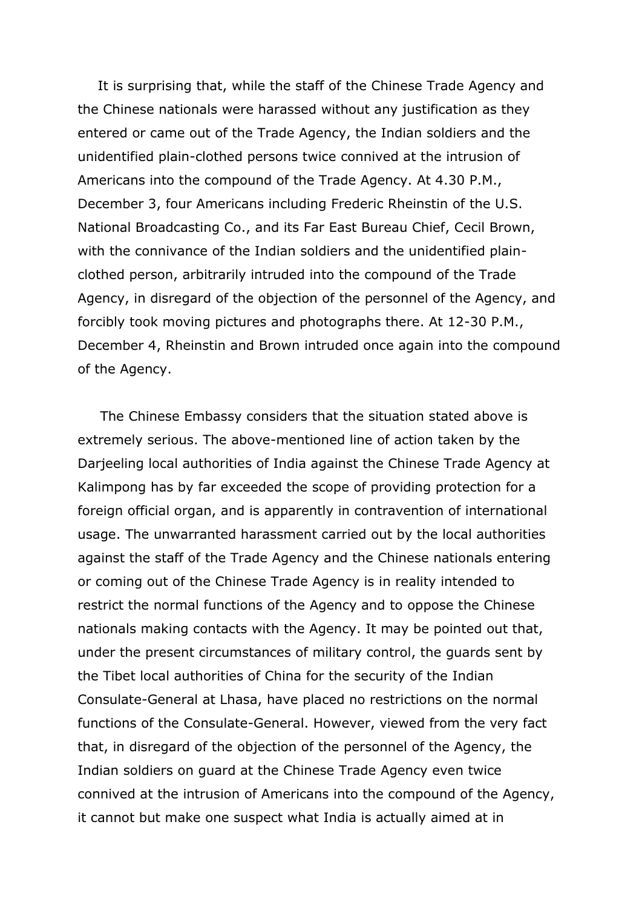It is surprising that, while the staff of the Chinese Trade Agency and the Chinese nationals were harassed without any justification as they entered or came out of the Trade Agency, the Indian soldiers and the unidentified plain-clothed persons twice connived at the intrusion of Americans into the compound of the Trade Agency. At 4.30 P.M., December 3, four Americans including Frederic Rheinstin of the U.S. National Broadcasting Co., and its Far East Bureau Chief, Cecil Brown, with the connivance of the Indian soldiers and the unidentified plain-clothed person, arbitrarily intruded into the compound of the Trade Agency, in disregard of the objection of the personnel of the Agency, and forcibly took moving pictures and photographs there. At 12-30 P.M., December 4, Rheinstin and Brown intruded once again into the compound of the Agency.

The Chinese Embassy considers that the situation stated above is extremely serious. The above-mentioned line of action taken by the Darjeeling local authorities of India against the Chinese Trade Agency at Kalimpong has by far exceeded the scope of providing protection for a foreign official organ, and is apparently in contravention of international usage. The unwarranted harassment carried out by the local authorities against the staff of the Trade Agency and the Chinese nationals entering or coming out of the Chinese Trade Agency is in reality intended to restrict the normal functions of the Agency and to oppose the Chinese nationals making contacts with the Agency. It may be pointed out that, under the present circumstances of military control, the guards sent by the Tibet local authorities of China for the security of the Indian Consulate-General at Lhasa, have placed no restrictions on the normal functions of the Consulate-General. However, viewed from the very fact that, in disregard of the objection of the personnel of the Agency, the Indian soldiers on guard at the Chinese Trade Agency even twice connived at the intrusion of Americans into the compound of the Agency, it cannot but make one suspect what India is actually aimed at in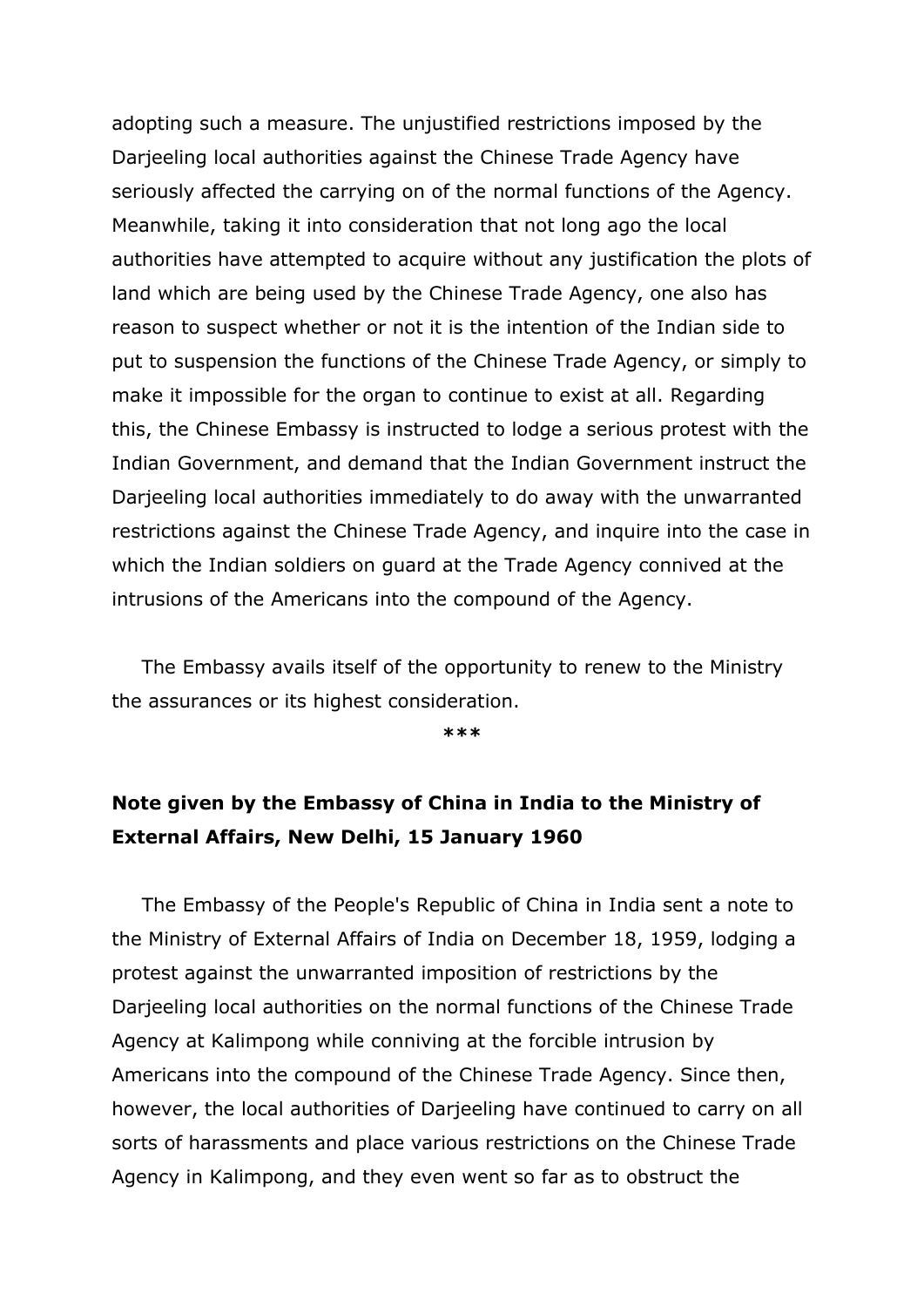adopting such a measure. The unjustified restrictions imposed by the Darjeeling local authorities against the Chinese Trade Agency have seriously affected the carrying on of the normal functions of the Agency. Meanwhile, taking it into consideration that not long ago the local authorities have attempted to acquire without any justification the plots of land which are being used by the Chinese Trade Agency, one also has reason to suspect whether or not it is the intention of the Indian side to put to suspension the functions of the Chinese Trade Agency, or simply to make it impossible for the organ to continue to exist at all. Regarding this, the Chinese Embassy is instructed to lodge a serious protest with the Indian Government, and demand that the Indian Government instruct the Darjeeling local authorities immediately to do away with the unwarranted restrictions against the Chinese Trade Agency, and inquire into the case in which the Indian soldiers on guard at the Trade Agency connived at the intrusions of the Americans into the compound of the Agency.

The Embassy avails itself of the opportunity to renew to the Ministry the assurances or its highest consideration.

***

**Note given by the Embassy of China in India to the Ministry of External Affairs, New Delhi, 15 January 1960**

The Embassy of the People's Republic of China in India sent a note to the Ministry of External Affairs of India on December 18, 1959, lodging a protest against the unwarranted imposition of restrictions by the Darjeeling local authorities on the normal functions of the Chinese Trade Agency at Kalimpong while conniving at the forcible intrusion by Americans into the compound of the Chinese Trade Agency. Since then, however, the local authorities of Darjeeling have continued to carry on all sorts of harassments and place various restrictions on the Chinese Trade Agency in Kalimpong, and they even went so far as to obstruct the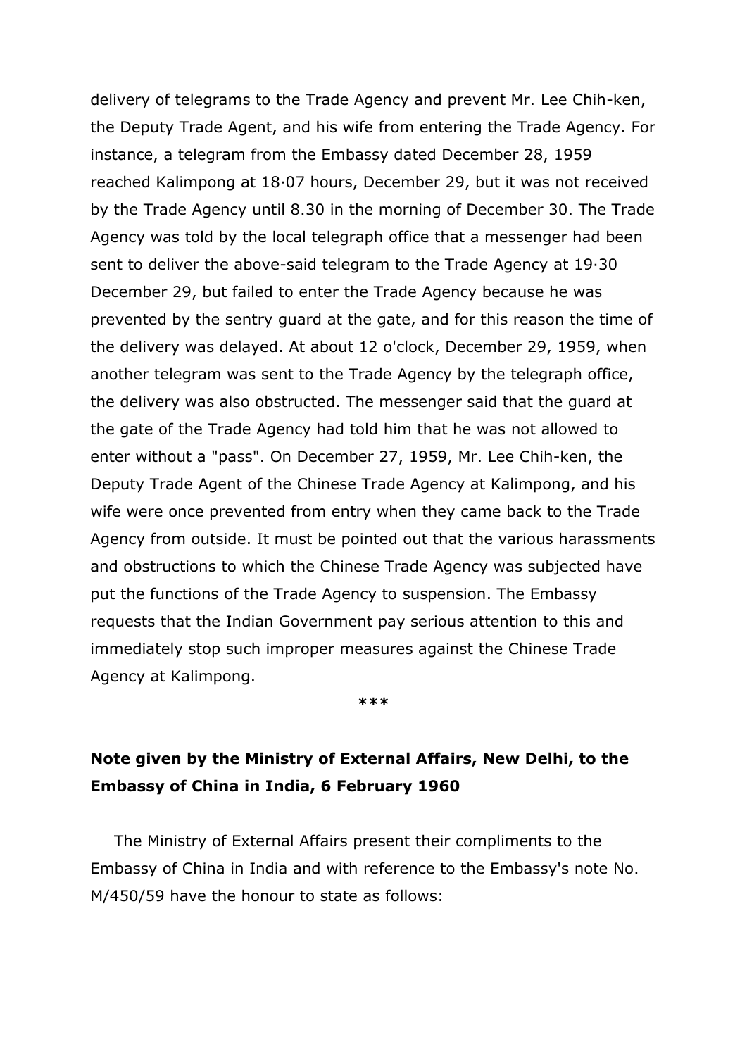delivery of telegrams to the Trade Agency and prevent Mr. Lee Chih-ken, the Deputy Trade Agent, and his wife from entering the Trade Agency. For instance, a telegram from the Embassy dated December 28, 1959 reached Kalimpong at 18·07 hours, December 29, but it was not received by the Trade Agency until 8.30 in the morning of December 30. The Trade Agency was told by the local telegraph office that a messenger had been sent to deliver the above-said telegram to the Trade Agency at 19·30 December 29, but failed to enter the Trade Agency because he was prevented by the sentry guard at the gate, and for this reason the time of the delivery was delayed. At about 12 o'clock, December 29, 1959, when another telegram was sent to the Trade Agency by the telegraph office, the delivery was also obstructed. The messenger said that the guard at the gate of the Trade Agency had told him that he was not allowed to enter without a "pass". On December 27, 1959, Mr. Lee Chih-ken, the Deputy Trade Agent of the Chinese Trade Agency at Kalimpong, and his wife were once prevented from entry when they came back to the Trade Agency from outside. It must be pointed out that the various harassments and obstructions to which the Chinese Trade Agency was subjected have put the functions of the Trade Agency to suspension. The Embassy requests that the Indian Government pay serious attention to this and immediately stop such improper measures against the Chinese Trade Agency at Kalimpong.

***

### Note given by the Ministry of External Affairs, New Delhi, to the Embassy of China in India, 6 February 1960

The Ministry of External Affairs present their compliments to the Embassy of China in India and with reference to the Embassy's note No. M/450/59 have the honour to state as follows: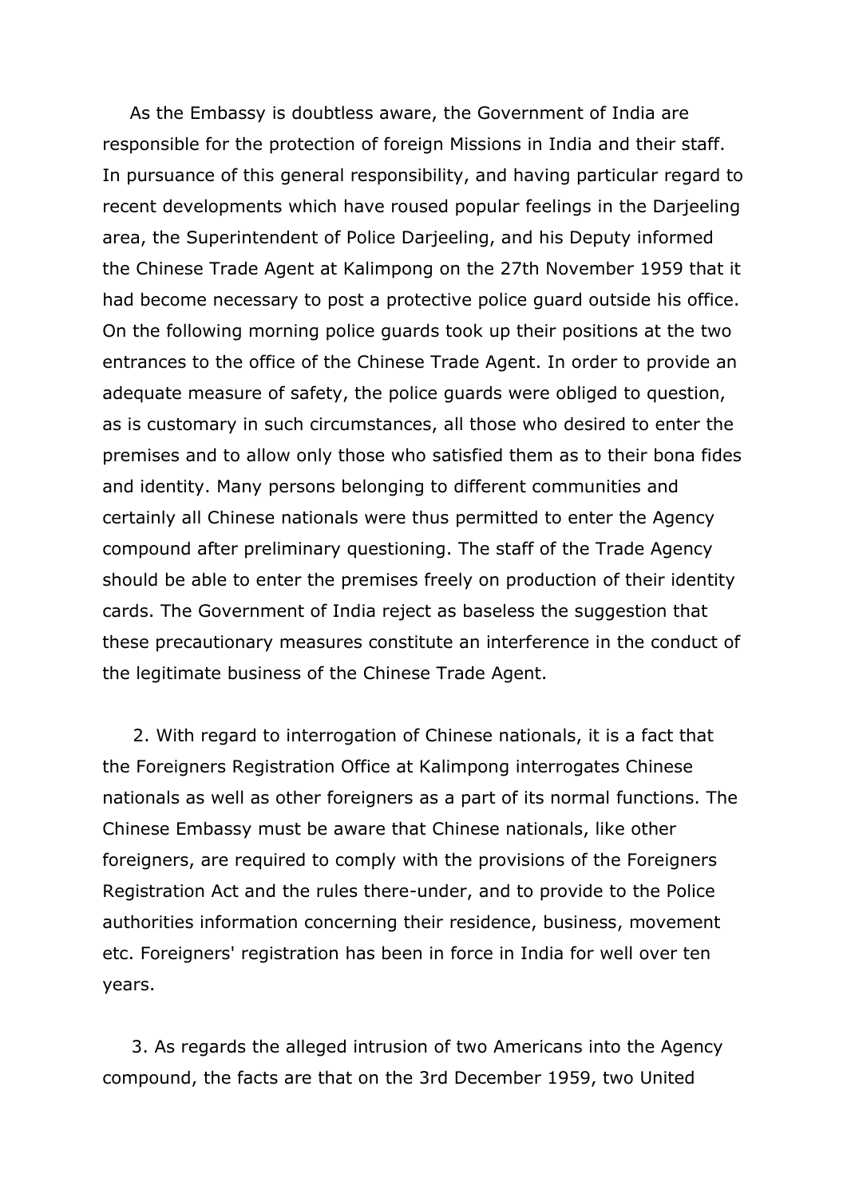As the Embassy is doubtless aware, the Government of India are responsible for the protection of foreign Missions in India and their staff. In pursuance of this general responsibility, and having particular regard to recent developments which have roused popular feelings in the Darjeeling area, the Superintendent of Police Darjeeling, and his Deputy informed the Chinese Trade Agent at Kalimpong on the 27th November 1959 that it had become necessary to post a protective police guard outside his office. On the following morning police guards took up their positions at the two entrances to the office of the Chinese Trade Agent. In order to provide an adequate measure of safety, the police guards were obliged to question, as is customary in such circumstances, all those who desired to enter the premises and to allow only those who satisfied them as to their bona fides and identity. Many persons belonging to different communities and certainly all Chinese nationals were thus permitted to enter the Agency compound after preliminary questioning. The staff of the Trade Agency should be able to enter the premises freely on production of their identity cards. The Government of India reject as baseless the suggestion that these precautionary measures constitute an interference in the conduct of the legitimate business of the Chinese Trade Agent.

2. With regard to interrogation of Chinese nationals, it is a fact that the Foreigners Registration Office at Kalimpong interrogates Chinese nationals as well as other foreigners as a part of its normal functions. The Chinese Embassy must be aware that Chinese nationals, like other foreigners, are required to comply with the provisions of the Foreigners Registration Act and the rules there-under, and to provide to the Police authorities information concerning their residence, business, movement etc. Foreigners' registration has been in force in India for well over ten years.

3. As regards the alleged intrusion of two Americans into the Agency compound, the facts are that on the 3rd December 1959, two United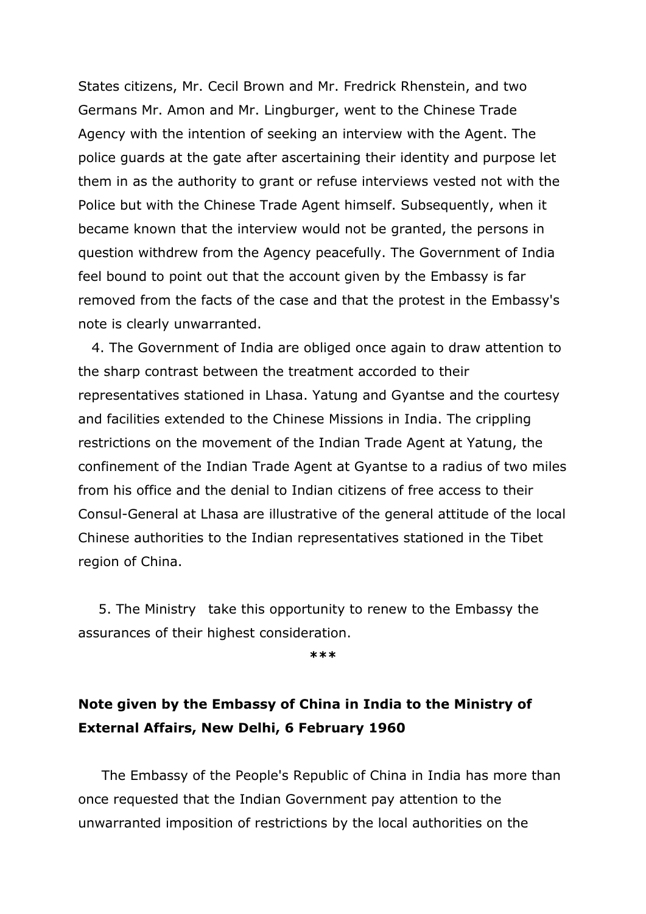States citizens, Mr. Cecil Brown and Mr. Fredrick Rhenstein, and two Germans Mr. Amon and Mr. Lingburger, went to the Chinese Trade Agency with the intention of seeking an interview with the Agent. The police guards at the gate after ascertaining their identity and purpose let them in as the authority to grant or refuse interviews vested not with the Police but with the Chinese Trade Agent himself. Subsequently, when it became known that the interview would not be granted, the persons in question withdrew from the Agency peacefully. The Government of India feel bound to point out that the account given by the Embassy is far removed from the facts of the case and that the protest in the Embassy's note is clearly unwarranted.

4. The Government of India are obliged once again to draw attention to the sharp contrast between the treatment accorded to their representatives stationed in Lhasa. Yatung and Gyantse and the courtesy and facilities extended to the Chinese Missions in India. The crippling restrictions on the movement of the Indian Trade Agent at Yatung, the confinement of the Indian Trade Agent at Gyantse to a radius of two miles from his office and the denial to Indian citizens of free access to their Consul-General at Lhasa are illustrative of the general attitude of the local Chinese authorities to the Indian representatives stationed in the Tibet region of China.

5. The Ministry take this opportunity to renew to the Embassy the assurances of their highest consideration.

***

**Note given by the Embassy of China in India to the Ministry of External Affairs, New Delhi, 6 February 1960**

The Embassy of the People's Republic of China in India has more than once requested that the Indian Government pay attention to the unwarranted imposition of restrictions by the local authorities on the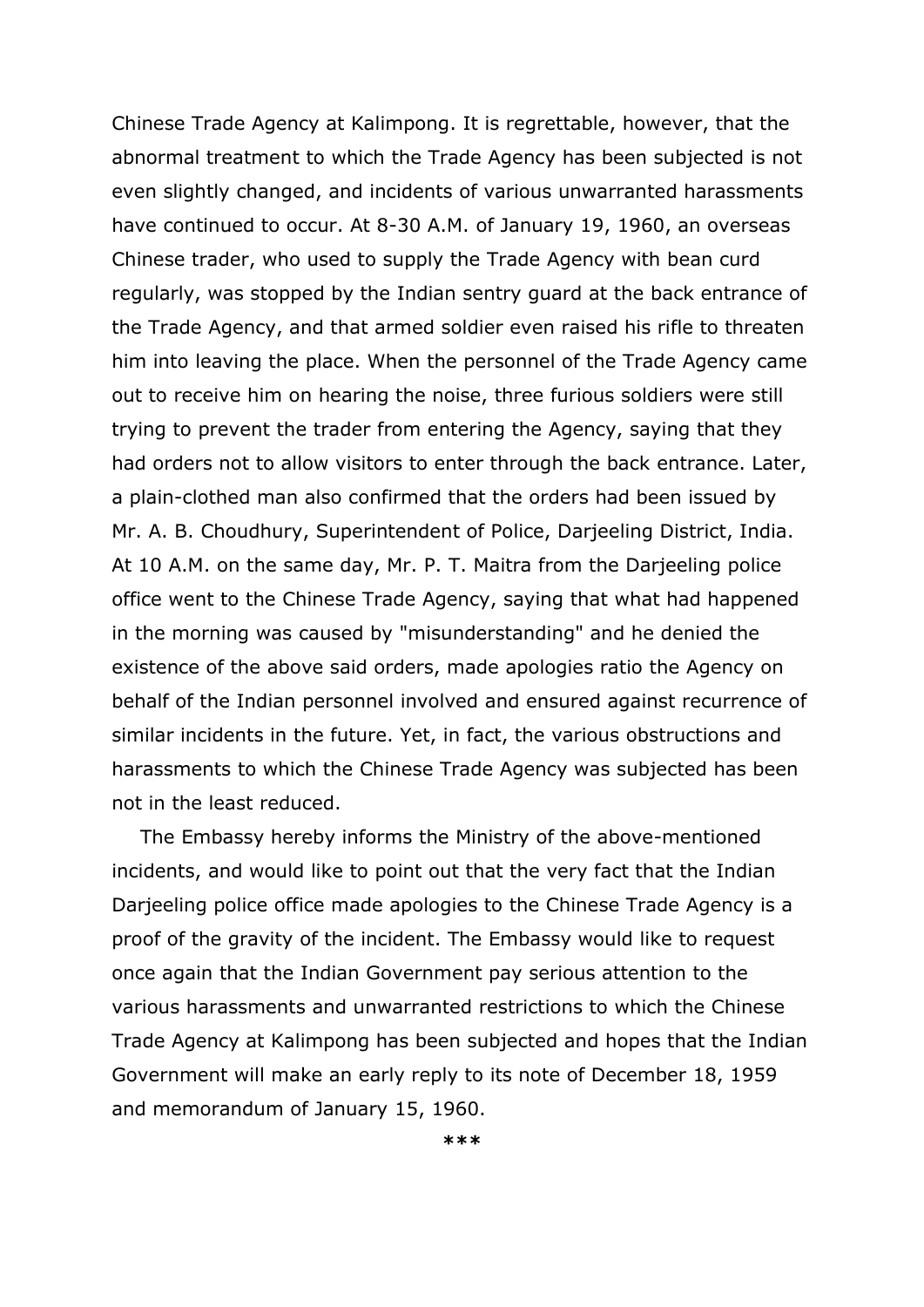Chinese Trade Agency at Kalimpong. It is regrettable, however, that the abnormal treatment to which the Trade Agency has been subjected is not even slightly changed, and incidents of various unwarranted harassments have continued to occur. At 8-30 A.M. of January 19, 1960, an overseas Chinese trader, who used to supply the Trade Agency with bean curd regularly, was stopped by the Indian sentry guard at the back entrance of the Trade Agency, and that armed soldier even raised his rifle to threaten him into leaving the place. When the personnel of the Trade Agency came out to receive him on hearing the noise, three furious soldiers were still trying to prevent the trader from entering the Agency, saying that they had orders not to allow visitors to enter through the back entrance. Later, a plain-clothed man also confirmed that the orders had been issued by Mr. A. B. Choudhury, Superintendent of Police, Darjeeling District, India. At 10 A.M. on the same day, Mr. P. T. Maitra from the Darjeeling police office went to the Chinese Trade Agency, saying that what had happened in the morning was caused by "misunderstanding" and he denied the existence of the above said orders, made apologies ratio the Agency on behalf of the Indian personnel involved and ensured against recurrence of similar incidents in the future. Yet, in fact, the various obstructions and harassments to which the Chinese Trade Agency was subjected has been not in the least reduced.

The Embassy hereby informs the Ministry of the above-mentioned incidents, and would like to point out that the very fact that the Indian Darjeeling police office made apologies to the Chinese Trade Agency is a proof of the gravity of the incident. The Embassy would like to request once again that the Indian Government pay serious attention to the various harassments and unwarranted restrictions to which the Chinese Trade Agency at Kalimpong has been subjected and hopes that the Indian Government will make an early reply to its note of December 18, 1959 and memorandum of January 15, 1960.

***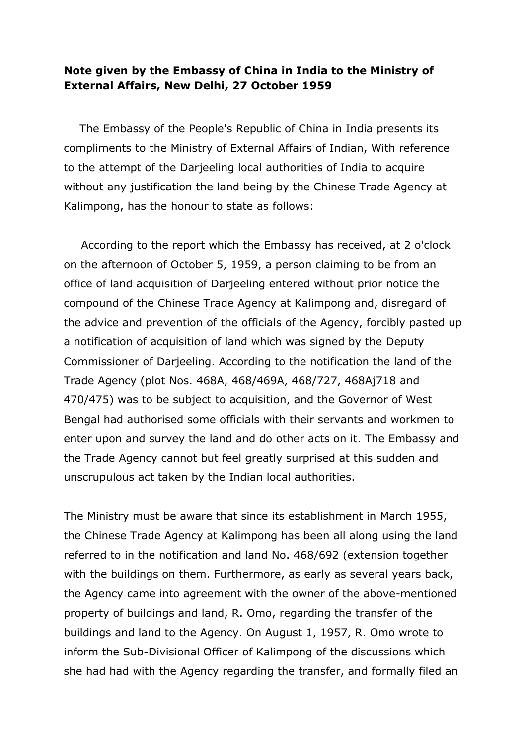**Note given by the Embassy of China in India to the Ministry of External Affairs, New Delhi, 27 October 1959**

The Embassy of the People's Republic of China in India presents its compliments to the Ministry of External Affairs of Indian, With reference to the attempt of the Darjeeling local authorities of India to acquire without any justification the land being by the Chinese Trade Agency at Kalimpong, has the honour to state as follows:

According to the report which the Embassy has received, at 2 o'clock on the afternoon of October 5, 1959, a person claiming to be from an office of land acquisition of Darjeeling entered without prior notice the compound of the Chinese Trade Agency at Kalimpong and, disregard of the advice and prevention of the officials of the Agency, forcibly pasted up a notification of acquisition of land which was signed by the Deputy Commissioner of Darjeeling. According to the notification the land of the Trade Agency (plot Nos. 468A, 468/469A, 468/727, 468Aj718 and 470/475) was to be subject to acquisition, and the Governor of West Bengal had authorised some officials with their servants and workmen to enter upon and survey the land and do other acts on it. The Embassy and the Trade Agency cannot but feel greatly surprised at this sudden and unscrupulous act taken by the Indian local authorities.

The Ministry must be aware that since its establishment in March 1955, the Chinese Trade Agency at Kalimpong has been all along using the land referred to in the notification and land No. 468/692 (extension together with the buildings on them. Furthermore, as early as several years back, the Agency came into agreement with the owner of the above-mentioned property of buildings and land, R. Omo, regarding the transfer of the buildings and land to the Agency. On August 1, 1957, R. Omo wrote to inform the Sub-Divisional Officer of Kalimpong of the discussions which she had had with the Agency regarding the transfer, and formally filed an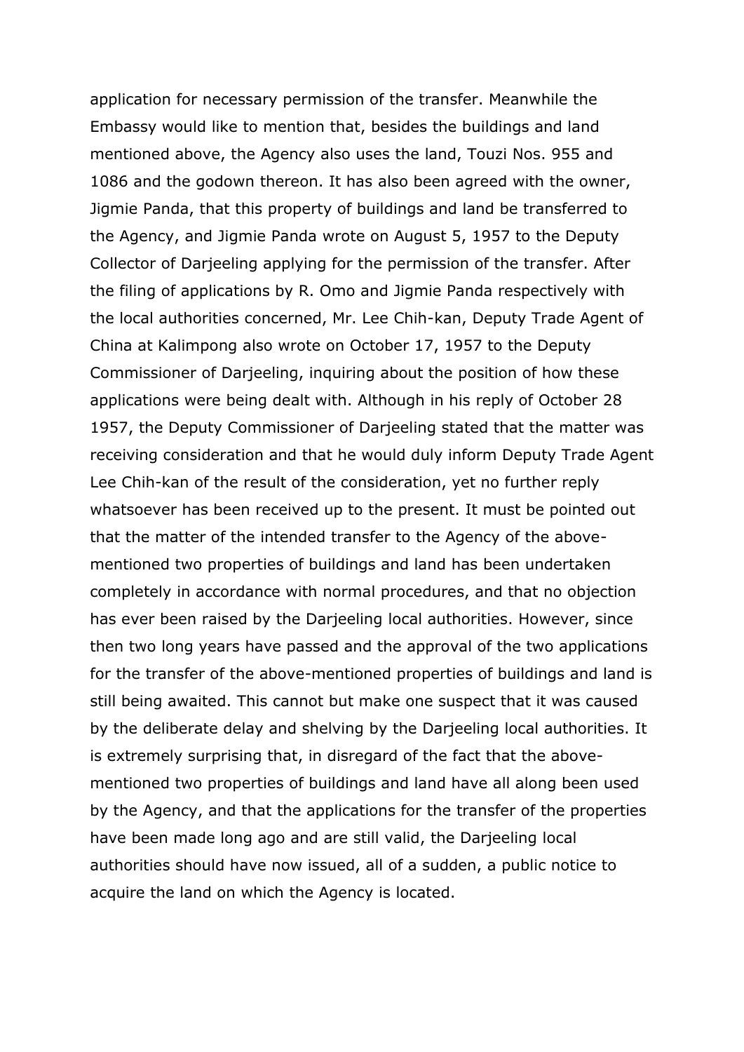application for necessary permission of the transfer. Meanwhile the Embassy would like to mention that, besides the buildings and land mentioned above, the Agency also uses the land, Touzi Nos. 955 and 1086 and the godown thereon. It has also been agreed with the owner, Jigmie Panda, that this property of buildings and land be transferred to the Agency, and Jigmie Panda wrote on August 5, 1957 to the Deputy Collector of Darjeeling applying for the permission of the transfer. After the filing of applications by R. Omo and Jigmie Panda respectively with the local authorities concerned, Mr. Lee Chih-kan, Deputy Trade Agent of China at Kalimpong also wrote on October 17, 1957 to the Deputy Commissioner of Darjeeling, inquiring about the position of how these applications were being dealt with. Although in his reply of October 28 1957, the Deputy Commissioner of Darjeeling stated that the matter was receiving consideration and that he would duly inform Deputy Trade Agent Lee Chih-kan of the result of the consideration, yet no further reply whatsoever has been received up to the present. It must be pointed out that the matter of the intended transfer to the Agency of the above-mentioned two properties of buildings and land has been undertaken completely in accordance with normal procedures, and that no objection has ever been raised by the Darjeeling local authorities. However, since then two long years have passed and the approval of the two applications for the transfer of the above-mentioned properties of buildings and land is still being awaited. This cannot but make one suspect that it was caused by the deliberate delay and shelving by the Darjeeling local authorities. It is extremely surprising that, in disregard of the fact that the above-mentioned two properties of buildings and land have all along been used by the Agency, and that the applications for the transfer of the properties have been made long ago and are still valid, the Darjeeling local authorities should have now issued, all of a sudden, a public notice to acquire the land on which the Agency is located.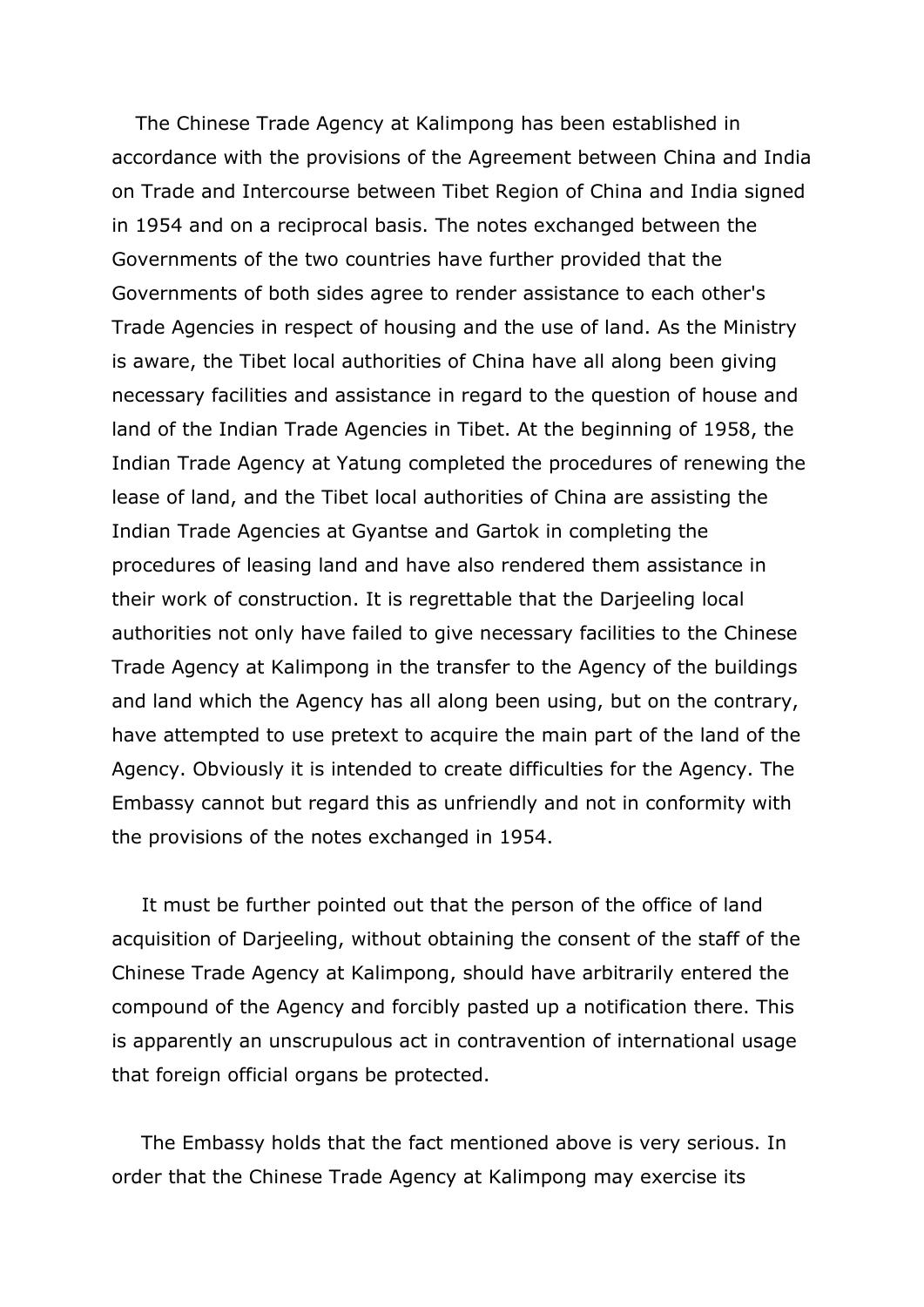The Chinese Trade Agency at Kalimpong has been established in accordance with the provisions of the Agreement between China and India on Trade and Intercourse between Tibet Region of China and India signed in 1954 and on a reciprocal basis. The notes exchanged between the Governments of the two countries have further provided that the Governments of both sides agree to render assistance to each other's Trade Agencies in respect of housing and the use of land. As the Ministry is aware, the Tibet local authorities of China have all along been giving necessary facilities and assistance in regard to the question of house and land of the Indian Trade Agencies in Tibet. At the beginning of 1958, the Indian Trade Agency at Yatung completed the procedures of renewing the lease of land, and the Tibet local authorities of China are assisting the Indian Trade Agencies at Gyantse and Gartok in completing the procedures of leasing land and have also rendered them assistance in their work of construction. It is regrettable that the Darjeeling local authorities not only have failed to give necessary facilities to the Chinese Trade Agency at Kalimpong in the transfer to the Agency of the buildings and land which the Agency has all along been using, but on the contrary, have attempted to use pretext to acquire the main part of the land of the Agency. Obviously it is intended to create difficulties for the Agency. The Embassy cannot but regard this as unfriendly and not in conformity with the provisions of the notes exchanged in 1954.

It must be further pointed out that the person of the office of land acquisition of Darjeeling, without obtaining the consent of the staff of the Chinese Trade Agency at Kalimpong, should have arbitrarily entered the compound of the Agency and forcibly pasted up a notification there. This is apparently an unscrupulous act in contravention of international usage that foreign official organs be protected.

The Embassy holds that the fact mentioned above is very serious. In order that the Chinese Trade Agency at Kalimpong may exercise its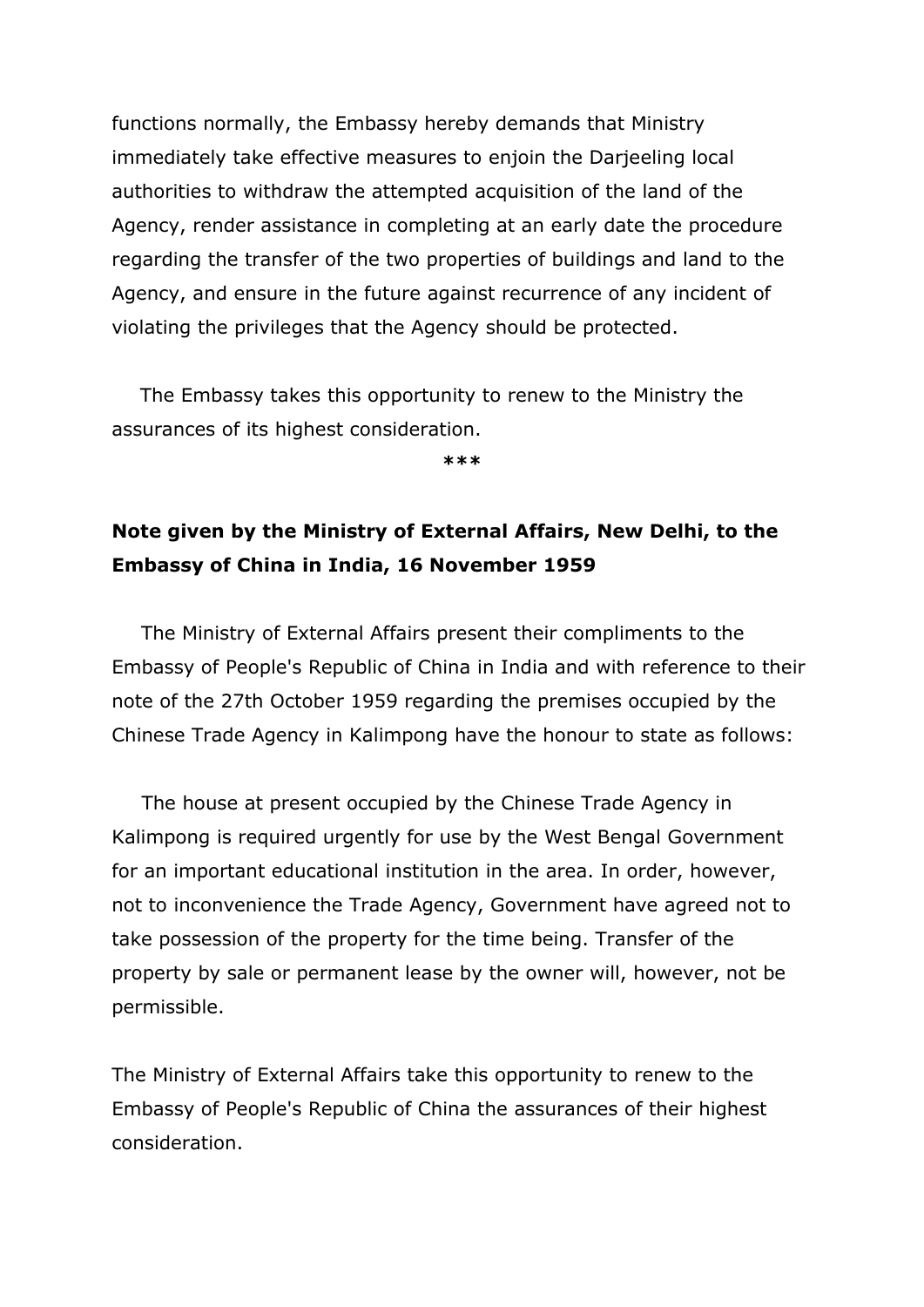functions normally, the Embassy hereby demands that Ministry immediately take effective measures to enjoin the Darjeeling local authorities to withdraw the attempted acquisition of the land of the Agency, render assistance in completing at an early date the procedure regarding the transfer of the two properties of buildings and land to the Agency, and ensure in the future against recurrence of any incident of violating the privileges that the Agency should be protected.

The Embassy takes this opportunity to renew to the Ministry the assurances of its highest consideration.

***

**Note given by the Ministry of External Affairs, New Delhi, to the Embassy of China in India, 16 November 1959**

The Ministry of External Affairs present their compliments to the Embassy of People's Republic of China in India and with reference to their note of the 27th October 1959 regarding the premises occupied by the Chinese Trade Agency in Kalimpong have the honour to state as follows:

The house at present occupied by the Chinese Trade Agency in Kalimpong is required urgently for use by the West Bengal Government for an important educational institution in the area. In order, however, not to inconvenience the Trade Agency, Government have agreed not to take possession of the property for the time being. Transfer of the property by sale or permanent lease by the owner will, however, not be permissible.

The Ministry of External Affairs take this opportunity to renew to the Embassy of People's Republic of China the assurances of their highest consideration.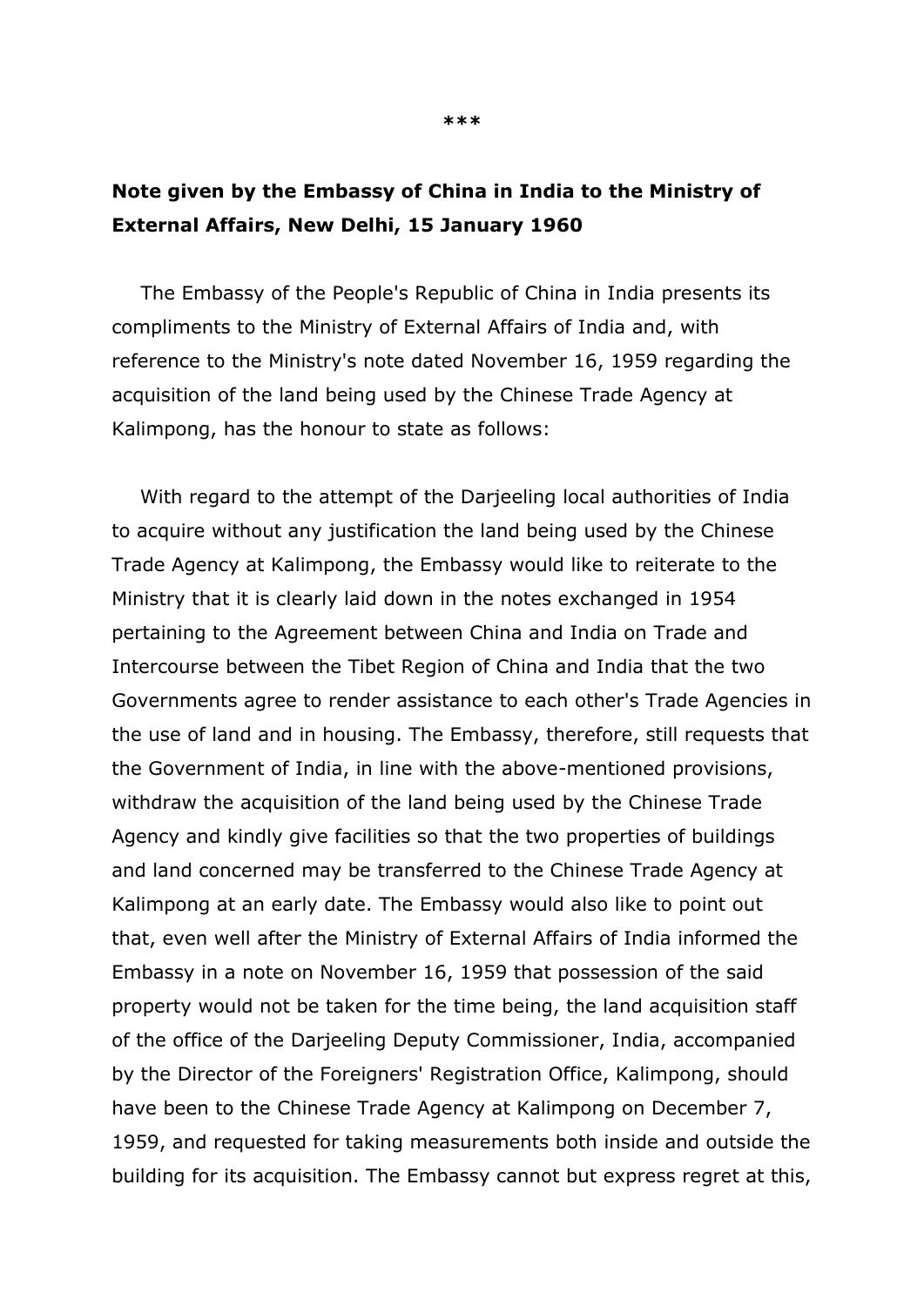***

**Note given by the Embassy of China in India to the Ministry of External Affairs, New Delhi, 15 January 1960**

The Embassy of the People's Republic of China in India presents its compliments to the Ministry of External Affairs of India and, with reference to the Ministry's note dated November 16, 1959 regarding the acquisition of the land being used by the Chinese Trade Agency at Kalimpong, has the honour to state as follows:

With regard to the attempt of the Darjeeling local authorities of India to acquire without any justification the land being used by the Chinese Trade Agency at Kalimpong, the Embassy would like to reiterate to the Ministry that it is clearly laid down in the notes exchanged in 1954 pertaining to the Agreement between China and India on Trade and Intercourse between the Tibet Region of China and India that the two Governments agree to render assistance to each other's Trade Agencies in the use of land and in housing. The Embassy, therefore, still requests that the Government of India, in line with the above-mentioned provisions, withdraw the acquisition of the land being used by the Chinese Trade Agency and kindly give facilities so that the two properties of buildings and land concerned may be transferred to the Chinese Trade Agency at Kalimpong at an early date. The Embassy would also like to point out that, even well after the Ministry of External Affairs of India informed the Embassy in a note on November 16, 1959 that possession of the said property would not be taken for the time being, the land acquisition staff of the office of the Darjeeling Deputy Commissioner, India, accompanied by the Director of the Foreigners' Registration Office, Kalimpong, should have been to the Chinese Trade Agency at Kalimpong on December 7, 1959, and requested for taking measurements both inside and outside the building for its acquisition. The Embassy cannot but express regret at this,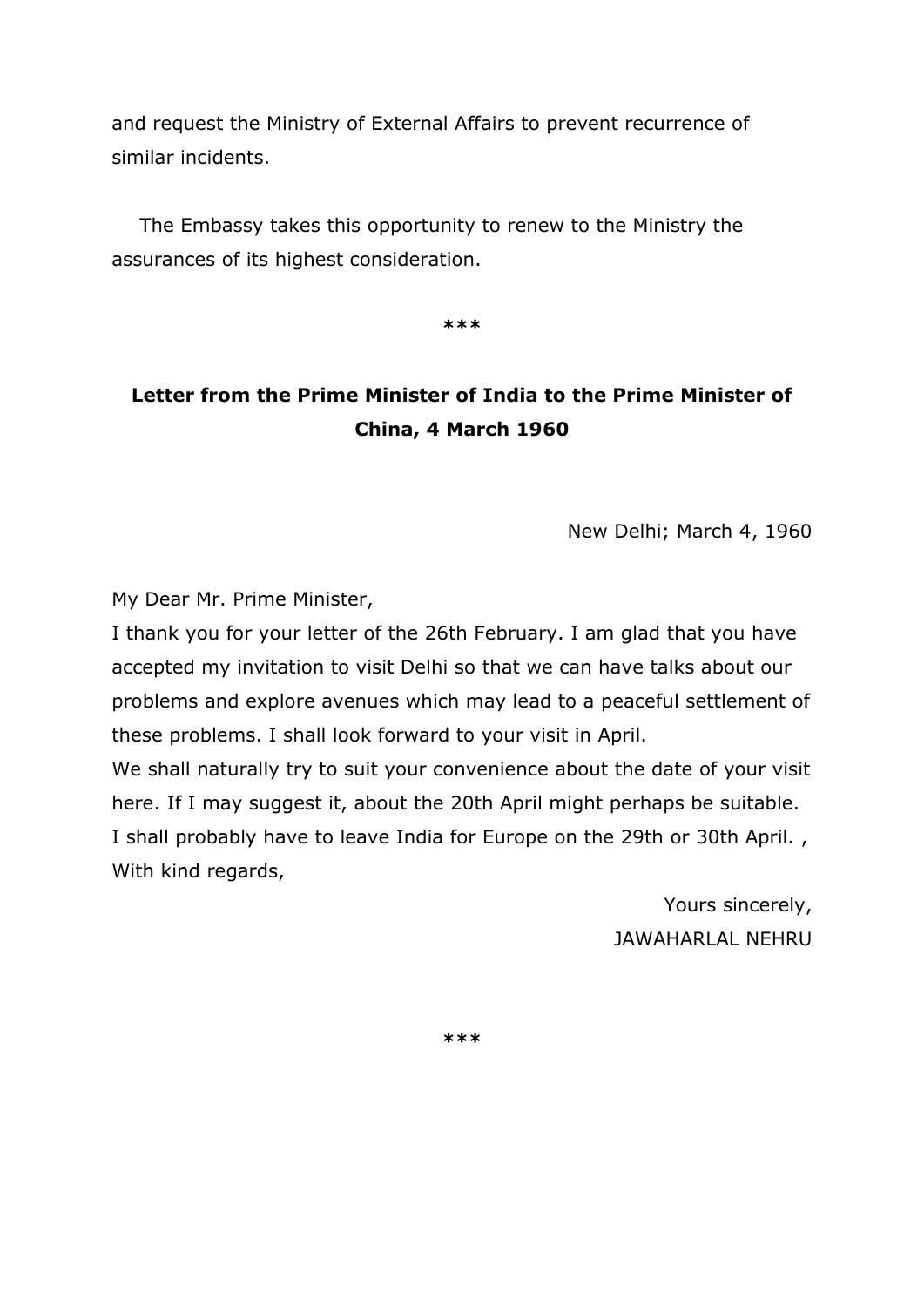and request the Ministry of External Affairs to prevent recurrence of similar incidents.

The Embassy takes this opportunity to renew to the Ministry the assurances of its highest consideration.

***

## Letter from the Prime Minister of India to the Prime Minister of China, 4 March 1960

New Delhi; March 4, 1960

My Dear Mr. Prime Minister,

I thank you for your letter of the 26th February. I am glad that you have accepted my invitation to visit Delhi so that we can have talks about our problems and explore avenues which may lead to a peaceful settlement of these problems. I shall look forward to your visit in April.

We shall naturally try to suit your convenience about the date of your visit here. If I may suggest it, about the 20th April might perhaps be suitable. I shall probably have to leave India for Europe on the 29th or 30th April. ,

With kind regards,

Yours sincerely,
JAWAHARLAL NEHRU

***